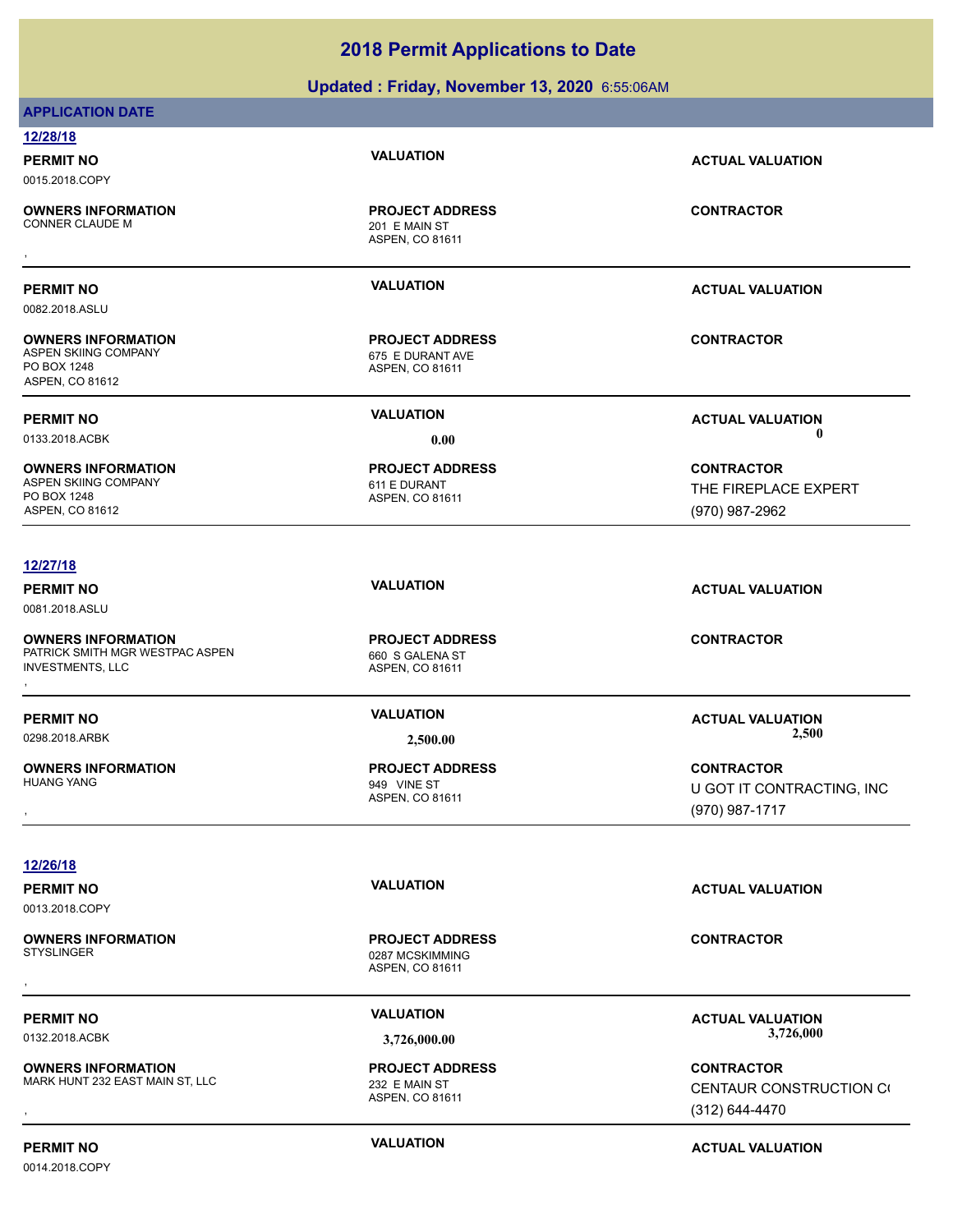# 2018 Permit Applications to Date

## Updated : Friday, November 13, 2020 6:55:06AM

**APPLICATION DATE**

### 12/28/18

| PERMIT NO | VALUATION | ACTUAL VALUATION |
|---|---|---|
| 0015.2018.COPY | | |
| **OWNERS INFORMATION** | **PROJECT ADDRESS** | **CONTRACTOR** |
| CONNER CLAUDE M<br>, | 201 E MAIN ST<br>ASPEN, CO 81611 | |

| PERMIT NO | VALUATION | ACTUAL VALUATION |
|---|---|---|
| 0082.2018.ASLU | | |
| **OWNERS INFORMATION** | **PROJECT ADDRESS** | **CONTRACTOR** |
| ASPEN SKIING COMPANY<br>PO BOX 1248<br>ASPEN, CO 81612 | 675 E DURANT AVE<br>ASPEN, CO 81611 | |

| PERMIT NO | VALUATION | ACTUAL VALUATION |
|---|---|---|
| 0133.2018.ACBK | 0.00 | 0 |
| **OWNERS INFORMATION** | **PROJECT ADDRESS** | **CONTRACTOR** |
| ASPEN SKIING COMPANY<br>PO BOX 1248<br>ASPEN, CO 81612 | 611 E DURANT<br>ASPEN, CO 81611 | THE FIREPLACE EXPERT<br>(970) 987-2962 |

### 12/27/18

| PERMIT NO | VALUATION | ACTUAL VALUATION |
|---|---|---|
| 0081.2018.ASLU | | |
| **OWNERS INFORMATION** | **PROJECT ADDRESS** | **CONTRACTOR** |
| PATRICK SMITH MGR WESTPAC ASPEN INVESTMENTS, LLC<br>, | 660 S GALENA ST<br>ASPEN, CO 81611 | |

| PERMIT NO | VALUATION | ACTUAL VALUATION |
|---|---|---|
| 0298.2018.ARBK | 2,500.00 | 2,500 |
| **OWNERS INFORMATION** | **PROJECT ADDRESS** | **CONTRACTOR** |
| HUANG YANG<br>, | 949 VINE ST<br>ASPEN, CO 81611 | U GOT IT CONTRACTING, INC<br>(970) 987-1717 |

### 12/26/18

| PERMIT NO | VALUATION | ACTUAL VALUATION |
|---|---|---|
| 0013.2018.COPY | | |
| **OWNERS INFORMATION** | **PROJECT ADDRESS** | **CONTRACTOR** |
| STYSLINGER<br>, | 0287 MCSKIMMING<br>ASPEN, CO 81611 | |

| PERMIT NO | VALUATION | ACTUAL VALUATION |
|---|---|---|
| 0132.2018.ACBK | 3,726,000.00 | 3,726,000 |
| **OWNERS INFORMATION** | **PROJECT ADDRESS** | **CONTRACTOR** |
| MARK HUNT 232 EAST MAIN ST, LLC<br>, | 232 E MAIN ST<br>ASPEN, CO 81611 | CENTAUR CONSTRUCTION C(<br>(312) 644-4470 |

| PERMIT NO | VALUATION | ACTUAL VALUATION |
|---|---|---|
| 0014.2018.COPY | | |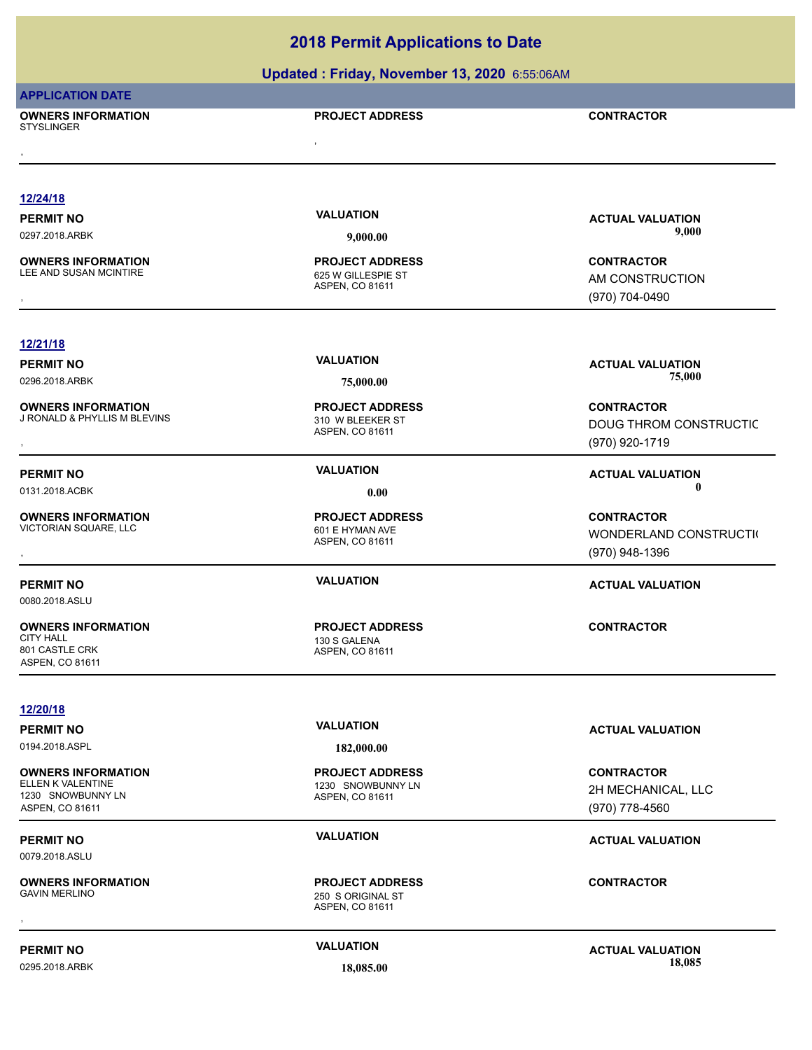# 2018 Permit Applications to Date

## Updated : Friday, November 13, 2020 6:55:06AM

**APPLICATION DATE**

**OWNERS INFORMATION** | **PROJECT ADDRESS** | **CONTRACTOR**
STYSLINGER
,
,

---

**12/24/18**

| PERMIT NO | VALUATION | ACTUAL VALUATION |
|---|---|---|
| 0297.2018.ARBK | 9,000.00 | 9,000 |

| OWNERS INFORMATION | PROJECT ADDRESS | CONTRACTOR |
|---|---|---|
| LEE AND SUSAN MCINTIRE<br>, | 625 W GILLESPIE ST<br>ASPEN, CO 81611 | AM CONSTRUCTION<br>(970) 704-0490 |

---

**12/21/18**

| PERMIT NO | VALUATION | ACTUAL VALUATION |
|---|---|---|
| 0296.2018.ARBK | 75,000.00 | 75,000 |

| OWNERS INFORMATION | PROJECT ADDRESS | CONTRACTOR |
|---|---|---|
| J RONALD & PHYLLIS M BLEVINS<br>, | 310 W BLEEKER ST<br>ASPEN, CO 81611 | DOUG THROM CONSTRUCTIC<br>(970) 920-1719 |

| PERMIT NO | VALUATION | ACTUAL VALUATION |
|---|---|---|
| 0131.2018.ACBK | 0.00 | 0 |

| OWNERS INFORMATION | PROJECT ADDRESS | CONTRACTOR |
|---|---|---|
| VICTORIAN SQUARE, LLC<br>, | 601 E HYMAN AVE<br>ASPEN, CO 81611 | WONDERLAND CONSTRUCTI(<br>(970) 948-1396 |

| PERMIT NO | VALUATION | ACTUAL VALUATION |
|---|---|---|
| 0080.2018.ASLU | | |

| OWNERS INFORMATION | PROJECT ADDRESS | CONTRACTOR |
|---|---|---|
| CITY HALL<br>801 CASTLE CRK<br>ASPEN, CO 81611 | 130 S GALENA<br>ASPEN, CO 81611 | |

---

**12/20/18**

| PERMIT NO | VALUATION | ACTUAL VALUATION |
|---|---|---|
| 0194.2018.ASPL | 182,000.00 | |

| OWNERS INFORMATION | PROJECT ADDRESS | CONTRACTOR |
|---|---|---|
| ELLEN K VALENTINE<br>1230 SNOWBUNNY LN<br>ASPEN, CO 81611 | 1230 SNOWBUNNY LN<br>ASPEN, CO 81611 | 2H MECHANICAL, LLC<br>(970) 778-4560 |

| PERMIT NO | VALUATION | ACTUAL VALUATION |
|---|---|---|
| 0079.2018.ASLU | | |

| OWNERS INFORMATION | PROJECT ADDRESS | CONTRACTOR |
|---|---|---|
| GAVIN MERLINO<br>, | 250 S ORIGINAL ST<br>ASPEN, CO 81611 | |

| PERMIT NO | VALUATION | ACTUAL VALUATION |
|---|---|---|
| 0295.2018.ARBK | 18,085.00 | 18,085 |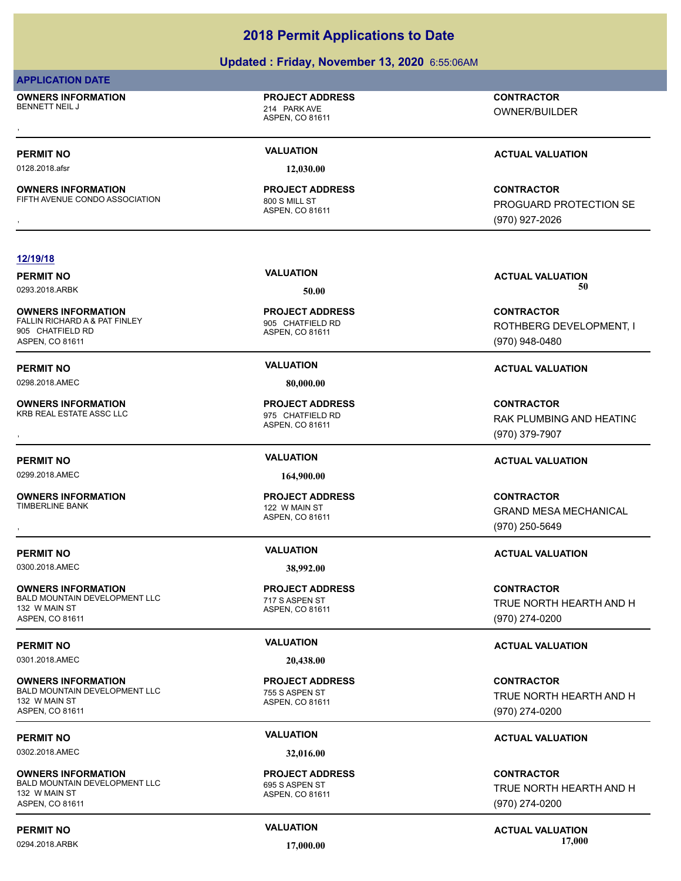# 2018 Permit Applications to Date

## Updated : Friday, November 13, 2020 6:55:06AM

**APPLICATION DATE**

**OWNERS INFORMATION**
BENNETT NEIL J
,

**PROJECT ADDRESS**
214 PARK AVE
ASPEN, CO 81611

**CONTRACTOR**
OWNER/BUILDER

---

**PERMIT NO** 0128.2018.afsr | **VALUATION** 12,030.00 | **ACTUAL VALUATION**

**OWNERS INFORMATION**
FIFTH AVENUE CONDO ASSOCIATION
,

**PROJECT ADDRESS**
800 S MILL ST
ASPEN, CO 81611

**CONTRACTOR**
PROGUARD PROTECTION SE
(970) 927-2026

---

**12/19/18**

**PERMIT NO** 0293.2018.ARBK | **VALUATION** 50.00 | **ACTUAL VALUATION** 50

**OWNERS INFORMATION**
FALLIN RICHARD A & PAT FINLEY
905 CHATFIELD RD
ASPEN, CO 81611

**PROJECT ADDRESS**
905 CHATFIELD RD
ASPEN, CO 81611

**CONTRACTOR**
ROTHBERG DEVELOPMENT, I
(970) 948-0480

---

**PERMIT NO** 0298.2018.AMEC | **VALUATION** 80,000.00 | **ACTUAL VALUATION**

**OWNERS INFORMATION**
KRB REAL ESTATE ASSC LLC
,

**PROJECT ADDRESS**
975 CHATFIELD RD
ASPEN, CO 81611

**CONTRACTOR**
RAK PLUMBING AND HEATING
(970) 379-7907

---

**PERMIT NO** 0299.2018.AMEC | **VALUATION** 164,900.00 | **ACTUAL VALUATION**

**OWNERS INFORMATION**
TIMBERLINE BANK
,

**PROJECT ADDRESS**
122 W MAIN ST
ASPEN, CO 81611

**CONTRACTOR**
GRAND MESA MECHANICAL
(970) 250-5649

---

**PERMIT NO** 0300.2018.AMEC | **VALUATION** 38,992.00 | **ACTUAL VALUATION**

**OWNERS INFORMATION**
BALD MOUNTAIN DEVELOPMENT LLC
132 W MAIN ST
ASPEN, CO 81611

**PROJECT ADDRESS**
717 S ASPEN ST
ASPEN, CO 81611

**CONTRACTOR**
TRUE NORTH HEARTH AND H
(970) 274-0200

---

**PERMIT NO** 0301.2018.AMEC | **VALUATION** 20,438.00 | **ACTUAL VALUATION**

**OWNERS INFORMATION**
BALD MOUNTAIN DEVELOPMENT LLC
132 W MAIN ST
ASPEN, CO 81611

**PROJECT ADDRESS**
755 S ASPEN ST
ASPEN, CO 81611

**CONTRACTOR**
TRUE NORTH HEARTH AND H
(970) 274-0200

---

**PERMIT NO** 0302.2018.AMEC | **VALUATION** 32,016.00 | **ACTUAL VALUATION**

**OWNERS INFORMATION**
BALD MOUNTAIN DEVELOPMENT LLC
132 W MAIN ST
ASPEN, CO 81611

**PROJECT ADDRESS**
695 S ASPEN ST
ASPEN, CO 81611

**CONTRACTOR**
TRUE NORTH HEARTH AND H
(970) 274-0200

---

**PERMIT NO** 0294.2018.ARBK | **VALUATION** 17,000.00 | **ACTUAL VALUATION** 17,000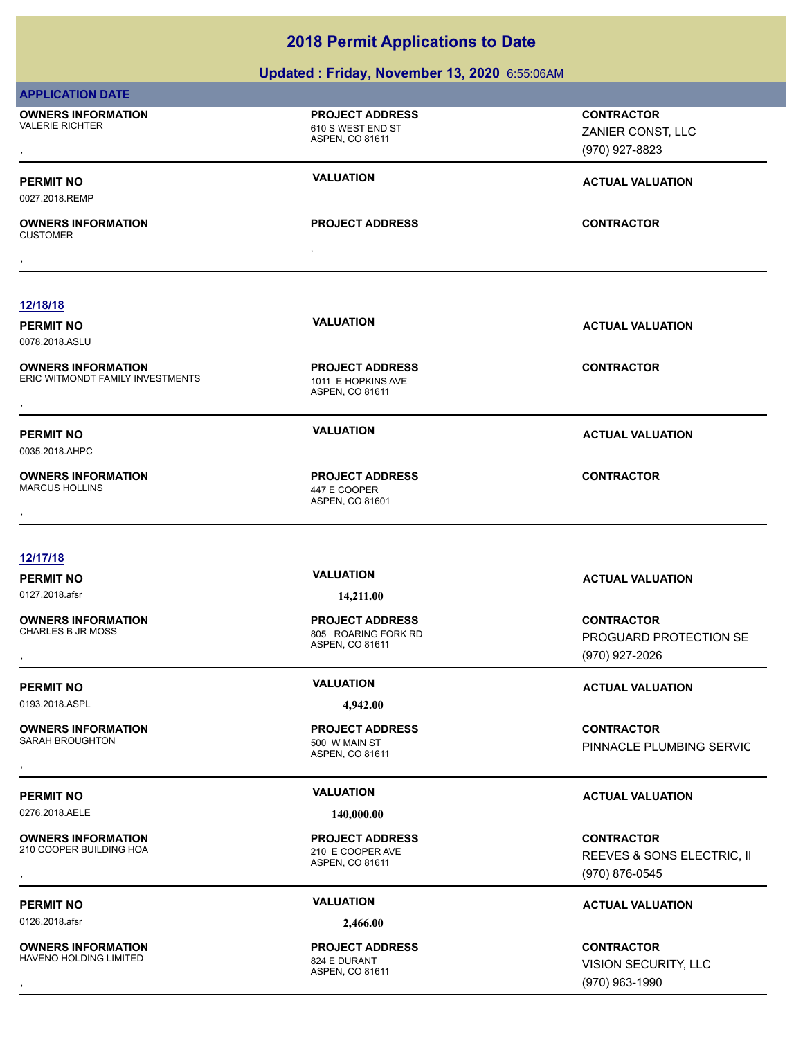# 2018 Permit Applications to Date

## Updated : Friday, November 13, 2020 6:55:06AM

**APPLICATION DATE**

**OWNERS INFORMATION**
VALERIE RICHTER
,

**PROJECT ADDRESS**
610 S WEST END ST
ASPEN, CO 81611

**CONTRACTOR**
ZANIER CONST, LLC
(970) 927-8823

---

**PERMIT NO** 0027.2018.REMP | **VALUATION** | **ACTUAL VALUATION**

**OWNERS INFORMATION**
CUSTOMER
,

**PROJECT ADDRESS**
,

**CONTRACTOR**

---

### 12/18/18

**PERMIT NO** 0078.2018.ASLU | **VALUATION** | **ACTUAL VALUATION**

**OWNERS INFORMATION**
ERIC WITMONDT FAMILY INVESTMENTS
,

**PROJECT ADDRESS**
1011 E HOPKINS AVE
ASPEN, CO 81611

**CONTRACTOR**

---

**PERMIT NO** 0035.2018.AHPC | **VALUATION** | **ACTUAL VALUATION**

**OWNERS INFORMATION**
MARCUS HOLLINS
,

**PROJECT ADDRESS**
447 E COOPER
ASPEN, CO 81601

**CONTRACTOR**

---

### 12/17/18

**PERMIT NO** 0127.2018.afsr | **VALUATION** 14,211.00 | **ACTUAL VALUATION**

**OWNERS INFORMATION**
CHARLES B JR MOSS
,

**PROJECT ADDRESS**
805 ROARING FORK RD
ASPEN, CO 81611

**CONTRACTOR**
PROGUARD PROTECTION SE
(970) 927-2026

---

**PERMIT NO** 0193.2018.ASPL | **VALUATION** 4,942.00 | **ACTUAL VALUATION**

**OWNERS INFORMATION**
SARAH BROUGHTON
,

**PROJECT ADDRESS**
500 W MAIN ST
ASPEN, CO 81611

**CONTRACTOR**
PINNACLE PLUMBING SERVIC

---

**PERMIT NO** 0276.2018.AELE | **VALUATION** 140,000.00 | **ACTUAL VALUATION**

**OWNERS INFORMATION**
210 COOPER BUILDING HOA
,

**PROJECT ADDRESS**
210 E COOPER AVE
ASPEN, CO 81611

**CONTRACTOR**
REEVES & SONS ELECTRIC, I
(970) 876-0545

---

**PERMIT NO** 0126.2018.afsr | **VALUATION** 2,466.00 | **ACTUAL VALUATION**

**OWNERS INFORMATION**
HAVENO HOLDING LIMITED
,

**PROJECT ADDRESS**
824 E DURANT
ASPEN, CO 81611

**CONTRACTOR**
VISION SECURITY, LLC
(970) 963-1990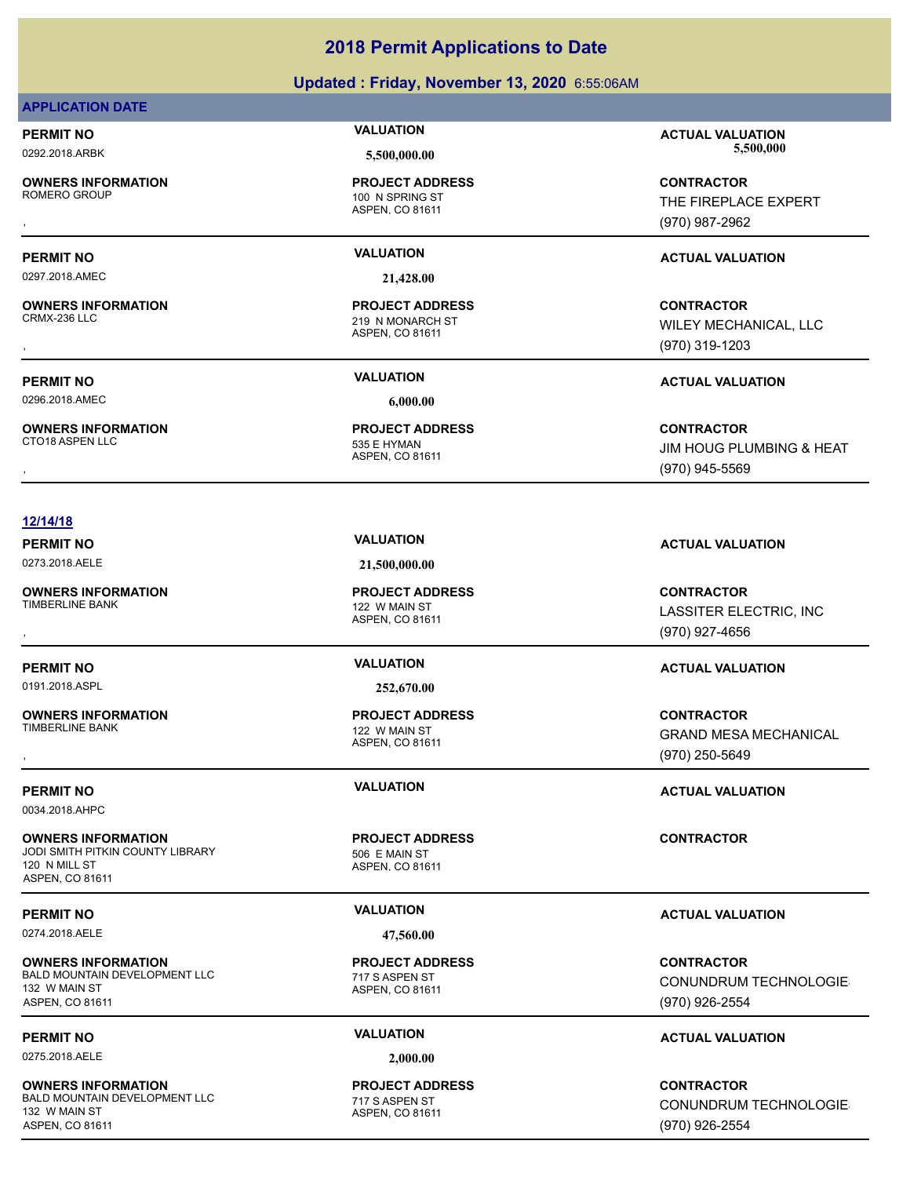# 2018 Permit Applications to Date

## Updated : Friday, November 13, 2020 6:55:06AM

**APPLICATION DATE**

**PERMIT NO** 0292.2018.ARBK
**VALUATION** 5,500,000.00
**ACTUAL VALUATION** 5,500,000

**OWNERS INFORMATION**
ROMERO GROUP
,

**PROJECT ADDRESS**
100 N SPRING ST
ASPEN, CO 81611

**CONTRACTOR**
THE FIREPLACE EXPERT
(970) 987-2962

---

**PERMIT NO** 0297.2018.AMEC
**VALUATION** 21,428.00
**ACTUAL VALUATION**

**OWNERS INFORMATION**
CRMX-236 LLC
,

**PROJECT ADDRESS**
219 N MONARCH ST
ASPEN, CO 81611

**CONTRACTOR**
WILEY MECHANICAL, LLC
(970) 319-1203

---

**PERMIT NO** 0296.2018.AMEC
**VALUATION** 6,000.00
**ACTUAL VALUATION**

**OWNERS INFORMATION**
CTO18 ASPEN LLC
,

**PROJECT ADDRESS**
535 E HYMAN
ASPEN, CO 81611

**CONTRACTOR**
JIM HOUG PLUMBING & HEAT
(970) 945-5569

---

**12/14/18**

**PERMIT NO** 0273.2018.AELE
**VALUATION** 21,500,000.00
**ACTUAL VALUATION**

**OWNERS INFORMATION**
TIMBERLINE BANK
,

**PROJECT ADDRESS**
122 W MAIN ST
ASPEN, CO 81611

**CONTRACTOR**
LASSITER ELECTRIC, INC
(970) 927-4656

---

**PERMIT NO** 0191.2018.ASPL
**VALUATION** 252,670.00
**ACTUAL VALUATION**

**OWNERS INFORMATION**
TIMBERLINE BANK
,

**PROJECT ADDRESS**
122 W MAIN ST
ASPEN, CO 81611

**CONTRACTOR**
GRAND MESA MECHANICAL
(970) 250-5649

---

**PERMIT NO** 0034.2018.AHPC
**VALUATION**
**ACTUAL VALUATION**

**OWNERS INFORMATION**
JODI SMITH PITKIN COUNTY LIBRARY
120 N MILL ST
ASPEN, CO 81611

**PROJECT ADDRESS**
506 E MAIN ST
ASPEN, CO 81611

**CONTRACTOR**

---

**PERMIT NO** 0274.2018.AELE
**VALUATION** 47,560.00
**ACTUAL VALUATION**

**OWNERS INFORMATION**
BALD MOUNTAIN DEVELOPMENT LLC
132 W MAIN ST
ASPEN, CO 81611

**PROJECT ADDRESS**
717 S ASPEN ST
ASPEN, CO 81611

**CONTRACTOR**
CONUNDRUM TECHNOLOGIE
(970) 926-2554

---

**PERMIT NO** 0275.2018.AELE
**VALUATION** 2,000.00
**ACTUAL VALUATION**

**OWNERS INFORMATION**
BALD MOUNTAIN DEVELOPMENT LLC
132 W MAIN ST
ASPEN, CO 81611

**PROJECT ADDRESS**
717 S ASPEN ST
ASPEN, CO 81611

**CONTRACTOR**
CONUNDRUM TECHNOLOGIE
(970) 926-2554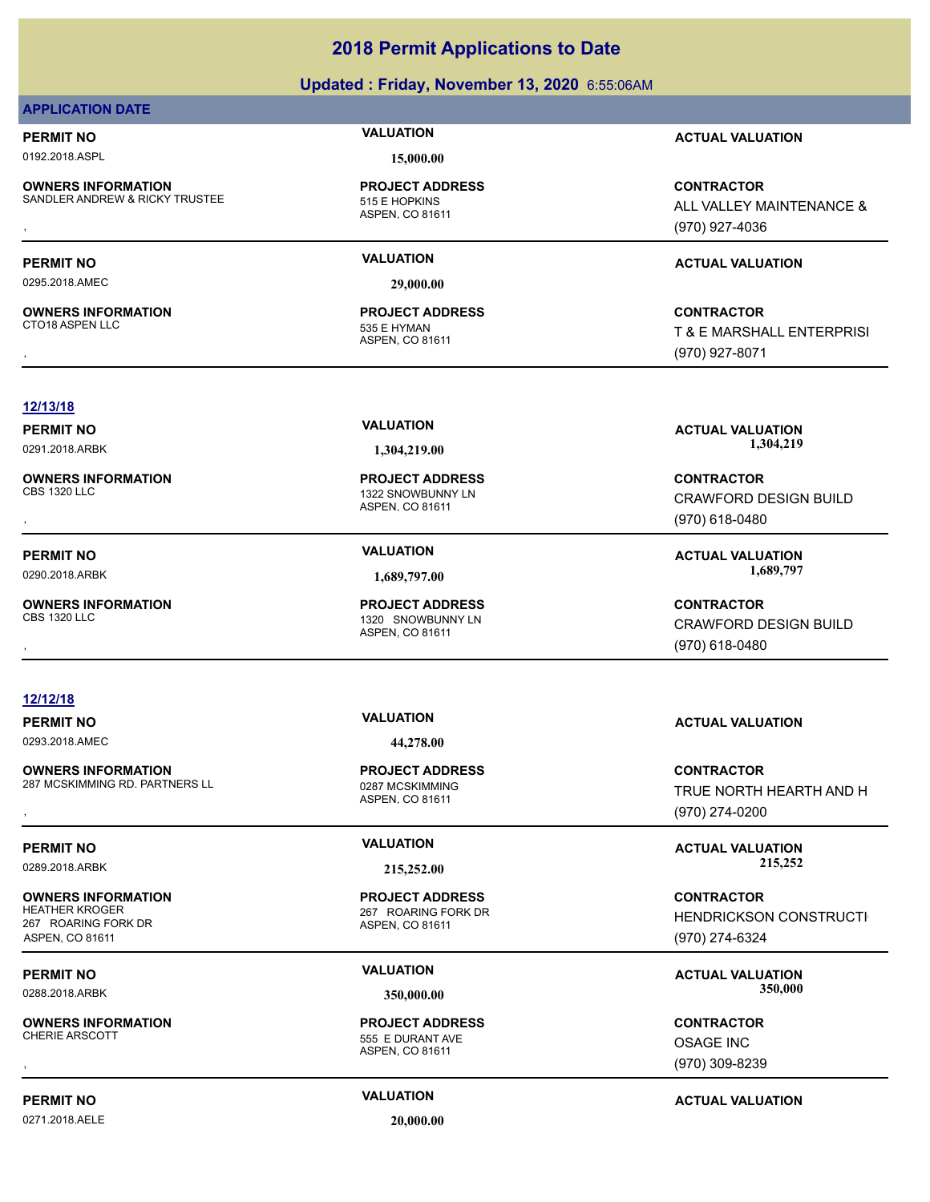# 2018 Permit Applications to Date

## Updated : Friday, November 13, 2020 6:55:06AM

**APPLICATION DATE**

| PERMIT NO | VALUATION | ACTUAL VALUATION |
|---|---|---|
| 0192.2018.ASPL | 15,000.00 | |

| OWNERS INFORMATION | PROJECT ADDRESS | CONTRACTOR |
|---|---|---|
| SANDLER ANDREW & RICKY TRUSTEE<br>, | 515 E HOPKINS<br>ASPEN, CO 81611 | ALL VALLEY MAINTENANCE &<br>(970) 927-4036 |

| PERMIT NO | VALUATION | ACTUAL VALUATION |
|---|---|---|
| 0295.2018.AMEC | 29,000.00 | |

| OWNERS INFORMATION | PROJECT ADDRESS | CONTRACTOR |
|---|---|---|
| CTO18 ASPEN LLC<br>, | 535 E HYMAN<br>ASPEN, CO 81611 | T & E MARSHALL ENTERPRISI<br>(970) 927-8071 |

**12/13/18**

| PERMIT NO | VALUATION | ACTUAL VALUATION |
|---|---|---|
| 0291.2018.ARBK | 1,304,219.00 | 1,304,219 |

| OWNERS INFORMATION | PROJECT ADDRESS | CONTRACTOR |
|---|---|---|
| CBS 1320 LLC<br>, | 1322 SNOWBUNNY LN<br>ASPEN, CO 81611 | CRAWFORD DESIGN BUILD<br>(970) 618-0480 |

| PERMIT NO | VALUATION | ACTUAL VALUATION |
|---|---|---|
| 0290.2018.ARBK | 1,689,797.00 | 1,689,797 |

| OWNERS INFORMATION | PROJECT ADDRESS | CONTRACTOR |
|---|---|---|
| CBS 1320 LLC<br>, | 1320 SNOWBUNNY LN<br>ASPEN, CO 81611 | CRAWFORD DESIGN BUILD<br>(970) 618-0480 |

**12/12/18**

| PERMIT NO | VALUATION | ACTUAL VALUATION |
|---|---|---|
| 0293.2018.AMEC | 44,278.00 | |

| OWNERS INFORMATION | PROJECT ADDRESS | CONTRACTOR |
|---|---|---|
| 287 MCSKIMMING RD. PARTNERS LL<br>, | 0287 MCSKIMMING<br>ASPEN, CO 81611 | TRUE NORTH HEARTH AND H<br>(970) 274-0200 |

| PERMIT NO | VALUATION | ACTUAL VALUATION |
|---|---|---|
| 0289.2018.ARBK | 215,252.00 | 215,252 |

| OWNERS INFORMATION | PROJECT ADDRESS | CONTRACTOR |
|---|---|---|
| HEATHER KROGER<br>267 ROARING FORK DR<br>ASPEN, CO 81611 | 267 ROARING FORK DR<br>ASPEN, CO 81611 | HENDRICKSON CONSTRUCTI<br>(970) 274-6324 |

| PERMIT NO | VALUATION | ACTUAL VALUATION |
|---|---|---|
| 0288.2018.ARBK | 350,000.00 | 350,000 |

| OWNERS INFORMATION | PROJECT ADDRESS | CONTRACTOR |
|---|---|---|
| CHERIE ARSCOTT<br>, | 555 E DURANT AVE<br>ASPEN, CO 81611 | OSAGE INC<br>(970) 309-8239 |

| PERMIT NO | VALUATION | ACTUAL VALUATION |
|---|---|---|
| 0271.2018.AELE | 20,000.00 | |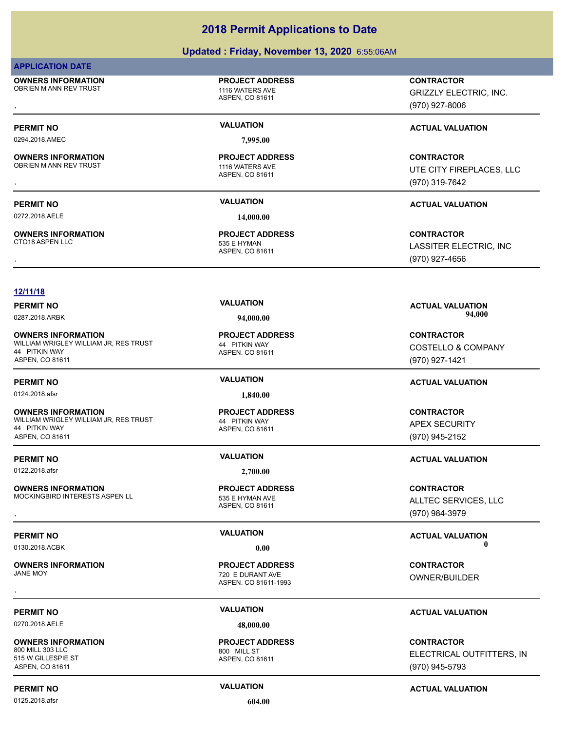# 2018 Permit Applications to Date

## Updated : Friday, November 13, 2020 6:55:06AM

**APPLICATION DATE**

**OWNERS INFORMATION**
OBRIEN M ANN REV TRUST
,

**PROJECT ADDRESS**
1116 WATERS AVE
ASPEN, CO 81611

**CONTRACTOR**
GRIZZLY ELECTRIC, INC.
(970) 927-8006

| PERMIT NO | VALUATION | ACTUAL VALUATION |
|---|---|---|
| 0294.2018.AMEC | 7,995.00 | |

**OWNERS INFORMATION**
OBRIEN M ANN REV TRUST
,

**PROJECT ADDRESS**
1116 WATERS AVE
ASPEN, CO 81611

**CONTRACTOR**
UTE CITY FIREPLACES, LLC
(970) 319-7642

| PERMIT NO | VALUATION | ACTUAL VALUATION |
|---|---|---|
| 0272.2018.AELE | 14,000.00 | |

**OWNERS INFORMATION**
CTO18 ASPEN LLC
,

**PROJECT ADDRESS**
535 E HYMAN
ASPEN, CO 81611

**CONTRACTOR**
LASSITER ELECTRIC, INC
(970) 927-4656

**12/11/18**

| PERMIT NO | VALUATION | ACTUAL VALUATION |
|---|---|---|
| 0287.2018.ARBK | 94,000.00 | 94,000 |

**OWNERS INFORMATION**
WILLIAM WRIGLEY WILLIAM JR, RES TRUST
44 PITKIN WAY
ASPEN, CO 81611

**PROJECT ADDRESS**
44 PITKIN WAY
ASPEN, CO 81611

**CONTRACTOR**
COSTELLO & COMPANY
(970) 927-1421

| PERMIT NO | VALUATION | ACTUAL VALUATION |
|---|---|---|
| 0124.2018.afsr | 1,840.00 | |

**OWNERS INFORMATION**
WILLIAM WRIGLEY WILLIAM JR, RES TRUST
44 PITKIN WAY
ASPEN, CO 81611

**PROJECT ADDRESS**
44 PITKIN WAY
ASPEN, CO 81611

**CONTRACTOR**
APEX SECURITY
(970) 945-2152

| PERMIT NO | VALUATION | ACTUAL VALUATION |
|---|---|---|
| 0122.2018.afsr | 2,700.00 | |

**OWNERS INFORMATION**
MOCKINGBIRD INTERESTS ASPEN LL
,

**PROJECT ADDRESS**
535 E HYMAN AVE
ASPEN, CO 81611

**CONTRACTOR**
ALLTEC SERVICES, LLC
(970) 984-3979

| PERMIT NO | VALUATION | ACTUAL VALUATION |
|---|---|---|
| 0130.2018.ACBK | 0.00 | 0 |

**OWNERS INFORMATION**
JANE MOY
,

**PROJECT ADDRESS**
720 E DURANT AVE
ASPEN, CO 81611-1993

**CONTRACTOR**
OWNER/BUILDER

| PERMIT NO | VALUATION | ACTUAL VALUATION |
|---|---|---|
| 0270.2018.AELE | 48,000.00 | |

**OWNERS INFORMATION**
800 MILL 303 LLC
515 W GILLESPIE ST
ASPEN, CO 81611

**PROJECT ADDRESS**
800 MILL ST
ASPEN, CO 81611

**CONTRACTOR**
ELECTRICAL OUTFITTERS, IN
(970) 945-5793

| PERMIT NO | VALUATION | ACTUAL VALUATION |
|---|---|---|
| 0125.2018.afsr | 604.00 | |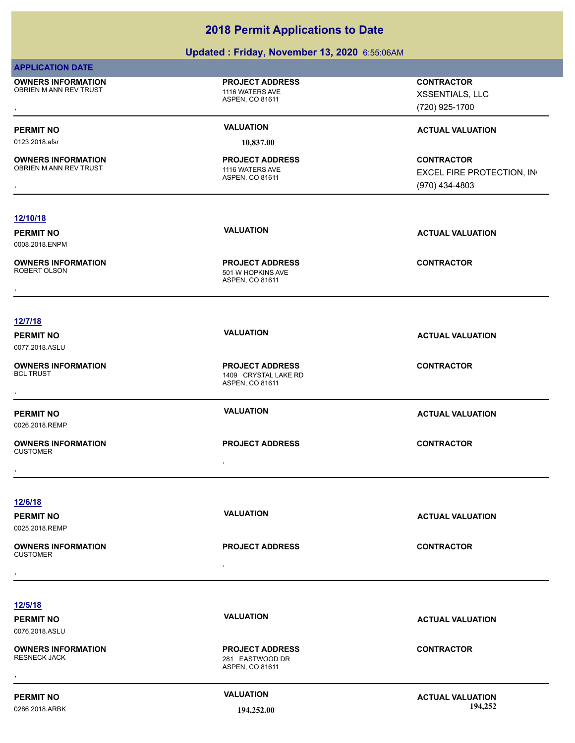# 2018 Permit Applications to Date

## Updated : Friday, November 13, 2020 6:55:06AM

**APPLICATION DATE**

| **OWNERS INFORMATION** | **PROJECT ADDRESS** | **CONTRACTOR** |
|---|---|---|
| OBRIEN M ANN REV TRUST<br>, | 1116 WATERS AVE<br>ASPEN, CO 81611 | XSSENTIALS, LLC<br>(720) 925-1700 |

| **PERMIT NO** | **VALUATION** | **ACTUAL VALUATION** |
|---|---|---|
| 0123.2018.afsr | 10,837.00 | |

| **OWNERS INFORMATION** | **PROJECT ADDRESS** | **CONTRACTOR** |
|---|---|---|
| OBRIEN M ANN REV TRUST<br>, | 1116 WATERS AVE<br>ASPEN, CO 81611 | EXCEL FIRE PROTECTION, IN<br>(970) 434-4803 |

**12/10/18**

| **PERMIT NO** | **VALUATION** | **ACTUAL VALUATION** |
|---|---|---|
| 0008.2018.ENPM | | |

| **OWNERS INFORMATION** | **PROJECT ADDRESS** | **CONTRACTOR** |
|---|---|---|
| ROBERT OLSON<br>, | 501 W HOPKINS AVE<br>ASPEN, CO 81611 | |

**12/7/18**

| **PERMIT NO** | **VALUATION** | **ACTUAL VALUATION** |
|---|---|---|
| 0077.2018.ASLU | | |

| **OWNERS INFORMATION** | **PROJECT ADDRESS** | **CONTRACTOR** |
|---|---|---|
| BCL TRUST<br>, | 1409 CRYSTAL LAKE RD<br>ASPEN, CO 81611 | |

| **PERMIT NO** | **VALUATION** | **ACTUAL VALUATION** |
|---|---|---|
| 0026.2018.REMP | | |

| **OWNERS INFORMATION** | **PROJECT ADDRESS** | **CONTRACTOR** |
|---|---|---|
| CUSTOMER<br>, | , | |

**12/6/18**

| **PERMIT NO** | **VALUATION** | **ACTUAL VALUATION** |
|---|---|---|
| 0025.2018.REMP | | |

| **OWNERS INFORMATION** | **PROJECT ADDRESS** | **CONTRACTOR** |
|---|---|---|
| CUSTOMER<br>, | , | |

**12/5/18**

| **PERMIT NO** | **VALUATION** | **ACTUAL VALUATION** |
|---|---|---|
| 0076.2018.ASLU | | |

| **OWNERS INFORMATION** | **PROJECT ADDRESS** | **CONTRACTOR** |
|---|---|---|
| RESNECK JACK<br>, | 281 EASTWOOD DR<br>ASPEN, CO 81611 | |

| **PERMIT NO** | **VALUATION** | **ACTUAL VALUATION** |
|---|---|---|
| 0286.2018.ARBK | 194,252.00 | 194,252 |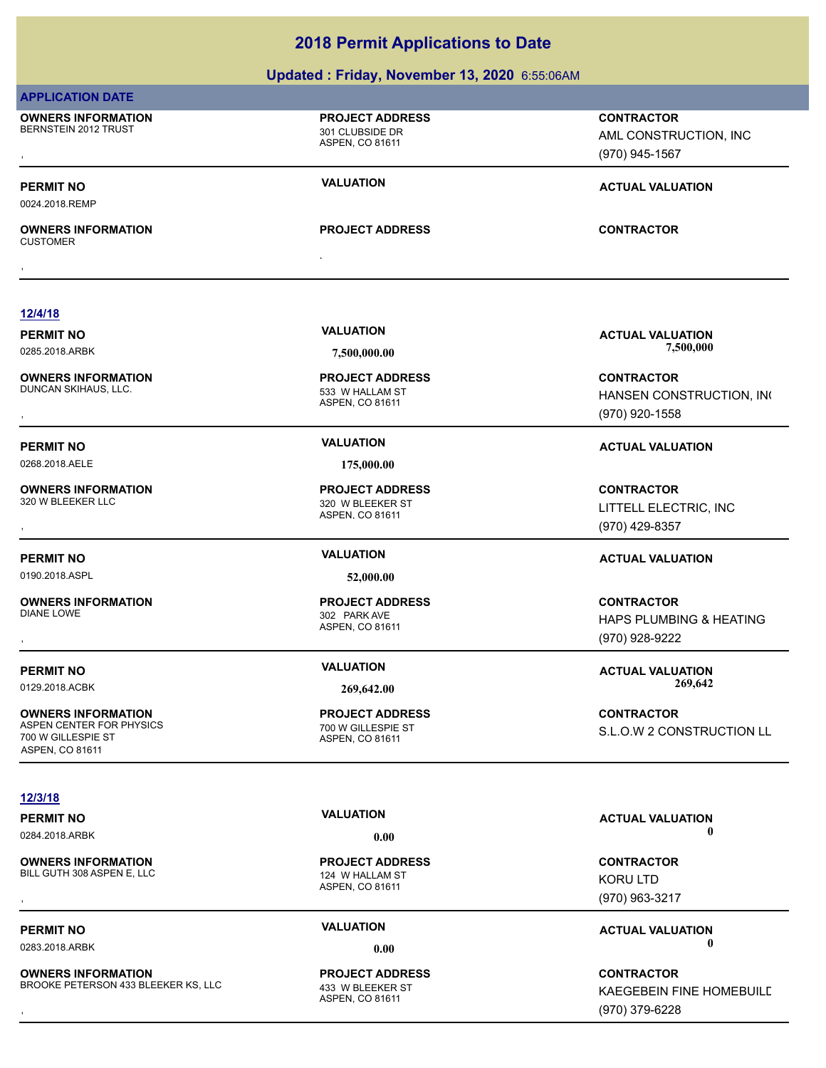## 2018 Permit Applications to Date

### Updated : Friday, November 13, 2020 6:55:06AM

**APPLICATION DATE**

**OWNERS INFORMATION**
BERNSTEIN 2012 TRUST
,

**PROJECT ADDRESS**
301 CLUBSIDE DR
ASPEN, CO 81611

**CONTRACTOR**
AML CONSTRUCTION, INC
(970) 945-1567

| PERMIT NO | VALUATION | ACTUAL VALUATION |
|---|---|---|
| 0024.2018.REMP | | |

**OWNERS INFORMATION**
CUSTOMER
,

**PROJECT ADDRESS**
,

**CONTRACTOR**

---

**12/4/18**

| PERMIT NO | VALUATION | ACTUAL VALUATION |
|---|---|---|
| 0285.2018.ARBK | 7,500,000.00 | 7,500,000 |

**OWNERS INFORMATION**
DUNCAN SKIHAUS, LLC.
,

**PROJECT ADDRESS**
533 W HALLAM ST
ASPEN, CO 81611

**CONTRACTOR**
HANSEN CONSTRUCTION, INC
(970) 920-1558

| PERMIT NO | VALUATION | ACTUAL VALUATION |
|---|---|---|
| 0268.2018.AELE | 175,000.00 | |

**OWNERS INFORMATION**
320 W BLEEKER LLC
,

**PROJECT ADDRESS**
320 W BLEEKER ST
ASPEN, CO 81611

**CONTRACTOR**
LITTELL ELECTRIC, INC
(970) 429-8357

| PERMIT NO | VALUATION | ACTUAL VALUATION |
|---|---|---|
| 0190.2018.ASPL | 52,000.00 | |

**OWNERS INFORMATION**
DIANE LOWE
,

**PROJECT ADDRESS**
302 PARK AVE
ASPEN, CO 81611

**CONTRACTOR**
HAPS PLUMBING & HEATING
(970) 928-9222

| PERMIT NO | VALUATION | ACTUAL VALUATION |
|---|---|---|
| 0129.2018.ACBK | 269,642.00 | 269,642 |

**OWNERS INFORMATION**
ASPEN CENTER FOR PHYSICS
700 W GILLESPIE ST
ASPEN, CO 81611

**PROJECT ADDRESS**
700 W GILLESPIE ST
ASPEN, CO 81611

**CONTRACTOR**
S.L.O.W 2 CONSTRUCTION LL

---

**12/3/18**

| PERMIT NO | VALUATION | ACTUAL VALUATION |
|---|---|---|
| 0284.2018.ARBK | 0.00 | 0 |

**OWNERS INFORMATION**
BILL GUTH 308 ASPEN E, LLC
,

**PROJECT ADDRESS**
124 W HALLAM ST
ASPEN, CO 81611

**CONTRACTOR**
KORU LTD
(970) 963-3217

| PERMIT NO | VALUATION | ACTUAL VALUATION |
|---|---|---|
| 0283.2018.ARBK | 0.00 | 0 |

**OWNERS INFORMATION**
BROOKE PETERSON 433 BLEEKER KS, LLC
,

**PROJECT ADDRESS**
433 W BLEEKER ST
ASPEN, CO 81611

**CONTRACTOR**
KAEGEBEIN FINE HOMEBUILD
(970) 379-6228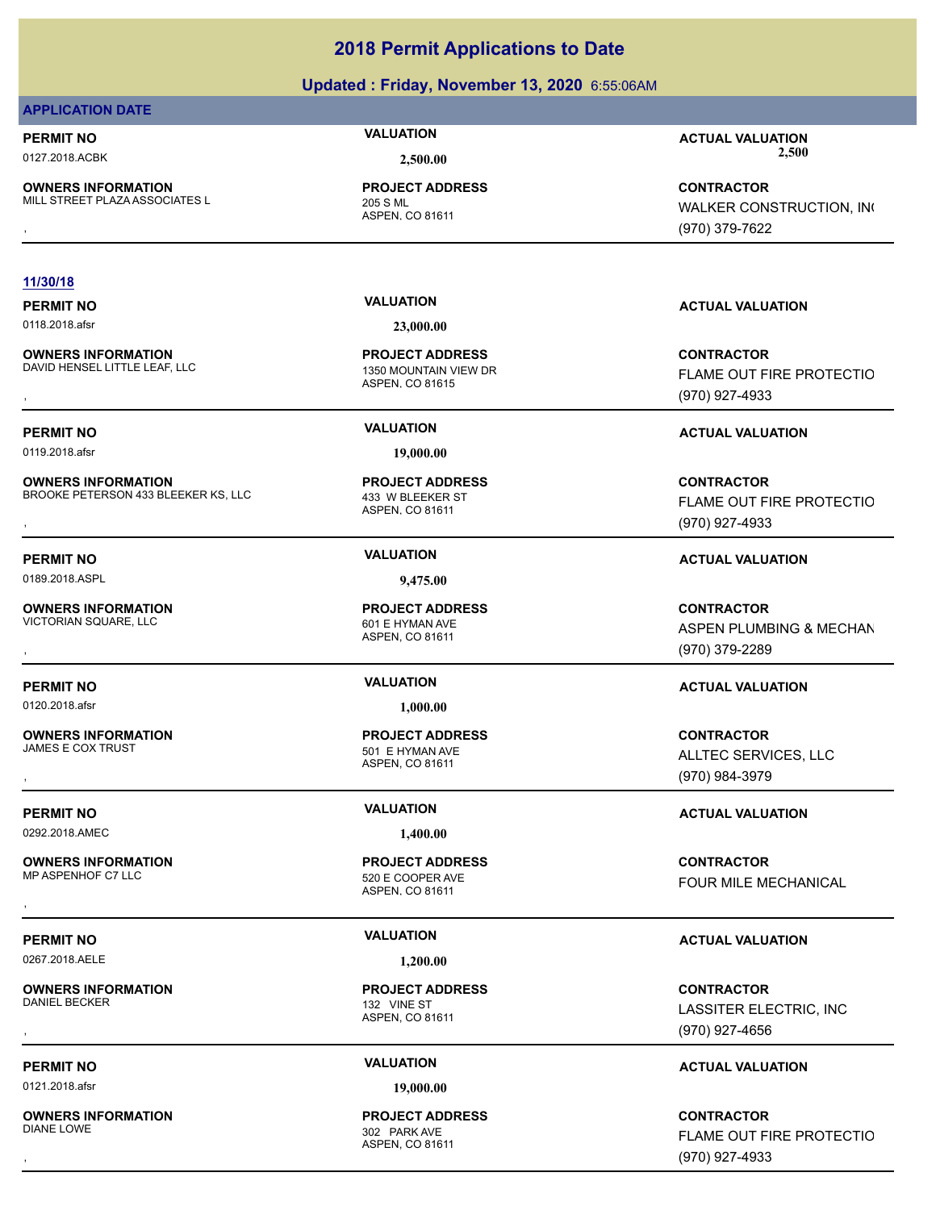# 2018 Permit Applications to Date

## Updated : Friday, November 13, 2020 6:55:06AM

### APPLICATION DATE

**PERMIT NO** 0127.2018.ACBK
**VALUATION** 2,500.00
**ACTUAL VALUATION** 2,500

**OWNERS INFORMATION** MILL STREET PLAZA ASSOCIATES L
,
**PROJECT ADDRESS** 205 S ML
ASPEN, CO 81611
**CONTRACTOR** WALKER CONSTRUCTION, INC
(970) 379-7622

---

**11/30/18**

**PERMIT NO** 0118.2018.afsr
**VALUATION** 23,000.00
**ACTUAL VALUATION**

**OWNERS INFORMATION** DAVID HENSEL LITTLE LEAF, LLC
,
**PROJECT ADDRESS** 1350 MOUNTAIN VIEW DR
ASPEN, CO 81615
**CONTRACTOR** FLAME OUT FIRE PROTECTIO
(970) 927-4933

---

**PERMIT NO** 0119.2018.afsr
**VALUATION** 19,000.00
**ACTUAL VALUATION**

**OWNERS INFORMATION** BROOKE PETERSON 433 BLEEKER KS, LLC
,
**PROJECT ADDRESS** 433 W BLEEKER ST
ASPEN, CO 81611
**CONTRACTOR** FLAME OUT FIRE PROTECTIO
(970) 927-4933

---

**PERMIT NO** 0189.2018.ASPL
**VALUATION** 9,475.00
**ACTUAL VALUATION**

**OWNERS INFORMATION** VICTORIAN SQUARE, LLC
,
**PROJECT ADDRESS** 601 E HYMAN AVE
ASPEN, CO 81611
**CONTRACTOR** ASPEN PLUMBING & MECHAN
(970) 379-2289

---

**PERMIT NO** 0120.2018.afsr
**VALUATION** 1,000.00
**ACTUAL VALUATION**

**OWNERS INFORMATION** JAMES E COX TRUST
,
**PROJECT ADDRESS** 501 E HYMAN AVE
ASPEN, CO 81611
**CONTRACTOR** ALLTEC SERVICES, LLC
(970) 984-3979

---

**PERMIT NO** 0292.2018.AMEC
**VALUATION** 1,400.00
**ACTUAL VALUATION**

**OWNERS INFORMATION** MP ASPENHOF C7 LLC
,
**PROJECT ADDRESS** 520 E COOPER AVE
ASPEN, CO 81611
**CONTRACTOR** FOUR MILE MECHANICAL

---

**PERMIT NO** 0267.2018.AELE
**VALUATION** 1,200.00
**ACTUAL VALUATION**

**OWNERS INFORMATION** DANIEL BECKER
,
**PROJECT ADDRESS** 132 VINE ST
ASPEN, CO 81611
**CONTRACTOR** LASSITER ELECTRIC, INC
(970) 927-4656

---

**PERMIT NO** 0121.2018.afsr
**VALUATION** 19,000.00
**ACTUAL VALUATION**

**OWNERS INFORMATION** DIANE LOWE
,
**PROJECT ADDRESS** 302 PARK AVE
ASPEN, CO 81611
**CONTRACTOR** FLAME OUT FIRE PROTECTIO
(970) 927-4933

---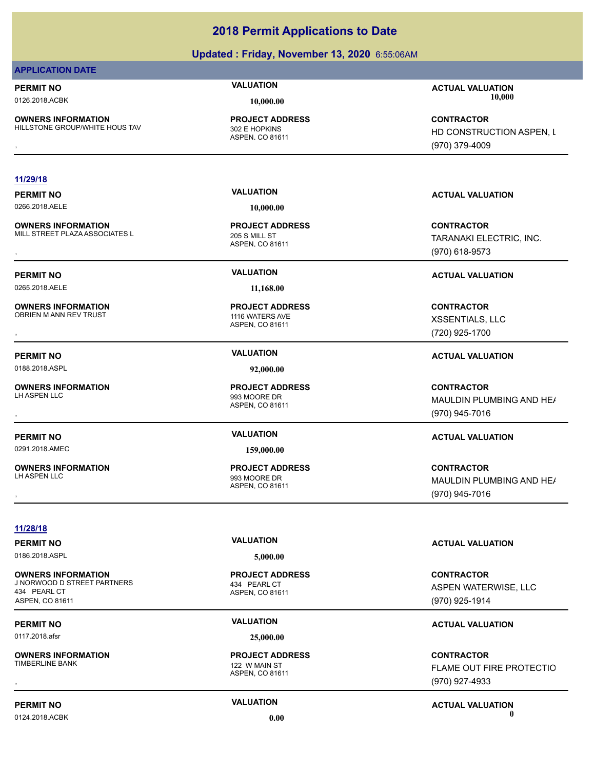# 2018 Permit Applications to Date

## Updated : Friday, November 13, 2020 6:55:06AM

**APPLICATION DATE**

**PERMIT NO** 0126.2018.ACBK | **VALUATION** 10,000.00 | **ACTUAL VALUATION** 10,000

**OWNERS INFORMATION** HILLSTONE GROUP/WHITE HOUS TAV
,

**PROJECT ADDRESS** 302 E HOPKINS ASPEN, CO 81611

**CONTRACTOR** HD CONSTRUCTION ASPEN, L (970) 379-4009

---

**11/29/18**

**PERMIT NO** 0266.2018.AELE | **VALUATION** 10,000.00 | **ACTUAL VALUATION**

**OWNERS INFORMATION** MILL STREET PLAZA ASSOCIATES L
,

**PROJECT ADDRESS** 205 S MILL ST ASPEN, CO 81611

**CONTRACTOR** TARANAKI ELECTRIC, INC. (970) 618-9573

---

**PERMIT NO** 0265.2018.AELE | **VALUATION** 11,168.00 | **ACTUAL VALUATION**

**OWNERS INFORMATION** OBRIEN M ANN REV TRUST
,

**PROJECT ADDRESS** 1116 WATERS AVE ASPEN, CO 81611

**CONTRACTOR** XSSENTIALS, LLC (720) 925-1700

---

**PERMIT NO** 0188.2018.ASPL | **VALUATION** 92,000.00 | **ACTUAL VALUATION**

**OWNERS INFORMATION** LH ASPEN LLC
,

**PROJECT ADDRESS** 993 MOORE DR ASPEN, CO 81611

**CONTRACTOR** MAULDIN PLUMBING AND HE/ (970) 945-7016

---

**PERMIT NO** 0291.2018.AMEC | **VALUATION** 159,000.00 | **ACTUAL VALUATION**

**OWNERS INFORMATION** LH ASPEN LLC
,

**PROJECT ADDRESS** 993 MOORE DR ASPEN, CO 81611

**CONTRACTOR** MAULDIN PLUMBING AND HE/ (970) 945-7016

---

**11/28/18**

**PERMIT NO** 0186.2018.ASPL | **VALUATION** 5,000.00 | **ACTUAL VALUATION**

**OWNERS INFORMATION** J NORWOOD D STREET PARTNERS
434 PEARL CT
ASPEN, CO 81611

**PROJECT ADDRESS** 434 PEARL CT ASPEN, CO 81611

**CONTRACTOR** ASPEN WATERWISE, LLC (970) 925-1914

---

**PERMIT NO** 0117.2018.afsr | **VALUATION** 25,000.00 | **ACTUAL VALUATION**

**OWNERS INFORMATION** TIMBERLINE BANK
,

**PROJECT ADDRESS** 122 W MAIN ST ASPEN, CO 81611

**CONTRACTOR** FLAME OUT FIRE PROTECTIO (970) 927-4933

---

**PERMIT NO** 0124.2018.ACBK | **VALUATION** 0.00 | **ACTUAL VALUATION** 0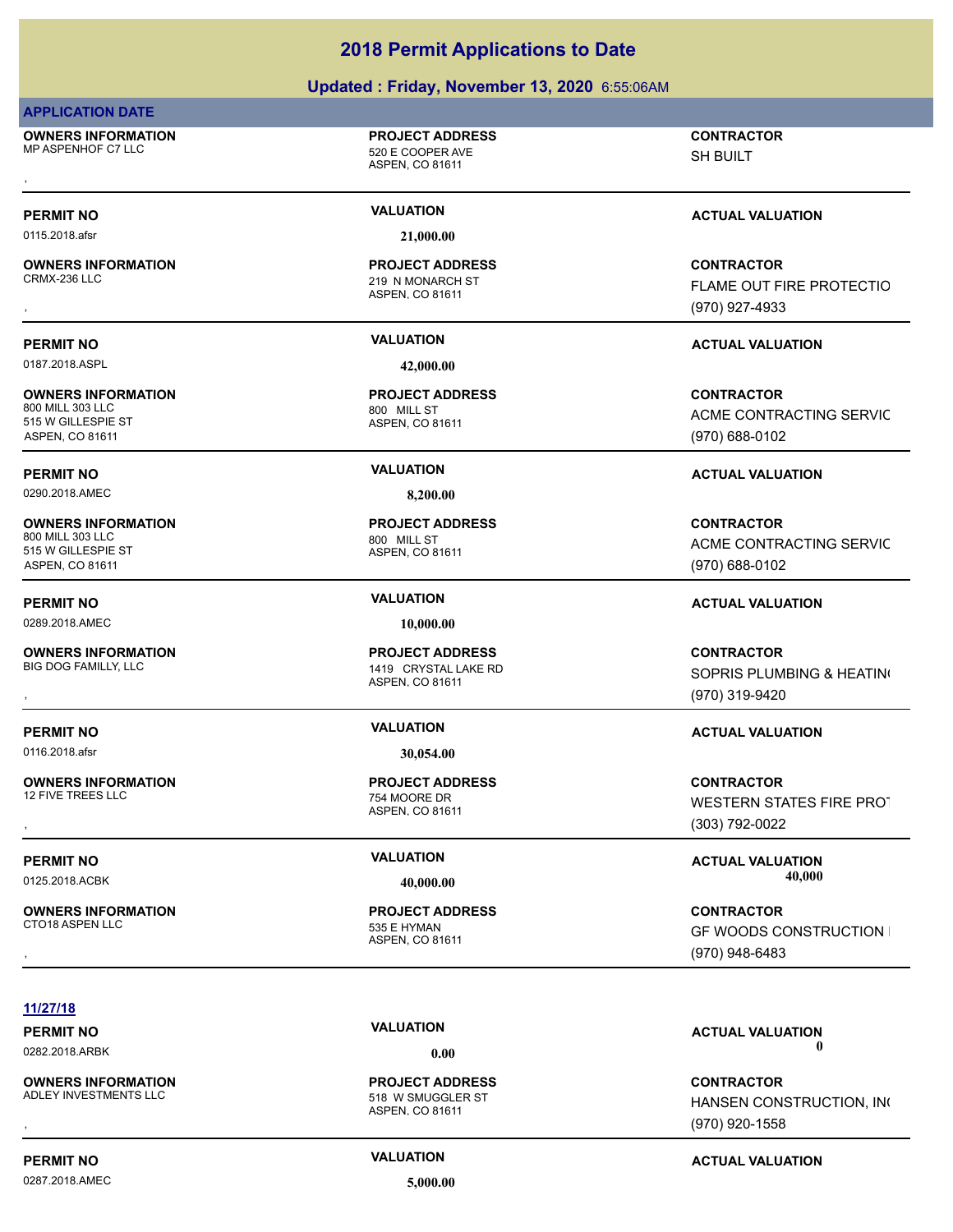# 2018 Permit Applications to Date

## Updated : Friday, November 13, 2020 6:55:06AM

**APPLICATION DATE**

**OWNERS INFORMATION**
MP ASPENHOF C7 LLC
,

**PROJECT ADDRESS**
520 E COOPER AVE
ASPEN, CO 81611

**CONTRACTOR**
SH BUILT

**PERMIT NO** 0115.2018.afsr | **VALUATION** 21,000.00 | **ACTUAL VALUATION**

---

**OWNERS INFORMATION**
CRMX-236 LLC
,

**PROJECT ADDRESS**
219 N MONARCH ST
ASPEN, CO 81611

**CONTRACTOR**
FLAME OUT FIRE PROTECTIO
(970) 927-4933

**PERMIT NO** 0187.2018.ASPL | **VALUATION** 42,000.00 | **ACTUAL VALUATION**

---

**OWNERS INFORMATION**
800 MILL 303 LLC
515 W GILLESPIE ST
ASPEN, CO 81611

**PROJECT ADDRESS**
800 MILL ST
ASPEN, CO 81611

**CONTRACTOR**
ACME CONTRACTING SERVIC
(970) 688-0102

**PERMIT NO** 0290.2018.AMEC | **VALUATION** 8,200.00 | **ACTUAL VALUATION**

---

**OWNERS INFORMATION**
800 MILL 303 LLC
515 W GILLESPIE ST
ASPEN, CO 81611

**PROJECT ADDRESS**
800 MILL ST
ASPEN, CO 81611

**CONTRACTOR**
ACME CONTRACTING SERVIC
(970) 688-0102

**PERMIT NO** 0289.2018.AMEC | **VALUATION** 10,000.00 | **ACTUAL VALUATION**

---

**OWNERS INFORMATION**
BIG DOG FAMILLY, LLC
,

**PROJECT ADDRESS**
1419 CRYSTAL LAKE RD
ASPEN, CO 81611

**CONTRACTOR**
SOPRIS PLUMBING & HEATIN
(970) 319-9420

**PERMIT NO** 0116.2018.afsr | **VALUATION** 30,054.00 | **ACTUAL VALUATION**

---

**OWNERS INFORMATION**
12 FIVE TREES LLC
,

**PROJECT ADDRESS**
754 MOORE DR
ASPEN, CO 81611

**CONTRACTOR**
WESTERN STATES FIRE PRO
(303) 792-0022

**PERMIT NO** 0125.2018.ACBK | **VALUATION** 40,000.00 | **ACTUAL VALUATION** 40,000

---

**OWNERS INFORMATION**
CTO18 ASPEN LLC
,

**PROJECT ADDRESS**
535 E HYMAN
ASPEN, CO 81611

**CONTRACTOR**
GF WOODS CONSTRUCTION
(970) 948-6483

---

**11/27/18**

**PERMIT NO** 0282.2018.ARBK | **VALUATION** 0.00 | **ACTUAL VALUATION** 0

**OWNERS INFORMATION**
ADLEY INVESTMENTS LLC
,

**PROJECT ADDRESS**
518 W SMUGGLER ST
ASPEN, CO 81611

**CONTRACTOR**
HANSEN CONSTRUCTION, IN
(970) 920-1558

---

**PERMIT NO** 0287.2018.AMEC | **VALUATION** 5,000.00 | **ACTUAL VALUATION**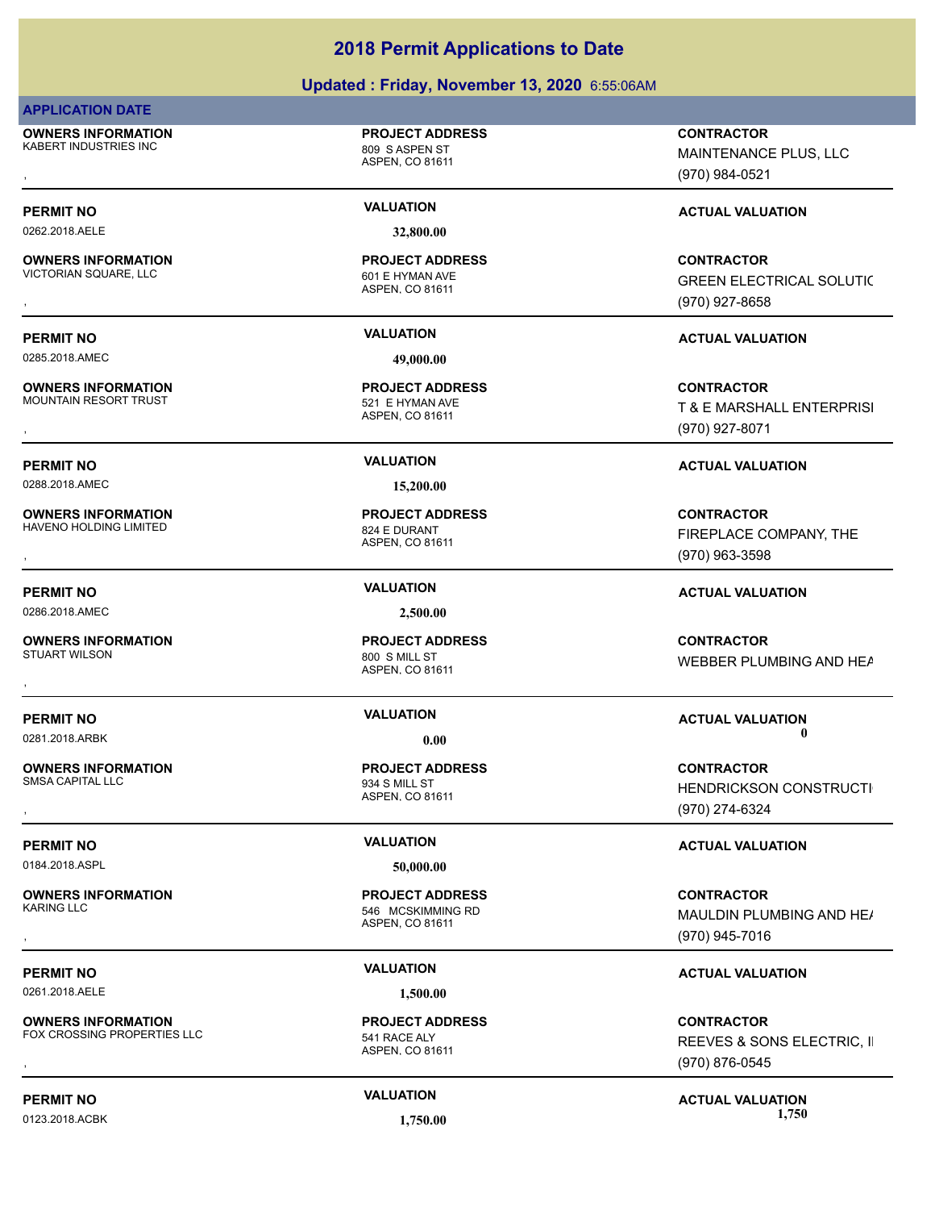# 2018 Permit Applications to Date

## Updated : Friday, November 13, 2020 6:55:06AM

**APPLICATION DATE**

| OWNERS INFORMATION | PROJECT ADDRESS | CONTRACTOR |
|---|---|---|
| KABERT INDUSTRIES INC<br>, | 809 S ASPEN ST<br>ASPEN, CO 81611 | MAINTENANCE PLUS, LLC<br>(970) 984-0521 |
| **PERMIT NO** | **VALUATION** | **ACTUAL VALUATION** |
| 0262.2018.AELE | 32,800.00 | |

| OWNERS INFORMATION | PROJECT ADDRESS | CONTRACTOR |
|---|---|---|
| VICTORIAN SQUARE, LLC<br>, | 601 E HYMAN AVE<br>ASPEN, CO 81611 | GREEN ELECTRICAL SOLUTIC<br>(970) 927-8658 |
| **PERMIT NO** | **VALUATION** | **ACTUAL VALUATION** |
| 0285.2018.AMEC | 49,000.00 | |

| OWNERS INFORMATION | PROJECT ADDRESS | CONTRACTOR |
|---|---|---|
| MOUNTAIN RESORT TRUST<br>, | 521 E HYMAN AVE<br>ASPEN, CO 81611 | T & E MARSHALL ENTERPRISI<br>(970) 927-8071 |
| **PERMIT NO** | **VALUATION** | **ACTUAL VALUATION** |
| 0288.2018.AMEC | 15,200.00 | |

| OWNERS INFORMATION | PROJECT ADDRESS | CONTRACTOR |
|---|---|---|
| HAVENO HOLDING LIMITED<br>, | 824 E DURANT<br>ASPEN, CO 81611 | FIREPLACE COMPANY, THE<br>(970) 963-3598 |
| **PERMIT NO** | **VALUATION** | **ACTUAL VALUATION** |
| 0286.2018.AMEC | 2,500.00 | |

| OWNERS INFORMATION | PROJECT ADDRESS | CONTRACTOR |
|---|---|---|
| STUART WILSON<br>, | 800 S MILL ST<br>ASPEN, CO 81611 | WEBBER PLUMBING AND HEA |
| **PERMIT NO** | **VALUATION** | **ACTUAL VALUATION** |
| 0281.2018.ARBK | 0.00 | 0 |

| OWNERS INFORMATION | PROJECT ADDRESS | CONTRACTOR |
|---|---|---|
| SMSA CAPITAL LLC<br>, | 934 S MILL ST<br>ASPEN, CO 81611 | HENDRICKSON CONSTRUCTI<br>(970) 274-6324 |
| **PERMIT NO** | **VALUATION** | **ACTUAL VALUATION** |
| 0184.2018.ASPL | 50,000.00 | |

| OWNERS INFORMATION | PROJECT ADDRESS | CONTRACTOR |
|---|---|---|
| KARING LLC<br>, | 546 MCSKIMMING RD<br>ASPEN, CO 81611 | MAULDIN PLUMBING AND HE/<br>(970) 945-7016 |
| **PERMIT NO** | **VALUATION** | **ACTUAL VALUATION** |
| 0261.2018.AELE | 1,500.00 | |

| OWNERS INFORMATION | PROJECT ADDRESS | CONTRACTOR |
|---|---|---|
| FOX CROSSING PROPERTIES LLC<br>, | 541 RACE ALY<br>ASPEN, CO 81611 | REEVES & SONS ELECTRIC, I<br>(970) 876-0545 |
| **PERMIT NO** | **VALUATION** | **ACTUAL VALUATION** |
| 0123.2018.ACBK | 1,750.00 | 1,750 |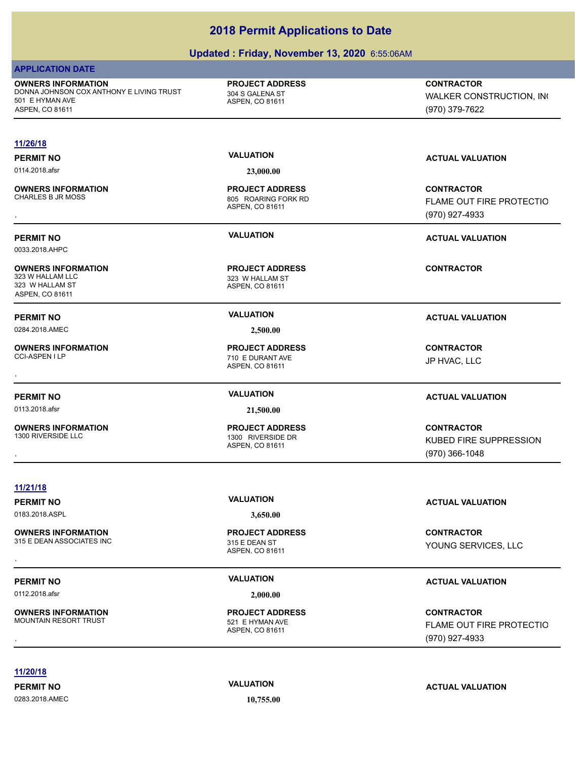# 2018 Permit Applications to Date

## Updated : Friday, November 13, 2020 6:55:06AM

**APPLICATION DATE**

| OWNERS INFORMATION | PROJECT ADDRESS | CONTRACTOR |
|---|---|---|
| DONNA JOHNSON COX ANTHONY E LIVING TRUST<br>501 E HYMAN AVE<br>ASPEN, CO 81611 | 304 S GALENA ST<br>ASPEN, CO 81611 | WALKER CONSTRUCTION, IN(<br>(970) 379-7622 |

### 11/26/18

| PERMIT NO | VALUATION | ACTUAL VALUATION |
|---|---|---|
| 0114.2018.afsr | 23,000.00 | |

| OWNERS INFORMATION | PROJECT ADDRESS | CONTRACTOR |
|---|---|---|
| CHARLES B JR MOSS<br>, | 805 ROARING FORK RD<br>ASPEN, CO 81611 | FLAME OUT FIRE PROTECTIO<br>(970) 927-4933 |

| PERMIT NO | VALUATION | ACTUAL VALUATION |
|---|---|---|
| 0033.2018.AHPC | | |

| OWNERS INFORMATION | PROJECT ADDRESS | CONTRACTOR |
|---|---|---|
| 323 W HALLAM LLC<br>323 W HALLAM ST<br>ASPEN, CO 81611 | 323 W HALLAM ST<br>ASPEN, CO 81611 | |

| PERMIT NO | VALUATION | ACTUAL VALUATION |
|---|---|---|
| 0284.2018.AMEC | 2,500.00 | |

| OWNERS INFORMATION | PROJECT ADDRESS | CONTRACTOR |
|---|---|---|
| CCI-ASPEN I LP<br>, | 710 E DURANT AVE<br>ASPEN, CO 81611 | JP HVAC, LLC |

| PERMIT NO | VALUATION | ACTUAL VALUATION |
|---|---|---|
| 0113.2018.afsr | 21,500.00 | |

| OWNERS INFORMATION | PROJECT ADDRESS | CONTRACTOR |
|---|---|---|
| 1300 RIVERSIDE LLC<br>, | 1300 RIVERSIDE DR<br>ASPEN, CO 81611 | KUBED FIRE SUPPRESSION<br>(970) 366-1048 |

### 11/21/18

| PERMIT NO | VALUATION | ACTUAL VALUATION |
|---|---|---|
| 0183.2018.ASPL | 3,650.00 | |

| OWNERS INFORMATION | PROJECT ADDRESS | CONTRACTOR |
|---|---|---|
| 315 E DEAN ASSOCIATES INC<br>, | 315 E DEAN ST<br>ASPEN, CO 81611 | YOUNG SERVICES, LLC |

| PERMIT NO | VALUATION | ACTUAL VALUATION |
|---|---|---|
| 0112.2018.afsr | 2,000.00 | |

| OWNERS INFORMATION | PROJECT ADDRESS | CONTRACTOR |
|---|---|---|
| MOUNTAIN RESORT TRUST<br>, | 521 E HYMAN AVE<br>ASPEN, CO 81611 | FLAME OUT FIRE PROTECTIO<br>(970) 927-4933 |

### 11/20/18

| PERMIT NO | VALUATION | ACTUAL VALUATION |
|---|---|---|
| 0283.2018.AMEC | 10,755.00 | |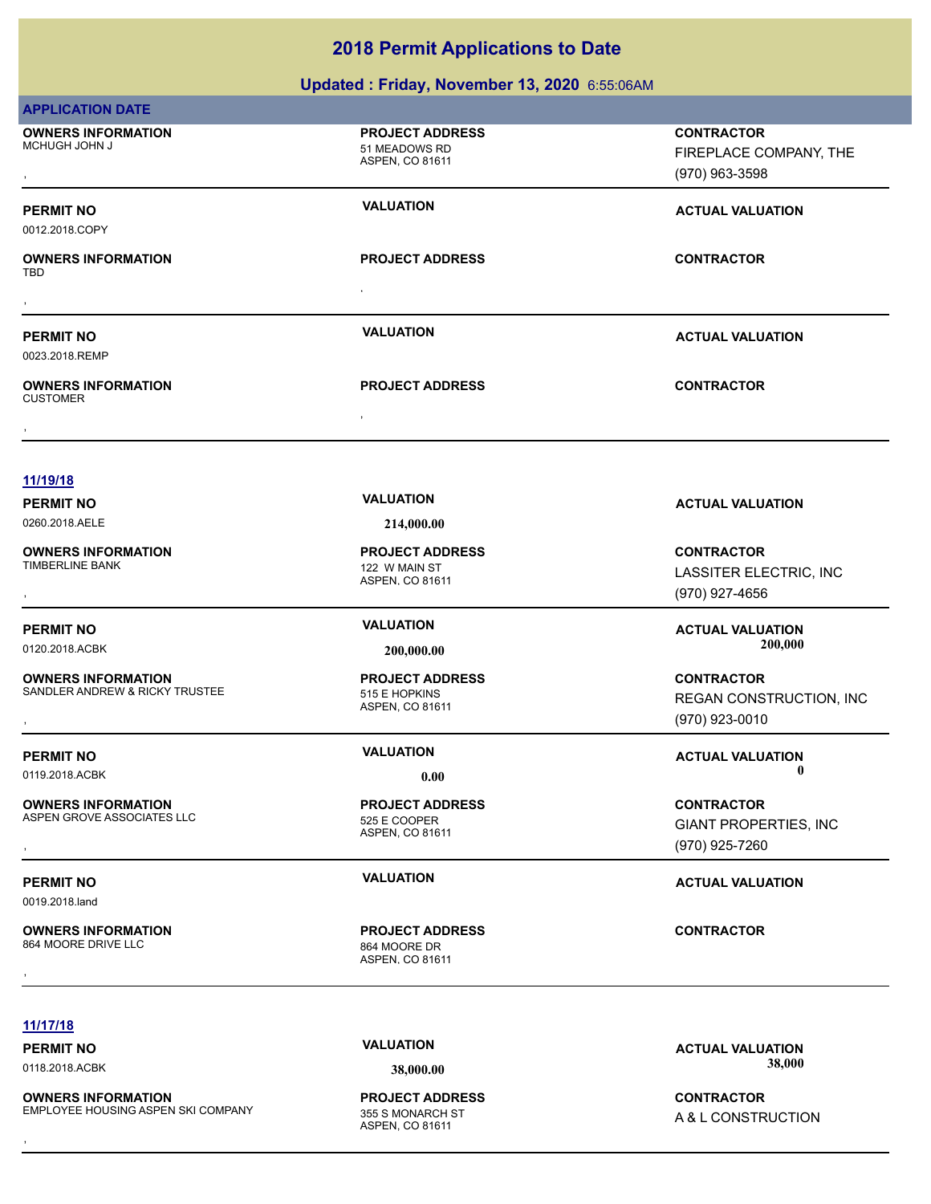# 2018 Permit Applications to Date

## Updated : Friday, November 13, 2020 6:55:06AM

**APPLICATION DATE**

| **OWNERS INFORMATION** | **PROJECT ADDRESS** | **CONTRACTOR** |
|---|---|---|
| MCHUGH JOHN J<br>, | 51 MEADOWS RD<br>ASPEN, CO 81611 | FIREPLACE COMPANY, THE<br>(970) 963-3598 |

| **PERMIT NO** | **VALUATION** | **ACTUAL VALUATION** |
|---|---|---|
| 0012.2018.COPY | | |

| **OWNERS INFORMATION** | **PROJECT ADDRESS** | **CONTRACTOR** |
|---|---|---|
| TBD<br>, | , | |

| **PERMIT NO** | **VALUATION** | **ACTUAL VALUATION** |
|---|---|---|
| 0023.2018.REMP | | |

| **OWNERS INFORMATION** | **PROJECT ADDRESS** | **CONTRACTOR** |
|---|---|---|
| CUSTOMER<br>, | , | |

### 11/19/18

| **PERMIT NO** | **VALUATION** | **ACTUAL VALUATION** |
|---|---|---|
| 0260.2018.AELE | 214,000.00 | |

| **OWNERS INFORMATION** | **PROJECT ADDRESS** | **CONTRACTOR** |
|---|---|---|
| TIMBERLINE BANK<br>, | 122 W MAIN ST<br>ASPEN, CO 81611 | LASSITER ELECTRIC, INC<br>(970) 927-4656 |

| **PERMIT NO** | **VALUATION** | **ACTUAL VALUATION** |
|---|---|---|
| 0120.2018.ACBK | 200,000.00 | 200,000 |

| **OWNERS INFORMATION** | **PROJECT ADDRESS** | **CONTRACTOR** |
|---|---|---|
| SANDLER ANDREW & RICKY TRUSTEE<br>, | 515 E HOPKINS<br>ASPEN, CO 81611 | REGAN CONSTRUCTION, INC<br>(970) 923-0010 |

| **PERMIT NO** | **VALUATION** | **ACTUAL VALUATION** |
|---|---|---|
| 0119.2018.ACBK | 0.00 | 0 |

| **OWNERS INFORMATION** | **PROJECT ADDRESS** | **CONTRACTOR** |
|---|---|---|
| ASPEN GROVE ASSOCIATES LLC<br>, | 525 E COOPER<br>ASPEN, CO 81611 | GIANT PROPERTIES, INC<br>(970) 925-7260 |

| **PERMIT NO** | **VALUATION** | **ACTUAL VALUATION** |
|---|---|---|
| 0019.2018.land | | |

| **OWNERS INFORMATION** | **PROJECT ADDRESS** | **CONTRACTOR** |
|---|---|---|
| 864 MOORE DRIVE LLC<br>, | 864 MOORE DR<br>ASPEN, CO 81611 | |

### 11/17/18

| **PERMIT NO** | **VALUATION** | **ACTUAL VALUATION** |
|---|---|---|
| 0118.2018.ACBK | 38,000.00 | 38,000 |

| **OWNERS INFORMATION** | **PROJECT ADDRESS** | **CONTRACTOR** |
|---|---|---|
| EMPLOYEE HOUSING ASPEN SKI COMPANY<br>, | 355 S MONARCH ST<br>ASPEN, CO 81611 | A & L CONSTRUCTION |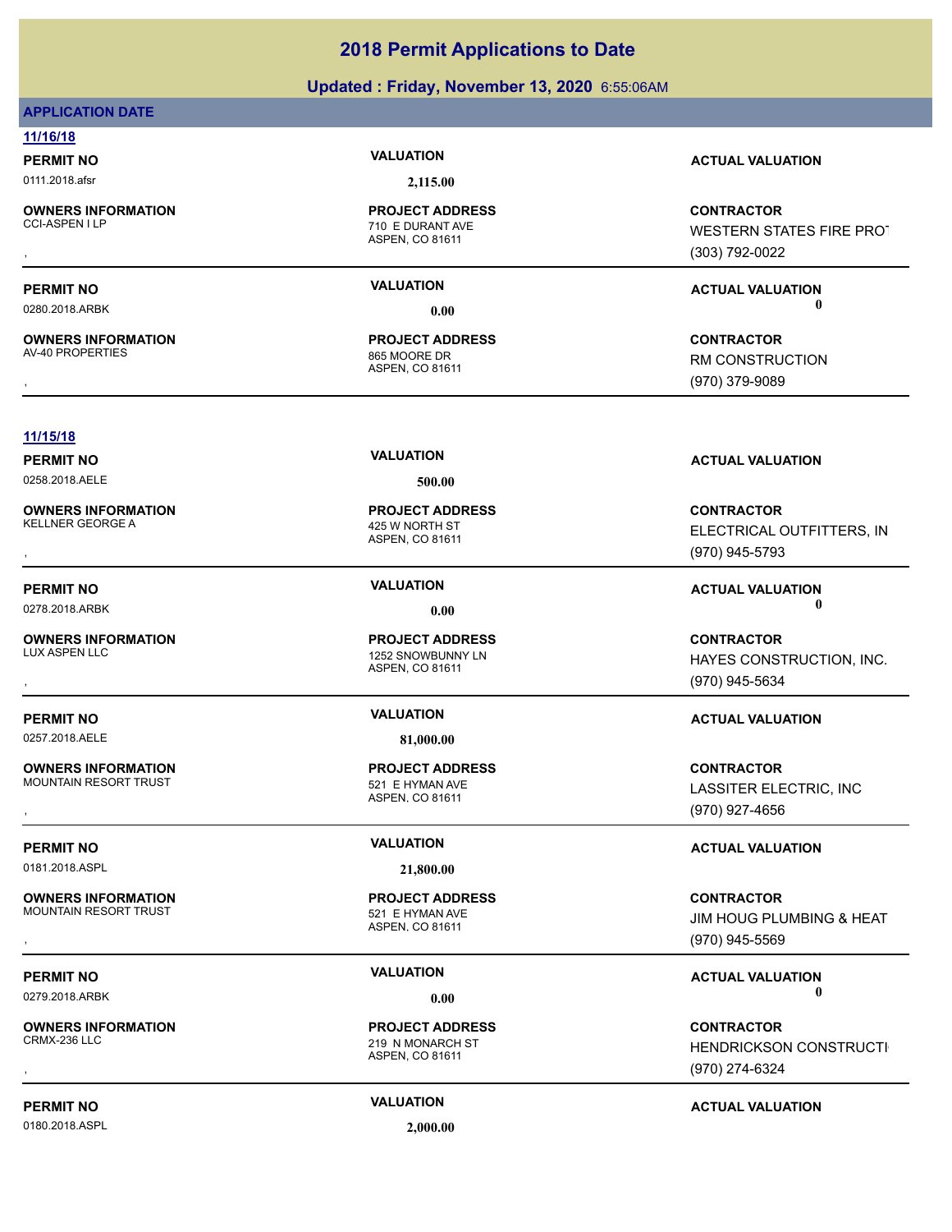# 2018 Permit Applications to Date

**Updated : Friday, November 13, 2020** 6:55:06AM

**APPLICATION DATE**

## 11/16/18

| PERMIT NO | VALUATION | ACTUAL VALUATION |
|---|---|---|
| 0111.2018.afsr | 2,115.00 | |

| OWNERS INFORMATION | PROJECT ADDRESS | CONTRACTOR |
|---|---|---|
| CCI-ASPEN I LP<br>, | 710 E DURANT AVE<br>ASPEN, CO 81611 | WESTERN STATES FIRE PROT<br>(303) 792-0022 |

| PERMIT NO | VALUATION | ACTUAL VALUATION |
|---|---|---|
| 0280.2018.ARBK | 0.00 | 0 |

| OWNERS INFORMATION | PROJECT ADDRESS | CONTRACTOR |
|---|---|---|
| AV-40 PROPERTIES<br>, | 865 MOORE DR<br>ASPEN, CO 81611 | RM CONSTRUCTION<br>(970) 379-9089 |

## 11/15/18

| PERMIT NO | VALUATION | ACTUAL VALUATION |
|---|---|---|
| 0258.2018.AELE | 500.00 | |

| OWNERS INFORMATION | PROJECT ADDRESS | CONTRACTOR |
|---|---|---|
| KELLNER GEORGE A<br>, | 425 W NORTH ST<br>ASPEN, CO 81611 | ELECTRICAL OUTFITTERS, IN<br>(970) 945-5793 |

| PERMIT NO | VALUATION | ACTUAL VALUATION |
|---|---|---|
| 0278.2018.ARBK | 0.00 | 0 |

| OWNERS INFORMATION | PROJECT ADDRESS | CONTRACTOR |
|---|---|---|
| LUX ASPEN LLC<br>, | 1252 SNOWBUNNY LN<br>ASPEN, CO 81611 | HAYES CONSTRUCTION, INC.<br>(970) 945-5634 |

| PERMIT NO | VALUATION | ACTUAL VALUATION |
|---|---|---|
| 0257.2018.AELE | 81,000.00 | |

| OWNERS INFORMATION | PROJECT ADDRESS | CONTRACTOR |
|---|---|---|
| MOUNTAIN RESORT TRUST<br>, | 521 E HYMAN AVE<br>ASPEN, CO 81611 | LASSITER ELECTRIC, INC<br>(970) 927-4656 |

| PERMIT NO | VALUATION | ACTUAL VALUATION |
|---|---|---|
| 0181.2018.ASPL | 21,800.00 | |

| OWNERS INFORMATION | PROJECT ADDRESS | CONTRACTOR |
|---|---|---|
| MOUNTAIN RESORT TRUST<br>, | 521 E HYMAN AVE<br>ASPEN, CO 81611 | JIM HOUG PLUMBING & HEAT<br>(970) 945-5569 |

| PERMIT NO | VALUATION | ACTUAL VALUATION |
|---|---|---|
| 0279.2018.ARBK | 0.00 | 0 |

| OWNERS INFORMATION | PROJECT ADDRESS | CONTRACTOR |
|---|---|---|
| CRMX-236 LLC<br>, | 219 N MONARCH ST<br>ASPEN, CO 81611 | HENDRICKSON CONSTRUCTI<br>(970) 274-6324 |

| PERMIT NO | VALUATION | ACTUAL VALUATION |
|---|---|---|
| 0180.2018.ASPL | 2,000.00 | |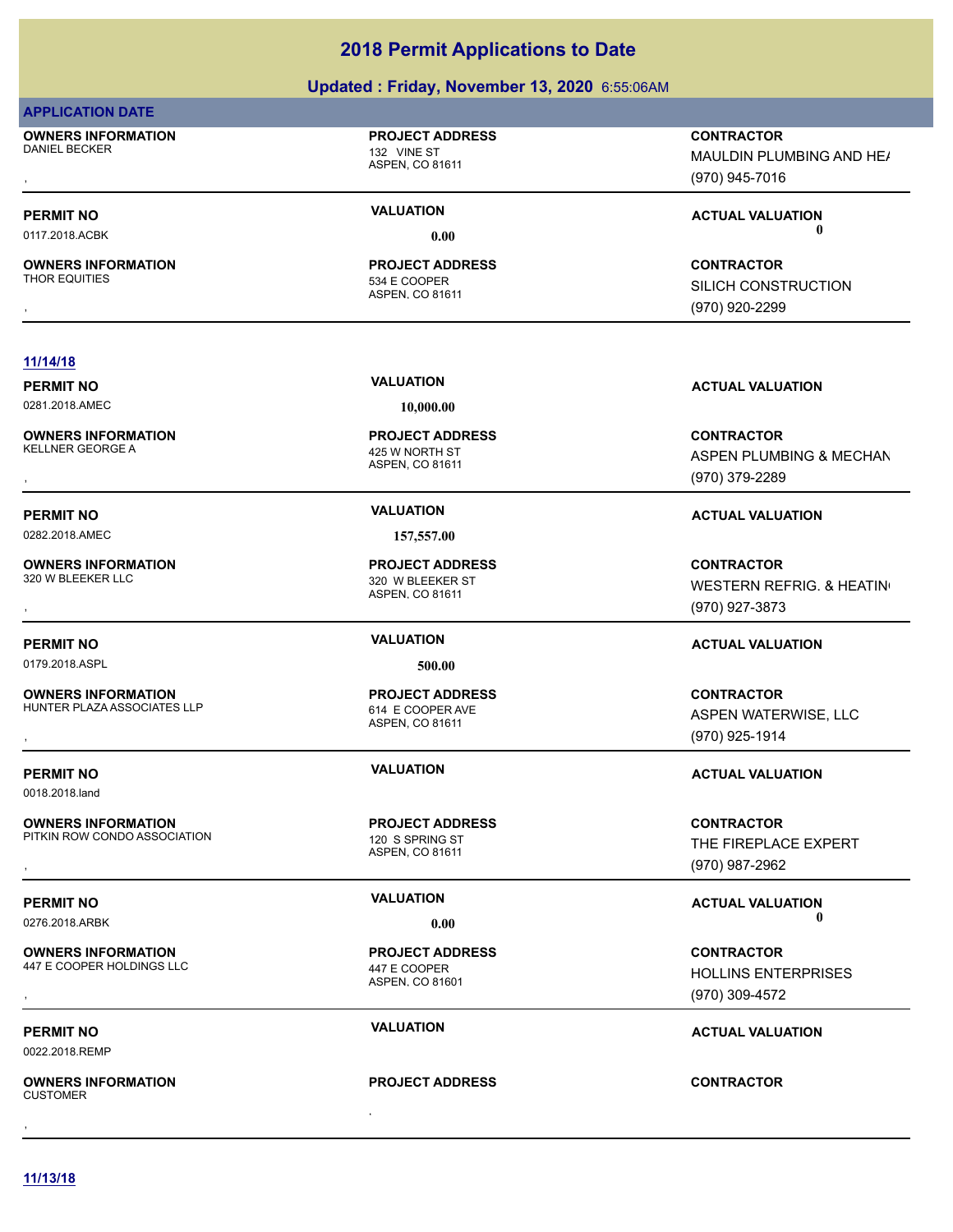# 2018 Permit Applications to Date

## Updated : Friday, November 13, 2020 6:55:06AM

**APPLICATION DATE**

**OWNERS INFORMATION**
DANIEL BECKER
,

**PROJECT ADDRESS**
132 VINE ST
ASPEN, CO 81611

**CONTRACTOR**
MAULDIN PLUMBING AND HE/
(970) 945-7016

---

**PERMIT NO**
0117.2018.ACBK

**VALUATION**
0.00

**ACTUAL VALUATION**
0

**OWNERS INFORMATION**
THOR EQUITIES
,

**PROJECT ADDRESS**
534 E COOPER
ASPEN, CO 81611

**CONTRACTOR**
SILICH CONSTRUCTION
(970) 920-2299

---

**11/14/18**

**PERMIT NO**
0281.2018.AMEC

**VALUATION**
10,000.00

**ACTUAL VALUATION**

**OWNERS INFORMATION**
KELLNER GEORGE A
,

**PROJECT ADDRESS**
425 W NORTH ST
ASPEN, CO 81611

**CONTRACTOR**
ASPEN PLUMBING & MECHAN
(970) 379-2289

---

**PERMIT NO**
0282.2018.AMEC

**VALUATION**
157,557.00

**ACTUAL VALUATION**

**OWNERS INFORMATION**
320 W BLEEKER LLC
,

**PROJECT ADDRESS**
320 W BLEEKER ST
ASPEN, CO 81611

**CONTRACTOR**
WESTERN REFRIG. & HEATIN
(970) 927-3873

---

**PERMIT NO**
0179.2018.ASPL

**VALUATION**
500.00

**ACTUAL VALUATION**

**OWNERS INFORMATION**
HUNTER PLAZA ASSOCIATES LLP
,

**PROJECT ADDRESS**
614 E COOPER AVE
ASPEN, CO 81611

**CONTRACTOR**
ASPEN WATERWISE, LLC
(970) 925-1914

---

**PERMIT NO**
0018.2018.land

**VALUATION**

**ACTUAL VALUATION**

**OWNERS INFORMATION**
PITKIN ROW CONDO ASSOCIATION
,

**PROJECT ADDRESS**
120 S SPRING ST
ASPEN, CO 81611

**CONTRACTOR**
THE FIREPLACE EXPERT
(970) 987-2962

---

**PERMIT NO**
0276.2018.ARBK

**VALUATION**
0.00

**ACTUAL VALUATION**
0

**OWNERS INFORMATION**
447 E COOPER HOLDINGS LLC
,

**PROJECT ADDRESS**
447 E COOPER
ASPEN, CO 81601

**CONTRACTOR**
HOLLINS ENTERPRISES
(970) 309-4572

---

**PERMIT NO**
0022.2018.REMP

**VALUATION**

**ACTUAL VALUATION**

**OWNERS INFORMATION**
CUSTOMER
,

**PROJECT ADDRESS**
,

**CONTRACTOR**

---

**11/13/18**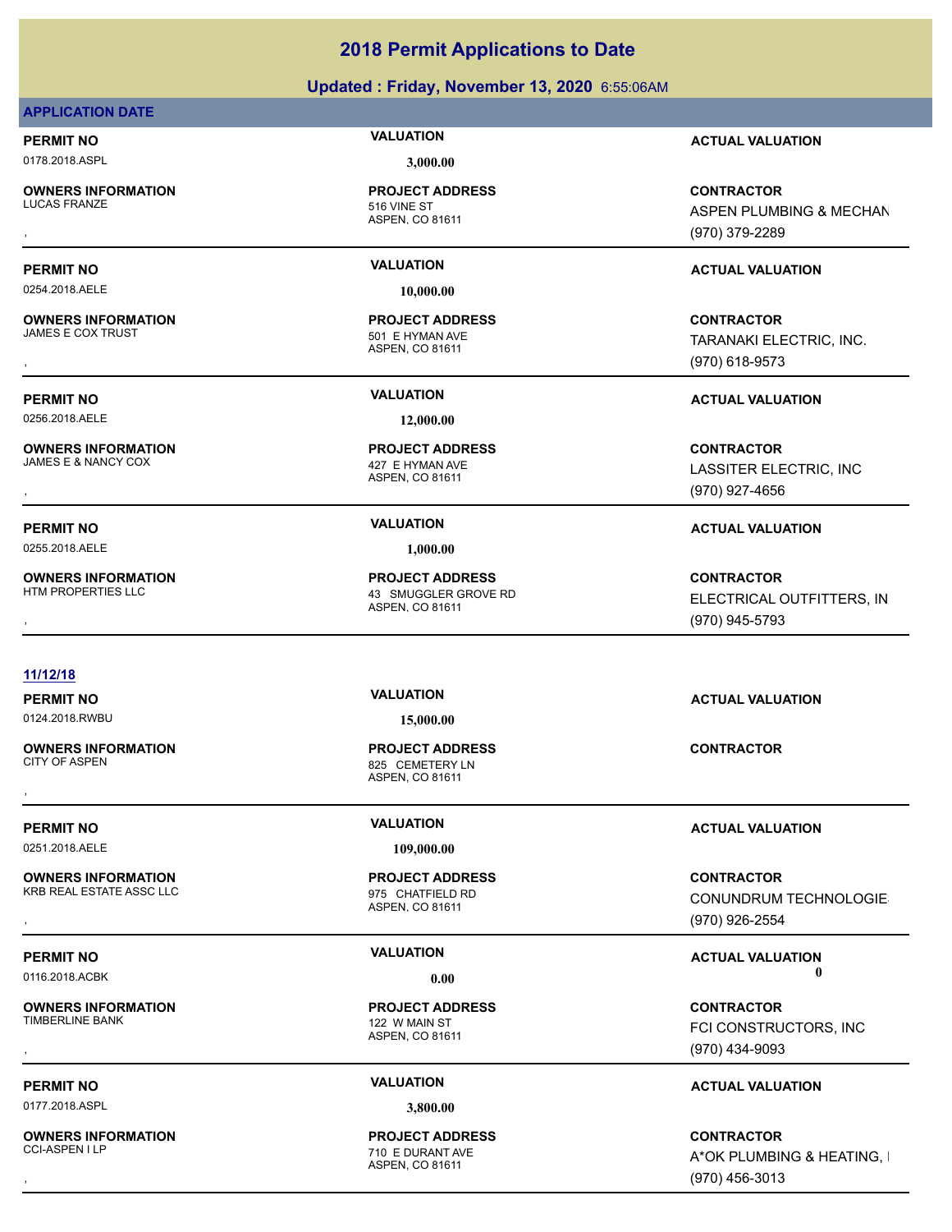# 2018 Permit Applications to Date

## Updated : Friday, November 13, 2020 6:55:06AM

### APPLICATION DATE

| PERMIT NO | VALUATION | ACTUAL VALUATION |
|---|---|---|
| 0178.2018.ASPL | 3,000.00 | |

| OWNERS INFORMATION | PROJECT ADDRESS | CONTRACTOR |
|---|---|---|
| LUCAS FRANZE<br>, | 516 VINE ST<br>ASPEN, CO 81611 | ASPEN PLUMBING & MECHAN<br>(970) 379-2289 |

| PERMIT NO | VALUATION | ACTUAL VALUATION |
|---|---|---|
| 0254.2018.AELE | 10,000.00 | |

| OWNERS INFORMATION | PROJECT ADDRESS | CONTRACTOR |
|---|---|---|
| JAMES E COX TRUST<br>, | 501 E HYMAN AVE<br>ASPEN, CO 81611 | TARANAKI ELECTRIC, INC.<br>(970) 618-9573 |

| PERMIT NO | VALUATION | ACTUAL VALUATION |
|---|---|---|
| 0256.2018.AELE | 12,000.00 | |

| OWNERS INFORMATION | PROJECT ADDRESS | CONTRACTOR |
|---|---|---|
| JAMES E & NANCY COX<br>, | 427 E HYMAN AVE<br>ASPEN, CO 81611 | LASSITER ELECTRIC, INC<br>(970) 927-4656 |

| PERMIT NO | VALUATION | ACTUAL VALUATION |
|---|---|---|
| 0255.2018.AELE | 1,000.00 | |

| OWNERS INFORMATION | PROJECT ADDRESS | CONTRACTOR |
|---|---|---|
| HTM PROPERTIES LLC<br>, | 43 SMUGGLER GROVE RD<br>ASPEN, CO 81611 | ELECTRICAL OUTFITTERS, IN<br>(970) 945-5793 |

### 11/12/18

| PERMIT NO | VALUATION | ACTUAL VALUATION |
|---|---|---|
| 0124.2018.RWBU | 15,000.00 | |

| OWNERS INFORMATION | PROJECT ADDRESS | CONTRACTOR |
|---|---|---|
| CITY OF ASPEN<br>, | 825 CEMETERY LN<br>ASPEN, CO 81611 | |

| PERMIT NO | VALUATION | ACTUAL VALUATION |
|---|---|---|
| 0251.2018.AELE | 109,000.00 | |

| OWNERS INFORMATION | PROJECT ADDRESS | CONTRACTOR |
|---|---|---|
| KRB REAL ESTATE ASSC LLC<br>, | 975 CHATFIELD RD<br>ASPEN, CO 81611 | CONUNDRUM TECHNOLOGIE<br>(970) 926-2554 |

| PERMIT NO | VALUATION | ACTUAL VALUATION |
|---|---|---|
| 0116.2018.ACBK | 0.00 | 0 |

| OWNERS INFORMATION | PROJECT ADDRESS | CONTRACTOR |
|---|---|---|
| TIMBERLINE BANK<br>, | 122 W MAIN ST<br>ASPEN, CO 81611 | FCI CONSTRUCTORS, INC<br>(970) 434-9093 |

| PERMIT NO | VALUATION | ACTUAL VALUATION |
|---|---|---|
| 0177.2018.ASPL | 3,800.00 | |

| OWNERS INFORMATION | PROJECT ADDRESS | CONTRACTOR |
|---|---|---|
| CCI-ASPEN I LP<br>, | 710 E DURANT AVE<br>ASPEN, CO 81611 | A*OK PLUMBING & HEATING, I<br>(970) 456-3013 |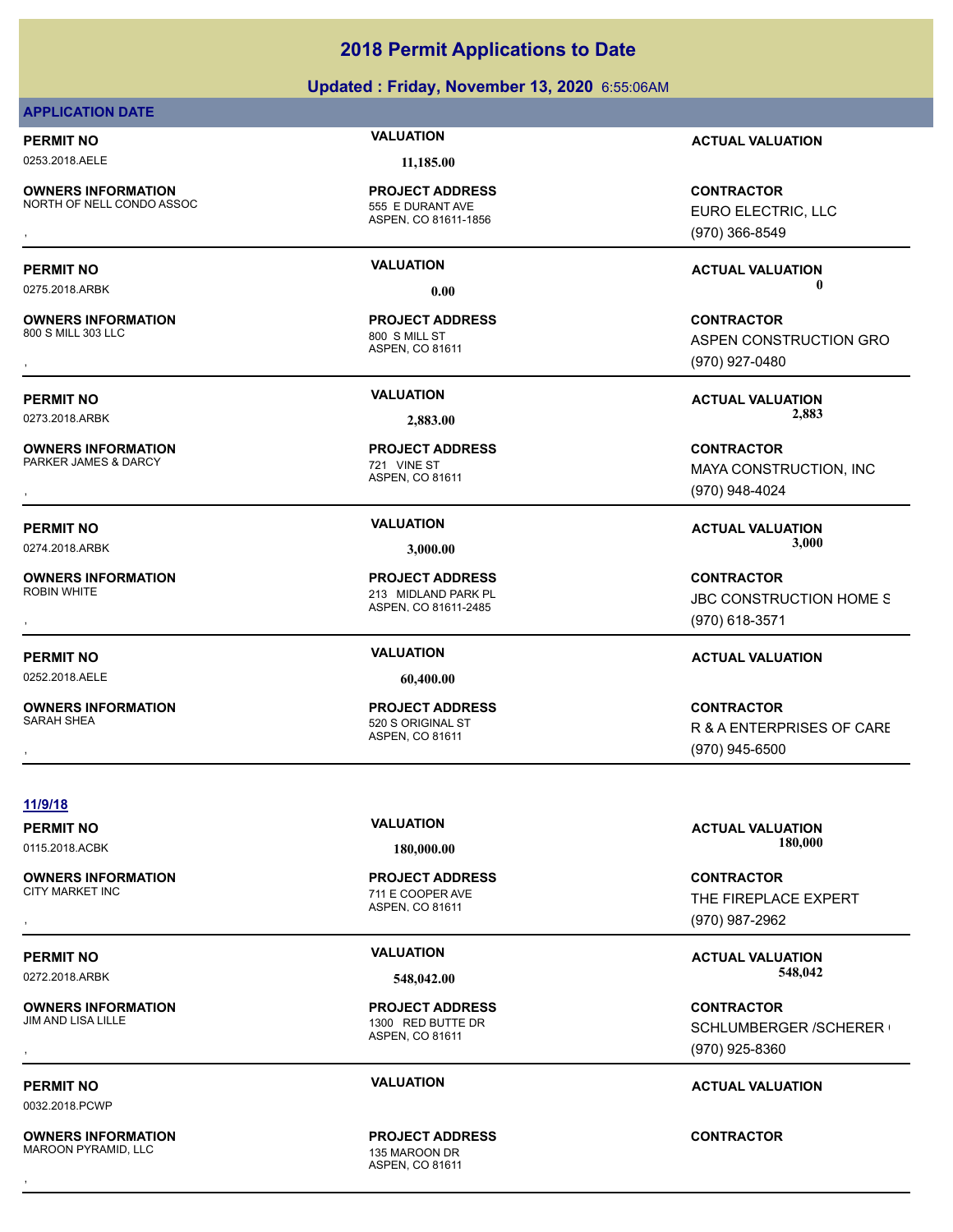# 2018 Permit Applications to Date

## Updated : Friday, November 13, 2020 6:55:06AM

### APPLICATION DATE

**PERMIT NO** 0253.2018.AELE
**VALUATION** 11,185.00
**ACTUAL VALUATION**

**OWNERS INFORMATION** NORTH OF NELL CONDO ASSOC
,
**PROJECT ADDRESS** 555 E DURANT AVE
ASPEN, CO 81611-1856
**CONTRACTOR** EURO ELECTRIC, LLC
(970) 366-8549

---

**PERMIT NO** 0275.2018.ARBK
**VALUATION** 0.00
**ACTUAL VALUATION** 0

**OWNERS INFORMATION** 800 S MILL 303 LLC
,
**PROJECT ADDRESS** 800 S MILL ST
ASPEN, CO 81611
**CONTRACTOR** ASPEN CONSTRUCTION GRO
(970) 927-0480

---

**PERMIT NO** 0273.2018.ARBK
**VALUATION** 2,883.00
**ACTUAL VALUATION** 2,883

**OWNERS INFORMATION** PARKER JAMES & DARCY
,
**PROJECT ADDRESS** 721 VINE ST
ASPEN, CO 81611
**CONTRACTOR** MAYA CONSTRUCTION, INC
(970) 948-4024

---

**PERMIT NO** 0274.2018.ARBK
**VALUATION** 3,000.00
**ACTUAL VALUATION** 3,000

**OWNERS INFORMATION** ROBIN WHITE
,
**PROJECT ADDRESS** 213 MIDLAND PARK PL
ASPEN, CO 81611-2485
**CONTRACTOR** JBC CONSTRUCTION HOME S
(970) 618-3571

---

**PERMIT NO** 0252.2018.AELE
**VALUATION** 60,400.00
**ACTUAL VALUATION**

**OWNERS INFORMATION** SARAH SHEA
,
**PROJECT ADDRESS** 520 S ORIGINAL ST
ASPEN, CO 81611
**CONTRACTOR** R & A ENTERPRISES OF CARE
(970) 945-6500

---

### 11/9/18

**PERMIT NO** 0115.2018.ACBK
**VALUATION** 180,000.00
**ACTUAL VALUATION** 180,000

**OWNERS INFORMATION** CITY MARKET INC
,
**PROJECT ADDRESS** 711 E COOPER AVE
ASPEN, CO 81611
**CONTRACTOR** THE FIREPLACE EXPERT
(970) 987-2962

---

**PERMIT NO** 0272.2018.ARBK
**VALUATION** 548,042.00
**ACTUAL VALUATION** 548,042

**OWNERS INFORMATION** JIM AND LISA LILLE
,
**PROJECT ADDRESS** 1300 RED BUTTE DR
ASPEN, CO 81611
**CONTRACTOR** SCHLUMBERGER /SCHERER (
(970) 925-8360

---

**PERMIT NO** 0032.2018.PCWP
**VALUATION**
**ACTUAL VALUATION**

**OWNERS INFORMATION** MAROON PYRAMID, LLC
,
**PROJECT ADDRESS** 135 MAROON DR
ASPEN, CO 81611
**CONTRACTOR**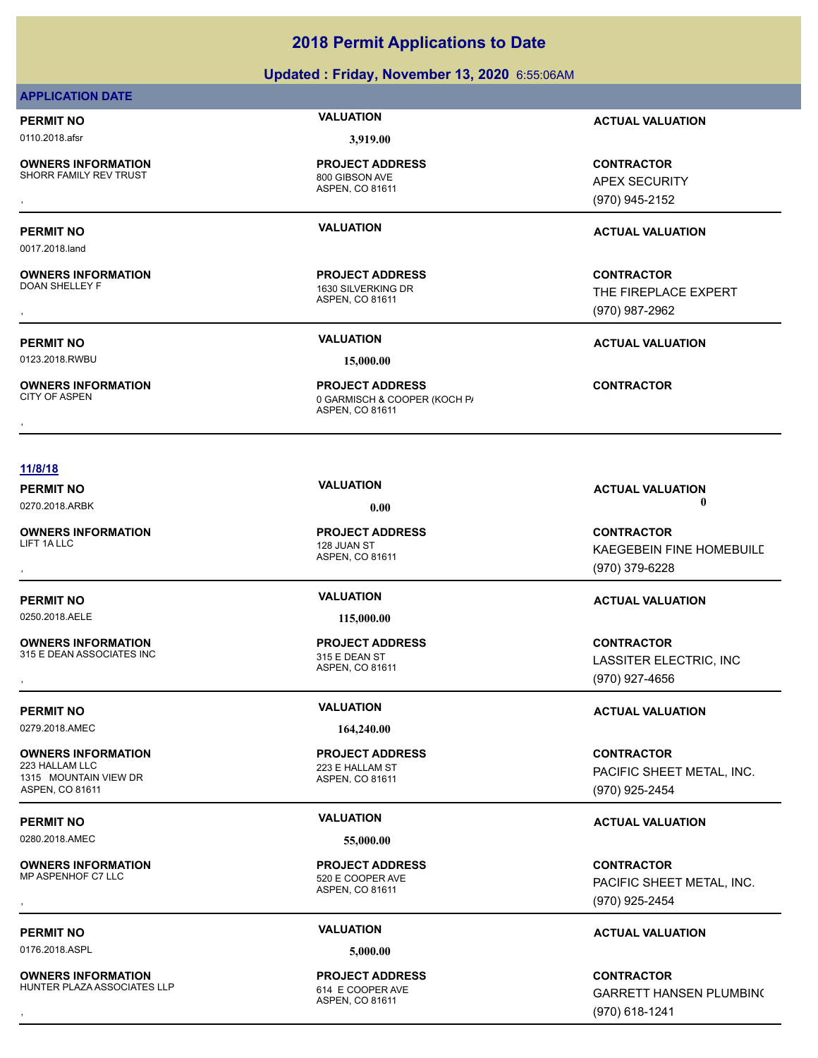# 2018 Permit Applications to Date

## Updated : Friday, November 13, 2020 6:55:06AM

### APPLICATION DATE

**PERMIT NO** 0110.2018.afsr
**VALUATION** 3,919.00
**ACTUAL VALUATION**

**OWNERS INFORMATION** SHORR FAMILY REV TRUST
,
**PROJECT ADDRESS** 800 GIBSON AVE, ASPEN, CO 81611
**CONTRACTOR** APEX SECURITY (970) 945-2152

---

**PERMIT NO** 0017.2018.land
**VALUATION**
**ACTUAL VALUATION**

**OWNERS INFORMATION** DOAN SHELLEY F
,
**PROJECT ADDRESS** 1630 SILVERKING DR, ASPEN, CO 81611
**CONTRACTOR** THE FIREPLACE EXPERT (970) 987-2962

---

**PERMIT NO** 0123.2018.RWBU
**VALUATION** 15,000.00
**ACTUAL VALUATION**

**OWNERS INFORMATION** CITY OF ASPEN
,
**PROJECT ADDRESS** 0 GARMISCH & COOPER (KOCH P/, ASPEN, CO 81611
**CONTRACTOR**

---

### 11/8/18

**PERMIT NO** 0270.2018.ARBK
**VALUATION** 0.00
**ACTUAL VALUATION** 0

**OWNERS INFORMATION** LIFT 1A LLC
,
**PROJECT ADDRESS** 128 JUAN ST, ASPEN, CO 81611
**CONTRACTOR** KAEGEBEIN FINE HOMEBUILD (970) 379-6228

---

**PERMIT NO** 0250.2018.AELE
**VALUATION** 115,000.00
**ACTUAL VALUATION**

**OWNERS INFORMATION** 315 E DEAN ASSOCIATES INC
,
**PROJECT ADDRESS** 315 E DEAN ST, ASPEN, CO 81611
**CONTRACTOR** LASSITER ELECTRIC, INC (970) 927-4656

---

**PERMIT NO** 0279.2018.AMEC
**VALUATION** 164,240.00
**ACTUAL VALUATION**

**OWNERS INFORMATION** 223 HALLAM LLC
1315 MOUNTAIN VIEW DR
ASPEN, CO 81611
**PROJECT ADDRESS** 223 E HALLAM ST, ASPEN, CO 81611
**CONTRACTOR** PACIFIC SHEET METAL, INC. (970) 925-2454

---

**PERMIT NO** 0280.2018.AMEC
**VALUATION** 55,000.00
**ACTUAL VALUATION**

**OWNERS INFORMATION** MP ASPENHOF C7 LLC
,
**PROJECT ADDRESS** 520 E COOPER AVE, ASPEN, CO 81611
**CONTRACTOR** PACIFIC SHEET METAL, INC. (970) 925-2454

---

**PERMIT NO** 0176.2018.ASPL
**VALUATION** 5,000.00
**ACTUAL VALUATION**

**OWNERS INFORMATION** HUNTER PLAZA ASSOCIATES LLP
,
**PROJECT ADDRESS** 614 E COOPER AVE, ASPEN, CO 81611
**CONTRACTOR** GARRETT HANSEN PLUMBING (970) 618-1241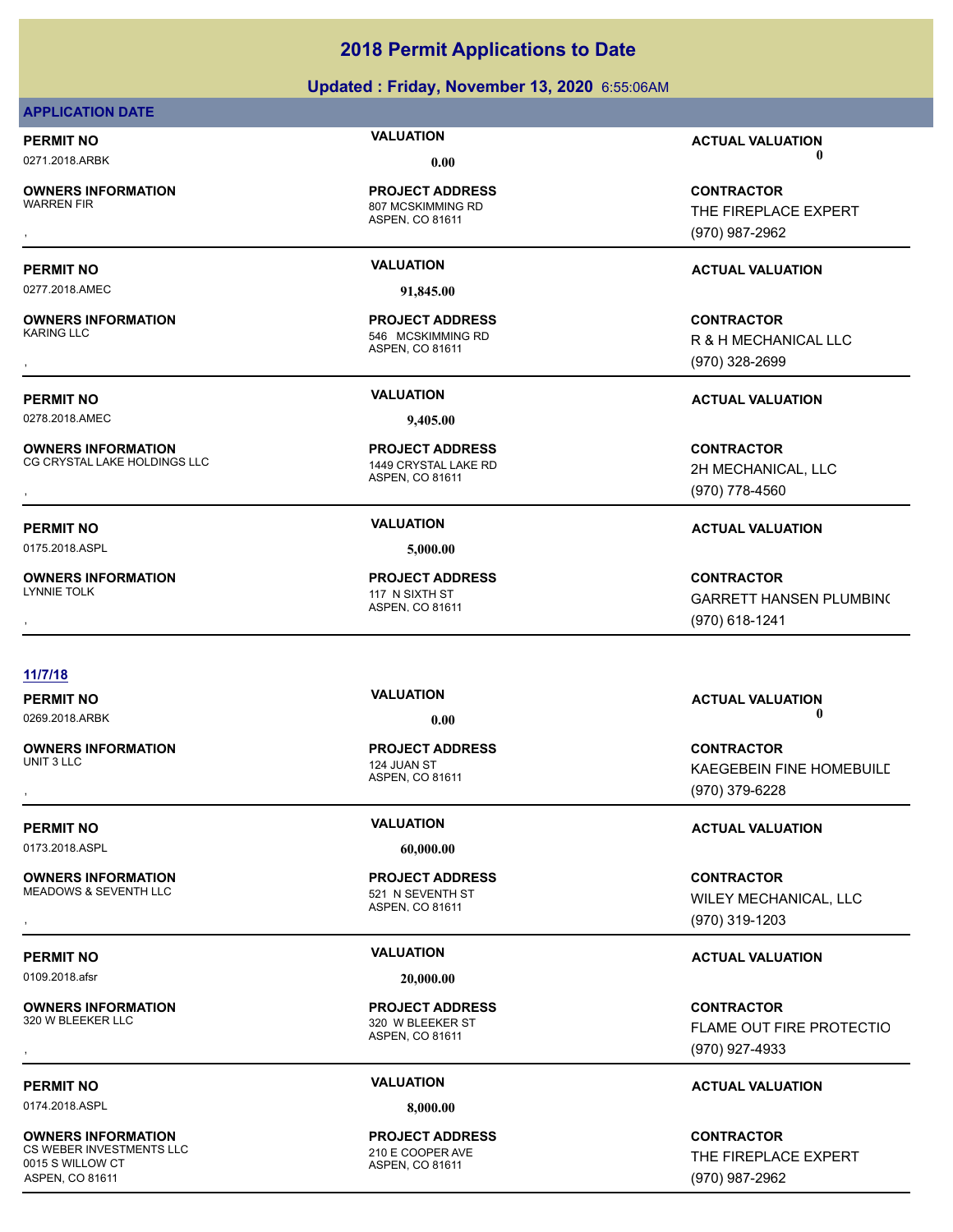# 2018 Permit Applications to Date

## Updated : Friday, November 13, 2020 6:55:06AM

**APPLICATION DATE**

**PERMIT NO** 0271.2018.ARBK
**VALUATION** 0.00
**ACTUAL VALUATION** 0

**OWNERS INFORMATION** WARREN FIR
,
**PROJECT ADDRESS** 807 MCSKIMMING RD ASPEN, CO 81611
**CONTRACTOR** THE FIREPLACE EXPERT (970) 987-2962

---

**PERMIT NO** 0277.2018.AMEC
**VALUATION** 91,845.00
**ACTUAL VALUATION**

**OWNERS INFORMATION** KARING LLC
,
**PROJECT ADDRESS** 546 MCSKIMMING RD ASPEN, CO 81611
**CONTRACTOR** R & H MECHANICAL LLC (970) 328-2699

---

**PERMIT NO** 0278.2018.AMEC
**VALUATION** 9,405.00
**ACTUAL VALUATION**

**OWNERS INFORMATION** CG CRYSTAL LAKE HOLDINGS LLC
,
**PROJECT ADDRESS** 1449 CRYSTAL LAKE RD ASPEN, CO 81611
**CONTRACTOR** 2H MECHANICAL, LLC (970) 778-4560

---

**PERMIT NO** 0175.2018.ASPL
**VALUATION** 5,000.00
**ACTUAL VALUATION**

**OWNERS INFORMATION** LYNNIE TOLK
,
**PROJECT ADDRESS** 117 N SIXTH ST ASPEN, CO 81611
**CONTRACTOR** GARRETT HANSEN PLUMBIN( (970) 618-1241

---

**11/7/18**

**PERMIT NO** 0269.2018.ARBK
**VALUATION** 0.00
**ACTUAL VALUATION** 0

**OWNERS INFORMATION** UNIT 3 LLC
,
**PROJECT ADDRESS** 124 JUAN ST ASPEN, CO 81611
**CONTRACTOR** KAEGEBEIN FINE HOMEBUILD (970) 379-6228

---

**PERMIT NO** 0173.2018.ASPL
**VALUATION** 60,000.00
**ACTUAL VALUATION**

**OWNERS INFORMATION** MEADOWS & SEVENTH LLC
,
**PROJECT ADDRESS** 521 N SEVENTH ST ASPEN, CO 81611
**CONTRACTOR** WILEY MECHANICAL, LLC (970) 319-1203

---

**PERMIT NO** 0109.2018.afsr
**VALUATION** 20,000.00
**ACTUAL VALUATION**

**OWNERS INFORMATION** 320 W BLEEKER LLC
,
**PROJECT ADDRESS** 320 W BLEEKER ST ASPEN, CO 81611
**CONTRACTOR** FLAME OUT FIRE PROTECTIO (970) 927-4933

---

**PERMIT NO** 0174.2018.ASPL
**VALUATION** 8,000.00
**ACTUAL VALUATION**

**OWNERS INFORMATION** CS WEBER INVESTMENTS LLC 0015 S WILLOW CT ASPEN, CO 81611
**PROJECT ADDRESS** 210 E COOPER AVE ASPEN, CO 81611
**CONTRACTOR** THE FIREPLACE EXPERT (970) 987-2962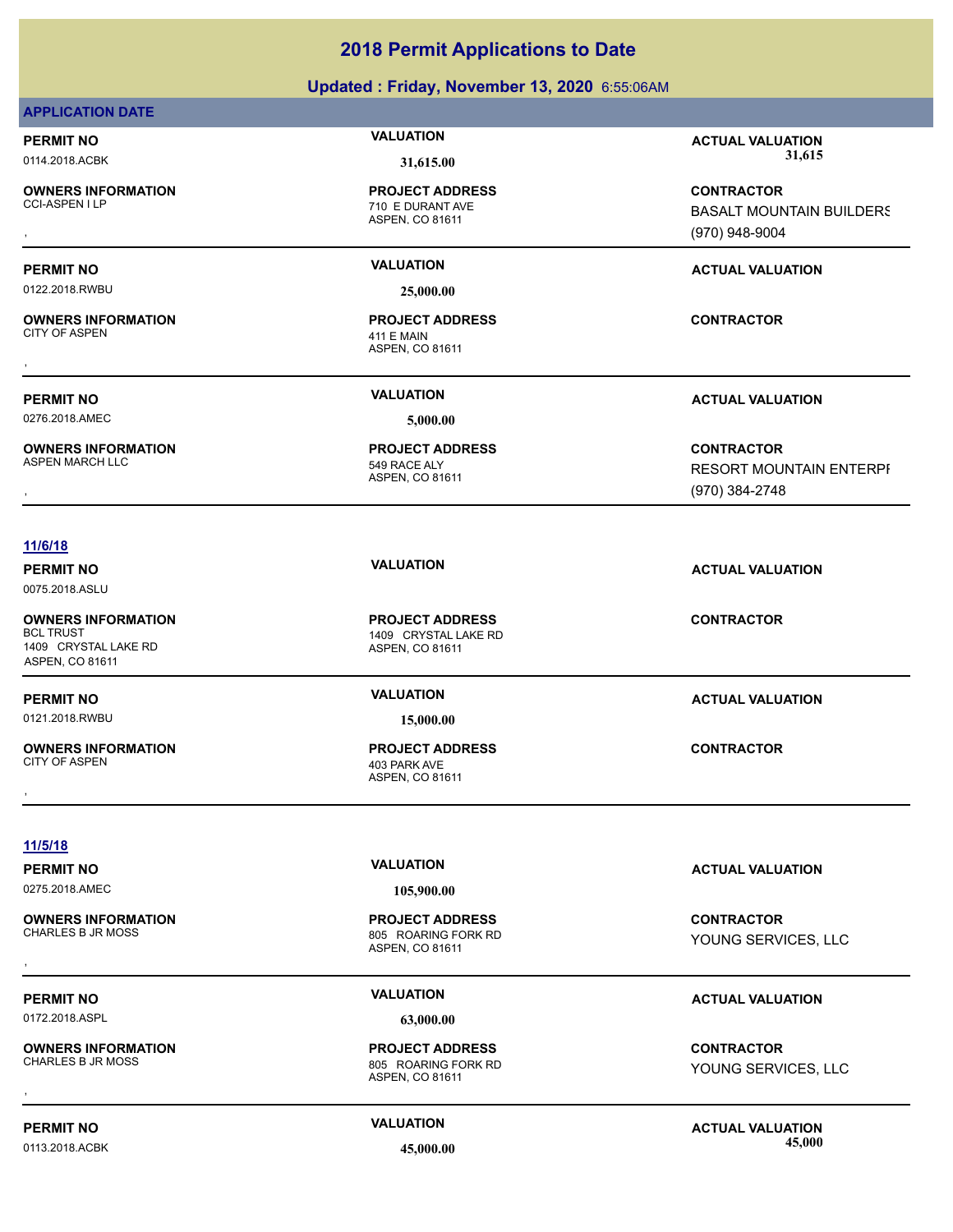# 2018 Permit Applications to Date

## Updated : Friday, November 13, 2020 6:55:06AM

**APPLICATION DATE**

| PERMIT NO | VALUATION | ACTUAL VALUATION |
|---|---|---|
| 0114.2018.ACBK | 31,615.00 | 31,615 |
| **OWNERS INFORMATION** | **PROJECT ADDRESS** | **CONTRACTOR** |
| CCI-ASPEN I LP<br>, | 710 E DURANT AVE<br>ASPEN, CO 81611 | BASALT MOUNTAIN BUILDERS<br>(970) 948-9004 |

| PERMIT NO | VALUATION | ACTUAL VALUATION |
|---|---|---|
| 0122.2018.RWBU | 25,000.00 | |
| **OWNERS INFORMATION** | **PROJECT ADDRESS** | **CONTRACTOR** |
| CITY OF ASPEN<br>, | 411 E MAIN<br>ASPEN, CO 81611 | |

| PERMIT NO | VALUATION | ACTUAL VALUATION |
|---|---|---|
| 0276.2018.AMEC | 5,000.00 | |
| **OWNERS INFORMATION** | **PROJECT ADDRESS** | **CONTRACTOR** |
| ASPEN MARCH LLC<br>, | 549 RACE ALY<br>ASPEN, CO 81611 | RESORT MOUNTAIN ENTERPI<br>(970) 384-2748 |

**11/6/18**

| PERMIT NO | VALUATION | ACTUAL VALUATION |
|---|---|---|
| 0075.2018.ASLU | | |
| **OWNERS INFORMATION** | **PROJECT ADDRESS** | **CONTRACTOR** |
| BCL TRUST<br>1409 CRYSTAL LAKE RD<br>ASPEN, CO 81611 | 1409 CRYSTAL LAKE RD<br>ASPEN, CO 81611 | |

| PERMIT NO | VALUATION | ACTUAL VALUATION |
|---|---|---|
| 0121.2018.RWBU | 15,000.00 | |
| **OWNERS INFORMATION** | **PROJECT ADDRESS** | **CONTRACTOR** |
| CITY OF ASPEN<br>, | 403 PARK AVE<br>ASPEN, CO 81611 | |

**11/5/18**

| PERMIT NO | VALUATION | ACTUAL VALUATION |
|---|---|---|
| 0275.2018.AMEC | 105,900.00 | |
| **OWNERS INFORMATION** | **PROJECT ADDRESS** | **CONTRACTOR** |
| CHARLES B JR MOSS<br>, | 805 ROARING FORK RD<br>ASPEN, CO 81611 | YOUNG SERVICES, LLC |

| PERMIT NO | VALUATION | ACTUAL VALUATION |
|---|---|---|
| 0172.2018.ASPL | 63,000.00 | |
| **OWNERS INFORMATION** | **PROJECT ADDRESS** | **CONTRACTOR** |
| CHARLES B JR MOSS<br>, | 805 ROARING FORK RD<br>ASPEN, CO 81611 | YOUNG SERVICES, LLC |

| PERMIT NO | VALUATION | ACTUAL VALUATION |
|---|---|---|
| 0113.2018.ACBK | 45,000.00 | 45,000 |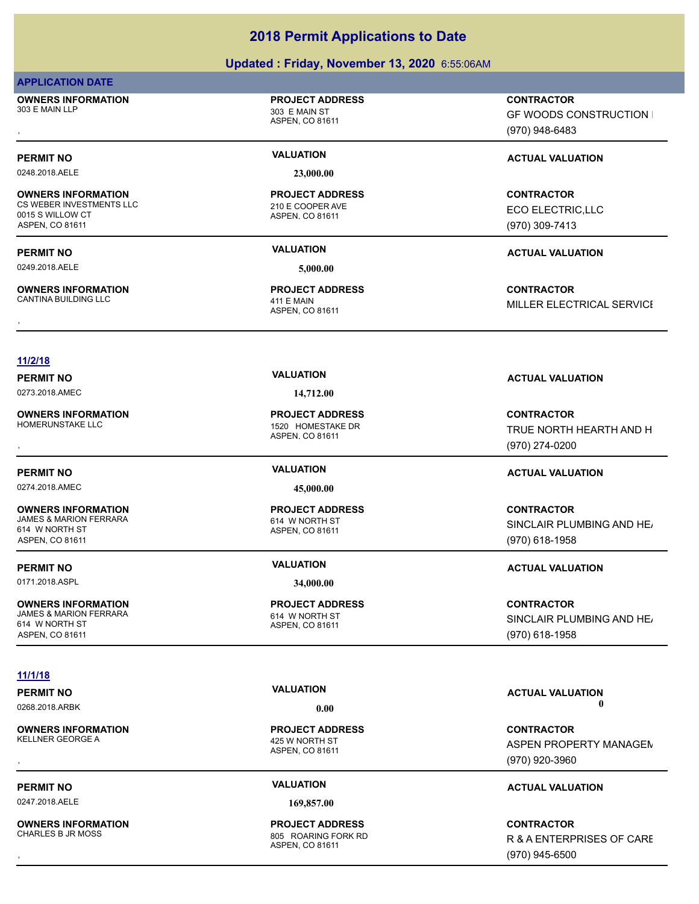# 2018 Permit Applications to Date

## Updated : Friday, November 13, 2020 6:55:06AM

**APPLICATION DATE**

**OWNERS INFORMATION**
303 E MAIN LLP
,

**PROJECT ADDRESS**
303 E MAIN ST
ASPEN, CO 81611

**CONTRACTOR**
GF WOODS CONSTRUCTION I
(970) 948-6483

---

| PERMIT NO | VALUATION | ACTUAL VALUATION |
|---|---|---|
| 0248.2018.AELE | 23,000.00 | |

**OWNERS INFORMATION**
CS WEBER INVESTMENTS LLC
0015 S WILLOW CT
ASPEN, CO 81611

**PROJECT ADDRESS**
210 E COOPER AVE
ASPEN, CO 81611

**CONTRACTOR**
ECO ELECTRIC,LLC
(970) 309-7413

---

| PERMIT NO | VALUATION | ACTUAL VALUATION |
|---|---|---|
| 0249.2018.AELE | 5,000.00 | |

**OWNERS INFORMATION**
CANTINA BUILDING LLC
,

**PROJECT ADDRESS**
411 E MAIN
ASPEN, CO 81611

**CONTRACTOR**
MILLER ELECTRICAL SERVICI

---

**11/2/18**

| PERMIT NO | VALUATION | ACTUAL VALUATION |
|---|---|---|
| 0273.2018.AMEC | 14,712.00 | |

**OWNERS INFORMATION**
HOMERUNSTAKE LLC
,

**PROJECT ADDRESS**
1520 HOMESTAKE DR
ASPEN, CO 81611

**CONTRACTOR**
TRUE NORTH HEARTH AND H
(970) 274-0200

---

| PERMIT NO | VALUATION | ACTUAL VALUATION |
|---|---|---|
| 0274.2018.AMEC | 45,000.00 | |

**OWNERS INFORMATION**
JAMES & MARION FERRARA
614 W NORTH ST
ASPEN, CO 81611

**PROJECT ADDRESS**
614 W NORTH ST
ASPEN, CO 81611

**CONTRACTOR**
SINCLAIR PLUMBING AND HE/
(970) 618-1958

---

| PERMIT NO | VALUATION | ACTUAL VALUATION |
|---|---|---|
| 0171.2018.ASPL | 34,000.00 | |

**OWNERS INFORMATION**
JAMES & MARION FERRARA
614 W NORTH ST
ASPEN, CO 81611

**PROJECT ADDRESS**
614 W NORTH ST
ASPEN, CO 81611

**CONTRACTOR**
SINCLAIR PLUMBING AND HE/
(970) 618-1958

---

**11/1/18**

| PERMIT NO | VALUATION | ACTUAL VALUATION |
|---|---|---|
| 0268.2018.ARBK | 0.00 | 0 |

**OWNERS INFORMATION**
KELLNER GEORGE A
,

**PROJECT ADDRESS**
425 W NORTH ST
ASPEN, CO 81611

**CONTRACTOR**
ASPEN PROPERTY MANAGEM
(970) 920-3960

---

| PERMIT NO | VALUATION | ACTUAL VALUATION |
|---|---|---|
| 0247.2018.AELE | 169,857.00 | |

**OWNERS INFORMATION**
CHARLES B JR MOSS
,

**PROJECT ADDRESS**
805 ROARING FORK RD
ASPEN, CO 81611

**CONTRACTOR**
R & A ENTERPRISES OF CARE
(970) 945-6500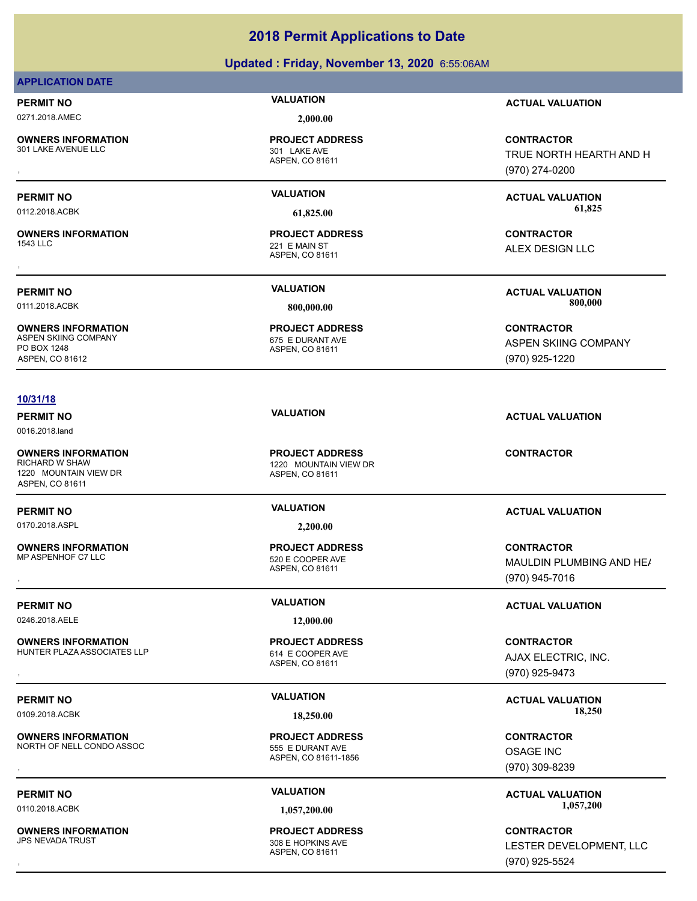# 2018 Permit Applications to Date

## Updated : Friday, November 13, 2020 6:55:06AM

### APPLICATION DATE

**PERMIT NO** 0271.2018.AMEC
**VALUATION** 2,000.00
**ACTUAL VALUATION**

**OWNERS INFORMATION**
301 LAKE AVENUE LLC
,

**PROJECT ADDRESS**
301 LAKE AVE
ASPEN, CO 81611

**CONTRACTOR**
TRUE NORTH HEARTH AND H
(970) 274-0200

---

**PERMIT NO** 0112.2018.ACBK
**VALUATION** 61,825.00
**ACTUAL VALUATION** 61,825

**OWNERS INFORMATION**
1543 LLC
,

**PROJECT ADDRESS**
221 E MAIN ST
ASPEN, CO 81611

**CONTRACTOR**
ALEX DESIGN LLC

---

**PERMIT NO** 0111.2018.ACBK
**VALUATION** 800,000.00
**ACTUAL VALUATION** 800,000

**OWNERS INFORMATION**
ASPEN SKIING COMPANY
PO BOX 1248
ASPEN, CO 81612

**PROJECT ADDRESS**
675 E DURANT AVE
ASPEN, CO 81611

**CONTRACTOR**
ASPEN SKIING COMPANY
(970) 925-1220

---

### 10/31/18

**PERMIT NO** 0016.2018.land
**VALUATION**
**ACTUAL VALUATION**

**OWNERS INFORMATION**
RICHARD W SHAW
1220 MOUNTAIN VIEW DR
ASPEN, CO 81611

**PROJECT ADDRESS**
1220 MOUNTAIN VIEW DR
ASPEN, CO 81611

**CONTRACTOR**

---

**PERMIT NO** 0170.2018.ASPL
**VALUATION** 2,200.00
**ACTUAL VALUATION**

**OWNERS INFORMATION**
MP ASPENHOF C7 LLC
,

**PROJECT ADDRESS**
520 E COOPER AVE
ASPEN, CO 81611

**CONTRACTOR**
MAULDIN PLUMBING AND HEA
(970) 945-7016

---

**PERMIT NO** 0246.2018.AELE
**VALUATION** 12,000.00
**ACTUAL VALUATION**

**OWNERS INFORMATION**
HUNTER PLAZA ASSOCIATES LLP
,

**PROJECT ADDRESS**
614 E COOPER AVE
ASPEN, CO 81611

**CONTRACTOR**
AJAX ELECTRIC, INC.
(970) 925-9473

---

**PERMIT NO** 0109.2018.ACBK
**VALUATION** 18,250.00
**ACTUAL VALUATION** 18,250

**OWNERS INFORMATION**
NORTH OF NELL CONDO ASSOC
,

**PROJECT ADDRESS**
555 E DURANT AVE
ASPEN, CO 81611-1856

**CONTRACTOR**
OSAGE INC
(970) 309-8239

---

**PERMIT NO** 0110.2018.ACBK
**VALUATION** 1,057,200.00
**ACTUAL VALUATION** 1,057,200

**OWNERS INFORMATION**
JPS NEVADA TRUST
,

**PROJECT ADDRESS**
308 E HOPKINS AVE
ASPEN, CO 81611

**CONTRACTOR**
LESTER DEVELOPMENT, LLC
(970) 925-5524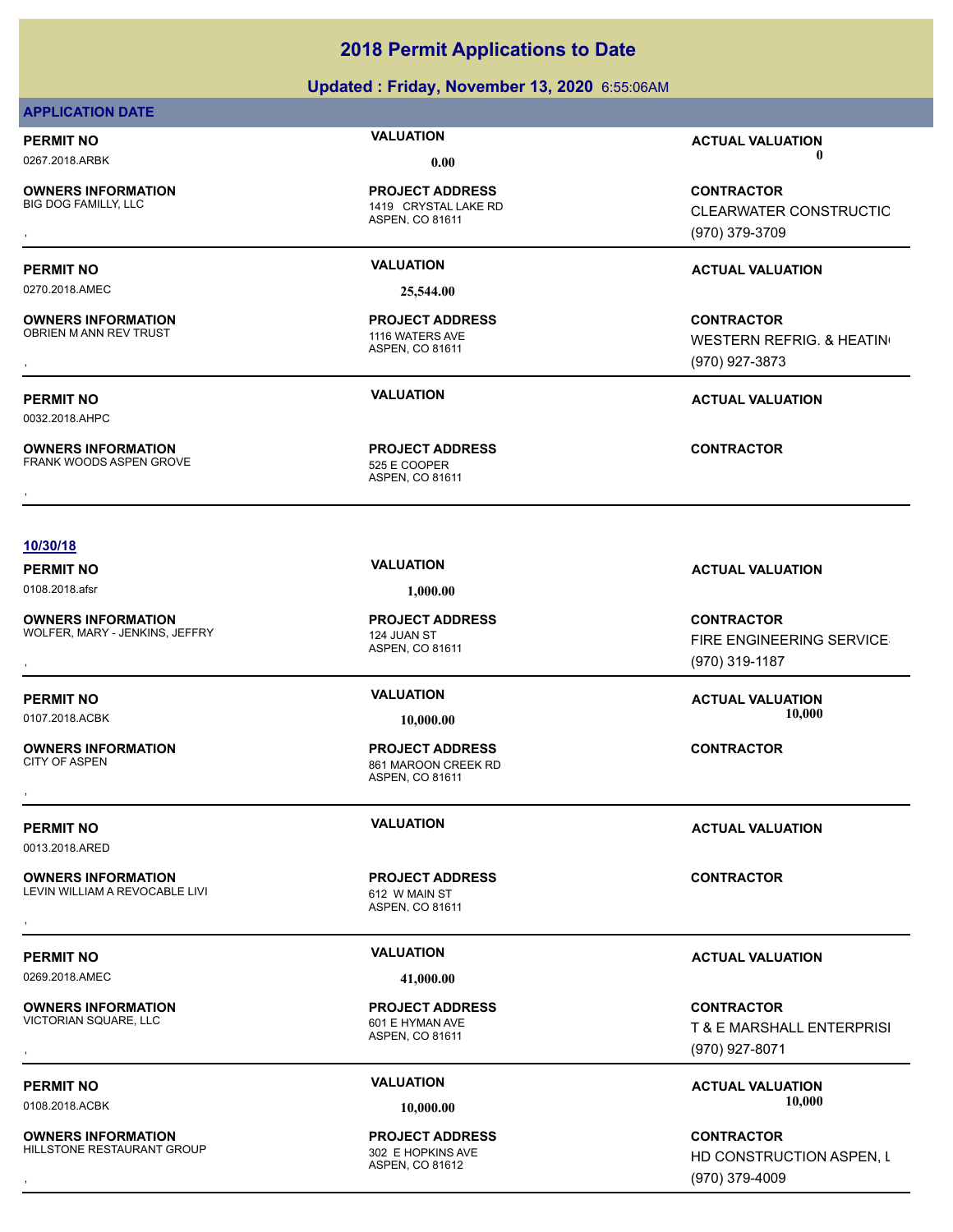# 2018 Permit Applications to Date

## Updated : Friday, November 13, 2020 6:55:06AM

**APPLICATION DATE**

| PERMIT NO | VALUATION | ACTUAL VALUATION |
|---|---|---|
| 0267.2018.ARBK | 0.00 | 0 |

| OWNERS INFORMATION | PROJECT ADDRESS | CONTRACTOR |
|---|---|---|
| BIG DOG FAMILLY, LLC<br>, | 1419 CRYSTAL LAKE RD<br>ASPEN, CO 81611 | CLEARWATER CONSTRUCTIC<br>(970) 379-3709 |

| PERMIT NO | VALUATION | ACTUAL VALUATION |
|---|---|---|
| 0270.2018.AMEC | 25,544.00 | |

| OWNERS INFORMATION | PROJECT ADDRESS | CONTRACTOR |
|---|---|---|
| OBRIEN M ANN REV TRUST<br>, | 1116 WATERS AVE<br>ASPEN, CO 81611 | WESTERN REFRIG. & HEATIN<br>(970) 927-3873 |

| PERMIT NO | VALUATION | ACTUAL VALUATION |
|---|---|---|
| 0032.2018.AHPC | | |

| OWNERS INFORMATION | PROJECT ADDRESS | CONTRACTOR |
|---|---|---|
| FRANK WOODS ASPEN GROVE<br>, | 525 E COOPER<br>ASPEN, CO 81611 | |

**10/30/18**

| PERMIT NO | VALUATION | ACTUAL VALUATION |
|---|---|---|
| 0108.2018.afsr | 1,000.00 | |

| OWNERS INFORMATION | PROJECT ADDRESS | CONTRACTOR |
|---|---|---|
| WOLFER, MARY - JENKINS, JEFFRY<br>, | 124 JUAN ST<br>ASPEN, CO 81611 | FIRE ENGINEERING SERVICE<br>(970) 319-1187 |

| PERMIT NO | VALUATION | ACTUAL VALUATION |
|---|---|---|
| 0107.2018.ACBK | 10,000.00 | 10,000 |

| OWNERS INFORMATION | PROJECT ADDRESS | CONTRACTOR |
|---|---|---|
| CITY OF ASPEN<br>, | 861 MAROON CREEK RD<br>ASPEN, CO 81611 | |

| PERMIT NO | VALUATION | ACTUAL VALUATION |
|---|---|---|
| 0013.2018.ARED | | |

| OWNERS INFORMATION | PROJECT ADDRESS | CONTRACTOR |
|---|---|---|
| LEVIN WILLIAM A REVOCABLE LIVI<br>, | 612 W MAIN ST<br>ASPEN, CO 81611 | |

| PERMIT NO | VALUATION | ACTUAL VALUATION |
|---|---|---|
| 0269.2018.AMEC | 41,000.00 | |

| OWNERS INFORMATION | PROJECT ADDRESS | CONTRACTOR |
|---|---|---|
| VICTORIAN SQUARE, LLC<br>, | 601 E HYMAN AVE<br>ASPEN, CO 81611 | T & E MARSHALL ENTERPRISI<br>(970) 927-8071 |

| PERMIT NO | VALUATION | ACTUAL VALUATION |
|---|---|---|
| 0108.2018.ACBK | 10,000.00 | 10,000 |

| OWNERS INFORMATION | PROJECT ADDRESS | CONTRACTOR |
|---|---|---|
| HILLSTONE RESTAURANT GROUP<br>, | 302 E HOPKINS AVE<br>ASPEN, CO 81612 | HD CONSTRUCTION ASPEN, L<br>(970) 379-4009 |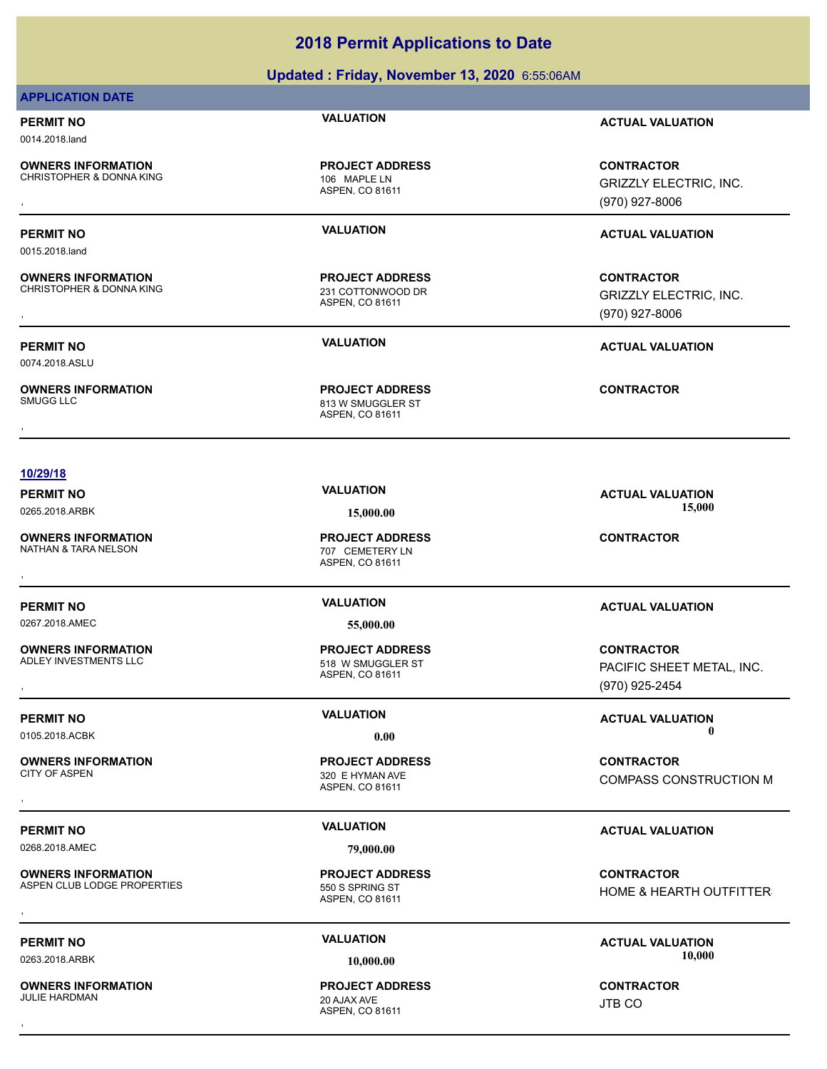# 2018 Permit Applications to Date

## Updated : Friday, November 13, 2020 6:55:06AM

**APPLICATION DATE**

| PERMIT NO | VALUATION | ACTUAL VALUATION |
|---|---|---|
| 0014.2018.land | | |

| OWNERS INFORMATION | PROJECT ADDRESS | CONTRACTOR |
|---|---|---|
| CHRISTOPHER & DONNA KING<br>, | 106 MAPLE LN<br>ASPEN, CO 81611 | GRIZZLY ELECTRIC, INC.<br>(970) 927-8006 |

| PERMIT NO | VALUATION | ACTUAL VALUATION |
|---|---|---|
| 0015.2018.land | | |

| OWNERS INFORMATION | PROJECT ADDRESS | CONTRACTOR |
|---|---|---|
| CHRISTOPHER & DONNA KING<br>, | 231 COTTONWOOD DR<br>ASPEN, CO 81611 | GRIZZLY ELECTRIC, INC.<br>(970) 927-8006 |

| PERMIT NO | VALUATION | ACTUAL VALUATION |
|---|---|---|
| 0074.2018.ASLU | | |

| OWNERS INFORMATION | PROJECT ADDRESS | CONTRACTOR |
|---|---|---|
| SMUGG LLC<br>, | 813 W SMUGGLER ST<br>ASPEN, CO 81611 | |

**10/29/18**

| PERMIT NO | VALUATION | ACTUAL VALUATION |
|---|---|---|
| 0265.2018.ARBK | 15,000.00 | 15,000 |

| OWNERS INFORMATION | PROJECT ADDRESS | CONTRACTOR |
|---|---|---|
| NATHAN & TARA NELSON<br>, | 707 CEMETERY LN<br>ASPEN, CO 81611 | |

| PERMIT NO | VALUATION | ACTUAL VALUATION |
|---|---|---|
| 0267.2018.AMEC | 55,000.00 | |

| OWNERS INFORMATION | PROJECT ADDRESS | CONTRACTOR |
|---|---|---|
| ADLEY INVESTMENTS LLC<br>, | 518 W SMUGGLER ST<br>ASPEN, CO 81611 | PACIFIC SHEET METAL, INC.<br>(970) 925-2454 |

| PERMIT NO | VALUATION | ACTUAL VALUATION |
|---|---|---|
| 0105.2018.ACBK | 0.00 | 0 |

| OWNERS INFORMATION | PROJECT ADDRESS | CONTRACTOR |
|---|---|---|
| CITY OF ASPEN<br>, | 320 E HYMAN AVE<br>ASPEN, CO 81611 | COMPASS CONSTRUCTION M |

| PERMIT NO | VALUATION | ACTUAL VALUATION |
|---|---|---|
| 0268.2018.AMEC | 79,000.00 | |

| OWNERS INFORMATION | PROJECT ADDRESS | CONTRACTOR |
|---|---|---|
| ASPEN CLUB LODGE PROPERTIES<br>, | 550 S SPRING ST<br>ASPEN, CO 81611 | HOME & HEARTH OUTFITTER |

| PERMIT NO | VALUATION | ACTUAL VALUATION |
|---|---|---|
| 0263.2018.ARBK | 10,000.00 | 10,000 |

| OWNERS INFORMATION | PROJECT ADDRESS | CONTRACTOR |
|---|---|---|
| JULIE HARDMAN<br>, | 20 AJAX AVE<br>ASPEN, CO 81611 | JTB CO |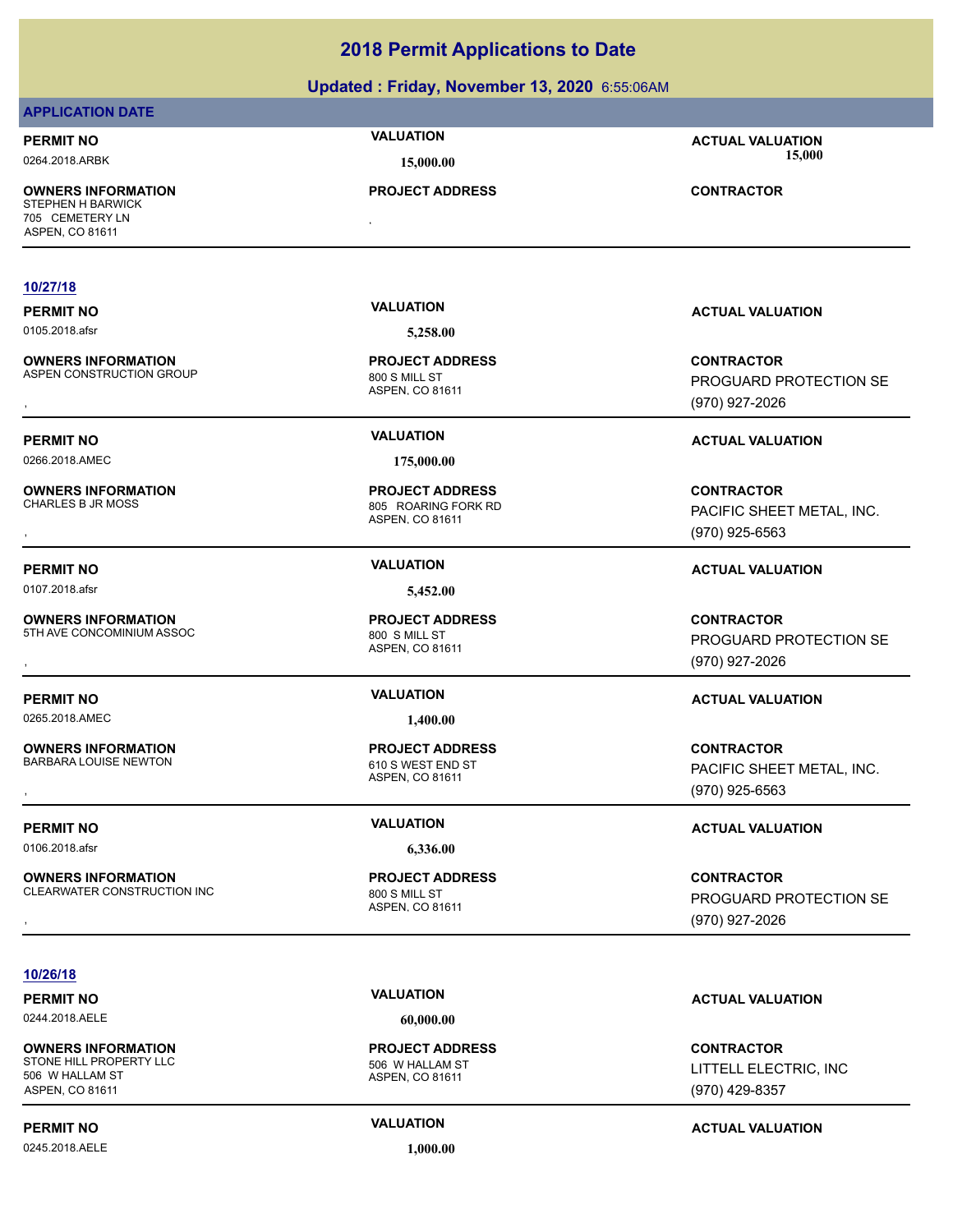# 2018 Permit Applications to Date

## Updated : Friday, November 13, 2020 6:55:06AM

### APPLICATION DATE

**PERMIT NO**
0264.2018.ARBK

**VALUATION**
15,000.00

**ACTUAL VALUATION**
15,000

**OWNERS INFORMATION**
STEPHEN H BARWICK
705 CEMETERY LN
ASPEN, CO 81611

**PROJECT ADDRESS**
,

**CONTRACTOR**

---

### 10/27/18

**PERMIT NO**
0105.2018.afsr

**VALUATION**
5,258.00

**ACTUAL VALUATION**

**OWNERS INFORMATION**
ASPEN CONSTRUCTION GROUP
,

**PROJECT ADDRESS**
800 S MILL ST
ASPEN, CO 81611

**CONTRACTOR**
PROGUARD PROTECTION SE
(970) 927-2026

---

**PERMIT NO**
0266.2018.AMEC

**VALUATION**
175,000.00

**ACTUAL VALUATION**

**OWNERS INFORMATION**
CHARLES B JR MOSS
,

**PROJECT ADDRESS**
805 ROARING FORK RD
ASPEN, CO 81611

**CONTRACTOR**
PACIFIC SHEET METAL, INC.
(970) 925-6563

---

**PERMIT NO**
0107.2018.afsr

**VALUATION**
5,452.00

**ACTUAL VALUATION**

**OWNERS INFORMATION**
5TH AVE CONCOMINIUM ASSOC
,

**PROJECT ADDRESS**
800 S MILL ST
ASPEN, CO 81611

**CONTRACTOR**
PROGUARD PROTECTION SE
(970) 927-2026

---

**PERMIT NO**
0265.2018.AMEC

**VALUATION**
1,400.00

**ACTUAL VALUATION**

**OWNERS INFORMATION**
BARBARA LOUISE NEWTON
,

**PROJECT ADDRESS**
610 S WEST END ST
ASPEN, CO 81611

**CONTRACTOR**
PACIFIC SHEET METAL, INC.
(970) 925-6563

---

**PERMIT NO**
0106.2018.afsr

**VALUATION**
6,336.00

**ACTUAL VALUATION**

**OWNERS INFORMATION**
CLEARWATER CONSTRUCTION INC
,

**PROJECT ADDRESS**
800 S MILL ST
ASPEN, CO 81611

**CONTRACTOR**
PROGUARD PROTECTION SE
(970) 927-2026

---

### 10/26/18

**PERMIT NO**
0244.2018.AELE

**VALUATION**
60,000.00

**ACTUAL VALUATION**

**OWNERS INFORMATION**
STONE HILL PROPERTY LLC
506 W HALLAM ST
ASPEN, CO 81611

**PROJECT ADDRESS**
506 W HALLAM ST
ASPEN, CO 81611

**CONTRACTOR**
LITTELL ELECTRIC, INC
(970) 429-8357

---

**PERMIT NO**
0245.2018.AELE

**VALUATION**
1,000.00

**ACTUAL VALUATION**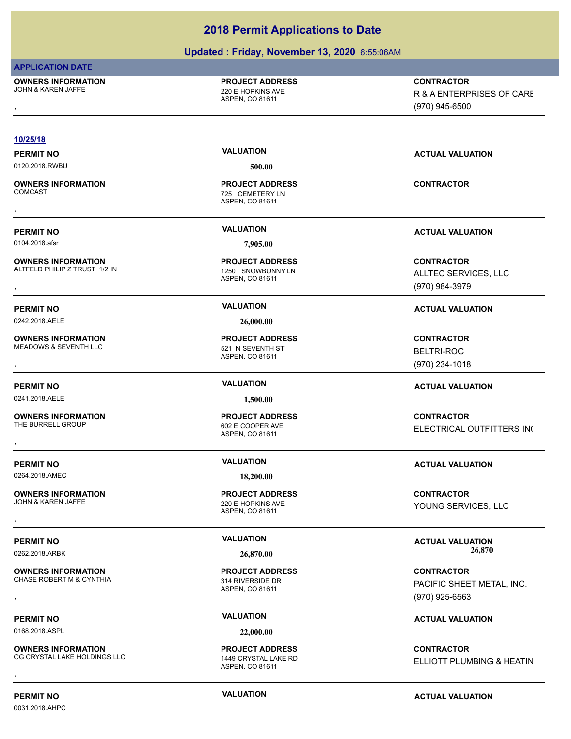# 2018 Permit Applications to Date

## Updated : Friday, November 13, 2020 6:55:06AM

**APPLICATION DATE**

| OWNERS INFORMATION | PROJECT ADDRESS | CONTRACTOR |
|---|---|---|
| JOHN & KAREN JAFFE<br>, | 220 E HOPKINS AVE<br>ASPEN, CO 81611 | R & A ENTERPRISES OF CARE<br>(970) 945-6500 |

**10/25/18**

| PERMIT NO | VALUATION | ACTUAL VALUATION |
|---|---|---|
| 0120.2018.RWBU | 500.00 | |

| OWNERS INFORMATION | PROJECT ADDRESS | CONTRACTOR |
|---|---|---|
| COMCAST<br>, | 725 CEMETERY LN<br>ASPEN, CO 81611 | |

| PERMIT NO | VALUATION | ACTUAL VALUATION |
|---|---|---|
| 0104.2018.afsr | 7,905.00 | |

| OWNERS INFORMATION | PROJECT ADDRESS | CONTRACTOR |
|---|---|---|
| ALTFELD PHILIP Z TRUST 1/2 IN<br>, | 1250 SNOWBUNNY LN<br>ASPEN, CO 81611 | ALLTEC SERVICES, LLC<br>(970) 984-3979 |

| PERMIT NO | VALUATION | ACTUAL VALUATION |
|---|---|---|
| 0242.2018.AELE | 26,000.00 | |

| OWNERS INFORMATION | PROJECT ADDRESS | CONTRACTOR |
|---|---|---|
| MEADOWS & SEVENTH LLC<br>, | 521 N SEVENTH ST<br>ASPEN, CO 81611 | BELTRI-ROC<br>(970) 234-1018 |

| PERMIT NO | VALUATION | ACTUAL VALUATION |
|---|---|---|
| 0241.2018.AELE | 1,500.00 | |

| OWNERS INFORMATION | PROJECT ADDRESS | CONTRACTOR |
|---|---|---|
| THE BURRELL GROUP<br>, | 602 E COOPER AVE<br>ASPEN, CO 81611 | ELECTRICAL OUTFITTERS INC |

| PERMIT NO | VALUATION | ACTUAL VALUATION |
|---|---|---|
| 0264.2018.AMEC | 18,200.00 | |

| OWNERS INFORMATION | PROJECT ADDRESS | CONTRACTOR |
|---|---|---|
| JOHN & KAREN JAFFE<br>, | 220 E HOPKINS AVE<br>ASPEN, CO 81611 | YOUNG SERVICES, LLC |

| PERMIT NO | VALUATION | ACTUAL VALUATION |
|---|---|---|
| 0262.2018.ARBK | 26,870.00 | 26,870 |

| OWNERS INFORMATION | PROJECT ADDRESS | CONTRACTOR |
|---|---|---|
| CHASE ROBERT M & CYNTHIA<br>, | 314 RIVERSIDE DR<br>ASPEN, CO 81611 | PACIFIC SHEET METAL, INC.<br>(970) 925-6563 |

| PERMIT NO | VALUATION | ACTUAL VALUATION |
|---|---|---|
| 0168.2018.ASPL | 22,000.00 | |

| OWNERS INFORMATION | PROJECT ADDRESS | CONTRACTOR |
|---|---|---|
| CG CRYSTAL LAKE HOLDINGS LLC<br>, | 1449 CRYSTAL LAKE RD<br>ASPEN, CO 81611 | ELLIOTT PLUMBING & HEATIN |

| PERMIT NO | VALUATION | ACTUAL VALUATION |
|---|---|---|
| 0031.2018.AHPC | | |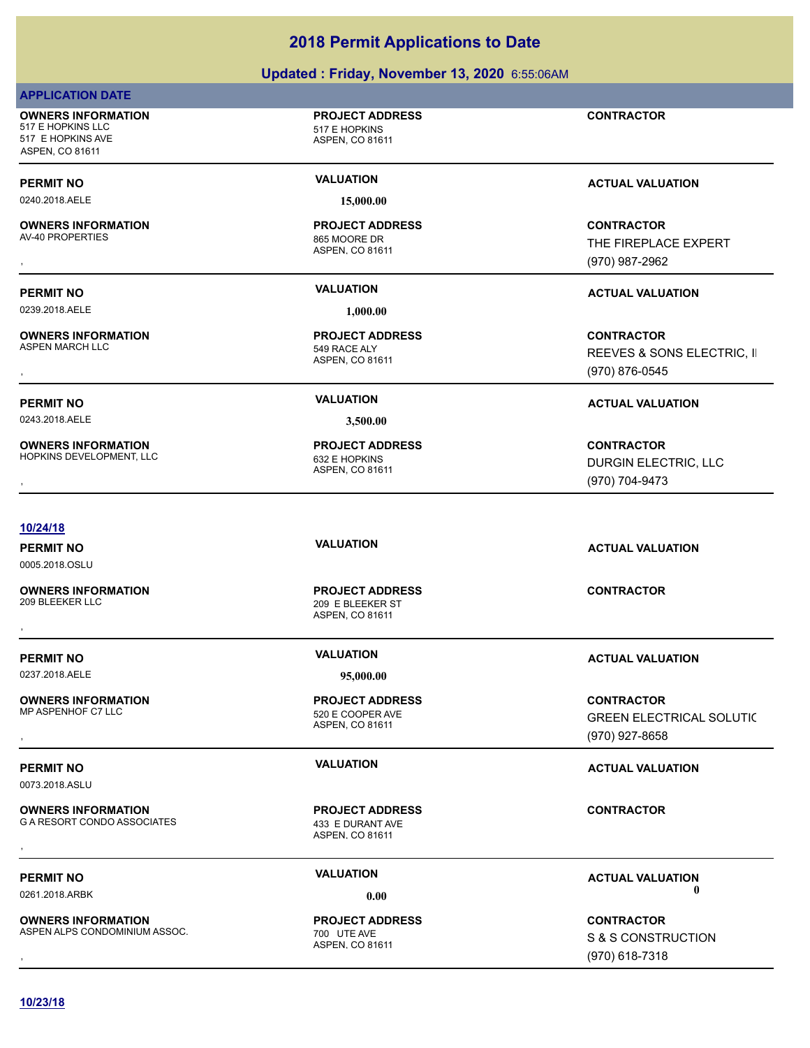# 2018 Permit Applications to Date

## Updated : Friday, November 13, 2020 6:55:06AM

**APPLICATION DATE**

| OWNERS INFORMATION | PROJECT ADDRESS | CONTRACTOR |
|---|---|---|
| 517 E HOPKINS LLC<br>517 E HOPKINS AVE<br>ASPEN, CO 81611 | 517 E HOPKINS<br>ASPEN, CO 81611 | |

| PERMIT NO | VALUATION | ACTUAL VALUATION |
|---|---|---|
| 0240.2018.AELE | 15,000.00 | |

| OWNERS INFORMATION | PROJECT ADDRESS | CONTRACTOR |
|---|---|---|
| AV-40 PROPERTIES<br>, | 865 MOORE DR<br>ASPEN, CO 81611 | THE FIREPLACE EXPERT<br>(970) 987-2962 |

| PERMIT NO | VALUATION | ACTUAL VALUATION |
|---|---|---|
| 0239.2018.AELE | 1,000.00 | |

| OWNERS INFORMATION | PROJECT ADDRESS | CONTRACTOR |
|---|---|---|
| ASPEN MARCH LLC<br>, | 549 RACE ALY<br>ASPEN, CO 81611 | REEVES & SONS ELECTRIC, I<br>(970) 876-0545 |

| PERMIT NO | VALUATION | ACTUAL VALUATION |
|---|---|---|
| 0243.2018.AELE | 3,500.00 | |

| OWNERS INFORMATION | PROJECT ADDRESS | CONTRACTOR |
|---|---|---|
| HOPKINS DEVELOPMENT, LLC<br>, | 632 E HOPKINS<br>ASPEN, CO 81611 | DURGIN ELECTRIC, LLC<br>(970) 704-9473 |

**10/24/18**

| PERMIT NO | VALUATION | ACTUAL VALUATION |
|---|---|---|
| 0005.2018.OSLU | | |

| OWNERS INFORMATION | PROJECT ADDRESS | CONTRACTOR |
|---|---|---|
| 209 BLEEKER LLC<br>, | 209 E BLEEKER ST<br>ASPEN, CO 81611 | |

| PERMIT NO | VALUATION | ACTUAL VALUATION |
|---|---|---|
| 0237.2018.AELE | 95,000.00 | |

| OWNERS INFORMATION | PROJECT ADDRESS | CONTRACTOR |
|---|---|---|
| MP ASPENHOF C7 LLC<br>, | 520 E COOPER AVE<br>ASPEN, CO 81611 | GREEN ELECTRICAL SOLUTIC<br>(970) 927-8658 |

| PERMIT NO | VALUATION | ACTUAL VALUATION |
|---|---|---|
| 0073.2018.ASLU | | |

| OWNERS INFORMATION | PROJECT ADDRESS | CONTRACTOR |
|---|---|---|
| G A RESORT CONDO ASSOCIATES<br>, | 433 E DURANT AVE<br>ASPEN, CO 81611 | |

| PERMIT NO | VALUATION | ACTUAL VALUATION |
|---|---|---|
| 0261.2018.ARBK | 0.00 | 0 |

| OWNERS INFORMATION | PROJECT ADDRESS | CONTRACTOR |
|---|---|---|
| ASPEN ALPS CONDOMINIUM ASSOC.<br>, | 700 UTE AVE<br>ASPEN, CO 81611 | S & S CONSTRUCTION<br>(970) 618-7318 |

**10/23/18**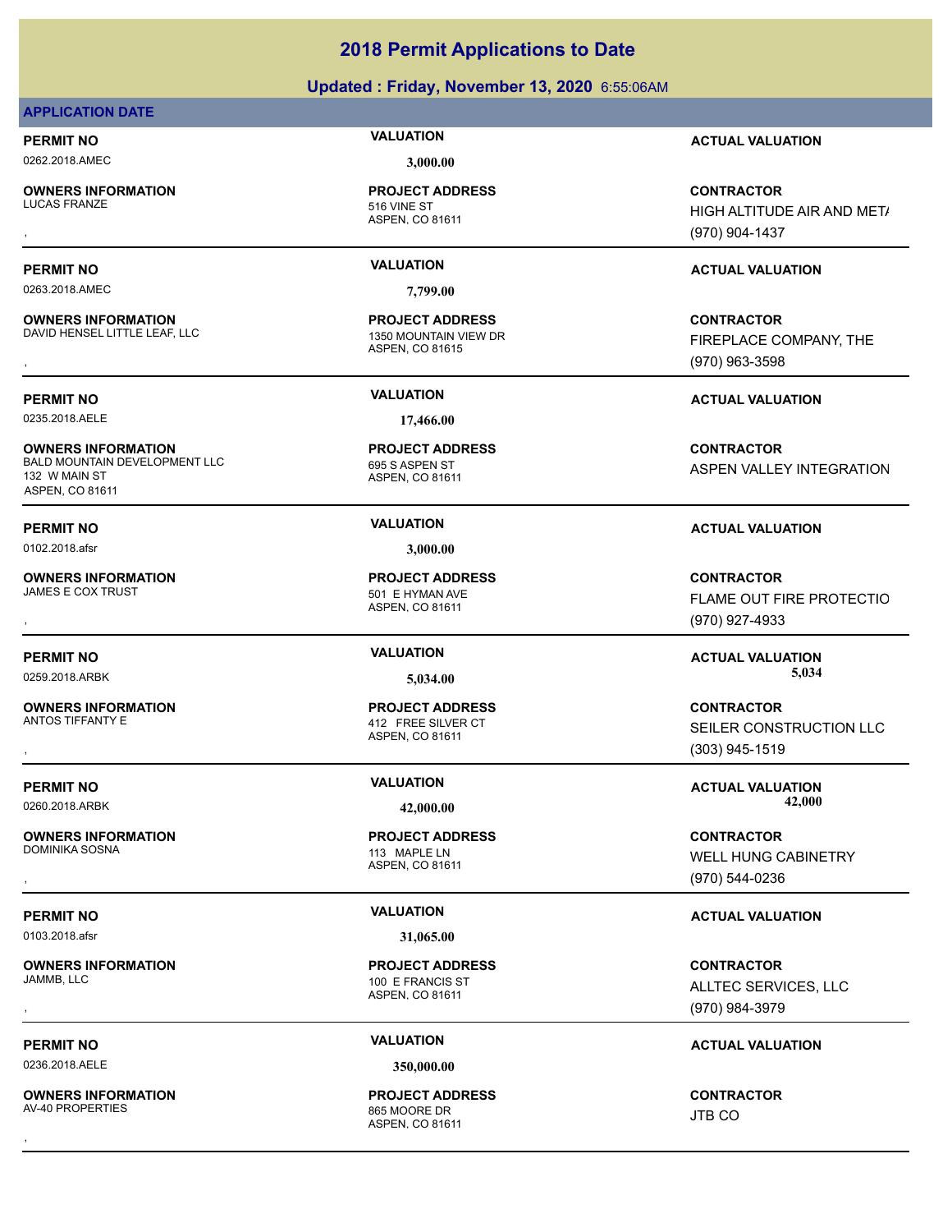# 2018 Permit Applications to Date

## Updated : Friday, November 13, 2020 6:55:06AM

**APPLICATION DATE**

| PERMIT NO | VALUATION | ACTUAL VALUATION |
|---|---|---|
| 0262.2018.AMEC | 3,000.00 | |

| OWNERS INFORMATION | PROJECT ADDRESS | CONTRACTOR |
|---|---|---|
| LUCAS FRANZE<br>, | 516 VINE ST<br>ASPEN, CO 81611 | HIGH ALTITUDE AIR AND MET/<br>(970) 904-1437 |

| PERMIT NO | VALUATION | ACTUAL VALUATION |
|---|---|---|
| 0263.2018.AMEC | 7,799.00 | |

| OWNERS INFORMATION | PROJECT ADDRESS | CONTRACTOR |
|---|---|---|
| DAVID HENSEL LITTLE LEAF, LLC<br>, | 1350 MOUNTAIN VIEW DR<br>ASPEN, CO 81615 | FIREPLACE COMPANY, THE<br>(970) 963-3598 |

| PERMIT NO | VALUATION | ACTUAL VALUATION |
|---|---|---|
| 0235.2018.AELE | 17,466.00 | |

| OWNERS INFORMATION | PROJECT ADDRESS | CONTRACTOR |
|---|---|---|
| BALD MOUNTAIN DEVELOPMENT LLC<br>132 W MAIN ST<br>ASPEN, CO 81611 | 695 S ASPEN ST<br>ASPEN, CO 81611 | ASPEN VALLEY INTEGRATION |

| PERMIT NO | VALUATION | ACTUAL VALUATION |
|---|---|---|
| 0102.2018.afsr | 3,000.00 | |

| OWNERS INFORMATION | PROJECT ADDRESS | CONTRACTOR |
|---|---|---|
| JAMES E COX TRUST<br>, | 501 E HYMAN AVE<br>ASPEN, CO 81611 | FLAME OUT FIRE PROTECTIO<br>(970) 927-4933 |

| PERMIT NO | VALUATION | ACTUAL VALUATION |
|---|---|---|
| 0259.2018.ARBK | 5,034.00 | 5,034 |

| OWNERS INFORMATION | PROJECT ADDRESS | CONTRACTOR |
|---|---|---|
| ANTOS TIFFANTY E<br>, | 412 FREE SILVER CT<br>ASPEN, CO 81611 | SEILER CONSTRUCTION LLC<br>(303) 945-1519 |

| PERMIT NO | VALUATION | ACTUAL VALUATION |
|---|---|---|
| 0260.2018.ARBK | 42,000.00 | 42,000 |

| OWNERS INFORMATION | PROJECT ADDRESS | CONTRACTOR |
|---|---|---|
| DOMINIKA SOSNA<br>, | 113 MAPLE LN<br>ASPEN, CO 81611 | WELL HUNG CABINETRY<br>(970) 544-0236 |

| PERMIT NO | VALUATION | ACTUAL VALUATION |
|---|---|---|
| 0103.2018.afsr | 31,065.00 | |

| OWNERS INFORMATION | PROJECT ADDRESS | CONTRACTOR |
|---|---|---|
| JAMMB, LLC<br>, | 100 E FRANCIS ST<br>ASPEN, CO 81611 | ALLTEC SERVICES, LLC<br>(970) 984-3979 |

| PERMIT NO | VALUATION | ACTUAL VALUATION |
|---|---|---|
| 0236.2018.AELE | 350,000.00 | |

| OWNERS INFORMATION | PROJECT ADDRESS | CONTRACTOR |
|---|---|---|
| AV-40 PROPERTIES<br>, | 865 MOORE DR<br>ASPEN, CO 81611 | JTB CO |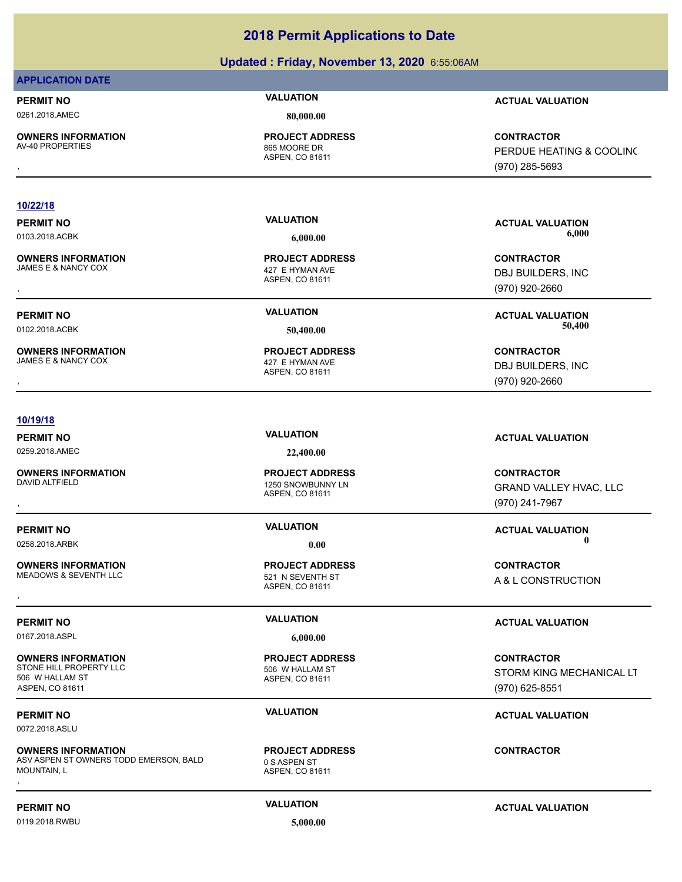# 2018 Permit Applications to Date

## Updated : Friday, November 13, 2020 6:55:06AM

**APPLICATION DATE**

| PERMIT NO | VALUATION | ACTUAL VALUATION |
|---|---|---|
| 0261.2018.AMEC | 80,000.00 | |

| OWNERS INFORMATION | PROJECT ADDRESS | CONTRACTOR |
|---|---|---|
| AV-40 PROPERTIES<br>, | 865 MOORE DR<br>ASPEN, CO 81611 | PERDUE HEATING & COOLINC<br>(970) 285-5693 |

### 10/22/18

| PERMIT NO | VALUATION | ACTUAL VALUATION |
|---|---|---|
| 0103.2018.ACBK | 6,000.00 | 6,000 |

| OWNERS INFORMATION | PROJECT ADDRESS | CONTRACTOR |
|---|---|---|
| JAMES E & NANCY COX<br>, | 427 E HYMAN AVE<br>ASPEN, CO 81611 | DBJ BUILDERS, INC<br>(970) 920-2660 |

| PERMIT NO | VALUATION | ACTUAL VALUATION |
|---|---|---|
| 0102.2018.ACBK | 50,400.00 | 50,400 |

| OWNERS INFORMATION | PROJECT ADDRESS | CONTRACTOR |
|---|---|---|
| JAMES E & NANCY COX<br>, | 427 E HYMAN AVE<br>ASPEN, CO 81611 | DBJ BUILDERS, INC<br>(970) 920-2660 |

### 10/19/18

| PERMIT NO | VALUATION | ACTUAL VALUATION |
|---|---|---|
| 0259.2018.AMEC | 22,400.00 | |

| OWNERS INFORMATION | PROJECT ADDRESS | CONTRACTOR |
|---|---|---|
| DAVID ALTFIELD<br>, | 1250 SNOWBUNNY LN<br>ASPEN, CO 81611 | GRAND VALLEY HVAC, LLC<br>(970) 241-7967 |

| PERMIT NO | VALUATION | ACTUAL VALUATION |
|---|---|---|
| 0258.2018.ARBK | 0.00 | 0 |

| OWNERS INFORMATION | PROJECT ADDRESS | CONTRACTOR |
|---|---|---|
| MEADOWS & SEVENTH LLC<br>, | 521 N SEVENTH ST<br>ASPEN, CO 81611 | A & L CONSTRUCTION |

| PERMIT NO | VALUATION | ACTUAL VALUATION |
|---|---|---|
| 0167.2018.ASPL | 6,000.00 | |

| OWNERS INFORMATION | PROJECT ADDRESS | CONTRACTOR |
|---|---|---|
| STONE HILL PROPERTY LLC<br>506 W HALLAM ST<br>ASPEN, CO 81611 | 506 W HALLAM ST<br>ASPEN, CO 81611 | STORM KING MECHANICAL LT<br>(970) 625-8551 |

| PERMIT NO | VALUATION | ACTUAL VALUATION |
|---|---|---|
| 0072.2018.ASLU | | |

| OWNERS INFORMATION | PROJECT ADDRESS | CONTRACTOR |
|---|---|---|
| ASV ASPEN ST OWNERS TODD EMERSON, BALD MOUNTAIN, L<br>, | 0 S ASPEN ST<br>ASPEN, CO 81611 | |

| PERMIT NO | VALUATION | ACTUAL VALUATION |
|---|---|---|
| 0119.2018.RWBU | 5,000.00 | |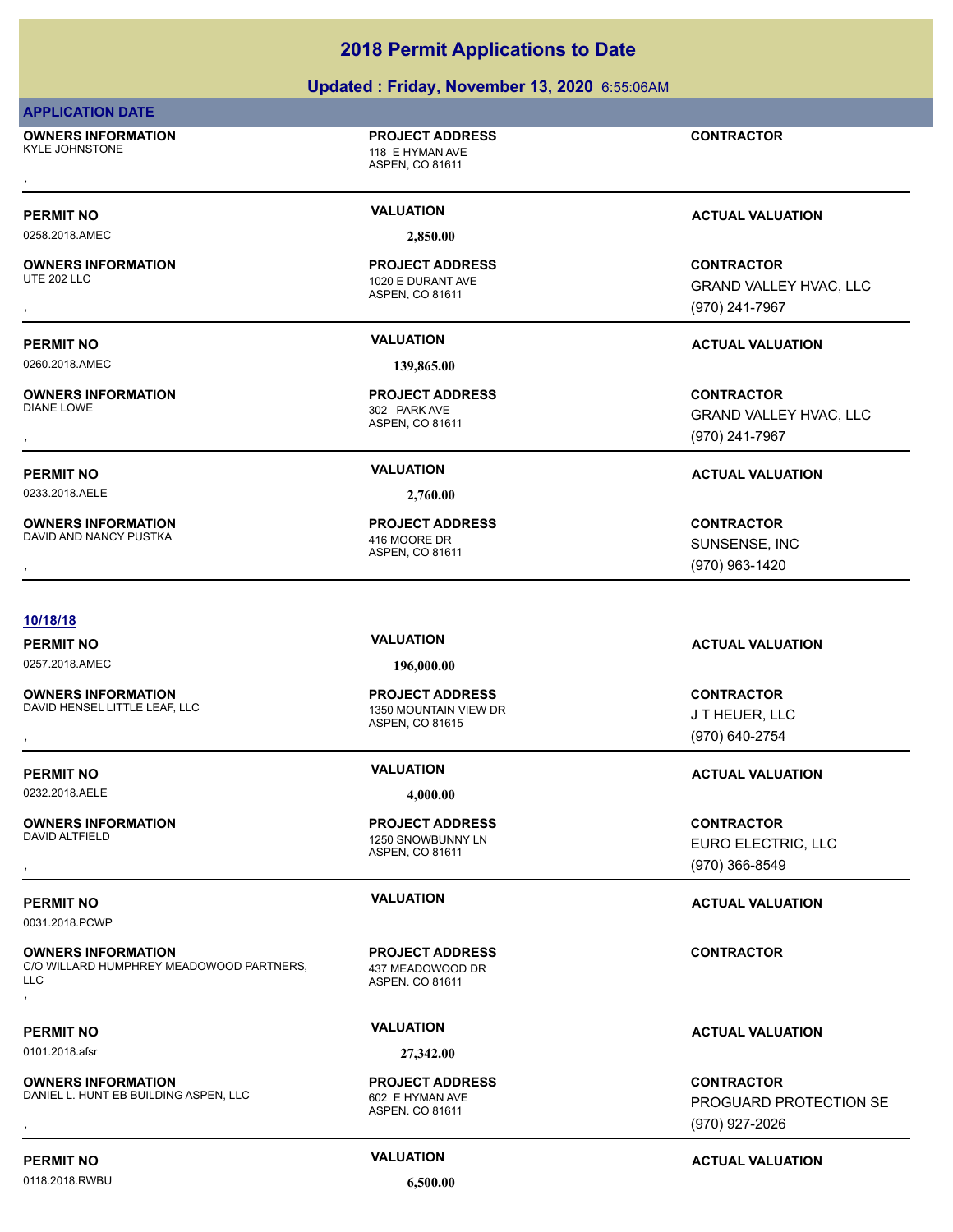# 2018 Permit Applications to Date

## Updated : Friday, November 13, 2020 6:55:06AM

**APPLICATION DATE**

**OWNERS INFORMATION**
KYLE JOHNSTONE
,

**PROJECT ADDRESS**
118 E HYMAN AVE
ASPEN, CO 81611

**CONTRACTOR**

---

**PERMIT NO** 0258.2018.AMEC
**VALUATION** 2,850.00
**ACTUAL VALUATION**

**OWNERS INFORMATION**
UTE 202 LLC
,

**PROJECT ADDRESS**
1020 E DURANT AVE
ASPEN, CO 81611

**CONTRACTOR**
GRAND VALLEY HVAC, LLC
(970) 241-7967

---

**PERMIT NO** 0260.2018.AMEC
**VALUATION** 139,865.00
**ACTUAL VALUATION**

**OWNERS INFORMATION**
DIANE LOWE
,

**PROJECT ADDRESS**
302 PARK AVE
ASPEN, CO 81611

**CONTRACTOR**
GRAND VALLEY HVAC, LLC
(970) 241-7967

---

**PERMIT NO** 0233.2018.AELE
**VALUATION** 2,760.00
**ACTUAL VALUATION**

**OWNERS INFORMATION**
DAVID AND NANCY PUSTKA
,

**PROJECT ADDRESS**
416 MOORE DR
ASPEN, CO 81611

**CONTRACTOR**
SUNSENSE, INC
(970) 963-1420

---

**10/18/18**

**PERMIT NO** 0257.2018.AMEC
**VALUATION** 196,000.00
**ACTUAL VALUATION**

**OWNERS INFORMATION**
DAVID HENSEL LITTLE LEAF, LLC
,

**PROJECT ADDRESS**
1350 MOUNTAIN VIEW DR
ASPEN, CO 81615

**CONTRACTOR**
J T HEUER, LLC
(970) 640-2754

---

**PERMIT NO** 0232.2018.AELE
**VALUATION** 4,000.00
**ACTUAL VALUATION**

**OWNERS INFORMATION**
DAVID ALTFIELD
,

**PROJECT ADDRESS**
1250 SNOWBUNNY LN
ASPEN, CO 81611

**CONTRACTOR**
EURO ELECTRIC, LLC
(970) 366-8549

---

**PERMIT NO** 0031.2018.PCWP
**VALUATION**
**ACTUAL VALUATION**

**OWNERS INFORMATION**
C/O WILLARD HUMPHREY MEADOWOOD PARTNERS, LLC
,

**PROJECT ADDRESS**
437 MEADOWOOD DR
ASPEN, CO 81611

**CONTRACTOR**

---

**PERMIT NO** 0101.2018.afsr
**VALUATION** 27,342.00
**ACTUAL VALUATION**

**OWNERS INFORMATION**
DANIEL L. HUNT EB BUILDING ASPEN, LLC
,

**PROJECT ADDRESS**
602 E HYMAN AVE
ASPEN, CO 81611

**CONTRACTOR**
PROGUARD PROTECTION SE
(970) 927-2026

---

**PERMIT NO** 0118.2018.RWBU
**VALUATION** 6,500.00
**ACTUAL VALUATION**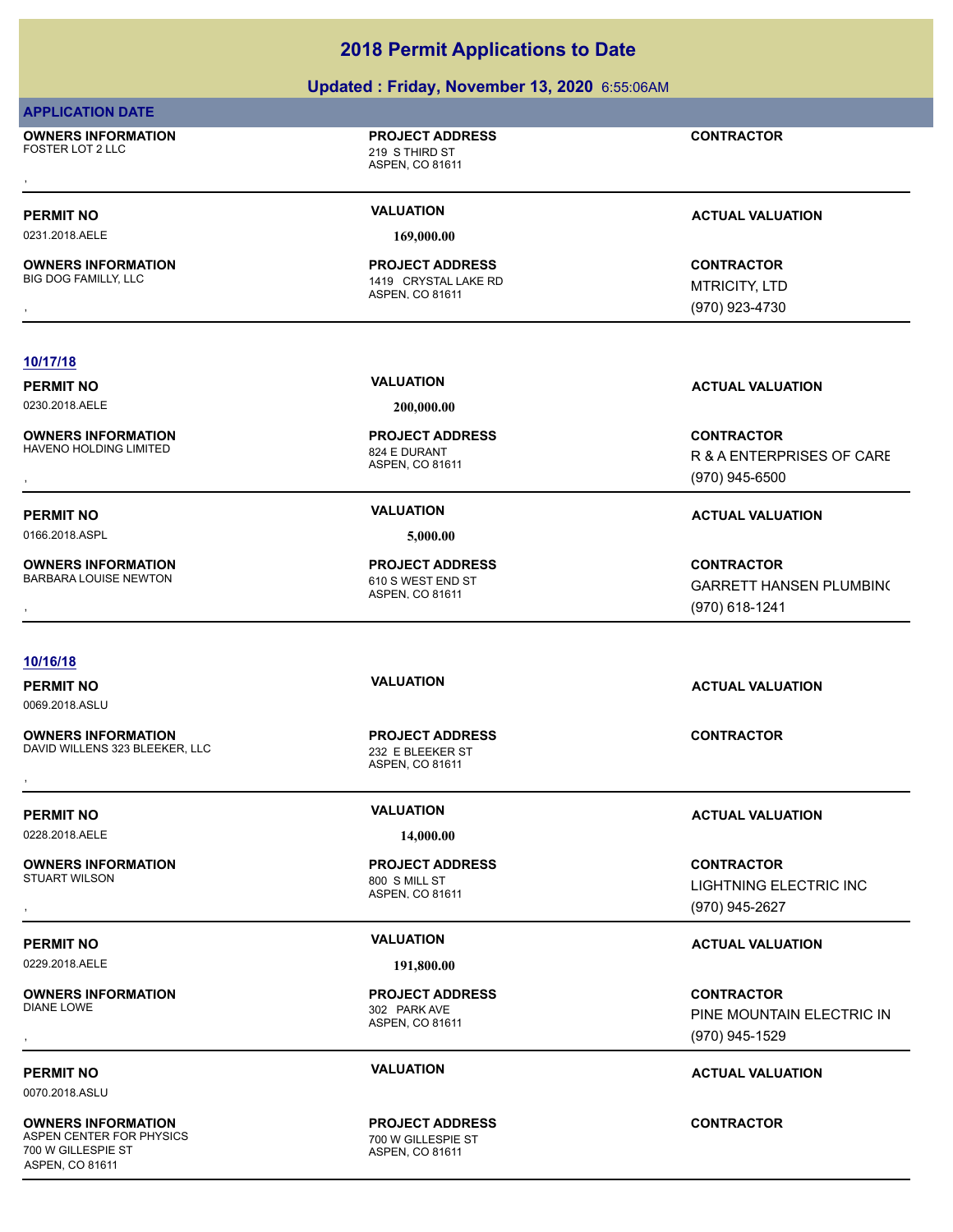# 2018 Permit Applications to Date

## Updated : Friday, November 13, 2020 6:55:06AM

**APPLICATION DATE**

**OWNERS INFORMATION**
FOSTER LOT 2 LLC
,

**PROJECT ADDRESS**
219 S THIRD ST
ASPEN, CO 81611

**CONTRACTOR**

---

**PERMIT NO** 0231.2018.AELE
**VALUATION** 169,000.00
**ACTUAL VALUATION**

**OWNERS INFORMATION**
BIG DOG FAMILLY, LLC
,

**PROJECT ADDRESS**
1419 CRYSTAL LAKE RD
ASPEN, CO 81611

**CONTRACTOR**
MTRICITY, LTD
(970) 923-4730

---

**10/17/18**

**PERMIT NO** 0230.2018.AELE
**VALUATION** 200,000.00
**ACTUAL VALUATION**

**OWNERS INFORMATION**
HAVENO HOLDING LIMITED
,

**PROJECT ADDRESS**
824 E DURANT
ASPEN, CO 81611

**CONTRACTOR**
R & A ENTERPRISES OF CARE
(970) 945-6500

---

**PERMIT NO** 0166.2018.ASPL
**VALUATION** 5,000.00
**ACTUAL VALUATION**

**OWNERS INFORMATION**
BARBARA LOUISE NEWTON
,

**PROJECT ADDRESS**
610 S WEST END ST
ASPEN, CO 81611

**CONTRACTOR**
GARRETT HANSEN PLUMBIN(
(970) 618-1241

---

**10/16/18**

**PERMIT NO** 0069.2018.ASLU
**VALUATION**
**ACTUAL VALUATION**

**OWNERS INFORMATION**
DAVID WILLENS 323 BLEEKER, LLC
,

**PROJECT ADDRESS**
232 E BLEEKER ST
ASPEN, CO 81611

**CONTRACTOR**

---

**PERMIT NO** 0228.2018.AELE
**VALUATION** 14,000.00
**ACTUAL VALUATION**

**OWNERS INFORMATION**
STUART WILSON
,

**PROJECT ADDRESS**
800 S MILL ST
ASPEN, CO 81611

**CONTRACTOR**
LIGHTNING ELECTRIC INC
(970) 945-2627

---

**PERMIT NO** 0229.2018.AELE
**VALUATION** 191,800.00
**ACTUAL VALUATION**

**OWNERS INFORMATION**
DIANE LOWE
,

**PROJECT ADDRESS**
302 PARK AVE
ASPEN, CO 81611

**CONTRACTOR**
PINE MOUNTAIN ELECTRIC IN
(970) 945-1529

---

**PERMIT NO** 0070.2018.ASLU
**VALUATION**
**ACTUAL VALUATION**

**OWNERS INFORMATION**
ASPEN CENTER FOR PHYSICS
700 W GILLESPIE ST
ASPEN, CO 81611

**PROJECT ADDRESS**
700 W GILLESPIE ST
ASPEN, CO 81611

**CONTRACTOR**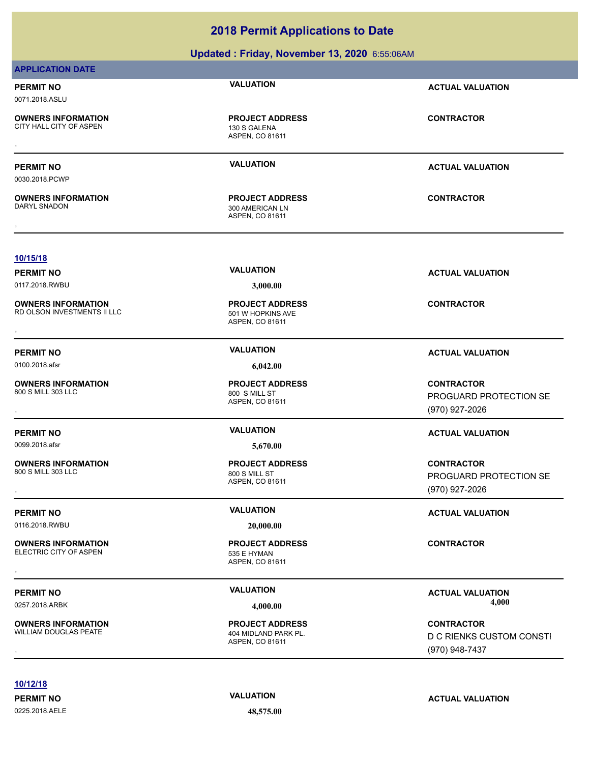# 2018 Permit Applications to Date

## Updated : Friday, November 13, 2020 6:55:06AM

**APPLICATION DATE**

**PERMIT NO** 0071.2018.ASLU | **VALUATION** | **ACTUAL VALUATION**

**OWNERS INFORMATION**
CITY HALL CITY OF ASPEN
,

**PROJECT ADDRESS**
130 S GALENA
ASPEN, CO 81611

**CONTRACTOR**

---

**PERMIT NO** 0030.2018.PCWP | **VALUATION** | **ACTUAL VALUATION**

**OWNERS INFORMATION**
DARYL SNADON
,

**PROJECT ADDRESS**
300 AMERICAN LN
ASPEN, CO 81611

**CONTRACTOR**

---

**10/15/18**

**PERMIT NO** 0117.2018.RWBU | **VALUATION** 3,000.00 | **ACTUAL VALUATION**

**OWNERS INFORMATION**
RD OLSON INVESTMENTS II LLC
,

**PROJECT ADDRESS**
501 W HOPKINS AVE
ASPEN, CO 81611

**CONTRACTOR**

---

**PERMIT NO** 0100.2018.afsr | **VALUATION** 6,042.00 | **ACTUAL VALUATION**

**OWNERS INFORMATION**
800 S MILL 303 LLC
,

**PROJECT ADDRESS**
800 S MILL ST
ASPEN, CO 81611

**CONTRACTOR**
PROGUARD PROTECTION SE
(970) 927-2026

---

**PERMIT NO** 0099.2018.afsr | **VALUATION** 5,670.00 | **ACTUAL VALUATION**

**OWNERS INFORMATION**
800 S MILL 303 LLC
,

**PROJECT ADDRESS**
800 S MILL ST
ASPEN, CO 81611

**CONTRACTOR**
PROGUARD PROTECTION SE
(970) 927-2026

---

**PERMIT NO** 0116.2018.RWBU | **VALUATION** 20,000.00 | **ACTUAL VALUATION**

**OWNERS INFORMATION**
ELECTRIC CITY OF ASPEN
,

**PROJECT ADDRESS**
535 E HYMAN
ASPEN, CO 81611

**CONTRACTOR**

---

**PERMIT NO** 0257.2018.ARBK | **VALUATION** 4,000.00 | **ACTUAL VALUATION** 4,000

**OWNERS INFORMATION**
WILLIAM DOUGLAS PEATE
,

**PROJECT ADDRESS**
404 MIDLAND PARK PL.
ASPEN, CO 81611

**CONTRACTOR**
D C RIENKS CUSTOM CONSTI
(970) 948-7437

---

**10/12/18**

**PERMIT NO** 0225.2018.AELE | **VALUATION** 48,575.00 | **ACTUAL VALUATION**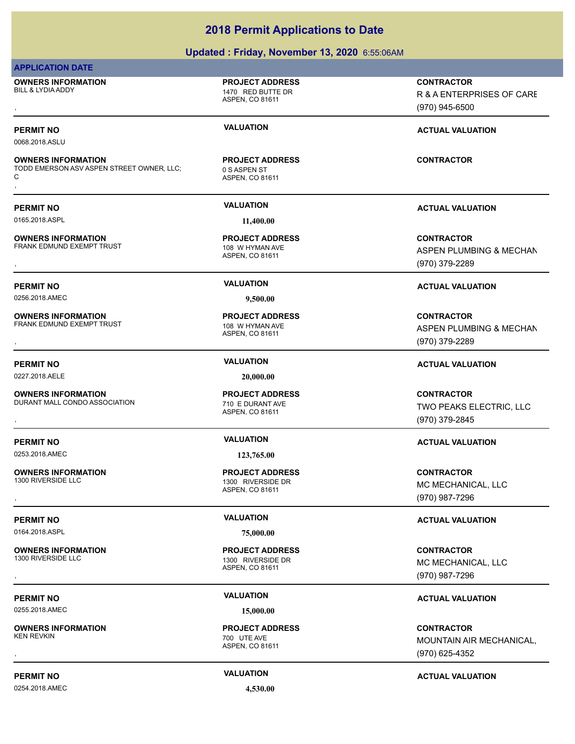## 2018 Permit Applications to Date

### Updated : Friday, November 13, 2020 6:55:06AM

**APPLICATION DATE**

**OWNERS INFORMATION**
BILL & LYDIA ADDY
,

**PROJECT ADDRESS**
1470 RED BUTTE DR
ASPEN, CO 81611

**CONTRACTOR**
R & A ENTERPRISES OF CARE
(970) 945-6500

| PERMIT NO | VALUATION | ACTUAL VALUATION |
|---|---|---|
| 0068.2018.ASLU | | |

**OWNERS INFORMATION**
TODD EMERSON ASV ASPEN STREET OWNER, LLC; C
,

**PROJECT ADDRESS**
0 S ASPEN ST
ASPEN, CO 81611

**CONTRACTOR**

| PERMIT NO | VALUATION | ACTUAL VALUATION |
|---|---|---|
| 0165.2018.ASPL | 11,400.00 | |

**OWNERS INFORMATION**
FRANK EDMUND EXEMPT TRUST
,

**PROJECT ADDRESS**
108 W HYMAN AVE
ASPEN, CO 81611

**CONTRACTOR**
ASPEN PLUMBING & MECHAN
(970) 379-2289

| PERMIT NO | VALUATION | ACTUAL VALUATION |
|---|---|---|
| 0256.2018.AMEC | 9,500.00 | |

**OWNERS INFORMATION**
FRANK EDMUND EXEMPT TRUST
,

**PROJECT ADDRESS**
108 W HYMAN AVE
ASPEN, CO 81611

**CONTRACTOR**
ASPEN PLUMBING & MECHAN
(970) 379-2289

| PERMIT NO | VALUATION | ACTUAL VALUATION |
|---|---|---|
| 0227.2018.AELE | 20,000.00 | |

**OWNERS INFORMATION**
DURANT MALL CONDO ASSOCIATION
,

**PROJECT ADDRESS**
710 E DURANT AVE
ASPEN, CO 81611

**CONTRACTOR**
TWO PEAKS ELECTRIC, LLC
(970) 379-2845

| PERMIT NO | VALUATION | ACTUAL VALUATION |
|---|---|---|
| 0253.2018.AMEC | 123,765.00 | |

**OWNERS INFORMATION**
1300 RIVERSIDE LLC
,

**PROJECT ADDRESS**
1300 RIVERSIDE DR
ASPEN, CO 81611

**CONTRACTOR**
MC MECHANICAL, LLC
(970) 987-7296

| PERMIT NO | VALUATION | ACTUAL VALUATION |
|---|---|---|
| 0164.2018.ASPL | 75,000.00 | |

**OWNERS INFORMATION**
1300 RIVERSIDE LLC
,

**PROJECT ADDRESS**
1300 RIVERSIDE DR
ASPEN, CO 81611

**CONTRACTOR**
MC MECHANICAL, LLC
(970) 987-7296

| PERMIT NO | VALUATION | ACTUAL VALUATION |
|---|---|---|
| 0255.2018.AMEC | 15,000.00 | |

**OWNERS INFORMATION**
KEN REVKIN
,

**PROJECT ADDRESS**
700 UTE AVE
ASPEN, CO 81611

**CONTRACTOR**
MOUNTAIN AIR MECHANICAL,
(970) 625-4352

| PERMIT NO | VALUATION | ACTUAL VALUATION |
|---|---|---|
| 0254.2018.AMEC | 4,530.00 | |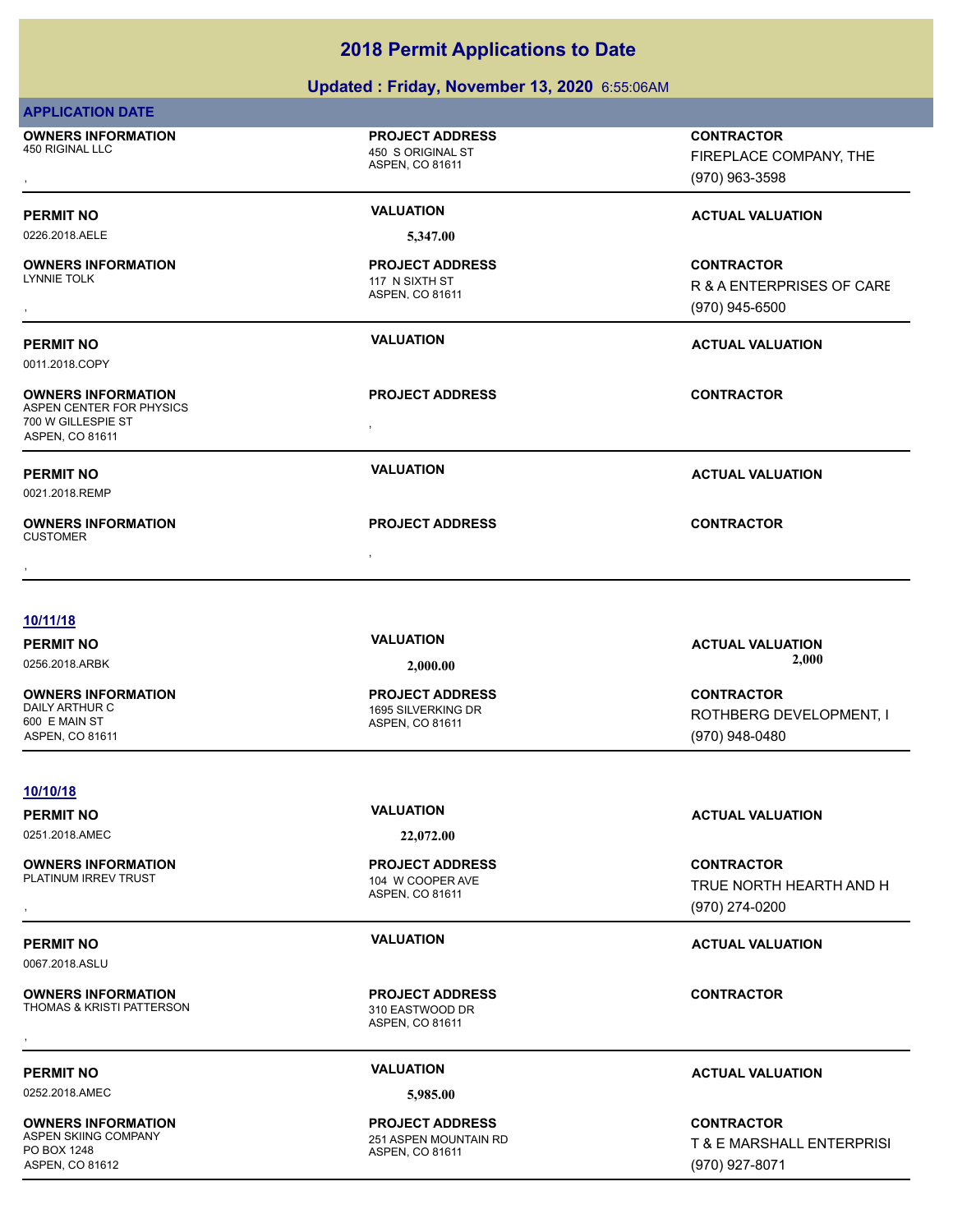# 2018 Permit Applications to Date

## Updated : Friday, November 13, 2020 6:55:06AM

**APPLICATION DATE**

| OWNERS INFORMATION | PROJECT ADDRESS | CONTRACTOR |
|---|---|---|
| 450 RIGINAL LLC<br>, | 450 S ORIGINAL ST<br>ASPEN, CO 81611 | FIREPLACE COMPANY, THE<br>(970) 963-3598 |

| PERMIT NO | VALUATION | ACTUAL VALUATION |
|---|---|---|
| 0226.2018.AELE | 5,347.00 | |

| OWNERS INFORMATION | PROJECT ADDRESS | CONTRACTOR |
|---|---|---|
| LYNNIE TOLK<br>, | 117 N SIXTH ST<br>ASPEN, CO 81611 | R & A ENTERPRISES OF CARE<br>(970) 945-6500 |

| PERMIT NO | VALUATION | ACTUAL VALUATION |
|---|---|---|
| 0011.2018.COPY | | |

| OWNERS INFORMATION | PROJECT ADDRESS | CONTRACTOR |
|---|---|---|
| ASPEN CENTER FOR PHYSICS<br>700 W GILLESPIE ST<br>ASPEN, CO 81611 | , | |

| PERMIT NO | VALUATION | ACTUAL VALUATION |
|---|---|---|
| 0021.2018.REMP | | |

| OWNERS INFORMATION | PROJECT ADDRESS | CONTRACTOR |
|---|---|---|
| CUSTOMER<br>, | , | |

**10/11/18**

| PERMIT NO | VALUATION | ACTUAL VALUATION |
|---|---|---|
| 0256.2018.ARBK | 2,000.00 | 2,000 |

| OWNERS INFORMATION | PROJECT ADDRESS | CONTRACTOR |
|---|---|---|
| DAILY ARTHUR C<br>600 E MAIN ST<br>ASPEN, CO 81611 | 1695 SILVERKING DR<br>ASPEN, CO 81611 | ROTHBERG DEVELOPMENT, I<br>(970) 948-0480 |

**10/10/18**

| PERMIT NO | VALUATION | ACTUAL VALUATION |
|---|---|---|
| 0251.2018.AMEC | 22,072.00 | |

| OWNERS INFORMATION | PROJECT ADDRESS | CONTRACTOR |
|---|---|---|
| PLATINUM IRREV TRUST<br>, | 104 W COOPER AVE<br>ASPEN, CO 81611 | TRUE NORTH HEARTH AND H<br>(970) 274-0200 |

| PERMIT NO | VALUATION | ACTUAL VALUATION |
|---|---|---|
| 0067.2018.ASLU | | |

| OWNERS INFORMATION | PROJECT ADDRESS | CONTRACTOR |
|---|---|---|
| THOMAS & KRISTI PATTERSON<br>, | 310 EASTWOOD DR<br>ASPEN, CO 81611 | |

| PERMIT NO | VALUATION | ACTUAL VALUATION |
|---|---|---|
| 0252.2018.AMEC | 5,985.00 | |

| OWNERS INFORMATION | PROJECT ADDRESS | CONTRACTOR |
|---|---|---|
| ASPEN SKIING COMPANY<br>PO BOX 1248<br>ASPEN, CO 81612 | 251 ASPEN MOUNTAIN RD<br>ASPEN, CO 81611 | T & E MARSHALL ENTERPRISI<br>(970) 927-8071 |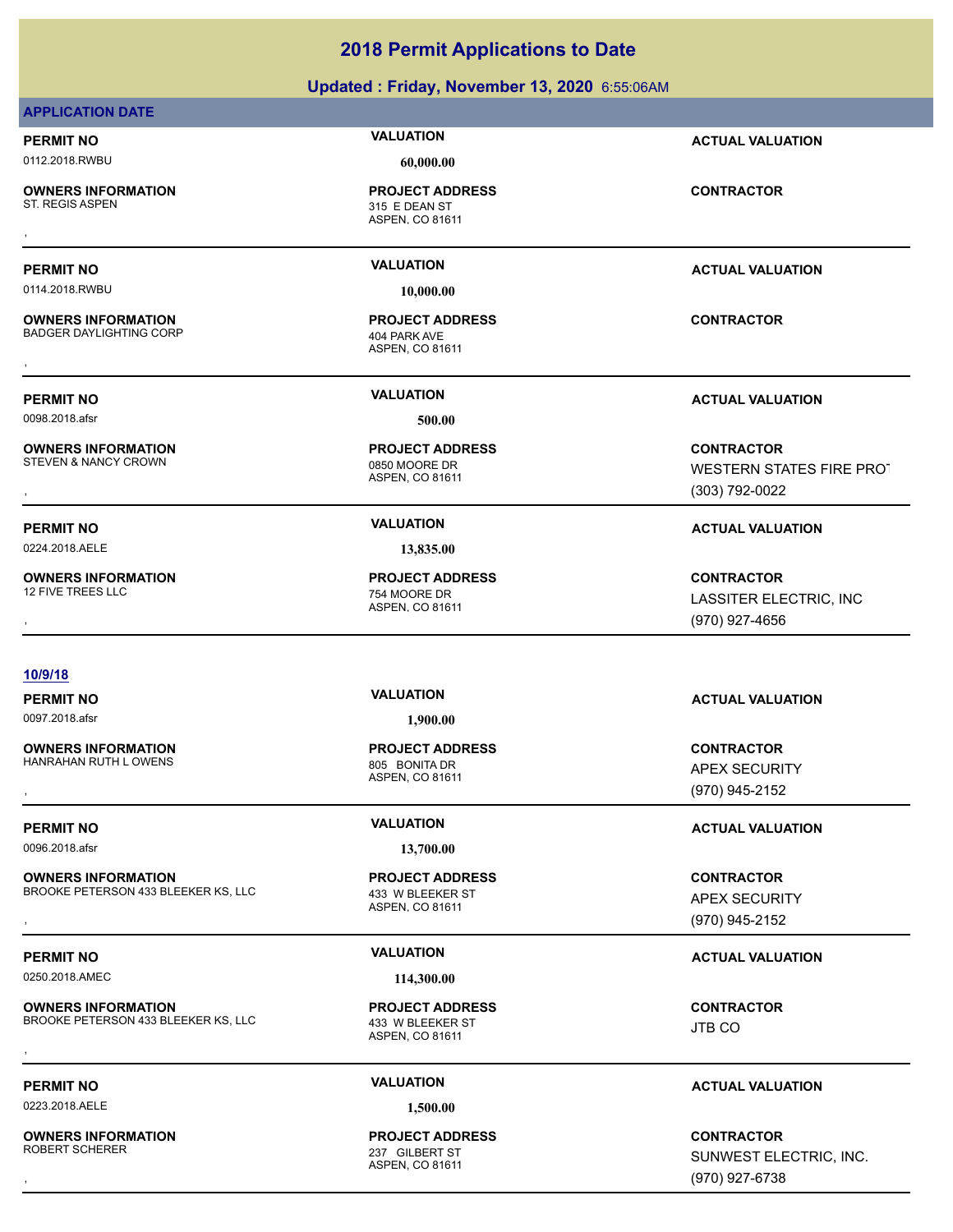# 2018 Permit Applications to Date

## Updated : Friday, November 13, 2020 6:55:06AM

**APPLICATION DATE**

| PERMIT NO | VALUATION | ACTUAL VALUATION |
|---|---|---|
| 0112.2018.RWBU | 60,000.00 | |
| **OWNERS INFORMATION** | **PROJECT ADDRESS** | **CONTRACTOR** |
| ST. REGIS ASPEN<br>, | 315 E DEAN ST<br>ASPEN, CO 81611 | |

| PERMIT NO | VALUATION | ACTUAL VALUATION |
|---|---|---|
| 0114.2018.RWBU | 10,000.00 | |
| **OWNERS INFORMATION** | **PROJECT ADDRESS** | **CONTRACTOR** |
| BADGER DAYLIGHTING CORP<br>, | 404 PARK AVE<br>ASPEN, CO 81611 | |

| PERMIT NO | VALUATION | ACTUAL VALUATION |
|---|---|---|
| 0098.2018.afsr | 500.00 | |
| **OWNERS INFORMATION** | **PROJECT ADDRESS** | **CONTRACTOR** |
| STEVEN & NANCY CROWN<br>, | 0850 MOORE DR<br>ASPEN, CO 81611 | WESTERN STATES FIRE PROT<br>(303) 792-0022 |

| PERMIT NO | VALUATION | ACTUAL VALUATION |
|---|---|---|
| 0224.2018.AELE | 13,835.00 | |
| **OWNERS INFORMATION** | **PROJECT ADDRESS** | **CONTRACTOR** |
| 12 FIVE TREES LLC<br>, | 754 MOORE DR<br>ASPEN, CO 81611 | LASSITER ELECTRIC, INC<br>(970) 927-4656 |

**10/9/18**

| PERMIT NO | VALUATION | ACTUAL VALUATION |
|---|---|---|
| 0097.2018.afsr | 1,900.00 | |
| **OWNERS INFORMATION** | **PROJECT ADDRESS** | **CONTRACTOR** |
| HANRAHAN RUTH L OWENS<br>, | 805 BONITA DR<br>ASPEN, CO 81611 | APEX SECURITY<br>(970) 945-2152 |

| PERMIT NO | VALUATION | ACTUAL VALUATION |
|---|---|---|
| 0096.2018.afsr | 13,700.00 | |
| **OWNERS INFORMATION** | **PROJECT ADDRESS** | **CONTRACTOR** |
| BROOKE PETERSON 433 BLEEKER KS, LLC<br>, | 433 W BLEEKER ST<br>ASPEN, CO 81611 | APEX SECURITY<br>(970) 945-2152 |

| PERMIT NO | VALUATION | ACTUAL VALUATION |
|---|---|---|
| 0250.2018.AMEC | 114,300.00 | |
| **OWNERS INFORMATION** | **PROJECT ADDRESS** | **CONTRACTOR** |
| BROOKE PETERSON 433 BLEEKER KS, LLC<br>, | 433 W BLEEKER ST<br>ASPEN, CO 81611 | JTB CO |

| PERMIT NO | VALUATION | ACTUAL VALUATION |
|---|---|---|
| 0223.2018.AELE | 1,500.00 | |
| **OWNERS INFORMATION** | **PROJECT ADDRESS** | **CONTRACTOR** |
| ROBERT SCHERER<br>, | 237 GILBERT ST<br>ASPEN, CO 81611 | SUNWEST ELECTRIC, INC.<br>(970) 927-6738 |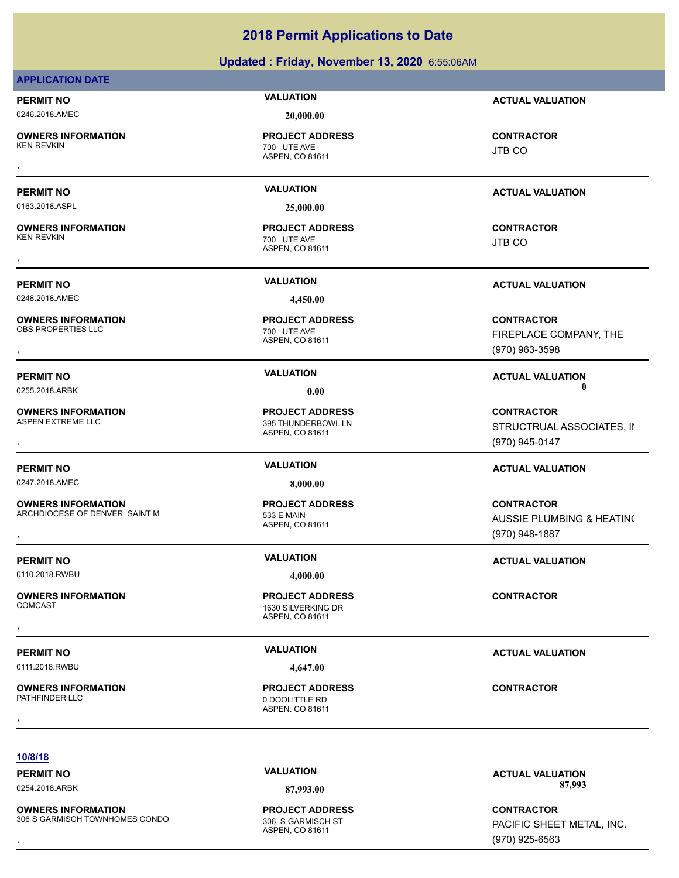# 2018 Permit Applications to Date

**Updated : Friday, November 13, 2020** 6:55:06AM

**APPLICATION DATE**

**PERMIT NO** 0246.2018.AMEC | **VALUATION** 20,000.00 | **ACTUAL VALUATION**

**OWNERS INFORMATION** KEN REVKIN
,
**PROJECT ADDRESS** 700 UTE AVE ASPEN, CO 81611
**CONTRACTOR** JTB CO

---

**PERMIT NO** 0163.2018.ASPL | **VALUATION** 25,000.00 | **ACTUAL VALUATION**

**OWNERS INFORMATION** KEN REVKIN
,
**PROJECT ADDRESS** 700 UTE AVE ASPEN, CO 81611
**CONTRACTOR** JTB CO

---

**PERMIT NO** 0248.2018.AMEC | **VALUATION** 4,450.00 | **ACTUAL VALUATION**

**OWNERS INFORMATION** OBS PROPERTIES LLC
,
**PROJECT ADDRESS** 700 UTE AVE ASPEN, CO 81611
**CONTRACTOR** FIREPLACE COMPANY, THE (970) 963-3598

---

**PERMIT NO** 0255.2018.ARBK | **VALUATION** 0.00 | **ACTUAL VALUATION** 0

**OWNERS INFORMATION** ASPEN EXTREME LLC
,
**PROJECT ADDRESS** 395 THUNDERBOWL LN ASPEN, CO 81611
**CONTRACTOR** STRUCTRUAL ASSOCIATES, II (970) 945-0147

---

**PERMIT NO** 0247.2018.AMEC | **VALUATION** 8,000.00 | **ACTUAL VALUATION**

**OWNERS INFORMATION** ARCHDIOCESE OF DENVER SAINT M
,
**PROJECT ADDRESS** 533 E MAIN ASPEN, CO 81611
**CONTRACTOR** AUSSIE PLUMBING & HEATIN( (970) 948-1887

---

**PERMIT NO** 0110.2018.RWBU | **VALUATION** 4,000.00 | **ACTUAL VALUATION**

**OWNERS INFORMATION** COMCAST
,
**PROJECT ADDRESS** 1630 SILVERKING DR ASPEN, CO 81611
**CONTRACTOR**

---

**PERMIT NO** 0111.2018.RWBU | **VALUATION** 4,647.00 | **ACTUAL VALUATION**

**OWNERS INFORMATION** PATHFINDER LLC
,
**PROJECT ADDRESS** 0 DOOLITTLE RD ASPEN, CO 81611
**CONTRACTOR**

---

**10/8/18**

**PERMIT NO** 0254.2018.ARBK | **VALUATION** 87,993.00 | **ACTUAL VALUATION** 87,993

**OWNERS INFORMATION** 306 S GARMISCH TOWNHOMES CONDO
,
**PROJECT ADDRESS** 306 S GARMISCH ST ASPEN, CO 81611
**CONTRACTOR** PACIFIC SHEET METAL, INC. (970) 925-6563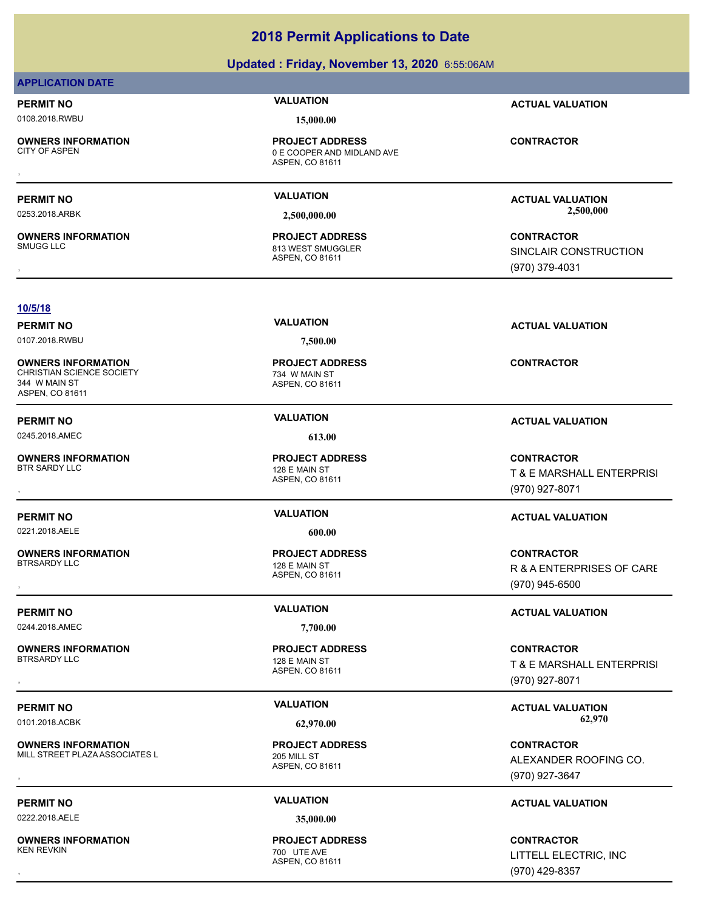## 2018 Permit Applications to Date

**Updated : Friday, November 13, 2020** 6:55:06AM

**APPLICATION DATE**

| PERMIT NO | VALUATION | ACTUAL VALUATION |
|---|---|---|
| 0108.2018.RWBU | 15,000.00 | |

| OWNERS INFORMATION | PROJECT ADDRESS | CONTRACTOR |
|---|---|---|
| CITY OF ASPEN<br>, | 0 E COOPER AND MIDLAND AVE<br>ASPEN, CO 81611 | |

| PERMIT NO | VALUATION | ACTUAL VALUATION |
|---|---|---|
| 0253.2018.ARBK | 2,500,000.00 | 2,500,000 |

| OWNERS INFORMATION | PROJECT ADDRESS | CONTRACTOR |
|---|---|---|
| SMUGG LLC<br>, | 813 WEST SMUGGLER<br>ASPEN, CO 81611 | SINCLAIR CONSTRUCTION<br>(970) 379-4031 |

**10/5/18**

| PERMIT NO | VALUATION | ACTUAL VALUATION |
|---|---|---|
| 0107.2018.RWBU | 7,500.00 | |

| OWNERS INFORMATION | PROJECT ADDRESS | CONTRACTOR |
|---|---|---|
| CHRISTIAN SCIENCE SOCIETY<br>344 W MAIN ST<br>ASPEN, CO 81611 | 734 W MAIN ST<br>ASPEN, CO 81611 | |

| PERMIT NO | VALUATION | ACTUAL VALUATION |
|---|---|---|
| 0245.2018.AMEC | 613.00 | |

| OWNERS INFORMATION | PROJECT ADDRESS | CONTRACTOR |
|---|---|---|
| BTR SARDY LLC<br>, | 128 E MAIN ST<br>ASPEN, CO 81611 | T & E MARSHALL ENTERPRISI<br>(970) 927-8071 |

| PERMIT NO | VALUATION | ACTUAL VALUATION |
|---|---|---|
| 0221.2018.AELE | 600.00 | |

| OWNERS INFORMATION | PROJECT ADDRESS | CONTRACTOR |
|---|---|---|
| BTRSARDY LLC<br>, | 128 E MAIN ST<br>ASPEN, CO 81611 | R & A ENTERPRISES OF CARE<br>(970) 945-6500 |

| PERMIT NO | VALUATION | ACTUAL VALUATION |
|---|---|---|
| 0244.2018.AMEC | 7,700.00 | |

| OWNERS INFORMATION | PROJECT ADDRESS | CONTRACTOR |
|---|---|---|
| BTRSARDY LLC<br>, | 128 E MAIN ST<br>ASPEN, CO 81611 | T & E MARSHALL ENTERPRISI<br>(970) 927-8071 |

| PERMIT NO | VALUATION | ACTUAL VALUATION |
|---|---|---|
| 0101.2018.ACBK | 62,970.00 | 62,970 |

| OWNERS INFORMATION | PROJECT ADDRESS | CONTRACTOR |
|---|---|---|
| MILL STREET PLAZA ASSOCIATES L<br>, | 205 MILL ST<br>ASPEN, CO 81611 | ALEXANDER ROOFING CO.<br>(970) 927-3647 |

| PERMIT NO | VALUATION | ACTUAL VALUATION |
|---|---|---|
| 0222.2018.AELE | 35,000.00 | |

| OWNERS INFORMATION | PROJECT ADDRESS | CONTRACTOR |
|---|---|---|
| KEN REVKIN<br>, | 700 UTE AVE<br>ASPEN, CO 81611 | LITTELL ELECTRIC, INC<br>(970) 429-8357 |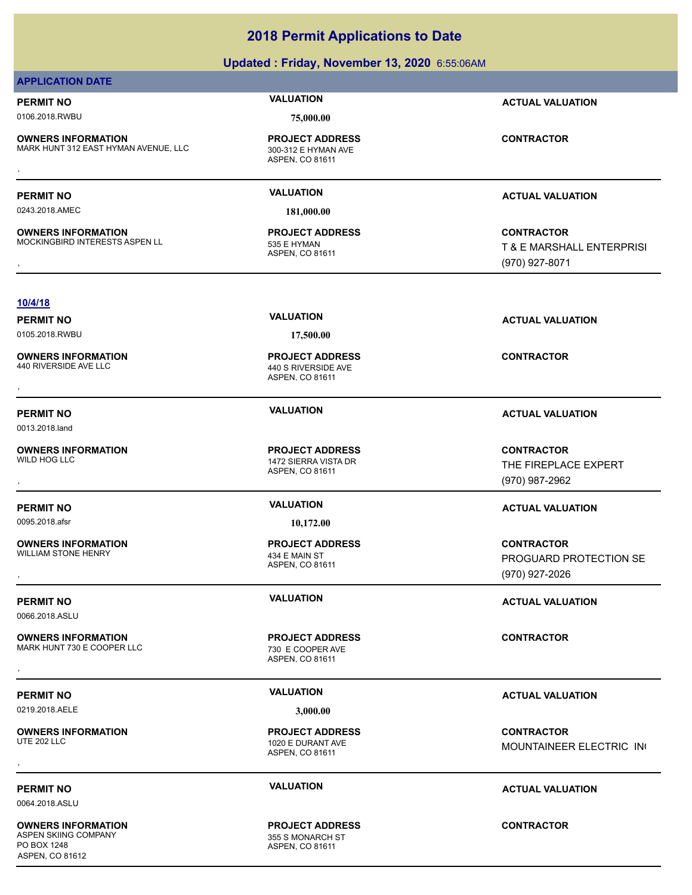# 2018 Permit Applications to Date

## Updated : Friday, November 13, 2020 6:55:06AM

### APPLICATION DATE

| PERMIT NO | VALUATION | ACTUAL VALUATION |
|---|---|---|
| 0106.2018.RWBU | 75,000.00 | |

| OWNERS INFORMATION | PROJECT ADDRESS | CONTRACTOR |
|---|---|---|
| MARK HUNT 312 EAST HYMAN AVENUE, LLC<br>, | 300-312 E HYMAN AVE<br>ASPEN, CO 81611 | |

---

| PERMIT NO | VALUATION | ACTUAL VALUATION |
|---|---|---|
| 0243.2018.AMEC | 181,000.00 | |

| OWNERS INFORMATION | PROJECT ADDRESS | CONTRACTOR |
|---|---|---|
| MOCKINGBIRD INTERESTS ASPEN LL<br>, | 535 E HYMAN<br>ASPEN, CO 81611 | T & E MARSHALL ENTERPRISI<br>(970) 927-8071 |

---

**10/4/18**

| PERMIT NO | VALUATION | ACTUAL VALUATION |
|---|---|---|
| 0105.2018.RWBU | 17,500.00 | |

| OWNERS INFORMATION | PROJECT ADDRESS | CONTRACTOR |
|---|---|---|
| 440 RIVERSIDE AVE LLC<br>, | 440 S RIVERSIDE AVE<br>ASPEN, CO 81611 | |

---

| PERMIT NO | VALUATION | ACTUAL VALUATION |
|---|---|---|
| 0013.2018.land | | |

| OWNERS INFORMATION | PROJECT ADDRESS | CONTRACTOR |
|---|---|---|
| WILD HOG LLC<br>, | 1472 SIERRA VISTA DR<br>ASPEN, CO 81611 | THE FIREPLACE EXPERT<br>(970) 987-2962 |

---

| PERMIT NO | VALUATION | ACTUAL VALUATION |
|---|---|---|
| 0095.2018.afsr | 10,172.00 | |

| OWNERS INFORMATION | PROJECT ADDRESS | CONTRACTOR |
|---|---|---|
| WILLIAM STONE HENRY<br>, | 434 E MAIN ST<br>ASPEN, CO 81611 | PROGUARD PROTECTION SE<br>(970) 927-2026 |

---

| PERMIT NO | VALUATION | ACTUAL VALUATION |
|---|---|---|
| 0066.2018.ASLU | | |

| OWNERS INFORMATION | PROJECT ADDRESS | CONTRACTOR |
|---|---|---|
| MARK HUNT 730 E COOPER LLC<br>, | 730 E COOPER AVE<br>ASPEN, CO 81611 | |

---

| PERMIT NO | VALUATION | ACTUAL VALUATION |
|---|---|---|
| 0219.2018.AELE | 3,000.00 | |

| OWNERS INFORMATION | PROJECT ADDRESS | CONTRACTOR |
|---|---|---|
| UTE 202 LLC<br>, | 1020 E DURANT AVE<br>ASPEN, CO 81611 | MOUNTAINEER ELECTRIC IN( |

---

| PERMIT NO | VALUATION | ACTUAL VALUATION |
|---|---|---|
| 0064.2018.ASLU | | |

| OWNERS INFORMATION | PROJECT ADDRESS | CONTRACTOR |
|---|---|---|
| ASPEN SKIING COMPANY<br>PO BOX 1248<br>ASPEN, CO 81612 | 355 S MONARCH ST<br>ASPEN, CO 81611 | |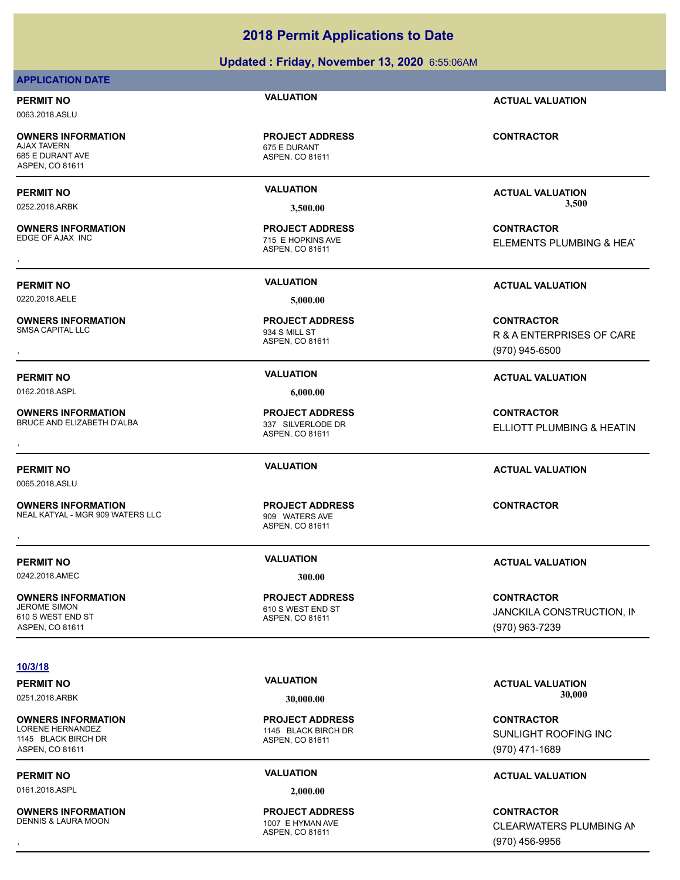# 2018 Permit Applications to Date

**Updated : Friday, November 13, 2020** 6:55:06AM

**APPLICATION DATE**

| PERMIT NO | VALUATION | ACTUAL VALUATION |
|---|---|---|
| 0063.2018.ASLU | | |
| **OWNERS INFORMATION** | **PROJECT ADDRESS** | **CONTRACTOR** |
| AJAX TAVERN<br>685 E DURANT AVE<br>ASPEN, CO 81611 | 675 E DURANT<br>ASPEN, CO 81611 | |

| PERMIT NO | VALUATION | ACTUAL VALUATION |
|---|---|---|
| 0252.2018.ARBK | 3,500.00 | 3,500 |
| **OWNERS INFORMATION** | **PROJECT ADDRESS** | **CONTRACTOR** |
| EDGE OF AJAX INC<br>, | 715 E HOPKINS AVE<br>ASPEN, CO 81611 | ELEMENTS PLUMBING & HEA |

| PERMIT NO | VALUATION | ACTUAL VALUATION |
|---|---|---|
| 0220.2018.AELE | 5,000.00 | |
| **OWNERS INFORMATION** | **PROJECT ADDRESS** | **CONTRACTOR** |
| SMSA CAPITAL LLC<br>, | 934 S MILL ST<br>ASPEN, CO 81611 | R & A ENTERPRISES OF CARE<br>(970) 945-6500 |

| PERMIT NO | VALUATION | ACTUAL VALUATION |
|---|---|---|
| 0162.2018.ASPL | 6,000.00 | |
| **OWNERS INFORMATION** | **PROJECT ADDRESS** | **CONTRACTOR** |
| BRUCE AND ELIZABETH D'ALBA<br>, | 337 SILVERLODE DR<br>ASPEN, CO 81611 | ELLIOTT PLUMBING & HEATIN |

| PERMIT NO | VALUATION | ACTUAL VALUATION |
|---|---|---|
| 0065.2018.ASLU | | |
| **OWNERS INFORMATION** | **PROJECT ADDRESS** | **CONTRACTOR** |
| NEAL KATYAL - MGR 909 WATERS LLC<br>, | 909 WATERS AVE<br>ASPEN, CO 81611 | |

| PERMIT NO | VALUATION | ACTUAL VALUATION |
|---|---|---|
| 0242.2018.AMEC | 300.00 | |
| **OWNERS INFORMATION** | **PROJECT ADDRESS** | **CONTRACTOR** |
| JEROME SIMON<br>610 S WEST END ST<br>ASPEN, CO 81611 | 610 S WEST END ST<br>ASPEN, CO 81611 | JANCKILA CONSTRUCTION, IN<br>(970) 963-7239 |

**10/3/18**

| PERMIT NO | VALUATION | ACTUAL VALUATION |
|---|---|---|
| 0251.2018.ARBK | 30,000.00 | 30,000 |
| **OWNERS INFORMATION** | **PROJECT ADDRESS** | **CONTRACTOR** |
| LORENE HERNANDEZ<br>1145 BLACK BIRCH DR<br>ASPEN, CO 81611 | 1145 BLACK BIRCH DR<br>ASPEN, CO 81611 | SUNLIGHT ROOFING INC<br>(970) 471-1689 |

| PERMIT NO | VALUATION | ACTUAL VALUATION |
|---|---|---|
| 0161.2018.ASPL | 2,000.00 | |
| **OWNERS INFORMATION** | **PROJECT ADDRESS** | **CONTRACTOR** |
| DENNIS & LAURA MOON<br>, | 1007 E HYMAN AVE<br>ASPEN, CO 81611 | CLEARWATERS PLUMBING AN<br>(970) 456-9956 |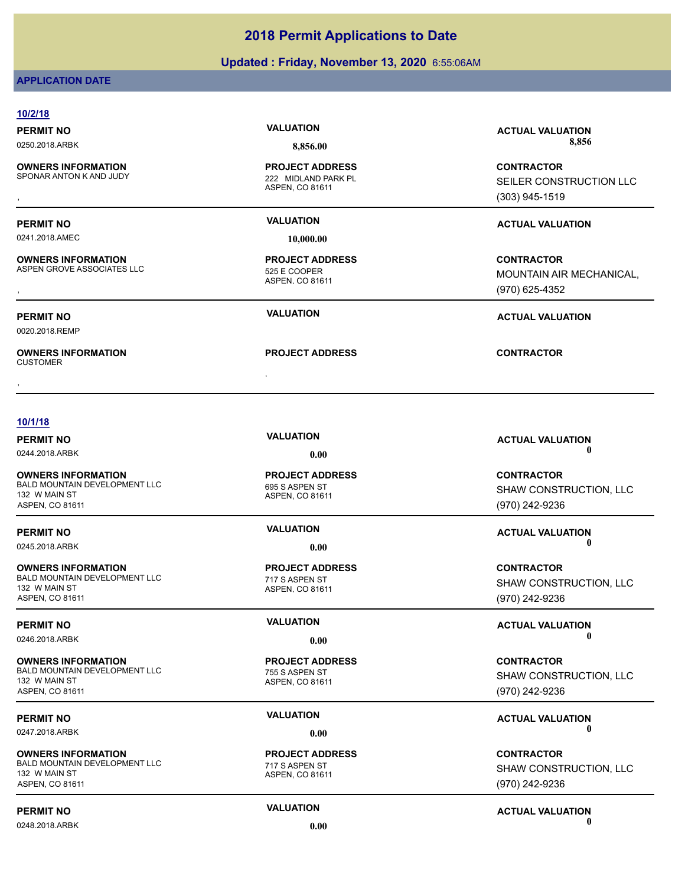# 2018 Permit Applications to Date

**Updated : Friday, November 13, 2020** 6:55:06AM

**APPLICATION DATE**

## 10/2/18

**PERMIT NO**
0250.2018.ARBK

**VALUATION**
8,856.00

**ACTUAL VALUATION**
8,856

**OWNERS INFORMATION**
SPONAR ANTON K AND JUDY
,

**PROJECT ADDRESS**
222 MIDLAND PARK PL
ASPEN, CO 81611

**CONTRACTOR**
SEILER CONSTRUCTION LLC
(303) 945-1519

---

**PERMIT NO**
0241.2018.AMEC

**VALUATION**
10,000.00

**ACTUAL VALUATION**

**OWNERS INFORMATION**
ASPEN GROVE ASSOCIATES LLC
,

**PROJECT ADDRESS**
525 E COOPER
ASPEN, CO 81611

**CONTRACTOR**
MOUNTAIN AIR MECHANICAL,
(970) 625-4352

---

**PERMIT NO**
0020.2018.REMP

**VALUATION**

**ACTUAL VALUATION**

**OWNERS INFORMATION**
CUSTOMER
,

**PROJECT ADDRESS**
,

**CONTRACTOR**

---

## 10/1/18

**PERMIT NO**
0244.2018.ARBK

**VALUATION**
0.00

**ACTUAL VALUATION**
0

**OWNERS INFORMATION**
BALD MOUNTAIN DEVELOPMENT LLC
132 W MAIN ST
ASPEN, CO 81611

**PROJECT ADDRESS**
695 S ASPEN ST
ASPEN, CO 81611

**CONTRACTOR**
SHAW CONSTRUCTION, LLC
(970) 242-9236

---

**PERMIT NO**
0245.2018.ARBK

**VALUATION**
0.00

**ACTUAL VALUATION**
0

**OWNERS INFORMATION**
BALD MOUNTAIN DEVELOPMENT LLC
132 W MAIN ST
ASPEN, CO 81611

**PROJECT ADDRESS**
717 S ASPEN ST
ASPEN, CO 81611

**CONTRACTOR**
SHAW CONSTRUCTION, LLC
(970) 242-9236

---

**PERMIT NO**
0246.2018.ARBK

**VALUATION**
0.00

**ACTUAL VALUATION**
0

**OWNERS INFORMATION**
BALD MOUNTAIN DEVELOPMENT LLC
132 W MAIN ST
ASPEN, CO 81611

**PROJECT ADDRESS**
755 S ASPEN ST
ASPEN, CO 81611

**CONTRACTOR**
SHAW CONSTRUCTION, LLC
(970) 242-9236

---

**PERMIT NO**
0247.2018.ARBK

**VALUATION**
0.00

**ACTUAL VALUATION**
0

**OWNERS INFORMATION**
BALD MOUNTAIN DEVELOPMENT LLC
132 W MAIN ST
ASPEN, CO 81611

**PROJECT ADDRESS**
717 S ASPEN ST
ASPEN, CO 81611

**CONTRACTOR**
SHAW CONSTRUCTION, LLC
(970) 242-9236

---

**PERMIT NO**
0248.2018.ARBK

**VALUATION**
0.00

**ACTUAL VALUATION**
0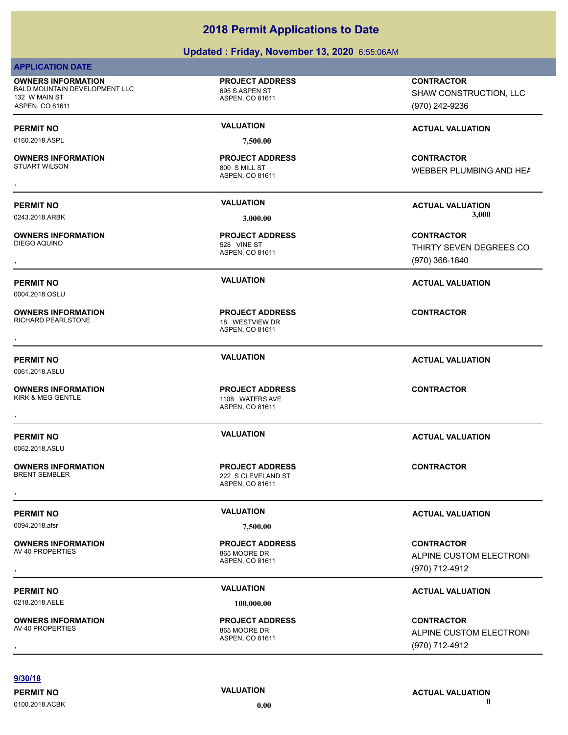# 2018 Permit Applications to Date

## Updated : Friday, November 13, 2020 6:55:06AM

### APPLICATION DATE

**OWNERS INFORMATION**
BALD MOUNTAIN DEVELOPMENT LLC
132 W MAIN ST
ASPEN, CO 81611

**PROJECT ADDRESS**
695 S ASPEN ST
ASPEN, CO 81611

**CONTRACTOR**
SHAW CONSTRUCTION, LLC
(970) 242-9236

| PERMIT NO | VALUATION | ACTUAL VALUATION |
|---|---|---|
| 0160.2018.ASPL | 7,500.00 | |

**OWNERS INFORMATION**
STUART WILSON
,

**PROJECT ADDRESS**
800 S MILL ST
ASPEN, CO 81611

**CONTRACTOR**
WEBBER PLUMBING AND HEA

| PERMIT NO | VALUATION | ACTUAL VALUATION |
|---|---|---|
| 0243.2018.ARBK | 3,000.00 | 3,000 |

**OWNERS INFORMATION**
DIEGO AQUINO
,

**PROJECT ADDRESS**
528 VINE ST
ASPEN, CO 81611

**CONTRACTOR**
THIRTY SEVEN DEGREES.CO
(970) 366-1840

| PERMIT NO | VALUATION | ACTUAL VALUATION |
|---|---|---|
| 0004.2018.OSLU | | |

**OWNERS INFORMATION**
RICHARD PEARLSTONE
,

**PROJECT ADDRESS**
18 WESTVIEW DR
ASPEN, CO 81611

**CONTRACTOR**

| PERMIT NO | VALUATION | ACTUAL VALUATION |
|---|---|---|
| 0061.2018.ASLU | | |

**OWNERS INFORMATION**
KIRK & MEG GENTLE
,

**PROJECT ADDRESS**
1108 WATERS AVE
ASPEN, CO 81611

**CONTRACTOR**

| PERMIT NO | VALUATION | ACTUAL VALUATION |
|---|---|---|
| 0062.2018.ASLU | | |

**OWNERS INFORMATION**
BRENT SEMBLER
,

**PROJECT ADDRESS**
222 S CLEVELAND ST
ASPEN, CO 81611

**CONTRACTOR**

| PERMIT NO | VALUATION | ACTUAL VALUATION |
|---|---|---|
| 0094.2018.afsr | 7,500.00 | |

**OWNERS INFORMATION**
AV-40 PROPERTIES
,

**PROJECT ADDRESS**
865 MOORE DR
ASPEN, CO 81611

**CONTRACTOR**
ALPINE CUSTOM ELECTRONI
(970) 712-4912

| PERMIT NO | VALUATION | ACTUAL VALUATION |
|---|---|---|
| 0218.2018.AELE | 100,000.00 | |

**OWNERS INFORMATION**
AV-40 PROPERTIES
,

**PROJECT ADDRESS**
865 MOORE DR
ASPEN, CO 81611

**CONTRACTOR**
ALPINE CUSTOM ELECTRONI
(970) 712-4912

**9/30/18**

| PERMIT NO | VALUATION | ACTUAL VALUATION |
|---|---|---|
| 0100.2018.ACBK | 0.00 | 0 |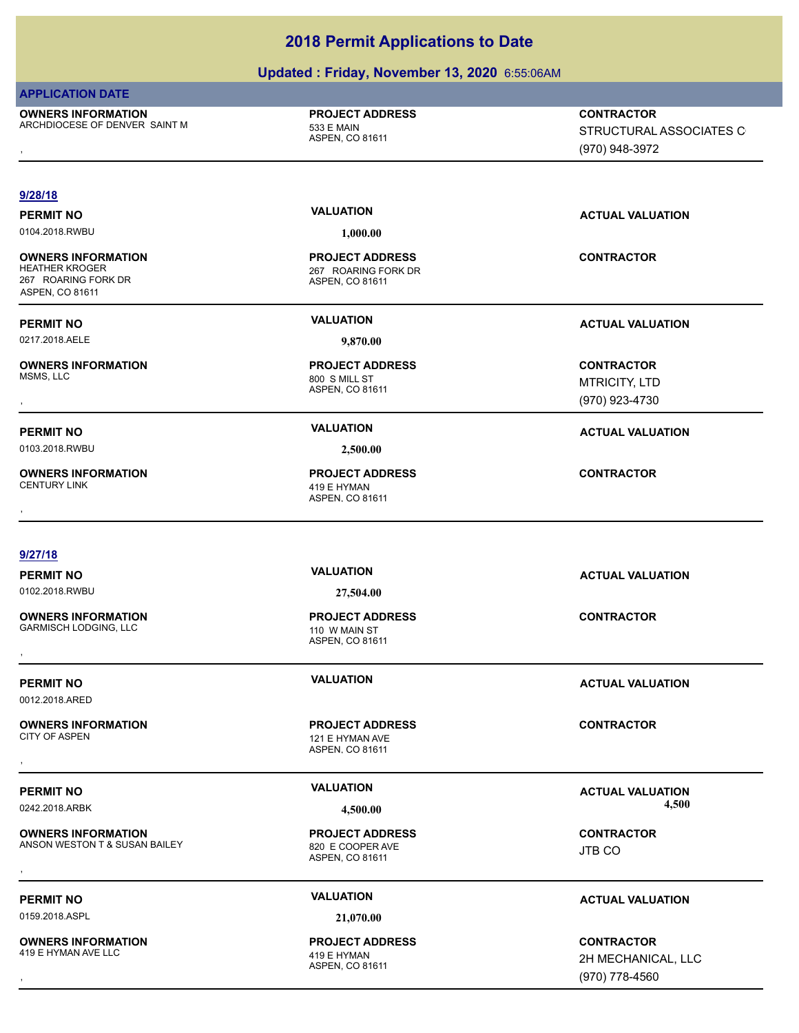# 2018 Permit Applications to Date

## Updated : Friday, November 13, 2020 6:55:06AM

**APPLICATION DATE**

| OWNERS INFORMATION | PROJECT ADDRESS | CONTRACTOR |
|---|---|---|
| ARCHDIOCESE OF DENVER SAINT M<br>, | 533 E MAIN<br>ASPEN, CO 81611 | STRUCTURAL ASSOCIATES C<br>(970) 948-3972 |

**9/28/18**

| PERMIT NO | VALUATION | ACTUAL VALUATION |
|---|---|---|
| 0104.2018.RWBU | 1,000.00 | |

| OWNERS INFORMATION | PROJECT ADDRESS | CONTRACTOR |
|---|---|---|
| HEATHER KROGER<br>267 ROARING FORK DR<br>ASPEN, CO 81611 | 267 ROARING FORK DR<br>ASPEN, CO 81611 | |

| PERMIT NO | VALUATION | ACTUAL VALUATION |
|---|---|---|
| 0217.2018.AELE | 9,870.00 | |

| OWNERS INFORMATION | PROJECT ADDRESS | CONTRACTOR |
|---|---|---|
| MSMS, LLC<br>, | 800 S MILL ST<br>ASPEN, CO 81611 | MTRICITY, LTD<br>(970) 923-4730 |

| PERMIT NO | VALUATION | ACTUAL VALUATION |
|---|---|---|
| 0103.2018.RWBU | 2,500.00 | |

| OWNERS INFORMATION | PROJECT ADDRESS | CONTRACTOR |
|---|---|---|
| CENTURY LINK<br>, | 419 E HYMAN<br>ASPEN, CO 81611 | |

**9/27/18**

| PERMIT NO | VALUATION | ACTUAL VALUATION |
|---|---|---|
| 0102.2018.RWBU | 27,504.00 | |

| OWNERS INFORMATION | PROJECT ADDRESS | CONTRACTOR |
|---|---|---|
| GARMISCH LODGING, LLC<br>, | 110 W MAIN ST<br>ASPEN, CO 81611 | |

| PERMIT NO | VALUATION | ACTUAL VALUATION |
|---|---|---|
| 0012.2018.ARED | | |

| OWNERS INFORMATION | PROJECT ADDRESS | CONTRACTOR |
|---|---|---|
| CITY OF ASPEN<br>, | 121 E HYMAN AVE<br>ASPEN, CO 81611 | |

| PERMIT NO | VALUATION | ACTUAL VALUATION |
|---|---|---|
| 0242.2018.ARBK | 4,500.00 | 4,500 |

| OWNERS INFORMATION | PROJECT ADDRESS | CONTRACTOR |
|---|---|---|
| ANSON WESTON T & SUSAN BAILEY<br>, | 820 E COOPER AVE<br>ASPEN, CO 81611 | JTB CO |

| PERMIT NO | VALUATION | ACTUAL VALUATION |
|---|---|---|
| 0159.2018.ASPL | 21,070.00 | |

| OWNERS INFORMATION | PROJECT ADDRESS | CONTRACTOR |
|---|---|---|
| 419 E HYMAN AVE LLC<br>, | 419 E HYMAN<br>ASPEN, CO 81611 | 2H MECHANICAL, LLC<br>(970) 778-4560 |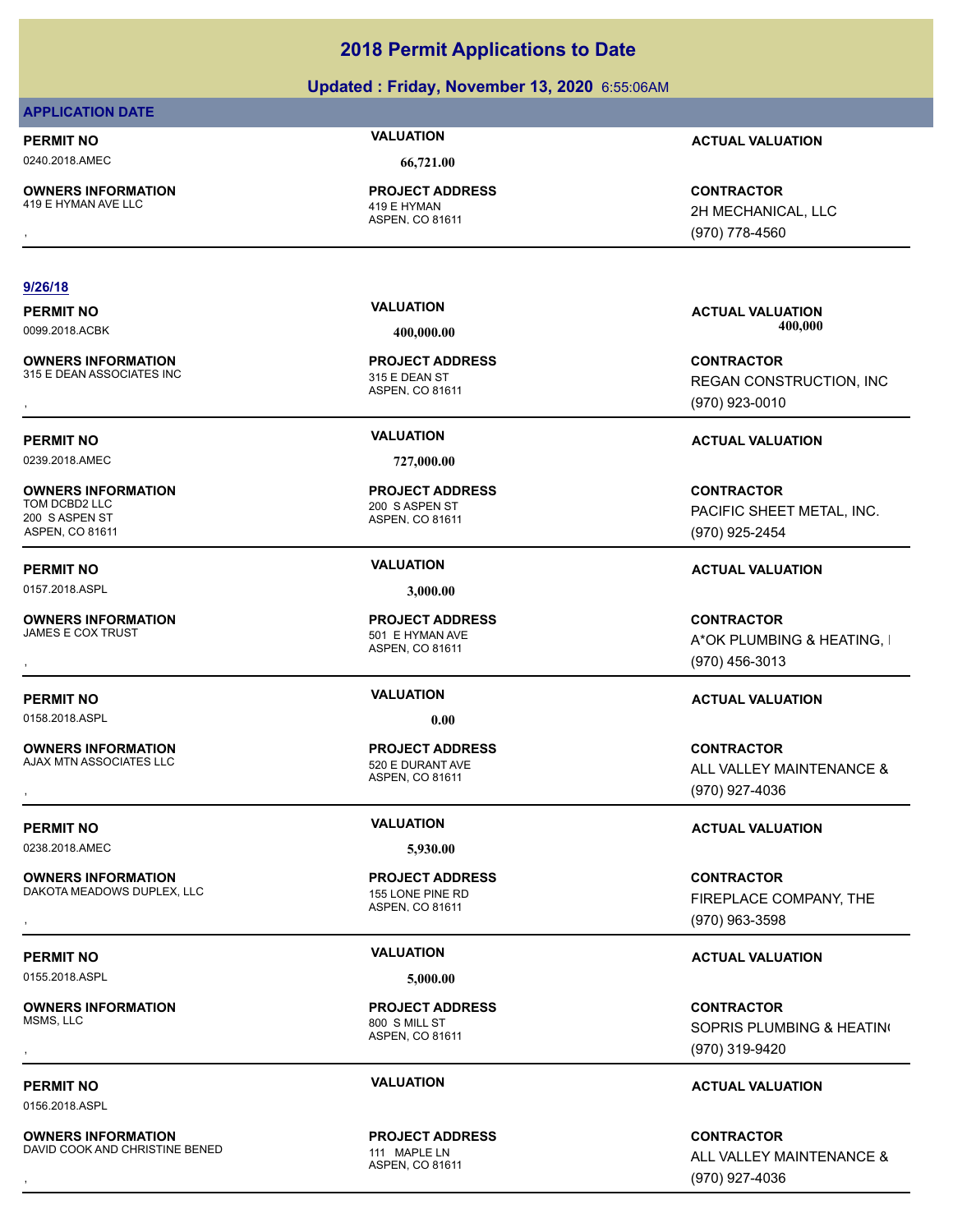# 2018 Permit Applications to Date

## Updated : Friday, November 13, 2020 6:55:06AM

**APPLICATION DATE**

| PERMIT NO | VALUATION | ACTUAL VALUATION |
|---|---|---|
| 0240.2018.AMEC | 66,721.00 | |

| OWNERS INFORMATION | PROJECT ADDRESS | CONTRACTOR |
|---|---|---|
| 419 E HYMAN AVE LLC<br>, | 419 E HYMAN<br>ASPEN, CO 81611 | 2H MECHANICAL, LLC<br>(970) 778-4560 |

**9/26/18**

| PERMIT NO | VALUATION | ACTUAL VALUATION |
|---|---|---|
| 0099.2018.ACBK | 400,000.00 | 400,000 |

| OWNERS INFORMATION | PROJECT ADDRESS | CONTRACTOR |
|---|---|---|
| 315 E DEAN ASSOCIATES INC<br>, | 315 E DEAN ST<br>ASPEN, CO 81611 | REGAN CONSTRUCTION, INC<br>(970) 923-0010 |

| PERMIT NO | VALUATION | ACTUAL VALUATION |
|---|---|---|
| 0239.2018.AMEC | 727,000.00 | |

| OWNERS INFORMATION | PROJECT ADDRESS | CONTRACTOR |
|---|---|---|
| TOM DCBD2 LLC<br>200 S ASPEN ST<br>ASPEN, CO 81611 | 200 S ASPEN ST<br>ASPEN, CO 81611 | PACIFIC SHEET METAL, INC.<br>(970) 925-2454 |

| PERMIT NO | VALUATION | ACTUAL VALUATION |
|---|---|---|
| 0157.2018.ASPL | 3,000.00 | |

| OWNERS INFORMATION | PROJECT ADDRESS | CONTRACTOR |
|---|---|---|
| JAMES E COX TRUST<br>, | 501 E HYMAN AVE<br>ASPEN, CO 81611 | A*OK PLUMBING & HEATING, I<br>(970) 456-3013 |

| PERMIT NO | VALUATION | ACTUAL VALUATION |
|---|---|---|
| 0158.2018.ASPL | 0.00 | |

| OWNERS INFORMATION | PROJECT ADDRESS | CONTRACTOR |
|---|---|---|
| AJAX MTN ASSOCIATES LLC<br>, | 520 E DURANT AVE<br>ASPEN, CO 81611 | ALL VALLEY MAINTENANCE &<br>(970) 927-4036 |

| PERMIT NO | VALUATION | ACTUAL VALUATION |
|---|---|---|
| 0238.2018.AMEC | 5,930.00 | |

| OWNERS INFORMATION | PROJECT ADDRESS | CONTRACTOR |
|---|---|---|
| DAKOTA MEADOWS DUPLEX, LLC<br>, | 155 LONE PINE RD<br>ASPEN, CO 81611 | FIREPLACE COMPANY, THE<br>(970) 963-3598 |

| PERMIT NO | VALUATION | ACTUAL VALUATION |
|---|---|---|
| 0155.2018.ASPL | 5,000.00 | |

| OWNERS INFORMATION | PROJECT ADDRESS | CONTRACTOR |
|---|---|---|
| MSMS, LLC<br>, | 800 S MILL ST<br>ASPEN, CO 81611 | SOPRIS PLUMBING & HEATIN(<br>(970) 319-9420 |

| PERMIT NO | VALUATION | ACTUAL VALUATION |
|---|---|---|
| 0156.2018.ASPL | | |

| OWNERS INFORMATION | PROJECT ADDRESS | CONTRACTOR |
|---|---|---|
| DAVID COOK AND CHRISTINE BENED<br>, | 111 MAPLE LN<br>ASPEN, CO 81611 | ALL VALLEY MAINTENANCE &<br>(970) 927-4036 |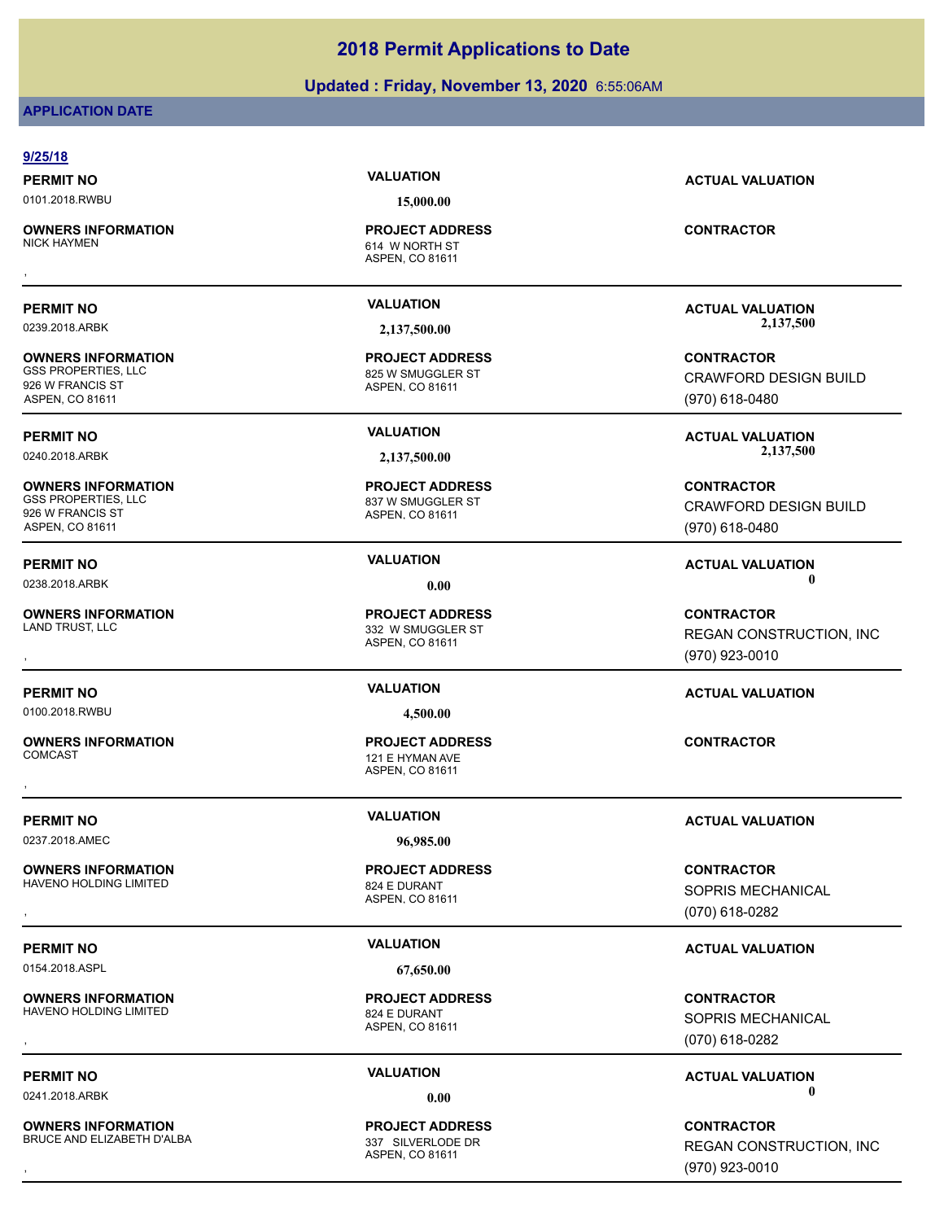# 2018 Permit Applications to Date

**Updated : Friday, November 13, 2020** 6:55:06AM

**APPLICATION DATE**

**9/25/18**

| PERMIT NO | VALUATION | ACTUAL VALUATION |
|---|---|---|
| 0101.2018.RWBU | 15,000.00 | |

| OWNERS INFORMATION | PROJECT ADDRESS | CONTRACTOR |
|---|---|---|
| NICK HAYMEN<br>, | 614 W NORTH ST<br>ASPEN, CO 81611 | |

---

| PERMIT NO | VALUATION | ACTUAL VALUATION |
|---|---|---|
| 0239.2018.ARBK | 2,137,500.00 | 2,137,500 |

| OWNERS INFORMATION | PROJECT ADDRESS | CONTRACTOR |
|---|---|---|
| GSS PROPERTIES, LLC<br>926 W FRANCIS ST<br>ASPEN, CO 81611 | 825 W SMUGGLER ST<br>ASPEN, CO 81611 | CRAWFORD DESIGN BUILD<br>(970) 618-0480 |

---

| PERMIT NO | VALUATION | ACTUAL VALUATION |
|---|---|---|
| 0240.2018.ARBK | 2,137,500.00 | 2,137,500 |

| OWNERS INFORMATION | PROJECT ADDRESS | CONTRACTOR |
|---|---|---|
| GSS PROPERTIES, LLC<br>926 W FRANCIS ST<br>ASPEN, CO 81611 | 837 W SMUGGLER ST<br>ASPEN, CO 81611 | CRAWFORD DESIGN BUILD<br>(970) 618-0480 |

---

| PERMIT NO | VALUATION | ACTUAL VALUATION |
|---|---|---|
| 0238.2018.ARBK | 0.00 | 0 |

| OWNERS INFORMATION | PROJECT ADDRESS | CONTRACTOR |
|---|---|---|
| LAND TRUST, LLC<br>, | 332 W SMUGGLER ST<br>ASPEN, CO 81611 | REGAN CONSTRUCTION, INC<br>(970) 923-0010 |

---

| PERMIT NO | VALUATION | ACTUAL VALUATION |
|---|---|---|
| 0100.2018.RWBU | 4,500.00 | |

| OWNERS INFORMATION | PROJECT ADDRESS | CONTRACTOR |
|---|---|---|
| COMCAST<br>, | 121 E HYMAN AVE<br>ASPEN, CO 81611 | |

---

| PERMIT NO | VALUATION | ACTUAL VALUATION |
|---|---|---|
| 0237.2018.AMEC | 96,985.00 | |

| OWNERS INFORMATION | PROJECT ADDRESS | CONTRACTOR |
|---|---|---|
| HAVENO HOLDING LIMITED<br>, | 824 E DURANT<br>ASPEN, CO 81611 | SOPRIS MECHANICAL<br>(070) 618-0282 |

---

| PERMIT NO | VALUATION | ACTUAL VALUATION |
|---|---|---|
| 0154.2018.ASPL | 67,650.00 | |

| OWNERS INFORMATION | PROJECT ADDRESS | CONTRACTOR |
|---|---|---|
| HAVENO HOLDING LIMITED<br>, | 824 E DURANT<br>ASPEN, CO 81611 | SOPRIS MECHANICAL<br>(070) 618-0282 |

---

| PERMIT NO | VALUATION | ACTUAL VALUATION |
|---|---|---|
| 0241.2018.ARBK | 0.00 | 0 |

| OWNERS INFORMATION | PROJECT ADDRESS | CONTRACTOR |
|---|---|---|
| BRUCE AND ELIZABETH D'ALBA<br>, | 337 SILVERLODE DR<br>ASPEN, CO 81611 | REGAN CONSTRUCTION, INC<br>(970) 923-0010 |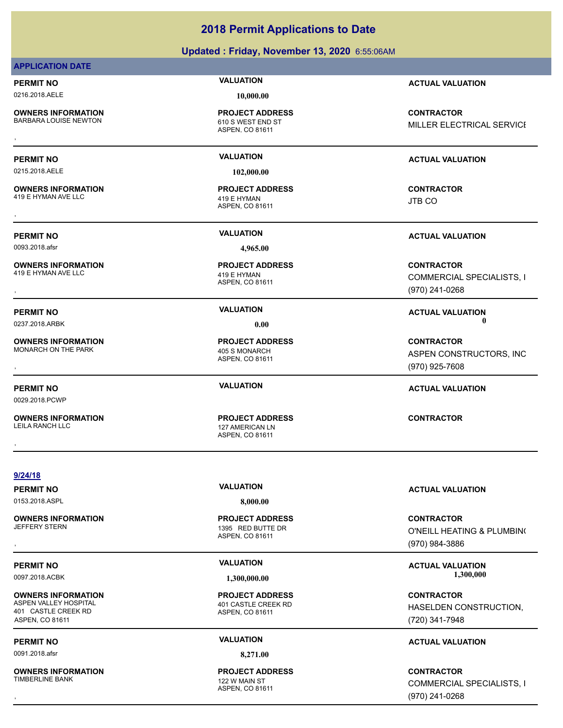# 2018 Permit Applications to Date

## Updated : Friday, November 13, 2020 6:55:06AM

**APPLICATION DATE**

| PERMIT NO | VALUATION | ACTUAL VALUATION |
|---|---|---|
| 0216.2018.AELE | 10,000.00 | |

| OWNERS INFORMATION | PROJECT ADDRESS | CONTRACTOR |
|---|---|---|
| BARBARA LOUISE NEWTON<br>, | 610 S WEST END ST<br>ASPEN, CO 81611 | MILLER ELECTRICAL SERVICE |

| PERMIT NO | VALUATION | ACTUAL VALUATION |
|---|---|---|
| 0215.2018.AELE | 102,000.00 | |

| OWNERS INFORMATION | PROJECT ADDRESS | CONTRACTOR |
|---|---|---|
| 419 E HYMAN AVE LLC<br>, | 419 E HYMAN<br>ASPEN, CO 81611 | JTB CO |

| PERMIT NO | VALUATION | ACTUAL VALUATION |
|---|---|---|
| 0093.2018.afsr | 4,965.00 | |

| OWNERS INFORMATION | PROJECT ADDRESS | CONTRACTOR |
|---|---|---|
| 419 E HYMAN AVE LLC<br>, | 419 E HYMAN<br>ASPEN, CO 81611 | COMMERCIAL SPECIALISTS, I<br>(970) 241-0268 |

| PERMIT NO | VALUATION | ACTUAL VALUATION |
|---|---|---|
| 0237.2018.ARBK | 0.00 | 0 |

| OWNERS INFORMATION | PROJECT ADDRESS | CONTRACTOR |
|---|---|---|
| MONARCH ON THE PARK<br>, | 405 S MONARCH<br>ASPEN, CO 81611 | ASPEN CONSTRUCTORS, INC<br>(970) 925-7608 |

| PERMIT NO | VALUATION | ACTUAL VALUATION |
|---|---|---|
| 0029.2018.PCWP | | |

| OWNERS INFORMATION | PROJECT ADDRESS | CONTRACTOR |
|---|---|---|
| LEILA RANCH LLC<br>, | 127 AMERICAN LN<br>ASPEN, CO 81611 | |

**9/24/18**

| PERMIT NO | VALUATION | ACTUAL VALUATION |
|---|---|---|
| 0153.2018.ASPL | 8,000.00 | |

| OWNERS INFORMATION | PROJECT ADDRESS | CONTRACTOR |
|---|---|---|
| JEFFERY STERN<br>, | 1395 RED BUTTE DR<br>ASPEN, CO 81611 | O'NEILL HEATING & PLUMBING<br>(970) 984-3886 |

| PERMIT NO | VALUATION | ACTUAL VALUATION |
|---|---|---|
| 0097.2018.ACBK | 1,300,000.00 | 1,300,000 |

| OWNERS INFORMATION | PROJECT ADDRESS | CONTRACTOR |
|---|---|---|
| ASPEN VALLEY HOSPITAL<br>401 CASTLE CREEK RD<br>ASPEN, CO 81611 | 401 CASTLE CREEK RD<br>ASPEN, CO 81611 | HASELDEN CONSTRUCTION,<br>(720) 341-7948 |

| PERMIT NO | VALUATION | ACTUAL VALUATION |
|---|---|---|
| 0091.2018.afsr | 8,271.00 | |

| OWNERS INFORMATION | PROJECT ADDRESS | CONTRACTOR |
|---|---|---|
| TIMBERLINE BANK<br>, | 122 W MAIN ST<br>ASPEN, CO 81611 | COMMERCIAL SPECIALISTS, I<br>(970) 241-0268 |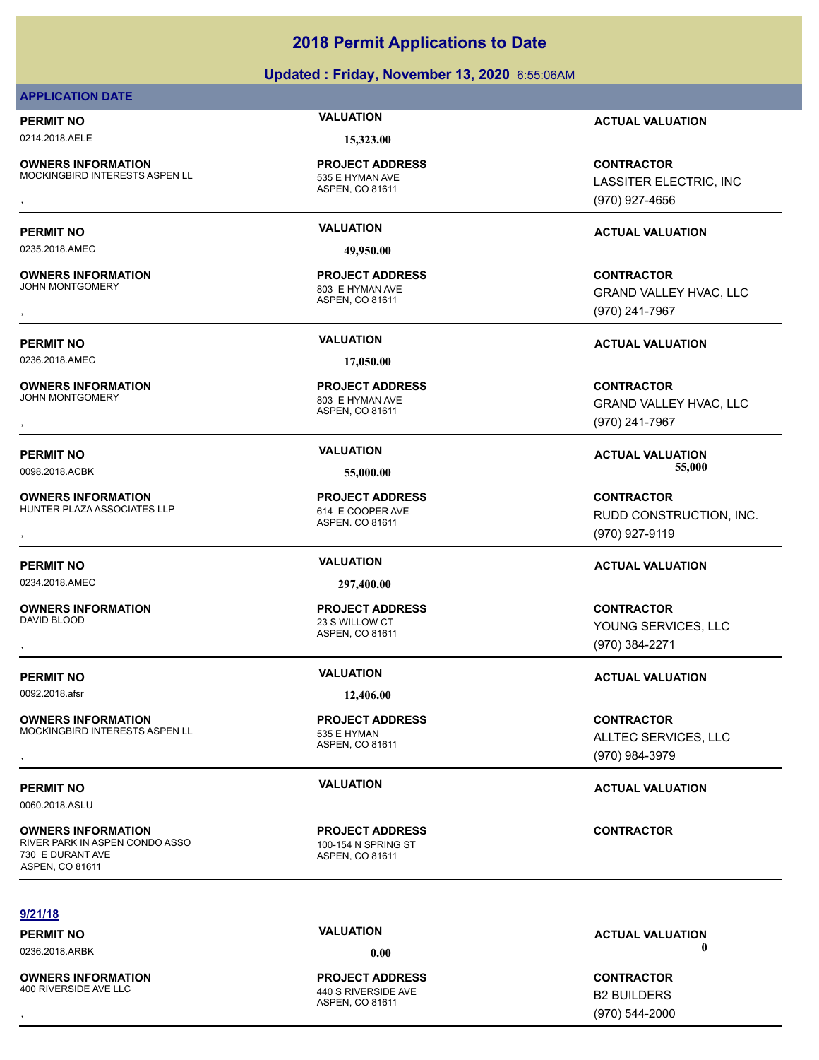# 2018 Permit Applications to Date

**Updated : Friday, November 13, 2020** 6:55:06AM

**APPLICATION DATE**

**PERMIT NO** 0214.2018.AELE | **VALUATION** 15,323.00 | **ACTUAL VALUATION**

**OWNERS INFORMATION**
MOCKINGBIRD INTERESTS ASPEN LL
,

**PROJECT ADDRESS**
535 E HYMAN AVE
ASPEN, CO 81611

**CONTRACTOR**
LASSITER ELECTRIC, INC
(970) 927-4656

---

**PERMIT NO** 0235.2018.AMEC | **VALUATION** 49,950.00 | **ACTUAL VALUATION**

**OWNERS INFORMATION**
JOHN MONTGOMERY
,

**PROJECT ADDRESS**
803 E HYMAN AVE
ASPEN, CO 81611

**CONTRACTOR**
GRAND VALLEY HVAC, LLC
(970) 241-7967

---

**PERMIT NO** 0236.2018.AMEC | **VALUATION** 17,050.00 | **ACTUAL VALUATION**

**OWNERS INFORMATION**
JOHN MONTGOMERY
,

**PROJECT ADDRESS**
803 E HYMAN AVE
ASPEN, CO 81611

**CONTRACTOR**
GRAND VALLEY HVAC, LLC
(970) 241-7967

---

**PERMIT NO** 0098.2018.ACBK | **VALUATION** 55,000.00 | **ACTUAL VALUATION** 55,000

**OWNERS INFORMATION**
HUNTER PLAZA ASSOCIATES LLP
,

**PROJECT ADDRESS**
614 E COOPER AVE
ASPEN, CO 81611

**CONTRACTOR**
RUDD CONSTRUCTION, INC.
(970) 927-9119

---

**PERMIT NO** 0234.2018.AMEC | **VALUATION** 297,400.00 | **ACTUAL VALUATION**

**OWNERS INFORMATION**
DAVID BLOOD
,

**PROJECT ADDRESS**
23 S WILLOW CT
ASPEN, CO 81611

**CONTRACTOR**
YOUNG SERVICES, LLC
(970) 384-2271

---

**PERMIT NO** 0092.2018.afsr | **VALUATION** 12,406.00 | **ACTUAL VALUATION**

**OWNERS INFORMATION**
MOCKINGBIRD INTERESTS ASPEN LL
,

**PROJECT ADDRESS**
535 E HYMAN
ASPEN, CO 81611

**CONTRACTOR**
ALLTEC SERVICES, LLC
(970) 984-3979

---

**PERMIT NO** 0060.2018.ASLU | **VALUATION** | **ACTUAL VALUATION**

**OWNERS INFORMATION**
RIVER PARK IN ASPEN CONDO ASSO
730 E DURANT AVE
ASPEN, CO 81611

**PROJECT ADDRESS**
100-154 N SPRING ST
ASPEN, CO 81611

**CONTRACTOR**

---

**9/21/18**

**PERMIT NO** 0236.2018.ARBK | **VALUATION** 0.00 | **ACTUAL VALUATION** 0

**OWNERS INFORMATION**
400 RIVERSIDE AVE LLC
,

**PROJECT ADDRESS**
440 S RIVERSIDE AVE
ASPEN, CO 81611

**CONTRACTOR**
B2 BUILDERS
(970) 544-2000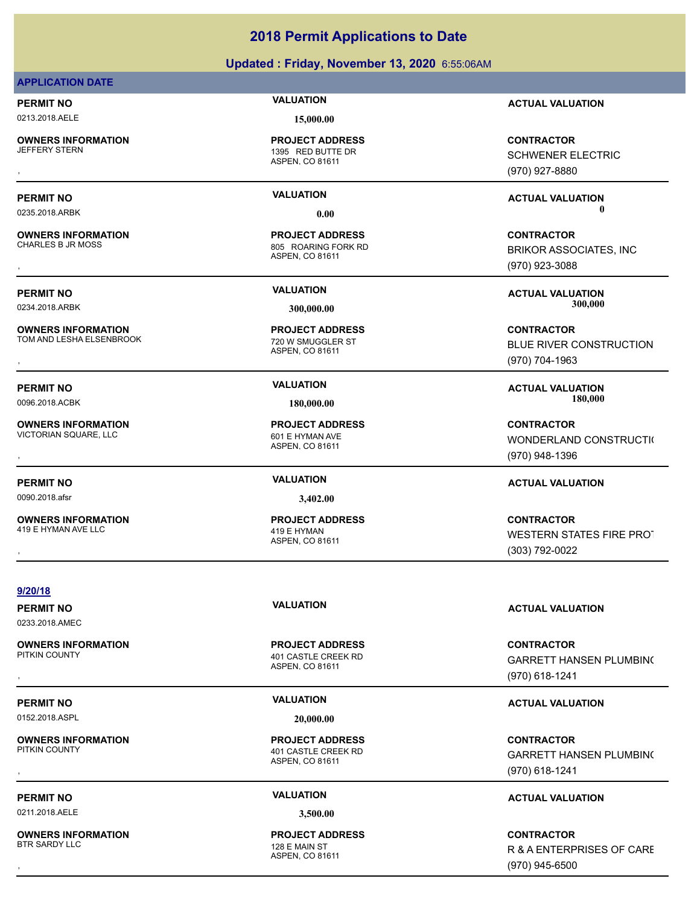# 2018 Permit Applications to Date

## Updated : Friday, November 13, 2020 6:55:06AM

**APPLICATION DATE**

| PERMIT NO | VALUATION | ACTUAL VALUATION |
|---|---|---|
| 0213.2018.AELE | 15,000.00 | |

| OWNERS INFORMATION | PROJECT ADDRESS | CONTRACTOR |
|---|---|---|
| JEFFERY STERN<br>, | 1395 RED BUTTE DR<br>ASPEN, CO 81611 | SCHWENER ELECTRIC<br>(970) 927-8880 |

| PERMIT NO | VALUATION | ACTUAL VALUATION |
|---|---|---|
| 0235.2018.ARBK | 0.00 | 0 |

| OWNERS INFORMATION | PROJECT ADDRESS | CONTRACTOR |
|---|---|---|
| CHARLES B JR MOSS<br>, | 805 ROARING FORK RD<br>ASPEN, CO 81611 | BRIKOR ASSOCIATES, INC<br>(970) 923-3088 |

| PERMIT NO | VALUATION | ACTUAL VALUATION |
|---|---|---|
| 0234.2018.ARBK | 300,000.00 | 300,000 |

| OWNERS INFORMATION | PROJECT ADDRESS | CONTRACTOR |
|---|---|---|
| TOM AND LESHA ELSENBROOK<br>, | 720 W SMUGGLER ST<br>ASPEN, CO 81611 | BLUE RIVER CONSTRUCTION<br>(970) 704-1963 |

| PERMIT NO | VALUATION | ACTUAL VALUATION |
|---|---|---|
| 0096.2018.ACBK | 180,000.00 | 180,000 |

| OWNERS INFORMATION | PROJECT ADDRESS | CONTRACTOR |
|---|---|---|
| VICTORIAN SQUARE, LLC<br>, | 601 E HYMAN AVE<br>ASPEN, CO 81611 | WONDERLAND CONSTRUCTI(<br>(970) 948-1396 |

| PERMIT NO | VALUATION | ACTUAL VALUATION |
|---|---|---|
| 0090.2018.afsr | 3,402.00 | |

| OWNERS INFORMATION | PROJECT ADDRESS | CONTRACTOR |
|---|---|---|
| 419 E HYMAN AVE LLC<br>, | 419 E HYMAN<br>ASPEN, CO 81611 | WESTERN STATES FIRE PRO<br>(303) 792-0022 |

**9/20/18**

| PERMIT NO | VALUATION | ACTUAL VALUATION |
|---|---|---|
| 0233.2018.AMEC | | |

| OWNERS INFORMATION | PROJECT ADDRESS | CONTRACTOR |
|---|---|---|
| PITKIN COUNTY<br>, | 401 CASTLE CREEK RD<br>ASPEN, CO 81611 | GARRETT HANSEN PLUMBIN(<br>(970) 618-1241 |

| PERMIT NO | VALUATION | ACTUAL VALUATION |
|---|---|---|
| 0152.2018.ASPL | 20,000.00 | |

| OWNERS INFORMATION | PROJECT ADDRESS | CONTRACTOR |
|---|---|---|
| PITKIN COUNTY<br>, | 401 CASTLE CREEK RD<br>ASPEN, CO 81611 | GARRETT HANSEN PLUMBIN(<br>(970) 618-1241 |

| PERMIT NO | VALUATION | ACTUAL VALUATION |
|---|---|---|
| 0211.2018.AELE | 3,500.00 | |

| OWNERS INFORMATION | PROJECT ADDRESS | CONTRACTOR |
|---|---|---|
| BTR SARDY LLC<br>, | 128 E MAIN ST<br>ASPEN, CO 81611 | R & A ENTERPRISES OF CARE<br>(970) 945-6500 |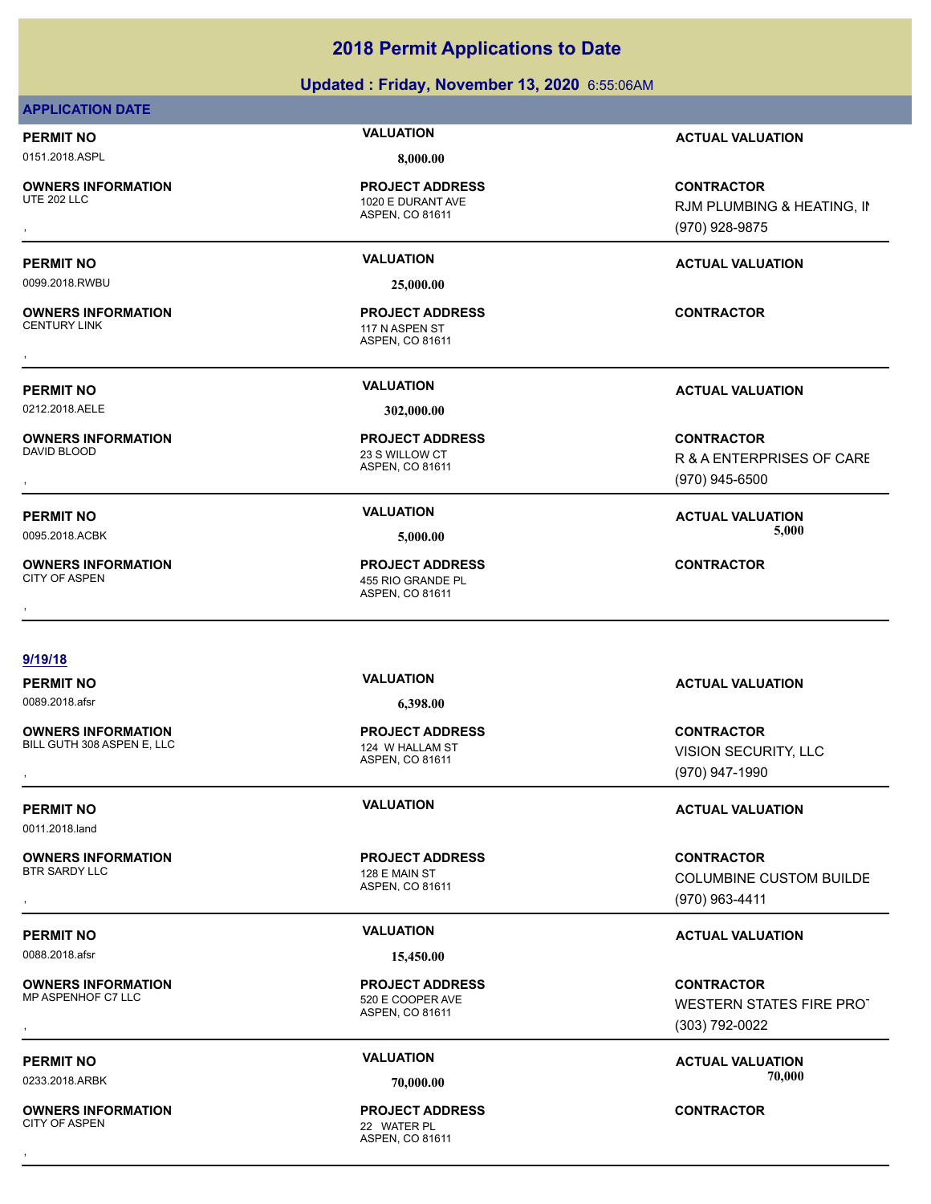# 2018 Permit Applications to Date

## Updated : Friday, November 13, 2020 6:55:06AM

**APPLICATION DATE**

| PERMIT NO | VALUATION | ACTUAL VALUATION |
|---|---|---|
| 0151.2018.ASPL | 8,000.00 | |
| **OWNERS INFORMATION** | **PROJECT ADDRESS** | **CONTRACTOR** |
| UTE 202 LLC<br>, | 1020 E DURANT AVE<br>ASPEN, CO 81611 | RJM PLUMBING & HEATING, IN<br>(970) 928-9875 |

| PERMIT NO | VALUATION | ACTUAL VALUATION |
|---|---|---|
| 0099.2018.RWBU | 25,000.00 | |
| **OWNERS INFORMATION** | **PROJECT ADDRESS** | **CONTRACTOR** |
| CENTURY LINK<br>, | 117 N ASPEN ST<br>ASPEN, CO 81611 | |

| PERMIT NO | VALUATION | ACTUAL VALUATION |
|---|---|---|
| 0212.2018.AELE | 302,000.00 | |
| **OWNERS INFORMATION** | **PROJECT ADDRESS** | **CONTRACTOR** |
| DAVID BLOOD<br>, | 23 S WILLOW CT<br>ASPEN, CO 81611 | R & A ENTERPRISES OF CARE<br>(970) 945-6500 |

| PERMIT NO | VALUATION | ACTUAL VALUATION |
|---|---|---|
| 0095.2018.ACBK | 5,000.00 | 5,000 |
| **OWNERS INFORMATION** | **PROJECT ADDRESS** | **CONTRACTOR** |
| CITY OF ASPEN<br>, | 455 RIO GRANDE PL<br>ASPEN, CO 81611 | |

**9/19/18**

| PERMIT NO | VALUATION | ACTUAL VALUATION |
|---|---|---|
| 0089.2018.afsr | 6,398.00 | |
| **OWNERS INFORMATION** | **PROJECT ADDRESS** | **CONTRACTOR** |
| BILL GUTH 308 ASPEN E, LLC<br>, | 124 W HALLAM ST<br>ASPEN, CO 81611 | VISION SECURITY, LLC<br>(970) 947-1990 |

| PERMIT NO | VALUATION | ACTUAL VALUATION |
|---|---|---|
| 0011.2018.land | | |
| **OWNERS INFORMATION** | **PROJECT ADDRESS** | **CONTRACTOR** |
| BTR SARDY LLC<br>, | 128 E MAIN ST<br>ASPEN, CO 81611 | COLUMBINE CUSTOM BUILDE<br>(970) 963-4411 |

| PERMIT NO | VALUATION | ACTUAL VALUATION |
|---|---|---|
| 0088.2018.afsr | 15,450.00 | |
| **OWNERS INFORMATION** | **PROJECT ADDRESS** | **CONTRACTOR** |
| MP ASPENHOF C7 LLC<br>, | 520 E COOPER AVE<br>ASPEN, CO 81611 | WESTERN STATES FIRE PROT<br>(303) 792-0022 |

| PERMIT NO | VALUATION | ACTUAL VALUATION |
|---|---|---|
| 0233.2018.ARBK | 70,000.00 | 70,000 |
| **OWNERS INFORMATION** | **PROJECT ADDRESS** | **CONTRACTOR** |
| CITY OF ASPEN<br>, | 22 WATER PL<br>ASPEN, CO 81611 | |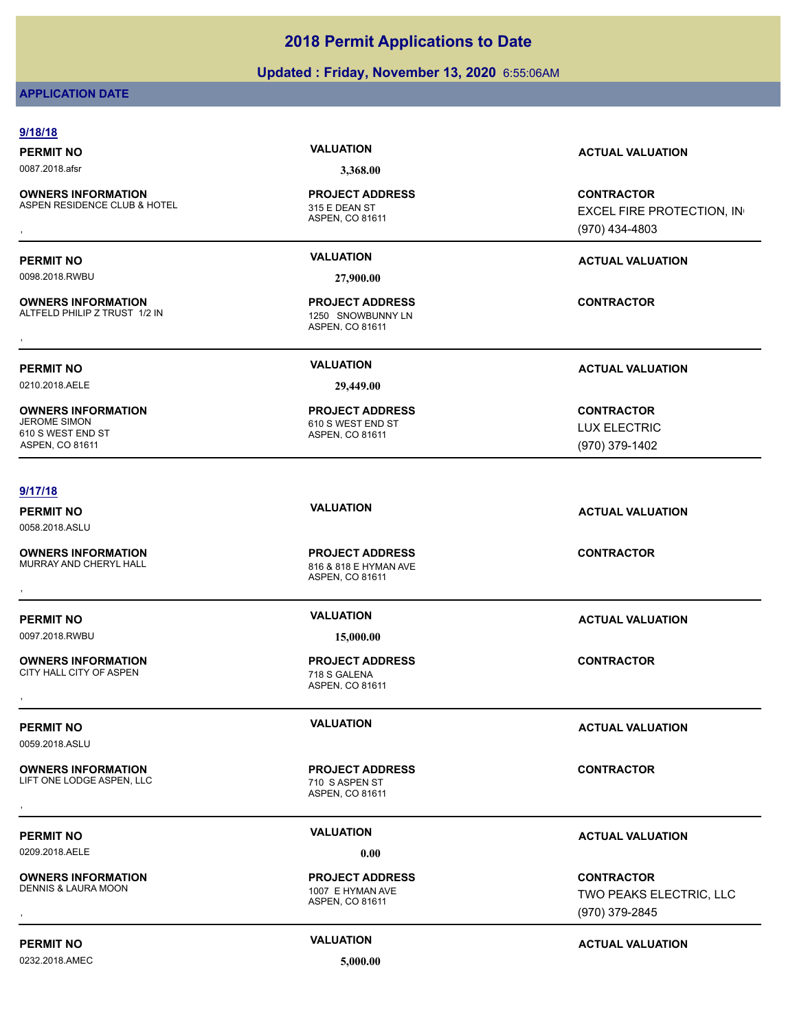# 2018 Permit Applications to Date

**Updated : Friday, November 13, 2020** 6:55:06AM

**APPLICATION DATE**

## 9/18/18

**PERMIT NO** 0087.2018.afsr
**VALUATION** 3,368.00
**ACTUAL VALUATION**

**OWNERS INFORMATION**
ASPEN RESIDENCE CLUB & HOTEL
,

**PROJECT ADDRESS**
315 E DEAN ST
ASPEN, CO 81611

**CONTRACTOR**
EXCEL FIRE PROTECTION, IN
(970) 434-4803

---

**PERMIT NO** 0098.2018.RWBU
**VALUATION** 27,900.00
**ACTUAL VALUATION**

**OWNERS INFORMATION**
ALTFELD PHILIP Z TRUST 1/2 IN
,

**PROJECT ADDRESS**
1250 SNOWBUNNY LN
ASPEN, CO 81611

**CONTRACTOR**

---

**PERMIT NO** 0210.2018.AELE
**VALUATION** 29,449.00
**ACTUAL VALUATION**

**OWNERS INFORMATION**
JEROME SIMON
610 S WEST END ST
ASPEN, CO 81611

**PROJECT ADDRESS**
610 S WEST END ST
ASPEN, CO 81611

**CONTRACTOR**
LUX ELECTRIC
(970) 379-1402

---

## 9/17/18

**PERMIT NO** 0058.2018.ASLU
**VALUATION**
**ACTUAL VALUATION**

**OWNERS INFORMATION**
MURRAY AND CHERYL HALL
,

**PROJECT ADDRESS**
816 & 818 E HYMAN AVE
ASPEN, CO 81611

**CONTRACTOR**

---

**PERMIT NO** 0097.2018.RWBU
**VALUATION** 15,000.00
**ACTUAL VALUATION**

**OWNERS INFORMATION**
CITY HALL CITY OF ASPEN
,

**PROJECT ADDRESS**
718 S GALENA
ASPEN, CO 81611

**CONTRACTOR**

---

**PERMIT NO** 0059.2018.ASLU
**VALUATION**
**ACTUAL VALUATION**

**OWNERS INFORMATION**
LIFT ONE LODGE ASPEN, LLC
,

**PROJECT ADDRESS**
710 S ASPEN ST
ASPEN, CO 81611

**CONTRACTOR**

---

**PERMIT NO** 0209.2018.AELE
**VALUATION** 0.00
**ACTUAL VALUATION**

**OWNERS INFORMATION**
DENNIS & LAURA MOON
,

**PROJECT ADDRESS**
1007 E HYMAN AVE
ASPEN, CO 81611

**CONTRACTOR**
TWO PEAKS ELECTRIC, LLC
(970) 379-2845

---

**PERMIT NO** 0232.2018.AMEC
**VALUATION** 5,000.00
**ACTUAL VALUATION**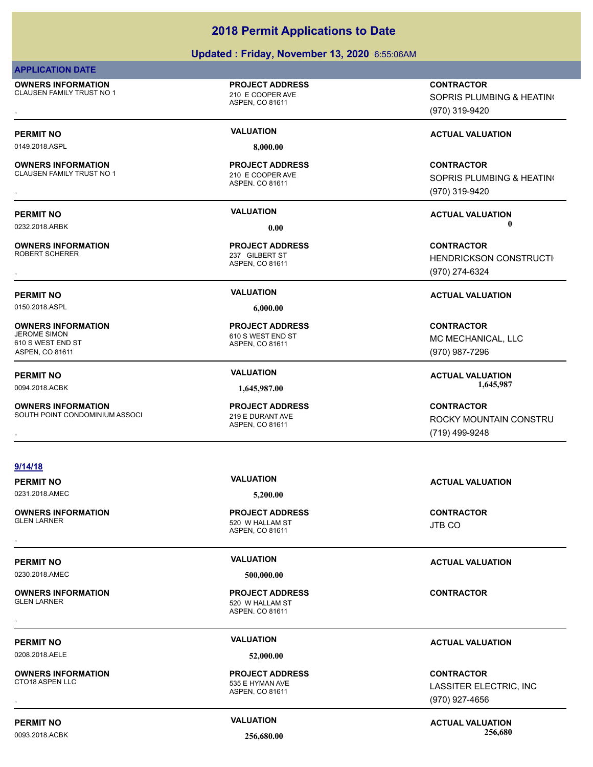# 2018 Permit Applications to Date

## Updated : Friday, November 13, 2020 6:55:06AM

**APPLICATION DATE**

**OWNERS INFORMATION**
CLAUSEN FAMILY TRUST NO 1
,

**PROJECT ADDRESS**
210 E COOPER AVE
ASPEN, CO 81611

**CONTRACTOR**
SOPRIS PLUMBING & HEATIN(
(970) 319-9420

---

**PERMIT NO** 0149.2018.ASPL | **VALUATION** 8,000.00 | **ACTUAL VALUATION**

**OWNERS INFORMATION**
CLAUSEN FAMILY TRUST NO 1
,

**PROJECT ADDRESS**
210 E COOPER AVE
ASPEN, CO 81611

**CONTRACTOR**
SOPRIS PLUMBING & HEATIN(
(970) 319-9420

---

**PERMIT NO** 0232.2018.ARBK | **VALUATION** 0.00 | **ACTUAL VALUATION** 0

**OWNERS INFORMATION**
ROBERT SCHERER
,

**PROJECT ADDRESS**
237 GILBERT ST
ASPEN, CO 81611

**CONTRACTOR**
HENDRICKSON CONSTRUCTI
(970) 274-6324

---

**PERMIT NO** 0150.2018.ASPL | **VALUATION** 6,000.00 | **ACTUAL VALUATION**

**OWNERS INFORMATION**
JEROME SIMON
610 S WEST END ST
ASPEN, CO 81611

**PROJECT ADDRESS**
610 S WEST END ST
ASPEN, CO 81611

**CONTRACTOR**
MC MECHANICAL, LLC
(970) 987-7296

---

**PERMIT NO** 0094.2018.ACBK | **VALUATION** 1,645,987.00 | **ACTUAL VALUATION** 1,645,987

**OWNERS INFORMATION**
SOUTH POINT CONDOMINIUM ASSOCI
,

**PROJECT ADDRESS**
219 E DURANT AVE
ASPEN, CO 81611

**CONTRACTOR**
ROCKY MOUNTAIN CONSTRU
(719) 499-9248

---

**9/14/18**

**PERMIT NO** 0231.2018.AMEC | **VALUATION** 5,200.00 | **ACTUAL VALUATION**

**OWNERS INFORMATION**
GLEN LARNER
,

**PROJECT ADDRESS**
520 W HALLAM ST
ASPEN, CO 81611

**CONTRACTOR**
JTB CO

---

**PERMIT NO** 0230.2018.AMEC | **VALUATION** 500,000.00 | **ACTUAL VALUATION**

**OWNERS INFORMATION**
GLEN LARNER
,

**PROJECT ADDRESS**
520 W HALLAM ST
ASPEN, CO 81611

**CONTRACTOR**

---

**PERMIT NO** 0208.2018.AELE | **VALUATION** 52,000.00 | **ACTUAL VALUATION**

**OWNERS INFORMATION**
CTO18 ASPEN LLC
,

**PROJECT ADDRESS**
535 E HYMAN AVE
ASPEN, CO 81611

**CONTRACTOR**
LASSITER ELECTRIC, INC
(970) 927-4656

---

**PERMIT NO** 0093.2018.ACBK | **VALUATION** 256,680.00 | **ACTUAL VALUATION** 256,680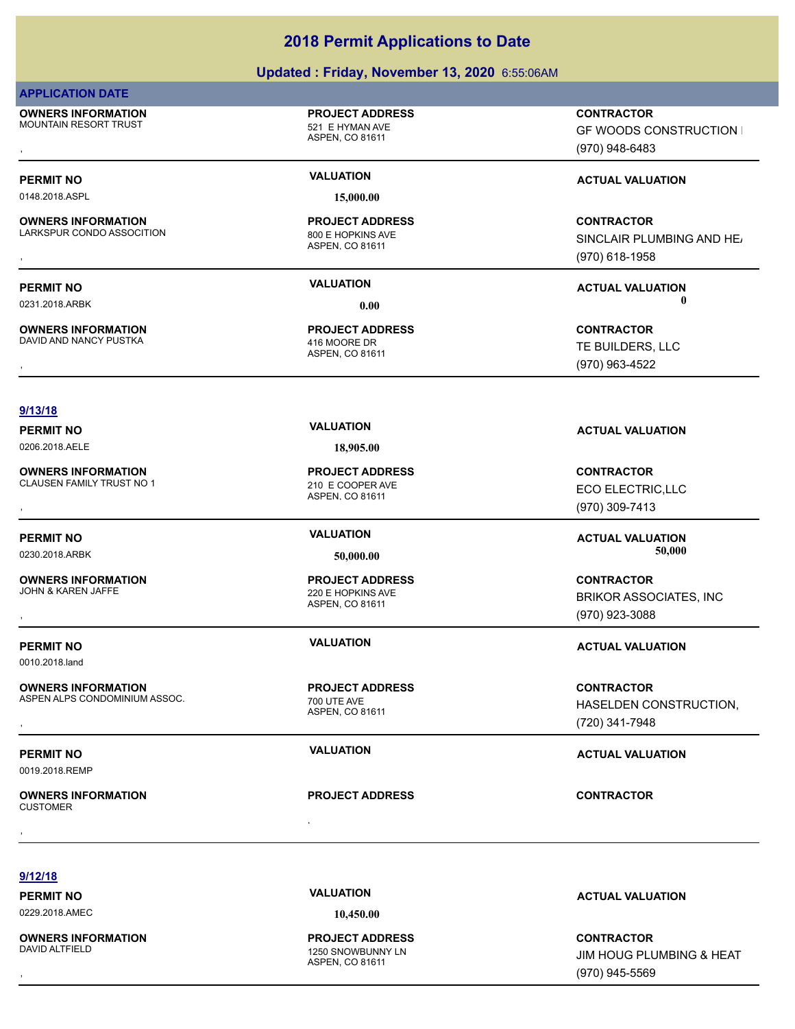# 2018 Permit Applications to Date

## Updated : Friday, November 13, 2020 6:55:06AM

**APPLICATION DATE**

**OWNERS INFORMATION**
MOUNTAIN RESORT TRUST
,

**PROJECT ADDRESS**
521 E HYMAN AVE
ASPEN, CO 81611

**CONTRACTOR**
GF WOODS CONSTRUCTION I
(970) 948-6483

---

**PERMIT NO**
0148.2018.ASPL

**VALUATION**
15,000.00

**ACTUAL VALUATION**

**OWNERS INFORMATION**
LARKSPUR CONDO ASSOCITION
,

**PROJECT ADDRESS**
800 E HOPKINS AVE
ASPEN, CO 81611

**CONTRACTOR**
SINCLAIR PLUMBING AND HE/
(970) 618-1958

---

**PERMIT NO**
0231.2018.ARBK

**VALUATION**
0.00

**ACTUAL VALUATION**
0

**OWNERS INFORMATION**
DAVID AND NANCY PUSTKA
,

**PROJECT ADDRESS**
416 MOORE DR
ASPEN, CO 81611

**CONTRACTOR**
TE BUILDERS, LLC
(970) 963-4522

---

**9/13/18**

**PERMIT NO**
0206.2018.AELE

**VALUATION**
18,905.00

**ACTUAL VALUATION**

**OWNERS INFORMATION**
CLAUSEN FAMILY TRUST NO 1
,

**PROJECT ADDRESS**
210 E COOPER AVE
ASPEN, CO 81611

**CONTRACTOR**
ECO ELECTRIC,LLC
(970) 309-7413

---

**PERMIT NO**
0230.2018.ARBK

**VALUATION**
50,000.00

**ACTUAL VALUATION**
50,000

**OWNERS INFORMATION**
JOHN & KAREN JAFFE
,

**PROJECT ADDRESS**
220 E HOPKINS AVE
ASPEN, CO 81611

**CONTRACTOR**
BRIKOR ASSOCIATES, INC
(970) 923-3088

---

**PERMIT NO**
0010.2018.land

**VALUATION**

**ACTUAL VALUATION**

**OWNERS INFORMATION**
ASPEN ALPS CONDOMINIUM ASSOC.
,

**PROJECT ADDRESS**
700 UTE AVE
ASPEN, CO 81611

**CONTRACTOR**
HASELDEN CONSTRUCTION,
(720) 341-7948

---

**PERMIT NO**
0019.2018.REMP

**VALUATION**

**ACTUAL VALUATION**

**OWNERS INFORMATION**
CUSTOMER
,

**PROJECT ADDRESS**
,

**CONTRACTOR**

---

**9/12/18**

**PERMIT NO**
0229.2018.AMEC

**VALUATION**
10,450.00

**ACTUAL VALUATION**

**OWNERS INFORMATION**
DAVID ALTFIELD
,

**PROJECT ADDRESS**
1250 SNOWBUNNY LN
ASPEN, CO 81611

**CONTRACTOR**
JIM HOUG PLUMBING & HEAT
(970) 945-5569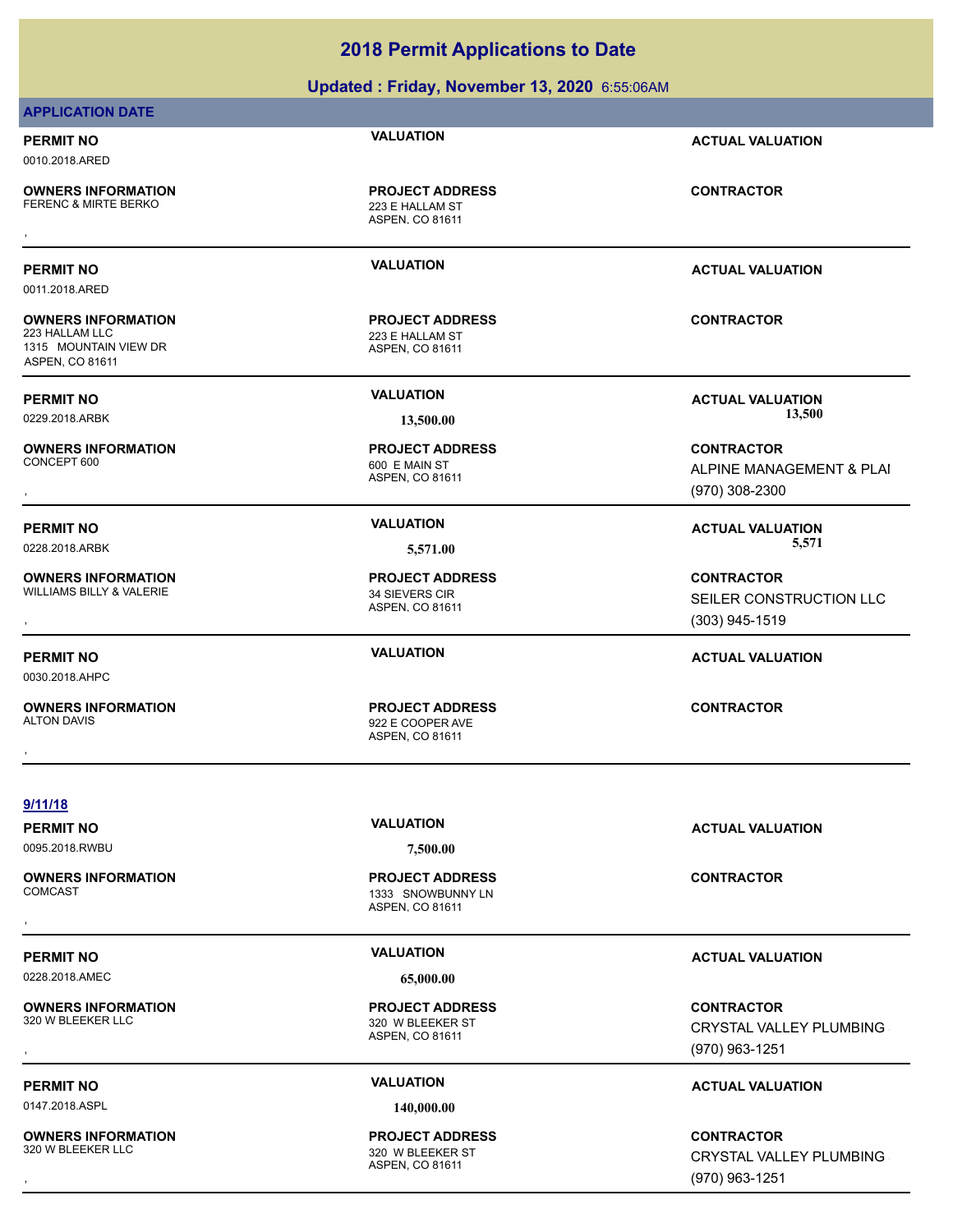# 2018 Permit Applications to Date

## Updated : Friday, November 13, 2020 6:55:06AM

### APPLICATION DATE

**PERMIT NO** 0010.2018.ARED
**VALUATION**
**ACTUAL VALUATION**

**OWNERS INFORMATION**
FERENC & MIRTE BERKO
,

**PROJECT ADDRESS**
223 E HALLAM ST
ASPEN, CO 81611

**CONTRACTOR**

---

**PERMIT NO** 0011.2018.ARED
**VALUATION**
**ACTUAL VALUATION**

**OWNERS INFORMATION**
223 HALLAM LLC
1315 MOUNTAIN VIEW DR
ASPEN, CO 81611

**PROJECT ADDRESS**
223 E HALLAM ST
ASPEN, CO 81611

**CONTRACTOR**

---

**PERMIT NO** 0229.2018.ARBK
**VALUATION** 13,500.00
**ACTUAL VALUATION** 13,500

**OWNERS INFORMATION**
CONCEPT 600
,

**PROJECT ADDRESS**
600 E MAIN ST
ASPEN, CO 81611

**CONTRACTOR**
ALPINE MANAGEMENT & PLAI
(970) 308-2300

---

**PERMIT NO** 0228.2018.ARBK
**VALUATION** 5,571.00
**ACTUAL VALUATION** 5,571

**OWNERS INFORMATION**
WILLIAMS BILLY & VALERIE
,

**PROJECT ADDRESS**
34 SIEVERS CIR
ASPEN, CO 81611

**CONTRACTOR**
SEILER CONSTRUCTION LLC
(303) 945-1519

---

**PERMIT NO** 0030.2018.AHPC
**VALUATION**
**ACTUAL VALUATION**

**OWNERS INFORMATION**
ALTON DAVIS
,

**PROJECT ADDRESS**
922 E COOPER AVE
ASPEN, CO 81611

**CONTRACTOR**

---

### 9/11/18

**PERMIT NO** 0095.2018.RWBU
**VALUATION** 7,500.00
**ACTUAL VALUATION**

**OWNERS INFORMATION**
COMCAST
,

**PROJECT ADDRESS**
1333 SNOWBUNNY LN
ASPEN, CO 81611

**CONTRACTOR**

---

**PERMIT NO** 0228.2018.AMEC
**VALUATION** 65,000.00
**ACTUAL VALUATION**

**OWNERS INFORMATION**
320 W BLEEKER LLC
,

**PROJECT ADDRESS**
320 W BLEEKER ST
ASPEN, CO 81611

**CONTRACTOR**
CRYSTAL VALLEY PLUMBING
(970) 963-1251

---

**PERMIT NO** 0147.2018.ASPL
**VALUATION** 140,000.00
**ACTUAL VALUATION**

**OWNERS INFORMATION**
320 W BLEEKER LLC
,

**PROJECT ADDRESS**
320 W BLEEKER ST
ASPEN, CO 81611

**CONTRACTOR**
CRYSTAL VALLEY PLUMBING
(970) 963-1251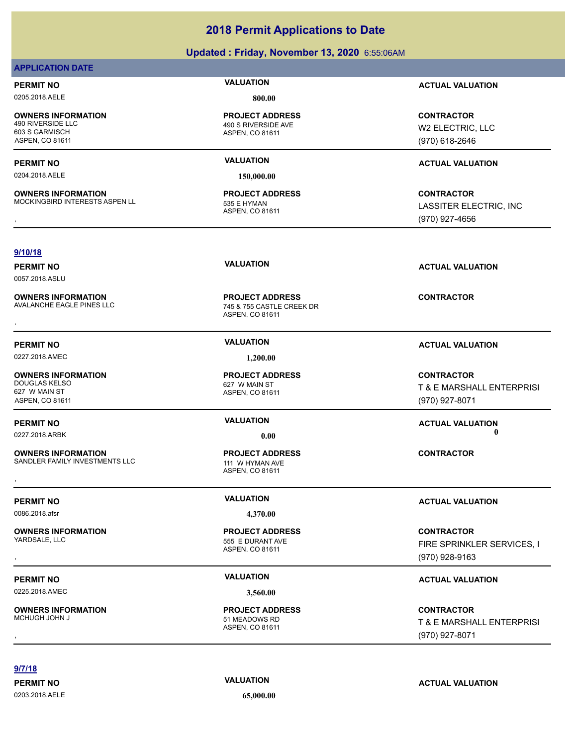# 2018 Permit Applications to Date

## Updated : Friday, November 13, 2020 6:55:06AM

### APPLICATION DATE

**PERMIT NO** | **VALUATION** | **ACTUAL VALUATION**

0205.2018.AELE | 800.00

**OWNERS INFORMATION**
490 RIVERSIDE LLC
603 S GARMISCH
ASPEN, CO 81611

**PROJECT ADDRESS**
490 S RIVERSIDE AVE
ASPEN, CO 81611

**CONTRACTOR**
W2 ELECTRIC, LLC
(970) 618-2646

---

**PERMIT NO** | **VALUATION** | **ACTUAL VALUATION**

0204.2018.AELE | 150,000.00

**OWNERS INFORMATION**
MOCKINGBIRD INTERESTS ASPEN LL
,

**PROJECT ADDRESS**
535 E HYMAN
ASPEN, CO 81611

**CONTRACTOR**
LASSITER ELECTRIC, INC
(970) 927-4656

---

### 9/10/18

**PERMIT NO** | **VALUATION** | **ACTUAL VALUATION**

0057.2018.ASLU

**OWNERS INFORMATION**
AVALANCHE EAGLE PINES LLC
,

**PROJECT ADDRESS**
745 & 755 CASTLE CREEK DR
ASPEN, CO 81611

**CONTRACTOR**

---

**PERMIT NO** | **VALUATION** | **ACTUAL VALUATION**

0227.2018.AMEC | 1,200.00

**OWNERS INFORMATION**
DOUGLAS KELSO
627 W MAIN ST
ASPEN, CO 81611

**PROJECT ADDRESS**
627 W MAIN ST
ASPEN, CO 81611

**CONTRACTOR**
T & E MARSHALL ENTERPRISI
(970) 927-8071

---

**PERMIT NO** | **VALUATION** | **ACTUAL VALUATION**

0227.2018.ARBK | 0.00 | 0

**OWNERS INFORMATION**
SANDLER FAMILY INVESTMENTS LLC
,

**PROJECT ADDRESS**
111 W HYMAN AVE
ASPEN, CO 81611

**CONTRACTOR**

---

**PERMIT NO** | **VALUATION** | **ACTUAL VALUATION**

0086.2018.afsr | 4,370.00

**OWNERS INFORMATION**
YARDSALE, LLC
,

**PROJECT ADDRESS**
555 E DURANT AVE
ASPEN, CO 81611

**CONTRACTOR**
FIRE SPRINKLER SERVICES, I
(970) 928-9163

---

**PERMIT NO** | **VALUATION** | **ACTUAL VALUATION**

0225.2018.AMEC | 3,560.00

**OWNERS INFORMATION**
MCHUGH JOHN J
,

**PROJECT ADDRESS**
51 MEADOWS RD
ASPEN, CO 81611

**CONTRACTOR**
T & E MARSHALL ENTERPRISI
(970) 927-8071

---

### 9/7/18

**PERMIT NO** | **VALUATION** | **ACTUAL VALUATION**

0203.2018.AELE | 65,000.00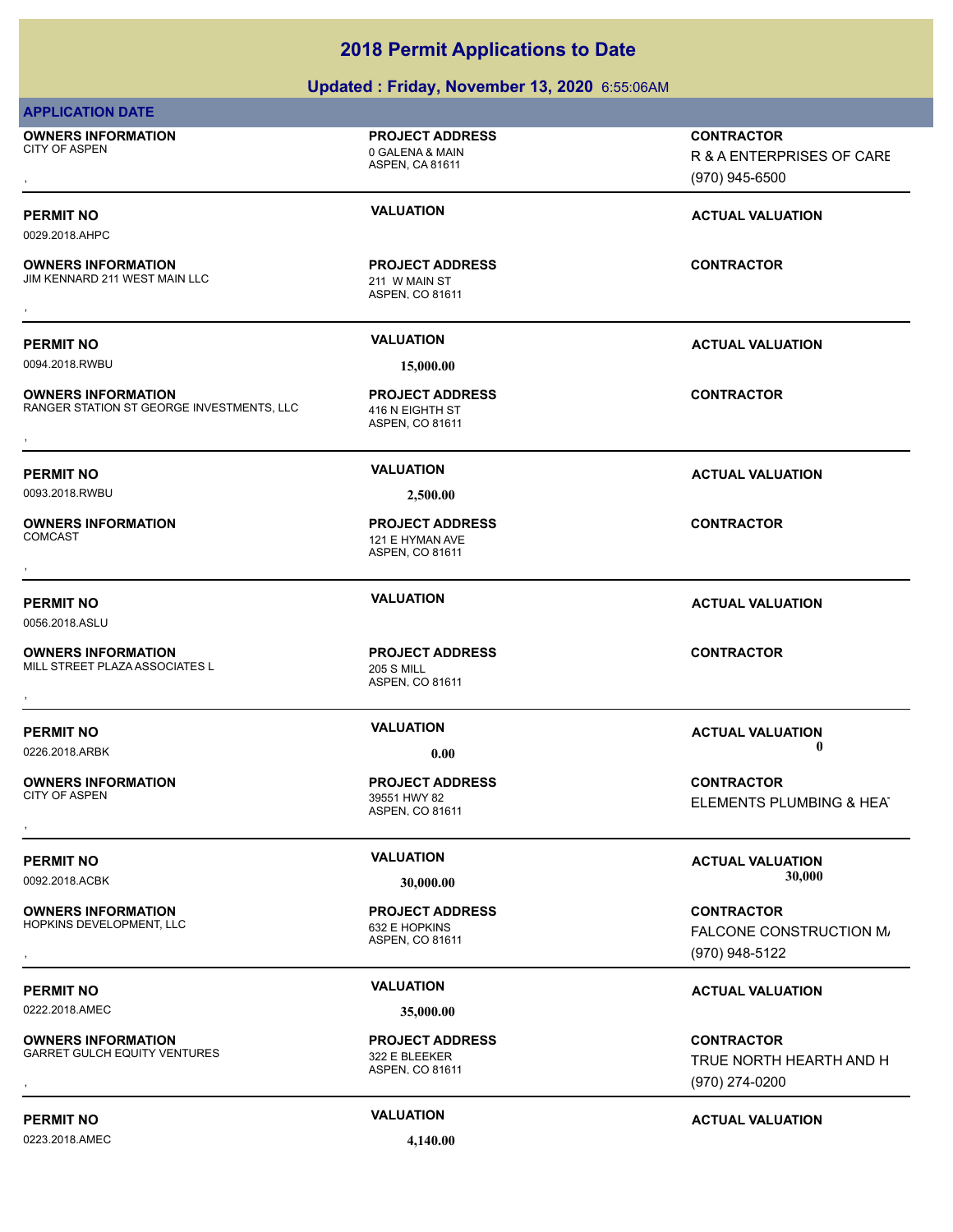# 2018 Permit Applications to Date

## Updated : Friday, November 13, 2020 6:55:06AM

**APPLICATION DATE**

**OWNERS INFORMATION**
CITY OF ASPEN
,

**PROJECT ADDRESS**
0 GALENA & MAIN
ASPEN, CA 81611

**CONTRACTOR**
R & A ENTERPRISES OF CARE
(970) 945-6500

| PERMIT NO | VALUATION | ACTUAL VALUATION |
|---|---|---|
| 0029.2018.AHPC | | |

**OWNERS INFORMATION**
JIM KENNARD 211 WEST MAIN LLC
,

**PROJECT ADDRESS**
211 W MAIN ST
ASPEN, CO 81611

**CONTRACTOR**

| PERMIT NO | VALUATION | ACTUAL VALUATION |
|---|---|---|
| 0094.2018.RWBU | 15,000.00 | |

**OWNERS INFORMATION**
RANGER STATION ST GEORGE INVESTMENTS, LLC
,

**PROJECT ADDRESS**
416 N EIGHTH ST
ASPEN, CO 81611

**CONTRACTOR**

| PERMIT NO | VALUATION | ACTUAL VALUATION |
|---|---|---|
| 0093.2018.RWBU | 2,500.00 | |

**OWNERS INFORMATION**
COMCAST
,

**PROJECT ADDRESS**
121 E HYMAN AVE
ASPEN, CO 81611

**CONTRACTOR**

| PERMIT NO | VALUATION | ACTUAL VALUATION |
|---|---|---|
| 0056.2018.ASLU | | |

**OWNERS INFORMATION**
MILL STREET PLAZA ASSOCIATES L
,

**PROJECT ADDRESS**
205 S MILL
ASPEN, CO 81611

**CONTRACTOR**

| PERMIT NO | VALUATION | ACTUAL VALUATION |
|---|---|---|
| 0226.2018.ARBK | 0.00 | 0 |

**OWNERS INFORMATION**
CITY OF ASPEN
,

**PROJECT ADDRESS**
39551 HWY 82
ASPEN, CO 81611

**CONTRACTOR**
ELEMENTS PLUMBING & HEAT

| PERMIT NO | VALUATION | ACTUAL VALUATION |
|---|---|---|
| 0092.2018.ACBK | 30,000.00 | 30,000 |

**OWNERS INFORMATION**
HOPKINS DEVELOPMENT, LLC
,

**PROJECT ADDRESS**
632 E HOPKINS
ASPEN, CO 81611

**CONTRACTOR**
FALCONE CONSTRUCTION MA
(970) 948-5122

| PERMIT NO | VALUATION | ACTUAL VALUATION |
|---|---|---|
| 0222.2018.AMEC | 35,000.00 | |

**OWNERS INFORMATION**
GARRET GULCH EQUITY VENTURES
,

**PROJECT ADDRESS**
322 E BLEEKER
ASPEN, CO 81611

**CONTRACTOR**
TRUE NORTH HEARTH AND H
(970) 274-0200

| PERMIT NO | VALUATION | ACTUAL VALUATION |
|---|---|---|
| 0223.2018.AMEC | 4,140.00 | |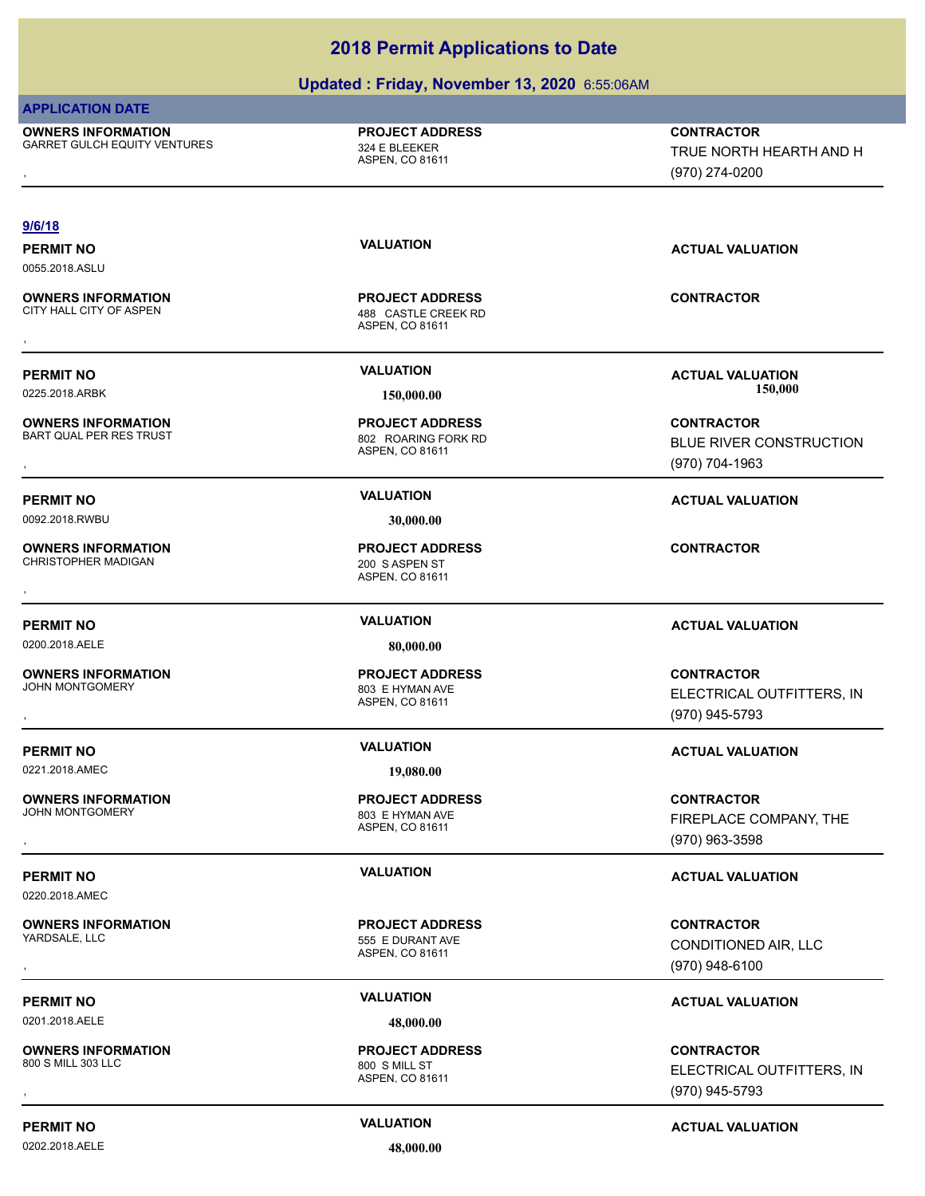# 2018 Permit Applications to Date

## Updated : Friday, November 13, 2020 6:55:06AM

**APPLICATION DATE**

**OWNERS INFORMATION**
GARRET GULCH EQUITY VENTURES
,

**PROJECT ADDRESS**
324 E BLEEKER
ASPEN, CO 81611

**CONTRACTOR**
TRUE NORTH HEARTH AND H
(970) 274-0200

---

**9/6/18**

**PERMIT NO** 0055.2018.ASLU
**VALUATION**
**ACTUAL VALUATION**

**OWNERS INFORMATION**
CITY HALL CITY OF ASPEN
,

**PROJECT ADDRESS**
488 CASTLE CREEK RD
ASPEN, CO 81611

**CONTRACTOR**

---

**PERMIT NO** 0225.2018.ARBK
**VALUATION** 150,000.00
**ACTUAL VALUATION** 150,000

**OWNERS INFORMATION**
BART QUAL PER RES TRUST
,

**PROJECT ADDRESS**
802 ROARING FORK RD
ASPEN, CO 81611

**CONTRACTOR**
BLUE RIVER CONSTRUCTION
(970) 704-1963

---

**PERMIT NO** 0092.2018.RWBU
**VALUATION** 30,000.00
**ACTUAL VALUATION**

**OWNERS INFORMATION**
CHRISTOPHER MADIGAN
,

**PROJECT ADDRESS**
200 S ASPEN ST
ASPEN, CO 81611

**CONTRACTOR**

---

**PERMIT NO** 0200.2018.AELE
**VALUATION** 80,000.00
**ACTUAL VALUATION**

**OWNERS INFORMATION**
JOHN MONTGOMERY
,

**PROJECT ADDRESS**
803 E HYMAN AVE
ASPEN, CO 81611

**CONTRACTOR**
ELECTRICAL OUTFITTERS, IN
(970) 945-5793

---

**PERMIT NO** 0221.2018.AMEC
**VALUATION** 19,080.00
**ACTUAL VALUATION**

**OWNERS INFORMATION**
JOHN MONTGOMERY
,

**PROJECT ADDRESS**
803 E HYMAN AVE
ASPEN, CO 81611

**CONTRACTOR**
FIREPLACE COMPANY, THE
(970) 963-3598

---

**PERMIT NO** 0220.2018.AMEC
**VALUATION**
**ACTUAL VALUATION**

**OWNERS INFORMATION**
YARDSALE, LLC
,

**PROJECT ADDRESS**
555 E DURANT AVE
ASPEN, CO 81611

**CONTRACTOR**
CONDITIONED AIR, LLC
(970) 948-6100

---

**PERMIT NO** 0201.2018.AELE
**VALUATION** 48,000.00
**ACTUAL VALUATION**

**OWNERS INFORMATION**
800 S MILL 303 LLC
,

**PROJECT ADDRESS**
800 S MILL ST
ASPEN, CO 81611

**CONTRACTOR**
ELECTRICAL OUTFITTERS, IN
(970) 945-5793

---

**PERMIT NO** 0202.2018.AELE
**VALUATION** 48,000.00
**ACTUAL VALUATION**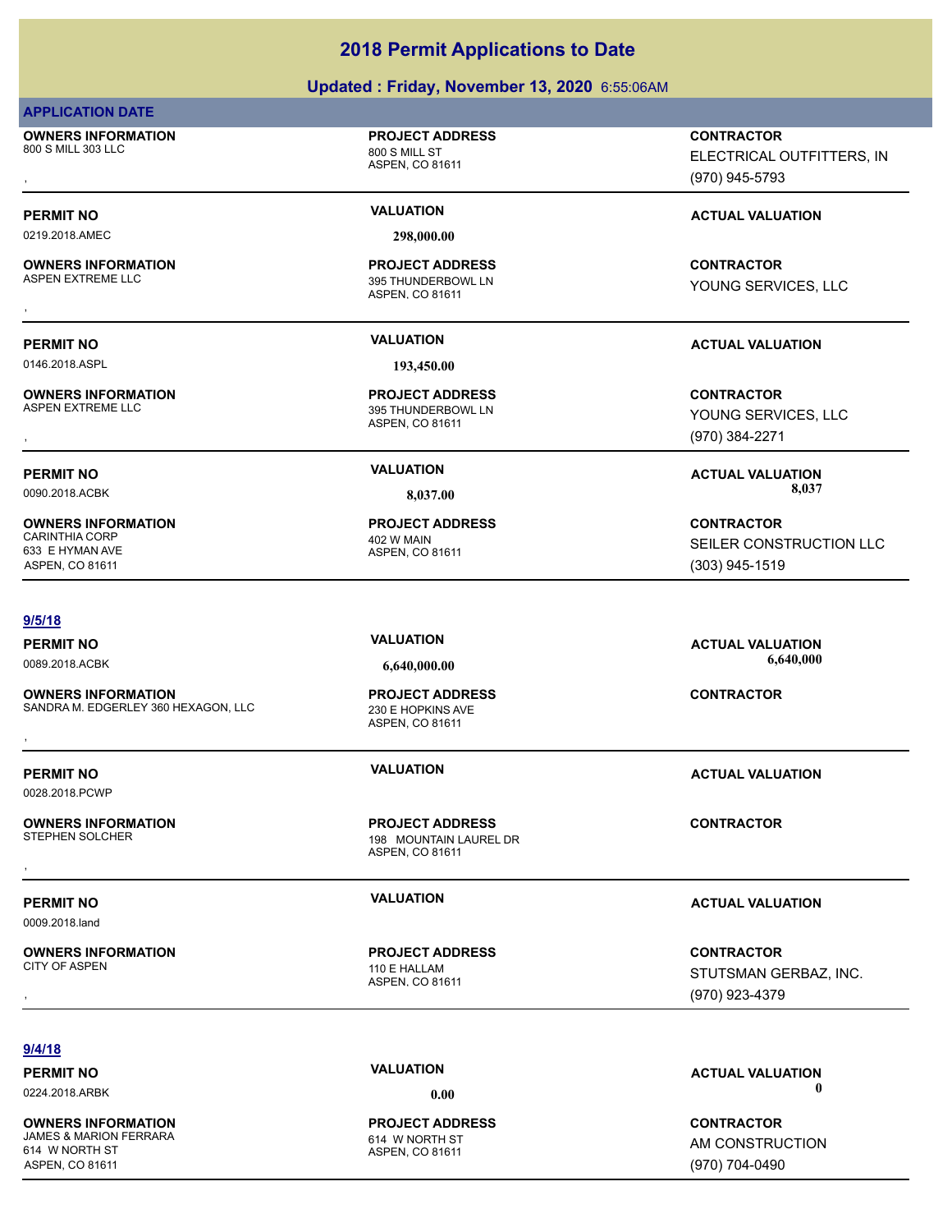# 2018 Permit Applications to Date

## Updated : Friday, November 13, 2020 6:55:06AM

**APPLICATION DATE**

**OWNERS INFORMATION**
800 S MILL 303 LLC
,

**PROJECT ADDRESS**
800 S MILL ST
ASPEN, CO 81611

**CONTRACTOR**
ELECTRICAL OUTFITTERS, IN
(970) 945-5793

**PERMIT NO** 0219.2018.AMEC
**VALUATION** 298,000.00
**ACTUAL VALUATION**

---

**OWNERS INFORMATION**
ASPEN EXTREME LLC
,

**PROJECT ADDRESS**
395 THUNDERBOWL LN
ASPEN, CO 81611

**CONTRACTOR**
YOUNG SERVICES, LLC

**PERMIT NO** 0146.2018.ASPL
**VALUATION** 193,450.00
**ACTUAL VALUATION**

---

**OWNERS INFORMATION**
ASPEN EXTREME LLC
,

**PROJECT ADDRESS**
395 THUNDERBOWL LN
ASPEN, CO 81611

**CONTRACTOR**
YOUNG SERVICES, LLC
(970) 384-2271

**PERMIT NO** 0090.2018.ACBK
**VALUATION** 8,037.00
**ACTUAL VALUATION** 8,037

---

**OWNERS INFORMATION**
CARINTHIA CORP
633 E HYMAN AVE
ASPEN, CO 81611

**PROJECT ADDRESS**
402 W MAIN
ASPEN, CO 81611

**CONTRACTOR**
SEILER CONSTRUCTION LLC
(303) 945-1519

---

**9/5/18**

**PERMIT NO** 0089.2018.ACBK
**VALUATION** 6,640,000.00
**ACTUAL VALUATION** 6,640,000

**OWNERS INFORMATION**
SANDRA M. EDGERLEY 360 HEXAGON, LLC
,

**PROJECT ADDRESS**
230 E HOPKINS AVE
ASPEN, CO 81611

**CONTRACTOR**

---

**PERMIT NO** 0028.2018.PCWP
**VALUATION**
**ACTUAL VALUATION**

**OWNERS INFORMATION**
STEPHEN SOLCHER
,

**PROJECT ADDRESS**
198 MOUNTAIN LAUREL DR
ASPEN, CO 81611

**CONTRACTOR**

---

**PERMIT NO** 0009.2018.land
**VALUATION**
**ACTUAL VALUATION**

**OWNERS INFORMATION**
CITY OF ASPEN
,

**PROJECT ADDRESS**
110 E HALLAM
ASPEN, CO 81611

**CONTRACTOR**
STUTSMAN GERBAZ, INC.
(970) 923-4379

---

**9/4/18**

**PERMIT NO** 0224.2018.ARBK
**VALUATION** 0.00
**ACTUAL VALUATION** 0

**OWNERS INFORMATION**
JAMES & MARION FERRARA
614 W NORTH ST
ASPEN, CO 81611

**PROJECT ADDRESS**
614 W NORTH ST
ASPEN, CO 81611

**CONTRACTOR**
AM CONSTRUCTION
(970) 704-0490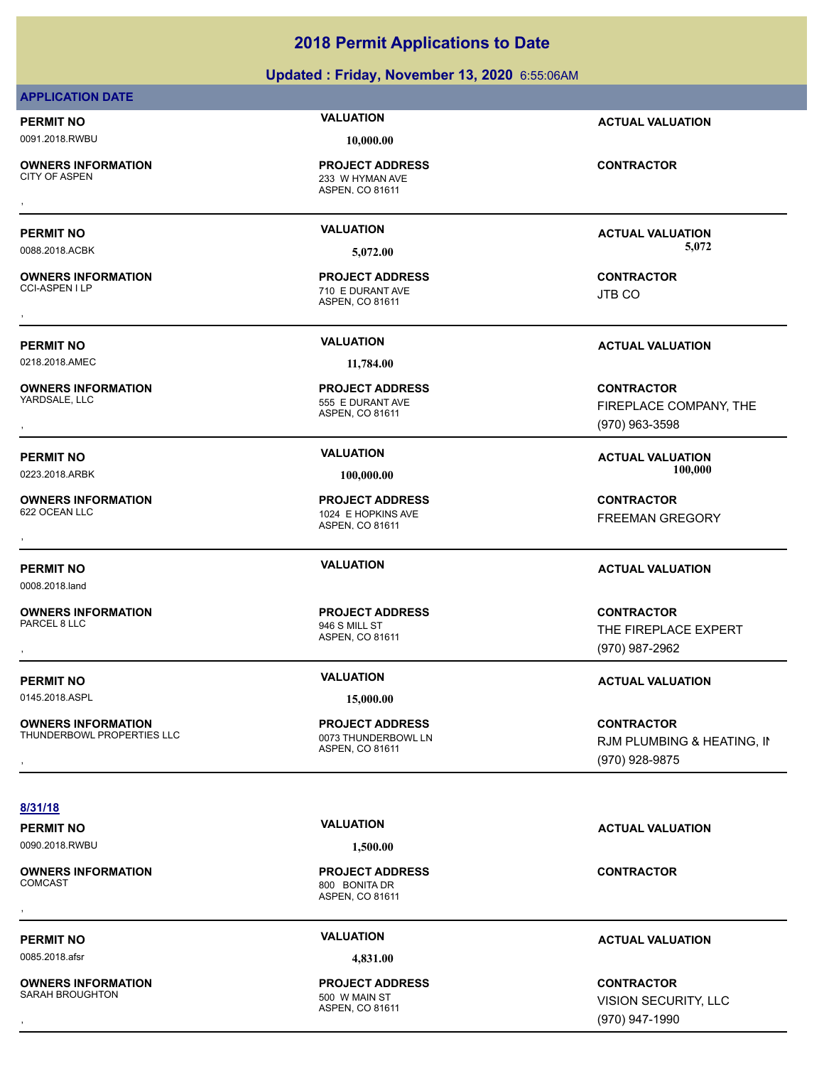## 2018 Permit Applications to Date

### Updated : Friday, November 13, 2020 6:55:06AM

**APPLICATION DATE**

**PERMIT NO** 0091.2018.RWBU
**VALUATION** 10,000.00
**ACTUAL VALUATION**
**OWNERS INFORMATION** CITY OF ASPEN
,
**PROJECT ADDRESS** 233 W HYMAN AVE ASPEN, CO 81611
**CONTRACTOR**

---

**PERMIT NO** 0088.2018.ACBK
**VALUATION** 5,072.00
**ACTUAL VALUATION** 5,072
**OWNERS INFORMATION** CCI-ASPEN I LP
,
**PROJECT ADDRESS** 710 E DURANT AVE ASPEN, CO 81611
**CONTRACTOR** JTB CO

---

**PERMIT NO** 0218.2018.AMEC
**VALUATION** 11,784.00
**ACTUAL VALUATION**
**OWNERS INFORMATION** YARDSALE, LLC
,
**PROJECT ADDRESS** 555 E DURANT AVE ASPEN, CO 81611
**CONTRACTOR** FIREPLACE COMPANY, THE (970) 963-3598

---

**PERMIT NO** 0223.2018.ARBK
**VALUATION** 100,000.00
**ACTUAL VALUATION** 100,000
**OWNERS INFORMATION** 622 OCEAN LLC
,
**PROJECT ADDRESS** 1024 E HOPKINS AVE ASPEN, CO 81611
**CONTRACTOR** FREEMAN GREGORY

---

**PERMIT NO** 0008.2018.land
**VALUATION**
**ACTUAL VALUATION**
**OWNERS INFORMATION** PARCEL 8 LLC
,
**PROJECT ADDRESS** 946 S MILL ST ASPEN, CO 81611
**CONTRACTOR** THE FIREPLACE EXPERT (970) 987-2962

---

**PERMIT NO** 0145.2018.ASPL
**VALUATION** 15,000.00
**ACTUAL VALUATION**
**OWNERS INFORMATION** THUNDERBOWL PROPERTIES LLC
,
**PROJECT ADDRESS** 0073 THUNDERBOWL LN ASPEN, CO 81611
**CONTRACTOR** RJM PLUMBING & HEATING, IN (970) 928-9875

---

**8/31/18**

**PERMIT NO** 0090.2018.RWBU
**VALUATION** 1,500.00
**ACTUAL VALUATION**
**OWNERS INFORMATION** COMCAST
,
**PROJECT ADDRESS** 800 BONITA DR ASPEN, CO 81611
**CONTRACTOR**

---

**PERMIT NO** 0085.2018.afsr
**VALUATION** 4,831.00
**ACTUAL VALUATION**
**OWNERS INFORMATION** SARAH BROUGHTON
,
**PROJECT ADDRESS** 500 W MAIN ST ASPEN, CO 81611
**CONTRACTOR** VISION SECURITY, LLC (970) 947-1990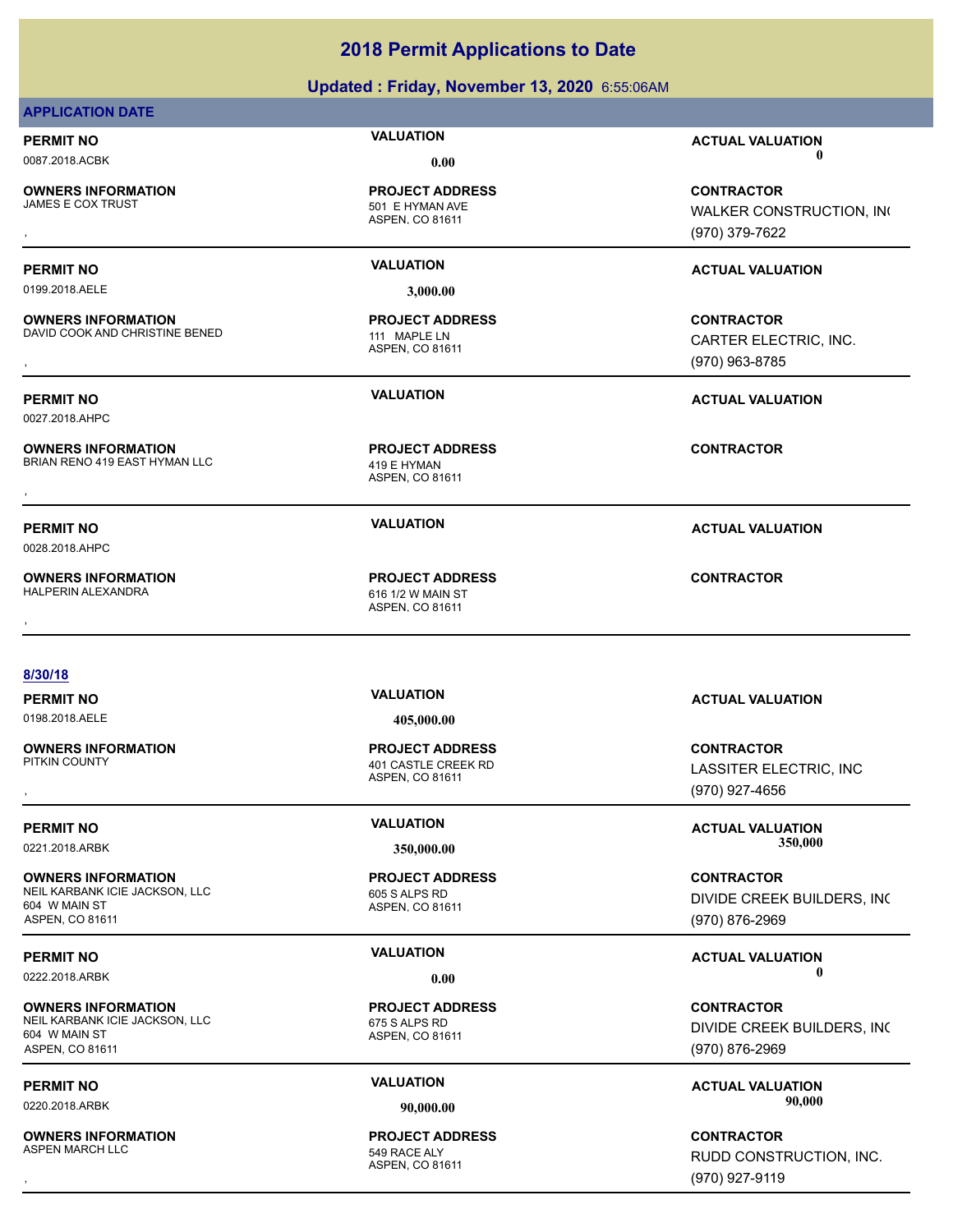# 2018 Permit Applications to Date

## Updated : Friday, November 13, 2020 6:55:06AM

**APPLICATION DATE**

**PERMIT NO** 0087.2018.ACBK | **VALUATION** 0.00 | **ACTUAL VALUATION** 0

**OWNERS INFORMATION**
JAMES E COX TRUST
,

**PROJECT ADDRESS**
501 E HYMAN AVE
ASPEN, CO 81611

**CONTRACTOR**
WALKER CONSTRUCTION, INC
(970) 379-7622

---

**PERMIT NO** 0199.2018.AELE | **VALUATION** 3,000.00 | **ACTUAL VALUATION**

**OWNERS INFORMATION**
DAVID COOK AND CHRISTINE BENED
,

**PROJECT ADDRESS**
111 MAPLE LN
ASPEN, CO 81611

**CONTRACTOR**
CARTER ELECTRIC, INC.
(970) 963-8785

---

**PERMIT NO** 0027.2018.AHPC | **VALUATION** | **ACTUAL VALUATION**

**OWNERS INFORMATION**
BRIAN RENO 419 EAST HYMAN LLC
,

**PROJECT ADDRESS**
419 E HYMAN
ASPEN, CO 81611

**CONTRACTOR**

---

**PERMIT NO** 0028.2018.AHPC | **VALUATION** | **ACTUAL VALUATION**

**OWNERS INFORMATION**
HALPERIN ALEXANDRA
,

**PROJECT ADDRESS**
616 1/2 W MAIN ST
ASPEN, CO 81611

**CONTRACTOR**

---

**8/30/18**

**PERMIT NO** 0198.2018.AELE | **VALUATION** 405,000.00 | **ACTUAL VALUATION**

**OWNERS INFORMATION**
PITKIN COUNTY
,

**PROJECT ADDRESS**
401 CASTLE CREEK RD
ASPEN, CO 81611

**CONTRACTOR**
LASSITER ELECTRIC, INC
(970) 927-4656

---

**PERMIT NO** 0221.2018.ARBK | **VALUATION** 350,000.00 | **ACTUAL VALUATION** 350,000

**OWNERS INFORMATION**
NEIL KARBANK ICIE JACKSON, LLC
604 W MAIN ST
ASPEN, CO 81611

**PROJECT ADDRESS**
605 S ALPS RD
ASPEN, CO 81611

**CONTRACTOR**
DIVIDE CREEK BUILDERS, INC
(970) 876-2969

---

**PERMIT NO** 0222.2018.ARBK | **VALUATION** 0.00 | **ACTUAL VALUATION** 0

**OWNERS INFORMATION**
NEIL KARBANK ICIE JACKSON, LLC
604 W MAIN ST
ASPEN, CO 81611

**PROJECT ADDRESS**
675 S ALPS RD
ASPEN, CO 81611

**CONTRACTOR**
DIVIDE CREEK BUILDERS, INC
(970) 876-2969

---

**PERMIT NO** 0220.2018.ARBK | **VALUATION** 90,000.00 | **ACTUAL VALUATION** 90,000

**OWNERS INFORMATION**
ASPEN MARCH LLC
,

**PROJECT ADDRESS**
549 RACE ALY
ASPEN, CO 81611

**CONTRACTOR**
RUDD CONSTRUCTION, INC.
(970) 927-9119

---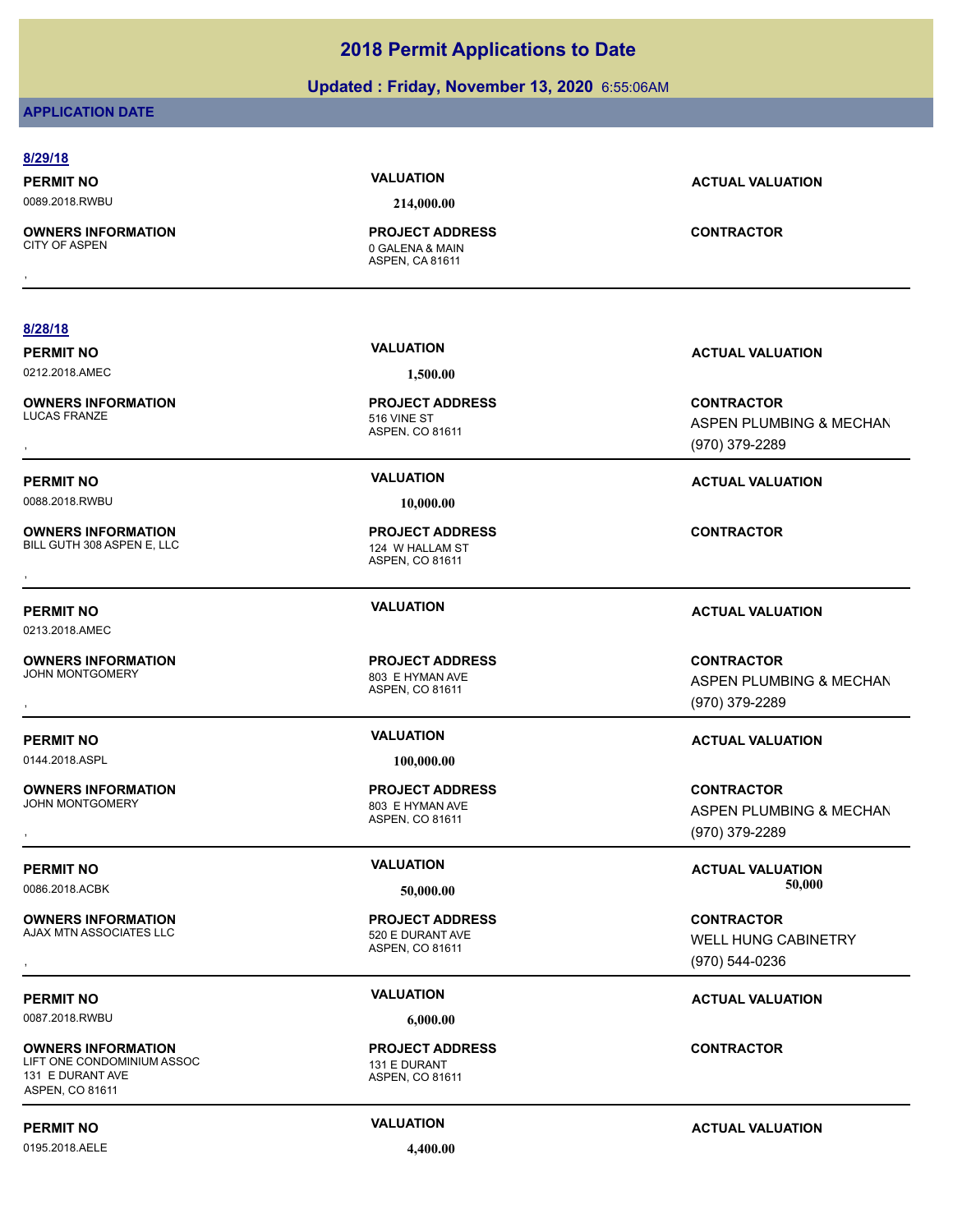# 2018 Permit Applications to Date

**Updated : Friday, November 13, 2020** 6:55:06AM

**APPLICATION DATE**

## 8/29/18

**PERMIT NO**
0089.2018.RWBU

**VALUATION**
214,000.00

**ACTUAL VALUATION**

**OWNERS INFORMATION**
CITY OF ASPEN
,

**PROJECT ADDRESS**
0 GALENA & MAIN
ASPEN, CA 81611

**CONTRACTOR**

---

## 8/28/18

**PERMIT NO**
0212.2018.AMEC

**VALUATION**
1,500.00

**ACTUAL VALUATION**

**OWNERS INFORMATION**
LUCAS FRANZE
,

**PROJECT ADDRESS**
516 VINE ST
ASPEN, CO 81611

**CONTRACTOR**
ASPEN PLUMBING & MECHAN
(970) 379-2289

---

**PERMIT NO**
0088.2018.RWBU

**VALUATION**
10,000.00

**ACTUAL VALUATION**

**OWNERS INFORMATION**
BILL GUTH 308 ASPEN E, LLC
,

**PROJECT ADDRESS**
124 W HALLAM ST
ASPEN, CO 81611

**CONTRACTOR**

---

**PERMIT NO**
0213.2018.AMEC

**VALUATION**

**ACTUAL VALUATION**

**OWNERS INFORMATION**
JOHN MONTGOMERY
,

**PROJECT ADDRESS**
803 E HYMAN AVE
ASPEN, CO 81611

**CONTRACTOR**
ASPEN PLUMBING & MECHAN
(970) 379-2289

---

**PERMIT NO**
0144.2018.ASPL

**VALUATION**
100,000.00

**ACTUAL VALUATION**

**OWNERS INFORMATION**
JOHN MONTGOMERY
,

**PROJECT ADDRESS**
803 E HYMAN AVE
ASPEN, CO 81611

**CONTRACTOR**
ASPEN PLUMBING & MECHAN
(970) 379-2289

---

**PERMIT NO**
0086.2018.ACBK

**VALUATION**
50,000.00

**ACTUAL VALUATION**
50,000

**OWNERS INFORMATION**
AJAX MTN ASSOCIATES LLC
,

**PROJECT ADDRESS**
520 E DURANT AVE
ASPEN, CO 81611

**CONTRACTOR**
WELL HUNG CABINETRY
(970) 544-0236

---

**PERMIT NO**
0087.2018.RWBU

**VALUATION**
6,000.00

**ACTUAL VALUATION**

**OWNERS INFORMATION**
LIFT ONE CONDOMINIUM ASSOC
131 E DURANT AVE
ASPEN, CO 81611

**PROJECT ADDRESS**
131 E DURANT
ASPEN, CO 81611

**CONTRACTOR**

---

**PERMIT NO**
0195.2018.AELE

**VALUATION**
4,400.00

**ACTUAL VALUATION**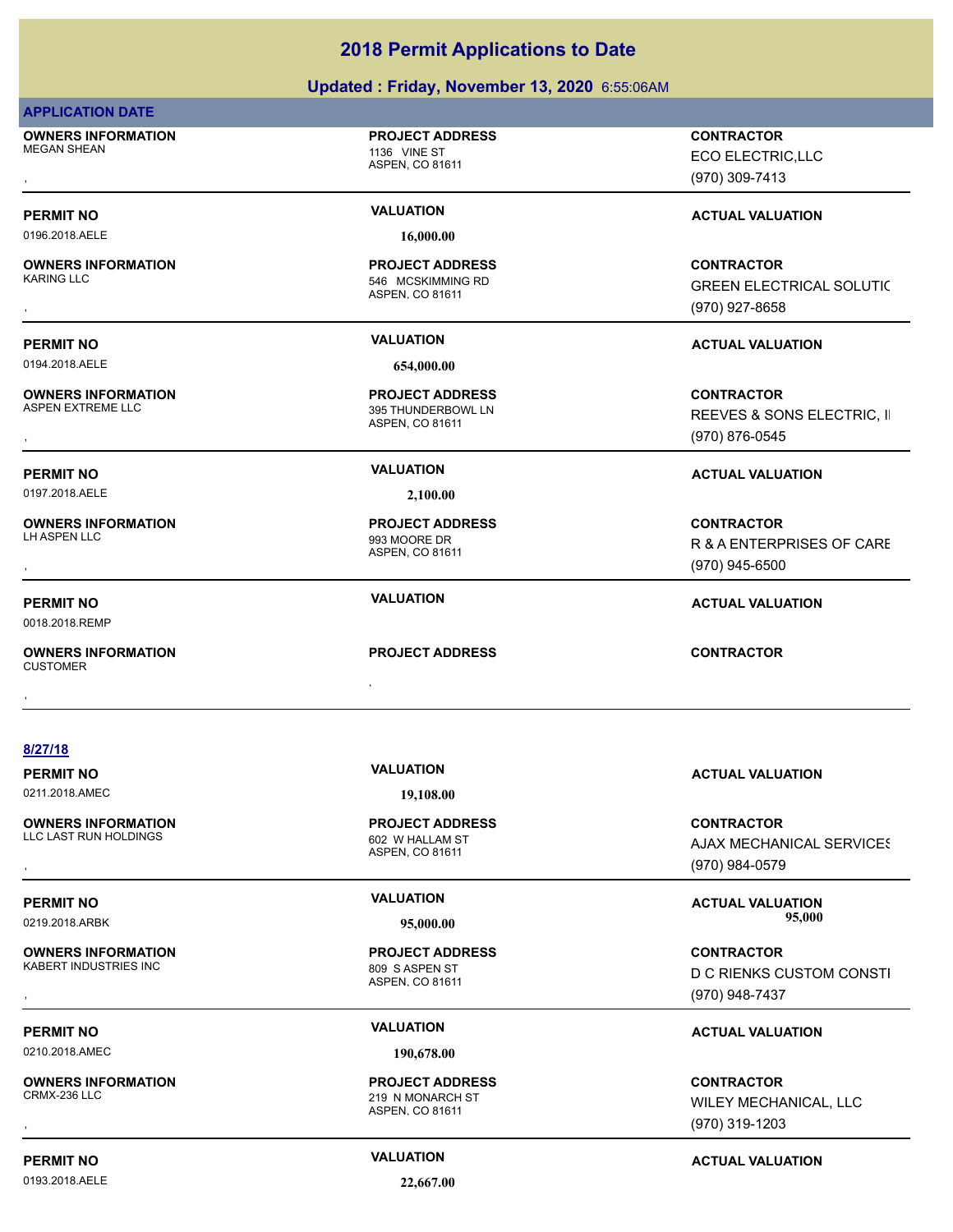# 2018 Permit Applications to Date

**Updated : Friday, November 13, 2020** 6:55:06AM

**APPLICATION DATE**

**OWNERS INFORMATION**
MEGAN SHEAN
,

**PROJECT ADDRESS**
1136 VINE ST
ASPEN, CO 81611

**CONTRACTOR**
ECO ELECTRIC,LLC
(970) 309-7413

| PERMIT NO | VALUATION | ACTUAL VALUATION |
|---|---|---|
| 0196.2018.AELE | 16,000.00 | |

**OWNERS INFORMATION**
KARING LLC
,

**PROJECT ADDRESS**
546 MCSKIMMING RD
ASPEN, CO 81611

**CONTRACTOR**
GREEN ELECTRICAL SOLUTIC
(970) 927-8658

| PERMIT NO | VALUATION | ACTUAL VALUATION |
|---|---|---|
| 0194.2018.AELE | 654,000.00 | |

**OWNERS INFORMATION**
ASPEN EXTREME LLC
,

**PROJECT ADDRESS**
395 THUNDERBOWL LN
ASPEN, CO 81611

**CONTRACTOR**
REEVES & SONS ELECTRIC, I
(970) 876-0545

| PERMIT NO | VALUATION | ACTUAL VALUATION |
|---|---|---|
| 0197.2018.AELE | 2,100.00 | |

**OWNERS INFORMATION**
LH ASPEN LLC
,

**PROJECT ADDRESS**
993 MOORE DR
ASPEN, CO 81611

**CONTRACTOR**
R & A ENTERPRISES OF CARE
(970) 945-6500

| PERMIT NO | VALUATION | ACTUAL VALUATION |
|---|---|---|
| 0018.2018.REMP | | |

**OWNERS INFORMATION**
CUSTOMER
,

**PROJECT ADDRESS**
,

**CONTRACTOR**

**8/27/18**

| PERMIT NO | VALUATION | ACTUAL VALUATION |
|---|---|---|
| 0211.2018.AMEC | 19,108.00 | |

**OWNERS INFORMATION**
LLC LAST RUN HOLDINGS
,

**PROJECT ADDRESS**
602 W HALLAM ST
ASPEN, CO 81611

**CONTRACTOR**
AJAX MECHANICAL SERVICES
(970) 984-0579

| PERMIT NO | VALUATION | ACTUAL VALUATION |
|---|---|---|
| 0219.2018.ARBK | 95,000.00 | 95,000 |

**OWNERS INFORMATION**
KABERT INDUSTRIES INC
,

**PROJECT ADDRESS**
809 S ASPEN ST
ASPEN, CO 81611

**CONTRACTOR**
D C RIENKS CUSTOM CONSTI
(970) 948-7437

| PERMIT NO | VALUATION | ACTUAL VALUATION |
|---|---|---|
| 0210.2018.AMEC | 190,678.00 | |

**OWNERS INFORMATION**
CRMX-236 LLC
,

**PROJECT ADDRESS**
219 N MONARCH ST
ASPEN, CO 81611

**CONTRACTOR**
WILEY MECHANICAL, LLC
(970) 319-1203

| PERMIT NO | VALUATION | ACTUAL VALUATION |
|---|---|---|
| 0193.2018.AELE | 22,667.00 | |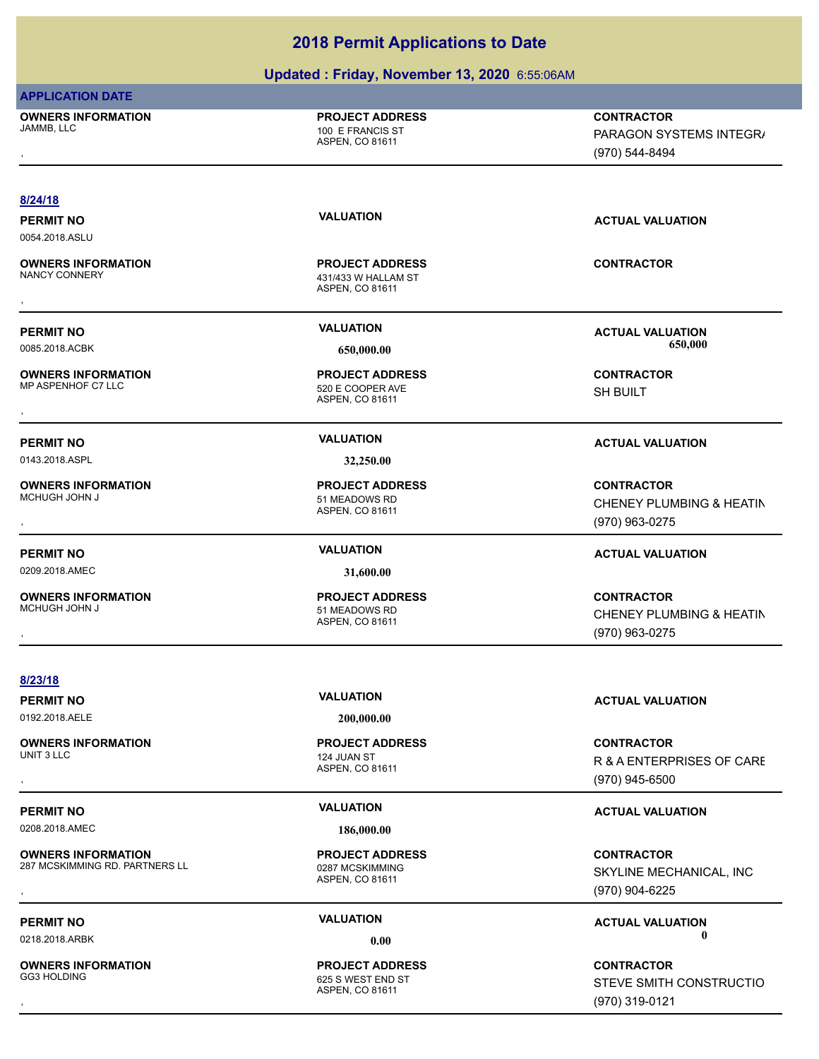# 2018 Permit Applications to Date

## Updated : Friday, November 13, 2020 6:55:06AM

**APPLICATION DATE**

| OWNERS INFORMATION | PROJECT ADDRESS | CONTRACTOR |
|---|---|---|
| JAMMB, LLC<br>, | 100 E FRANCIS ST<br>ASPEN, CO 81611 | PARAGON SYSTEMS INTEGR/<br>(970) 544-8494 |

**8/24/18**

| PERMIT NO | VALUATION | ACTUAL VALUATION |
|---|---|---|
| 0054.2018.ASLU | | |
| **OWNERS INFORMATION** | **PROJECT ADDRESS** | **CONTRACTOR** |
| NANCY CONNERY<br>, | 431/433 W HALLAM ST<br>ASPEN, CO 81611 | |

| PERMIT NO | VALUATION | ACTUAL VALUATION |
|---|---|---|
| 0085.2018.ACBK | 650,000.00 | 650,000 |
| **OWNERS INFORMATION** | **PROJECT ADDRESS** | **CONTRACTOR** |
| MP ASPENHOF C7 LLC<br>, | 520 E COOPER AVE<br>ASPEN, CO 81611 | SH BUILT |

| PERMIT NO | VALUATION | ACTUAL VALUATION |
|---|---|---|
| 0143.2018.ASPL | 32,250.00 | |
| **OWNERS INFORMATION** | **PROJECT ADDRESS** | **CONTRACTOR** |
| MCHUGH JOHN J<br>, | 51 MEADOWS RD<br>ASPEN, CO 81611 | CHENEY PLUMBING & HEATIN<br>(970) 963-0275 |

| PERMIT NO | VALUATION | ACTUAL VALUATION |
|---|---|---|
| 0209.2018.AMEC | 31,600.00 | |
| **OWNERS INFORMATION** | **PROJECT ADDRESS** | **CONTRACTOR** |
| MCHUGH JOHN J<br>, | 51 MEADOWS RD<br>ASPEN, CO 81611 | CHENEY PLUMBING & HEATIN<br>(970) 963-0275 |

**8/23/18**

| PERMIT NO | VALUATION | ACTUAL VALUATION |
|---|---|---|
| 0192.2018.AELE | 200,000.00 | |
| **OWNERS INFORMATION** | **PROJECT ADDRESS** | **CONTRACTOR** |
| UNIT 3 LLC<br>, | 124 JUAN ST<br>ASPEN, CO 81611 | R & A ENTERPRISES OF CARE<br>(970) 945-6500 |

| PERMIT NO | VALUATION | ACTUAL VALUATION |
|---|---|---|
| 0208.2018.AMEC | 186,000.00 | |
| **OWNERS INFORMATION** | **PROJECT ADDRESS** | **CONTRACTOR** |
| 287 MCSKIMMING RD. PARTNERS LL<br>, | 0287 MCSKIMMING<br>ASPEN, CO 81611 | SKYLINE MECHANICAL, INC<br>(970) 904-6225 |

| PERMIT NO | VALUATION | ACTUAL VALUATION |
|---|---|---|
| 0218.2018.ARBK | 0.00 | 0 |
| **OWNERS INFORMATION** | **PROJECT ADDRESS** | **CONTRACTOR** |
| GG3 HOLDING<br>, | 625 S WEST END ST<br>ASPEN, CO 81611 | STEVE SMITH CONSTRUCTIO<br>(970) 319-0121 |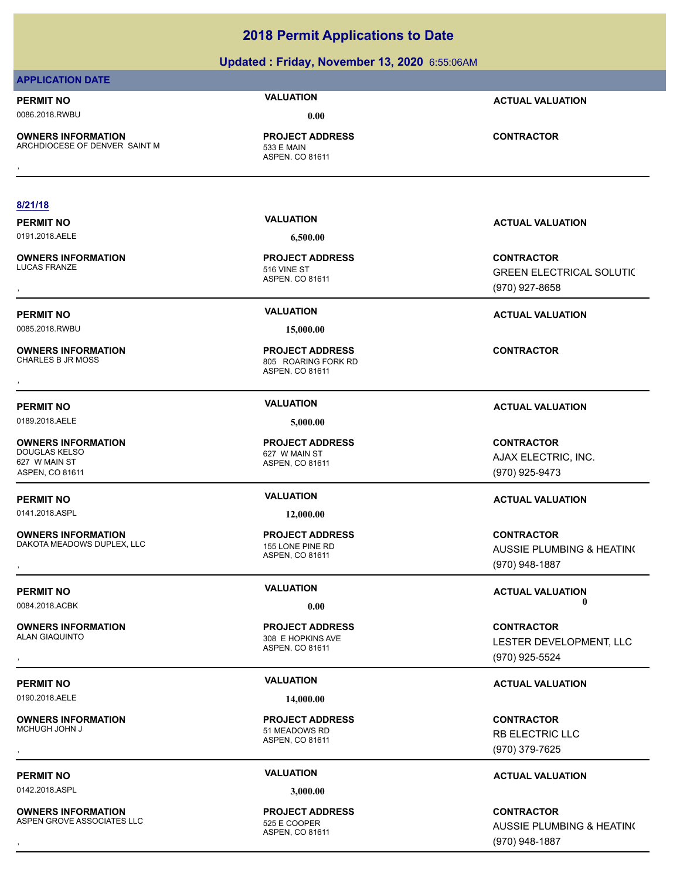# 2018 Permit Applications to Date

## Updated : Friday, November 13, 2020 6:55:06AM

### APPLICATION DATE

| PERMIT NO | VALUATION | ACTUAL VALUATION |
|---|---|---|
| 0086.2018.RWBU | 0.00 | |

| OWNERS INFORMATION | PROJECT ADDRESS | CONTRACTOR |
|---|---|---|
| ARCHDIOCESE OF DENVER SAINT M<br>, | 533 E MAIN<br>ASPEN, CO 81611 | |

---

**8/21/18**

| PERMIT NO | VALUATION | ACTUAL VALUATION |
|---|---|---|
| 0191.2018.AELE | 6,500.00 | |

| OWNERS INFORMATION | PROJECT ADDRESS | CONTRACTOR |
|---|---|---|
| LUCAS FRANZE<br>, | 516 VINE ST<br>ASPEN, CO 81611 | GREEN ELECTRICAL SOLUTIC<br>(970) 927-8658 |

| PERMIT NO | VALUATION | ACTUAL VALUATION |
|---|---|---|
| 0085.2018.RWBU | 15,000.00 | |

| OWNERS INFORMATION | PROJECT ADDRESS | CONTRACTOR |
|---|---|---|
| CHARLES B JR MOSS<br>, | 805 ROARING FORK RD<br>ASPEN, CO 81611 | |

| PERMIT NO | VALUATION | ACTUAL VALUATION |
|---|---|---|
| 0189.2018.AELE | 5,000.00 | |

| OWNERS INFORMATION | PROJECT ADDRESS | CONTRACTOR |
|---|---|---|
| DOUGLAS KELSO<br>627 W MAIN ST<br>ASPEN, CO 81611 | 627 W MAIN ST<br>ASPEN, CO 81611 | AJAX ELECTRIC, INC.<br>(970) 925-9473 |

| PERMIT NO | VALUATION | ACTUAL VALUATION |
|---|---|---|
| 0141.2018.ASPL | 12,000.00 | |

| OWNERS INFORMATION | PROJECT ADDRESS | CONTRACTOR |
|---|---|---|
| DAKOTA MEADOWS DUPLEX, LLC<br>, | 155 LONE PINE RD<br>ASPEN, CO 81611 | AUSSIE PLUMBING & HEATIN(<br>(970) 948-1887 |

| PERMIT NO | VALUATION | ACTUAL VALUATION |
|---|---|---|
| 0084.2018.ACBK | 0.00 | 0 |

| OWNERS INFORMATION | PROJECT ADDRESS | CONTRACTOR |
|---|---|---|
| ALAN GIAQUINTO<br>, | 308 E HOPKINS AVE<br>ASPEN, CO 81611 | LESTER DEVELOPMENT, LLC<br>(970) 925-5524 |

| PERMIT NO | VALUATION | ACTUAL VALUATION |
|---|---|---|
| 0190.2018.AELE | 14,000.00 | |

| OWNERS INFORMATION | PROJECT ADDRESS | CONTRACTOR |
|---|---|---|
| MCHUGH JOHN J<br>, | 51 MEADOWS RD<br>ASPEN, CO 81611 | RB ELECTRIC LLC<br>(970) 379-7625 |

| PERMIT NO | VALUATION | ACTUAL VALUATION |
|---|---|---|
| 0142.2018.ASPL | 3,000.00 | |

| OWNERS INFORMATION | PROJECT ADDRESS | CONTRACTOR |
|---|---|---|
| ASPEN GROVE ASSOCIATES LLC<br>, | 525 E COOPER<br>ASPEN, CO 81611 | AUSSIE PLUMBING & HEATIN(<br>(970) 948-1887 |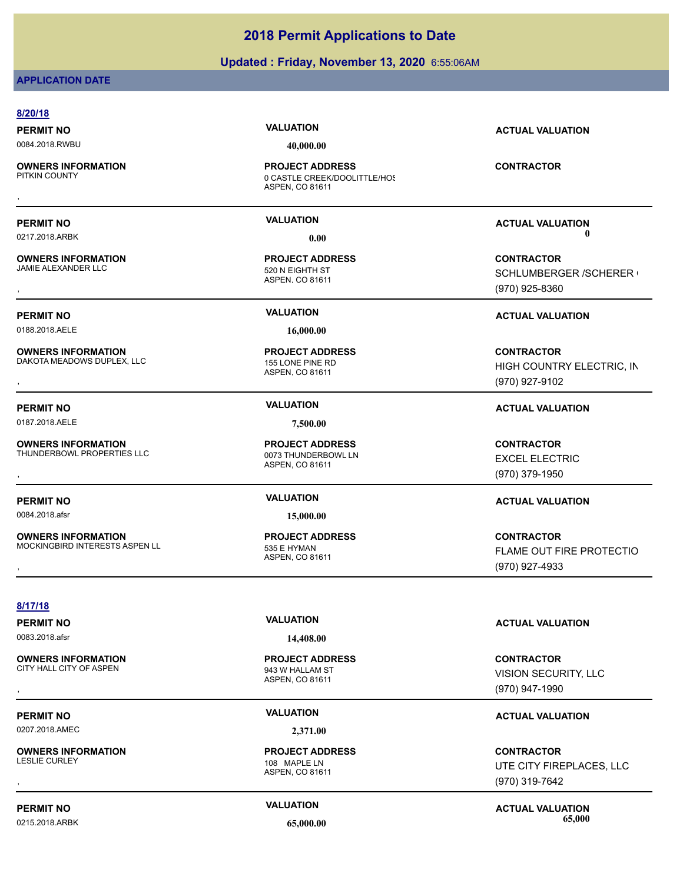# 2018 Permit Applications to Date

**Updated : Friday, November 13, 2020** 6:55:06AM

**APPLICATION DATE**

## 8/20/18

| PERMIT NO | VALUATION | ACTUAL VALUATION |
|---|---|---|
| 0084.2018.RWBU | 40,000.00 | |

| OWNERS INFORMATION | PROJECT ADDRESS | CONTRACTOR |
|---|---|---|
| PITKIN COUNTY<br>, | 0 CASTLE CREEK/DOOLITTLE/HOS<br>ASPEN, CO 81611 | |

---

| PERMIT NO | VALUATION | ACTUAL VALUATION |
|---|---|---|
| 0217.2018.ARBK | 0.00 | 0 |

| OWNERS INFORMATION | PROJECT ADDRESS | CONTRACTOR |
|---|---|---|
| JAMIE ALEXANDER LLC<br>, | 520 N EIGHTH ST<br>ASPEN, CO 81611 | SCHLUMBERGER /SCHERER<br>(970) 925-8360 |

---

| PERMIT NO | VALUATION | ACTUAL VALUATION |
|---|---|---|
| 0188.2018.AELE | 16,000.00 | |

| OWNERS INFORMATION | PROJECT ADDRESS | CONTRACTOR |
|---|---|---|
| DAKOTA MEADOWS DUPLEX, LLC<br>, | 155 LONE PINE RD<br>ASPEN, CO 81611 | HIGH COUNTRY ELECTRIC, IN<br>(970) 927-9102 |

---

| PERMIT NO | VALUATION | ACTUAL VALUATION |
|---|---|---|
| 0187.2018.AELE | 7,500.00 | |

| OWNERS INFORMATION | PROJECT ADDRESS | CONTRACTOR |
|---|---|---|
| THUNDERBOWL PROPERTIES LLC<br>, | 0073 THUNDERBOWL LN<br>ASPEN, CO 81611 | EXCEL ELECTRIC<br>(970) 379-1950 |

---

| PERMIT NO | VALUATION | ACTUAL VALUATION |
|---|---|---|
| 0084.2018.afsr | 15,000.00 | |

| OWNERS INFORMATION | PROJECT ADDRESS | CONTRACTOR |
|---|---|---|
| MOCKINGBIRD INTERESTS ASPEN LL<br>, | 535 E HYMAN<br>ASPEN, CO 81611 | FLAME OUT FIRE PROTECTIO<br>(970) 927-4933 |

---

## 8/17/18

| PERMIT NO | VALUATION | ACTUAL VALUATION |
|---|---|---|
| 0083.2018.afsr | 14,408.00 | |

| OWNERS INFORMATION | PROJECT ADDRESS | CONTRACTOR |
|---|---|---|
| CITY HALL CITY OF ASPEN<br>, | 943 W HALLAM ST<br>ASPEN, CO 81611 | VISION SECURITY, LLC<br>(970) 947-1990 |

---

| PERMIT NO | VALUATION | ACTUAL VALUATION |
|---|---|---|
| 0207.2018.AMEC | 2,371.00 | |

| OWNERS INFORMATION | PROJECT ADDRESS | CONTRACTOR |
|---|---|---|
| LESLIE CURLEY<br>, | 108 MAPLE LN<br>ASPEN, CO 81611 | UTE CITY FIREPLACES, LLC<br>(970) 319-7642 |

---

| PERMIT NO | VALUATION | ACTUAL VALUATION |
|---|---|---|
| 0215.2018.ARBK | 65,000.00 | 65,000 |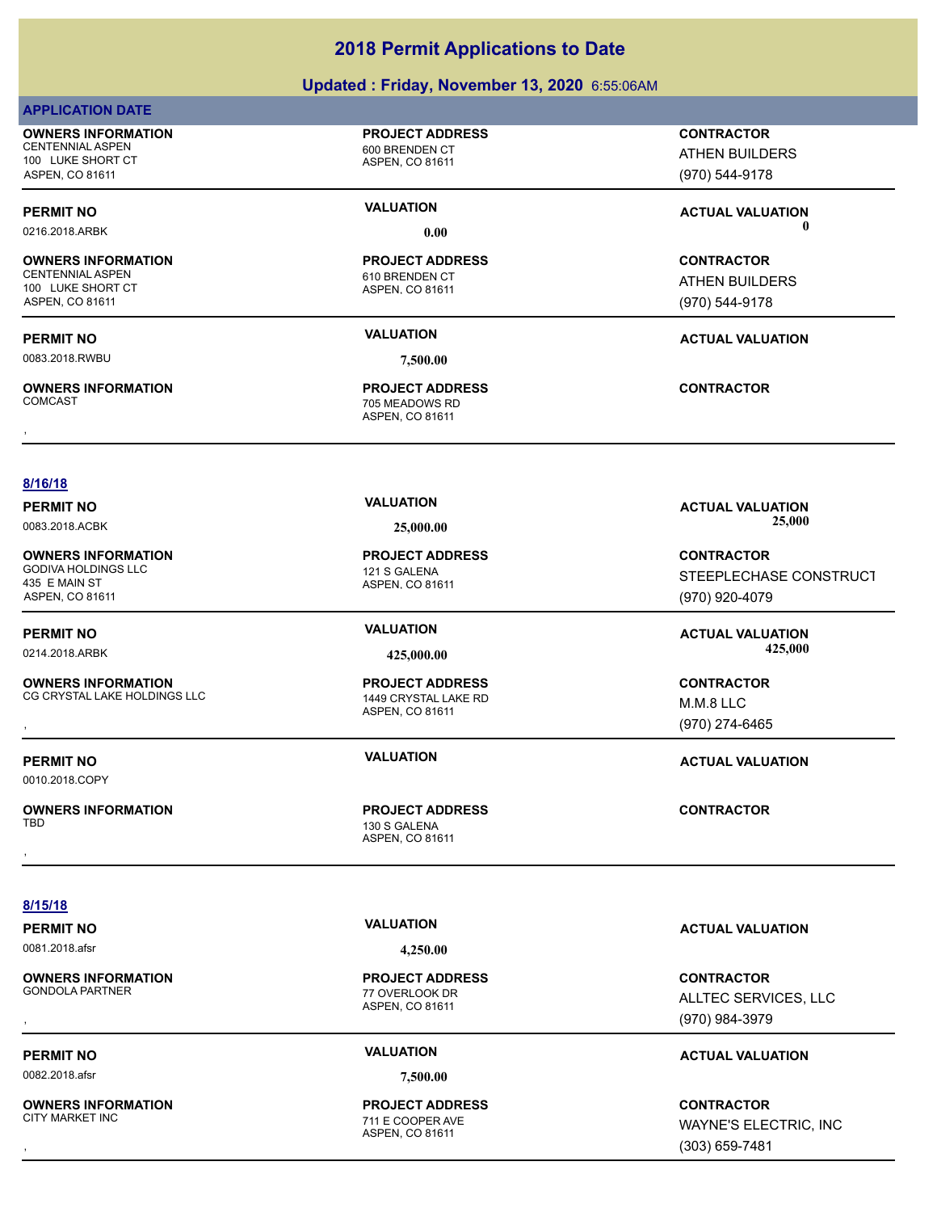# 2018 Permit Applications to Date

## Updated : Friday, November 13, 2020 6:55:06AM

**APPLICATION DATE**

**OWNERS INFORMATION**
CENTENNIAL ASPEN
100 LUKE SHORT CT
ASPEN, CO 81611

**PROJECT ADDRESS**
600 BRENDEN CT
ASPEN, CO 81611

**CONTRACTOR**
ATHEN BUILDERS
(970) 544-9178

| PERMIT NO | VALUATION | ACTUAL VALUATION |
|---|---|---|
| 0216.2018.ARBK | 0.00 | 0 |

**OWNERS INFORMATION**
CENTENNIAL ASPEN
100 LUKE SHORT CT
ASPEN, CO 81611

**PROJECT ADDRESS**
610 BRENDEN CT
ASPEN, CO 81611

**CONTRACTOR**
ATHEN BUILDERS
(970) 544-9178

| PERMIT NO | VALUATION | ACTUAL VALUATION |
|---|---|---|
| 0083.2018.RWBU | 7,500.00 | |

**OWNERS INFORMATION**
COMCAST
,

**PROJECT ADDRESS**
705 MEADOWS RD
ASPEN, CO 81611

**CONTRACTOR**

**8/16/18**

| PERMIT NO | VALUATION | ACTUAL VALUATION |
|---|---|---|
| 0083.2018.ACBK | 25,000.00 | 25,000 |

**OWNERS INFORMATION**
GODIVA HOLDINGS LLC
435 E MAIN ST
ASPEN, CO 81611

**PROJECT ADDRESS**
121 S GALENA
ASPEN, CO 81611

**CONTRACTOR**
STEEPLECHASE CONSTRUCT
(970) 920-4079

| PERMIT NO | VALUATION | ACTUAL VALUATION |
|---|---|---|
| 0214.2018.ARBK | 425,000.00 | 425,000 |

**OWNERS INFORMATION**
CG CRYSTAL LAKE HOLDINGS LLC
,

**PROJECT ADDRESS**
1449 CRYSTAL LAKE RD
ASPEN, CO 81611

**CONTRACTOR**
M.M.8 LLC
(970) 274-6465

| PERMIT NO | VALUATION | ACTUAL VALUATION |
|---|---|---|
| 0010.2018.COPY | | |

**OWNERS INFORMATION**
TBD
,

**PROJECT ADDRESS**
130 S GALENA
ASPEN, CO 81611

**CONTRACTOR**

**8/15/18**

| PERMIT NO | VALUATION | ACTUAL VALUATION |
|---|---|---|
| 0081.2018.afsr | 4,250.00 | |

**OWNERS INFORMATION**
GONDOLA PARTNER
,

**PROJECT ADDRESS**
77 OVERLOOK DR
ASPEN, CO 81611

**CONTRACTOR**
ALLTEC SERVICES, LLC
(970) 984-3979

| PERMIT NO | VALUATION | ACTUAL VALUATION |
|---|---|---|
| 0082.2018.afsr | 7,500.00 | |

**OWNERS INFORMATION**
CITY MARKET INC
,

**PROJECT ADDRESS**
711 E COOPER AVE
ASPEN, CO 81611

**CONTRACTOR**
WAYNE'S ELECTRIC, INC
(303) 659-7481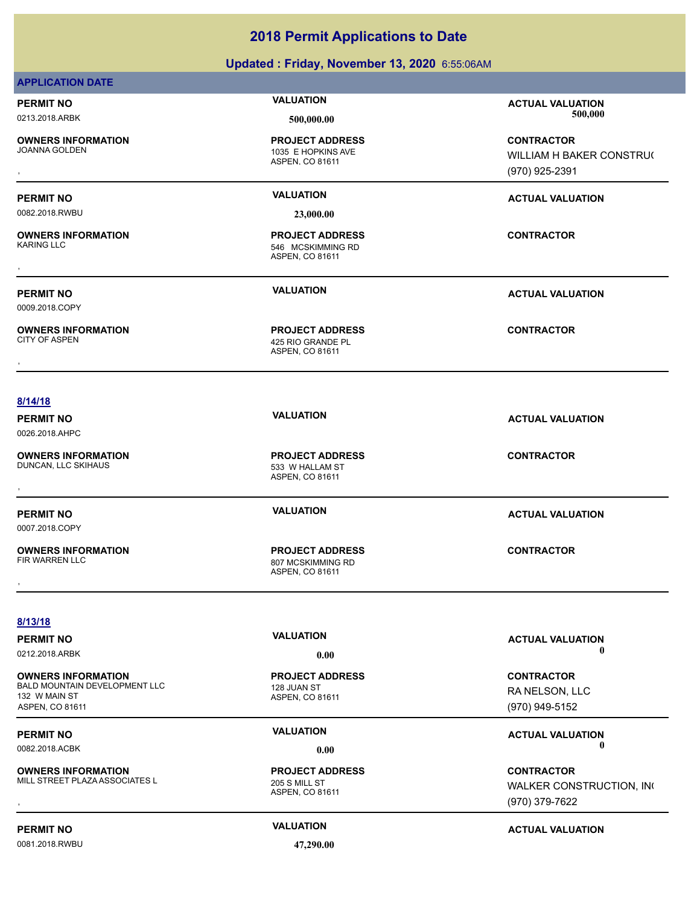# 2018 Permit Applications to Date

## Updated : Friday, November 13, 2020 6:55:06AM

**APPLICATION DATE**

**PERMIT NO** 0213.2018.ARBK
**VALUATION** 500,000.00
**ACTUAL VALUATION** 500,000
**OWNERS INFORMATION** JOANNA GOLDEN
,
**PROJECT ADDRESS** 1035 E HOPKINS AVE ASPEN, CO 81611
**CONTRACTOR** WILLIAM H BAKER CONSTRU( (970) 925-2391

---

**PERMIT NO** 0082.2018.RWBU
**VALUATION** 23,000.00
**ACTUAL VALUATION**
**OWNERS INFORMATION** KARING LLC
,
**PROJECT ADDRESS** 546 MCSKIMMING RD ASPEN, CO 81611
**CONTRACTOR**

---

**PERMIT NO** 0009.2018.COPY
**VALUATION**
**ACTUAL VALUATION**
**OWNERS INFORMATION** CITY OF ASPEN
,
**PROJECT ADDRESS** 425 RIO GRANDE PL ASPEN, CO 81611
**CONTRACTOR**

---

**8/14/18**

**PERMIT NO** 0026.2018.AHPC
**VALUATION**
**ACTUAL VALUATION**
**OWNERS INFORMATION** DUNCAN, LLC SKIHAUS
,
**PROJECT ADDRESS** 533 W HALLAM ST ASPEN, CO 81611
**CONTRACTOR**

---

**PERMIT NO** 0007.2018.COPY
**VALUATION**
**ACTUAL VALUATION**
**OWNERS INFORMATION** FIR WARREN LLC
,
**PROJECT ADDRESS** 807 MCSKIMMING RD ASPEN, CO 81611
**CONTRACTOR**

---

**8/13/18**

**PERMIT NO** 0212.2018.ARBK
**VALUATION** 0.00
**ACTUAL VALUATION** 0
**OWNERS INFORMATION** BALD MOUNTAIN DEVELOPMENT LLC 132 W MAIN ST ASPEN, CO 81611
**PROJECT ADDRESS** 128 JUAN ST ASPEN, CO 81611
**CONTRACTOR** RA NELSON, LLC (970) 949-5152

---

**PERMIT NO** 0082.2018.ACBK
**VALUATION** 0.00
**ACTUAL VALUATION** 0
**OWNERS INFORMATION** MILL STREET PLAZA ASSOCIATES L
,
**PROJECT ADDRESS** 205 S MILL ST ASPEN, CO 81611
**CONTRACTOR** WALKER CONSTRUCTION, IN( (970) 379-7622

---

**PERMIT NO** 0081.2018.RWBU
**VALUATION** 47,290.00
**ACTUAL VALUATION**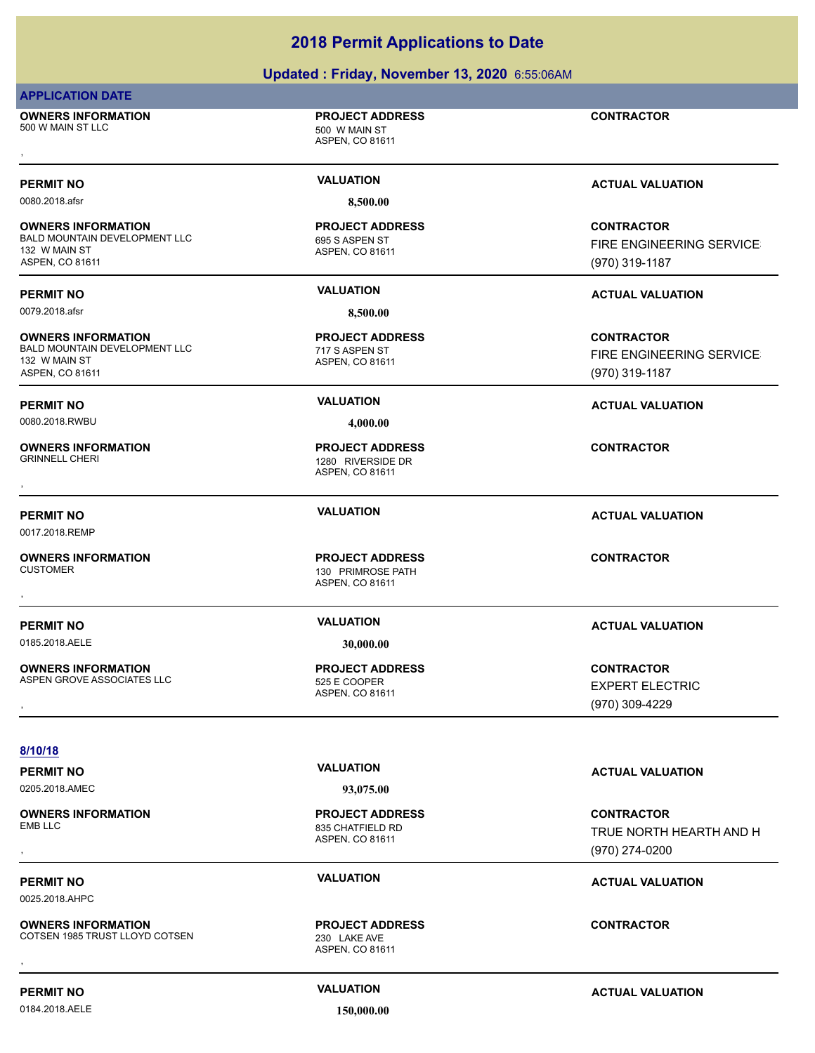# 2018 Permit Applications to Date

## Updated : Friday, November 13, 2020 6:55:06AM

**APPLICATION DATE**

**OWNERS INFORMATION**
500 W MAIN ST LLC
,

**PROJECT ADDRESS**
500 W MAIN ST
ASPEN, CO 81611

**CONTRACTOR**

---

**PERMIT NO** 0080.2018.afsr | **VALUATION** 8,500.00 | **ACTUAL VALUATION**

**OWNERS INFORMATION**
BALD MOUNTAIN DEVELOPMENT LLC
132 W MAIN ST
ASPEN, CO 81611

**PROJECT ADDRESS**
695 S ASPEN ST
ASPEN, CO 81611

**CONTRACTOR**
FIRE ENGINEERING SERVICE
(970) 319-1187

---

**PERMIT NO** 0079.2018.afsr | **VALUATION** 8,500.00 | **ACTUAL VALUATION**

**OWNERS INFORMATION**
BALD MOUNTAIN DEVELOPMENT LLC
132 W MAIN ST
ASPEN, CO 81611

**PROJECT ADDRESS**
717 S ASPEN ST
ASPEN, CO 81611

**CONTRACTOR**
FIRE ENGINEERING SERVICE
(970) 319-1187

---

**PERMIT NO** 0080.2018.RWBU | **VALUATION** 4,000.00 | **ACTUAL VALUATION**

**OWNERS INFORMATION**
GRINNELL CHERI
,

**PROJECT ADDRESS**
1280 RIVERSIDE DR
ASPEN, CO 81611

**CONTRACTOR**

---

**PERMIT NO** 0017.2018.REMP | **VALUATION** | **ACTUAL VALUATION**

**OWNERS INFORMATION**
CUSTOMER
,

**PROJECT ADDRESS**
130 PRIMROSE PATH
ASPEN, CO 81611

**CONTRACTOR**

---

**PERMIT NO** 0185.2018.AELE | **VALUATION** 30,000.00 | **ACTUAL VALUATION**

**OWNERS INFORMATION**
ASPEN GROVE ASSOCIATES LLC
,

**PROJECT ADDRESS**
525 E COOPER
ASPEN, CO 81611

**CONTRACTOR**
EXPERT ELECTRIC
(970) 309-4229

---

**8/10/18**

**PERMIT NO** 0205.2018.AMEC | **VALUATION** 93,075.00 | **ACTUAL VALUATION**

**OWNERS INFORMATION**
EMB LLC
,

**PROJECT ADDRESS**
835 CHATFIELD RD
ASPEN, CO 81611

**CONTRACTOR**
TRUE NORTH HEARTH AND H
(970) 274-0200

---

**PERMIT NO** 0025.2018.AHPC | **VALUATION** | **ACTUAL VALUATION**

**OWNERS INFORMATION**
COTSEN 1985 TRUST LLOYD COTSEN
,

**PROJECT ADDRESS**
230 LAKE AVE
ASPEN, CO 81611

**CONTRACTOR**

---

**PERMIT NO** 0184.2018.AELE | **VALUATION** 150,000.00 | **ACTUAL VALUATION**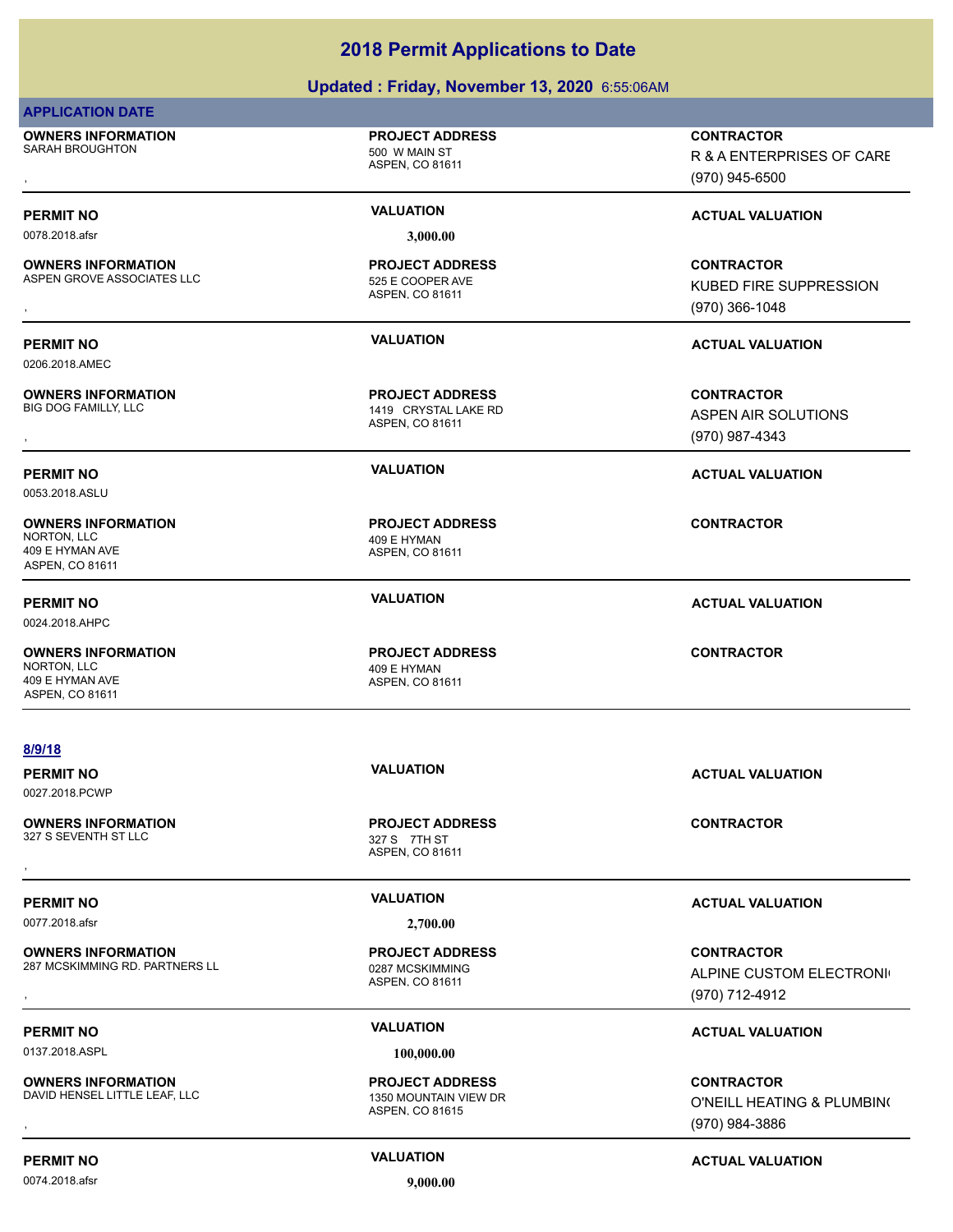# 2018 Permit Applications to Date

## Updated : Friday, November 13, 2020 6:55:06AM

**APPLICATION DATE**

**OWNERS INFORMATION**
SARAH BROUGHTON
,

**PROJECT ADDRESS**
500 W MAIN ST
ASPEN, CO 81611

**CONTRACTOR**
R & A ENTERPRISES OF CARE
(970) 945-6500

**PERMIT NO** 0078.2018.afsr | **VALUATION** 3,000.00 | **ACTUAL VALUATION**

**OWNERS INFORMATION**
ASPEN GROVE ASSOCIATES LLC
,

**PROJECT ADDRESS**
525 E COOPER AVE
ASPEN, CO 81611

**CONTRACTOR**
KUBED FIRE SUPPRESSION
(970) 366-1048

**PERMIT NO** 0206.2018.AMEC | **VALUATION** | **ACTUAL VALUATION**

**OWNERS INFORMATION**
BIG DOG FAMILLY, LLC
,

**PROJECT ADDRESS**
1419 CRYSTAL LAKE RD
ASPEN, CO 81611

**CONTRACTOR**
ASPEN AIR SOLUTIONS
(970) 987-4343

**PERMIT NO** 0053.2018.ASLU | **VALUATION** | **ACTUAL VALUATION**

**OWNERS INFORMATION**
NORTON, LLC
409 E HYMAN AVE
ASPEN, CO 81611

**PROJECT ADDRESS**
409 E HYMAN
ASPEN, CO 81611

**CONTRACTOR**

**PERMIT NO** 0024.2018.AHPC | **VALUATION** | **ACTUAL VALUATION**

**OWNERS INFORMATION**
NORTON, LLC
409 E HYMAN AVE
ASPEN, CO 81611

**PROJECT ADDRESS**
409 E HYMAN
ASPEN, CO 81611

**CONTRACTOR**

**8/9/18**

**PERMIT NO** 0027.2018.PCWP | **VALUATION** | **ACTUAL VALUATION**

**OWNERS INFORMATION**
327 S SEVENTH ST LLC
,

**PROJECT ADDRESS**
327 S 7TH ST
ASPEN, CO 81611

**CONTRACTOR**

**PERMIT NO** 0077.2018.afsr | **VALUATION** 2,700.00 | **ACTUAL VALUATION**

**OWNERS INFORMATION**
287 MCSKIMMING RD. PARTNERS LL
,

**PROJECT ADDRESS**
0287 MCSKIMMING
ASPEN, CO 81611

**CONTRACTOR**
ALPINE CUSTOM ELECTRONI
(970) 712-4912

**PERMIT NO** 0137.2018.ASPL | **VALUATION** 100,000.00 | **ACTUAL VALUATION**

**OWNERS INFORMATION**
DAVID HENSEL LITTLE LEAF, LLC
,

**PROJECT ADDRESS**
1350 MOUNTAIN VIEW DR
ASPEN, CO 81615

**CONTRACTOR**
O'NEILL HEATING & PLUMBIN
(970) 984-3886

**PERMIT NO** 0074.2018.afsr | **VALUATION** 9,000.00 | **ACTUAL VALUATION**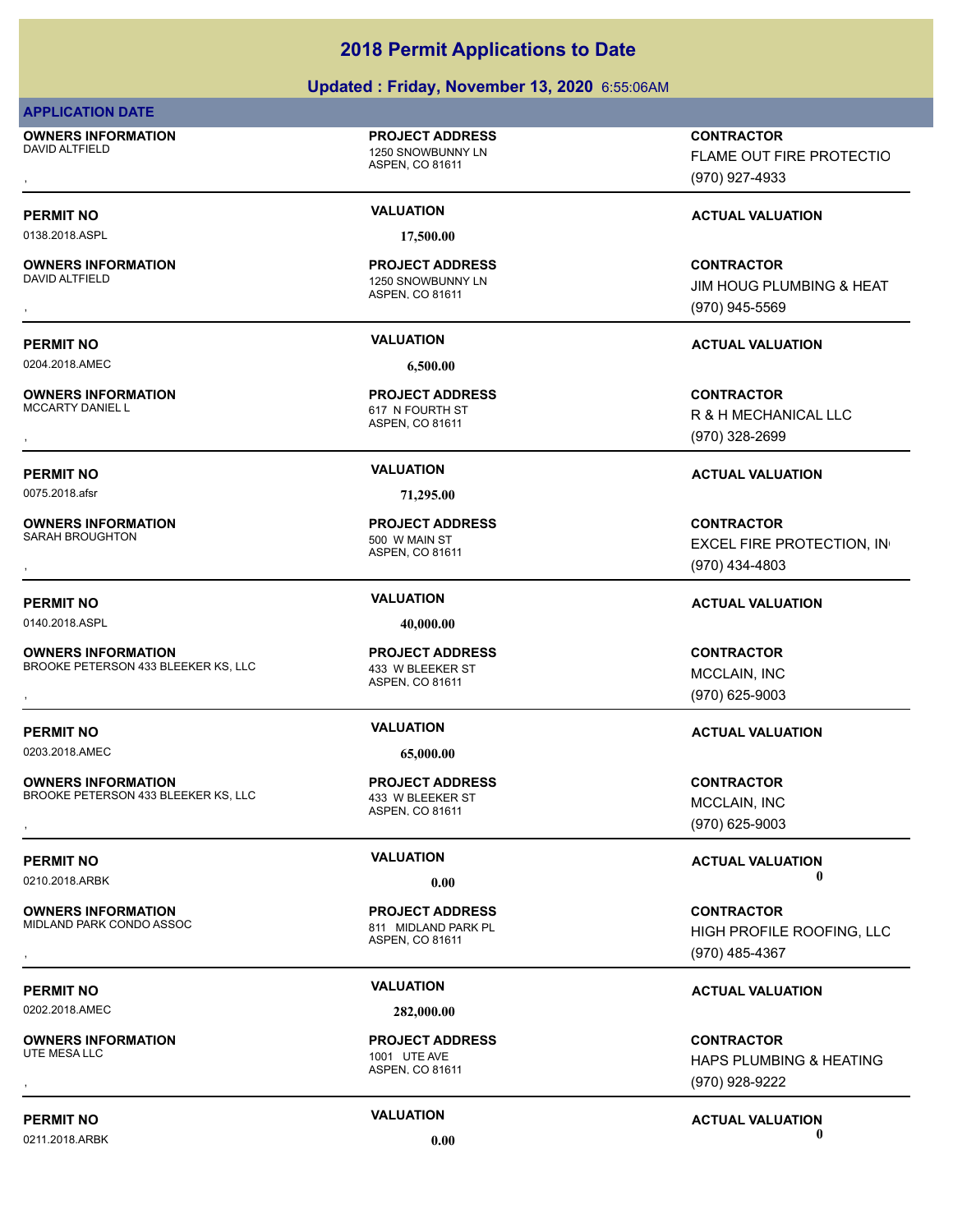# 2018 Permit Applications to Date

## Updated : Friday, November 13, 2020 6:55:06AM

**APPLICATION DATE**

| OWNERS INFORMATION | PROJECT ADDRESS | CONTRACTOR |
|---|---|---|
| DAVID ALTFIELD<br>, | 1250 SNOWBUNNY LN<br>ASPEN, CO 81611 | FLAME OUT FIRE PROTECTIO<br>(970) 927-4933 |
| **PERMIT NO** | **VALUATION** | **ACTUAL VALUATION** |
| 0138.2018.ASPL | 17,500.00 | |

| OWNERS INFORMATION | PROJECT ADDRESS | CONTRACTOR |
|---|---|---|
| DAVID ALTFIELD<br>, | 1250 SNOWBUNNY LN<br>ASPEN, CO 81611 | JIM HOUG PLUMBING & HEAT<br>(970) 945-5569 |
| **PERMIT NO** | **VALUATION** | **ACTUAL VALUATION** |
| 0204.2018.AMEC | 6,500.00 | |

| OWNERS INFORMATION | PROJECT ADDRESS | CONTRACTOR |
|---|---|---|
| MCCARTY DANIEL L<br>, | 617 N FOURTH ST<br>ASPEN, CO 81611 | R & H MECHANICAL LLC<br>(970) 328-2699 |
| **PERMIT NO** | **VALUATION** | **ACTUAL VALUATION** |
| 0075.2018.afsr | 71,295.00 | |

| OWNERS INFORMATION | PROJECT ADDRESS | CONTRACTOR |
|---|---|---|
| SARAH BROUGHTON<br>, | 500 W MAIN ST<br>ASPEN, CO 81611 | EXCEL FIRE PROTECTION, IN<br>(970) 434-4803 |
| **PERMIT NO** | **VALUATION** | **ACTUAL VALUATION** |
| 0140.2018.ASPL | 40,000.00 | |

| OWNERS INFORMATION | PROJECT ADDRESS | CONTRACTOR |
|---|---|---|
| BROOKE PETERSON 433 BLEEKER KS, LLC<br>, | 433 W BLEEKER ST<br>ASPEN, CO 81611 | MCCLAIN, INC<br>(970) 625-9003 |
| **PERMIT NO** | **VALUATION** | **ACTUAL VALUATION** |
| 0203.2018.AMEC | 65,000.00 | |

| OWNERS INFORMATION | PROJECT ADDRESS | CONTRACTOR |
|---|---|---|
| BROOKE PETERSON 433 BLEEKER KS, LLC<br>, | 433 W BLEEKER ST<br>ASPEN, CO 81611 | MCCLAIN, INC<br>(970) 625-9003 |
| **PERMIT NO** | **VALUATION** | **ACTUAL VALUATION** |
| 0210.2018.ARBK | 0.00 | 0 |

| OWNERS INFORMATION | PROJECT ADDRESS | CONTRACTOR |
|---|---|---|
| MIDLAND PARK CONDO ASSOC<br>, | 811 MIDLAND PARK PL<br>ASPEN, CO 81611 | HIGH PROFILE ROOFING, LLC<br>(970) 485-4367 |
| **PERMIT NO** | **VALUATION** | **ACTUAL VALUATION** |
| 0202.2018.AMEC | 282,000.00 | |

| OWNERS INFORMATION | PROJECT ADDRESS | CONTRACTOR |
|---|---|---|
| UTE MESA LLC<br>, | 1001 UTE AVE<br>ASPEN, CO 81611 | HAPS PLUMBING & HEATING<br>(970) 928-9222 |
| **PERMIT NO** | **VALUATION** | **ACTUAL VALUATION** |
| 0211.2018.ARBK | 0.00 | 0 |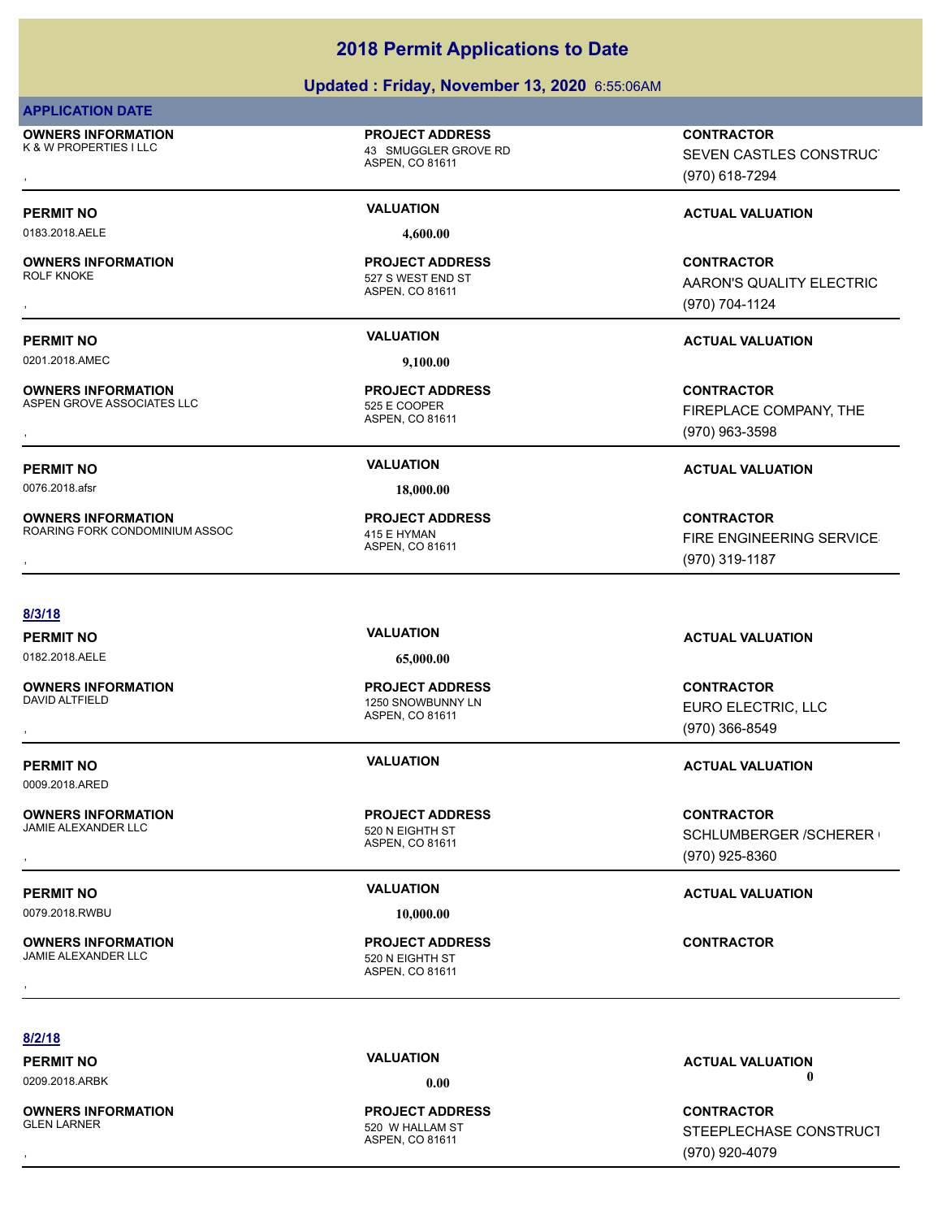# 2018 Permit Applications to Date

## Updated : Friday, November 13, 2020 6:55:06AM

**APPLICATION DATE**

**OWNERS INFORMATION**
K & W PROPERTIES I LLC
,

**PROJECT ADDRESS**
43 SMUGGLER GROVE RD
ASPEN, CO 81611

**CONTRACTOR**
SEVEN CASTLES CONSTRUCT
(970) 618-7294

---

**PERMIT NO** 0183.2018.AELE | **VALUATION** 4,600.00 | **ACTUAL VALUATION**

**OWNERS INFORMATION**
ROLF KNOKE
,

**PROJECT ADDRESS**
527 S WEST END ST
ASPEN, CO 81611

**CONTRACTOR**
AARON'S QUALITY ELECTRIC
(970) 704-1124

---

**PERMIT NO** 0201.2018.AMEC | **VALUATION** 9,100.00 | **ACTUAL VALUATION**

**OWNERS INFORMATION**
ASPEN GROVE ASSOCIATES LLC
,

**PROJECT ADDRESS**
525 E COOPER
ASPEN, CO 81611

**CONTRACTOR**
FIREPLACE COMPANY, THE
(970) 963-3598

---

**PERMIT NO** 0076.2018.afsr | **VALUATION** 18,000.00 | **ACTUAL VALUATION**

**OWNERS INFORMATION**
ROARING FORK CONDOMINIUM ASSOC
,

**PROJECT ADDRESS**
415 E HYMAN
ASPEN, CO 81611

**CONTRACTOR**
FIRE ENGINEERING SERVICE
(970) 319-1187

---

**8/3/18**

**PERMIT NO** 0182.2018.AELE | **VALUATION** 65,000.00 | **ACTUAL VALUATION**

**OWNERS INFORMATION**
DAVID ALTFIELD
,

**PROJECT ADDRESS**
1250 SNOWBUNNY LN
ASPEN, CO 81611

**CONTRACTOR**
EURO ELECTRIC, LLC
(970) 366-8549

---

**PERMIT NO** 0009.2018.ARED | **VALUATION** | **ACTUAL VALUATION**

**OWNERS INFORMATION**
JAMIE ALEXANDER LLC
,

**PROJECT ADDRESS**
520 N EIGHTH ST
ASPEN, CO 81611

**CONTRACTOR**
SCHLUMBERGER /SCHERER
(970) 925-8360

---

**PERMIT NO** 0079.2018.RWBU | **VALUATION** 10,000.00 | **ACTUAL VALUATION**

**OWNERS INFORMATION**
JAMIE ALEXANDER LLC
,

**PROJECT ADDRESS**
520 N EIGHTH ST
ASPEN, CO 81611

**CONTRACTOR**

---

**8/2/18**

**PERMIT NO** 0209.2018.ARBK | **VALUATION** 0.00 | **ACTUAL VALUATION** 0

**OWNERS INFORMATION**
GLEN LARNER
,

**PROJECT ADDRESS**
520 W HALLAM ST
ASPEN, CO 81611

**CONTRACTOR**
STEEPLECHASE CONSTRUCT
(970) 920-4079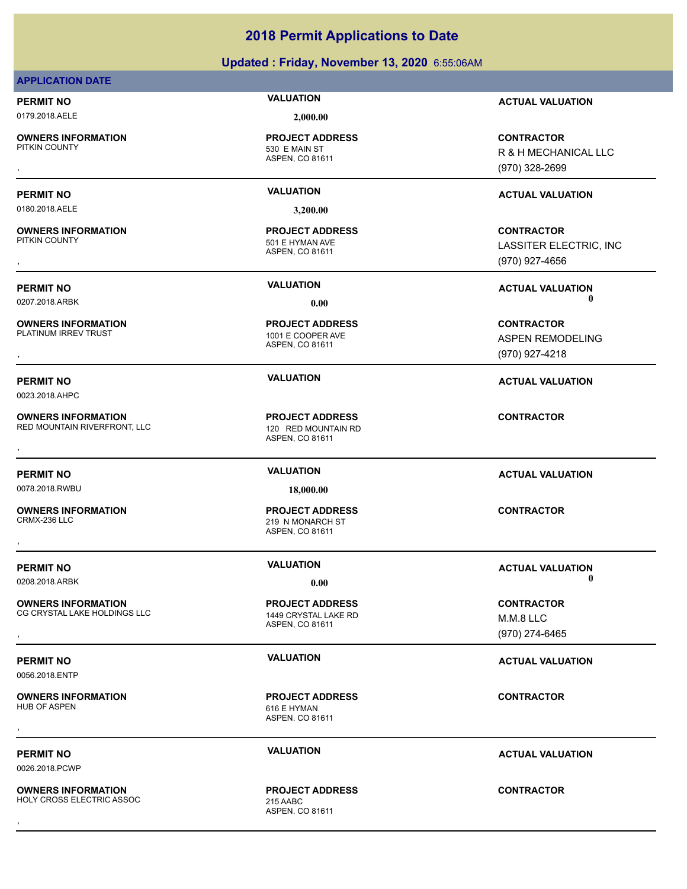# 2018 Permit Applications to Date

## Updated : Friday, November 13, 2020 6:55:06AM

**APPLICATION DATE**

| PERMIT NO | VALUATION | ACTUAL VALUATION |
|---|---|---|
| 0179.2018.AELE | 2,000.00 | |
| **OWNERS INFORMATION** | **PROJECT ADDRESS** | **CONTRACTOR** |
| PITKIN COUNTY<br>, | 530 E MAIN ST<br>ASPEN, CO 81611 | R & H MECHANICAL LLC<br>(970) 328-2699 |

| PERMIT NO | VALUATION | ACTUAL VALUATION |
|---|---|---|
| 0180.2018.AELE | 3,200.00 | |
| **OWNERS INFORMATION** | **PROJECT ADDRESS** | **CONTRACTOR** |
| PITKIN COUNTY<br>, | 501 E HYMAN AVE<br>ASPEN, CO 81611 | LASSITER ELECTRIC, INC<br>(970) 927-4656 |

| PERMIT NO | VALUATION | ACTUAL VALUATION |
|---|---|---|
| 0207.2018.ARBK | 0.00 | 0 |
| **OWNERS INFORMATION** | **PROJECT ADDRESS** | **CONTRACTOR** |
| PLATINUM IRREV TRUST<br>, | 1001 E COOPER AVE<br>ASPEN, CO 81611 | ASPEN REMODELING<br>(970) 927-4218 |

| PERMIT NO | VALUATION | ACTUAL VALUATION |
|---|---|---|
| 0023.2018.AHPC | | |
| **OWNERS INFORMATION** | **PROJECT ADDRESS** | **CONTRACTOR** |
| RED MOUNTAIN RIVERFRONT, LLC<br>, | 120 RED MOUNTAIN RD<br>ASPEN, CO 81611 | |

| PERMIT NO | VALUATION | ACTUAL VALUATION |
|---|---|---|
| 0078.2018.RWBU | 18,000.00 | |
| **OWNERS INFORMATION** | **PROJECT ADDRESS** | **CONTRACTOR** |
| CRMX-236 LLC<br>, | 219 N MONARCH ST<br>ASPEN, CO 81611 | |

| PERMIT NO | VALUATION | ACTUAL VALUATION |
|---|---|---|
| 0208.2018.ARBK | 0.00 | 0 |
| **OWNERS INFORMATION** | **PROJECT ADDRESS** | **CONTRACTOR** |
| CG CRYSTAL LAKE HOLDINGS LLC<br>, | 1449 CRYSTAL LAKE RD<br>ASPEN, CO 81611 | M.M.8 LLC<br>(970) 274-6465 |

| PERMIT NO | VALUATION | ACTUAL VALUATION |
|---|---|---|
| 0056.2018.ENTP | | |
| **OWNERS INFORMATION** | **PROJECT ADDRESS** | **CONTRACTOR** |
| HUB OF ASPEN<br>, | 616 E HYMAN<br>ASPEN, CO 81611 | |

| PERMIT NO | VALUATION | ACTUAL VALUATION |
|---|---|---|
| 0026.2018.PCWP | | |
| **OWNERS INFORMATION** | **PROJECT ADDRESS** | **CONTRACTOR** |
| HOLY CROSS ELECTRIC ASSOC<br>, | 215 AABC<br>ASPEN, CO 81611 | |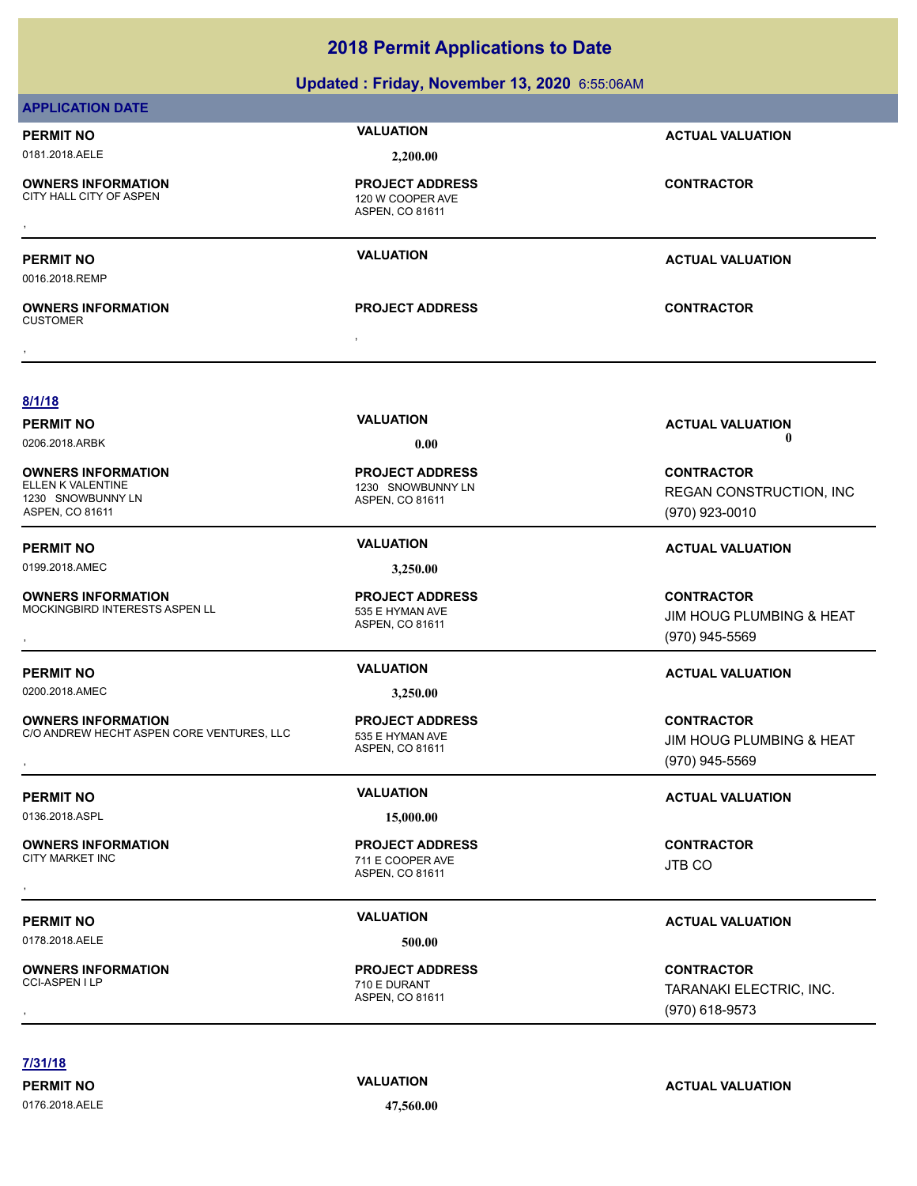# 2018 Permit Applications to Date

## Updated : Friday, November 13, 2020 6:55:06AM

### APPLICATION DATE

**PERMIT NO** 0181.2018.AELE
**VALUATION** 2,200.00
**ACTUAL VALUATION**

**OWNERS INFORMATION**
CITY HALL CITY OF ASPEN
,

**PROJECT ADDRESS**
120 W COOPER AVE
ASPEN, CO 81611

**CONTRACTOR**

---

**PERMIT NO** 0016.2018.REMP
**VALUATION**
**ACTUAL VALUATION**

**OWNERS INFORMATION**
CUSTOMER
,

**PROJECT ADDRESS**
,

**CONTRACTOR**

---

### 8/1/18

**PERMIT NO** 0206.2018.ARBK
**VALUATION** 0.00
**ACTUAL VALUATION** 0

**OWNERS INFORMATION**
ELLEN K VALENTINE
1230 SNOWBUNNY LN
ASPEN, CO 81611

**PROJECT ADDRESS**
1230 SNOWBUNNY LN
ASPEN, CO 81611

**CONTRACTOR**
REGAN CONSTRUCTION, INC
(970) 923-0010

---

**PERMIT NO** 0199.2018.AMEC
**VALUATION** 3,250.00
**ACTUAL VALUATION**

**OWNERS INFORMATION**
MOCKINGBIRD INTERESTS ASPEN LL
,

**PROJECT ADDRESS**
535 E HYMAN AVE
ASPEN, CO 81611

**CONTRACTOR**
JIM HOUG PLUMBING & HEAT
(970) 945-5569

---

**PERMIT NO** 0200.2018.AMEC
**VALUATION** 3,250.00
**ACTUAL VALUATION**

**OWNERS INFORMATION**
C/O ANDREW HECHT ASPEN CORE VENTURES, LLC
,

**PROJECT ADDRESS**
535 E HYMAN AVE
ASPEN, CO 81611

**CONTRACTOR**
JIM HOUG PLUMBING & HEAT
(970) 945-5569

---

**PERMIT NO** 0136.2018.ASPL
**VALUATION** 15,000.00
**ACTUAL VALUATION**

**OWNERS INFORMATION**
CITY MARKET INC
,

**PROJECT ADDRESS**
711 E COOPER AVE
ASPEN, CO 81611

**CONTRACTOR**
JTB CO

---

**PERMIT NO** 0178.2018.AELE
**VALUATION** 500.00
**ACTUAL VALUATION**

**OWNERS INFORMATION**
CCI-ASPEN I LP
,

**PROJECT ADDRESS**
710 E DURANT
ASPEN, CO 81611

**CONTRACTOR**
TARANAKI ELECTRIC, INC.
(970) 618-9573

---

### 7/31/18

**PERMIT NO** 0176.2018.AELE
**VALUATION** 47,560.00
**ACTUAL VALUATION**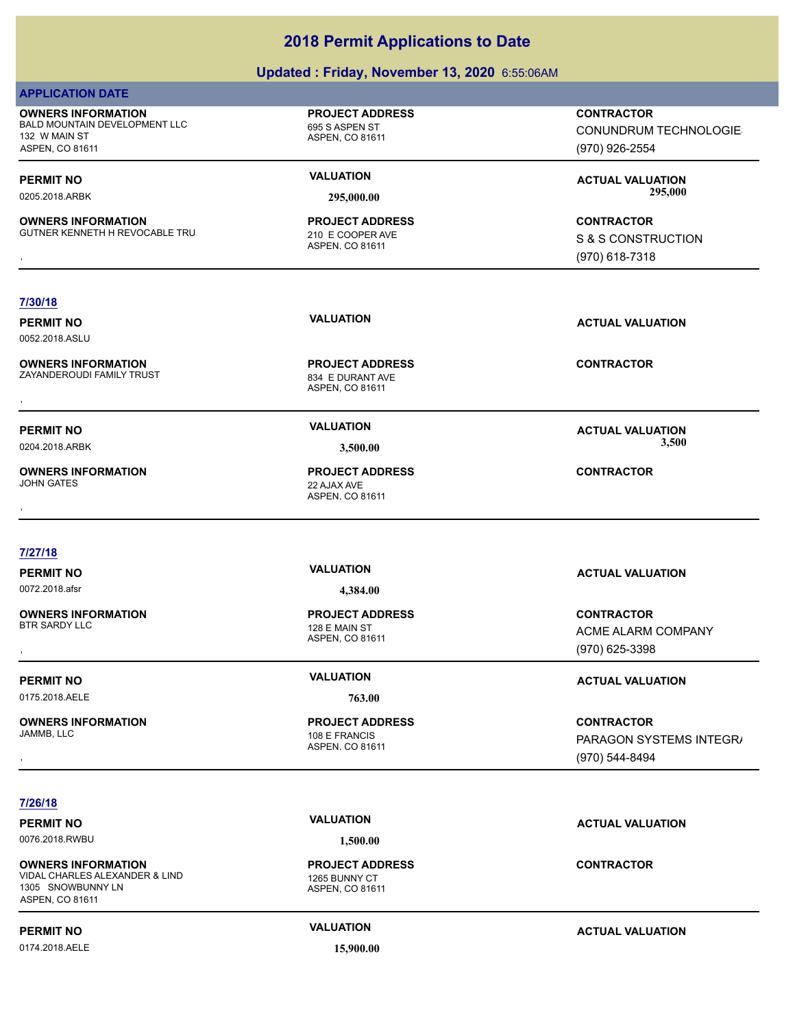# 2018 Permit Applications to Date

**Updated : Friday, November 13, 2020 6:55:06AM**

**APPLICATION DATE**

**OWNERS INFORMATION**
BALD MOUNTAIN DEVELOPMENT LLC
132 W MAIN ST
ASPEN, CO 81611

**PROJECT ADDRESS**
695 S ASPEN ST
ASPEN, CO 81611

**CONTRACTOR**
CONUNDRUM TECHNOLOGIE
(970) 926-2554

---

**PERMIT NO** 0205.2018.ARBK
**VALUATION** 295,000.00
**ACTUAL VALUATION** 295,000

**OWNERS INFORMATION**
GUTNER KENNETH H REVOCABLE TRU
,

**PROJECT ADDRESS**
210 E COOPER AVE
ASPEN, CO 81611

**CONTRACTOR**
S & S CONSTRUCTION
(970) 618-7318

---

## 7/30/18

**PERMIT NO** 0052.2018.ASLU
**VALUATION**
**ACTUAL VALUATION**

**OWNERS INFORMATION**
ZAYANDEROUDI FAMILY TRUST
,

**PROJECT ADDRESS**
834 E DURANT AVE
ASPEN, CO 81611

**CONTRACTOR**

---

**PERMIT NO** 0204.2018.ARBK
**VALUATION** 3,500.00
**ACTUAL VALUATION** 3,500

**OWNERS INFORMATION**
JOHN GATES
,

**PROJECT ADDRESS**
22 AJAX AVE
ASPEN, CO 81611

**CONTRACTOR**

---

## 7/27/18

**PERMIT NO** 0072.2018.afsr
**VALUATION** 4,384.00
**ACTUAL VALUATION**

**OWNERS INFORMATION**
BTR SARDY LLC
,

**PROJECT ADDRESS**
128 E MAIN ST
ASPEN, CO 81611

**CONTRACTOR**
ACME ALARM COMPANY
(970) 625-3398

---

**PERMIT NO** 0175.2018.AELE
**VALUATION** 763.00
**ACTUAL VALUATION**

**OWNERS INFORMATION**
JAMMB, LLC
,

**PROJECT ADDRESS**
108 E FRANCIS
ASPEN, CO 81611

**CONTRACTOR**
PARAGON SYSTEMS INTEGR
(970) 544-8494

---

## 7/26/18

**PERMIT NO** 0076.2018.RWBU
**VALUATION** 1,500.00
**ACTUAL VALUATION**

**OWNERS INFORMATION**
VIDAL CHARLES ALEXANDER & LIND
1305 SNOWBUNNY LN
ASPEN, CO 81611

**PROJECT ADDRESS**
1265 BUNNY CT
ASPEN, CO 81611

**CONTRACTOR**

---

**PERMIT NO** 0174.2018.AELE
**VALUATION** 15,900.00
**ACTUAL VALUATION**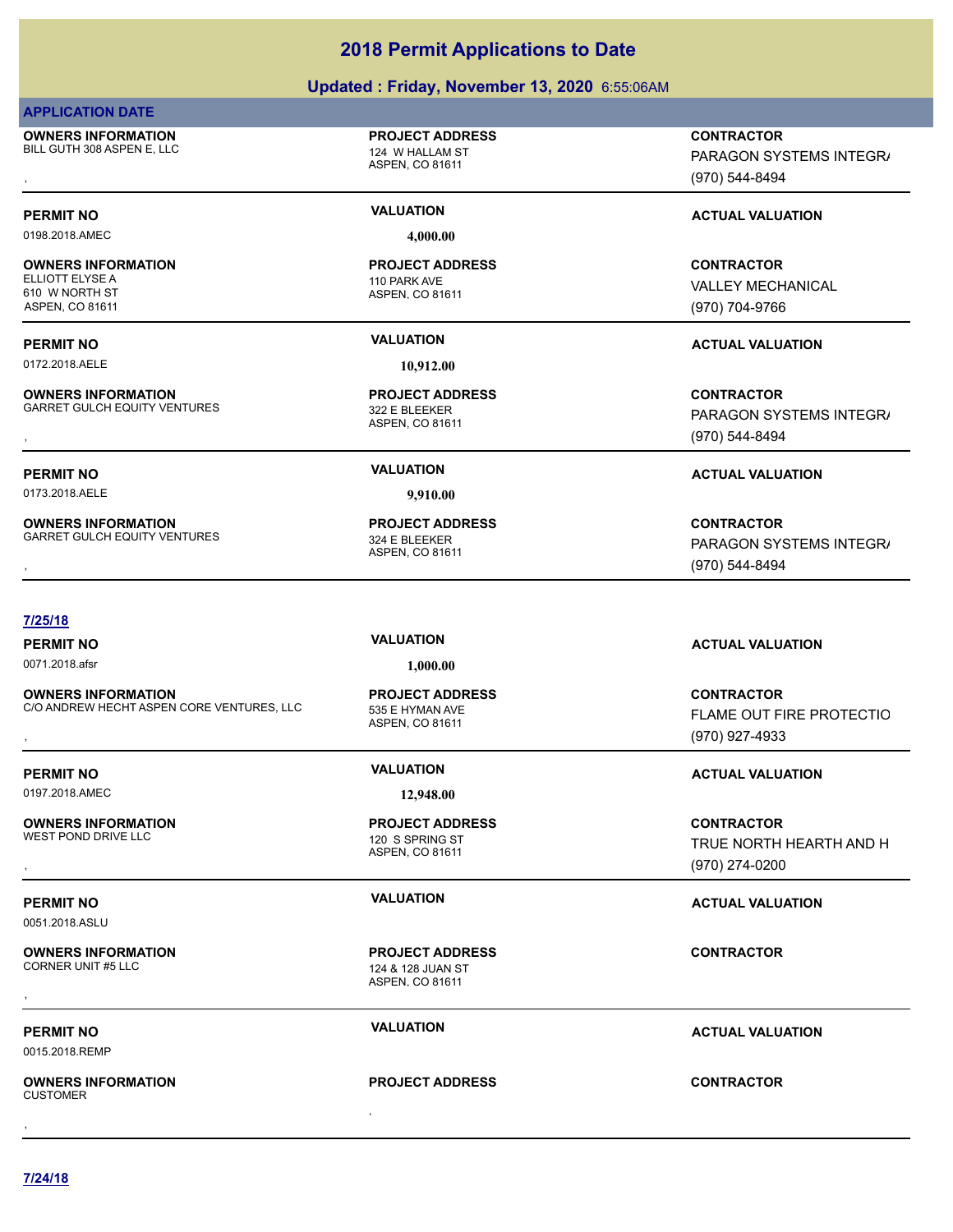# 2018 Permit Applications to Date

## Updated : Friday, November 13, 2020 6:55:06AM

**APPLICATION DATE**

**OWNERS INFORMATION**
BILL GUTH 308 ASPEN E, LLC
,

**PROJECT ADDRESS**
124 W HALLAM ST
ASPEN, CO 81611

**CONTRACTOR**
PARAGON SYSTEMS INTEGR/
(970) 544-8494

---

**PERMIT NO** 0198.2018.AMEC | **VALUATION** 4,000.00 | **ACTUAL VALUATION**

**OWNERS INFORMATION**
ELLIOTT ELYSE A
610 W NORTH ST
ASPEN, CO 81611

**PROJECT ADDRESS**
110 PARK AVE
ASPEN, CO 81611

**CONTRACTOR**
VALLEY MECHANICAL
(970) 704-9766

---

**PERMIT NO** 0172.2018.AELE | **VALUATION** 10,912.00 | **ACTUAL VALUATION**

**OWNERS INFORMATION**
GARRET GULCH EQUITY VENTURES
,

**PROJECT ADDRESS**
322 E BLEEKER
ASPEN, CO 81611

**CONTRACTOR**
PARAGON SYSTEMS INTEGR/
(970) 544-8494

---

**PERMIT NO** 0173.2018.AELE | **VALUATION** 9,910.00 | **ACTUAL VALUATION**

**OWNERS INFORMATION**
GARRET GULCH EQUITY VENTURES
,

**PROJECT ADDRESS**
324 E BLEEKER
ASPEN, CO 81611

**CONTRACTOR**
PARAGON SYSTEMS INTEGR/
(970) 544-8494

---

**7/25/18**

**PERMIT NO** 0071.2018.afsr | **VALUATION** 1,000.00 | **ACTUAL VALUATION**

**OWNERS INFORMATION**
C/O ANDREW HECHT ASPEN CORE VENTURES, LLC
,

**PROJECT ADDRESS**
535 E HYMAN AVE
ASPEN, CO 81611

**CONTRACTOR**
FLAME OUT FIRE PROTECTIO
(970) 927-4933

---

**PERMIT NO** 0197.2018.AMEC | **VALUATION** 12,948.00 | **ACTUAL VALUATION**

**OWNERS INFORMATION**
WEST POND DRIVE LLC
,

**PROJECT ADDRESS**
120 S SPRING ST
ASPEN, CO 81611

**CONTRACTOR**
TRUE NORTH HEARTH AND H
(970) 274-0200

---

**PERMIT NO** 0051.2018.ASLU | **VALUATION** | **ACTUAL VALUATION**

**OWNERS INFORMATION**
CORNER UNIT #5 LLC
,

**PROJECT ADDRESS**
124 & 128 JUAN ST
ASPEN, CO 81611

**CONTRACTOR**

---

**PERMIT NO** 0015.2018.REMP | **VALUATION** | **ACTUAL VALUATION**

**OWNERS INFORMATION**
CUSTOMER
,

**PROJECT ADDRESS**
,

**CONTRACTOR**

---

**7/24/18**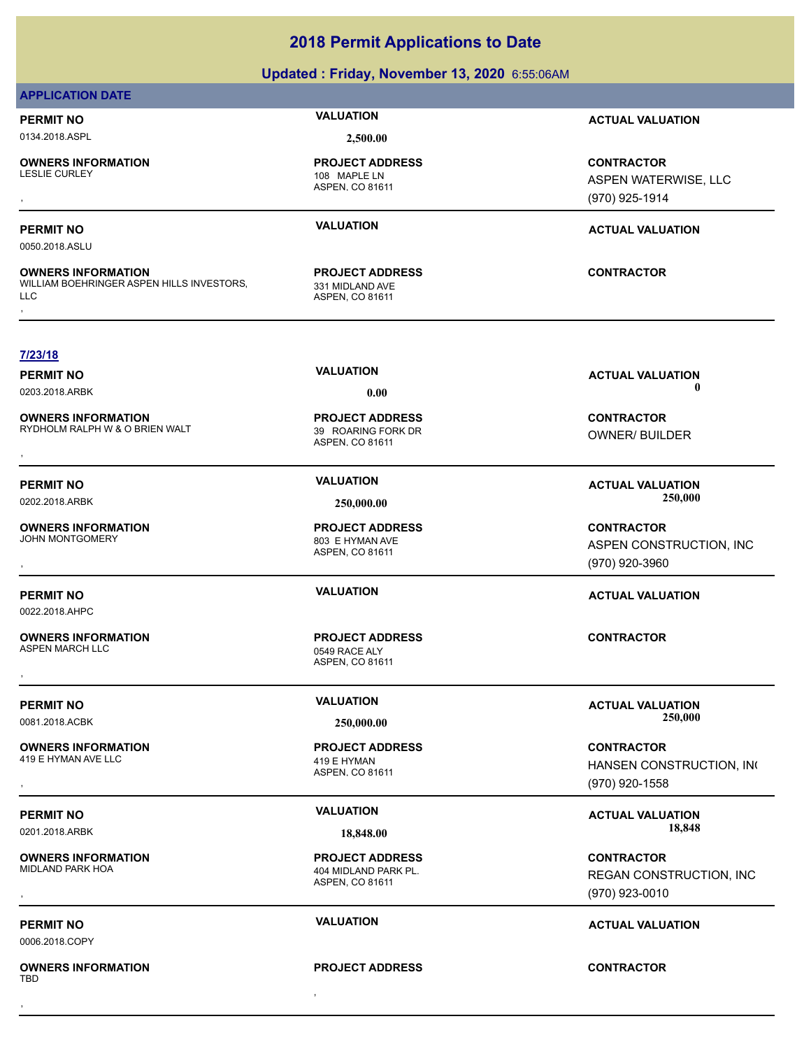# 2018 Permit Applications to Date

## Updated : Friday, November 13, 2020 6:55:06AM

### APPLICATION DATE

| PERMIT NO | VALUATION | ACTUAL VALUATION |
|---|---|---|
| 0134.2018.ASPL | 2,500.00 | |

| OWNERS INFORMATION | PROJECT ADDRESS | CONTRACTOR |
|---|---|---|
| LESLIE CURLEY<br>, | 108 MAPLE LN<br>ASPEN, CO 81611 | ASPEN WATERWISE, LLC<br>(970) 925-1914 |

| PERMIT NO | VALUATION | ACTUAL VALUATION |
|---|---|---|
| 0050.2018.ASLU | | |

| OWNERS INFORMATION | PROJECT ADDRESS | CONTRACTOR |
|---|---|---|
| WILLIAM BOEHRINGER ASPEN HILLS INVESTORS, LLC<br>, | 331 MIDLAND AVE<br>ASPEN, CO 81611 | |

### 7/23/18

| PERMIT NO | VALUATION | ACTUAL VALUATION |
|---|---|---|
| 0203.2018.ARBK | 0.00 | 0 |

| OWNERS INFORMATION | PROJECT ADDRESS | CONTRACTOR |
|---|---|---|
| RYDHOLM RALPH W & O BRIEN WALT<br>, | 39 ROARING FORK DR<br>ASPEN, CO 81611 | OWNER/ BUILDER |

| PERMIT NO | VALUATION | ACTUAL VALUATION |
|---|---|---|
| 0202.2018.ARBK | 250,000.00 | 250,000 |

| OWNERS INFORMATION | PROJECT ADDRESS | CONTRACTOR |
|---|---|---|
| JOHN MONTGOMERY<br>, | 803 E HYMAN AVE<br>ASPEN, CO 81611 | ASPEN CONSTRUCTION, INC<br>(970) 920-3960 |

| PERMIT NO | VALUATION | ACTUAL VALUATION |
|---|---|---|
| 0022.2018.AHPC | | |

| OWNERS INFORMATION | PROJECT ADDRESS | CONTRACTOR |
|---|---|---|
| ASPEN MARCH LLC<br>, | 0549 RACE ALY<br>ASPEN, CO 81611 | |

| PERMIT NO | VALUATION | ACTUAL VALUATION |
|---|---|---|
| 0081.2018.ACBK | 250,000.00 | 250,000 |

| OWNERS INFORMATION | PROJECT ADDRESS | CONTRACTOR |
|---|---|---|
| 419 E HYMAN AVE LLC<br>, | 419 E HYMAN<br>ASPEN, CO 81611 | HANSEN CONSTRUCTION, IN(<br>(970) 920-1558 |

| PERMIT NO | VALUATION | ACTUAL VALUATION |
|---|---|---|
| 0201.2018.ARBK | 18,848.00 | 18,848 |

| OWNERS INFORMATION | PROJECT ADDRESS | CONTRACTOR |
|---|---|---|
| MIDLAND PARK HOA<br>, | 404 MIDLAND PARK PL.<br>ASPEN, CO 81611 | REGAN CONSTRUCTION, INC<br>(970) 923-0010 |

| PERMIT NO | VALUATION | ACTUAL VALUATION |
|---|---|---|
| 0006.2018.COPY | | |

| OWNERS INFORMATION | PROJECT ADDRESS | CONTRACTOR |
|---|---|---|
| TBD<br>, | , | |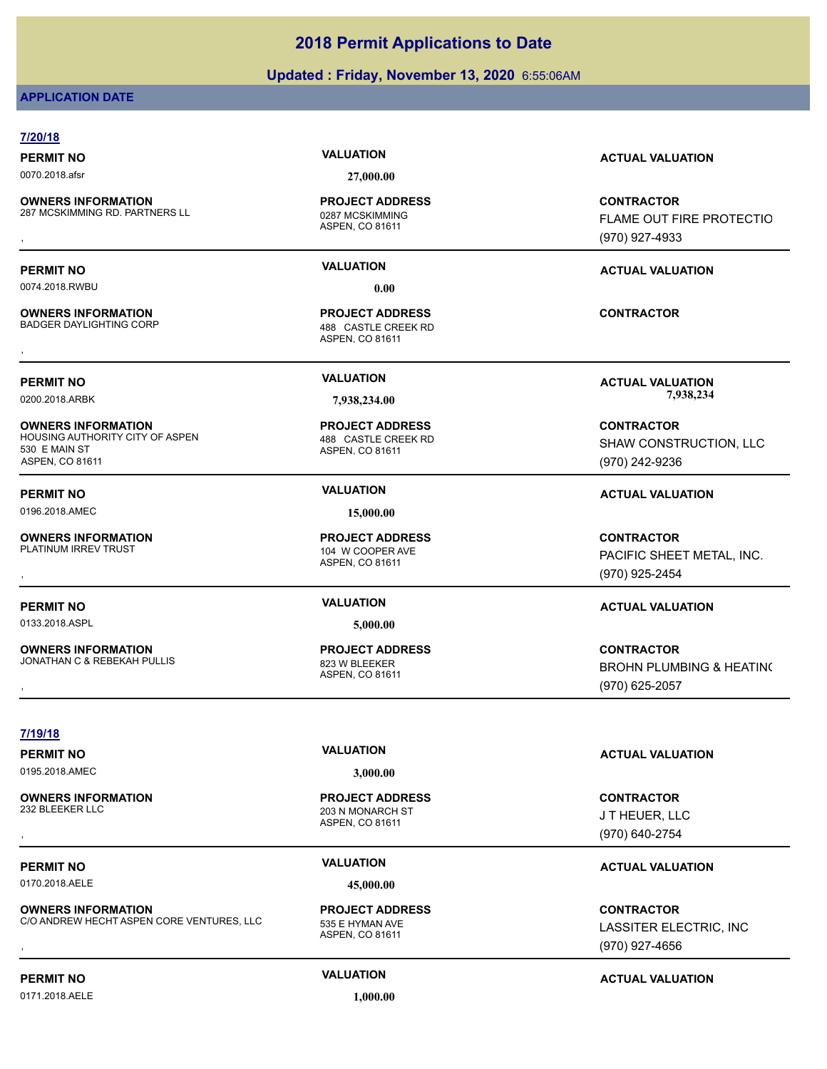# 2018 Permit Applications to Date

**Updated : Friday, November 13, 2020** 6:55:06AM

**APPLICATION DATE**

## 7/20/18

**PERMIT NO** 0070.2018.afsr
**VALUATION** 27,000.00
**ACTUAL VALUATION**

**OWNERS INFORMATION**
287 MCSKIMMING RD. PARTNERS LL
,

**PROJECT ADDRESS**
0287 MCSKIMMING
ASPEN, CO 81611

**CONTRACTOR**
FLAME OUT FIRE PROTECTIO
(970) 927-4933

---

**PERMIT NO** 0074.2018.RWBU
**VALUATION** 0.00
**ACTUAL VALUATION**

**OWNERS INFORMATION**
BADGER DAYLIGHTING CORP
,

**PROJECT ADDRESS**
488 CASTLE CREEK RD
ASPEN, CO 81611

**CONTRACTOR**

---

**PERMIT NO** 0200.2018.ARBK
**VALUATION** 7,938,234.00
**ACTUAL VALUATION** 7,938,234

**OWNERS INFORMATION**
HOUSING AUTHORITY CITY OF ASPEN
530 E MAIN ST
ASPEN, CO 81611

**PROJECT ADDRESS**
488 CASTLE CREEK RD
ASPEN, CO 81611

**CONTRACTOR**
SHAW CONSTRUCTION, LLC
(970) 242-9236

---

**PERMIT NO** 0196.2018.AMEC
**VALUATION** 15,000.00
**ACTUAL VALUATION**

**OWNERS INFORMATION**
PLATINUM IRREV TRUST
,

**PROJECT ADDRESS**
104 W COOPER AVE
ASPEN, CO 81611

**CONTRACTOR**
PACIFIC SHEET METAL, INC.
(970) 925-2454

---

**PERMIT NO** 0133.2018.ASPL
**VALUATION** 5,000.00
**ACTUAL VALUATION**

**OWNERS INFORMATION**
JONATHAN C & REBEKAH PULLIS
,

**PROJECT ADDRESS**
823 W BLEEKER
ASPEN, CO 81611

**CONTRACTOR**
BROHN PLUMBING & HEATIN(
(970) 625-2057

---

## 7/19/18

**PERMIT NO** 0195.2018.AMEC
**VALUATION** 3,000.00
**ACTUAL VALUATION**

**OWNERS INFORMATION**
232 BLEEKER LLC
,

**PROJECT ADDRESS**
203 N MONARCH ST
ASPEN, CO 81611

**CONTRACTOR**
J T HEUER, LLC
(970) 640-2754

---

**PERMIT NO** 0170.2018.AELE
**VALUATION** 45,000.00
**ACTUAL VALUATION**

**OWNERS INFORMATION**
C/O ANDREW HECHT ASPEN CORE VENTURES, LLC
,

**PROJECT ADDRESS**
535 E HYMAN AVE
ASPEN, CO 81611

**CONTRACTOR**
LASSITER ELECTRIC, INC
(970) 927-4656

---

**PERMIT NO** 0171.2018.AELE
**VALUATION** 1,000.00
**ACTUAL VALUATION**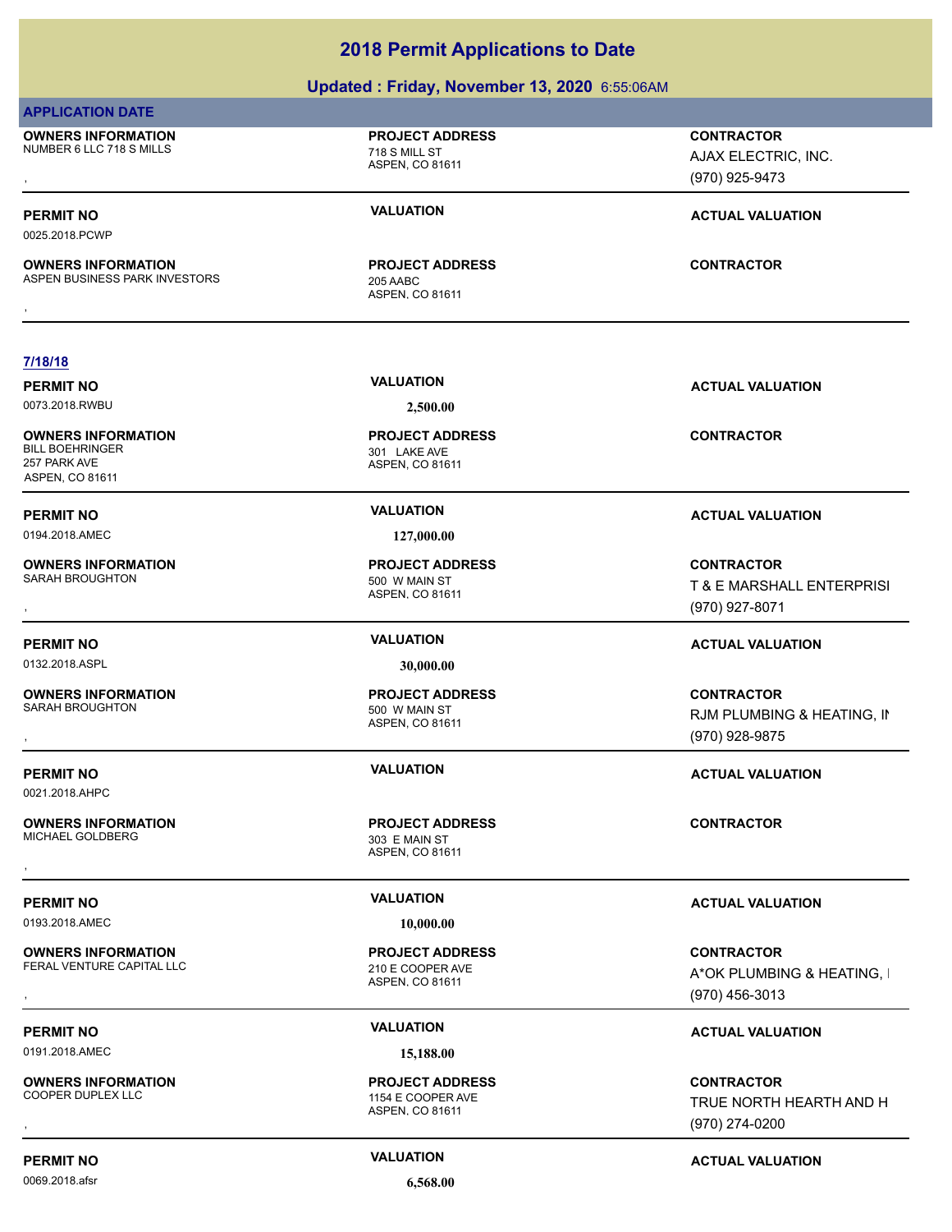# 2018 Permit Applications to Date

## Updated : Friday, November 13, 2020 6:55:06AM

**APPLICATION DATE**

**OWNERS INFORMATION**
NUMBER 6 LLC 718 S MILLS
,

**PROJECT ADDRESS**
718 S MILL ST
ASPEN, CO 81611

**CONTRACTOR**
AJAX ELECTRIC, INC.
(970) 925-9473

---

**PERMIT NO**
0025.2018.PCWP

**VALUATION**

**ACTUAL VALUATION**

**OWNERS INFORMATION**
ASPEN BUSINESS PARK INVESTORS
,

**PROJECT ADDRESS**
205 AABC
ASPEN, CO 81611

**CONTRACTOR**

---

**7/18/18**

**PERMIT NO**
0073.2018.RWBU

**VALUATION**
2,500.00

**ACTUAL VALUATION**

**OWNERS INFORMATION**
BILL BOEHRINGER
257 PARK AVE
ASPEN, CO 81611

**PROJECT ADDRESS**
301 LAKE AVE
ASPEN, CO 81611

**CONTRACTOR**

---

**PERMIT NO**
0194.2018.AMEC

**VALUATION**
127,000.00

**ACTUAL VALUATION**

**OWNERS INFORMATION**
SARAH BROUGHTON
,

**PROJECT ADDRESS**
500 W MAIN ST
ASPEN, CO 81611

**CONTRACTOR**
T & E MARSHALL ENTERPRISI
(970) 927-8071

---

**PERMIT NO**
0132.2018.ASPL

**VALUATION**
30,000.00

**ACTUAL VALUATION**

**OWNERS INFORMATION**
SARAH BROUGHTON
,

**PROJECT ADDRESS**
500 W MAIN ST
ASPEN, CO 81611

**CONTRACTOR**
RJM PLUMBING & HEATING, IN
(970) 928-9875

---

**PERMIT NO**
0021.2018.AHPC

**VALUATION**

**ACTUAL VALUATION**

**OWNERS INFORMATION**
MICHAEL GOLDBERG
,

**PROJECT ADDRESS**
303 E MAIN ST
ASPEN, CO 81611

**CONTRACTOR**

---

**PERMIT NO**
0193.2018.AMEC

**VALUATION**
10,000.00

**ACTUAL VALUATION**

**OWNERS INFORMATION**
FERAL VENTURE CAPITAL LLC
,

**PROJECT ADDRESS**
210 E COOPER AVE
ASPEN, CO 81611

**CONTRACTOR**
A*OK PLUMBING & HEATING, I
(970) 456-3013

---

**PERMIT NO**
0191.2018.AMEC

**VALUATION**
15,188.00

**ACTUAL VALUATION**

**OWNERS INFORMATION**
COOPER DUPLEX LLC
,

**PROJECT ADDRESS**
1154 E COOPER AVE
ASPEN, CO 81611

**CONTRACTOR**
TRUE NORTH HEARTH AND H
(970) 274-0200

---

**PERMIT NO**
0069.2018.afsr

**VALUATION**
6,568.00

**ACTUAL VALUATION**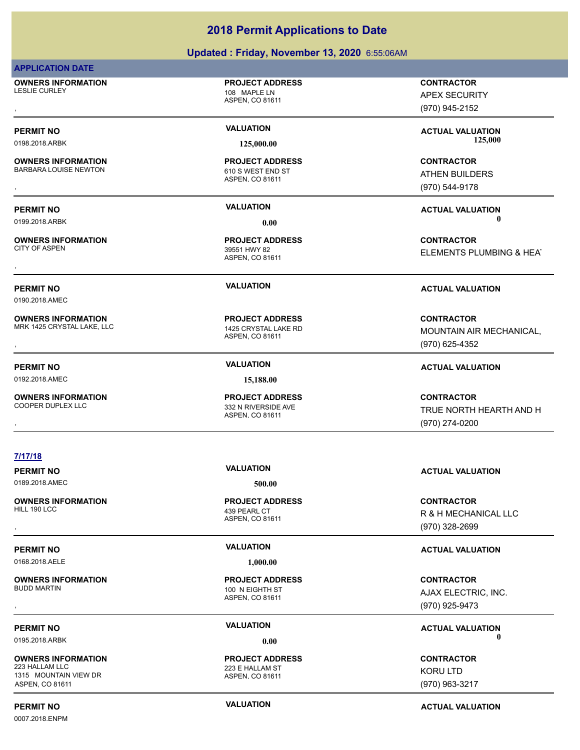# 2018 Permit Applications to Date

## Updated : Friday, November 13, 2020 6:55:06AM

**APPLICATION DATE**

**OWNERS INFORMATION**
LESLIE CURLEY
,

**PROJECT ADDRESS**
108 MAPLE LN
ASPEN, CO 81611

**CONTRACTOR**
APEX SECURITY
(970) 945-2152

**PERMIT NO**
0198.2018.ARBK

**VALUATION**
125,000.00

**ACTUAL VALUATION**
125,000

**OWNERS INFORMATION**
BARBARA LOUISE NEWTON
,

**PROJECT ADDRESS**
610 S WEST END ST
ASPEN, CO 81611

**CONTRACTOR**
ATHEN BUILDERS
(970) 544-9178

**PERMIT NO**
0199.2018.ARBK

**VALUATION**
0.00

**ACTUAL VALUATION**
0

**OWNERS INFORMATION**
CITY OF ASPEN
,

**PROJECT ADDRESS**
39551 HWY 82
ASPEN, CO 81611

**CONTRACTOR**
ELEMENTS PLUMBING & HEA

**PERMIT NO**
0190.2018.AMEC

**VALUATION**

**ACTUAL VALUATION**

**OWNERS INFORMATION**
MRK 1425 CRYSTAL LAKE, LLC
,

**PROJECT ADDRESS**
1425 CRYSTAL LAKE RD
ASPEN, CO 81611

**CONTRACTOR**
MOUNTAIN AIR MECHANICAL,
(970) 625-4352

**PERMIT NO**
0192.2018.AMEC

**VALUATION**
15,188.00

**ACTUAL VALUATION**

**OWNERS INFORMATION**
COOPER DUPLEX LLC
,

**PROJECT ADDRESS**
332 N RIVERSIDE AVE
ASPEN, CO 81611

**CONTRACTOR**
TRUE NORTH HEARTH AND H
(970) 274-0200

**7/17/18**

**PERMIT NO**
0189.2018.AMEC

**VALUATION**
500.00

**ACTUAL VALUATION**

**OWNERS INFORMATION**
HILL 190 LCC
,

**PROJECT ADDRESS**
439 PEARL CT
ASPEN, CO 81611

**CONTRACTOR**
R & H MECHANICAL LLC
(970) 328-2699

**PERMIT NO**
0168.2018.AELE

**VALUATION**
1,000.00

**ACTUAL VALUATION**

**OWNERS INFORMATION**
BUDD MARTIN
,

**PROJECT ADDRESS**
100 N EIGHTH ST
ASPEN, CO 81611

**CONTRACTOR**
AJAX ELECTRIC, INC.
(970) 925-9473

**PERMIT NO**
0195.2018.ARBK

**VALUATION**
0.00

**ACTUAL VALUATION**
0

**OWNERS INFORMATION**
223 HALLAM LLC
1315 MOUNTAIN VIEW DR
ASPEN, CO 81611

**PROJECT ADDRESS**
223 E HALLAM ST
ASPEN, CO 81611

**CONTRACTOR**
KORU LTD
(970) 963-3217

**PERMIT NO**
0007.2018.ENPM

**VALUATION**

**ACTUAL VALUATION**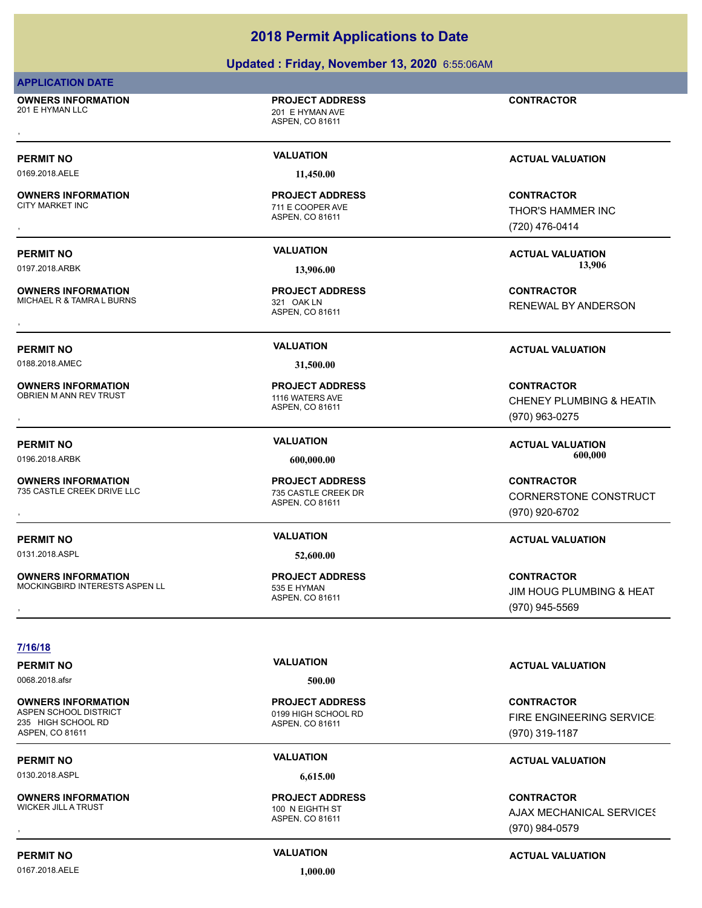# 2018 Permit Applications to Date

## Updated : Friday, November 13, 2020 6:55:06AM

**APPLICATION DATE**

**OWNERS INFORMATION**
201 E HYMAN LLC
,

**PROJECT ADDRESS**
201 E HYMAN AVE
ASPEN, CO 81611

**CONTRACTOR**

---

**PERMIT NO** 0169.2018.AELE
**VALUATION** 11,450.00
**ACTUAL VALUATION**

**OWNERS INFORMATION**
CITY MARKET INC
,

**PROJECT ADDRESS**
711 E COOPER AVE
ASPEN, CO 81611

**CONTRACTOR**
THOR'S HAMMER INC
(720) 476-0414

---

**PERMIT NO** 0197.2018.ARBK
**VALUATION** 13,906.00
**ACTUAL VALUATION** 13,906

**OWNERS INFORMATION**
MICHAEL R & TAMRA L BURNS
,

**PROJECT ADDRESS**
321 OAK LN
ASPEN, CO 81611

**CONTRACTOR**
RENEWAL BY ANDERSON

---

**PERMIT NO** 0188.2018.AMEC
**VALUATION** 31,500.00
**ACTUAL VALUATION**

**OWNERS INFORMATION**
OBRIEN M ANN REV TRUST
,

**PROJECT ADDRESS**
1116 WATERS AVE
ASPEN, CO 81611

**CONTRACTOR**
CHENEY PLUMBING & HEATIN
(970) 963-0275

---

**PERMIT NO** 0196.2018.ARBK
**VALUATION** 600,000.00
**ACTUAL VALUATION** 600,000

**OWNERS INFORMATION**
735 CASTLE CREEK DRIVE LLC
,

**PROJECT ADDRESS**
735 CASTLE CREEK DR
ASPEN, CO 81611

**CONTRACTOR**
CORNERSTONE CONSTRUCT
(970) 920-6702

---

**PERMIT NO** 0131.2018.ASPL
**VALUATION** 52,600.00
**ACTUAL VALUATION**

**OWNERS INFORMATION**
MOCKINGBIRD INTERESTS ASPEN LL
,

**PROJECT ADDRESS**
535 E HYMAN
ASPEN, CO 81611

**CONTRACTOR**
JIM HOUG PLUMBING & HEAT
(970) 945-5569

---

**7/16/18**

**PERMIT NO** 0068.2018.afsr
**VALUATION** 500.00
**ACTUAL VALUATION**

**OWNERS INFORMATION**
ASPEN SCHOOL DISTRICT
235 HIGH SCHOOL RD
ASPEN, CO 81611

**PROJECT ADDRESS**
0199 HIGH SCHOOL RD
ASPEN, CO 81611

**CONTRACTOR**
FIRE ENGINEERING SERVICE
(970) 319-1187

---

**PERMIT NO** 0130.2018.ASPL
**VALUATION** 6,615.00
**ACTUAL VALUATION**

**OWNERS INFORMATION**
WICKER JILL A TRUST
,

**PROJECT ADDRESS**
100 N EIGHTH ST
ASPEN, CO 81611

**CONTRACTOR**
AJAX MECHANICAL SERVICES
(970) 984-0579

---

**PERMIT NO** 0167.2018.AELE
**VALUATION** 1,000.00
**ACTUAL VALUATION**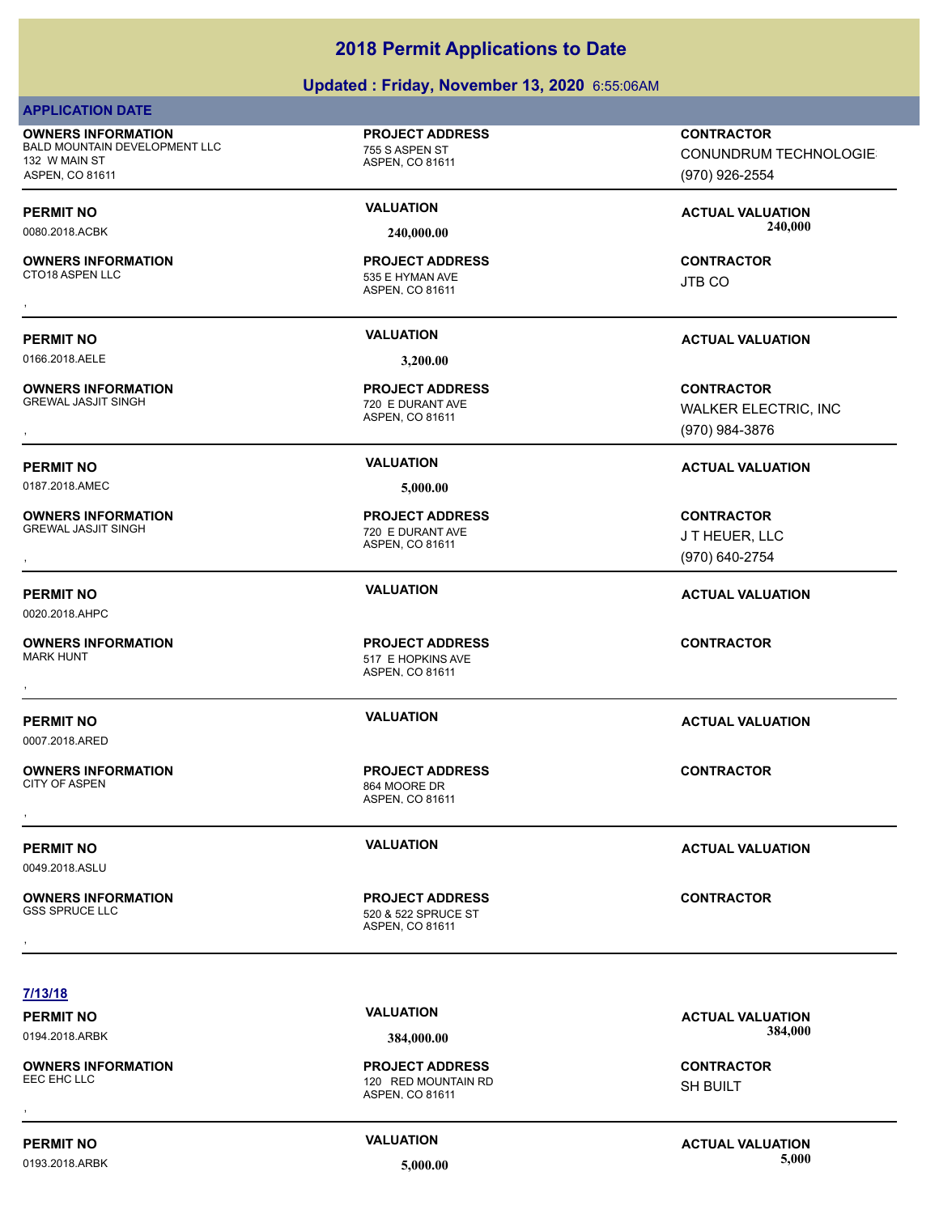# 2018 Permit Applications to Date

## Updated : Friday, November 13, 2020 6:55:06AM

**APPLICATION DATE**

**OWNERS INFORMATION**
BALD MOUNTAIN DEVELOPMENT LLC
132 W MAIN ST
ASPEN, CO 81611

**PROJECT ADDRESS**
755 S ASPEN ST
ASPEN, CO 81611

**CONTRACTOR**
CONUNDRUM TECHNOLOGIE
(970) 926-2554

---

**PERMIT NO**
0080.2018.ACBK

**VALUATION**
240,000.00

**ACTUAL VALUATION**
240,000

**OWNERS INFORMATION**
CTO18 ASPEN LLC
,

**PROJECT ADDRESS**
535 E HYMAN AVE
ASPEN, CO 81611

**CONTRACTOR**
JTB CO

---

**PERMIT NO**
0166.2018.AELE

**VALUATION**
3,200.00

**ACTUAL VALUATION**

**OWNERS INFORMATION**
GREWAL JASJIT SINGH
,

**PROJECT ADDRESS**
720 E DURANT AVE
ASPEN, CO 81611

**CONTRACTOR**
WALKER ELECTRIC, INC
(970) 984-3876

---

**PERMIT NO**
0187.2018.AMEC

**VALUATION**
5,000.00

**ACTUAL VALUATION**

**OWNERS INFORMATION**
GREWAL JASJIT SINGH
,

**PROJECT ADDRESS**
720 E DURANT AVE
ASPEN, CO 81611

**CONTRACTOR**
J T HEUER, LLC
(970) 640-2754

---

**PERMIT NO**
0020.2018.AHPC

**VALUATION**

**ACTUAL VALUATION**

**OWNERS INFORMATION**
MARK HUNT
,

**PROJECT ADDRESS**
517 E HOPKINS AVE
ASPEN, CO 81611

**CONTRACTOR**

---

**PERMIT NO**
0007.2018.ARED

**VALUATION**

**ACTUAL VALUATION**

**OWNERS INFORMATION**
CITY OF ASPEN
,

**PROJECT ADDRESS**
864 MOORE DR
ASPEN, CO 81611

**CONTRACTOR**

---

**PERMIT NO**
0049.2018.ASLU

**VALUATION**

**ACTUAL VALUATION**

**OWNERS INFORMATION**
GSS SPRUCE LLC
,

**PROJECT ADDRESS**
520 & 522 SPRUCE ST
ASPEN, CO 81611

**CONTRACTOR**

---

**7/13/18**

**PERMIT NO**
0194.2018.ARBK

**VALUATION**
384,000.00

**ACTUAL VALUATION**
384,000

**OWNERS INFORMATION**
EEC EHC LLC
,

**PROJECT ADDRESS**
120 RED MOUNTAIN RD
ASPEN, CO 81611

**CONTRACTOR**
SH BUILT

---

**PERMIT NO**
0193.2018.ARBK

**VALUATION**
5,000.00

**ACTUAL VALUATION**
5,000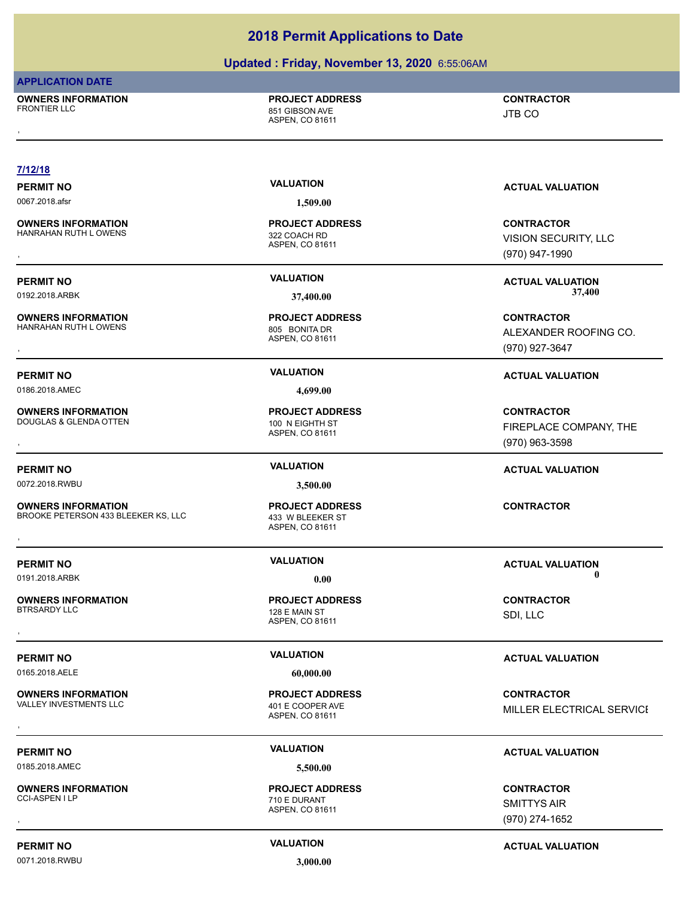# 2018 Permit Applications to Date

## Updated : Friday, November 13, 2020 6:55:06AM

**APPLICATION DATE**

| OWNERS INFORMATION | PROJECT ADDRESS | CONTRACTOR |
|---|---|---|
| FRONTIER LLC<br>, | 851 GIBSON AVE<br>ASPEN, CO 81611 | JTB CO |

**7/12/18**

| PERMIT NO | VALUATION | ACTUAL VALUATION |
|---|---|---|
| 0067.2018.afsr | 1,509.00 | |
| **OWNERS INFORMATION** | **PROJECT ADDRESS** | **CONTRACTOR** |
| HANRAHAN RUTH L OWENS<br>, | 322 COACH RD<br>ASPEN, CO 81611 | VISION SECURITY, LLC<br>(970) 947-1990 |

| PERMIT NO | VALUATION | ACTUAL VALUATION |
|---|---|---|
| 0192.2018.ARBK | 37,400.00 | 37,400 |
| **OWNERS INFORMATION** | **PROJECT ADDRESS** | **CONTRACTOR** |
| HANRAHAN RUTH L OWENS<br>, | 805 BONITA DR<br>ASPEN, CO 81611 | ALEXANDER ROOFING CO.<br>(970) 927-3647 |

| PERMIT NO | VALUATION | ACTUAL VALUATION |
|---|---|---|
| 0186.2018.AMEC | 4,699.00 | |
| **OWNERS INFORMATION** | **PROJECT ADDRESS** | **CONTRACTOR** |
| DOUGLAS & GLENDA OTTEN<br>, | 100 N EIGHTH ST<br>ASPEN, CO 81611 | FIREPLACE COMPANY, THE<br>(970) 963-3598 |

| PERMIT NO | VALUATION | ACTUAL VALUATION |
|---|---|---|
| 0072.2018.RWBU | 3,500.00 | |
| **OWNERS INFORMATION** | **PROJECT ADDRESS** | **CONTRACTOR** |
| BROOKE PETERSON 433 BLEEKER KS, LLC<br>, | 433 W BLEEKER ST<br>ASPEN, CO 81611 | |

| PERMIT NO | VALUATION | ACTUAL VALUATION |
|---|---|---|
| 0191.2018.ARBK | 0.00 | 0 |
| **OWNERS INFORMATION** | **PROJECT ADDRESS** | **CONTRACTOR** |
| BTRSARDY LLC<br>, | 128 E MAIN ST<br>ASPEN, CO 81611 | SDI, LLC |

| PERMIT NO | VALUATION | ACTUAL VALUATION |
|---|---|---|
| 0165.2018.AELE | 60,000.00 | |
| **OWNERS INFORMATION** | **PROJECT ADDRESS** | **CONTRACTOR** |
| VALLEY INVESTMENTS LLC<br>, | 401 E COOPER AVE<br>ASPEN, CO 81611 | MILLER ELECTRICAL SERVICE |

| PERMIT NO | VALUATION | ACTUAL VALUATION |
|---|---|---|
| 0185.2018.AMEC | 5,500.00 | |
| **OWNERS INFORMATION** | **PROJECT ADDRESS** | **CONTRACTOR** |
| CCI-ASPEN I LP<br>, | 710 E DURANT<br>ASPEN, CO 81611 | SMITTYS AIR<br>(970) 274-1652 |

| PERMIT NO | VALUATION | ACTUAL VALUATION |
|---|---|---|
| 0071.2018.RWBU | 3,000.00 | |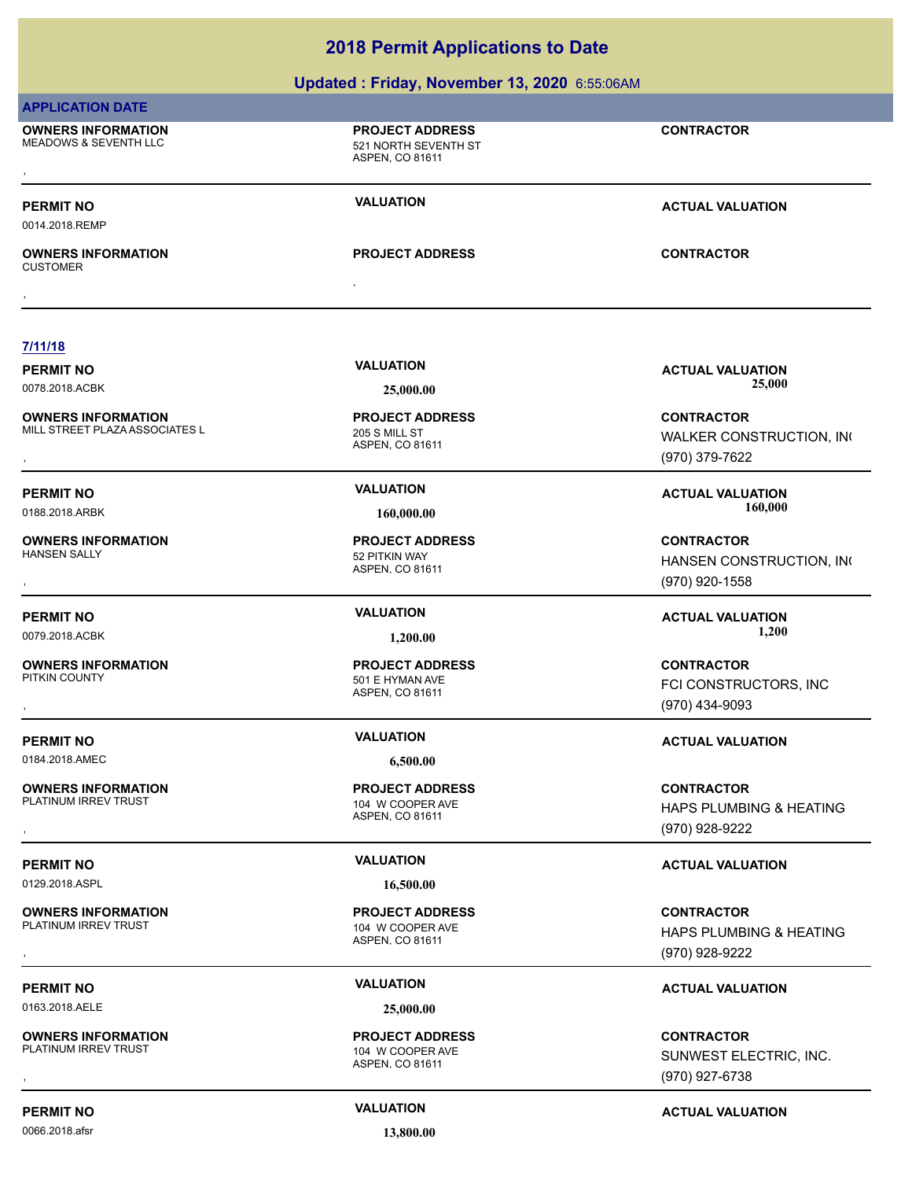# 2018 Permit Applications to Date

## Updated : Friday, November 13, 2020 6:55:06AM

**APPLICATION DATE**

**OWNERS INFORMATION**
MEADOWS & SEVENTH LLC
,

**PROJECT ADDRESS**
521 NORTH SEVENTH ST
ASPEN, CO 81611

**CONTRACTOR**

---

**PERMIT NO** 0014.2018.REMP | **VALUATION** | **ACTUAL VALUATION**

**OWNERS INFORMATION**
CUSTOMER
,

**PROJECT ADDRESS**
,

**CONTRACTOR**

---

**7/11/18**

**PERMIT NO** 0078.2018.ACBK | **VALUATION** 25,000.00 | **ACTUAL VALUATION** 25,000

**OWNERS INFORMATION**
MILL STREET PLAZA ASSOCIATES L
,

**PROJECT ADDRESS**
205 S MILL ST
ASPEN, CO 81611

**CONTRACTOR**
WALKER CONSTRUCTION, IN(
(970) 379-7622

---

**PERMIT NO** 0188.2018.ARBK | **VALUATION** 160,000.00 | **ACTUAL VALUATION** 160,000

**OWNERS INFORMATION**
HANSEN SALLY
,

**PROJECT ADDRESS**
52 PITKIN WAY
ASPEN, CO 81611

**CONTRACTOR**
HANSEN CONSTRUCTION, IN(
(970) 920-1558

---

**PERMIT NO** 0079.2018.ACBK | **VALUATION** 1,200.00 | **ACTUAL VALUATION** 1,200

**OWNERS INFORMATION**
PITKIN COUNTY
,

**PROJECT ADDRESS**
501 E HYMAN AVE
ASPEN, CO 81611

**CONTRACTOR**
FCI CONSTRUCTORS, INC
(970) 434-9093

---

**PERMIT NO** 0184.2018.AMEC | **VALUATION** 6,500.00 | **ACTUAL VALUATION**

**OWNERS INFORMATION**
PLATINUM IRREV TRUST
,

**PROJECT ADDRESS**
104 W COOPER AVE
ASPEN, CO 81611

**CONTRACTOR**
HAPS PLUMBING & HEATING
(970) 928-9222

---

**PERMIT NO** 0129.2018.ASPL | **VALUATION** 16,500.00 | **ACTUAL VALUATION**

**OWNERS INFORMATION**
PLATINUM IRREV TRUST
,

**PROJECT ADDRESS**
104 W COOPER AVE
ASPEN, CO 81611

**CONTRACTOR**
HAPS PLUMBING & HEATING
(970) 928-9222

---

**PERMIT NO** 0163.2018.AELE | **VALUATION** 25,000.00 | **ACTUAL VALUATION**

**OWNERS INFORMATION**
PLATINUM IRREV TRUST
,

**PROJECT ADDRESS**
104 W COOPER AVE
ASPEN, CO 81611

**CONTRACTOR**
SUNWEST ELECTRIC, INC.
(970) 927-6738

---

**PERMIT NO** 0066.2018.afsr | **VALUATION** 13,800.00 | **ACTUAL VALUATION**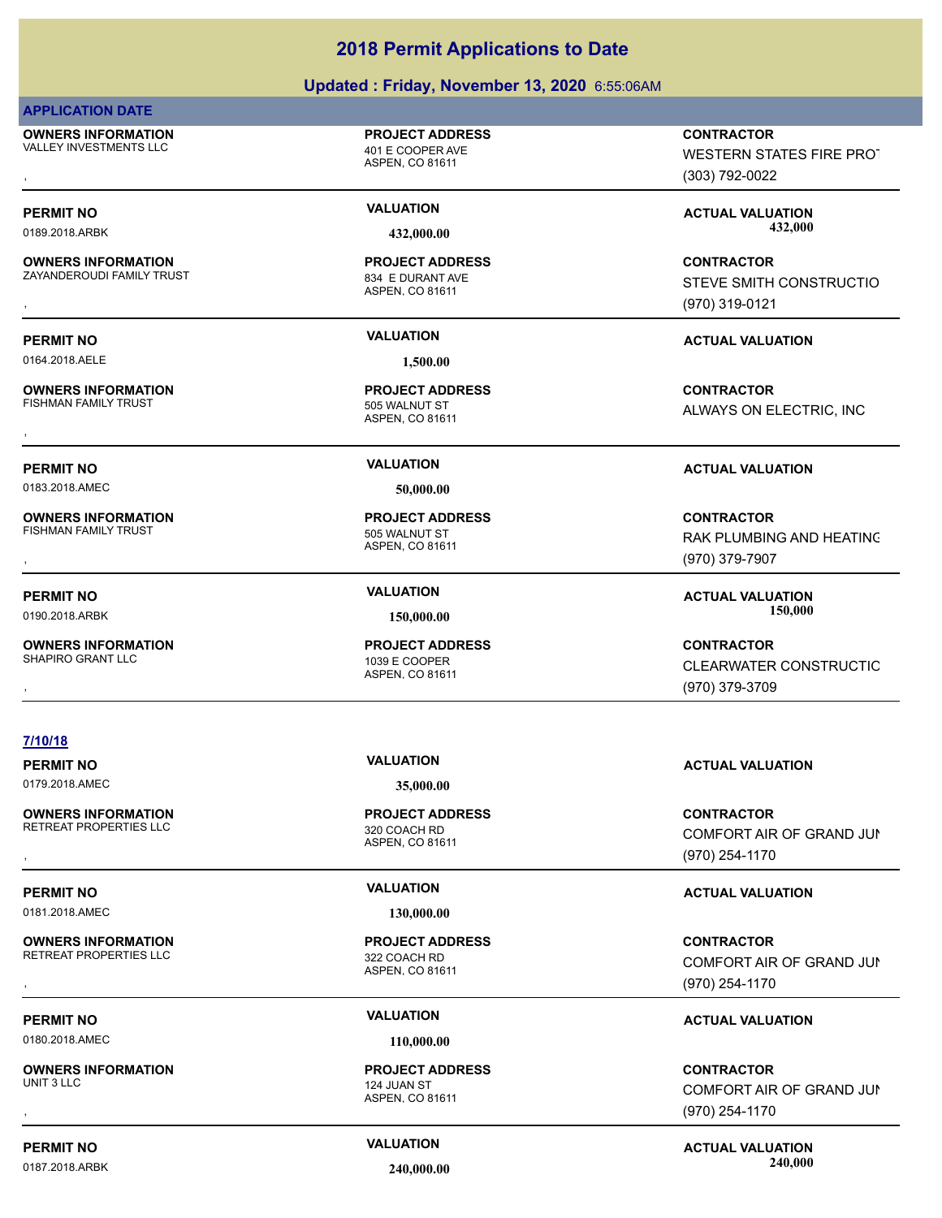# 2018 Permit Applications to Date

## Updated : Friday, November 13, 2020 6:55:06AM

**APPLICATION DATE**

**OWNERS INFORMATION**
VALLEY INVESTMENTS LLC
,

**PROJECT ADDRESS**
401 E COOPER AVE
ASPEN, CO 81611

**CONTRACTOR**
WESTERN STATES FIRE PROT
(303) 792-0022

**PERMIT NO** 0189.2018.ARBK
**VALUATION** 432,000.00
**ACTUAL VALUATION** 432,000

**OWNERS INFORMATION**
ZAYANDEROUDI FAMILY TRUST
,

**PROJECT ADDRESS**
834 E DURANT AVE
ASPEN, CO 81611

**CONTRACTOR**
STEVE SMITH CONSTRUCTIO
(970) 319-0121

**PERMIT NO** 0164.2018.AELE
**VALUATION** 1,500.00
**ACTUAL VALUATION**

**OWNERS INFORMATION**
FISHMAN FAMILY TRUST
,

**PROJECT ADDRESS**
505 WALNUT ST
ASPEN, CO 81611

**CONTRACTOR**
ALWAYS ON ELECTRIC, INC

**PERMIT NO** 0183.2018.AMEC
**VALUATION** 50,000.00
**ACTUAL VALUATION**

**OWNERS INFORMATION**
FISHMAN FAMILY TRUST
,

**PROJECT ADDRESS**
505 WALNUT ST
ASPEN, CO 81611

**CONTRACTOR**
RAK PLUMBING AND HEATING
(970) 379-7907

**PERMIT NO** 0190.2018.ARBK
**VALUATION** 150,000.00
**ACTUAL VALUATION** 150,000

**OWNERS INFORMATION**
SHAPIRO GRANT LLC
,

**PROJECT ADDRESS**
1039 E COOPER
ASPEN, CO 81611

**CONTRACTOR**
CLEARWATER CONSTRUCTIC
(970) 379-3709

**7/10/18**

**PERMIT NO** 0179.2018.AMEC
**VALUATION** 35,000.00
**ACTUAL VALUATION**

**OWNERS INFORMATION**
RETREAT PROPERTIES LLC
,

**PROJECT ADDRESS**
320 COACH RD
ASPEN, CO 81611

**CONTRACTOR**
COMFORT AIR OF GRAND JUN
(970) 254-1170

**PERMIT NO** 0181.2018.AMEC
**VALUATION** 130,000.00
**ACTUAL VALUATION**

**OWNERS INFORMATION**
RETREAT PROPERTIES LLC
,

**PROJECT ADDRESS**
322 COACH RD
ASPEN, CO 81611

**CONTRACTOR**
COMFORT AIR OF GRAND JUN
(970) 254-1170

**PERMIT NO** 0180.2018.AMEC
**VALUATION** 110,000.00
**ACTUAL VALUATION**

**OWNERS INFORMATION**
UNIT 3 LLC
,

**PROJECT ADDRESS**
124 JUAN ST
ASPEN, CO 81611

**CONTRACTOR**
COMFORT AIR OF GRAND JUN
(970) 254-1170

**PERMIT NO** 0187.2018.ARBK
**VALUATION** 240,000.00
**ACTUAL VALUATION** 240,000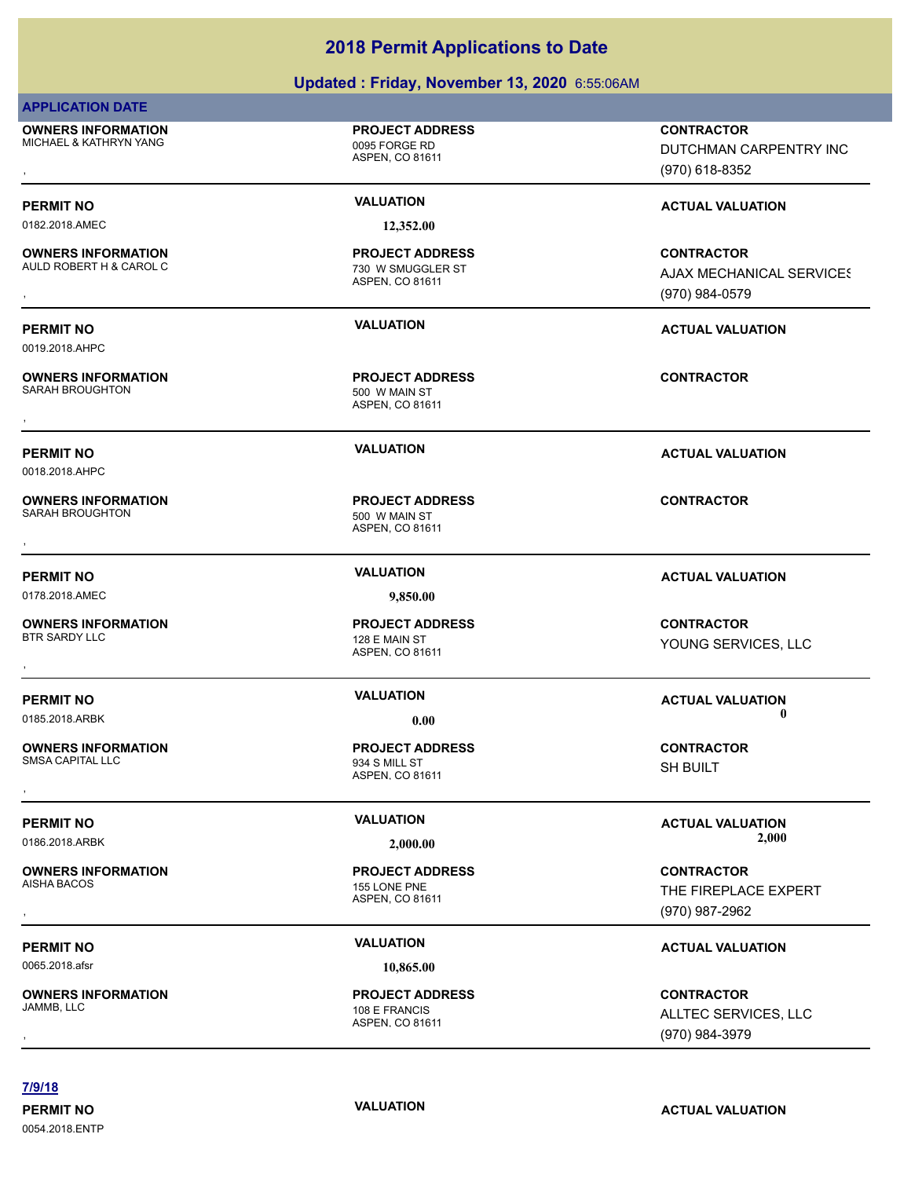# 2018 Permit Applications to Date

## Updated : Friday, November 13, 2020 6:55:06AM

**APPLICATION DATE**

| OWNERS INFORMATION | PROJECT ADDRESS | CONTRACTOR |
|---|---|---|
| MICHAEL & KATHRYN YANG<br>, | 0095 FORGE RD<br>ASPEN, CO 81611 | DUTCHMAN CARPENTRY INC<br>(970) 618-8352 |

| PERMIT NO | VALUATION | ACTUAL VALUATION |
|---|---|---|
| 0182.2018.AMEC | 12,352.00 | |

| OWNERS INFORMATION | PROJECT ADDRESS | CONTRACTOR |
|---|---|---|
| AULD ROBERT H & CAROL C<br>, | 730 W SMUGGLER ST<br>ASPEN, CO 81611 | AJAX MECHANICAL SERVICES<br>(970) 984-0579 |

| PERMIT NO | VALUATION | ACTUAL VALUATION |
|---|---|---|
| 0019.2018.AHPC | | |

| OWNERS INFORMATION | PROJECT ADDRESS | CONTRACTOR |
|---|---|---|
| SARAH BROUGHTON<br>, | 500 W MAIN ST<br>ASPEN, CO 81611 | |

| PERMIT NO | VALUATION | ACTUAL VALUATION |
|---|---|---|
| 0018.2018.AHPC | | |

| OWNERS INFORMATION | PROJECT ADDRESS | CONTRACTOR |
|---|---|---|
| SARAH BROUGHTON<br>, | 500 W MAIN ST<br>ASPEN, CO 81611 | |

| PERMIT NO | VALUATION | ACTUAL VALUATION |
|---|---|---|
| 0178.2018.AMEC | 9,850.00 | |

| OWNERS INFORMATION | PROJECT ADDRESS | CONTRACTOR |
|---|---|---|
| BTR SARDY LLC<br>, | 128 E MAIN ST<br>ASPEN, CO 81611 | YOUNG SERVICES, LLC |

| PERMIT NO | VALUATION | ACTUAL VALUATION |
|---|---|---|
| 0185.2018.ARBK | 0.00 | 0 |

| OWNERS INFORMATION | PROJECT ADDRESS | CONTRACTOR |
|---|---|---|
| SMSA CAPITAL LLC<br>, | 934 S MILL ST<br>ASPEN, CO 81611 | SH BUILT |

| PERMIT NO | VALUATION | ACTUAL VALUATION |
|---|---|---|
| 0186.2018.ARBK | 2,000.00 | 2,000 |

| OWNERS INFORMATION | PROJECT ADDRESS | CONTRACTOR |
|---|---|---|
| AISHA BACOS<br>, | 155 LONE PNE<br>ASPEN, CO 81611 | THE FIREPLACE EXPERT<br>(970) 987-2962 |

| PERMIT NO | VALUATION | ACTUAL VALUATION |
|---|---|---|
| 0065.2018.afsr | 10,865.00 | |

| OWNERS INFORMATION | PROJECT ADDRESS | CONTRACTOR |
|---|---|---|
| JAMMB, LLC<br>, | 108 E FRANCIS<br>ASPEN, CO 81611 | ALLTEC SERVICES, LLC<br>(970) 984-3979 |

**7/9/18**

| PERMIT NO | VALUATION | ACTUAL VALUATION |
|---|---|---|
| 0054.2018.ENTP | | |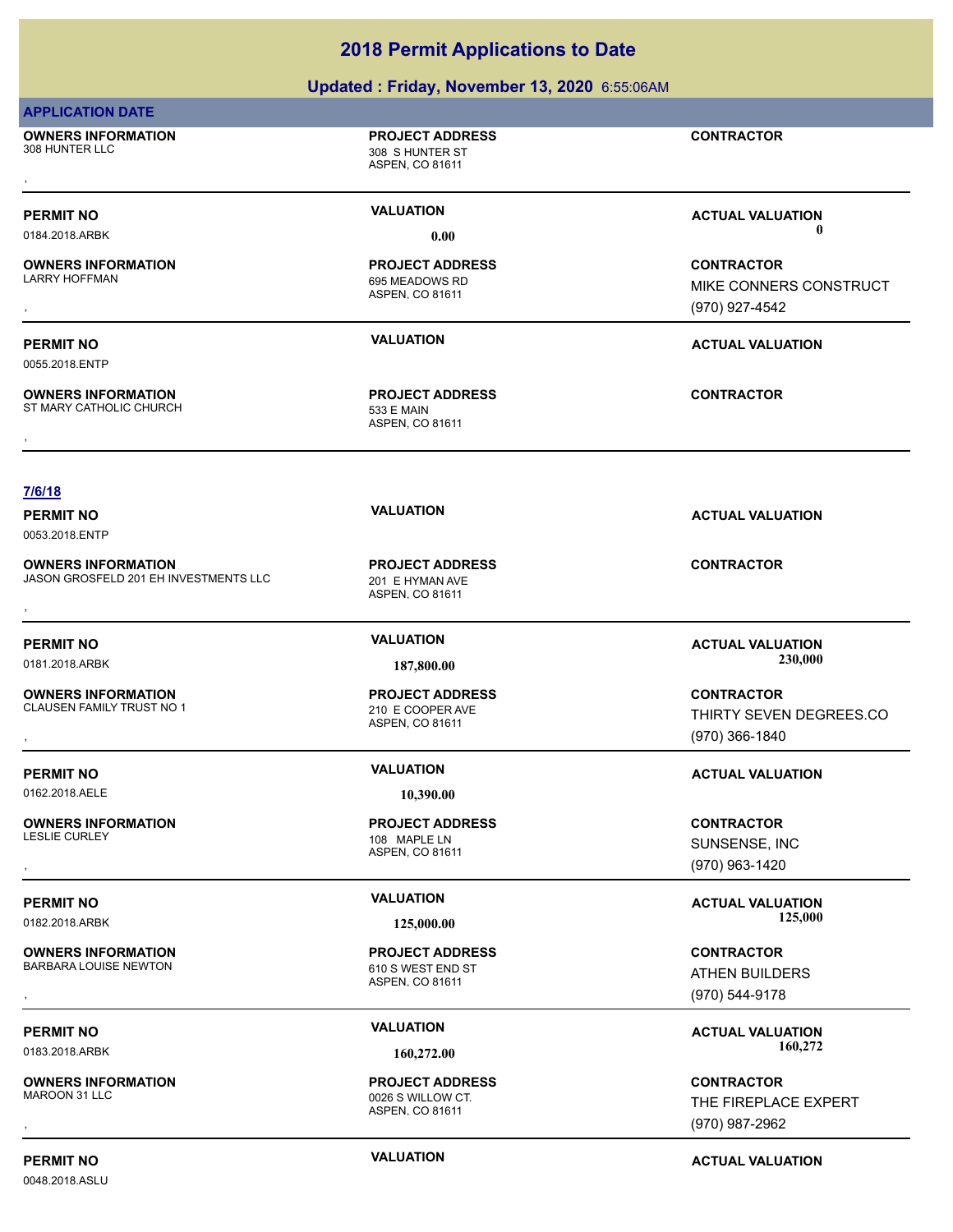# 2018 Permit Applications to Date

## Updated : Friday, November 13, 2020 6:55:06AM

**APPLICATION DATE**

**OWNERS INFORMATION**
308 HUNTER LLC
,

**PROJECT ADDRESS**
308 S HUNTER ST
ASPEN, CO 81611

**CONTRACTOR**

---

**PERMIT NO**
0184.2018.ARBK

**VALUATION**
0.00

**ACTUAL VALUATION**
0

**OWNERS INFORMATION**
LARRY HOFFMAN
,

**PROJECT ADDRESS**
695 MEADOWS RD
ASPEN, CO 81611

**CONTRACTOR**
MIKE CONNERS CONSTRUCT
(970) 927-4542

---

**PERMIT NO**
0055.2018.ENTP

**VALUATION**

**ACTUAL VALUATION**

**OWNERS INFORMATION**
ST MARY CATHOLIC CHURCH
,

**PROJECT ADDRESS**
533 E MAIN
ASPEN, CO 81611

**CONTRACTOR**

---

**7/6/18**

**PERMIT NO**
0053.2018.ENTP

**VALUATION**

**ACTUAL VALUATION**

**OWNERS INFORMATION**
JASON GROSFELD 201 EH INVESTMENTS LLC
,

**PROJECT ADDRESS**
201 E HYMAN AVE
ASPEN, CO 81611

**CONTRACTOR**

---

**PERMIT NO**
0181.2018.ARBK

**VALUATION**
187,800.00

**ACTUAL VALUATION**
230,000

**OWNERS INFORMATION**
CLAUSEN FAMILY TRUST NO 1
,

**PROJECT ADDRESS**
210 E COOPER AVE
ASPEN, CO 81611

**CONTRACTOR**
THIRTY SEVEN DEGREES.CO
(970) 366-1840

---

**PERMIT NO**
0162.2018.AELE

**VALUATION**
10,390.00

**ACTUAL VALUATION**

**OWNERS INFORMATION**
LESLIE CURLEY
,

**PROJECT ADDRESS**
108 MAPLE LN
ASPEN, CO 81611

**CONTRACTOR**
SUNSENSE, INC
(970) 963-1420

---

**PERMIT NO**
0182.2018.ARBK

**VALUATION**
125,000.00

**ACTUAL VALUATION**
125,000

**OWNERS INFORMATION**
BARBARA LOUISE NEWTON
,

**PROJECT ADDRESS**
610 S WEST END ST
ASPEN, CO 81611

**CONTRACTOR**
ATHEN BUILDERS
(970) 544-9178

---

**PERMIT NO**
0183.2018.ARBK

**VALUATION**
160,272.00

**ACTUAL VALUATION**
160,272

**OWNERS INFORMATION**
MAROON 31 LLC
,

**PROJECT ADDRESS**
0026 S WILLOW CT.
ASPEN, CO 81611

**CONTRACTOR**
THE FIREPLACE EXPERT
(970) 987-2962

---

**PERMIT NO**
0048.2018.ASLU

**VALUATION**

**ACTUAL VALUATION**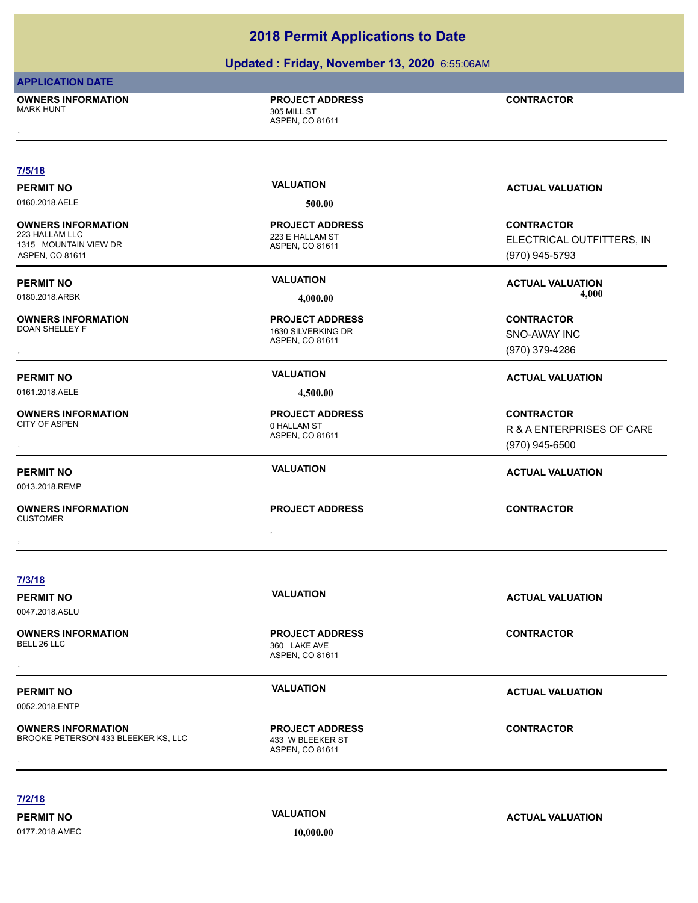# 2018 Permit Applications to Date

## Updated : Friday, November 13, 2020 6:55:06AM

**APPLICATION DATE**

**OWNERS INFORMATION**
MARK HUNT
,

**PROJECT ADDRESS**
305 MILL ST
ASPEN, CO 81611

**CONTRACTOR**

---

**7/5/18**

**PERMIT NO** 0160.2018.AELE — **VALUATION** 500.00 — **ACTUAL VALUATION**

**OWNERS INFORMATION**
223 HALLAM LLC
1315 MOUNTAIN VIEW DR
ASPEN, CO 81611

**PROJECT ADDRESS**
223 E HALLAM ST
ASPEN, CO 81611

**CONTRACTOR**
ELECTRICAL OUTFITTERS, IN
(970) 945-5793

---

**PERMIT NO** 0180.2018.ARBK — **VALUATION** 4,000.00 — **ACTUAL VALUATION** 4,000

**OWNERS INFORMATION**
DOAN SHELLEY F
,

**PROJECT ADDRESS**
1630 SILVERKING DR
ASPEN, CO 81611

**CONTRACTOR**
SNO-AWAY INC
(970) 379-4286

---

**PERMIT NO** 0161.2018.AELE — **VALUATION** 4,500.00 — **ACTUAL VALUATION**

**OWNERS INFORMATION**
CITY OF ASPEN
,

**PROJECT ADDRESS**
0 HALLAM ST
ASPEN, CO 81611

**CONTRACTOR**
R & A ENTERPRISES OF CARE
(970) 945-6500

---

**PERMIT NO** 0013.2018.REMP — **VALUATION** — **ACTUAL VALUATION**

**OWNERS INFORMATION**
CUSTOMER
,

**PROJECT ADDRESS**
,

**CONTRACTOR**

---

**7/3/18**

**PERMIT NO** 0047.2018.ASLU — **VALUATION** — **ACTUAL VALUATION**

**OWNERS INFORMATION**
BELL 26 LLC
,

**PROJECT ADDRESS**
360 LAKE AVE
ASPEN, CO 81611

**CONTRACTOR**

---

**PERMIT NO** 0052.2018.ENTP — **VALUATION** — **ACTUAL VALUATION**

**OWNERS INFORMATION**
BROOKE PETERSON 433 BLEEKER KS, LLC
,

**PROJECT ADDRESS**
433 W BLEEKER ST
ASPEN, CO 81611

**CONTRACTOR**

---

**7/2/18**

**PERMIT NO** 0177.2018.AMEC — **VALUATION** 10,000.00 — **ACTUAL VALUATION**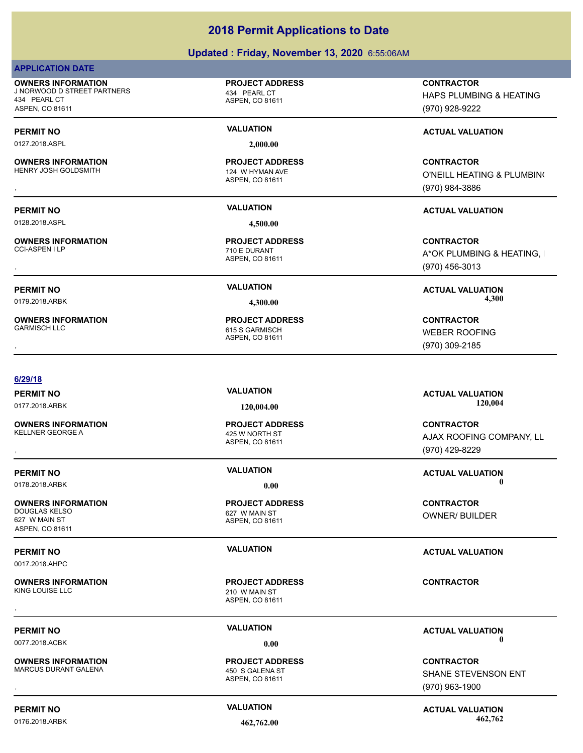# 2018 Permit Applications to Date

## Updated : Friday, November 13, 2020 6:55:06AM

**APPLICATION DATE**

**OWNERS INFORMATION**
J NORWOOD D STREET PARTNERS
434 PEARL CT
ASPEN, CO 81611

**PROJECT ADDRESS**
434 PEARL CT
ASPEN, CO 81611

**CONTRACTOR**
HAPS PLUMBING & HEATING
(970) 928-9222

| PERMIT NO | VALUATION | ACTUAL VALUATION |
|---|---|---|
| 0127.2018.ASPL | 2,000.00 | |

**OWNERS INFORMATION**
HENRY JOSH GOLDSMITH
,

**PROJECT ADDRESS**
124 W HYMAN AVE
ASPEN, CO 81611

**CONTRACTOR**
O'NEILL HEATING & PLUMBIN(
(970) 984-3886

| PERMIT NO | VALUATION | ACTUAL VALUATION |
|---|---|---|
| 0128.2018.ASPL | 4,500.00 | |

**OWNERS INFORMATION**
CCI-ASPEN I LP
,

**PROJECT ADDRESS**
710 E DURANT
ASPEN, CO 81611

**CONTRACTOR**
A*OK PLUMBING & HEATING, I
(970) 456-3013

| PERMIT NO | VALUATION | ACTUAL VALUATION |
|---|---|---|
| 0179.2018.ARBK | 4,300.00 | 4,300 |

**OWNERS INFORMATION**
GARMISCH LLC
,

**PROJECT ADDRESS**
615 S GARMISCH
ASPEN, CO 81611

**CONTRACTOR**
WEBER ROOFING
(970) 309-2185

**6/29/18**

| PERMIT NO | VALUATION | ACTUAL VALUATION |
|---|---|---|
| 0177.2018.ARBK | 120,004.00 | 120,004 |

**OWNERS INFORMATION**
KELLNER GEORGE A
,

**PROJECT ADDRESS**
425 W NORTH ST
ASPEN, CO 81611

**CONTRACTOR**
AJAX ROOFING COMPANY, LL
(970) 429-8229

| PERMIT NO | VALUATION | ACTUAL VALUATION |
|---|---|---|
| 0178.2018.ARBK | 0.00 | 0 |

**OWNERS INFORMATION**
DOUGLAS KELSO
627 W MAIN ST
ASPEN, CO 81611

**PROJECT ADDRESS**
627 W MAIN ST
ASPEN, CO 81611

**CONTRACTOR**
OWNER/ BUILDER

| PERMIT NO | VALUATION | ACTUAL VALUATION |
|---|---|---|
| 0017.2018.AHPC | | |

**OWNERS INFORMATION**
KING LOUISE LLC
,

**PROJECT ADDRESS**
210 W MAIN ST
ASPEN, CO 81611

**CONTRACTOR**

| PERMIT NO | VALUATION | ACTUAL VALUATION |
|---|---|---|
| 0077.2018.ACBK | 0.00 | 0 |

**OWNERS INFORMATION**
MARCUS DURANT GALENA
,

**PROJECT ADDRESS**
450 S GALENA ST
ASPEN, CO 81611

**CONTRACTOR**
SHANE STEVENSON ENT
(970) 963-1900

| PERMIT NO | VALUATION | ACTUAL VALUATION |
|---|---|---|
| 0176.2018.ARBK | 462,762.00 | 462,762 |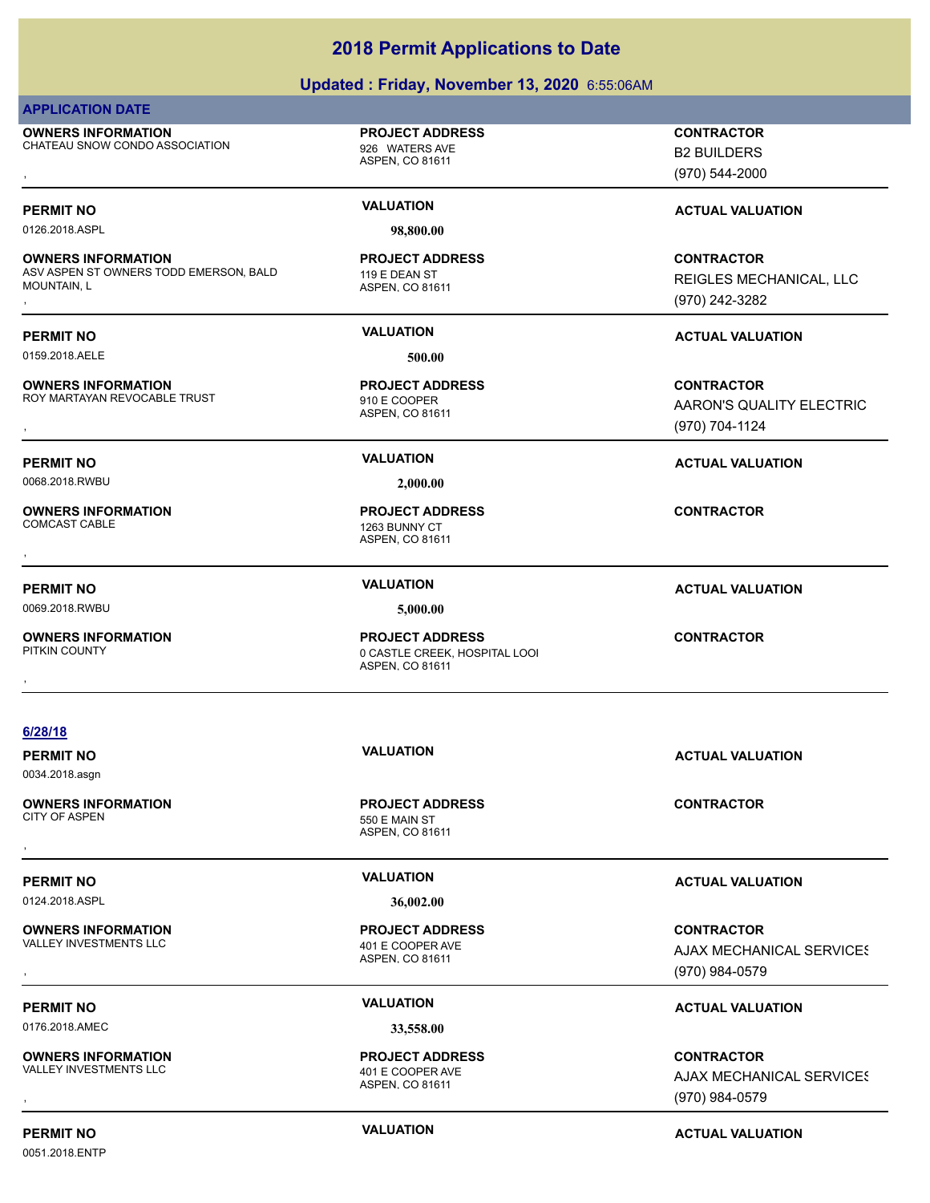# 2018 Permit Applications to Date

## Updated : Friday, November 13, 2020 6:55:06AM

**APPLICATION DATE**

**OWNERS INFORMATION**
CHATEAU SNOW CONDO ASSOCIATION
,

**PROJECT ADDRESS**
926 WATERS AVE
ASPEN, CO 81611

**CONTRACTOR**
B2 BUILDERS
(970) 544-2000

**PERMIT NO** 0126.2018.ASPL | **VALUATION** 98,800.00 | **ACTUAL VALUATION**

**OWNERS INFORMATION**
ASV ASPEN ST OWNERS TODD EMERSON, BALD MOUNTAIN, L
,

**PROJECT ADDRESS**
119 E DEAN ST
ASPEN, CO 81611

**CONTRACTOR**
REIGLES MECHANICAL, LLC
(970) 242-3282

**PERMIT NO** 0159.2018.AELE | **VALUATION** 500.00 | **ACTUAL VALUATION**

**OWNERS INFORMATION**
ROY MARTAYAN REVOCABLE TRUST
,

**PROJECT ADDRESS**
910 E COOPER
ASPEN, CO 81611

**CONTRACTOR**
AARON'S QUALITY ELECTRIC
(970) 704-1124

**PERMIT NO** 0068.2018.RWBU | **VALUATION** 2,000.00 | **ACTUAL VALUATION**

**OWNERS INFORMATION**
COMCAST CABLE
,

**PROJECT ADDRESS**
1263 BUNNY CT
ASPEN, CO 81611

**CONTRACTOR**

**PERMIT NO** 0069.2018.RWBU | **VALUATION** 5,000.00 | **ACTUAL VALUATION**

**OWNERS INFORMATION**
PITKIN COUNTY
,

**PROJECT ADDRESS**
0 CASTLE CREEK, HOSPITAL LOOI
ASPEN, CO 81611

**CONTRACTOR**

**6/28/18**

**PERMIT NO** 0034.2018.asgn | **VALUATION** | **ACTUAL VALUATION**

**OWNERS INFORMATION**
CITY OF ASPEN
,

**PROJECT ADDRESS**
550 E MAIN ST
ASPEN, CO 81611

**CONTRACTOR**

**PERMIT NO** 0124.2018.ASPL | **VALUATION** 36,002.00 | **ACTUAL VALUATION**

**OWNERS INFORMATION**
VALLEY INVESTMENTS LLC
,

**PROJECT ADDRESS**
401 E COOPER AVE
ASPEN, CO 81611

**CONTRACTOR**
AJAX MECHANICAL SERVICES
(970) 984-0579

**PERMIT NO** 0176.2018.AMEC | **VALUATION** 33,558.00 | **ACTUAL VALUATION**

**OWNERS INFORMATION**
VALLEY INVESTMENTS LLC
,

**PROJECT ADDRESS**
401 E COOPER AVE
ASPEN, CO 81611

**CONTRACTOR**
AJAX MECHANICAL SERVICES
(970) 984-0579

**PERMIT NO** 0051.2018.ENTP | **VALUATION** | **ACTUAL VALUATION**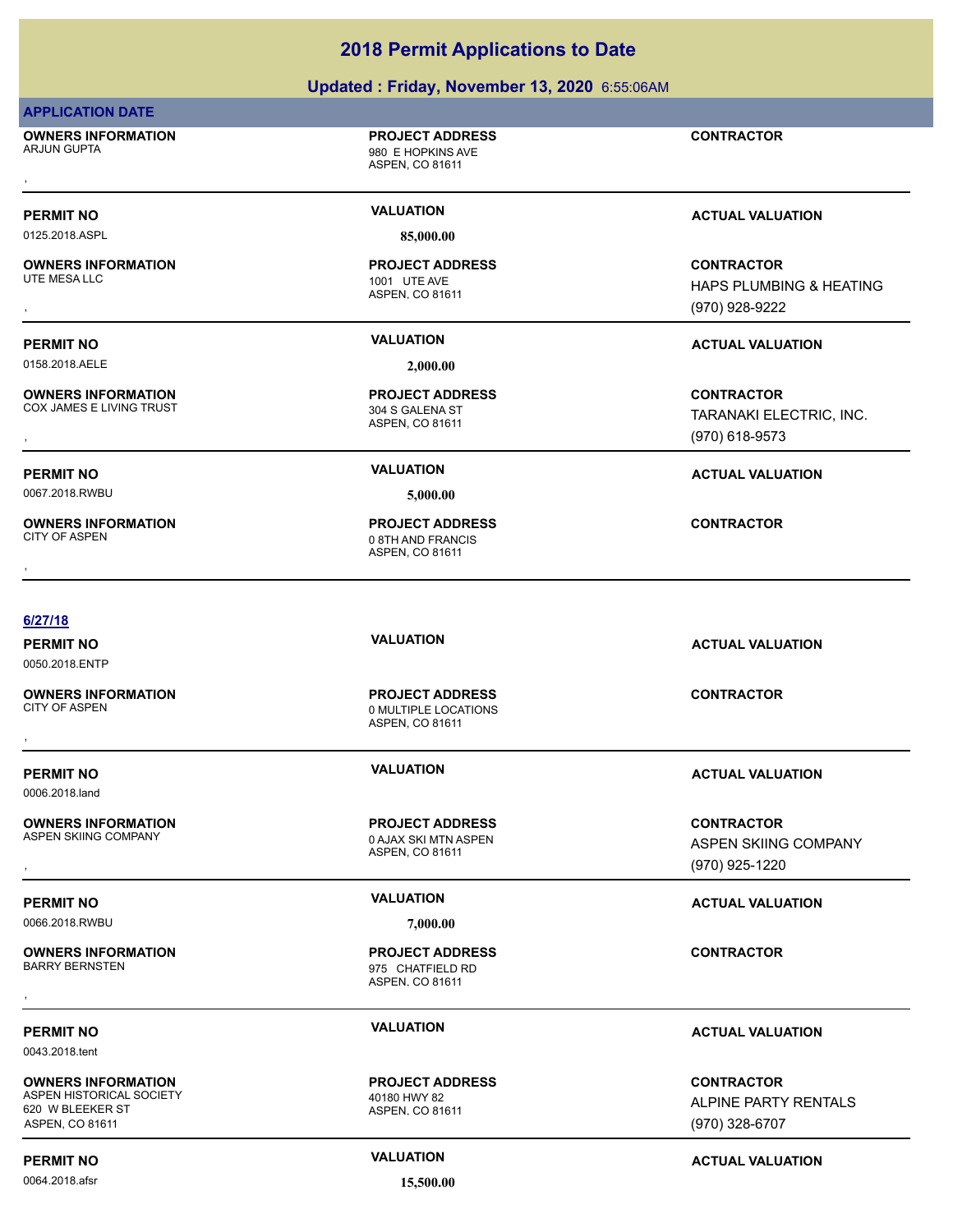# 2018 Permit Applications to Date

## Updated : Friday, November 13, 2020 6:55:06AM

**APPLICATION DATE**

| OWNERS INFORMATION | PROJECT ADDRESS | CONTRACTOR |
|---|---|---|
| ARJUN GUPTA<br>, | 980 E HOPKINS AVE<br>ASPEN, CO 81611 | |
| **PERMIT NO** | **VALUATION** | **ACTUAL VALUATION** |
| 0125.2018.ASPL | 85,000.00 | |
| **OWNERS INFORMATION** | **PROJECT ADDRESS** | **CONTRACTOR** |
| UTE MESA LLC<br>, | 1001 UTE AVE<br>ASPEN, CO 81611 | HAPS PLUMBING & HEATING<br>(970) 928-9222 |
| **PERMIT NO** | **VALUATION** | **ACTUAL VALUATION** |
| 0158.2018.AELE | 2,000.00 | |
| **OWNERS INFORMATION** | **PROJECT ADDRESS** | **CONTRACTOR** |
| COX JAMES E LIVING TRUST<br>, | 304 S GALENA ST<br>ASPEN, CO 81611 | TARANAKI ELECTRIC, INC.<br>(970) 618-9573 |
| **PERMIT NO** | **VALUATION** | **ACTUAL VALUATION** |
| 0067.2018.RWBU | 5,000.00 | |
| **OWNERS INFORMATION** | **PROJECT ADDRESS** | **CONTRACTOR** |
| CITY OF ASPEN<br>, | 0 8TH AND FRANCIS<br>ASPEN, CO 81611 | |

**6/27/18**

| PERMIT NO | VALUATION | ACTUAL VALUATION |
|---|---|---|
| 0050.2018.ENTP | | |
| **OWNERS INFORMATION** | **PROJECT ADDRESS** | **CONTRACTOR** |
| CITY OF ASPEN<br>, | 0 MULTIPLE LOCATIONS<br>ASPEN, CO 81611 | |
| **PERMIT NO** | **VALUATION** | **ACTUAL VALUATION** |
| 0006.2018.land | | |
| **OWNERS INFORMATION** | **PROJECT ADDRESS** | **CONTRACTOR** |
| ASPEN SKIING COMPANY<br>, | 0 AJAX SKI MTN ASPEN<br>ASPEN, CO 81611 | ASPEN SKIING COMPANY<br>(970) 925-1220 |
| **PERMIT NO** | **VALUATION** | **ACTUAL VALUATION** |
| 0066.2018.RWBU | 7,000.00 | |
| **OWNERS INFORMATION** | **PROJECT ADDRESS** | **CONTRACTOR** |
| BARRY BERNSTEN<br>, | 975 CHATFIELD RD<br>ASPEN, CO 81611 | |
| **PERMIT NO** | **VALUATION** | **ACTUAL VALUATION** |
| 0043.2018.tent | | |
| **OWNERS INFORMATION** | **PROJECT ADDRESS** | **CONTRACTOR** |
| ASPEN HISTORICAL SOCIETY<br>620 W BLEEKER ST<br>ASPEN, CO 81611 | 40180 HWY 82<br>ASPEN, CO 81611 | ALPINE PARTY RENTALS<br>(970) 328-6707 |
| **PERMIT NO** | **VALUATION** | **ACTUAL VALUATION** |
| 0064.2018.afsr | 15,500.00 | |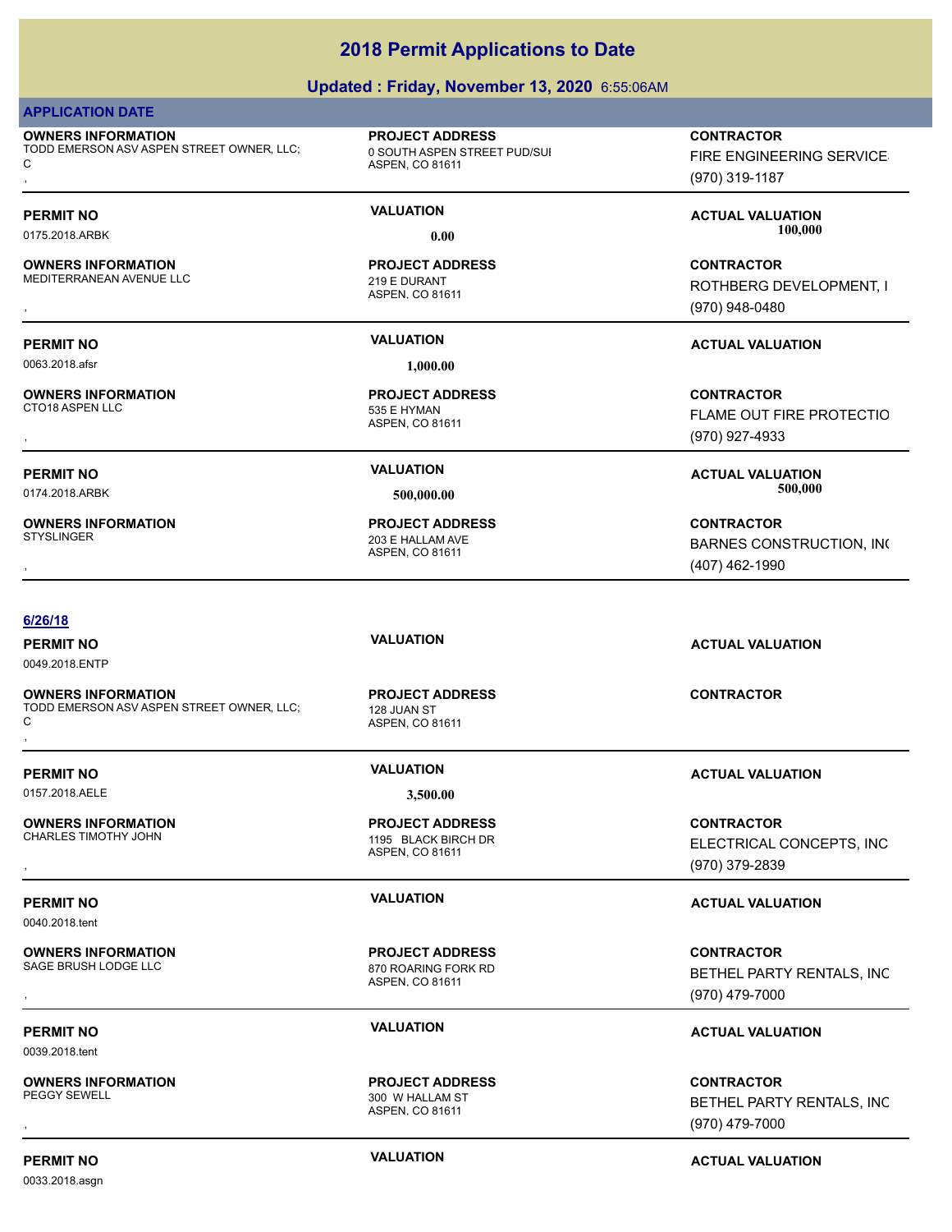# 2018 Permit Applications to Date

**Updated : Friday, November 13, 2020** 6:55:06AM

**APPLICATION DATE**

| OWNERS INFORMATION | PROJECT ADDRESS | CONTRACTOR |
|---|---|---|
| TODD EMERSON ASV ASPEN STREET OWNER, LLC; C<br>, | 0 SOUTH ASPEN STREET PUD/SUI<br>ASPEN, CO 81611 | FIRE ENGINEERING SERVICE<br>(970) 319-1187 |

| PERMIT NO | VALUATION | ACTUAL VALUATION |
|---|---|---|
| 0175.2018.ARBK | 0.00 | 100,000 |

| OWNERS INFORMATION | PROJECT ADDRESS | CONTRACTOR |
|---|---|---|
| MEDITERRANEAN AVENUE LLC<br>, | 219 E DURANT<br>ASPEN, CO 81611 | ROTHBERG DEVELOPMENT, I<br>(970) 948-0480 |

| PERMIT NO | VALUATION | ACTUAL VALUATION |
|---|---|---|
| 0063.2018.afsr | 1,000.00 | |

| OWNERS INFORMATION | PROJECT ADDRESS | CONTRACTOR |
|---|---|---|
| CTO18 ASPEN LLC<br>, | 535 E HYMAN<br>ASPEN, CO 81611 | FLAME OUT FIRE PROTECTIO<br>(970) 927-4933 |

| PERMIT NO | VALUATION | ACTUAL VALUATION |
|---|---|---|
| 0174.2018.ARBK | 500,000.00 | 500,000 |

| OWNERS INFORMATION | PROJECT ADDRESS | CONTRACTOR |
|---|---|---|
| STYSLINGER<br>, | 203 E HALLAM AVE<br>ASPEN, CO 81611 | BARNES CONSTRUCTION, IN(<br>(407) 462-1990 |

**6/26/18**

| PERMIT NO | VALUATION | ACTUAL VALUATION |
|---|---|---|
| 0049.2018.ENTP | | |

| OWNERS INFORMATION | PROJECT ADDRESS | CONTRACTOR |
|---|---|---|
| TODD EMERSON ASV ASPEN STREET OWNER, LLC; C<br>, | 128 JUAN ST<br>ASPEN, CO 81611 | |

| PERMIT NO | VALUATION | ACTUAL VALUATION |
|---|---|---|
| 0157.2018.AELE | 3,500.00 | |

| OWNERS INFORMATION | PROJECT ADDRESS | CONTRACTOR |
|---|---|---|
| CHARLES TIMOTHY JOHN<br>, | 1195 BLACK BIRCH DR<br>ASPEN, CO 81611 | ELECTRICAL CONCEPTS, INC<br>(970) 379-2839 |

| PERMIT NO | VALUATION | ACTUAL VALUATION |
|---|---|---|
| 0040.2018.tent | | |

| OWNERS INFORMATION | PROJECT ADDRESS | CONTRACTOR |
|---|---|---|
| SAGE BRUSH LODGE LLC<br>, | 870 ROARING FORK RD<br>ASPEN, CO 81611 | BETHEL PARTY RENTALS, INC<br>(970) 479-7000 |

| PERMIT NO | VALUATION | ACTUAL VALUATION |
|---|---|---|
| 0039.2018.tent | | |

| OWNERS INFORMATION | PROJECT ADDRESS | CONTRACTOR |
|---|---|---|
| PEGGY SEWELL<br>, | 300 W HALLAM ST<br>ASPEN, CO 81611 | BETHEL PARTY RENTALS, INC<br>(970) 479-7000 |

| PERMIT NO | VALUATION | ACTUAL VALUATION |
|---|---|---|
| 0033.2018.asgn | | |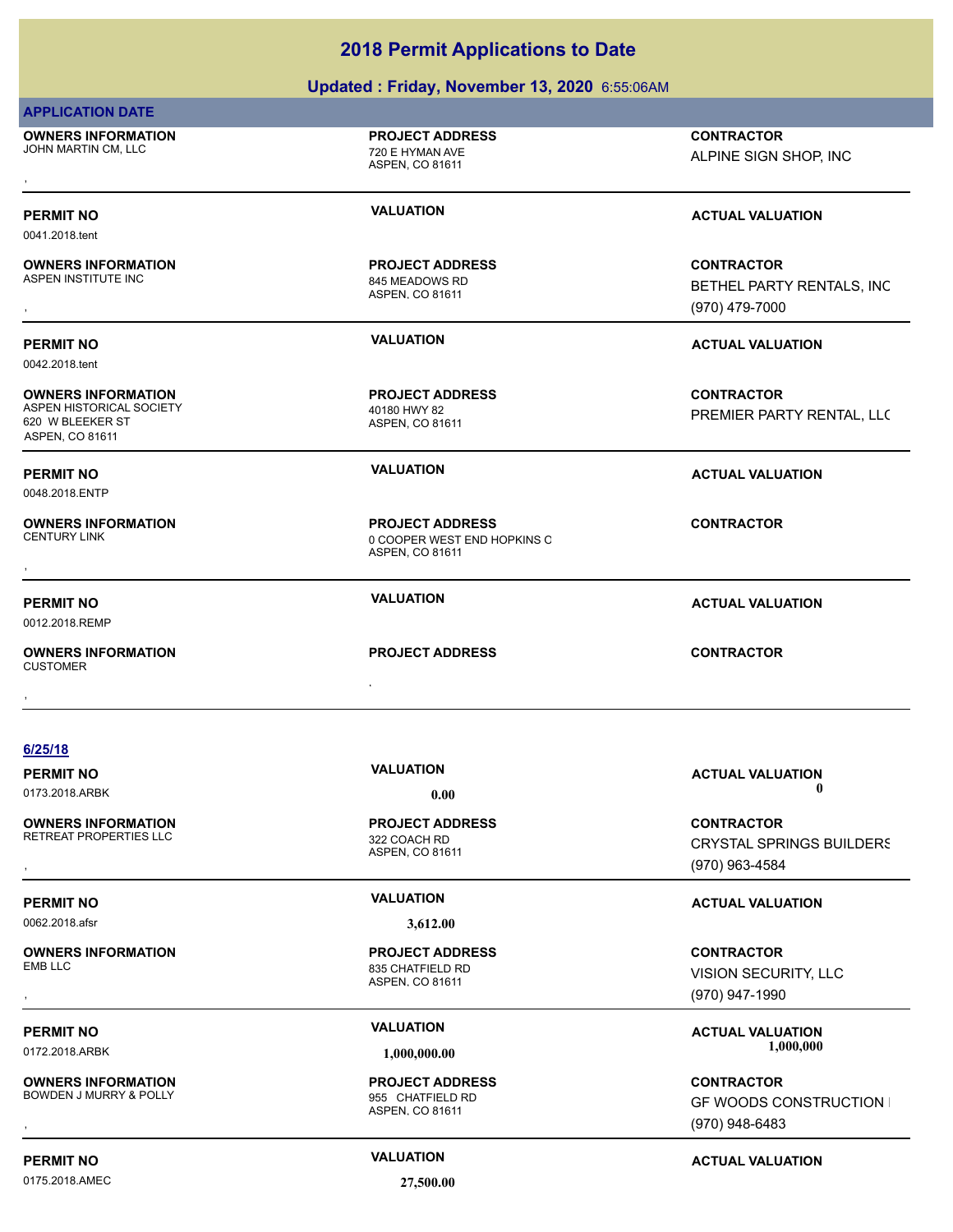# 2018 Permit Applications to Date

## Updated : Friday, November 13, 2020 6:55:06AM

**APPLICATION DATE**

**OWNERS INFORMATION**
JOHN MARTIN CM, LLC
,

**PROJECT ADDRESS**
720 E HYMAN AVE
ASPEN, CO 81611

**CONTRACTOR**
ALPINE SIGN SHOP, INC

---

**PERMIT NO**
0041.2018.tent

**VALUATION**

**ACTUAL VALUATION**

**OWNERS INFORMATION**
ASPEN INSTITUTE INC
,

**PROJECT ADDRESS**
845 MEADOWS RD
ASPEN, CO 81611

**CONTRACTOR**
BETHEL PARTY RENTALS, INC
(970) 479-7000

---

**PERMIT NO**
0042.2018.tent

**VALUATION**

**ACTUAL VALUATION**

**OWNERS INFORMATION**
ASPEN HISTORICAL SOCIETY
620 W BLEEKER ST
ASPEN, CO 81611

**PROJECT ADDRESS**
40180 HWY 82
ASPEN, CO 81611

**CONTRACTOR**
PREMIER PARTY RENTAL, LLC

---

**PERMIT NO**
0048.2018.ENTP

**VALUATION**

**ACTUAL VALUATION**

**OWNERS INFORMATION**
CENTURY LINK
,

**PROJECT ADDRESS**
0 COOPER WEST END HOPKINS C
ASPEN, CO 81611

**CONTRACTOR**

---

**PERMIT NO**
0012.2018.REMP

**VALUATION**

**ACTUAL VALUATION**

**OWNERS INFORMATION**
CUSTOMER
,

**PROJECT ADDRESS**
,

**CONTRACTOR**

---

**6/25/18**

**PERMIT NO**
0173.2018.ARBK

**VALUATION**
0.00

**ACTUAL VALUATION**
0

**OWNERS INFORMATION**
RETREAT PROPERTIES LLC
,

**PROJECT ADDRESS**
322 COACH RD
ASPEN, CO 81611

**CONTRACTOR**
CRYSTAL SPRINGS BUILDERS
(970) 963-4584

---

**PERMIT NO**
0062.2018.afsr

**VALUATION**
3,612.00

**ACTUAL VALUATION**

**OWNERS INFORMATION**
EMB LLC
,

**PROJECT ADDRESS**
835 CHATFIELD RD
ASPEN, CO 81611

**CONTRACTOR**
VISION SECURITY, LLC
(970) 947-1990

---

**PERMIT NO**
0172.2018.ARBK

**VALUATION**
1,000,000.00

**ACTUAL VALUATION**
1,000,000

**OWNERS INFORMATION**
BOWDEN J MURRY & POLLY
,

**PROJECT ADDRESS**
955 CHATFIELD RD
ASPEN, CO 81611

**CONTRACTOR**
GF WOODS CONSTRUCTION I
(970) 948-6483

---

**PERMIT NO**
0175.2018.AMEC

**VALUATION**
27,500.00

**ACTUAL VALUATION**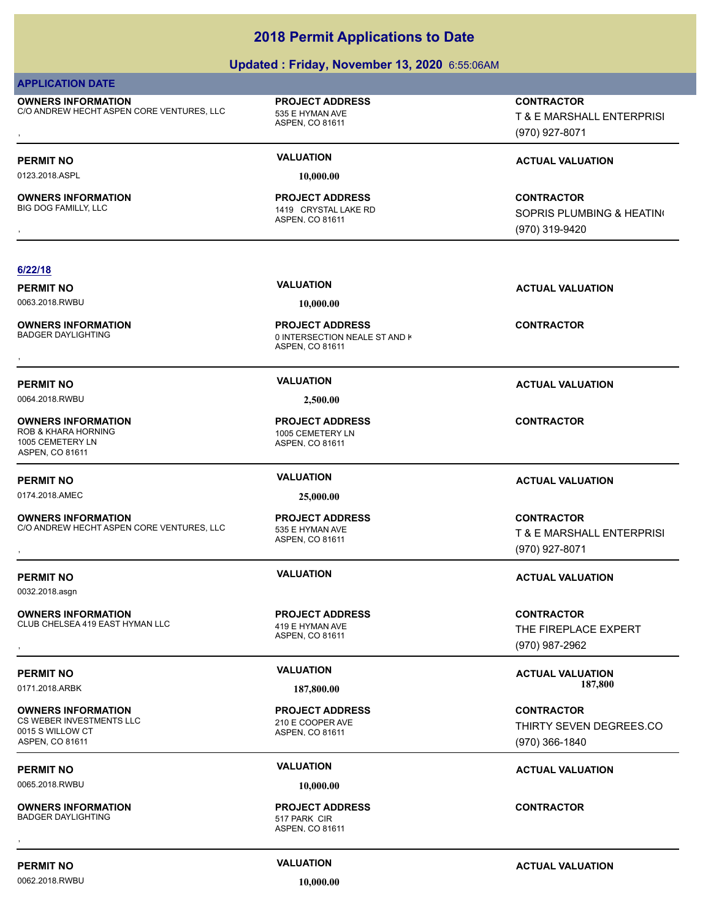# 2018 Permit Applications to Date

## Updated : Friday, November 13, 2020 6:55:06AM

**APPLICATION DATE**

| OWNERS INFORMATION | PROJECT ADDRESS | CONTRACTOR |
|---|---|---|
| C/O ANDREW HECHT ASPEN CORE VENTURES, LLC<br>, | 535 E HYMAN AVE<br>ASPEN, CO 81611 | T & E MARSHALL ENTERPRISI<br>(970) 927-8071 |

| PERMIT NO | VALUATION | ACTUAL VALUATION |
|---|---|---|
| 0123.2018.ASPL | 10,000.00 | |

| OWNERS INFORMATION | PROJECT ADDRESS | CONTRACTOR |
|---|---|---|
| BIG DOG FAMILLY, LLC<br>, | 1419 CRYSTAL LAKE RD<br>ASPEN, CO 81611 | SOPRIS PLUMBING & HEATIN(<br>(970) 319-9420 |

**6/22/18**

| PERMIT NO | VALUATION | ACTUAL VALUATION |
|---|---|---|
| 0063.2018.RWBU | 10,000.00 | |

| OWNERS INFORMATION | PROJECT ADDRESS | CONTRACTOR |
|---|---|---|
| BADGER DAYLIGHTING<br>, | 0 INTERSECTION NEALE ST AND K<br>ASPEN, CO 81611 | |

| PERMIT NO | VALUATION | ACTUAL VALUATION |
|---|---|---|
| 0064.2018.RWBU | 2,500.00 | |

| OWNERS INFORMATION | PROJECT ADDRESS | CONTRACTOR |
|---|---|---|
| ROB & KHARA HORNING<br>1005 CEMETERY LN<br>ASPEN, CO 81611 | 1005 CEMETERY LN<br>ASPEN, CO 81611 | |

| PERMIT NO | VALUATION | ACTUAL VALUATION |
|---|---|---|
| 0174.2018.AMEC | 25,000.00 | |

| OWNERS INFORMATION | PROJECT ADDRESS | CONTRACTOR |
|---|---|---|
| C/O ANDREW HECHT ASPEN CORE VENTURES, LLC<br>, | 535 E HYMAN AVE<br>ASPEN, CO 81611 | T & E MARSHALL ENTERPRISI<br>(970) 927-8071 |

| PERMIT NO | VALUATION | ACTUAL VALUATION |
|---|---|---|
| 0032.2018.asgn | | |

| OWNERS INFORMATION | PROJECT ADDRESS | CONTRACTOR |
|---|---|---|
| CLUB CHELSEA 419 EAST HYMAN LLC<br>, | 419 E HYMAN AVE<br>ASPEN, CO 81611 | THE FIREPLACE EXPERT<br>(970) 987-2962 |

| PERMIT NO | VALUATION | ACTUAL VALUATION |
|---|---|---|
| 0171.2018.ARBK | 187,800.00 | 187,800 |

| OWNERS INFORMATION | PROJECT ADDRESS | CONTRACTOR |
|---|---|---|
| CS WEBER INVESTMENTS LLC<br>0015 S WILLOW CT<br>ASPEN, CO 81611 | 210 E COOPER AVE<br>ASPEN, CO 81611 | THIRTY SEVEN DEGREES.CO<br>(970) 366-1840 |

| PERMIT NO | VALUATION | ACTUAL VALUATION |
|---|---|---|
| 0065.2018.RWBU | 10,000.00 | |

| OWNERS INFORMATION | PROJECT ADDRESS | CONTRACTOR |
|---|---|---|
| BADGER DAYLIGHTING<br>, | 517 PARK CIR<br>ASPEN, CO 81611 | |

| PERMIT NO | VALUATION | ACTUAL VALUATION |
|---|---|---|
| 0062.2018.RWBU | 10,000.00 | |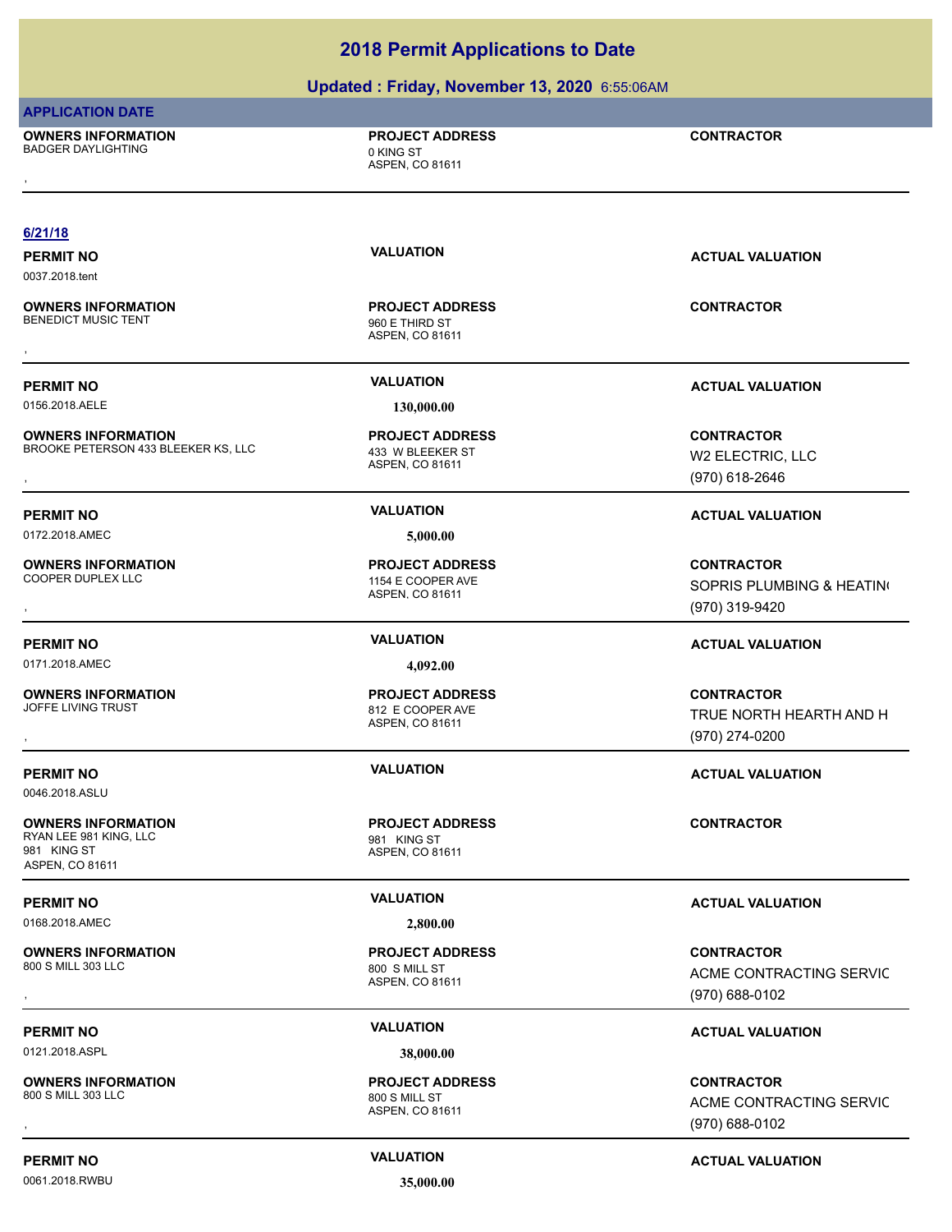# 2018 Permit Applications to Date

## Updated : Friday, November 13, 2020 6:55:06AM

**APPLICATION DATE**

| OWNERS INFORMATION | PROJECT ADDRESS | CONTRACTOR |
|---|---|---|
| BADGER DAYLIGHTING<br>, | 0 KING ST<br>ASPEN, CO 81611 | |

**6/21/18**

| PERMIT NO | VALUATION | ACTUAL VALUATION |
|---|---|---|
| 0037.2018.tent | | |

| OWNERS INFORMATION | PROJECT ADDRESS | CONTRACTOR |
|---|---|---|
| BENEDICT MUSIC TENT<br>, | 960 E THIRD ST<br>ASPEN, CO 81611 | |

| PERMIT NO | VALUATION | ACTUAL VALUATION |
|---|---|---|
| 0156.2018.AELE | 130,000.00 | |

| OWNERS INFORMATION | PROJECT ADDRESS | CONTRACTOR |
|---|---|---|
| BROOKE PETERSON 433 BLEEKER KS, LLC<br>, | 433 W BLEEKER ST<br>ASPEN, CO 81611 | W2 ELECTRIC, LLC<br>(970) 618-2646 |

| PERMIT NO | VALUATION | ACTUAL VALUATION |
|---|---|---|
| 0172.2018.AMEC | 5,000.00 | |

| OWNERS INFORMATION | PROJECT ADDRESS | CONTRACTOR |
|---|---|---|
| COOPER DUPLEX LLC<br>, | 1154 E COOPER AVE<br>ASPEN, CO 81611 | SOPRIS PLUMBING & HEATIN<br>(970) 319-9420 |

| PERMIT NO | VALUATION | ACTUAL VALUATION |
|---|---|---|
| 0171.2018.AMEC | 4,092.00 | |

| OWNERS INFORMATION | PROJECT ADDRESS | CONTRACTOR |
|---|---|---|
| JOFFE LIVING TRUST<br>, | 812 E COOPER AVE<br>ASPEN, CO 81611 | TRUE NORTH HEARTH AND H<br>(970) 274-0200 |

| PERMIT NO | VALUATION | ACTUAL VALUATION |
|---|---|---|
| 0046.2018.ASLU | | |

| OWNERS INFORMATION | PROJECT ADDRESS | CONTRACTOR |
|---|---|---|
| RYAN LEE 981 KING, LLC<br>981 KING ST<br>ASPEN, CO 81611 | 981 KING ST<br>ASPEN, CO 81611 | |

| PERMIT NO | VALUATION | ACTUAL VALUATION |
|---|---|---|
| 0168.2018.AMEC | 2,800.00 | |

| OWNERS INFORMATION | PROJECT ADDRESS | CONTRACTOR |
|---|---|---|
| 800 S MILL 303 LLC<br>, | 800 S MILL ST<br>ASPEN, CO 81611 | ACME CONTRACTING SERVIC<br>(970) 688-0102 |

| PERMIT NO | VALUATION | ACTUAL VALUATION |
|---|---|---|
| 0121.2018.ASPL | 38,000.00 | |

| OWNERS INFORMATION | PROJECT ADDRESS | CONTRACTOR |
|---|---|---|
| 800 S MILL 303 LLC<br>, | 800 S MILL ST<br>ASPEN, CO 81611 | ACME CONTRACTING SERVIC<br>(970) 688-0102 |

| PERMIT NO | VALUATION | ACTUAL VALUATION |
|---|---|---|
| 0061.2018.RWBU | 35,000.00 | |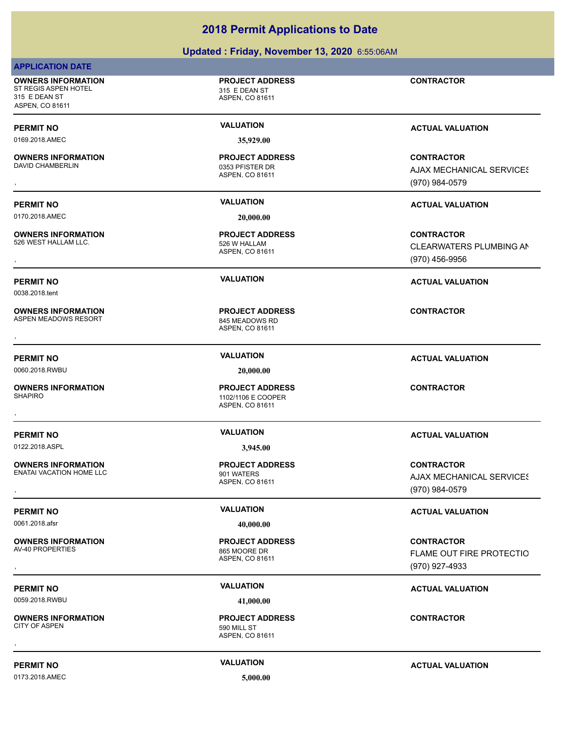# 2018 Permit Applications to Date

## Updated : Friday, November 13, 2020 6:55:06AM

**APPLICATION DATE**

**OWNERS INFORMATION**
ST REGIS ASPEN HOTEL
315 E DEAN ST
ASPEN, CO 81611

**PROJECT ADDRESS**
315 E DEAN ST
ASPEN, CO 81611

**CONTRACTOR**

| PERMIT NO | VALUATION | ACTUAL VALUATION |
|---|---|---|
| 0169.2018.AMEC | 35,929.00 | |

**OWNERS INFORMATION**
DAVID CHAMBERLIN
,

**PROJECT ADDRESS**
0353 PFISTER DR
ASPEN, CO 81611

**CONTRACTOR**
AJAX MECHANICAL SERVICES
(970) 984-0579

| PERMIT NO | VALUATION | ACTUAL VALUATION |
|---|---|---|
| 0170.2018.AMEC | 20,000.00 | |

**OWNERS INFORMATION**
526 WEST HALLAM LLC.
,

**PROJECT ADDRESS**
526 W HALLAM
ASPEN, CO 81611

**CONTRACTOR**
CLEARWATERS PLUMBING AN
(970) 456-9956

| PERMIT NO | VALUATION | ACTUAL VALUATION |
|---|---|---|
| 0038.2018.tent | | |

**OWNERS INFORMATION**
ASPEN MEADOWS RESORT
,

**PROJECT ADDRESS**
845 MEADOWS RD
ASPEN, CO 81611

**CONTRACTOR**

| PERMIT NO | VALUATION | ACTUAL VALUATION |
|---|---|---|
| 0060.2018.RWBU | 20,000.00 | |

**OWNERS INFORMATION**
SHAPIRO
,

**PROJECT ADDRESS**
1102/1106 E COOPER
ASPEN, CO 81611

**CONTRACTOR**

| PERMIT NO | VALUATION | ACTUAL VALUATION |
|---|---|---|
| 0122.2018.ASPL | 3,945.00 | |

**OWNERS INFORMATION**
ENATAI VACATION HOME LLC
,

**PROJECT ADDRESS**
901 WATERS
ASPEN, CO 81611

**CONTRACTOR**
AJAX MECHANICAL SERVICES
(970) 984-0579

| PERMIT NO | VALUATION | ACTUAL VALUATION |
|---|---|---|
| 0061.2018.afsr | 40,000.00 | |

**OWNERS INFORMATION**
AV-40 PROPERTIES
,

**PROJECT ADDRESS**
865 MOORE DR
ASPEN, CO 81611

**CONTRACTOR**
FLAME OUT FIRE PROTECTIO
(970) 927-4933

| PERMIT NO | VALUATION | ACTUAL VALUATION |
|---|---|---|
| 0059.2018.RWBU | 41,000.00 | |

**OWNERS INFORMATION**
CITY OF ASPEN
,

**PROJECT ADDRESS**
590 MILL ST
ASPEN, CO 81611

**CONTRACTOR**

| PERMIT NO | VALUATION | ACTUAL VALUATION |
|---|---|---|
| 0173.2018.AMEC | 5,000.00 | |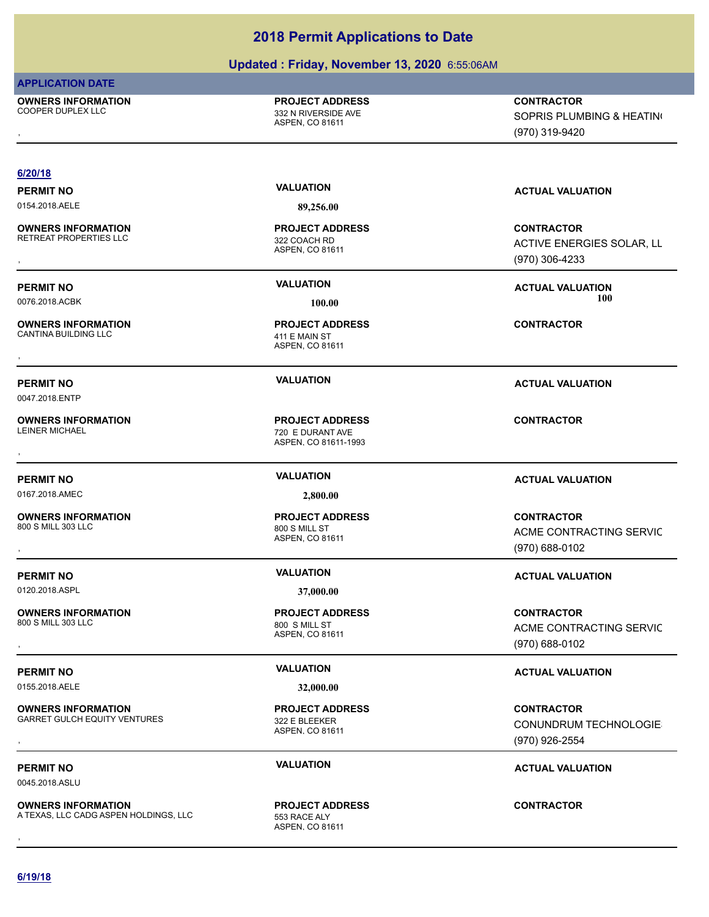## 2018 Permit Applications to Date

**Updated : Friday, November 13, 2020** 6:55:06AM

**APPLICATION DATE**

**OWNERS INFORMATION**
COOPER DUPLEX LLC
,

**PROJECT ADDRESS**
332 N RIVERSIDE AVE
ASPEN, CO 81611

**CONTRACTOR**
SOPRIS PLUMBING & HEATIN(
(970) 319-9420

---

**6/20/18**

| PERMIT NO | VALUATION | ACTUAL VALUATION |
|---|---|---|
| 0154.2018.AELE | 89,256.00 | |

| OWNERS INFORMATION | PROJECT ADDRESS | CONTRACTOR |
|---|---|---|
| RETREAT PROPERTIES LLC<br>, | 322 COACH RD<br>ASPEN, CO 81611 | ACTIVE ENERGIES SOLAR, LL<br>(970) 306-4233 |

---

| PERMIT NO | VALUATION | ACTUAL VALUATION |
|---|---|---|
| 0076.2018.ACBK | 100.00 | 100 |

| OWNERS INFORMATION | PROJECT ADDRESS | CONTRACTOR |
|---|---|---|
| CANTINA BUILDING LLC<br>, | 411 E MAIN ST<br>ASPEN, CO 81611 | |

---

| PERMIT NO | VALUATION | ACTUAL VALUATION |
|---|---|---|
| 0047.2018.ENTP | | |

| OWNERS INFORMATION | PROJECT ADDRESS | CONTRACTOR |
|---|---|---|
| LEINER MICHAEL<br>, | 720 E DURANT AVE<br>ASPEN, CO 81611-1993 | |

---

| PERMIT NO | VALUATION | ACTUAL VALUATION |
|---|---|---|
| 0167.2018.AMEC | 2,800.00 | |

| OWNERS INFORMATION | PROJECT ADDRESS | CONTRACTOR |
|---|---|---|
| 800 S MILL 303 LLC<br>, | 800 S MILL ST<br>ASPEN, CO 81611 | ACME CONTRACTING SERVIC<br>(970) 688-0102 |

---

| PERMIT NO | VALUATION | ACTUAL VALUATION |
|---|---|---|
| 0120.2018.ASPL | 37,000.00 | |

| OWNERS INFORMATION | PROJECT ADDRESS | CONTRACTOR |
|---|---|---|
| 800 S MILL 303 LLC<br>, | 800 S MILL ST<br>ASPEN, CO 81611 | ACME CONTRACTING SERVIC<br>(970) 688-0102 |

---

| PERMIT NO | VALUATION | ACTUAL VALUATION |
|---|---|---|
| 0155.2018.AELE | 32,000.00 | |

| OWNERS INFORMATION | PROJECT ADDRESS | CONTRACTOR |
|---|---|---|
| GARRET GULCH EQUITY VENTURES<br>, | 322 E BLEEKER<br>ASPEN, CO 81611 | CONUNDRUM TECHNOLOGIE<br>(970) 926-2554 |

---

| PERMIT NO | VALUATION | ACTUAL VALUATION |
|---|---|---|
| 0045.2018.ASLU | | |

| OWNERS INFORMATION | PROJECT ADDRESS | CONTRACTOR |
|---|---|---|
| A TEXAS, LLC CADG ASPEN HOLDINGS, LLC<br>, | 553 RACE ALY<br>ASPEN, CO 81611 | |

---

**6/19/18**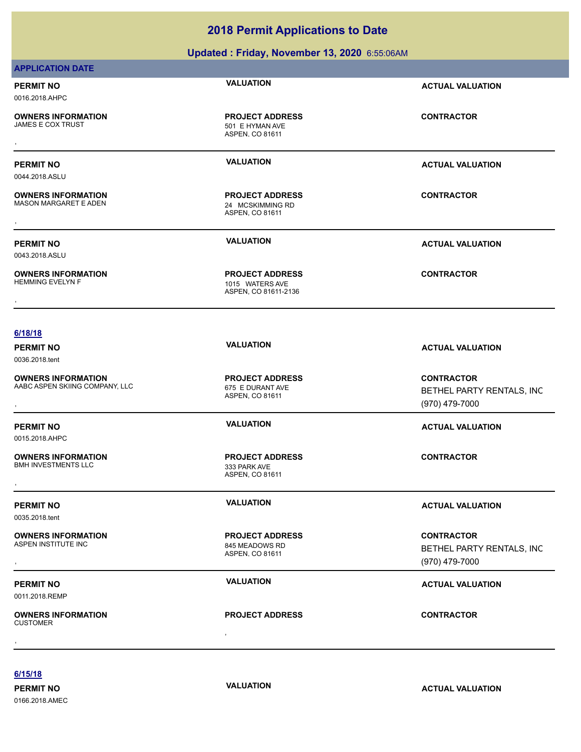# 2018 Permit Applications to Date

## Updated : Friday, November 13, 2020 6:55:06AM

**APPLICATION DATE**

**PERMIT NO** 0016.2018.AHPC | **VALUATION** | **ACTUAL VALUATION**

**OWNERS INFORMATION** JAMES E COX TRUST
,

**PROJECT ADDRESS** 501 E HYMAN AVE ASPEN, CO 81611

**CONTRACTOR**

---

**PERMIT NO** 0044.2018.ASLU | **VALUATION** | **ACTUAL VALUATION**

**OWNERS INFORMATION** MASON MARGARET E ADEN
,

**PROJECT ADDRESS** 24 MCSKIMMING RD ASPEN, CO 81611

**CONTRACTOR**

---

**PERMIT NO** 0043.2018.ASLU | **VALUATION** | **ACTUAL VALUATION**

**OWNERS INFORMATION** HEMMING EVELYN F
,

**PROJECT ADDRESS** 1015 WATERS AVE ASPEN, CO 81611-2136

**CONTRACTOR**

---

**6/18/18**

**PERMIT NO** 0036.2018.tent | **VALUATION** | **ACTUAL VALUATION**

**OWNERS INFORMATION** AABC ASPEN SKIING COMPANY, LLC
,

**PROJECT ADDRESS** 675 E DURANT AVE ASPEN, CO 81611

**CONTRACTOR** BETHEL PARTY RENTALS, INC (970) 479-7000

---

**PERMIT NO** 0015.2018.AHPC | **VALUATION** | **ACTUAL VALUATION**

**OWNERS INFORMATION** BMH INVESTMENTS LLC
,

**PROJECT ADDRESS** 333 PARK AVE ASPEN, CO 81611

**CONTRACTOR**

---

**PERMIT NO** 0035.2018.tent | **VALUATION** | **ACTUAL VALUATION**

**OWNERS INFORMATION** ASPEN INSTITUTE INC
,

**PROJECT ADDRESS** 845 MEADOWS RD ASPEN, CO 81611

**CONTRACTOR** BETHEL PARTY RENTALS, INC (970) 479-7000

---

**PERMIT NO** 0011.2018.REMP | **VALUATION** | **ACTUAL VALUATION**

**OWNERS INFORMATION** CUSTOMER
,

**PROJECT ADDRESS** ,

**CONTRACTOR**

---

**6/15/18**

**PERMIT NO** 0166.2018.AMEC | **VALUATION** | **ACTUAL VALUATION**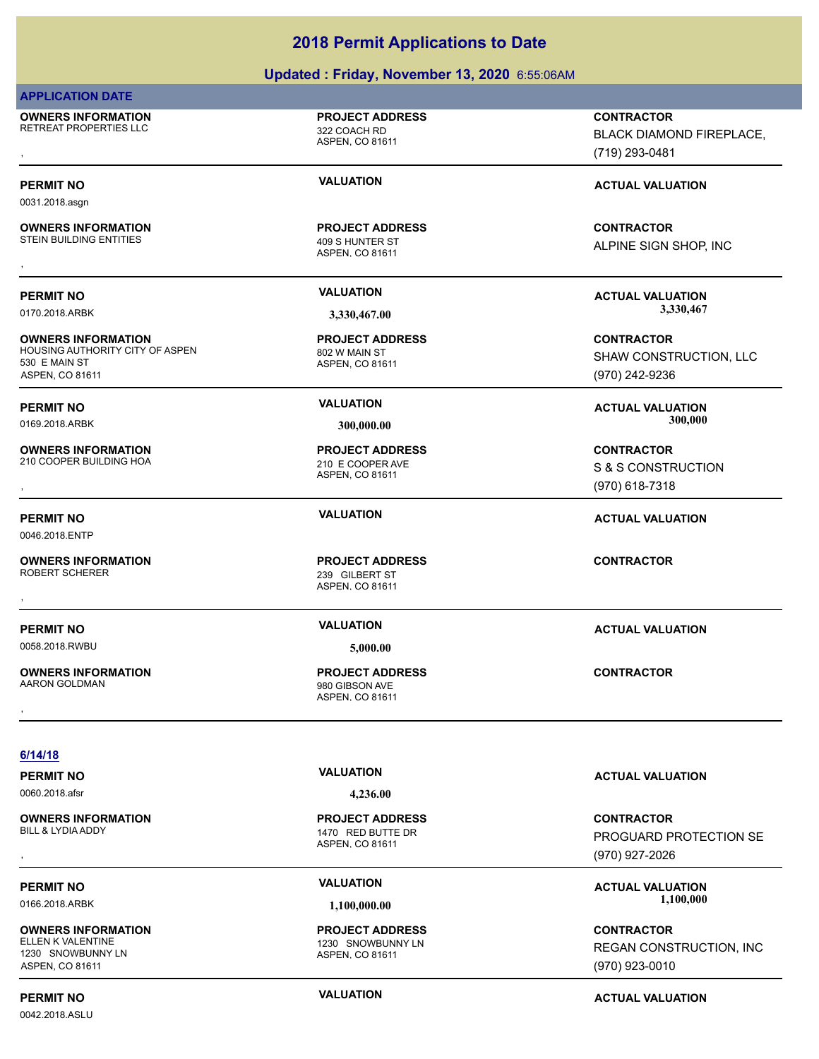# 2018 Permit Applications to Date

**Updated : Friday, November 13, 2020** 6:55:06AM

**APPLICATION DATE**

**OWNERS INFORMATION**
RETREAT PROPERTIES LLC
,

**PROJECT ADDRESS**
322 COACH RD
ASPEN, CO 81611

**CONTRACTOR**
BLACK DIAMOND FIREPLACE,
(719) 293-0481

---

**PERMIT NO**
0031.2018.asgn

**VALUATION**

**ACTUAL VALUATION**

**OWNERS INFORMATION**
STEIN BUILDING ENTITIES
,

**PROJECT ADDRESS**
409 S HUNTER ST
ASPEN, CO 81611

**CONTRACTOR**
ALPINE SIGN SHOP, INC

---

**PERMIT NO**
0170.2018.ARBK

**VALUATION**
3,330,467.00

**ACTUAL VALUATION**
3,330,467

**OWNERS INFORMATION**
HOUSING AUTHORITY CITY OF ASPEN
530 E MAIN ST
ASPEN, CO 81611

**PROJECT ADDRESS**
802 W MAIN ST
ASPEN, CO 81611

**CONTRACTOR**
SHAW CONSTRUCTION, LLC
(970) 242-9236

---

**PERMIT NO**
0169.2018.ARBK

**VALUATION**
300,000.00

**ACTUAL VALUATION**
300,000

**OWNERS INFORMATION**
210 COOPER BUILDING HOA
,

**PROJECT ADDRESS**
210 E COOPER AVE
ASPEN, CO 81611

**CONTRACTOR**
S & S CONSTRUCTION
(970) 618-7318

---

**PERMIT NO**
0046.2018.ENTP

**VALUATION**

**ACTUAL VALUATION**

**OWNERS INFORMATION**
ROBERT SCHERER
,

**PROJECT ADDRESS**
239 GILBERT ST
ASPEN, CO 81611

**CONTRACTOR**

---

**PERMIT NO**
0058.2018.RWBU

**VALUATION**
5,000.00

**ACTUAL VALUATION**

**OWNERS INFORMATION**
AARON GOLDMAN
,

**PROJECT ADDRESS**
980 GIBSON AVE
ASPEN, CO 81611

**CONTRACTOR**

---

**6/14/18**

**PERMIT NO**
0060.2018.afsr

**VALUATION**
4,236.00

**ACTUAL VALUATION**

**OWNERS INFORMATION**
BILL & LYDIA ADDY
,

**PROJECT ADDRESS**
1470 RED BUTTE DR
ASPEN, CO 81611

**CONTRACTOR**
PROGUARD PROTECTION SE
(970) 927-2026

---

**PERMIT NO**
0166.2018.ARBK

**VALUATION**
1,100,000.00

**ACTUAL VALUATION**
1,100,000

**OWNERS INFORMATION**
ELLEN K VALENTINE
1230 SNOWBUNNY LN
ASPEN, CO 81611

**PROJECT ADDRESS**
1230 SNOWBUNNY LN
ASPEN, CO 81611

**CONTRACTOR**
REGAN CONSTRUCTION, INC
(970) 923-0010

---

**PERMIT NO**
0042.2018.ASLU

**VALUATION**

**ACTUAL VALUATION**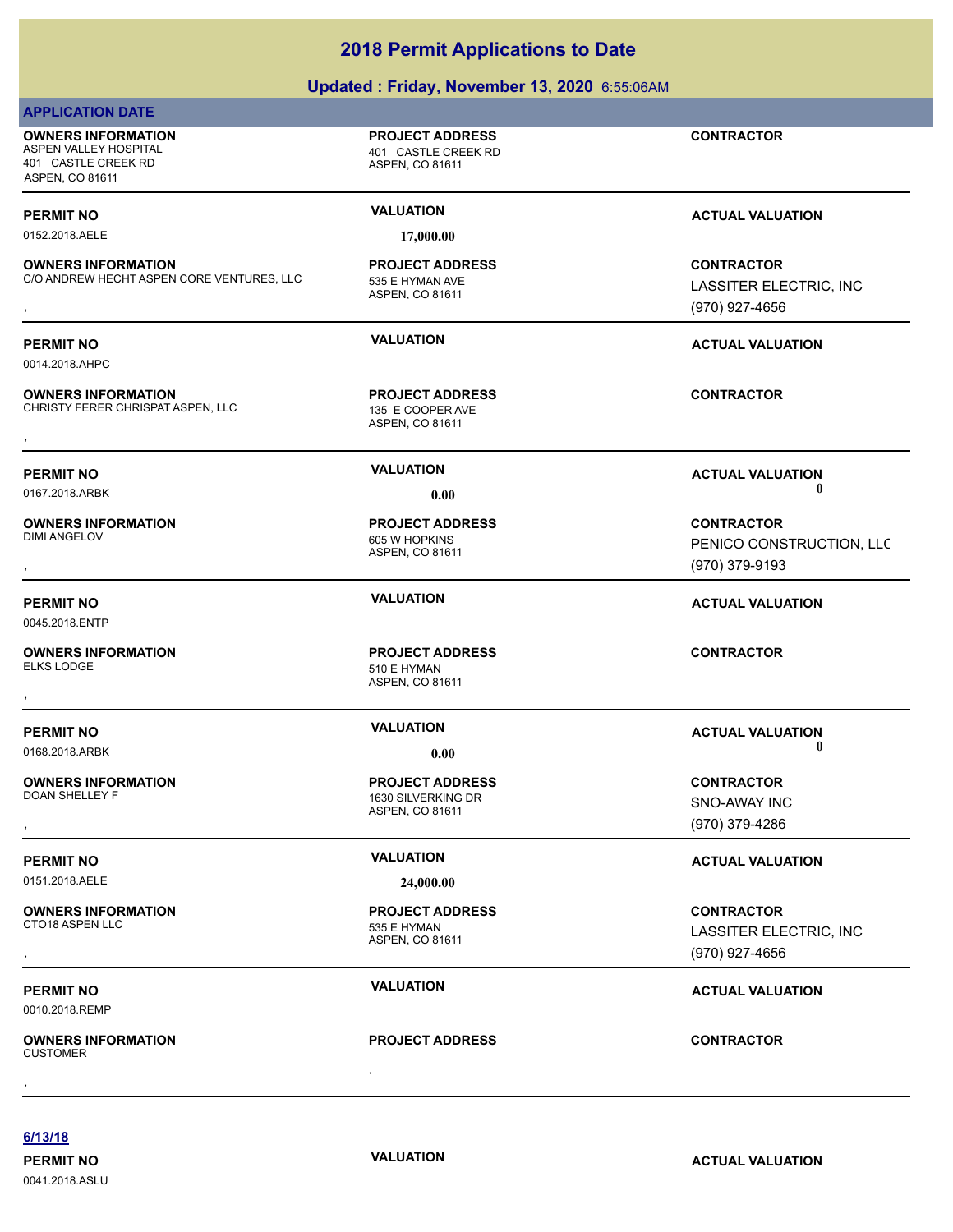## 2018 Permit Applications to Date

### Updated : Friday, November 13, 2020 6:55:06AM

**APPLICATION DATE**

**OWNERS INFORMATION**
ASPEN VALLEY HOSPITAL
401 CASTLE CREEK RD
ASPEN, CO 81611

**PROJECT ADDRESS**
401 CASTLE CREEK RD
ASPEN, CO 81611

**CONTRACTOR**

---

**PERMIT NO** 0152.2018.AELE
**VALUATION** 17,000.00
**ACTUAL VALUATION**

**OWNERS INFORMATION**
C/O ANDREW HECHT ASPEN CORE VENTURES, LLC
,

**PROJECT ADDRESS**
535 E HYMAN AVE
ASPEN, CO 81611

**CONTRACTOR**
LASSITER ELECTRIC, INC
(970) 927-4656

---

**PERMIT NO** 0014.2018.AHPC
**VALUATION**
**ACTUAL VALUATION**

**OWNERS INFORMATION**
CHRISTY FERER CHRISPAT ASPEN, LLC
,

**PROJECT ADDRESS**
135 E COOPER AVE
ASPEN, CO 81611

**CONTRACTOR**

---

**PERMIT NO** 0167.2018.ARBK
**VALUATION** 0.00
**ACTUAL VALUATION** 0

**OWNERS INFORMATION**
DIMI ANGELOV
,

**PROJECT ADDRESS**
605 W HOPKINS
ASPEN, CO 81611

**CONTRACTOR**
PENICO CONSTRUCTION, LLC
(970) 379-9193

---

**PERMIT NO** 0045.2018.ENTP
**VALUATION**
**ACTUAL VALUATION**

**OWNERS INFORMATION**
ELKS LODGE
,

**PROJECT ADDRESS**
510 E HYMAN
ASPEN, CO 81611

**CONTRACTOR**

---

**PERMIT NO** 0168.2018.ARBK
**VALUATION** 0.00
**ACTUAL VALUATION** 0

**OWNERS INFORMATION**
DOAN SHELLEY F
,

**PROJECT ADDRESS**
1630 SILVERKING DR
ASPEN, CO 81611

**CONTRACTOR**
SNO-AWAY INC
(970) 379-4286

---

**PERMIT NO** 0151.2018.AELE
**VALUATION** 24,000.00
**ACTUAL VALUATION**

**OWNERS INFORMATION**
CTO18 ASPEN LLC
,

**PROJECT ADDRESS**
535 E HYMAN
ASPEN, CO 81611

**CONTRACTOR**
LASSITER ELECTRIC, INC
(970) 927-4656

---

**PERMIT NO** 0010.2018.REMP
**VALUATION**
**ACTUAL VALUATION**

**OWNERS INFORMATION**
CUSTOMER
,

**PROJECT ADDRESS**
,

**CONTRACTOR**

---

**6/13/18**

**PERMIT NO** 0041.2018.ASLU
**VALUATION**
**ACTUAL VALUATION**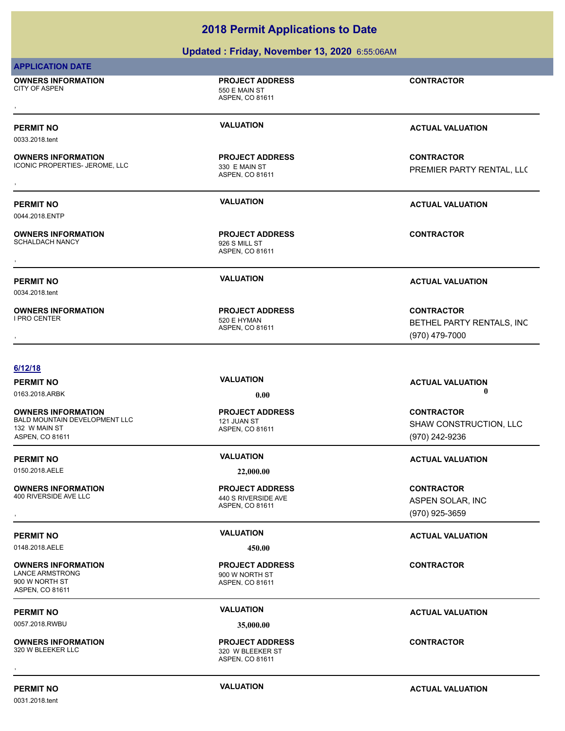# 2018 Permit Applications to Date

## Updated : Friday, November 13, 2020 6:55:06AM

**APPLICATION DATE**

**OWNERS INFORMATION**
CITY OF ASPEN
,

**PROJECT ADDRESS**
550 E MAIN ST
ASPEN, CO 81611

**CONTRACTOR**

**PERMIT NO** 0033.2018.tent | **VALUATION** | **ACTUAL VALUATION**

**OWNERS INFORMATION**
ICONIC PROPERTIES- JEROME, LLC
,

**PROJECT ADDRESS**
330 E MAIN ST
ASPEN, CO 81611

**CONTRACTOR**
PREMIER PARTY RENTAL, LLC

**PERMIT NO** 0044.2018.ENTP | **VALUATION** | **ACTUAL VALUATION**

**OWNERS INFORMATION**
SCHALDACH NANCY
,

**PROJECT ADDRESS**
926 S MILL ST
ASPEN, CO 81611

**CONTRACTOR**

**PERMIT NO** 0034.2018.tent | **VALUATION** | **ACTUAL VALUATION**

**OWNERS INFORMATION**
I PRO CENTER
,

**PROJECT ADDRESS**
520 E HYMAN
ASPEN, CO 81611

**CONTRACTOR**
BETHEL PARTY RENTALS, INC
(970) 479-7000

**6/12/18**

**PERMIT NO** 0163.2018.ARBK | **VALUATION** 0.00 | **ACTUAL VALUATION** 0

**OWNERS INFORMATION**
BALD MOUNTAIN DEVELOPMENT LLC
132 W MAIN ST
ASPEN, CO 81611

**PROJECT ADDRESS**
121 JUAN ST
ASPEN, CO 81611

**CONTRACTOR**
SHAW CONSTRUCTION, LLC
(970) 242-9236

**PERMIT NO** 0150.2018.AELE | **VALUATION** 22,000.00 | **ACTUAL VALUATION**

**OWNERS INFORMATION**
400 RIVERSIDE AVE LLC
,

**PROJECT ADDRESS**
440 S RIVERSIDE AVE
ASPEN, CO 81611

**CONTRACTOR**
ASPEN SOLAR, INC
(970) 925-3659

**PERMIT NO** 0148.2018.AELE | **VALUATION** 450.00 | **ACTUAL VALUATION**

**OWNERS INFORMATION**
LANCE ARMSTRONG
900 W NORTH ST
ASPEN, CO 81611

**PROJECT ADDRESS**
900 W NORTH ST
ASPEN, CO 81611

**CONTRACTOR**

**PERMIT NO** 0057.2018.RWBU | **VALUATION** 35,000.00 | **ACTUAL VALUATION**

**OWNERS INFORMATION**
320 W BLEEKER LLC
,

**PROJECT ADDRESS**
320 W BLEEKER ST
ASPEN, CO 81611

**CONTRACTOR**

**PERMIT NO** 0031.2018.tent | **VALUATION** | **ACTUAL VALUATION**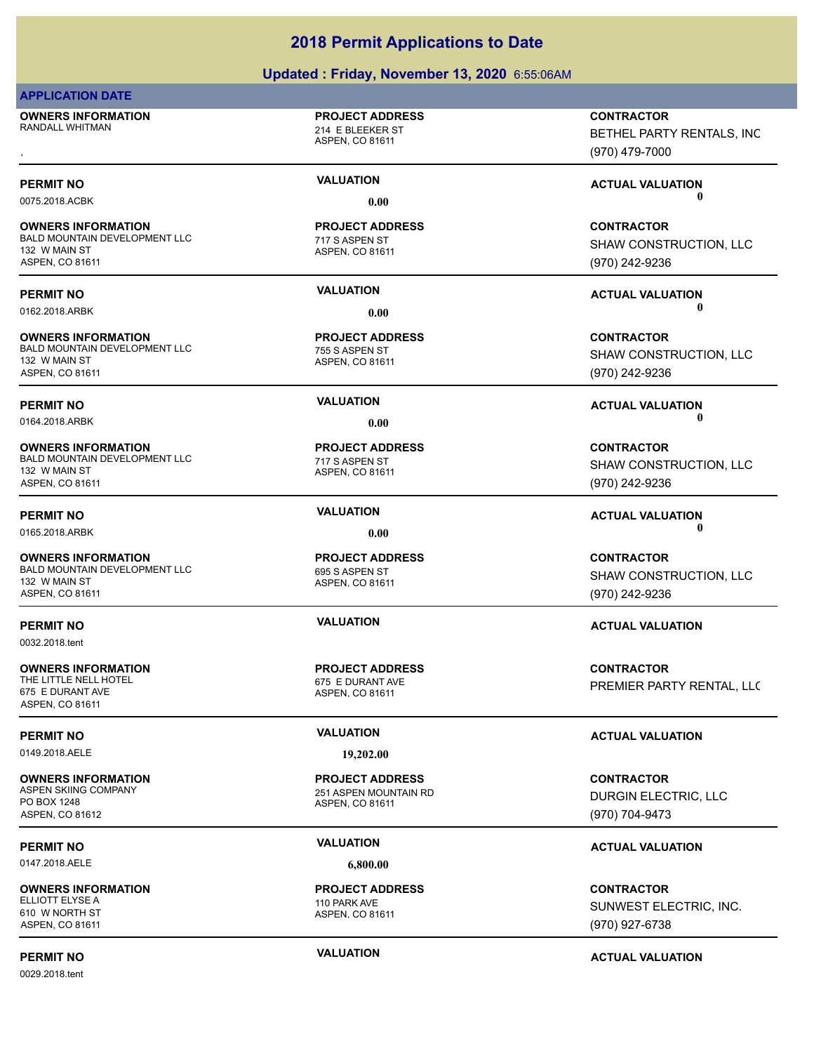# 2018 Permit Applications to Date

## Updated : Friday, November 13, 2020 6:55:06AM

### APPLICATION DATE

| OWNERS INFORMATION | PROJECT ADDRESS | CONTRACTOR |
|---|---|---|
| RANDALL WHITMAN<br>, | 214 E BLEEKER ST<br>ASPEN, CO 81611 | BETHEL PARTY RENTALS, INC<br>(970) 479-7000 |

| PERMIT NO | VALUATION | ACTUAL VALUATION |
|---|---|---|
| 0075.2018.ACBK | 0.00 | 0 |

| OWNERS INFORMATION | PROJECT ADDRESS | CONTRACTOR |
|---|---|---|
| BALD MOUNTAIN DEVELOPMENT LLC<br>132 W MAIN ST<br>ASPEN, CO 81611 | 717 S ASPEN ST<br>ASPEN, CO 81611 | SHAW CONSTRUCTION, LLC<br>(970) 242-9236 |

| PERMIT NO | VALUATION | ACTUAL VALUATION |
|---|---|---|
| 0162.2018.ARBK | 0.00 | 0 |

| OWNERS INFORMATION | PROJECT ADDRESS | CONTRACTOR |
|---|---|---|
| BALD MOUNTAIN DEVELOPMENT LLC<br>132 W MAIN ST<br>ASPEN, CO 81611 | 755 S ASPEN ST<br>ASPEN, CO 81611 | SHAW CONSTRUCTION, LLC<br>(970) 242-9236 |

| PERMIT NO | VALUATION | ACTUAL VALUATION |
|---|---|---|
| 0164.2018.ARBK | 0.00 | 0 |

| OWNERS INFORMATION | PROJECT ADDRESS | CONTRACTOR |
|---|---|---|
| BALD MOUNTAIN DEVELOPMENT LLC<br>132 W MAIN ST<br>ASPEN, CO 81611 | 717 S ASPEN ST<br>ASPEN, CO 81611 | SHAW CONSTRUCTION, LLC<br>(970) 242-9236 |

| PERMIT NO | VALUATION | ACTUAL VALUATION |
|---|---|---|
| 0165.2018.ARBK | 0.00 | 0 |

| OWNERS INFORMATION | PROJECT ADDRESS | CONTRACTOR |
|---|---|---|
| BALD MOUNTAIN DEVELOPMENT LLC<br>132 W MAIN ST<br>ASPEN, CO 81611 | 695 S ASPEN ST<br>ASPEN, CO 81611 | SHAW CONSTRUCTION, LLC<br>(970) 242-9236 |

| PERMIT NO | VALUATION | ACTUAL VALUATION |
|---|---|---|
| 0032.2018.tent | | |

| OWNERS INFORMATION | PROJECT ADDRESS | CONTRACTOR |
|---|---|---|
| THE LITTLE NELL HOTEL<br>675 E DURANT AVE<br>ASPEN, CO 81611 | 675 E DURANT AVE<br>ASPEN, CO 81611 | PREMIER PARTY RENTAL, LLC |

| PERMIT NO | VALUATION | ACTUAL VALUATION |
|---|---|---|
| 0149.2018.AELE | 19,202.00 | |

| OWNERS INFORMATION | PROJECT ADDRESS | CONTRACTOR |
|---|---|---|
| ASPEN SKIING COMPANY<br>PO BOX 1248<br>ASPEN, CO 81612 | 251 ASPEN MOUNTAIN RD<br>ASPEN, CO 81611 | DURGIN ELECTRIC, LLC<br>(970) 704-9473 |

| PERMIT NO | VALUATION | ACTUAL VALUATION |
|---|---|---|
| 0147.2018.AELE | 6,800.00 | |

| OWNERS INFORMATION | PROJECT ADDRESS | CONTRACTOR |
|---|---|---|
| ELLIOTT ELYSE A<br>610 W NORTH ST<br>ASPEN, CO 81611 | 110 PARK AVE<br>ASPEN, CO 81611 | SUNWEST ELECTRIC, INC.<br>(970) 927-6738 |

| PERMIT NO | VALUATION | ACTUAL VALUATION |
|---|---|---|
| 0029.2018.tent | | |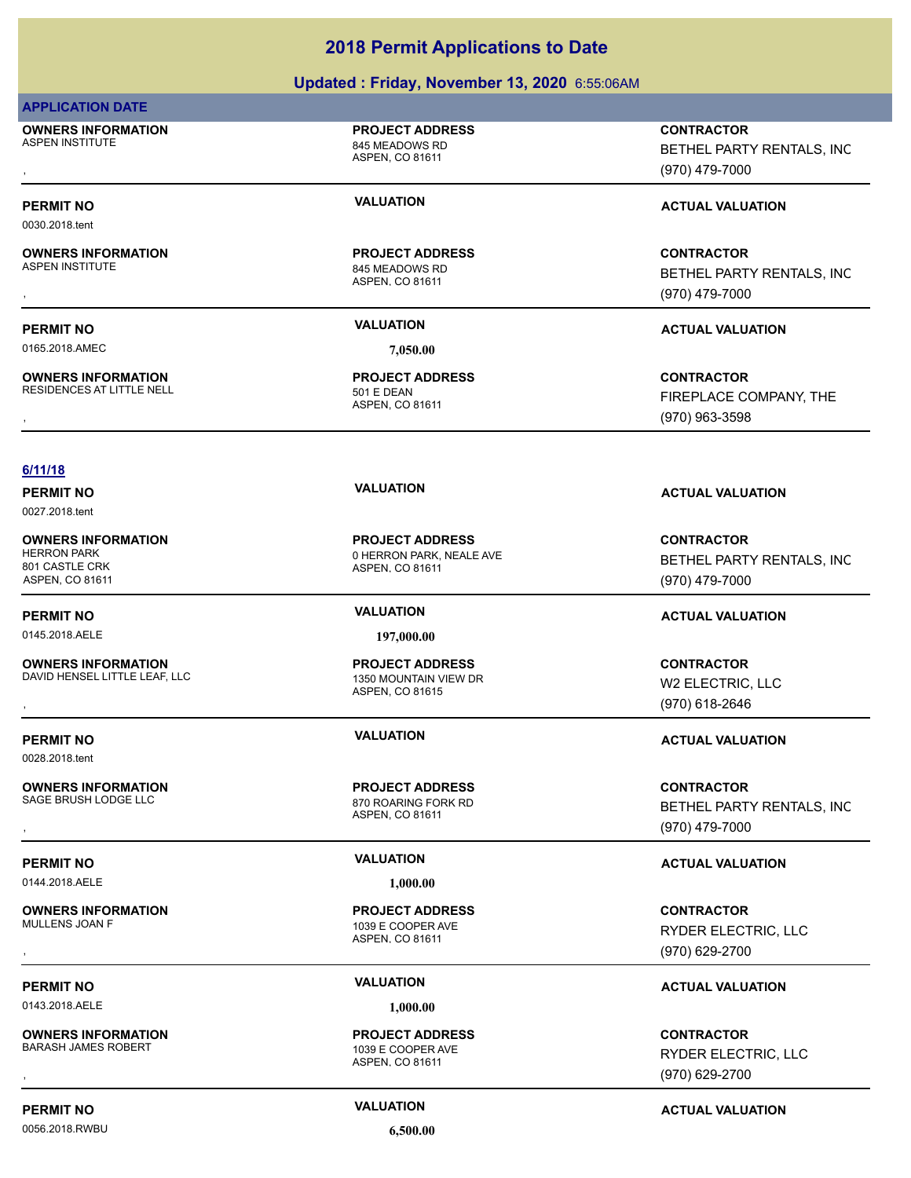# 2018 Permit Applications to Date

## Updated : Friday, November 13, 2020 6:55:06AM

**APPLICATION DATE**

**OWNERS INFORMATION**
ASPEN INSTITUTE
,

**PROJECT ADDRESS**
845 MEADOWS RD
ASPEN, CO 81611

**CONTRACTOR**
BETHEL PARTY RENTALS, INC
(970) 479-7000

---

**PERMIT NO** 0030.2018.tent | **VALUATION** | **ACTUAL VALUATION**

**OWNERS INFORMATION**
ASPEN INSTITUTE
,

**PROJECT ADDRESS**
845 MEADOWS RD
ASPEN, CO 81611

**CONTRACTOR**
BETHEL PARTY RENTALS, INC
(970) 479-7000

---

**PERMIT NO** 0165.2018.AMEC | **VALUATION** 7,050.00 | **ACTUAL VALUATION**

**OWNERS INFORMATION**
RESIDENCES AT LITTLE NELL
,

**PROJECT ADDRESS**
501 E DEAN
ASPEN, CO 81611

**CONTRACTOR**
FIREPLACE COMPANY, THE
(970) 963-3598

---

**6/11/18**

**PERMIT NO** 0027.2018.tent | **VALUATION** | **ACTUAL VALUATION**

**OWNERS INFORMATION**
HERRON PARK
801 CASTLE CRK
ASPEN, CO 81611

**PROJECT ADDRESS**
0 HERRON PARK, NEALE AVE
ASPEN, CO 81611

**CONTRACTOR**
BETHEL PARTY RENTALS, INC
(970) 479-7000

---

**PERMIT NO** 0145.2018.AELE | **VALUATION** 197,000.00 | **ACTUAL VALUATION**

**OWNERS INFORMATION**
DAVID HENSEL LITTLE LEAF, LLC
,

**PROJECT ADDRESS**
1350 MOUNTAIN VIEW DR
ASPEN, CO 81615

**CONTRACTOR**
W2 ELECTRIC, LLC
(970) 618-2646

---

**PERMIT NO** 0028.2018.tent | **VALUATION** | **ACTUAL VALUATION**

**OWNERS INFORMATION**
SAGE BRUSH LODGE LLC
,

**PROJECT ADDRESS**
870 ROARING FORK RD
ASPEN, CO 81611

**CONTRACTOR**
BETHEL PARTY RENTALS, INC
(970) 479-7000

---

**PERMIT NO** 0144.2018.AELE | **VALUATION** 1,000.00 | **ACTUAL VALUATION**

**OWNERS INFORMATION**
MULLENS JOAN F
,

**PROJECT ADDRESS**
1039 E COOPER AVE
ASPEN, CO 81611

**CONTRACTOR**
RYDER ELECTRIC, LLC
(970) 629-2700

---

**PERMIT NO** 0143.2018.AELE | **VALUATION** 1,000.00 | **ACTUAL VALUATION**

**OWNERS INFORMATION**
BARASH JAMES ROBERT
,

**PROJECT ADDRESS**
1039 E COOPER AVE
ASPEN, CO 81611

**CONTRACTOR**
RYDER ELECTRIC, LLC
(970) 629-2700

---

**PERMIT NO** 0056.2018.RWBU | **VALUATION** 6,500.00 | **ACTUAL VALUATION**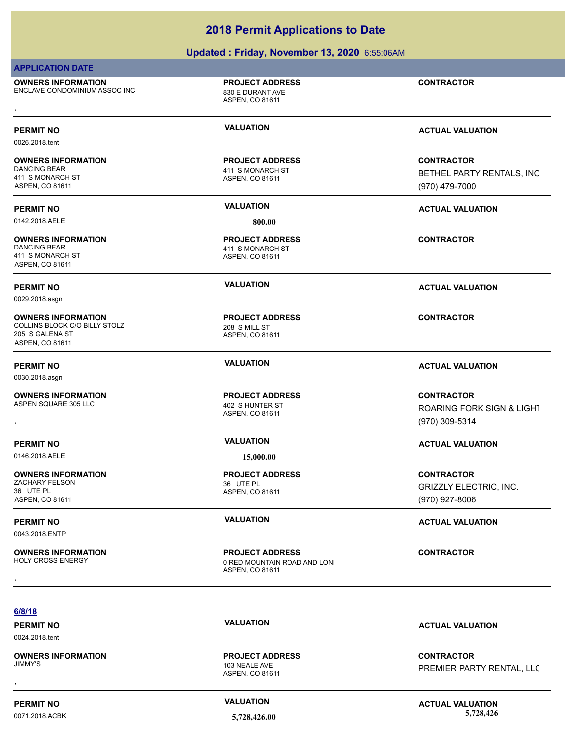# 2018 Permit Applications to Date

## Updated : Friday, November 13, 2020 6:55:06AM

**APPLICATION DATE**

| OWNERS INFORMATION | PROJECT ADDRESS | CONTRACTOR |
| --- | --- | --- |
| ENCLAVE CONDOMINIUM ASSOC INC<br>, | 830 E DURANT AVE<br>ASPEN, CO 81611 | |

| PERMIT NO | VALUATION | ACTUAL VALUATION |
| --- | --- | --- |
| 0026.2018.tent | | |

| OWNERS INFORMATION | PROJECT ADDRESS | CONTRACTOR |
| --- | --- | --- |
| DANCING BEAR<br>411 S MONARCH ST<br>ASPEN, CO 81611 | 411 S MONARCH ST<br>ASPEN, CO 81611 | BETHEL PARTY RENTALS, INC<br>(970) 479-7000 |

| PERMIT NO | VALUATION | ACTUAL VALUATION |
| --- | --- | --- |
| 0142.2018.AELE | 800.00 | |

| OWNERS INFORMATION | PROJECT ADDRESS | CONTRACTOR |
| --- | --- | --- |
| DANCING BEAR<br>411 S MONARCH ST<br>ASPEN, CO 81611 | 411 S MONARCH ST<br>ASPEN, CO 81611 | |

| PERMIT NO | VALUATION | ACTUAL VALUATION |
| --- | --- | --- |
| 0029.2018.asgn | | |

| OWNERS INFORMATION | PROJECT ADDRESS | CONTRACTOR |
| --- | --- | --- |
| COLLINS BLOCK C/O BILLY STOLZ<br>205 S GALENA ST<br>ASPEN, CO 81611 | 208 S MILL ST<br>ASPEN, CO 81611 | |

| PERMIT NO | VALUATION | ACTUAL VALUATION |
| --- | --- | --- |
| 0030.2018.asgn | | |

| OWNERS INFORMATION | PROJECT ADDRESS | CONTRACTOR |
| --- | --- | --- |
| ASPEN SQUARE 305 LLC<br>, | 402 S HUNTER ST<br>ASPEN, CO 81611 | ROARING FORK SIGN & LIGHT<br>(970) 309-5314 |

| PERMIT NO | VALUATION | ACTUAL VALUATION |
| --- | --- | --- |
| 0146.2018.AELE | 15,000.00 | |

| OWNERS INFORMATION | PROJECT ADDRESS | CONTRACTOR |
| --- | --- | --- |
| ZACHARY FELSON<br>36 UTE PL<br>ASPEN, CO 81611 | 36 UTE PL<br>ASPEN, CO 81611 | GRIZZLY ELECTRIC, INC.<br>(970) 927-8006 |

| PERMIT NO | VALUATION | ACTUAL VALUATION |
| --- | --- | --- |
| 0043.2018.ENTP | | |

| OWNERS INFORMATION | PROJECT ADDRESS | CONTRACTOR |
| --- | --- | --- |
| HOLY CROSS ENERGY<br>, | 0 RED MOUNTAIN ROAD AND LON<br>ASPEN, CO 81611 | |

**6/8/18**

| PERMIT NO | VALUATION | ACTUAL VALUATION |
| --- | --- | --- |
| 0024.2018.tent | | |

| OWNERS INFORMATION | PROJECT ADDRESS | CONTRACTOR |
| --- | --- | --- |
| JIMMY'S<br>, | 103 NEALE AVE<br>ASPEN, CO 81611 | PREMIER PARTY RENTAL, LLC |

| PERMIT NO | VALUATION | ACTUAL VALUATION |
| --- | --- | --- |
| 0071.2018.ACBK | 5,728,426.00 | 5,728,426 |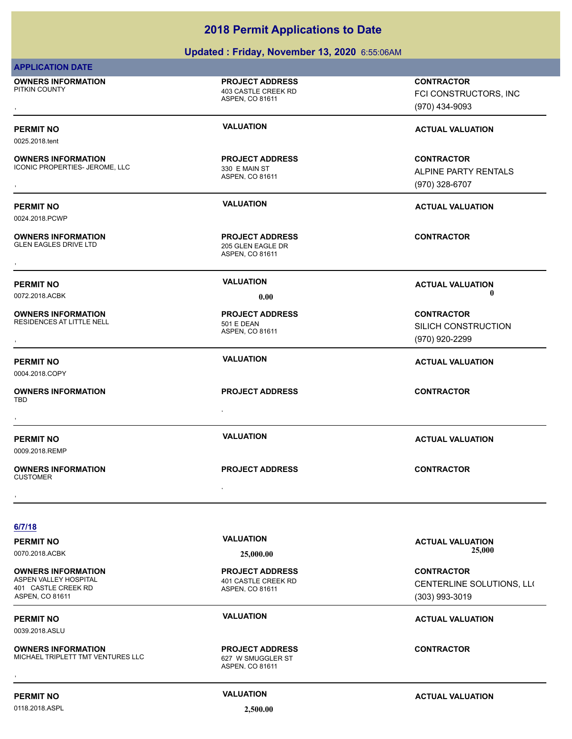# 2018 Permit Applications to Date

## Updated : Friday, November 13, 2020 6:55:06AM

**APPLICATION DATE**

| **OWNERS INFORMATION** | **PROJECT ADDRESS** | **CONTRACTOR** |
|---|---|---|
| PITKIN COUNTY<br>, | 403 CASTLE CREEK RD<br>ASPEN, CO 81611 | FCI CONSTRUCTORS, INC<br>(970) 434-9093 |

| **PERMIT NO** | **VALUATION** | **ACTUAL VALUATION** |
|---|---|---|
| 0025.2018.tent | | |

| **OWNERS INFORMATION** | **PROJECT ADDRESS** | **CONTRACTOR** |
|---|---|---|
| ICONIC PROPERTIES- JEROME, LLC<br>, | 330 E MAIN ST<br>ASPEN, CO 81611 | ALPINE PARTY RENTALS<br>(970) 328-6707 |

| **PERMIT NO** | **VALUATION** | **ACTUAL VALUATION** |
|---|---|---|
| 0024.2018.PCWP | | |

| **OWNERS INFORMATION** | **PROJECT ADDRESS** | **CONTRACTOR** |
|---|---|---|
| GLEN EAGLES DRIVE LTD<br>, | 205 GLEN EAGLE DR<br>ASPEN, CO 81611 | |

| **PERMIT NO** | **VALUATION** | **ACTUAL VALUATION** |
|---|---|---|
| 0072.2018.ACBK | 0.00 | 0 |

| **OWNERS INFORMATION** | **PROJECT ADDRESS** | **CONTRACTOR** |
|---|---|---|
| RESIDENCES AT LITTLE NELL<br>, | 501 E DEAN<br>ASPEN, CO 81611 | SILICH CONSTRUCTION<br>(970) 920-2299 |

| **PERMIT NO** | **VALUATION** | **ACTUAL VALUATION** |
|---|---|---|
| 0004.2018.COPY | | |

| **OWNERS INFORMATION** | **PROJECT ADDRESS** | **CONTRACTOR** |
|---|---|---|
| TBD<br>, | , | |

| **PERMIT NO** | **VALUATION** | **ACTUAL VALUATION** |
|---|---|---|
| 0009.2018.REMP | | |

| **OWNERS INFORMATION** | **PROJECT ADDRESS** | **CONTRACTOR** |
|---|---|---|
| CUSTOMER<br>, | , | |

**6/7/18**

| **PERMIT NO** | **VALUATION** | **ACTUAL VALUATION** |
|---|---|---|
| 0070.2018.ACBK | 25,000.00 | 25,000 |

| **OWNERS INFORMATION** | **PROJECT ADDRESS** | **CONTRACTOR** |
|---|---|---|
| ASPEN VALLEY HOSPITAL<br>401 CASTLE CREEK RD<br>ASPEN, CO 81611 | 401 CASTLE CREEK RD<br>ASPEN, CO 81611 | CENTERLINE SOLUTIONS, LL(<br>(303) 993-3019 |

| **PERMIT NO** | **VALUATION** | **ACTUAL VALUATION** |
|---|---|---|
| 0039.2018.ASLU | | |

| **OWNERS INFORMATION** | **PROJECT ADDRESS** | **CONTRACTOR** |
|---|---|---|
| MICHAEL TRIPLETT TMT VENTURES LLC<br>, | 627 W SMUGGLER ST<br>ASPEN, CO 81611 | |

| **PERMIT NO** | **VALUATION** | **ACTUAL VALUATION** |
|---|---|---|
| 0118.2018.ASPL | 2,500.00 | |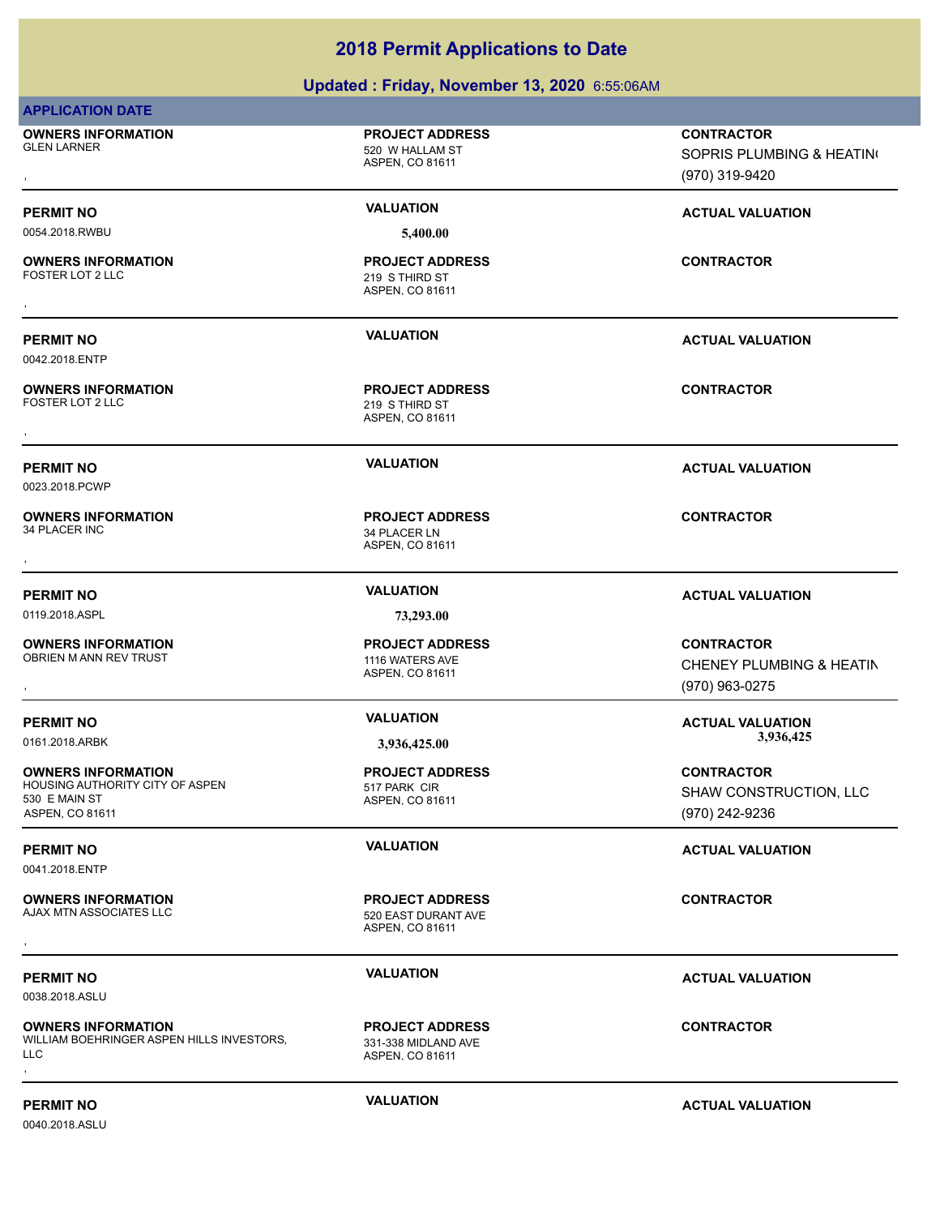# 2018 Permit Applications to Date

## Updated : Friday, November 13, 2020 6:55:06AM

**APPLICATION DATE**

| OWNERS INFORMATION | PROJECT ADDRESS | CONTRACTOR |
|---|---|---|
| GLEN LARNER<br>, | 520 W HALLAM ST<br>ASPEN, CO 81611 | SOPRIS PLUMBING & HEATIN(<br>(970) 319-9420 |
| **PERMIT NO** | **VALUATION** | **ACTUAL VALUATION** |
| 0054.2018.RWBU | 5,400.00 | |
| **OWNERS INFORMATION** | **PROJECT ADDRESS** | **CONTRACTOR** |
| FOSTER LOT 2 LLC<br>, | 219 S THIRD ST<br>ASPEN, CO 81611 | |
| **PERMIT NO** | **VALUATION** | **ACTUAL VALUATION** |
| 0042.2018.ENTP | | |
| **OWNERS INFORMATION** | **PROJECT ADDRESS** | **CONTRACTOR** |
| FOSTER LOT 2 LLC<br>, | 219 S THIRD ST<br>ASPEN, CO 81611 | |
| **PERMIT NO** | **VALUATION** | **ACTUAL VALUATION** |
| 0023.2018.PCWP | | |
| **OWNERS INFORMATION** | **PROJECT ADDRESS** | **CONTRACTOR** |
| 34 PLACER INC<br>, | 34 PLACER LN<br>ASPEN, CO 81611 | |
| **PERMIT NO** | **VALUATION** | **ACTUAL VALUATION** |
| 0119.2018.ASPL | 73,293.00 | |
| **OWNERS INFORMATION** | **PROJECT ADDRESS** | **CONTRACTOR** |
| OBRIEN M ANN REV TRUST<br>, | 1116 WATERS AVE<br>ASPEN, CO 81611 | CHENEY PLUMBING & HEATIN<br>(970) 963-0275 |
| **PERMIT NO** | **VALUATION** | **ACTUAL VALUATION** |
| 0161.2018.ARBK | 3,936,425.00 | 3,936,425 |
| **OWNERS INFORMATION** | **PROJECT ADDRESS** | **CONTRACTOR** |
| HOUSING AUTHORITY CITY OF ASPEN<br>530 E MAIN ST<br>ASPEN, CO 81611 | 517 PARK CIR<br>ASPEN, CO 81611 | SHAW CONSTRUCTION, LLC<br>(970) 242-9236 |
| **PERMIT NO** | **VALUATION** | **ACTUAL VALUATION** |
| 0041.2018.ENTP | | |
| **OWNERS INFORMATION** | **PROJECT ADDRESS** | **CONTRACTOR** |
| AJAX MTN ASSOCIATES LLC<br>, | 520 EAST DURANT AVE<br>ASPEN, CO 81611 | |
| **PERMIT NO** | **VALUATION** | **ACTUAL VALUATION** |
| 0038.2018.ASLU | | |
| **OWNERS INFORMATION** | **PROJECT ADDRESS** | **CONTRACTOR** |
| WILLIAM BOEHRINGER ASPEN HILLS INVESTORS, LLC<br>, | 331-338 MIDLAND AVE<br>ASPEN, CO 81611 | |
| **PERMIT NO** | **VALUATION** | **ACTUAL VALUATION** |
| 0040.2018.ASLU | | |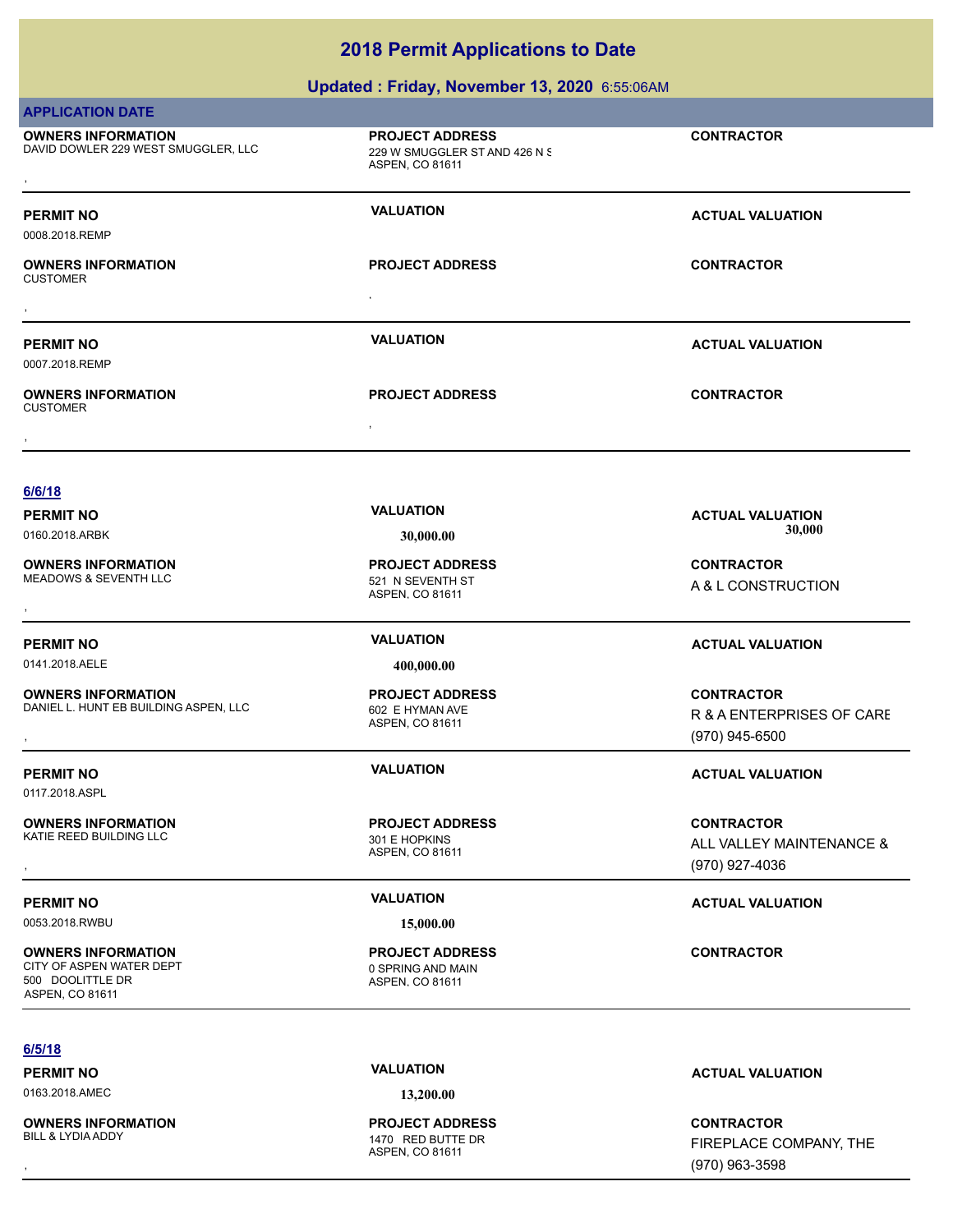# 2018 Permit Applications to Date

## Updated : Friday, November 13, 2020 6:55:06AM

**APPLICATION DATE**

**OWNERS INFORMATION**
DAVID DOWLER 229 WEST SMUGGLER, LLC
,

**PROJECT ADDRESS**
229 W SMUGGLER ST AND 426 N S
ASPEN, CO 81611

**CONTRACTOR**

---

**PERMIT NO** 0008.2018.REMP | **VALUATION** | **ACTUAL VALUATION**

**OWNERS INFORMATION**
CUSTOMER
,

**PROJECT ADDRESS**
,

**CONTRACTOR**

---

**PERMIT NO** 0007.2018.REMP | **VALUATION** | **ACTUAL VALUATION**

**OWNERS INFORMATION**
CUSTOMER
,

**PROJECT ADDRESS**
,

**CONTRACTOR**

---

## 6/6/18

**PERMIT NO** 0160.2018.ARBK | **VALUATION** 30,000.00 | **ACTUAL VALUATION** 30,000

**OWNERS INFORMATION**
MEADOWS & SEVENTH LLC
,

**PROJECT ADDRESS**
521 N SEVENTH ST
ASPEN, CO 81611

**CONTRACTOR**
A & L CONSTRUCTION

---

**PERMIT NO** 0141.2018.AELE | **VALUATION** 400,000.00 | **ACTUAL VALUATION**

**OWNERS INFORMATION**
DANIEL L. HUNT EB BUILDING ASPEN, LLC
,

**PROJECT ADDRESS**
602 E HYMAN AVE
ASPEN, CO 81611

**CONTRACTOR**
R & A ENTERPRISES OF CARE
(970) 945-6500

---

**PERMIT NO** 0117.2018.ASPL | **VALUATION** | **ACTUAL VALUATION**

**OWNERS INFORMATION**
KATIE REED BUILDING LLC
,

**PROJECT ADDRESS**
301 E HOPKINS
ASPEN, CO 81611

**CONTRACTOR**
ALL VALLEY MAINTENANCE &
(970) 927-4036

---

**PERMIT NO** 0053.2018.RWBU | **VALUATION** 15,000.00 | **ACTUAL VALUATION**

**OWNERS INFORMATION**
CITY OF ASPEN WATER DEPT
500 DOOLITTLE DR
ASPEN, CO 81611

**PROJECT ADDRESS**
0 SPRING AND MAIN
ASPEN, CO 81611

**CONTRACTOR**

---

## 6/5/18

**PERMIT NO** 0163.2018.AMEC | **VALUATION** 13,200.00 | **ACTUAL VALUATION**

**OWNERS INFORMATION**
BILL & LYDIA ADDY
,

**PROJECT ADDRESS**
1470 RED BUTTE DR
ASPEN, CO 81611

**CONTRACTOR**
FIREPLACE COMPANY, THE
(970) 963-3598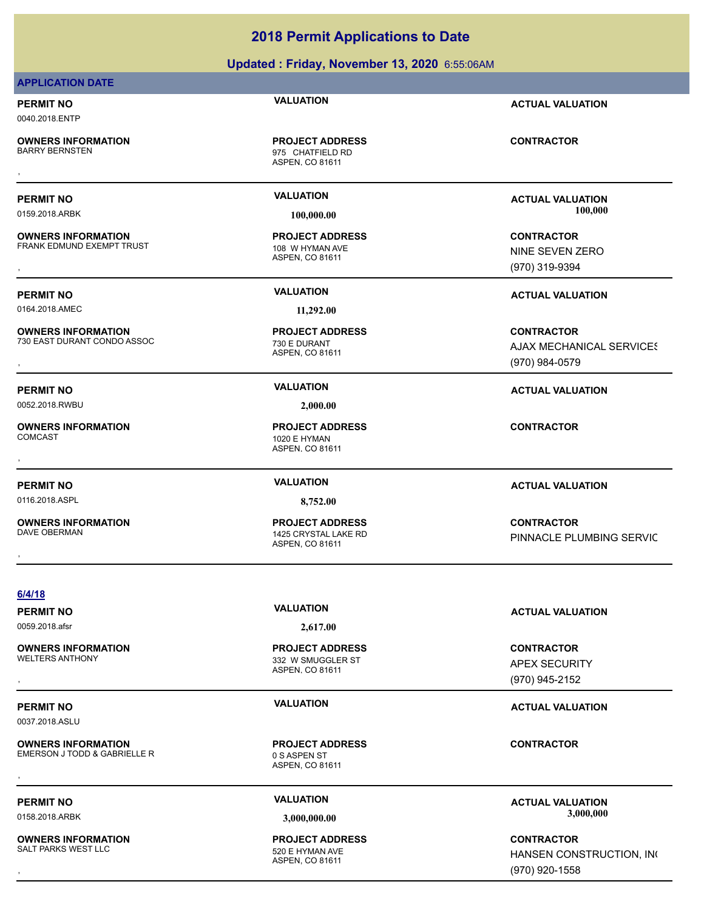# 2018 Permit Applications to Date

**Updated : Friday, November 13, 2020** 6:55:06AM

**APPLICATION DATE**

| PERMIT NO | VALUATION | ACTUAL VALUATION |
|---|---|---|
| 0040.2018.ENTP | | |
| **OWNERS INFORMATION** | **PROJECT ADDRESS** | **CONTRACTOR** |
| BARRY BERNSTEN<br>, | 975 CHATFIELD RD<br>ASPEN, CO 81611 | |

| PERMIT NO | VALUATION | ACTUAL VALUATION |
|---|---|---|
| 0159.2018.ARBK | 100,000.00 | 100,000 |
| **OWNERS INFORMATION** | **PROJECT ADDRESS** | **CONTRACTOR** |
| FRANK EDMUND EXEMPT TRUST<br>, | 108 W HYMAN AVE<br>ASPEN, CO 81611 | NINE SEVEN ZERO<br>(970) 319-9394 |

| PERMIT NO | VALUATION | ACTUAL VALUATION |
|---|---|---|
| 0164.2018.AMEC | 11,292.00 | |
| **OWNERS INFORMATION** | **PROJECT ADDRESS** | **CONTRACTOR** |
| 730 EAST DURANT CONDO ASSOC<br>, | 730 E DURANT<br>ASPEN, CO 81611 | AJAX MECHANICAL SERVICES<br>(970) 984-0579 |

| PERMIT NO | VALUATION | ACTUAL VALUATION |
|---|---|---|
| 0052.2018.RWBU | 2,000.00 | |
| **OWNERS INFORMATION** | **PROJECT ADDRESS** | **CONTRACTOR** |
| COMCAST<br>, | 1020 E HYMAN<br>ASPEN, CO 81611 | |

| PERMIT NO | VALUATION | ACTUAL VALUATION |
|---|---|---|
| 0116.2018.ASPL | 8,752.00 | |
| **OWNERS INFORMATION** | **PROJECT ADDRESS** | **CONTRACTOR** |
| DAVE OBERMAN<br>, | 1425 CRYSTAL LAKE RD<br>ASPEN, CO 81611 | PINNACLE PLUMBING SERVIC |

## 6/4/18

| PERMIT NO | VALUATION | ACTUAL VALUATION |
|---|---|---|
| 0059.2018.afsr | 2,617.00 | |
| **OWNERS INFORMATION** | **PROJECT ADDRESS** | **CONTRACTOR** |
| WELTERS ANTHONY<br>, | 332 W SMUGGLER ST<br>ASPEN, CO 81611 | APEX SECURITY<br>(970) 945-2152 |

| PERMIT NO | VALUATION | ACTUAL VALUATION |
|---|---|---|
| 0037.2018.ASLU | | |
| **OWNERS INFORMATION** | **PROJECT ADDRESS** | **CONTRACTOR** |
| EMERSON J TODD & GABRIELLE R<br>, | 0 S ASPEN ST<br>ASPEN, CO 81611 | |

| PERMIT NO | VALUATION | ACTUAL VALUATION |
|---|---|---|
| 0158.2018.ARBK | 3,000,000.00 | 3,000,000 |
| **OWNERS INFORMATION** | **PROJECT ADDRESS** | **CONTRACTOR** |
| SALT PARKS WEST LLC<br>, | 520 E HYMAN AVE<br>ASPEN, CO 81611 | HANSEN CONSTRUCTION, INC<br>(970) 920-1558 |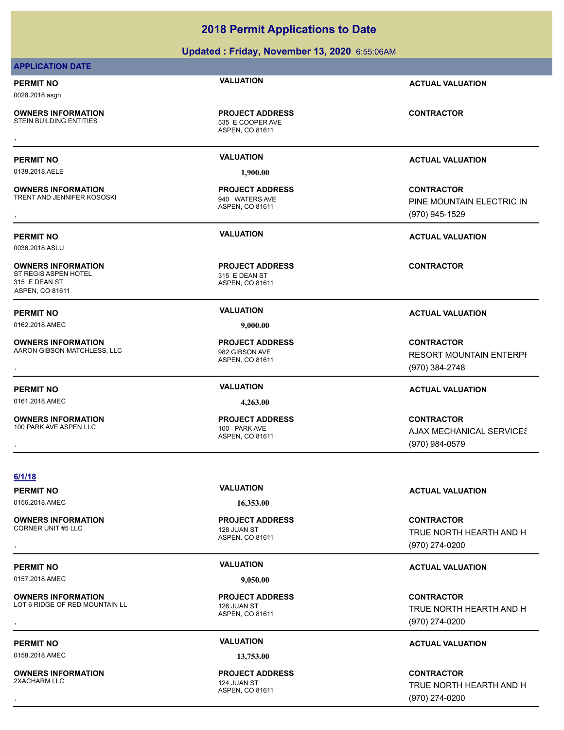# 2018 Permit Applications to Date

**Updated : Friday, November 13, 2020** 6:55:06AM

**APPLICATION DATE**

| PERMIT NO | VALUATION | ACTUAL VALUATION |
|---|---|---|
| 0028.2018.asgn | | |
| **OWNERS INFORMATION** | **PROJECT ADDRESS** | **CONTRACTOR** |
| STEIN BUILDING ENTITIES<br>, | 535 E COOPER AVE<br>ASPEN, CO 81611 | |

| PERMIT NO | VALUATION | ACTUAL VALUATION |
|---|---|---|
| 0138.2018.AELE | 1,900.00 | |
| **OWNERS INFORMATION** | **PROJECT ADDRESS** | **CONTRACTOR** |
| TRENT AND JENNIFER KOSOSKI<br>, | 940 WATERS AVE<br>ASPEN, CO 81611 | PINE MOUNTAIN ELECTRIC IN<br>(970) 945-1529 |

| PERMIT NO | VALUATION | ACTUAL VALUATION |
|---|---|---|
| 0036.2018.ASLU | | |
| **OWNERS INFORMATION** | **PROJECT ADDRESS** | **CONTRACTOR** |
| ST REGIS ASPEN HOTEL<br>315 E DEAN ST<br>ASPEN, CO 81611 | 315 E DEAN ST<br>ASPEN, CO 81611 | |

| PERMIT NO | VALUATION | ACTUAL VALUATION |
|---|---|---|
| 0162.2018.AMEC | 9,000.00 | |
| **OWNERS INFORMATION** | **PROJECT ADDRESS** | **CONTRACTOR** |
| AARON GIBSON MATCHLESS, LLC<br>, | 982 GIBSON AVE<br>ASPEN, CO 81611 | RESORT MOUNTAIN ENTERPI<br>(970) 384-2748 |

| PERMIT NO | VALUATION | ACTUAL VALUATION |
|---|---|---|
| 0161.2018.AMEC | 4,263.00 | |
| **OWNERS INFORMATION** | **PROJECT ADDRESS** | **CONTRACTOR** |
| 100 PARK AVE ASPEN LLC<br>, | 100 PARK AVE<br>ASPEN, CO 81611 | AJAX MECHANICAL SERVICES<br>(970) 984-0579 |

**6/1/18**

| PERMIT NO | VALUATION | ACTUAL VALUATION |
|---|---|---|
| 0156.2018.AMEC | 16,353.00 | |
| **OWNERS INFORMATION** | **PROJECT ADDRESS** | **CONTRACTOR** |
| CORNER UNIT #5 LLC<br>, | 128 JUAN ST<br>ASPEN, CO 81611 | TRUE NORTH HEARTH AND H<br>(970) 274-0200 |

| PERMIT NO | VALUATION | ACTUAL VALUATION |
|---|---|---|
| 0157.2018.AMEC | 9,050.00 | |
| **OWNERS INFORMATION** | **PROJECT ADDRESS** | **CONTRACTOR** |
| LOT 6 RIDGE OF RED MOUNTAIN LL<br>, | 126 JUAN ST<br>ASPEN, CO 81611 | TRUE NORTH HEARTH AND H<br>(970) 274-0200 |

| PERMIT NO | VALUATION | ACTUAL VALUATION |
|---|---|---|
| 0158.2018.AMEC | 13,753.00 | |
| **OWNERS INFORMATION** | **PROJECT ADDRESS** | **CONTRACTOR** |
| 2XACHARM LLC<br>, | 124 JUAN ST<br>ASPEN, CO 81611 | TRUE NORTH HEARTH AND H<br>(970) 274-0200 |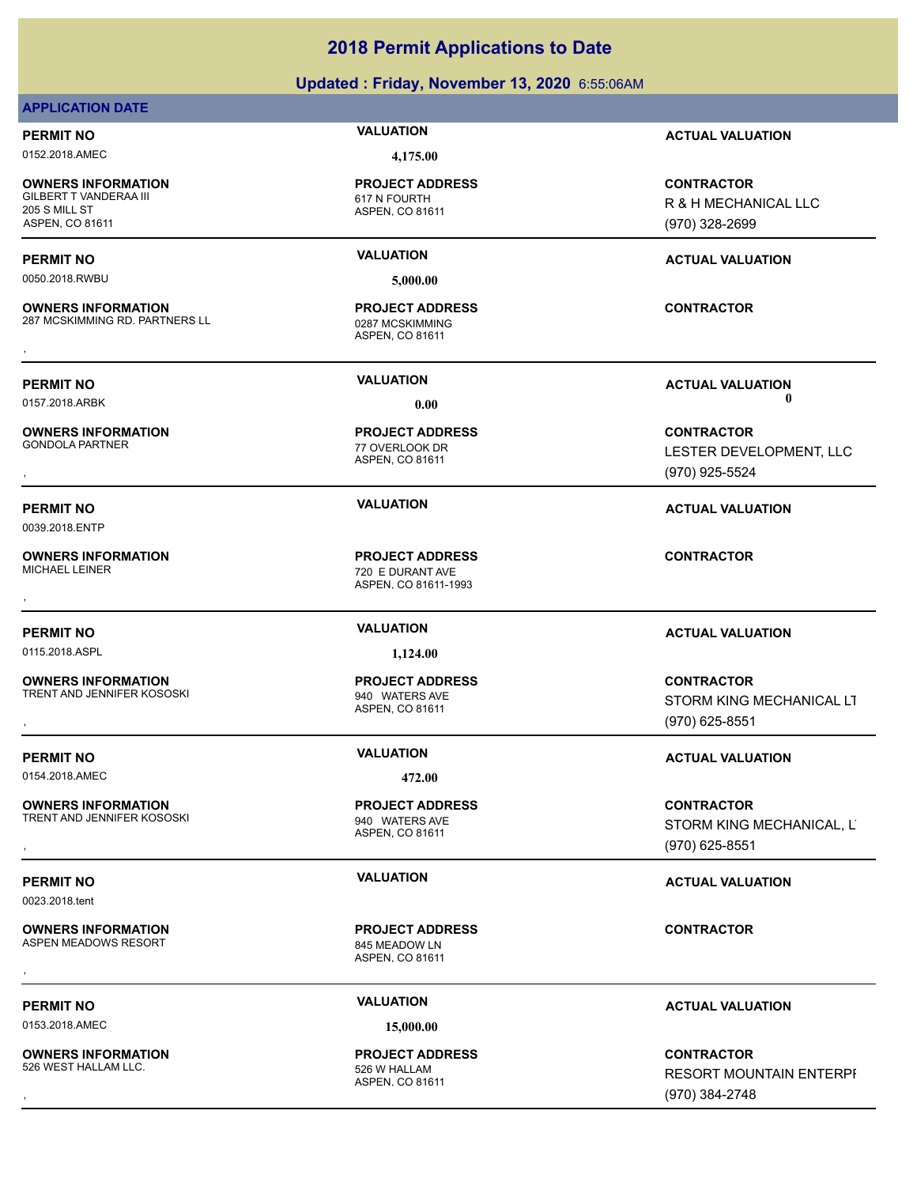# 2018 Permit Applications to Date

## Updated : Friday, November 13, 2020 6:55:06AM

**APPLICATION DATE**

---

**PERMIT NO** 0152.2018.AMEC | **VALUATION** 4,175.00 | **ACTUAL VALUATION**

**OWNERS INFORMATION**
GILBERT T VANDERAA III
205 S MILL ST
ASPEN, CO 81611

**PROJECT ADDRESS**
617 N FOURTH
ASPEN, CO 81611

**CONTRACTOR**
R & H MECHANICAL LLC
(970) 328-2699

---

**PERMIT NO** 0050.2018.RWBU | **VALUATION** 5,000.00 | **ACTUAL VALUATION**

**OWNERS INFORMATION**
287 MCSKIMMING RD. PARTNERS LL
,

**PROJECT ADDRESS**
0287 MCSKIMMING
ASPEN, CO 81611

**CONTRACTOR**

---

**PERMIT NO** 0157.2018.ARBK | **VALUATION** 0.00 | **ACTUAL VALUATION** 0

**OWNERS INFORMATION**
GONDOLA PARTNER
,

**PROJECT ADDRESS**
77 OVERLOOK DR
ASPEN, CO 81611

**CONTRACTOR**
LESTER DEVELOPMENT, LLC
(970) 925-5524

---

**PERMIT NO** 0039.2018.ENTP | **VALUATION** | **ACTUAL VALUATION**

**OWNERS INFORMATION**
MICHAEL LEINER
,

**PROJECT ADDRESS**
720 E DURANT AVE
ASPEN, CO 81611-1993

**CONTRACTOR**

---

**PERMIT NO** 0115.2018.ASPL | **VALUATION** 1,124.00 | **ACTUAL VALUATION**

**OWNERS INFORMATION**
TRENT AND JENNIFER KOSOSKI
,

**PROJECT ADDRESS**
940 WATERS AVE
ASPEN, CO 81611

**CONTRACTOR**
STORM KING MECHANICAL LT
(970) 625-8551

---

**PERMIT NO** 0154.2018.AMEC | **VALUATION** 472.00 | **ACTUAL VALUATION**

**OWNERS INFORMATION**
TRENT AND JENNIFER KOSOSKI
,

**PROJECT ADDRESS**
940 WATERS AVE
ASPEN, CO 81611

**CONTRACTOR**
STORM KING MECHANICAL, L
(970) 625-8551

---

**PERMIT NO** 0023.2018.tent | **VALUATION** | **ACTUAL VALUATION**

**OWNERS INFORMATION**
ASPEN MEADOWS RESORT
,

**PROJECT ADDRESS**
845 MEADOW LN
ASPEN, CO 81611

**CONTRACTOR**

---

**PERMIT NO** 0153.2018.AMEC | **VALUATION** 15,000.00 | **ACTUAL VALUATION**

**OWNERS INFORMATION**
526 WEST HALLAM LLC.
,

**PROJECT ADDRESS**
526 W HALLAM
ASPEN, CO 81611

**CONTRACTOR**
RESORT MOUNTAIN ENTERPI
(970) 384-2748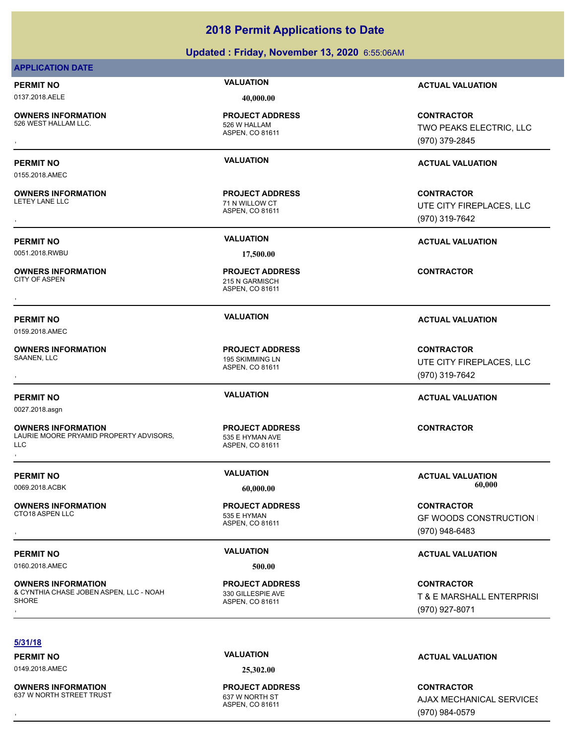# 2018 Permit Applications to Date

## Updated : Friday, November 13, 2020 6:55:06AM

**APPLICATION DATE**

| PERMIT NO | VALUATION | ACTUAL VALUATION |
|---|---|---|
| 0137.2018.AELE | 40,000.00 | |

| OWNERS INFORMATION | PROJECT ADDRESS | CONTRACTOR |
|---|---|---|
| 526 WEST HALLAM LLC. <br> , | 526 W HALLAM <br> ASPEN, CO 81611 | TWO PEAKS ELECTRIC, LLC <br> (970) 379-2845 |

---

| PERMIT NO | VALUATION | ACTUAL VALUATION |
|---|---|---|
| 0155.2018.AMEC | | |

| OWNERS INFORMATION | PROJECT ADDRESS | CONTRACTOR |
|---|---|---|
| LETEY LANE LLC <br> , | 71 N WILLOW CT <br> ASPEN, CO 81611 | UTE CITY FIREPLACES, LLC <br> (970) 319-7642 |

---

| PERMIT NO | VALUATION | ACTUAL VALUATION |
|---|---|---|
| 0051.2018.RWBU | 17,500.00 | |

| OWNERS INFORMATION | PROJECT ADDRESS | CONTRACTOR |
|---|---|---|
| CITY OF ASPEN <br> , | 215 N GARMISCH <br> ASPEN, CO 81611 | |

---

| PERMIT NO | VALUATION | ACTUAL VALUATION |
|---|---|---|
| 0159.2018.AMEC | | |

| OWNERS INFORMATION | PROJECT ADDRESS | CONTRACTOR |
|---|---|---|
| SAANEN, LLC <br> , | 195 SKIMMING LN <br> ASPEN, CO 81611 | UTE CITY FIREPLACES, LLC <br> (970) 319-7642 |

---

| PERMIT NO | VALUATION | ACTUAL VALUATION |
|---|---|---|
| 0027.2018.asgn | | |

| OWNERS INFORMATION | PROJECT ADDRESS | CONTRACTOR |
|---|---|---|
| LAURIE MOORE PRYAMID PROPERTY ADVISORS, LLC <br> , | 535 E HYMAN AVE <br> ASPEN, CO 81611 | |

---

| PERMIT NO | VALUATION | ACTUAL VALUATION |
|---|---|---|
| 0069.2018.ACBK | 60,000.00 | 60,000 |

| OWNERS INFORMATION | PROJECT ADDRESS | CONTRACTOR |
|---|---|---|
| CTO18 ASPEN LLC <br> , | 535 E HYMAN <br> ASPEN, CO 81611 | GF WOODS CONSTRUCTION I <br> (970) 948-6483 |

---

| PERMIT NO | VALUATION | ACTUAL VALUATION |
|---|---|---|
| 0160.2018.AMEC | 500.00 | |

| OWNERS INFORMATION | PROJECT ADDRESS | CONTRACTOR |
|---|---|---|
| & CYNTHIA CHASE JOBEN ASPEN, LLC - NOAH SHORE <br> , | 330 GILLESPIE AVE <br> ASPEN, CO 81611 | T & E MARSHALL ENTERPRISI <br> (970) 927-8071 |

---

**5/31/18**

| PERMIT NO | VALUATION | ACTUAL VALUATION |
|---|---|---|
| 0149.2018.AMEC | 25,302.00 | |

| OWNERS INFORMATION | PROJECT ADDRESS | CONTRACTOR |
|---|---|---|
| 637 W NORTH STREET TRUST <br> , | 637 W NORTH ST <br> ASPEN, CO 81611 | AJAX MECHANICAL SERVICES <br> (970) 984-0579 |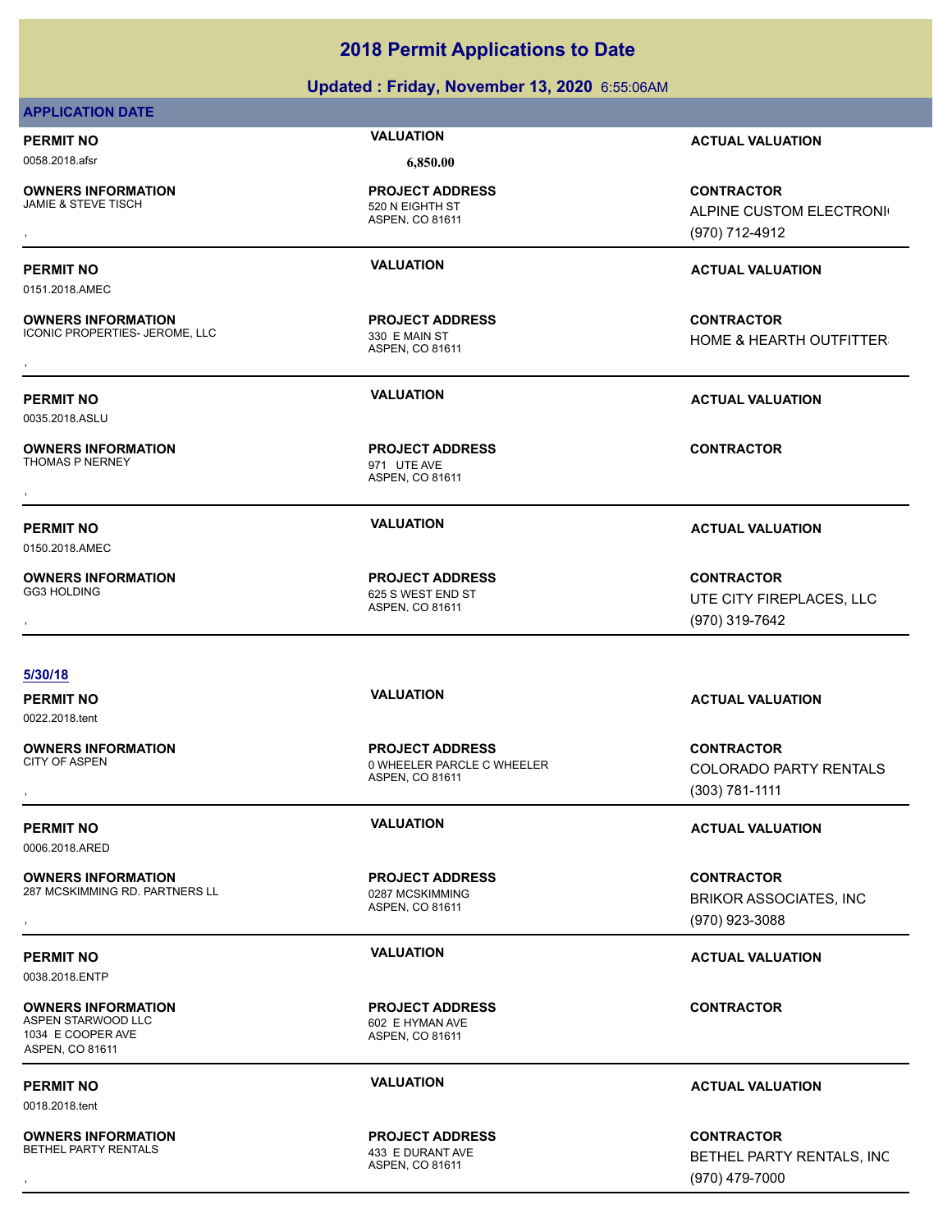# 2018 Permit Applications to Date

**Updated : Friday, November 13, 2020** 6:55:06AM

**APPLICATION DATE**

| PERMIT NO | VALUATION | ACTUAL VALUATION |
|---|---|---|
| 0058.2018.afsr | 6,850.00 | |
| **OWNERS INFORMATION** | **PROJECT ADDRESS** | **CONTRACTOR** |
| JAMIE & STEVE TISCH<br>, | 520 N EIGHTH ST<br>ASPEN, CO 81611 | ALPINE CUSTOM ELECTRONI<br>(970) 712-4912 |

| PERMIT NO | VALUATION | ACTUAL VALUATION |
|---|---|---|
| 0151.2018.AMEC | | |
| **OWNERS INFORMATION** | **PROJECT ADDRESS** | **CONTRACTOR** |
| ICONIC PROPERTIES- JEROME, LLC<br>, | 330 E MAIN ST<br>ASPEN, CO 81611 | HOME & HEARTH OUTFITTER |

| PERMIT NO | VALUATION | ACTUAL VALUATION |
|---|---|---|
| 0035.2018.ASLU | | |
| **OWNERS INFORMATION** | **PROJECT ADDRESS** | **CONTRACTOR** |
| THOMAS P NERNEY<br>, | 971 UTE AVE<br>ASPEN, CO 81611 | |

| PERMIT NO | VALUATION | ACTUAL VALUATION |
|---|---|---|
| 0150.2018.AMEC | | |
| **OWNERS INFORMATION** | **PROJECT ADDRESS** | **CONTRACTOR** |
| GG3 HOLDING<br>, | 625 S WEST END ST<br>ASPEN, CO 81611 | UTE CITY FIREPLACES, LLC<br>(970) 319-7642 |

**5/30/18**

| PERMIT NO | VALUATION | ACTUAL VALUATION |
|---|---|---|
| 0022.2018.tent | | |
| **OWNERS INFORMATION** | **PROJECT ADDRESS** | **CONTRACTOR** |
| CITY OF ASPEN<br>, | 0 WHEELER PARCLE C WHEELER<br>ASPEN, CO 81611 | COLORADO PARTY RENTALS<br>(303) 781-1111 |

| PERMIT NO | VALUATION | ACTUAL VALUATION |
|---|---|---|
| 0006.2018.ARED | | |
| **OWNERS INFORMATION** | **PROJECT ADDRESS** | **CONTRACTOR** |
| 287 MCSKIMMING RD. PARTNERS LL<br>, | 0287 MCSKIMMING<br>ASPEN, CO 81611 | BRIKOR ASSOCIATES, INC<br>(970) 923-3088 |

| PERMIT NO | VALUATION | ACTUAL VALUATION |
|---|---|---|
| 0038.2018.ENTP | | |
| **OWNERS INFORMATION** | **PROJECT ADDRESS** | **CONTRACTOR** |
| ASPEN STARWOOD LLC<br>1034 E COOPER AVE<br>ASPEN, CO 81611 | 602 E HYMAN AVE<br>ASPEN, CO 81611 | |

| PERMIT NO | VALUATION | ACTUAL VALUATION |
|---|---|---|
| 0018.2018.tent | | |
| **OWNERS INFORMATION** | **PROJECT ADDRESS** | **CONTRACTOR** |
| BETHEL PARTY RENTALS<br>, | 433 E DURANT AVE<br>ASPEN, CO 81611 | BETHEL PARTY RENTALS, INC<br>(970) 479-7000 |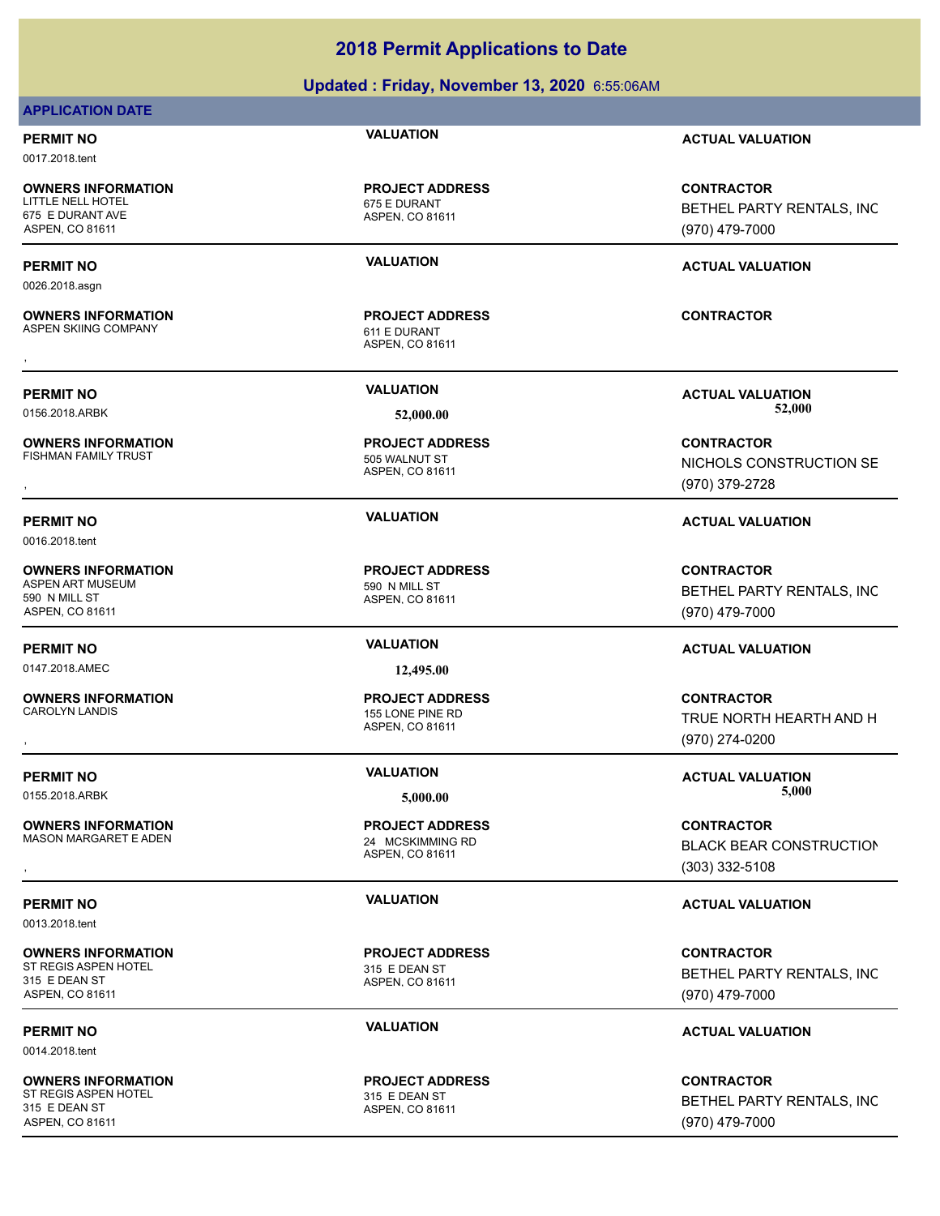# 2018 Permit Applications to Date

**Updated : Friday, November 13, 2020** 6:55:06AM

**APPLICATION DATE**

| PERMIT NO | VALUATION | ACTUAL VALUATION |
|---|---|---|
| 0017.2018.tent | | |
| **OWNERS INFORMATION** | **PROJECT ADDRESS** | **CONTRACTOR** |
| LITTLE NELL HOTEL<br>675 E DURANT AVE<br>ASPEN, CO 81611 | 675 E DURANT<br>ASPEN, CO 81611 | BETHEL PARTY RENTALS, INC<br>(970) 479-7000 |

| PERMIT NO | VALUATION | ACTUAL VALUATION |
|---|---|---|
| 0026.2018.asgn | | |
| **OWNERS INFORMATION** | **PROJECT ADDRESS** | **CONTRACTOR** |
| ASPEN SKIING COMPANY<br>, | 611 E DURANT<br>ASPEN, CO 81611 | |

| PERMIT NO | VALUATION | ACTUAL VALUATION |
|---|---|---|
| 0156.2018.ARBK | 52,000.00 | 52,000 |
| **OWNERS INFORMATION** | **PROJECT ADDRESS** | **CONTRACTOR** |
| FISHMAN FAMILY TRUST<br>, | 505 WALNUT ST<br>ASPEN, CO 81611 | NICHOLS CONSTRUCTION SE<br>(970) 379-2728 |

| PERMIT NO | VALUATION | ACTUAL VALUATION |
|---|---|---|
| 0016.2018.tent | | |
| **OWNERS INFORMATION** | **PROJECT ADDRESS** | **CONTRACTOR** |
| ASPEN ART MUSEUM<br>590 N MILL ST<br>ASPEN, CO 81611 | 590 N MILL ST<br>ASPEN, CO 81611 | BETHEL PARTY RENTALS, INC<br>(970) 479-7000 |

| PERMIT NO | VALUATION | ACTUAL VALUATION |
|---|---|---|
| 0147.2018.AMEC | 12,495.00 | |
| **OWNERS INFORMATION** | **PROJECT ADDRESS** | **CONTRACTOR** |
| CAROLYN LANDIS<br>, | 155 LONE PINE RD<br>ASPEN, CO 81611 | TRUE NORTH HEARTH AND H<br>(970) 274-0200 |

| PERMIT NO | VALUATION | ACTUAL VALUATION |
|---|---|---|
| 0155.2018.ARBK | 5,000.00 | 5,000 |
| **OWNERS INFORMATION** | **PROJECT ADDRESS** | **CONTRACTOR** |
| MASON MARGARET E ADEN<br>, | 24 MCSKIMMING RD<br>ASPEN, CO 81611 | BLACK BEAR CONSTRUCTION<br>(303) 332-5108 |

| PERMIT NO | VALUATION | ACTUAL VALUATION |
|---|---|---|
| 0013.2018.tent | | |
| **OWNERS INFORMATION** | **PROJECT ADDRESS** | **CONTRACTOR** |
| ST REGIS ASPEN HOTEL<br>315 E DEAN ST<br>ASPEN, CO 81611 | 315 E DEAN ST<br>ASPEN, CO 81611 | BETHEL PARTY RENTALS, INC<br>(970) 479-7000 |

| PERMIT NO | VALUATION | ACTUAL VALUATION |
|---|---|---|
| 0014.2018.tent | | |
| **OWNERS INFORMATION** | **PROJECT ADDRESS** | **CONTRACTOR** |
| ST REGIS ASPEN HOTEL<br>315 E DEAN ST<br>ASPEN, CO 81611 | 315 E DEAN ST<br>ASPEN, CO 81611 | BETHEL PARTY RENTALS, INC<br>(970) 479-7000 |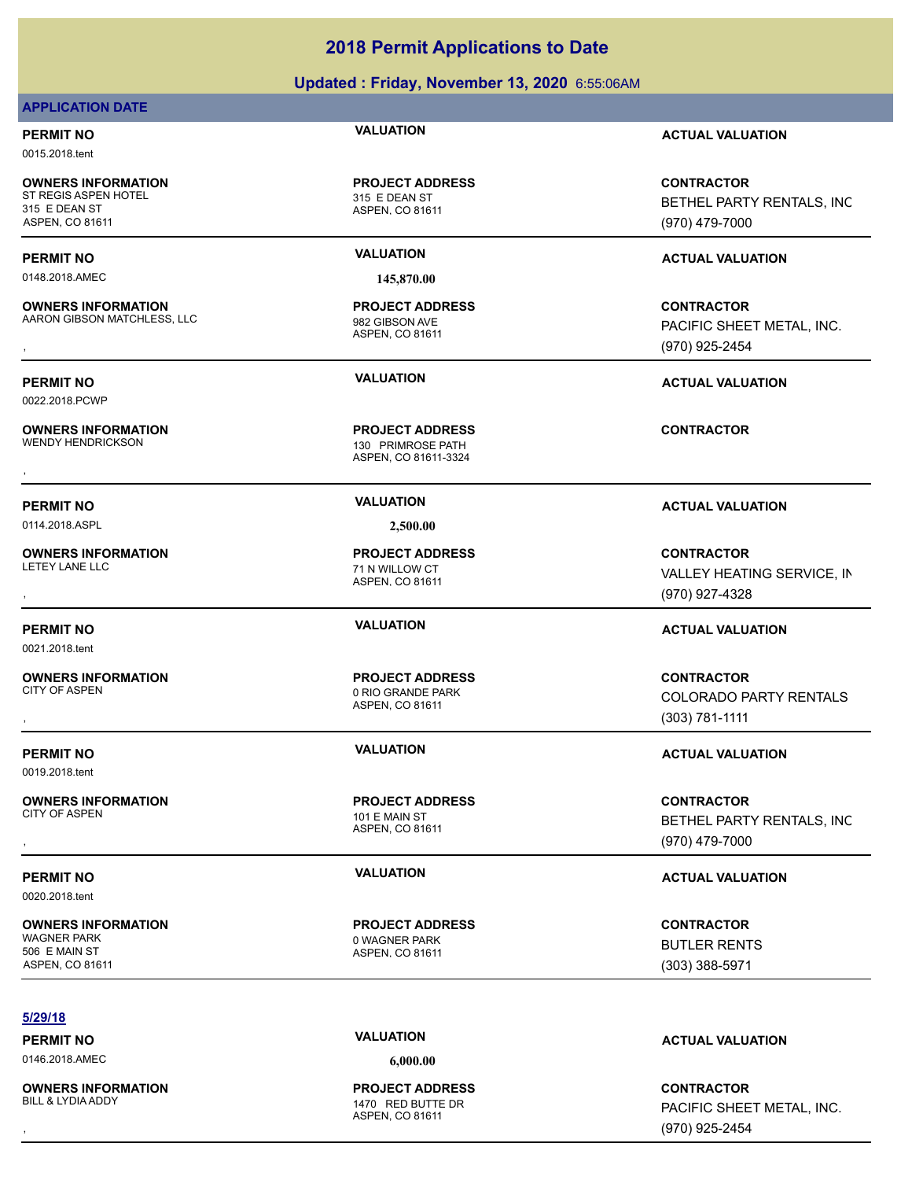# 2018 Permit Applications to Date

## Updated : Friday, November 13, 2020 6:55:06AM

**APPLICATION DATE**

| PERMIT NO | VALUATION | ACTUAL VALUATION |
|---|---|---|
| 0015.2018.tent | | |

| OWNERS INFORMATION | PROJECT ADDRESS | CONTRACTOR |
|---|---|---|
| ST REGIS ASPEN HOTEL<br>315 E DEAN ST<br>ASPEN, CO 81611 | 315 E DEAN ST<br>ASPEN, CO 81611 | BETHEL PARTY RENTALS, INC<br>(970) 479-7000 |

---

| PERMIT NO | VALUATION | ACTUAL VALUATION |
|---|---|---|
| 0148.2018.AMEC | 145,870.00 | |

| OWNERS INFORMATION | PROJECT ADDRESS | CONTRACTOR |
|---|---|---|
| AARON GIBSON MATCHLESS, LLC<br>, | 982 GIBSON AVE<br>ASPEN, CO 81611 | PACIFIC SHEET METAL, INC.<br>(970) 925-2454 |

---

| PERMIT NO | VALUATION | ACTUAL VALUATION |
|---|---|---|
| 0022.2018.PCWP | | |

| OWNERS INFORMATION | PROJECT ADDRESS | CONTRACTOR |
|---|---|---|
| WENDY HENDRICKSON<br>, | 130 PRIMROSE PATH<br>ASPEN, CO 81611-3324 | |

---

| PERMIT NO | VALUATION | ACTUAL VALUATION |
|---|---|---|
| 0114.2018.ASPL | 2,500.00 | |

| OWNERS INFORMATION | PROJECT ADDRESS | CONTRACTOR |
|---|---|---|
| LETEY LANE LLC<br>, | 71 N WILLOW CT<br>ASPEN, CO 81611 | VALLEY HEATING SERVICE, IN<br>(970) 927-4328 |

---

| PERMIT NO | VALUATION | ACTUAL VALUATION |
|---|---|---|
| 0021.2018.tent | | |

| OWNERS INFORMATION | PROJECT ADDRESS | CONTRACTOR |
|---|---|---|
| CITY OF ASPEN<br>, | 0 RIO GRANDE PARK<br>ASPEN, CO 81611 | COLORADO PARTY RENTALS<br>(303) 781-1111 |

---

| PERMIT NO | VALUATION | ACTUAL VALUATION |
|---|---|---|
| 0019.2018.tent | | |

| OWNERS INFORMATION | PROJECT ADDRESS | CONTRACTOR |
|---|---|---|
| CITY OF ASPEN<br>, | 101 E MAIN ST<br>ASPEN, CO 81611 | BETHEL PARTY RENTALS, INC<br>(970) 479-7000 |

---

| PERMIT NO | VALUATION | ACTUAL VALUATION |
|---|---|---|
| 0020.2018.tent | | |

| OWNERS INFORMATION | PROJECT ADDRESS | CONTRACTOR |
|---|---|---|
| WAGNER PARK<br>506 E MAIN ST<br>ASPEN, CO 81611 | 0 WAGNER PARK<br>ASPEN, CO 81611 | BUTLER RENTS<br>(303) 388-5971 |

---

**5/29/18**

| PERMIT NO | VALUATION | ACTUAL VALUATION |
|---|---|---|
| 0146.2018.AMEC | 6,000.00 | |

| OWNERS INFORMATION | PROJECT ADDRESS | CONTRACTOR |
|---|---|---|
| BILL & LYDIA ADDY<br>, | 1470 RED BUTTE DR<br>ASPEN, CO 81611 | PACIFIC SHEET METAL, INC.<br>(970) 925-2454 |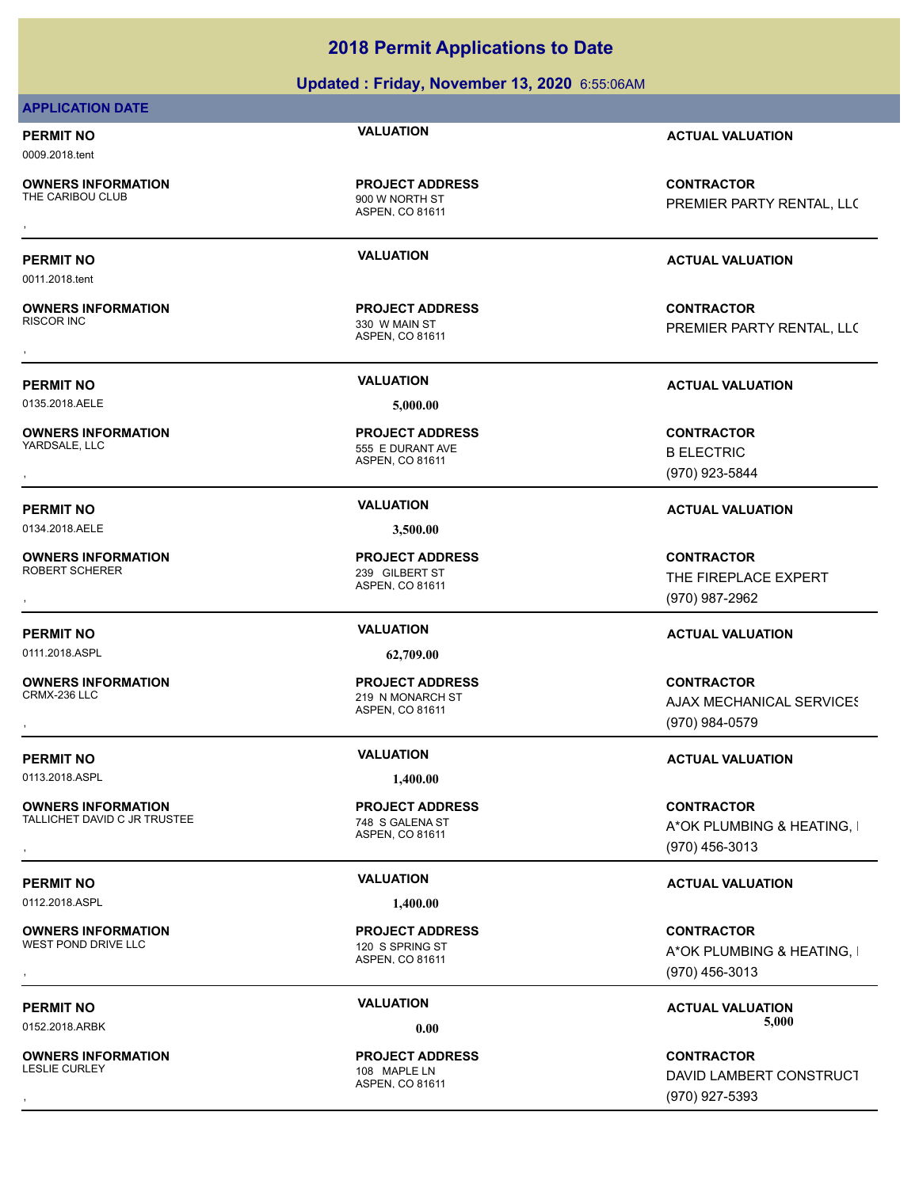# 2018 Permit Applications to Date

**Updated : Friday, November 13, 2020** 6:55:06AM

**APPLICATION DATE**

---

**PERMIT NO** 0009.2018.tent
**VALUATION**
**ACTUAL VALUATION**

**OWNERS INFORMATION**
THE CARIBOU CLUB
,

**PROJECT ADDRESS**
900 W NORTH ST
ASPEN, CO 81611

**CONTRACTOR**
PREMIER PARTY RENTAL, LLC

---

**PERMIT NO** 0011.2018.tent
**VALUATION**
**ACTUAL VALUATION**

**OWNERS INFORMATION**
RISCOR INC
,

**PROJECT ADDRESS**
330 W MAIN ST
ASPEN, CO 81611

**CONTRACTOR**
PREMIER PARTY RENTAL, LLC

---

**PERMIT NO** 0135.2018.AELE
**VALUATION** 5,000.00
**ACTUAL VALUATION**

**OWNERS INFORMATION**
YARDSALE, LLC
,

**PROJECT ADDRESS**
555 E DURANT AVE
ASPEN, CO 81611

**CONTRACTOR**
B ELECTRIC
(970) 923-5844

---

**PERMIT NO** 0134.2018.AELE
**VALUATION** 3,500.00
**ACTUAL VALUATION**

**OWNERS INFORMATION**
ROBERT SCHERER
,

**PROJECT ADDRESS**
239 GILBERT ST
ASPEN, CO 81611

**CONTRACTOR**
THE FIREPLACE EXPERT
(970) 987-2962

---

**PERMIT NO** 0111.2018.ASPL
**VALUATION** 62,709.00
**ACTUAL VALUATION**

**OWNERS INFORMATION**
CRMX-236 LLC
,

**PROJECT ADDRESS**
219 N MONARCH ST
ASPEN, CO 81611

**CONTRACTOR**
AJAX MECHANICAL SERVICES
(970) 984-0579

---

**PERMIT NO** 0113.2018.ASPL
**VALUATION** 1,400.00
**ACTUAL VALUATION**

**OWNERS INFORMATION**
TALLICHET DAVID C JR TRUSTEE
,

**PROJECT ADDRESS**
748 S GALENA ST
ASPEN, CO 81611

**CONTRACTOR**
A*OK PLUMBING & HEATING, I
(970) 456-3013

---

**PERMIT NO** 0112.2018.ASPL
**VALUATION** 1,400.00
**ACTUAL VALUATION**

**OWNERS INFORMATION**
WEST POND DRIVE LLC
,

**PROJECT ADDRESS**
120 S SPRING ST
ASPEN, CO 81611

**CONTRACTOR**
A*OK PLUMBING & HEATING, I
(970) 456-3013

---

**PERMIT NO** 0152.2018.ARBK
**VALUATION** 0.00
**ACTUAL VALUATION** 5,000

**OWNERS INFORMATION**
LESLIE CURLEY
,

**PROJECT ADDRESS**
108 MAPLE LN
ASPEN, CO 81611

**CONTRACTOR**
DAVID LAMBERT CONSTRUCT
(970) 927-5393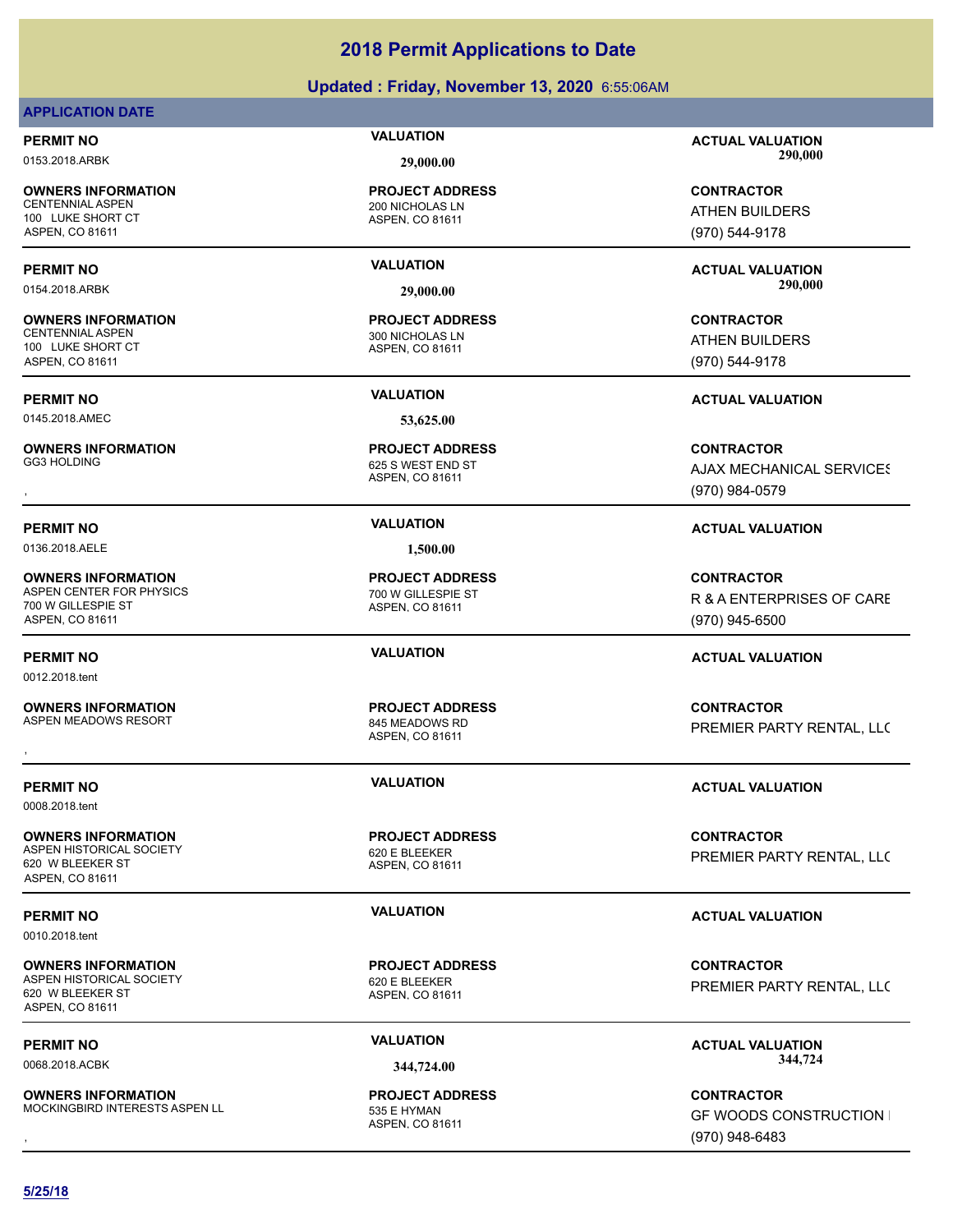# 2018 Permit Applications to Date

## Updated : Friday, November 13, 2020 6:55:06AM

### APPLICATION DATE

**PERMIT NO** 0153.2018.ARBK
**VALUATION** 29,000.00
**ACTUAL VALUATION** 290,000

**OWNERS INFORMATION**
CENTENNIAL ASPEN
100 LUKE SHORT CT
ASPEN, CO 81611

**PROJECT ADDRESS**
200 NICHOLAS LN
ASPEN, CO 81611

**CONTRACTOR**
ATHEN BUILDERS
(970) 544-9178

---

**PERMIT NO** 0154.2018.ARBK
**VALUATION** 29,000.00
**ACTUAL VALUATION** 290,000

**OWNERS INFORMATION**
CENTENNIAL ASPEN
100 LUKE SHORT CT
ASPEN, CO 81611

**PROJECT ADDRESS**
300 NICHOLAS LN
ASPEN, CO 81611

**CONTRACTOR**
ATHEN BUILDERS
(970) 544-9178

---

**PERMIT NO** 0145.2018.AMEC
**VALUATION** 53,625.00
**ACTUAL VALUATION**

**OWNERS INFORMATION**
GG3 HOLDING
,

**PROJECT ADDRESS**
625 S WEST END ST
ASPEN, CO 81611

**CONTRACTOR**
AJAX MECHANICAL SERVICES
(970) 984-0579

---

**PERMIT NO** 0136.2018.AELE
**VALUATION** 1,500.00
**ACTUAL VALUATION**

**OWNERS INFORMATION**
ASPEN CENTER FOR PHYSICS
700 W GILLESPIE ST
ASPEN, CO 81611

**PROJECT ADDRESS**
700 W GILLESPIE ST
ASPEN, CO 81611

**CONTRACTOR**
R & A ENTERPRISES OF CARE
(970) 945-6500

---

**PERMIT NO** 0012.2018.tent
**VALUATION**
**ACTUAL VALUATION**

**OWNERS INFORMATION**
ASPEN MEADOWS RESORT
,

**PROJECT ADDRESS**
845 MEADOWS RD
ASPEN, CO 81611

**CONTRACTOR**
PREMIER PARTY RENTAL, LLC

---

**PERMIT NO** 0008.2018.tent
**VALUATION**
**ACTUAL VALUATION**

**OWNERS INFORMATION**
ASPEN HISTORICAL SOCIETY
620 W BLEEKER ST
ASPEN, CO 81611

**PROJECT ADDRESS**
620 E BLEEKER
ASPEN, CO 81611

**CONTRACTOR**
PREMIER PARTY RENTAL, LLC

---

**PERMIT NO** 0010.2018.tent
**VALUATION**
**ACTUAL VALUATION**

**OWNERS INFORMATION**
ASPEN HISTORICAL SOCIETY
620 W BLEEKER ST
ASPEN, CO 81611

**PROJECT ADDRESS**
620 E BLEEKER
ASPEN, CO 81611

**CONTRACTOR**
PREMIER PARTY RENTAL, LLC

---

**PERMIT NO** 0068.2018.ACBK
**VALUATION** 344,724.00
**ACTUAL VALUATION** 344,724

**OWNERS INFORMATION**
MOCKINGBIRD INTERESTS ASPEN LL
,

**PROJECT ADDRESS**
535 E HYMAN
ASPEN, CO 81611

**CONTRACTOR**
GF WOODS CONSTRUCTION I
(970) 948-6483

---

5/25/18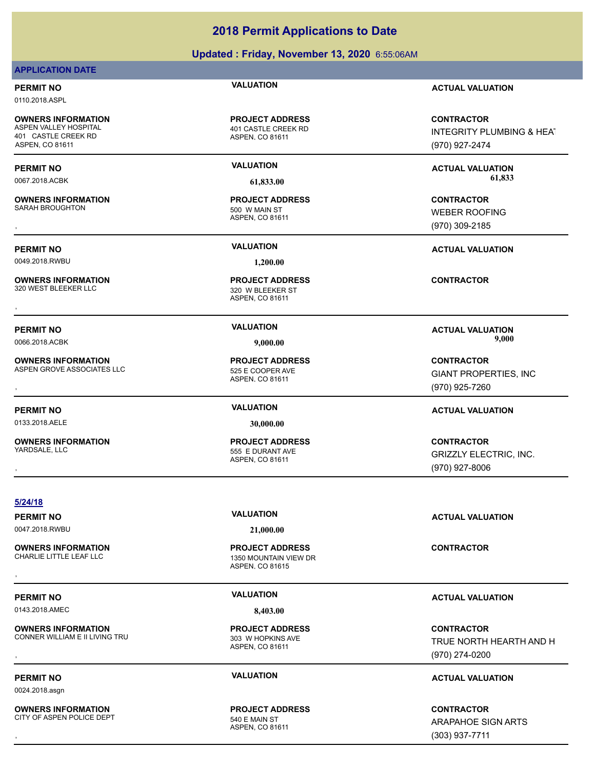# 2018 Permit Applications to Date

## Updated : Friday, November 13, 2020 6:55:06AM

**APPLICATION DATE**

| PERMIT NO | VALUATION | ACTUAL VALUATION |
|---|---|---|
| 0110.2018.ASPL | | |

| OWNERS INFORMATION | PROJECT ADDRESS | CONTRACTOR |
|---|---|---|
| ASPEN VALLEY HOSPITAL<br>401 CASTLE CREEK RD<br>ASPEN, CO 81611 | 401 CASTLE CREEK RD<br>ASPEN, CO 81611 | INTEGRITY PLUMBING & HEAT<br>(970) 927-2474 |

---

| PERMIT NO | VALUATION | ACTUAL VALUATION |
|---|---|---|
| 0067.2018.ACBK | 61,833.00 | 61,833 |

| OWNERS INFORMATION | PROJECT ADDRESS | CONTRACTOR |
|---|---|---|
| SARAH BROUGHTON<br>, | 500 W MAIN ST<br>ASPEN, CO 81611 | WEBER ROOFING<br>(970) 309-2185 |

---

| PERMIT NO | VALUATION | ACTUAL VALUATION |
|---|---|---|
| 0049.2018.RWBU | 1,200.00 | |

| OWNERS INFORMATION | PROJECT ADDRESS | CONTRACTOR |
|---|---|---|
| 320 WEST BLEEKER LLC<br>, | 320 W BLEEKER ST<br>ASPEN, CO 81611 | |

---

| PERMIT NO | VALUATION | ACTUAL VALUATION |
|---|---|---|
| 0066.2018.ACBK | 9,000.00 | 9,000 |

| OWNERS INFORMATION | PROJECT ADDRESS | CONTRACTOR |
|---|---|---|
| ASPEN GROVE ASSOCIATES LLC<br>, | 525 E COOPER AVE<br>ASPEN, CO 81611 | GIANT PROPERTIES, INC<br>(970) 925-7260 |

---

| PERMIT NO | VALUATION | ACTUAL VALUATION |
|---|---|---|
| 0133.2018.AELE | 30,000.00 | |

| OWNERS INFORMATION | PROJECT ADDRESS | CONTRACTOR |
|---|---|---|
| YARDSALE, LLC<br>, | 555 E DURANT AVE<br>ASPEN, CO 81611 | GRIZZLY ELECTRIC, INC.<br>(970) 927-8006 |

---

**5/24/18**

| PERMIT NO | VALUATION | ACTUAL VALUATION |
|---|---|---|
| 0047.2018.RWBU | 21,000.00 | |

| OWNERS INFORMATION | PROJECT ADDRESS | CONTRACTOR |
|---|---|---|
| CHARLIE LITTLE LEAF LLC<br>, | 1350 MOUNTAIN VIEW DR<br>ASPEN, CO 81615 | |

---

| PERMIT NO | VALUATION | ACTUAL VALUATION |
|---|---|---|
| 0143.2018.AMEC | 8,403.00 | |

| OWNERS INFORMATION | PROJECT ADDRESS | CONTRACTOR |
|---|---|---|
| CONNER WILLIAM E II LIVING TRU<br>, | 303 W HOPKINS AVE<br>ASPEN, CO 81611 | TRUE NORTH HEARTH AND H<br>(970) 274-0200 |

---

| PERMIT NO | VALUATION | ACTUAL VALUATION |
|---|---|---|
| 0024.2018.asgn | | |

| OWNERS INFORMATION | PROJECT ADDRESS | CONTRACTOR |
|---|---|---|
| CITY OF ASPEN POLICE DEPT<br>, | 540 E MAIN ST<br>ASPEN, CO 81611 | ARAPAHOE SIGN ARTS<br>(303) 937-7711 |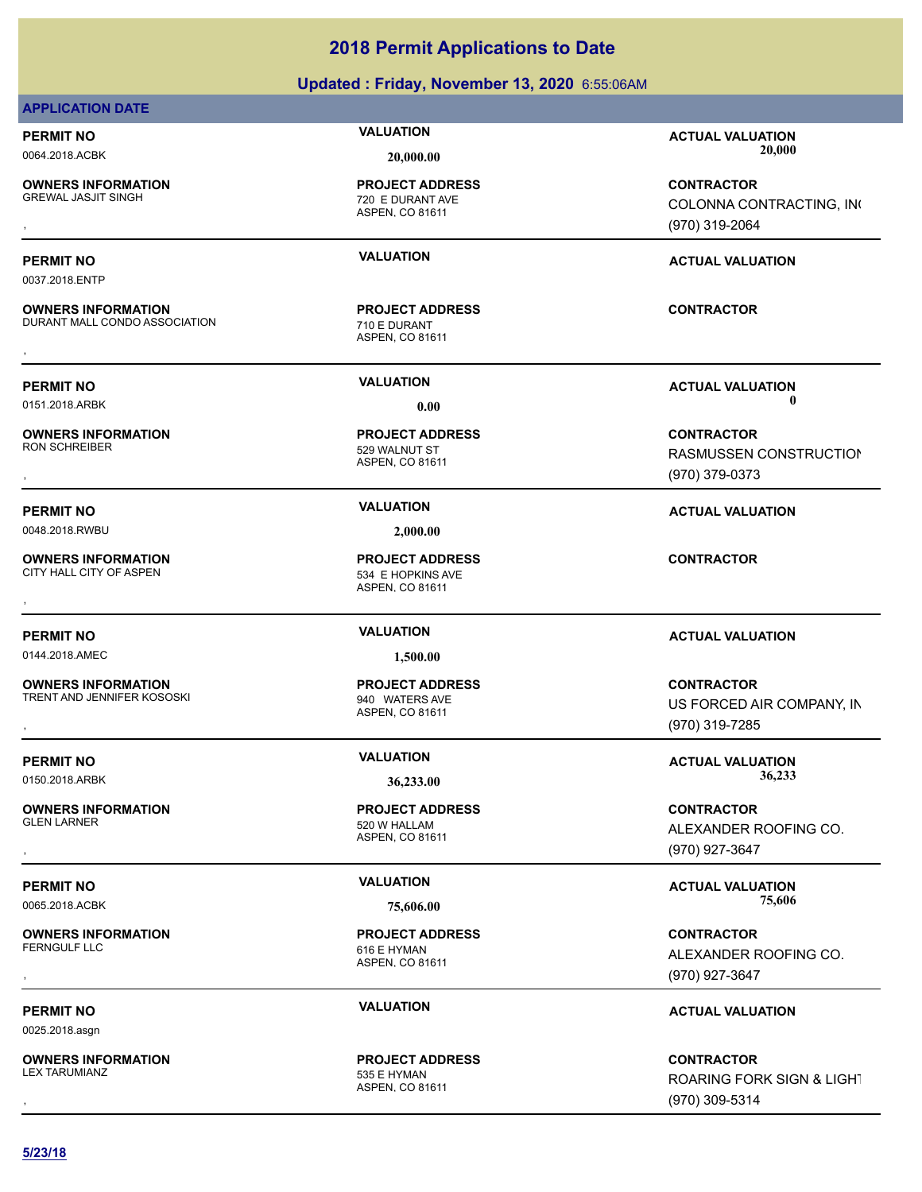# 2018 Permit Applications to Date

## Updated : Friday, November 13, 2020 6:55:06AM

**APPLICATION DATE**

| PERMIT NO | VALUATION | ACTUAL VALUATION | OWNERS INFORMATION | PROJECT ADDRESS | CONTRACTOR |
|---|---|---|---|---|---|
| 0064.2018.ACBK | 20,000.00 | 20,000 | GREWAL JASJIT SINGH<br>, | 720 E DURANT AVE<br>ASPEN, CO 81611 | COLONNA CONTRACTING, INC<br>(970) 319-2064 |
| 0037.2018.ENTP | | | DURANT MALL CONDO ASSOCIATION<br>, | 710 E DURANT<br>ASPEN, CO 81611 | |
| 0151.2018.ARBK | 0.00 | 0 | RON SCHREIBER<br>, | 529 WALNUT ST<br>ASPEN, CO 81611 | RASMUSSEN CONSTRUCTION<br>(970) 379-0373 |
| 0048.2018.RWBU | 2,000.00 | | CITY HALL CITY OF ASPEN<br>, | 534 E HOPKINS AVE<br>ASPEN, CO 81611 | |
| 0144.2018.AMEC | 1,500.00 | | TRENT AND JENNIFER KOSOSKI<br>, | 940 WATERS AVE<br>ASPEN, CO 81611 | US FORCED AIR COMPANY, IN<br>(970) 319-7285 |
| 0150.2018.ARBK | 36,233.00 | 36,233 | GLEN LARNER<br>, | 520 W HALLAM<br>ASPEN, CO 81611 | ALEXANDER ROOFING CO.<br>(970) 927-3647 |
| 0065.2018.ACBK | 75,606.00 | 75,606 | FERNGULF LLC<br>, | 616 E HYMAN<br>ASPEN, CO 81611 | ALEXANDER ROOFING CO.<br>(970) 927-3647 |
| 0025.2018.asgn | | | LEX TARUMIANZ<br>, | 535 E HYMAN<br>ASPEN, CO 81611 | ROARING FORK SIGN & LIGHT<br>(970) 309-5314 |

**5/23/18**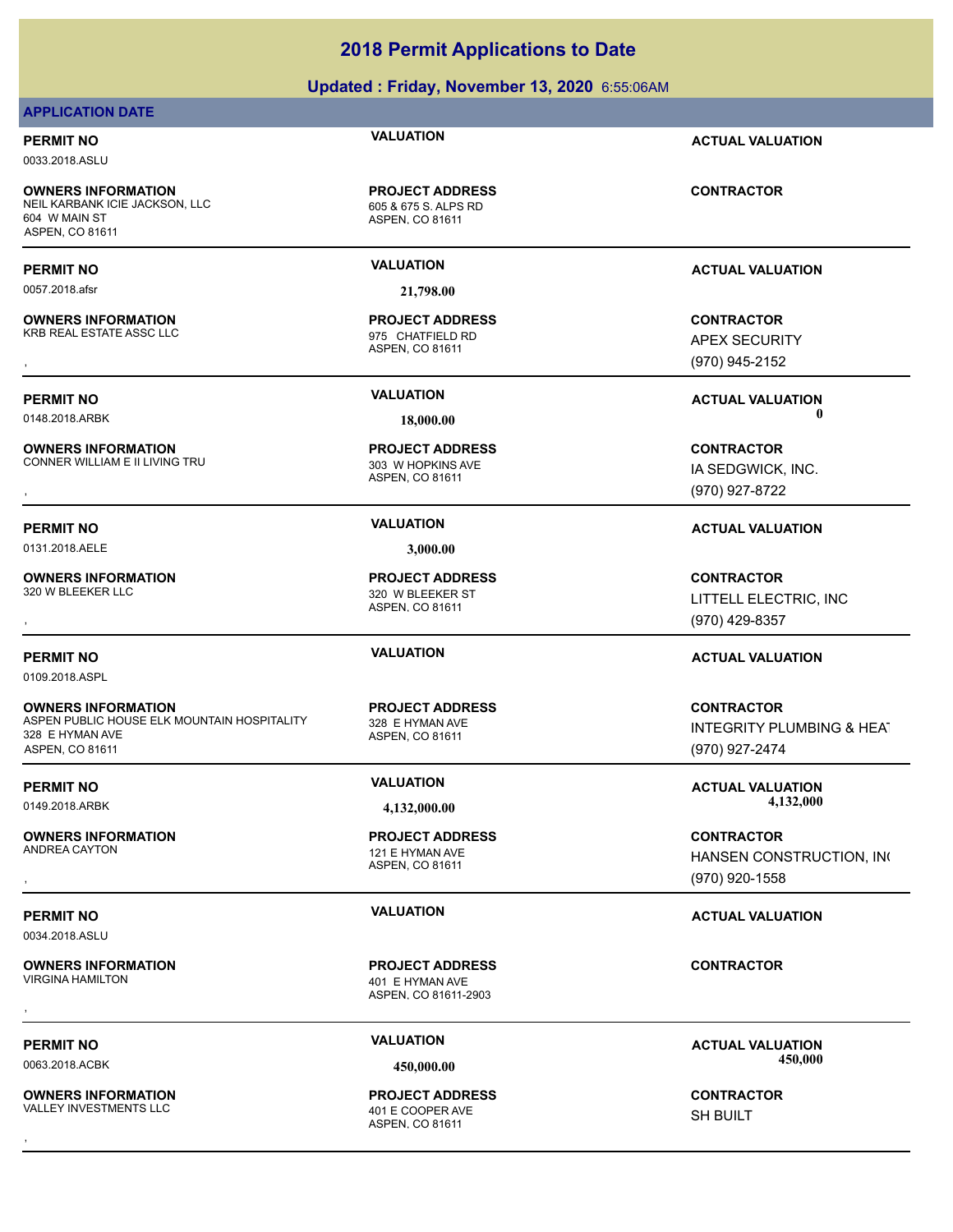# 2018 Permit Applications to Date

## Updated : Friday, November 13, 2020 6:55:06AM

**APPLICATION DATE**

---

**PERMIT NO**: 0033.2018.ASLU
**VALUATION**:
**ACTUAL VALUATION**:

**OWNERS INFORMATION**
NEIL KARBANK ICIE JACKSON, LLC
604 W MAIN ST
ASPEN, CO 81611

**PROJECT ADDRESS**
605 & 675 S. ALPS RD
ASPEN, CO 81611

**CONTRACTOR**

---

**PERMIT NO**: 0057.2018.afsr
**VALUATION**: 21,798.00
**ACTUAL VALUATION**:

**OWNERS INFORMATION**
KRB REAL ESTATE ASSC LLC
,

**PROJECT ADDRESS**
975 CHATFIELD RD
ASPEN, CO 81611

**CONTRACTOR**
APEX SECURITY
(970) 945-2152

---

**PERMIT NO**: 0148.2018.ARBK
**VALUATION**: 18,000.00
**ACTUAL VALUATION**: 0

**OWNERS INFORMATION**
CONNER WILLIAM E II LIVING TRU
,

**PROJECT ADDRESS**
303 W HOPKINS AVE
ASPEN, CO 81611

**CONTRACTOR**
IA SEDGWICK, INC.
(970) 927-8722

---

**PERMIT NO**: 0131.2018.AELE
**VALUATION**: 3,000.00
**ACTUAL VALUATION**:

**OWNERS INFORMATION**
320 W BLEEKER LLC
,

**PROJECT ADDRESS**
320 W BLEEKER ST
ASPEN, CO 81611

**CONTRACTOR**
LITTELL ELECTRIC, INC
(970) 429-8357

---

**PERMIT NO**: 0109.2018.ASPL
**VALUATION**:
**ACTUAL VALUATION**:

**OWNERS INFORMATION**
ASPEN PUBLIC HOUSE ELK MOUNTAIN HOSPITALITY
328 E HYMAN AVE
ASPEN, CO 81611

**PROJECT ADDRESS**
328 E HYMAN AVE
ASPEN, CO 81611

**CONTRACTOR**
INTEGRITY PLUMBING & HEAT
(970) 927-2474

---

**PERMIT NO**: 0149.2018.ARBK
**VALUATION**: 4,132,000.00
**ACTUAL VALUATION**: 4,132,000

**OWNERS INFORMATION**
ANDREA CAYTON
,

**PROJECT ADDRESS**
121 E HYMAN AVE
ASPEN, CO 81611

**CONTRACTOR**
HANSEN CONSTRUCTION, IN(
(970) 920-1558

---

**PERMIT NO**: 0034.2018.ASLU
**VALUATION**:
**ACTUAL VALUATION**:

**OWNERS INFORMATION**
VIRGINA HAMILTON
,

**PROJECT ADDRESS**
401 E HYMAN AVE
ASPEN, CO 81611-2903

**CONTRACTOR**

---

**PERMIT NO**: 0063.2018.ACBK
**VALUATION**: 450,000.00
**ACTUAL VALUATION**: 450,000

**OWNERS INFORMATION**
VALLEY INVESTMENTS LLC
,

**PROJECT ADDRESS**
401 E COOPER AVE
ASPEN, CO 81611

**CONTRACTOR**
SH BUILT

---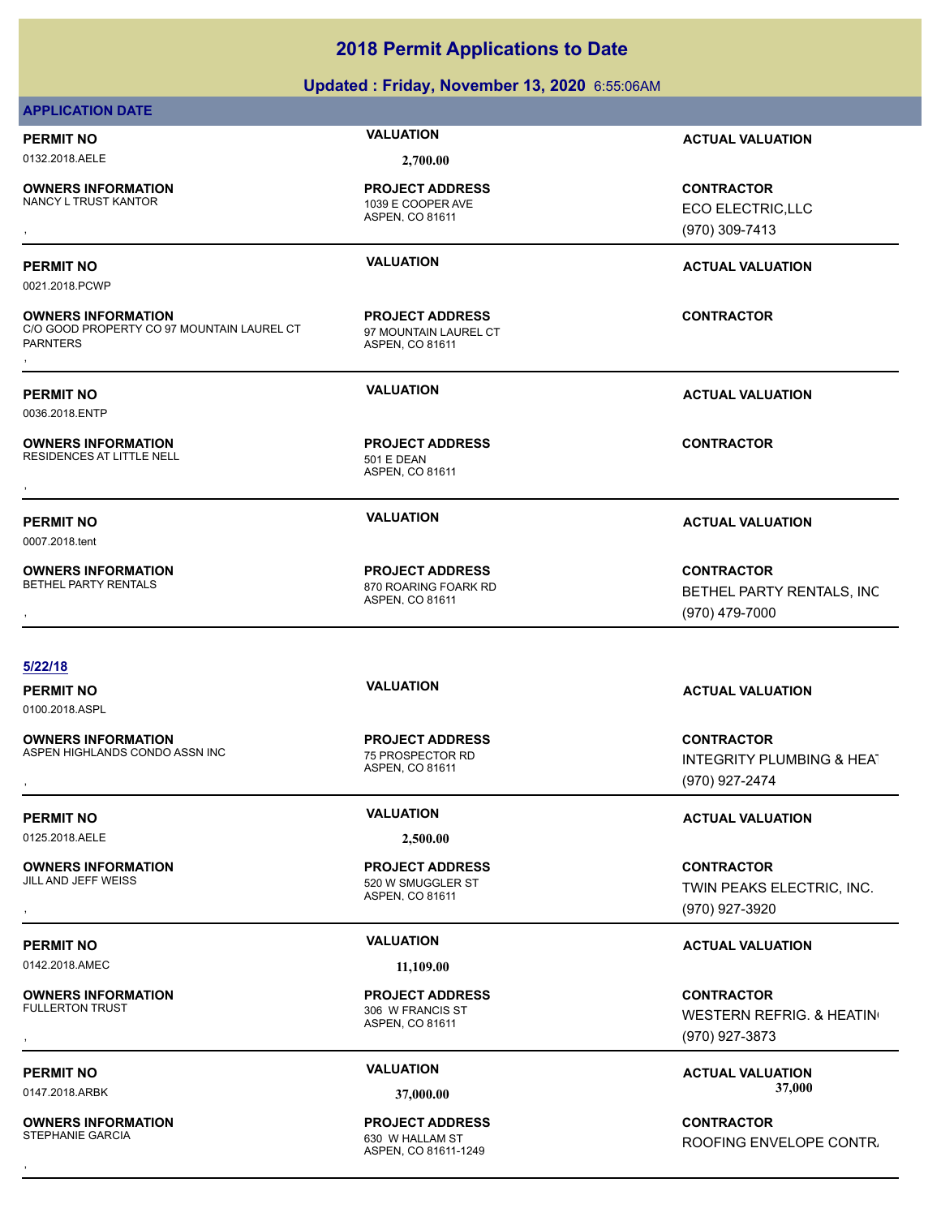# 2018 Permit Applications to Date

## Updated : Friday, November 13, 2020 6:55:06AM

**APPLICATION DATE**

| PERMIT NO | VALUATION | ACTUAL VALUATION |
|---|---|---|
| 0132.2018.AELE | 2,700.00 | |
| **OWNERS INFORMATION** | **PROJECT ADDRESS** | **CONTRACTOR** |
| NANCY L TRUST KANTOR<br>, | 1039 E COOPER AVE<br>ASPEN, CO 81611 | ECO ELECTRIC,LLC<br>(970) 309-7413 |

| PERMIT NO | VALUATION | ACTUAL VALUATION |
|---|---|---|
| 0021.2018.PCWP | | |
| **OWNERS INFORMATION** | **PROJECT ADDRESS** | **CONTRACTOR** |
| C/O GOOD PROPERTY CO 97 MOUNTAIN LAUREL CT PARNTERS<br>, | 97 MOUNTAIN LAUREL CT<br>ASPEN, CO 81611 | |

| PERMIT NO | VALUATION | ACTUAL VALUATION |
|---|---|---|
| 0036.2018.ENTP | | |
| **OWNERS INFORMATION** | **PROJECT ADDRESS** | **CONTRACTOR** |
| RESIDENCES AT LITTLE NELL<br>, | 501 E DEAN<br>ASPEN, CO 81611 | |

| PERMIT NO | VALUATION | ACTUAL VALUATION |
|---|---|---|
| 0007.2018.tent | | |
| **OWNERS INFORMATION** | **PROJECT ADDRESS** | **CONTRACTOR** |
| BETHEL PARTY RENTALS<br>, | 870 ROARING FOARK RD<br>ASPEN, CO 81611 | BETHEL PARTY RENTALS, INC<br>(970) 479-7000 |

**5/22/18**

| PERMIT NO | VALUATION | ACTUAL VALUATION |
|---|---|---|
| 0100.2018.ASPL | | |
| **OWNERS INFORMATION** | **PROJECT ADDRESS** | **CONTRACTOR** |
| ASPEN HIGHLANDS CONDO ASSN INC<br>, | 75 PROSPECTOR RD<br>ASPEN, CO 81611 | INTEGRITY PLUMBING & HEAT<br>(970) 927-2474 |

| PERMIT NO | VALUATION | ACTUAL VALUATION |
|---|---|---|
| 0125.2018.AELE | 2,500.00 | |
| **OWNERS INFORMATION** | **PROJECT ADDRESS** | **CONTRACTOR** |
| JILL AND JEFF WEISS<br>, | 520 W SMUGGLER ST<br>ASPEN, CO 81611 | TWIN PEAKS ELECTRIC, INC.<br>(970) 927-3920 |

| PERMIT NO | VALUATION | ACTUAL VALUATION |
|---|---|---|
| 0142.2018.AMEC | 11,109.00 | |
| **OWNERS INFORMATION** | **PROJECT ADDRESS** | **CONTRACTOR** |
| FULLERTON TRUST<br>, | 306 W FRANCIS ST<br>ASPEN, CO 81611 | WESTERN REFRIG. & HEATIN<br>(970) 927-3873 |

| PERMIT NO | VALUATION | ACTUAL VALUATION |
|---|---|---|
| 0147.2018.ARBK | 37,000.00 | 37,000 |
| **OWNERS INFORMATION** | **PROJECT ADDRESS** | **CONTRACTOR** |
| STEPHANIE GARCIA<br>, | 630 W HALLAM ST<br>ASPEN, CO 81611-1249 | ROOFING ENVELOPE CONTR |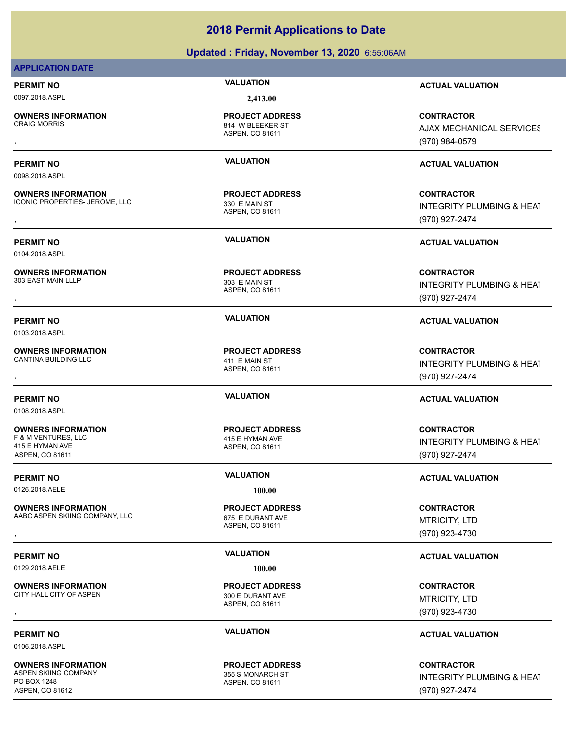# 2018 Permit Applications to Date

## Updated : Friday, November 13, 2020 6:55:06AM

**APPLICATION DATE**

| PERMIT NO | VALUATION | ACTUAL VALUATION |
|---|---|---|
| 0097.2018.ASPL | 2,413.00 | |

| OWNERS INFORMATION | PROJECT ADDRESS | CONTRACTOR |
|---|---|---|
| CRAIG MORRIS<br>, | 814 W BLEEKER ST<br>ASPEN, CO 81611 | AJAX MECHANICAL SERVICES<br>(970) 984-0579 |

---

| PERMIT NO | VALUATION | ACTUAL VALUATION |
|---|---|---|
| 0098.2018.ASPL | | |

| OWNERS INFORMATION | PROJECT ADDRESS | CONTRACTOR |
|---|---|---|
| ICONIC PROPERTIES- JEROME, LLC<br>, | 330 E MAIN ST<br>ASPEN, CO 81611 | INTEGRITY PLUMBING & HEAT<br>(970) 927-2474 |

---

| PERMIT NO | VALUATION | ACTUAL VALUATION |
|---|---|---|
| 0104.2018.ASPL | | |

| OWNERS INFORMATION | PROJECT ADDRESS | CONTRACTOR |
|---|---|---|
| 303 EAST MAIN LLLP<br>, | 303 E MAIN ST<br>ASPEN, CO 81611 | INTEGRITY PLUMBING & HEAT<br>(970) 927-2474 |

---

| PERMIT NO | VALUATION | ACTUAL VALUATION |
|---|---|---|
| 0103.2018.ASPL | | |

| OWNERS INFORMATION | PROJECT ADDRESS | CONTRACTOR |
|---|---|---|
| CANTINA BUILDING LLC<br>, | 411 E MAIN ST<br>ASPEN, CO 81611 | INTEGRITY PLUMBING & HEAT<br>(970) 927-2474 |

---

| PERMIT NO | VALUATION | ACTUAL VALUATION |
|---|---|---|
| 0108.2018.ASPL | | |

| OWNERS INFORMATION | PROJECT ADDRESS | CONTRACTOR |
|---|---|---|
| F & M VENTURES, LLC<br>415 E HYMAN AVE<br>ASPEN, CO 81611 | 415 E HYMAN AVE<br>ASPEN, CO 81611 | INTEGRITY PLUMBING & HEAT<br>(970) 927-2474 |

---

| PERMIT NO | VALUATION | ACTUAL VALUATION |
|---|---|---|
| 0126.2018.AELE | 100.00 | |

| OWNERS INFORMATION | PROJECT ADDRESS | CONTRACTOR |
|---|---|---|
| AABC ASPEN SKIING COMPANY, LLC<br>, | 675 E DURANT AVE<br>ASPEN, CO 81611 | MTRICITY, LTD<br>(970) 923-4730 |

---

| PERMIT NO | VALUATION | ACTUAL VALUATION |
|---|---|---|
| 0129.2018.AELE | 100.00 | |

| OWNERS INFORMATION | PROJECT ADDRESS | CONTRACTOR |
|---|---|---|
| CITY HALL CITY OF ASPEN<br>, | 300 E DURANT AVE<br>ASPEN, CO 81611 | MTRICITY, LTD<br>(970) 923-4730 |

---

| PERMIT NO | VALUATION | ACTUAL VALUATION |
|---|---|---|
| 0106.2018.ASPL | | |

| OWNERS INFORMATION | PROJECT ADDRESS | CONTRACTOR |
|---|---|---|
| ASPEN SKIING COMPANY<br>PO BOX 1248<br>ASPEN, CO 81612 | 355 S MONARCH ST<br>ASPEN, CO 81611 | INTEGRITY PLUMBING & HEAT<br>(970) 927-2474 |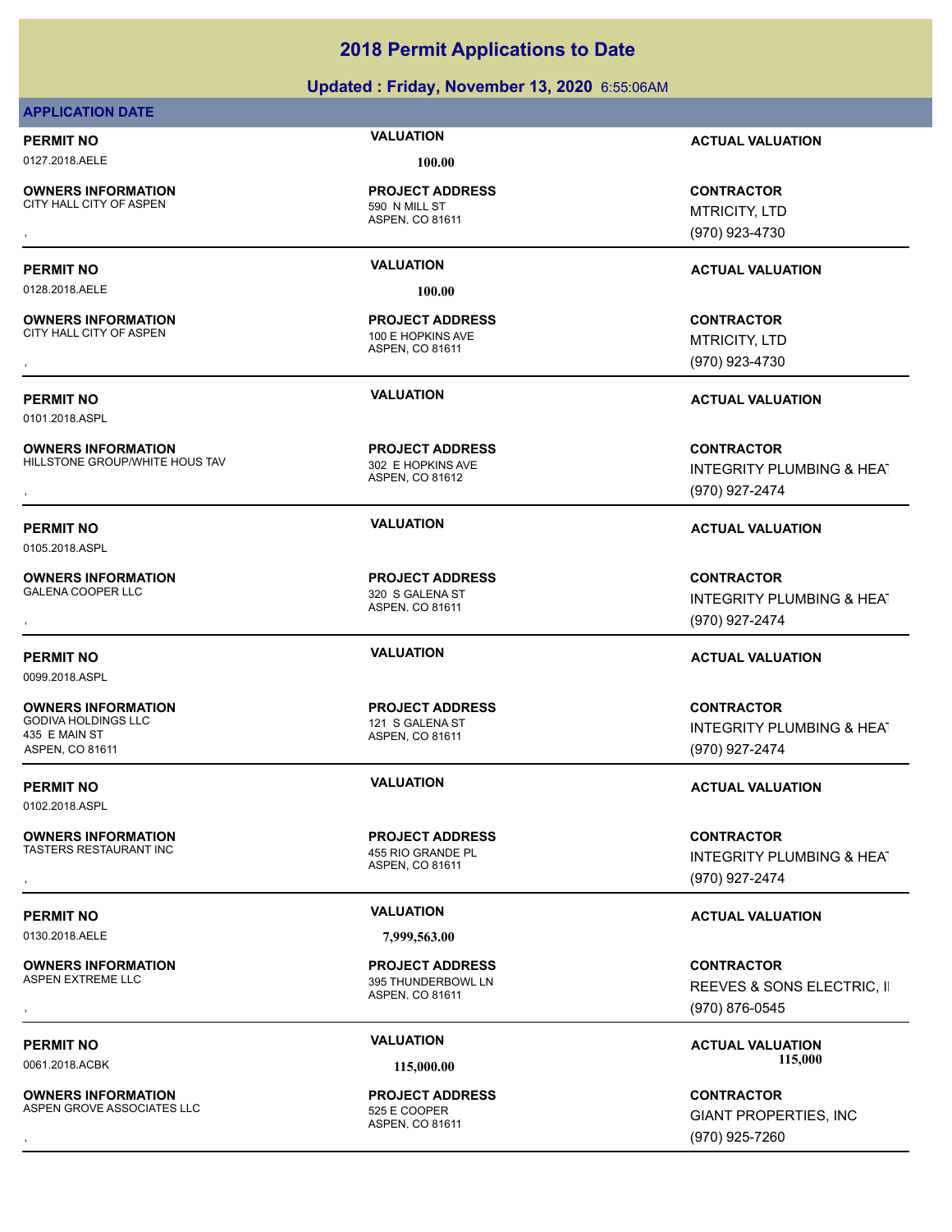# 2018 Permit Applications to Date

## Updated : Friday, November 13, 2020 6:55:06AM

**APPLICATION DATE**

| PERMIT NO | VALUATION | ACTUAL VALUATION |
|---|---|---|
| 0127.2018.AELE | 100.00 | |
| **OWNERS INFORMATION** | **PROJECT ADDRESS** | **CONTRACTOR** |
| CITY HALL CITY OF ASPEN<br>, | 590 N MILL ST<br>ASPEN, CO 81611 | MTRICITY, LTD<br>(970) 923-4730 |

| PERMIT NO | VALUATION | ACTUAL VALUATION |
|---|---|---|
| 0128.2018.AELE | 100.00 | |
| **OWNERS INFORMATION** | **PROJECT ADDRESS** | **CONTRACTOR** |
| CITY HALL CITY OF ASPEN<br>, | 100 E HOPKINS AVE<br>ASPEN, CO 81611 | MTRICITY, LTD<br>(970) 923-4730 |

| PERMIT NO | VALUATION | ACTUAL VALUATION |
|---|---|---|
| 0101.2018.ASPL | | |
| **OWNERS INFORMATION** | **PROJECT ADDRESS** | **CONTRACTOR** |
| HILLSTONE GROUP/WHITE HOUS TAV<br>, | 302 E HOPKINS AVE<br>ASPEN, CO 81612 | INTEGRITY PLUMBING & HEAT<br>(970) 927-2474 |

| PERMIT NO | VALUATION | ACTUAL VALUATION |
|---|---|---|
| 0105.2018.ASPL | | |
| **OWNERS INFORMATION** | **PROJECT ADDRESS** | **CONTRACTOR** |
| GALENA COOPER LLC<br>, | 320 S GALENA ST<br>ASPEN, CO 81611 | INTEGRITY PLUMBING & HEAT<br>(970) 927-2474 |

| PERMIT NO | VALUATION | ACTUAL VALUATION |
|---|---|---|
| 0099.2018.ASPL | | |
| **OWNERS INFORMATION** | **PROJECT ADDRESS** | **CONTRACTOR** |
| GODIVA HOLDINGS LLC<br>435 E MAIN ST<br>ASPEN, CO 81611 | 121 S GALENA ST<br>ASPEN, CO 81611 | INTEGRITY PLUMBING & HEAT<br>(970) 927-2474 |

| PERMIT NO | VALUATION | ACTUAL VALUATION |
|---|---|---|
| 0102.2018.ASPL | | |
| **OWNERS INFORMATION** | **PROJECT ADDRESS** | **CONTRACTOR** |
| TASTERS RESTAURANT INC<br>, | 455 RIO GRANDE PL<br>ASPEN, CO 81611 | INTEGRITY PLUMBING & HEAT<br>(970) 927-2474 |

| PERMIT NO | VALUATION | ACTUAL VALUATION |
|---|---|---|
| 0130.2018.AELE | 7,999,563.00 | |
| **OWNERS INFORMATION** | **PROJECT ADDRESS** | **CONTRACTOR** |
| ASPEN EXTREME LLC<br>, | 395 THUNDERBOWL LN<br>ASPEN, CO 81611 | REEVES & SONS ELECTRIC, I<br>(970) 876-0545 |

| PERMIT NO | VALUATION | ACTUAL VALUATION |
|---|---|---|
| 0061.2018.ACBK | 115,000.00 | 115,000 |
| **OWNERS INFORMATION** | **PROJECT ADDRESS** | **CONTRACTOR** |
| ASPEN GROVE ASSOCIATES LLC<br>, | 525 E COOPER<br>ASPEN, CO 81611 | GIANT PROPERTIES, INC<br>(970) 925-7260 |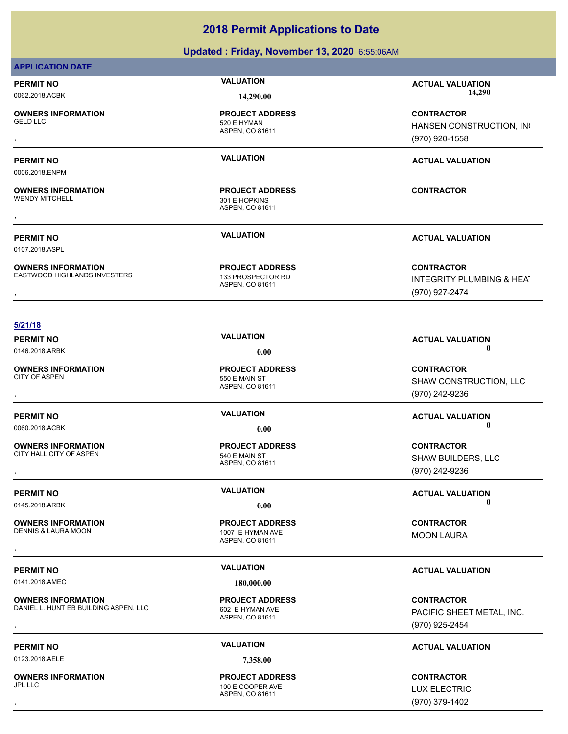# 2018 Permit Applications to Date

## Updated : Friday, November 13, 2020 6:55:06AM

**APPLICATION DATE**

| PERMIT NO | VALUATION | ACTUAL VALUATION |
|---|---|---|
| 0062.2018.ACBK | 14,290.00 | 14,290 |
| **OWNERS INFORMATION** | **PROJECT ADDRESS** | **CONTRACTOR** |
| GELD LLC<br>, | 520 E HYMAN<br>ASPEN, CO 81611 | HANSEN CONSTRUCTION, INC<br>(970) 920-1558 |

| PERMIT NO | VALUATION | ACTUAL VALUATION |
|---|---|---|
| 0006.2018.ENPM | | |
| **OWNERS INFORMATION** | **PROJECT ADDRESS** | **CONTRACTOR** |
| WENDY MITCHELL<br>, | 301 E HOPKINS<br>ASPEN, CO 81611 | |

| PERMIT NO | VALUATION | ACTUAL VALUATION |
|---|---|---|
| 0107.2018.ASPL | | |
| **OWNERS INFORMATION** | **PROJECT ADDRESS** | **CONTRACTOR** |
| EASTWOOD HIGHLANDS INVESTERS<br>, | 133 PROSPECTOR RD<br>ASPEN, CO 81611 | INTEGRITY PLUMBING & HEAT<br>(970) 927-2474 |

**5/21/18**

| PERMIT NO | VALUATION | ACTUAL VALUATION |
|---|---|---|
| 0146.2018.ARBK | 0.00 | 0 |
| **OWNERS INFORMATION** | **PROJECT ADDRESS** | **CONTRACTOR** |
| CITY OF ASPEN<br>, | 550 E MAIN ST<br>ASPEN, CO 81611 | SHAW CONSTRUCTION, LLC<br>(970) 242-9236 |

| PERMIT NO | VALUATION | ACTUAL VALUATION |
|---|---|---|
| 0060.2018.ACBK | 0.00 | 0 |
| **OWNERS INFORMATION** | **PROJECT ADDRESS** | **CONTRACTOR** |
| CITY HALL CITY OF ASPEN<br>, | 540 E MAIN ST<br>ASPEN, CO 81611 | SHAW BUILDERS, LLC<br>(970) 242-9236 |

| PERMIT NO | VALUATION | ACTUAL VALUATION |
|---|---|---|
| 0145.2018.ARBK | 0.00 | 0 |
| **OWNERS INFORMATION** | **PROJECT ADDRESS** | **CONTRACTOR** |
| DENNIS & LAURA MOON<br>, | 1007 E HYMAN AVE<br>ASPEN, CO 81611 | MOON LAURA |

| PERMIT NO | VALUATION | ACTUAL VALUATION |
|---|---|---|
| 0141.2018.AMEC | 180,000.00 | |
| **OWNERS INFORMATION** | **PROJECT ADDRESS** | **CONTRACTOR** |
| DANIEL L. HUNT EB BUILDING ASPEN, LLC<br>, | 602 E HYMAN AVE<br>ASPEN, CO 81611 | PACIFIC SHEET METAL, INC.<br>(970) 925-2454 |

| PERMIT NO | VALUATION | ACTUAL VALUATION |
|---|---|---|
| 0123.2018.AELE | 7,358.00 | |
| **OWNERS INFORMATION** | **PROJECT ADDRESS** | **CONTRACTOR** |
| JPL LLC<br>, | 100 E COOPER AVE<br>ASPEN, CO 81611 | LUX ELECTRIC<br>(970) 379-1402 |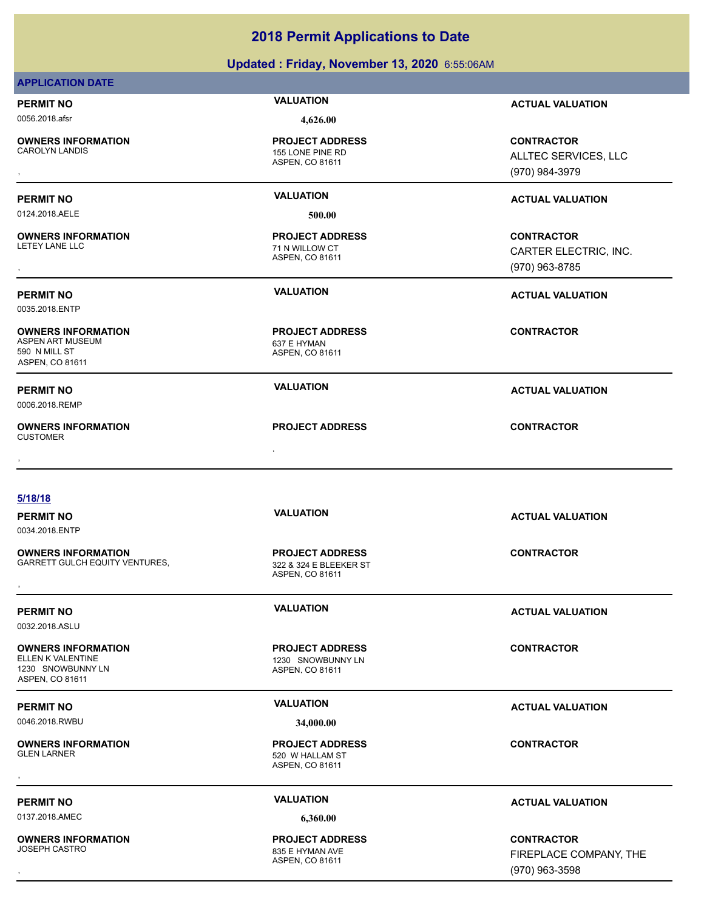# 2018 Permit Applications to Date

## Updated : Friday, November 13, 2020 6:55:06AM

**APPLICATION DATE**

**PERMIT NO** 0056.2018.afsr
**VALUATION** 4,626.00
**ACTUAL VALUATION**

**OWNERS INFORMATION**
CAROLYN LANDIS
,

**PROJECT ADDRESS**
155 LONE PINE RD
ASPEN, CO 81611

**CONTRACTOR**
ALLTEC SERVICES, LLC
(970) 984-3979

---

**PERMIT NO** 0124.2018.AELE
**VALUATION** 500.00
**ACTUAL VALUATION**

**OWNERS INFORMATION**
LETEY LANE LLC
,

**PROJECT ADDRESS**
71 N WILLOW CT
ASPEN, CO 81611

**CONTRACTOR**
CARTER ELECTRIC, INC.
(970) 963-8785

---

**PERMIT NO** 0035.2018.ENTP
**VALUATION**
**ACTUAL VALUATION**

**OWNERS INFORMATION**
ASPEN ART MUSEUM
590 N MILL ST
ASPEN, CO 81611

**PROJECT ADDRESS**
637 E HYMAN
ASPEN, CO 81611

**CONTRACTOR**

---

**PERMIT NO** 0006.2018.REMP
**VALUATION**
**ACTUAL VALUATION**

**OWNERS INFORMATION**
CUSTOMER
,

**PROJECT ADDRESS**
,

**CONTRACTOR**

---

**5/18/18**

**PERMIT NO** 0034.2018.ENTP
**VALUATION**
**ACTUAL VALUATION**

**OWNERS INFORMATION**
GARRETT GULCH EQUITY VENTURES,
,

**PROJECT ADDRESS**
322 & 324 E BLEEKER ST
ASPEN, CO 81611

**CONTRACTOR**

---

**PERMIT NO** 0032.2018.ASLU
**VALUATION**
**ACTUAL VALUATION**

**OWNERS INFORMATION**
ELLEN K VALENTINE
1230 SNOWBUNNY LN
ASPEN, CO 81611

**PROJECT ADDRESS**
1230 SNOWBUNNY LN
ASPEN, CO 81611

**CONTRACTOR**

---

**PERMIT NO** 0046.2018.RWBU
**VALUATION** 34,000.00
**ACTUAL VALUATION**

**OWNERS INFORMATION**
GLEN LARNER
,

**PROJECT ADDRESS**
520 W HALLAM ST
ASPEN, CO 81611

**CONTRACTOR**

---

**PERMIT NO** 0137.2018.AMEC
**VALUATION** 6,360.00
**ACTUAL VALUATION**

**OWNERS INFORMATION**
JOSEPH CASTRO
,

**PROJECT ADDRESS**
835 E HYMAN AVE
ASPEN, CO 81611

**CONTRACTOR**
FIREPLACE COMPANY, THE
(970) 963-3598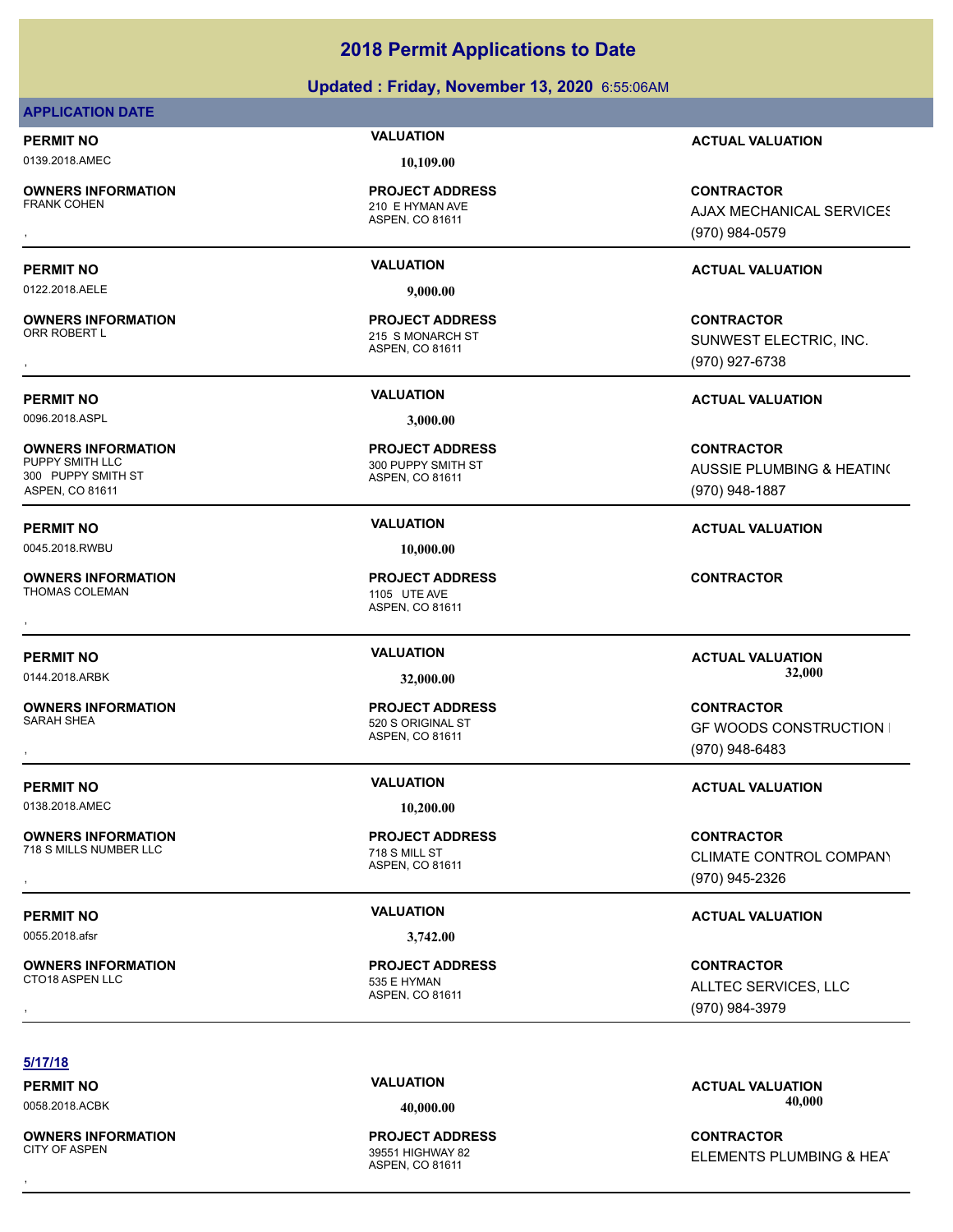# 2018 Permit Applications to Date

**Updated : Friday, November 13, 2020** 6:55:06AM

**APPLICATION DATE**

| PERMIT NO | VALUATION | ACTUAL VALUATION |
|---|---|---|
| 0139.2018.AMEC | 10,109.00 | |
| **OWNERS INFORMATION** | **PROJECT ADDRESS** | **CONTRACTOR** |
| FRANK COHEN<br>, | 210 E HYMAN AVE<br>ASPEN, CO 81611 | AJAX MECHANICAL SERVICES<br>(970) 984-0579 |

| PERMIT NO | VALUATION | ACTUAL VALUATION |
|---|---|---|
| 0122.2018.AELE | 9,000.00 | |
| **OWNERS INFORMATION** | **PROJECT ADDRESS** | **CONTRACTOR** |
| ORR ROBERT L<br>, | 215 S MONARCH ST<br>ASPEN, CO 81611 | SUNWEST ELECTRIC, INC.<br>(970) 927-6738 |

| PERMIT NO | VALUATION | ACTUAL VALUATION |
|---|---|---|
| 0096.2018.ASPL | 3,000.00 | |
| **OWNERS INFORMATION** | **PROJECT ADDRESS** | **CONTRACTOR** |
| PUPPY SMITH LLC<br>300 PUPPY SMITH ST<br>ASPEN, CO 81611 | 300 PUPPY SMITH ST<br>ASPEN, CO 81611 | AUSSIE PLUMBING & HEATING<br>(970) 948-1887 |

| PERMIT NO | VALUATION | ACTUAL VALUATION |
|---|---|---|
| 0045.2018.RWBU | 10,000.00 | |
| **OWNERS INFORMATION** | **PROJECT ADDRESS** | **CONTRACTOR** |
| THOMAS COLEMAN<br>, | 1105 UTE AVE<br>ASPEN, CO 81611 | |

| PERMIT NO | VALUATION | ACTUAL VALUATION |
|---|---|---|
| 0144.2018.ARBK | 32,000.00 | 32,000 |
| **OWNERS INFORMATION** | **PROJECT ADDRESS** | **CONTRACTOR** |
| SARAH SHEA<br>, | 520 S ORIGINAL ST<br>ASPEN, CO 81611 | GF WOODS CONSTRUCTION I<br>(970) 948-6483 |

| PERMIT NO | VALUATION | ACTUAL VALUATION |
|---|---|---|
| 0138.2018.AMEC | 10,200.00 | |
| **OWNERS INFORMATION** | **PROJECT ADDRESS** | **CONTRACTOR** |
| 718 S MILLS NUMBER LLC<br>, | 718 S MILL ST<br>ASPEN, CO 81611 | CLIMATE CONTROL COMPANY<br>(970) 945-2326 |

| PERMIT NO | VALUATION | ACTUAL VALUATION |
|---|---|---|
| 0055.2018.afsr | 3,742.00 | |
| **OWNERS INFORMATION** | **PROJECT ADDRESS** | **CONTRACTOR** |
| CTO18 ASPEN LLC<br>, | 535 E HYMAN<br>ASPEN, CO 81611 | ALLTEC SERVICES, LLC<br>(970) 984-3979 |

**5/17/18**

| PERMIT NO | VALUATION | ACTUAL VALUATION |
|---|---|---|
| 0058.2018.ACBK | 40,000.00 | 40,000 |
| **OWNERS INFORMATION** | **PROJECT ADDRESS** | **CONTRACTOR** |
| CITY OF ASPEN<br>, | 39551 HIGHWAY 82<br>ASPEN, CO 81611 | ELEMENTS PLUMBING & HEAT |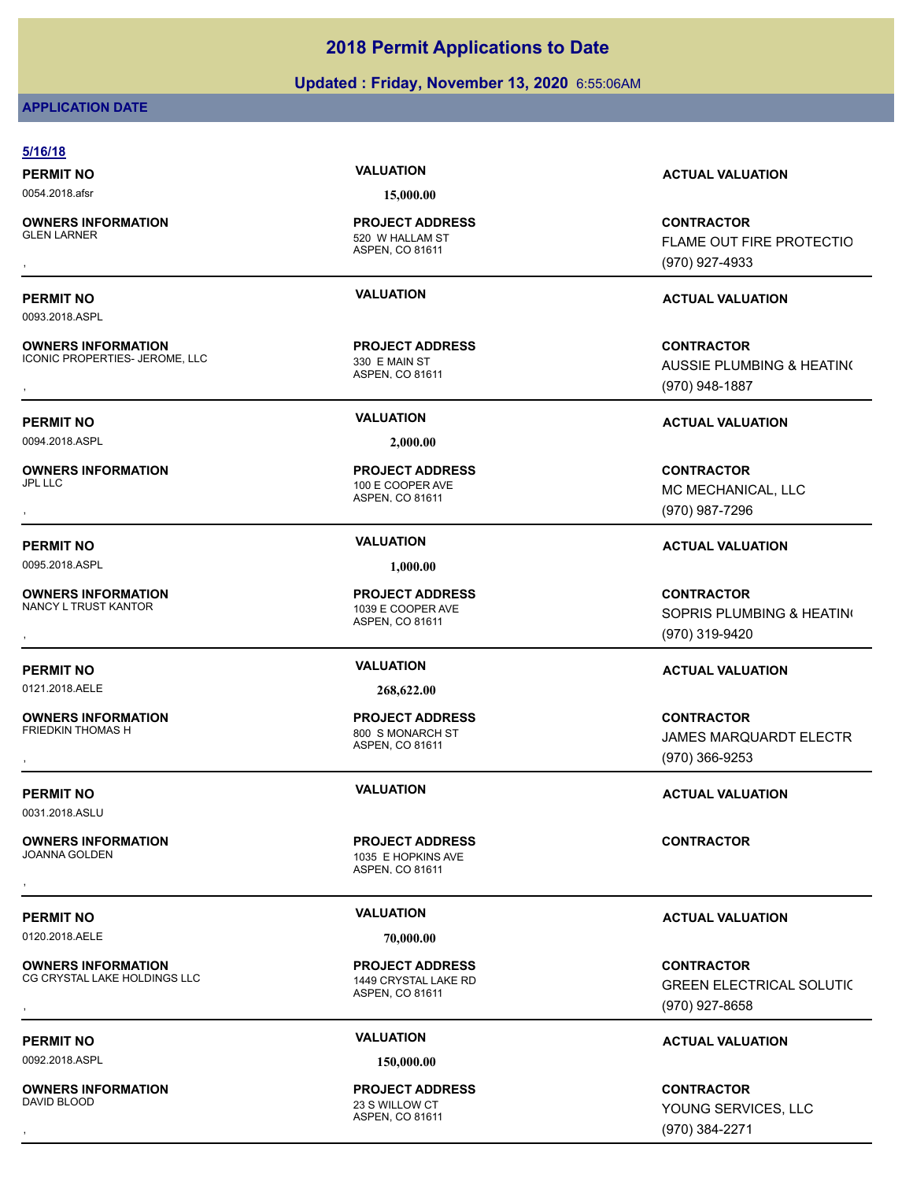# 2018 Permit Applications to Date

**Updated : Friday, November 13, 2020** 6:55:06AM

**APPLICATION DATE**

**5/16/18**

| PERMIT NO | VALUATION | ACTUAL VALUATION |
|---|---|---|
| 0054.2018.afsr | 15,000.00 | |
| **OWNERS INFORMATION** | **PROJECT ADDRESS** | **CONTRACTOR** |
| GLEN LARNER<br>, | 520 W HALLAM ST<br>ASPEN, CO 81611 | FLAME OUT FIRE PROTECTIO<br>(970) 927-4933 |

| PERMIT NO | VALUATION | ACTUAL VALUATION |
|---|---|---|
| 0093.2018.ASPL | | |
| **OWNERS INFORMATION** | **PROJECT ADDRESS** | **CONTRACTOR** |
| ICONIC PROPERTIES- JEROME, LLC<br>, | 330 E MAIN ST<br>ASPEN, CO 81611 | AUSSIE PLUMBING & HEATIN(<br>(970) 948-1887 |

| PERMIT NO | VALUATION | ACTUAL VALUATION |
|---|---|---|
| 0094.2018.ASPL | 2,000.00 | |
| **OWNERS INFORMATION** | **PROJECT ADDRESS** | **CONTRACTOR** |
| JPL LLC<br>, | 100 E COOPER AVE<br>ASPEN, CO 81611 | MC MECHANICAL, LLC<br>(970) 987-7296 |

| PERMIT NO | VALUATION | ACTUAL VALUATION |
|---|---|---|
| 0095.2018.ASPL | 1,000.00 | |
| **OWNERS INFORMATION** | **PROJECT ADDRESS** | **CONTRACTOR** |
| NANCY L TRUST KANTOR<br>, | 1039 E COOPER AVE<br>ASPEN, CO 81611 | SOPRIS PLUMBING & HEATIN(<br>(970) 319-9420 |

| PERMIT NO | VALUATION | ACTUAL VALUATION |
|---|---|---|
| 0121.2018.AELE | 268,622.00 | |
| **OWNERS INFORMATION** | **PROJECT ADDRESS** | **CONTRACTOR** |
| FRIEDKIN THOMAS H<br>, | 800 S MONARCH ST<br>ASPEN, CO 81611 | JAMES MARQUARDT ELECTR<br>(970) 366-9253 |

| PERMIT NO | VALUATION | ACTUAL VALUATION |
|---|---|---|
| 0031.2018.ASLU | | |
| **OWNERS INFORMATION** | **PROJECT ADDRESS** | **CONTRACTOR** |
| JOANNA GOLDEN<br>, | 1035 E HOPKINS AVE<br>ASPEN, CO 81611 | |

| PERMIT NO | VALUATION | ACTUAL VALUATION |
|---|---|---|
| 0120.2018.AELE | 70,000.00 | |
| **OWNERS INFORMATION** | **PROJECT ADDRESS** | **CONTRACTOR** |
| CG CRYSTAL LAKE HOLDINGS LLC<br>, | 1449 CRYSTAL LAKE RD<br>ASPEN, CO 81611 | GREEN ELECTRICAL SOLUTIC<br>(970) 927-8658 |

| PERMIT NO | VALUATION | ACTUAL VALUATION |
|---|---|---|
| 0092.2018.ASPL | 150,000.00 | |
| **OWNERS INFORMATION** | **PROJECT ADDRESS** | **CONTRACTOR** |
| DAVID BLOOD<br>, | 23 S WILLOW CT<br>ASPEN, CO 81611 | YOUNG SERVICES, LLC<br>(970) 384-2271 |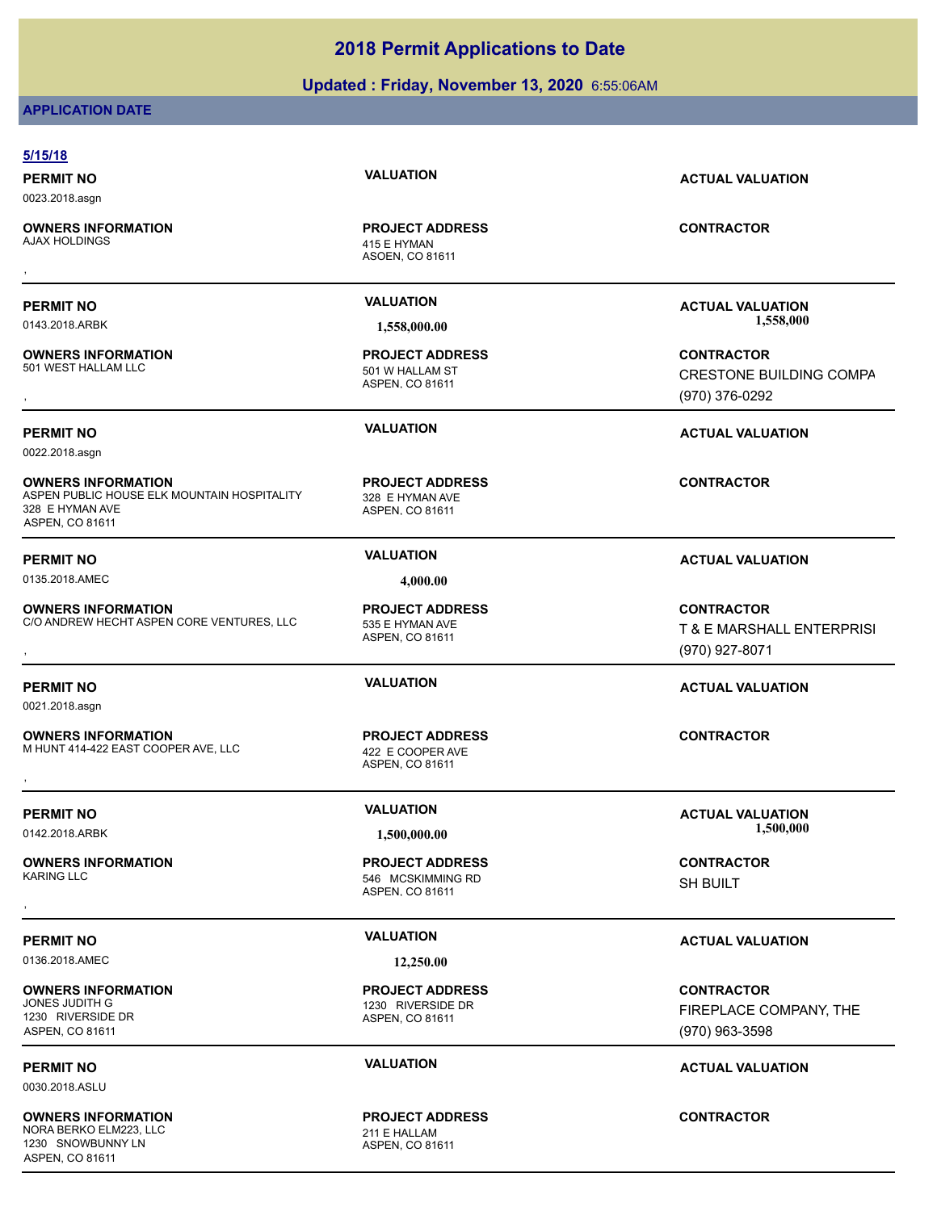# 2018 Permit Applications to Date

**Updated : Friday, November 13, 2020** 6:55:06AM

**APPLICATION DATE**

**5/15/18**

**PERMIT NO**
0023.2018.asgn

**VALUATION**

**ACTUAL VALUATION**

**OWNERS INFORMATION**
AJAX HOLDINGS
,

**PROJECT ADDRESS**
415 E HYMAN
ASOEN, CO 81611

**CONTRACTOR**

---

**PERMIT NO**
0143.2018.ARBK

**VALUATION**
1,558,000.00

**ACTUAL VALUATION**
1,558,000

**OWNERS INFORMATION**
501 WEST HALLAM LLC
,

**PROJECT ADDRESS**
501 W HALLAM ST
ASPEN, CO 81611

**CONTRACTOR**
CRESTONE BUILDING COMPA
(970) 376-0292

---

**PERMIT NO**
0022.2018.asgn

**VALUATION**

**ACTUAL VALUATION**

**OWNERS INFORMATION**
ASPEN PUBLIC HOUSE ELK MOUNTAIN HOSPITALITY
328 E HYMAN AVE
ASPEN, CO 81611

**PROJECT ADDRESS**
328 E HYMAN AVE
ASPEN, CO 81611

**CONTRACTOR**

---

**PERMIT NO**
0135.2018.AMEC

**VALUATION**
4,000.00

**ACTUAL VALUATION**

**OWNERS INFORMATION**
C/O ANDREW HECHT ASPEN CORE VENTURES, LLC
,

**PROJECT ADDRESS**
535 E HYMAN AVE
ASPEN, CO 81611

**CONTRACTOR**
T & E MARSHALL ENTERPRISI
(970) 927-8071

---

**PERMIT NO**
0021.2018.asgn

**VALUATION**

**ACTUAL VALUATION**

**OWNERS INFORMATION**
M HUNT 414-422 EAST COOPER AVE, LLC
,

**PROJECT ADDRESS**
422 E COOPER AVE
ASPEN, CO 81611

**CONTRACTOR**

---

**PERMIT NO**
0142.2018.ARBK

**VALUATION**
1,500,000.00

**ACTUAL VALUATION**
1,500,000

**OWNERS INFORMATION**
KARING LLC
,

**PROJECT ADDRESS**
546 MCSKIMMING RD
ASPEN, CO 81611

**CONTRACTOR**
SH BUILT

---

**PERMIT NO**
0136.2018.AMEC

**VALUATION**
12,250.00

**ACTUAL VALUATION**

**OWNERS INFORMATION**
JONES JUDITH G
1230 RIVERSIDE DR
ASPEN, CO 81611

**PROJECT ADDRESS**
1230 RIVERSIDE DR
ASPEN, CO 81611

**CONTRACTOR**
FIREPLACE COMPANY, THE
(970) 963-3598

---

**PERMIT NO**
0030.2018.ASLU

**VALUATION**

**ACTUAL VALUATION**

**OWNERS INFORMATION**
NORA BERKO ELM223, LLC
1230 SNOWBUNNY LN
ASPEN, CO 81611

**PROJECT ADDRESS**
211 E HALLAM
ASPEN, CO 81611

**CONTRACTOR**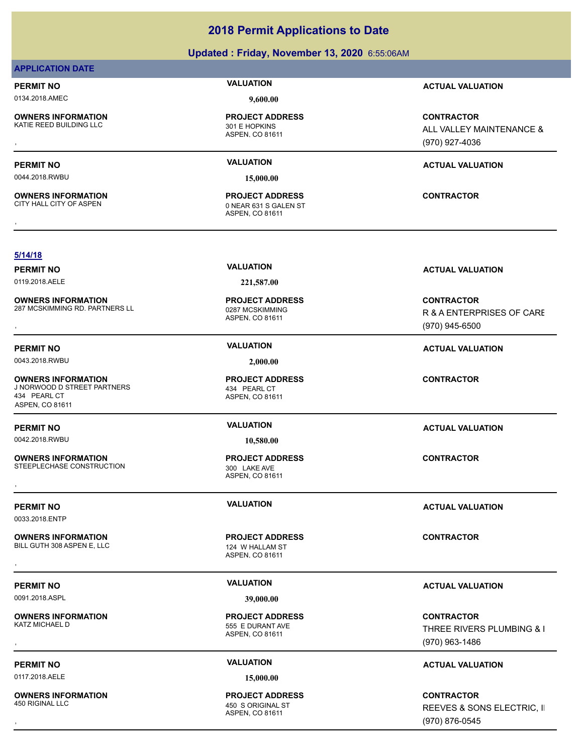# 2018 Permit Applications to Date

## Updated : Friday, November 13, 2020 6:55:06AM

**APPLICATION DATE**

| PERMIT NO | VALUATION | ACTUAL VALUATION |
|---|---|---|
| 0134.2018.AMEC | 9,600.00 | |

| OWNERS INFORMATION | PROJECT ADDRESS | CONTRACTOR |
|---|---|---|
| KATIE REED BUILDING LLC<br>, | 301 E HOPKINS<br>ASPEN, CO 81611 | ALL VALLEY MAINTENANCE &<br>(970) 927-4036 |

| PERMIT NO | VALUATION | ACTUAL VALUATION |
|---|---|---|
| 0044.2018.RWBU | 15,000.00 | |

| OWNERS INFORMATION | PROJECT ADDRESS | CONTRACTOR |
|---|---|---|
| CITY HALL CITY OF ASPEN<br>, | 0 NEAR 631 S GALEN ST<br>ASPEN, CO 81611 | |

**5/14/18**

| PERMIT NO | VALUATION | ACTUAL VALUATION |
|---|---|---|
| 0119.2018.AELE | 221,587.00 | |

| OWNERS INFORMATION | PROJECT ADDRESS | CONTRACTOR |
|---|---|---|
| 287 MCSKIMMING RD. PARTNERS LL<br>, | 0287 MCSKIMMING<br>ASPEN, CO 81611 | R & A ENTERPRISES OF CARE<br>(970) 945-6500 |

| PERMIT NO | VALUATION | ACTUAL VALUATION |
|---|---|---|
| 0043.2018.RWBU | 2,000.00 | |

| OWNERS INFORMATION | PROJECT ADDRESS | CONTRACTOR |
|---|---|---|
| J NORWOOD D STREET PARTNERS<br>434 PEARL CT<br>ASPEN, CO 81611 | 434 PEARL CT<br>ASPEN, CO 81611 | |

| PERMIT NO | VALUATION | ACTUAL VALUATION |
|---|---|---|
| 0042.2018.RWBU | 10,580.00 | |

| OWNERS INFORMATION | PROJECT ADDRESS | CONTRACTOR |
|---|---|---|
| STEEPLECHASE CONSTRUCTION<br>, | 300 LAKE AVE<br>ASPEN, CO 81611 | |

| PERMIT NO | VALUATION | ACTUAL VALUATION |
|---|---|---|
| 0033.2018.ENTP | | |

| OWNERS INFORMATION | PROJECT ADDRESS | CONTRACTOR |
|---|---|---|
| BILL GUTH 308 ASPEN E, LLC<br>, | 124 W HALLAM ST<br>ASPEN, CO 81611 | |

| PERMIT NO | VALUATION | ACTUAL VALUATION |
|---|---|---|
| 0091.2018.ASPL | 39,000.00 | |

| OWNERS INFORMATION | PROJECT ADDRESS | CONTRACTOR |
|---|---|---|
| KATZ MICHAEL D<br>, | 555 E DURANT AVE<br>ASPEN, CO 81611 | THREE RIVERS PLUMBING & I<br>(970) 963-1486 |

| PERMIT NO | VALUATION | ACTUAL VALUATION |
|---|---|---|
| 0117.2018.AELE | 15,000.00 | |

| OWNERS INFORMATION | PROJECT ADDRESS | CONTRACTOR |
|---|---|---|
| 450 RIGINAL LLC<br>, | 450 S ORIGINAL ST<br>ASPEN, CO 81611 | REEVES & SONS ELECTRIC, I<br>(970) 876-0545 |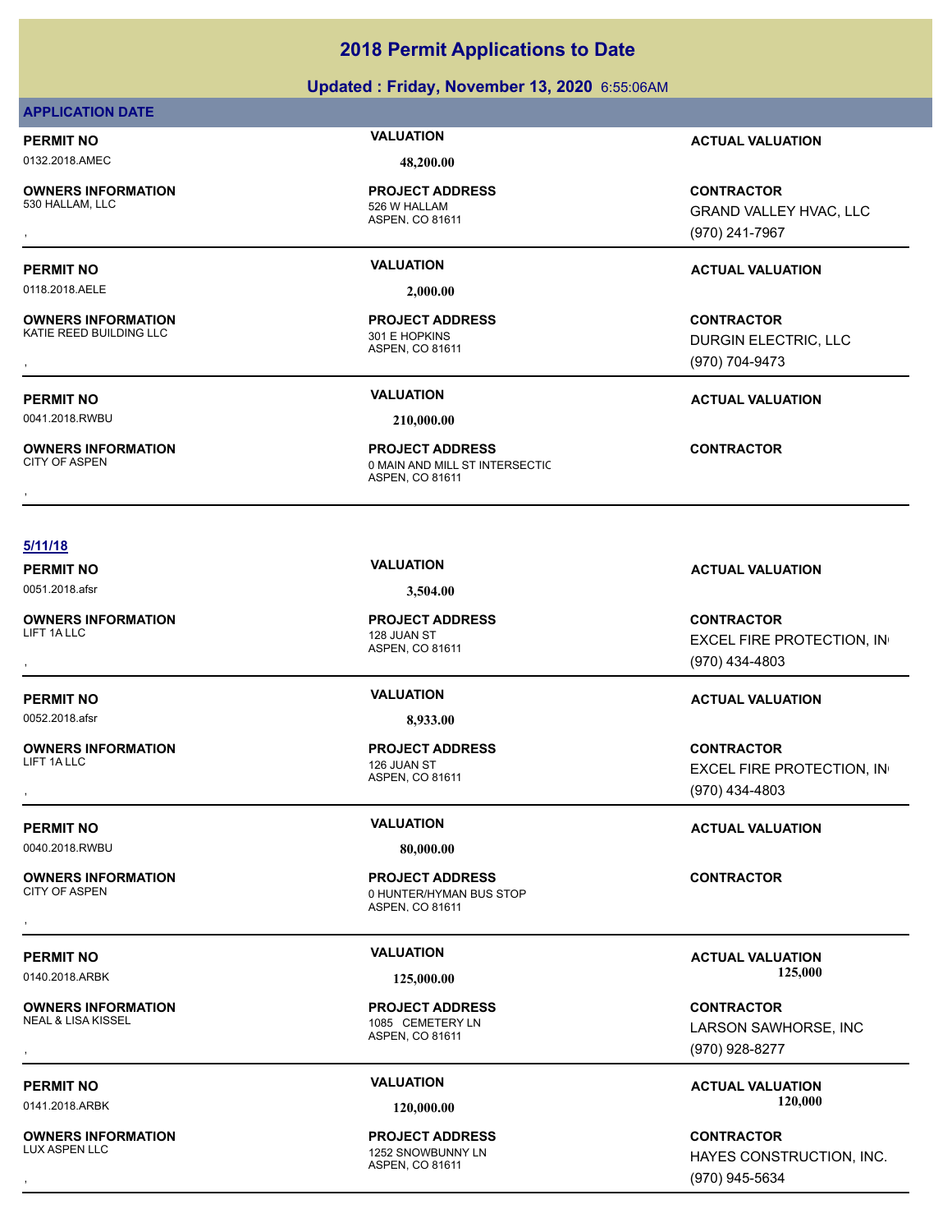# 2018 Permit Applications to Date

## Updated : Friday, November 13, 2020 6:55:06AM

**APPLICATION DATE**

| PERMIT NO | VALUATION | ACTUAL VALUATION |
| --- | --- | --- |
| 0132.2018.AMEC | 48,200.00 | |

| OWNERS INFORMATION | PROJECT ADDRESS | CONTRACTOR |
| --- | --- | --- |
| 530 HALLAM, LLC<br>, | 526 W HALLAM<br>ASPEN, CO 81611 | GRAND VALLEY HVAC, LLC<br>(970) 241-7967 |

| PERMIT NO | VALUATION | ACTUAL VALUATION |
| --- | --- | --- |
| 0118.2018.AELE | 2,000.00 | |

| OWNERS INFORMATION | PROJECT ADDRESS | CONTRACTOR |
| --- | --- | --- |
| KATIE REED BUILDING LLC<br>, | 301 E HOPKINS<br>ASPEN, CO 81611 | DURGIN ELECTRIC, LLC<br>(970) 704-9473 |

| PERMIT NO | VALUATION | ACTUAL VALUATION |
| --- | --- | --- |
| 0041.2018.RWBU | 210,000.00 | |

| OWNERS INFORMATION | PROJECT ADDRESS | CONTRACTOR |
| --- | --- | --- |
| CITY OF ASPEN<br>, | 0 MAIN AND MILL ST INTERSECTIC<br>ASPEN, CO 81611 | |

**5/11/18**

| PERMIT NO | VALUATION | ACTUAL VALUATION |
| --- | --- | --- |
| 0051.2018.afsr | 3,504.00 | |

| OWNERS INFORMATION | PROJECT ADDRESS | CONTRACTOR |
| --- | --- | --- |
| LIFT 1A LLC<br>, | 128 JUAN ST<br>ASPEN, CO 81611 | EXCEL FIRE PROTECTION, IN<br>(970) 434-4803 |

| PERMIT NO | VALUATION | ACTUAL VALUATION |
| --- | --- | --- |
| 0052.2018.afsr | 8,933.00 | |

| OWNERS INFORMATION | PROJECT ADDRESS | CONTRACTOR |
| --- | --- | --- |
| LIFT 1A LLC<br>, | 126 JUAN ST<br>ASPEN, CO 81611 | EXCEL FIRE PROTECTION, IN<br>(970) 434-4803 |

| PERMIT NO | VALUATION | ACTUAL VALUATION |
| --- | --- | --- |
| 0040.2018.RWBU | 80,000.00 | |

| OWNERS INFORMATION | PROJECT ADDRESS | CONTRACTOR |
| --- | --- | --- |
| CITY OF ASPEN<br>, | 0 HUNTER/HYMAN BUS STOP<br>ASPEN, CO 81611 | |

| PERMIT NO | VALUATION | ACTUAL VALUATION |
| --- | --- | --- |
| 0140.2018.ARBK | 125,000.00 | 125,000 |

| OWNERS INFORMATION | PROJECT ADDRESS | CONTRACTOR |
| --- | --- | --- |
| NEAL & LISA KISSEL<br>, | 1085 CEMETERY LN<br>ASPEN, CO 81611 | LARSON SAWHORSE, INC<br>(970) 928-8277 |

| PERMIT NO | VALUATION | ACTUAL VALUATION |
| --- | --- | --- |
| 0141.2018.ARBK | 120,000.00 | 120,000 |

| OWNERS INFORMATION | PROJECT ADDRESS | CONTRACTOR |
| --- | --- | --- |
| LUX ASPEN LLC<br>, | 1252 SNOWBUNNY LN<br>ASPEN, CO 81611 | HAYES CONSTRUCTION, INC.<br>(970) 945-5634 |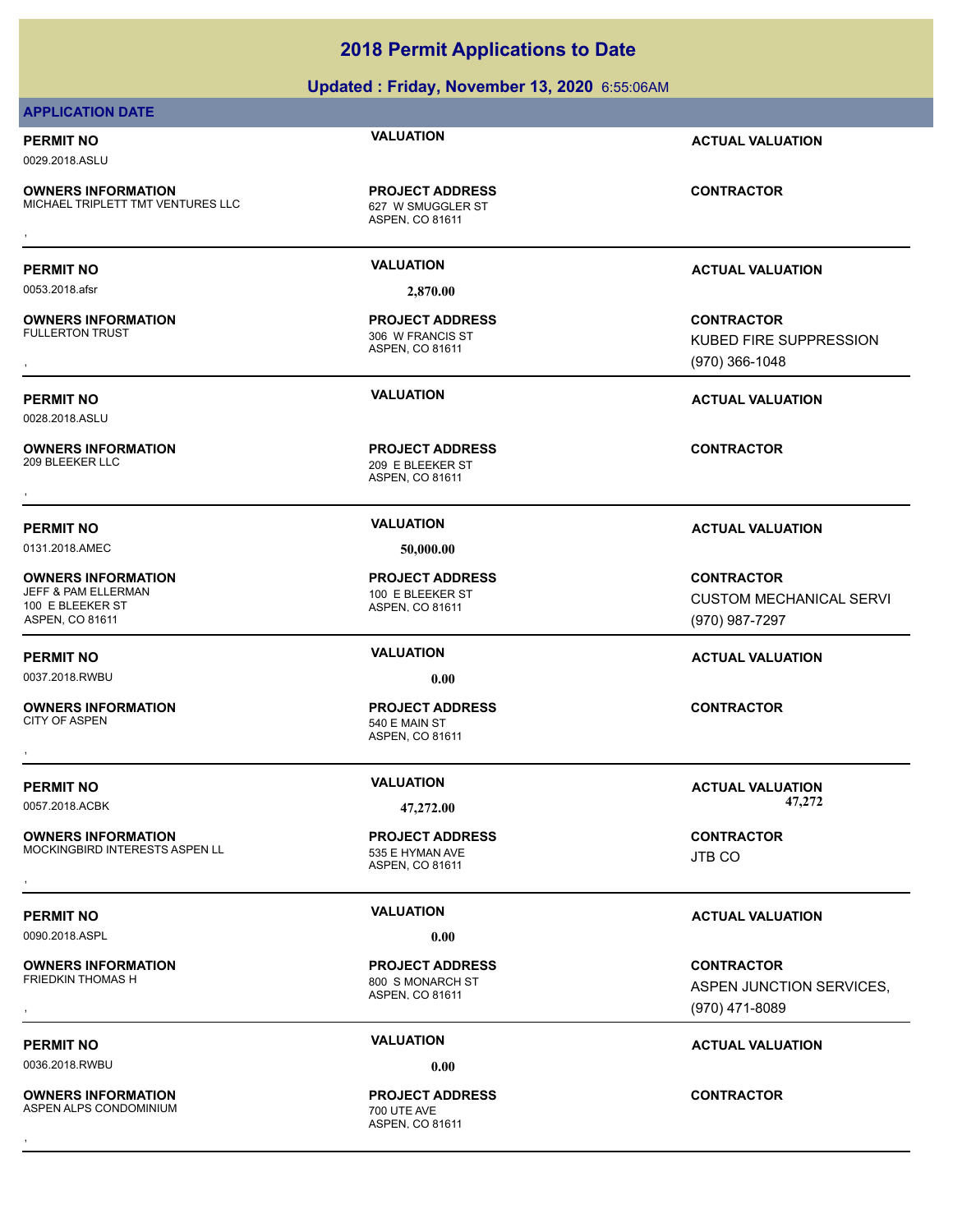# 2018 Permit Applications to Date

**Updated : Friday, November 13, 2020** 6:55:06AM

**APPLICATION DATE**

**PERMIT NO** 0029.2018.ASLU
**VALUATION**
**ACTUAL VALUATION**
**OWNERS INFORMATION** MICHAEL TRIPLETT TMT VENTURES LLC
,
**PROJECT ADDRESS** 627 W SMUGGLER ST ASPEN, CO 81611
**CONTRACTOR**

---

**PERMIT NO** 0053.2018.afsr
**VALUATION** 2,870.00
**ACTUAL VALUATION**
**OWNERS INFORMATION** FULLERTON TRUST
,
**PROJECT ADDRESS** 306 W FRANCIS ST ASPEN, CO 81611
**CONTRACTOR** KUBED FIRE SUPPRESSION (970) 366-1048

---

**PERMIT NO** 0028.2018.ASLU
**VALUATION**
**ACTUAL VALUATION**
**OWNERS INFORMATION** 209 BLEEKER LLC
,
**PROJECT ADDRESS** 209 E BLEEKER ST ASPEN, CO 81611
**CONTRACTOR**

---

**PERMIT NO** 0131.2018.AMEC
**VALUATION** 50,000.00
**ACTUAL VALUATION**
**OWNERS INFORMATION** JEFF & PAM ELLERMAN 100 E BLEEKER ST ASPEN, CO 81611
**PROJECT ADDRESS** 100 E BLEEKER ST ASPEN, CO 81611
**CONTRACTOR** CUSTOM MECHANICAL SERVI (970) 987-7297

---

**PERMIT NO** 0037.2018.RWBU
**VALUATION** 0.00
**ACTUAL VALUATION**
**OWNERS INFORMATION** CITY OF ASPEN
,
**PROJECT ADDRESS** 540 E MAIN ST ASPEN, CO 81611
**CONTRACTOR**

---

**PERMIT NO** 0057.2018.ACBK
**VALUATION** 47,272.00
**ACTUAL VALUATION** 47,272
**OWNERS INFORMATION** MOCKINGBIRD INTERESTS ASPEN LL
,
**PROJECT ADDRESS** 535 E HYMAN AVE ASPEN, CO 81611
**CONTRACTOR** JTB CO

---

**PERMIT NO** 0090.2018.ASPL
**VALUATION** 0.00
**ACTUAL VALUATION**
**OWNERS INFORMATION** FRIEDKIN THOMAS H
,
**PROJECT ADDRESS** 800 S MONARCH ST ASPEN, CO 81611
**CONTRACTOR** ASPEN JUNCTION SERVICES, (970) 471-8089

---

**PERMIT NO** 0036.2018.RWBU
**VALUATION** 0.00
**ACTUAL VALUATION**
**OWNERS INFORMATION** ASPEN ALPS CONDOMINIUM
,
**PROJECT ADDRESS** 700 UTE AVE ASPEN, CO 81611
**CONTRACTOR**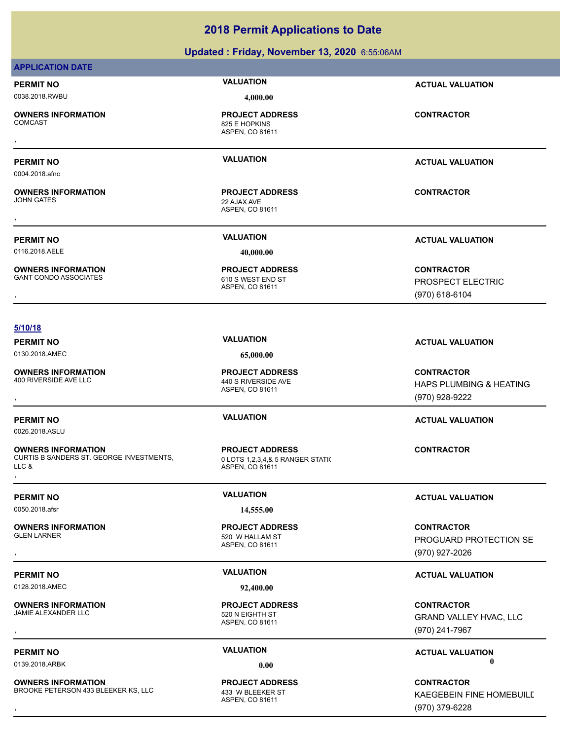# 2018 Permit Applications to Date

## Updated : Friday, November 13, 2020 6:55:06AM

**APPLICATION DATE**

**PERMIT NO** 0038.2018.RWBU
**VALUATION** 4,000.00
**ACTUAL VALUATION**

**OWNERS INFORMATION** COMCAST
,
**PROJECT ADDRESS** 825 E HOPKINS ASPEN, CO 81611
**CONTRACTOR**

---

**PERMIT NO** 0004.2018.afnc
**VALUATION**
**ACTUAL VALUATION**

**OWNERS INFORMATION** JOHN GATES
,
**PROJECT ADDRESS** 22 AJAX AVE ASPEN, CO 81611
**CONTRACTOR**

---

**PERMIT NO** 0116.2018.AELE
**VALUATION** 40,000.00
**ACTUAL VALUATION**

**OWNERS INFORMATION** GANT CONDO ASSOCIATES
,
**PROJECT ADDRESS** 610 S WEST END ST ASPEN, CO 81611
**CONTRACTOR** PROSPECT ELECTRIC (970) 618-6104

---

**5/10/18**

**PERMIT NO** 0130.2018.AMEC
**VALUATION** 65,000.00
**ACTUAL VALUATION**

**OWNERS INFORMATION** 400 RIVERSIDE AVE LLC
,
**PROJECT ADDRESS** 440 S RIVERSIDE AVE ASPEN, CO 81611
**CONTRACTOR** HAPS PLUMBING & HEATING (970) 928-9222

---

**PERMIT NO** 0026.2018.ASLU
**VALUATION**
**ACTUAL VALUATION**

**OWNERS INFORMATION** CURTIS B SANDERS ST. GEORGE INVESTMENTS, LLC &
,
**PROJECT ADDRESS** 0 LOTS 1,2,3,4,& 5 RANGER STATI( ASPEN, CO 81611
**CONTRACTOR**

---

**PERMIT NO** 0050.2018.afsr
**VALUATION** 14,555.00
**ACTUAL VALUATION**

**OWNERS INFORMATION** GLEN LARNER
,
**PROJECT ADDRESS** 520 W HALLAM ST ASPEN, CO 81611
**CONTRACTOR** PROGUARD PROTECTION SE (970) 927-2026

---

**PERMIT NO** 0128.2018.AMEC
**VALUATION** 92,400.00
**ACTUAL VALUATION**

**OWNERS INFORMATION** JAMIE ALEXANDER LLC
,
**PROJECT ADDRESS** 520 N EIGHTH ST ASPEN, CO 81611
**CONTRACTOR** GRAND VALLEY HVAC, LLC (970) 241-7967

---

**PERMIT NO** 0139.2018.ARBK
**VALUATION** 0.00
**ACTUAL VALUATION** 0

**OWNERS INFORMATION** BROOKE PETERSON 433 BLEEKER KS, LLC
,
**PROJECT ADDRESS** 433 W BLEEKER ST ASPEN, CO 81611
**CONTRACTOR** KAEGEBEIN FINE HOMEBUILD (970) 379-6228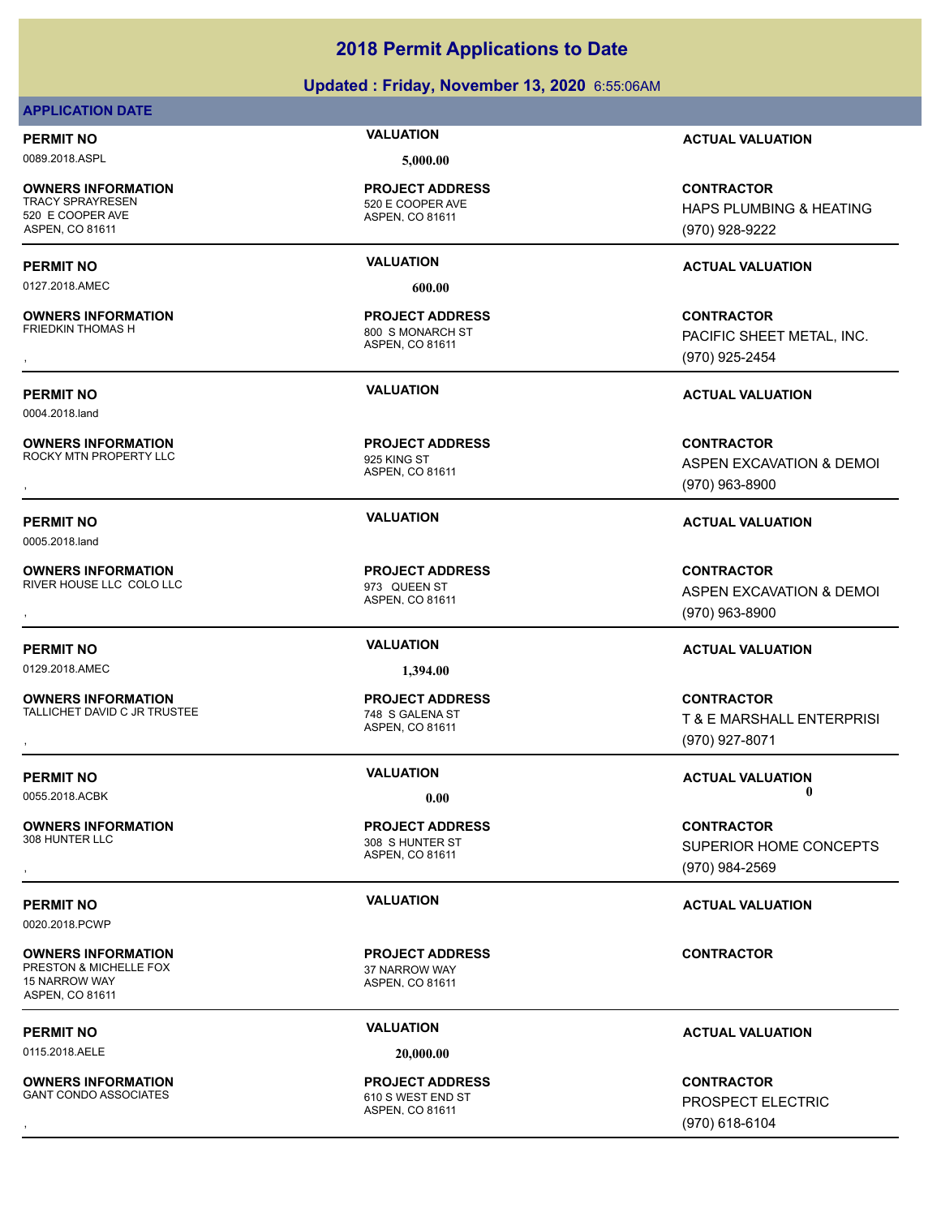# 2018 Permit Applications to Date

## Updated : Friday, November 13, 2020 6:55:06AM

### APPLICATION DATE

**PERMIT NO** 0089.2018.ASPL
**VALUATION** 5,000.00
**ACTUAL VALUATION**

**OWNERS INFORMATION**
TRACY SPRAYRESEN
520 E COOPER AVE
ASPEN, CO 81611

**PROJECT ADDRESS**
520 E COOPER AVE
ASPEN, CO 81611

**CONTRACTOR**
HAPS PLUMBING & HEATING
(970) 928-9222

---

**PERMIT NO** 0127.2018.AMEC
**VALUATION** 600.00
**ACTUAL VALUATION**

**OWNERS INFORMATION**
FRIEDKIN THOMAS H
,

**PROJECT ADDRESS**
800 S MONARCH ST
ASPEN, CO 81611

**CONTRACTOR**
PACIFIC SHEET METAL, INC.
(970) 925-2454

---

**PERMIT NO** 0004.2018.land
**VALUATION**
**ACTUAL VALUATION**

**OWNERS INFORMATION**
ROCKY MTN PROPERTY LLC
,

**PROJECT ADDRESS**
925 KING ST
ASPEN, CO 81611

**CONTRACTOR**
ASPEN EXCAVATION & DEMOI
(970) 963-8900

---

**PERMIT NO** 0005.2018.land
**VALUATION**
**ACTUAL VALUATION**

**OWNERS INFORMATION**
RIVER HOUSE LLC COLO LLC
,

**PROJECT ADDRESS**
973 QUEEN ST
ASPEN, CO 81611

**CONTRACTOR**
ASPEN EXCAVATION & DEMOI
(970) 963-8900

---

**PERMIT NO** 0129.2018.AMEC
**VALUATION** 1,394.00
**ACTUAL VALUATION**

**OWNERS INFORMATION**
TALLICHET DAVID C JR TRUSTEE
,

**PROJECT ADDRESS**
748 S GALENA ST
ASPEN, CO 81611

**CONTRACTOR**
T & E MARSHALL ENTERPRISI
(970) 927-8071

---

**PERMIT NO** 0055.2018.ACBK
**VALUATION** 0.00
**ACTUAL VALUATION** 0

**OWNERS INFORMATION**
308 HUNTER LLC
,

**PROJECT ADDRESS**
308 S HUNTER ST
ASPEN, CO 81611

**CONTRACTOR**
SUPERIOR HOME CONCEPTS
(970) 984-2569

---

**PERMIT NO** 0020.2018.PCWP
**VALUATION**
**ACTUAL VALUATION**

**OWNERS INFORMATION**
PRESTON & MICHELLE FOX
15 NARROW WAY
ASPEN, CO 81611

**PROJECT ADDRESS**
37 NARROW WAY
ASPEN, CO 81611

**CONTRACTOR**

---

**PERMIT NO** 0115.2018.AELE
**VALUATION** 20,000.00
**ACTUAL VALUATION**

**OWNERS INFORMATION**
GANT CONDO ASSOCIATES
,

**PROJECT ADDRESS**
610 S WEST END ST
ASPEN, CO 81611

**CONTRACTOR**
PROSPECT ELECTRIC
(970) 618-6104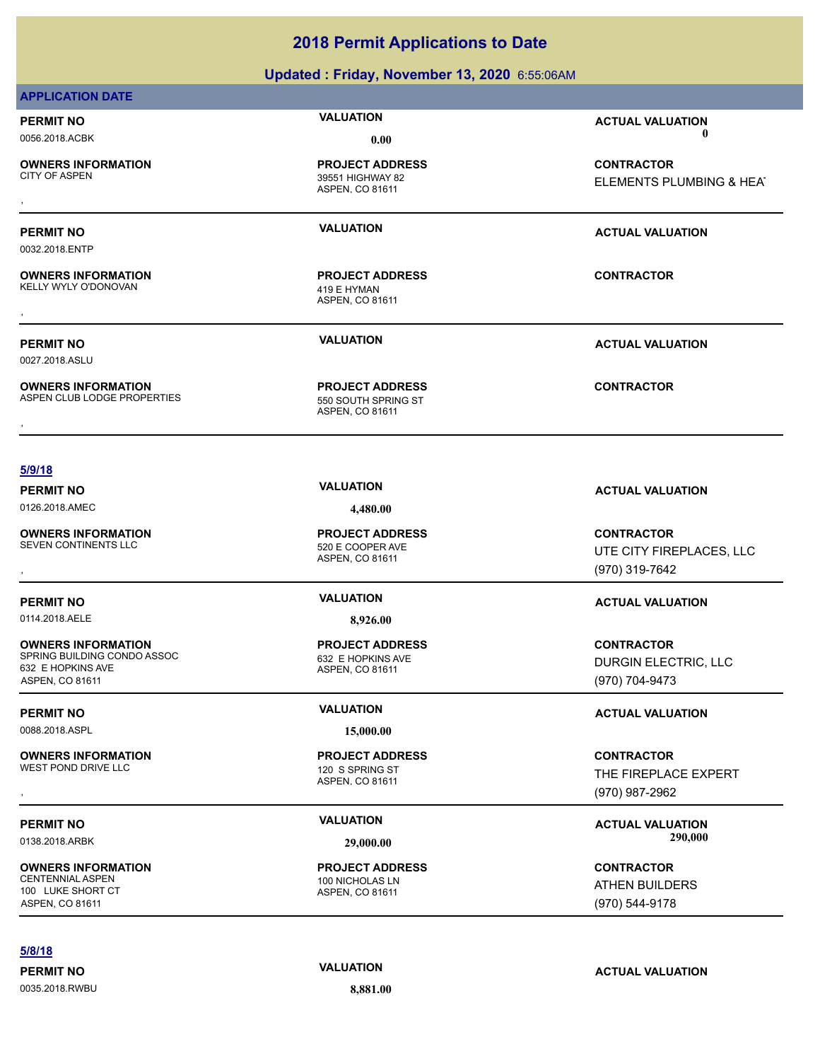# 2018 Permit Applications to Date

## Updated : Friday, November 13, 2020 6:55:06AM

### APPLICATION DATE

**PERMIT NO** 0056.2018.ACBK
**VALUATION** 0.00
**ACTUAL VALUATION** 0

**OWNERS INFORMATION**
CITY OF ASPEN
,

**PROJECT ADDRESS**
39551 HIGHWAY 82
ASPEN, CO 81611

**CONTRACTOR**
ELEMENTS PLUMBING & HEAT

---

**PERMIT NO** 0032.2018.ENTP
**VALUATION**
**ACTUAL VALUATION**

**OWNERS INFORMATION**
KELLY WYLY O'DONOVAN
,

**PROJECT ADDRESS**
419 E HYMAN
ASPEN, CO 81611

**CONTRACTOR**

---

**PERMIT NO** 0027.2018.ASLU
**VALUATION**
**ACTUAL VALUATION**

**OWNERS INFORMATION**
ASPEN CLUB LODGE PROPERTIES
,

**PROJECT ADDRESS**
550 SOUTH SPRING ST
ASPEN, CO 81611

**CONTRACTOR**

---

### 5/9/18

**PERMIT NO** 0126.2018.AMEC
**VALUATION** 4,480.00
**ACTUAL VALUATION**

**OWNERS INFORMATION**
SEVEN CONTINENTS LLC
,

**PROJECT ADDRESS**
520 E COOPER AVE
ASPEN, CO 81611

**CONTRACTOR**
UTE CITY FIREPLACES, LLC
(970) 319-7642

---

**PERMIT NO** 0114.2018.AELE
**VALUATION** 8,926.00
**ACTUAL VALUATION**

**OWNERS INFORMATION**
SPRING BUILDING CONDO ASSOC
632 E HOPKINS AVE
ASPEN, CO 81611

**PROJECT ADDRESS**
632 E HOPKINS AVE
ASPEN, CO 81611

**CONTRACTOR**
DURGIN ELECTRIC, LLC
(970) 704-9473

---

**PERMIT NO** 0088.2018.ASPL
**VALUATION** 15,000.00
**ACTUAL VALUATION**

**OWNERS INFORMATION**
WEST POND DRIVE LLC
,

**PROJECT ADDRESS**
120 S SPRING ST
ASPEN, CO 81611

**CONTRACTOR**
THE FIREPLACE EXPERT
(970) 987-2962

---

**PERMIT NO** 0138.2018.ARBK
**VALUATION** 29,000.00
**ACTUAL VALUATION** 290,000

**OWNERS INFORMATION**
CENTENNIAL ASPEN
100 LUKE SHORT CT
ASPEN, CO 81611

**PROJECT ADDRESS**
100 NICHOLAS LN
ASPEN, CO 81611

**CONTRACTOR**
ATHEN BUILDERS
(970) 544-9178

---

### 5/8/18

**PERMIT NO** 0035.2018.RWBU
**VALUATION** 8,881.00
**ACTUAL VALUATION**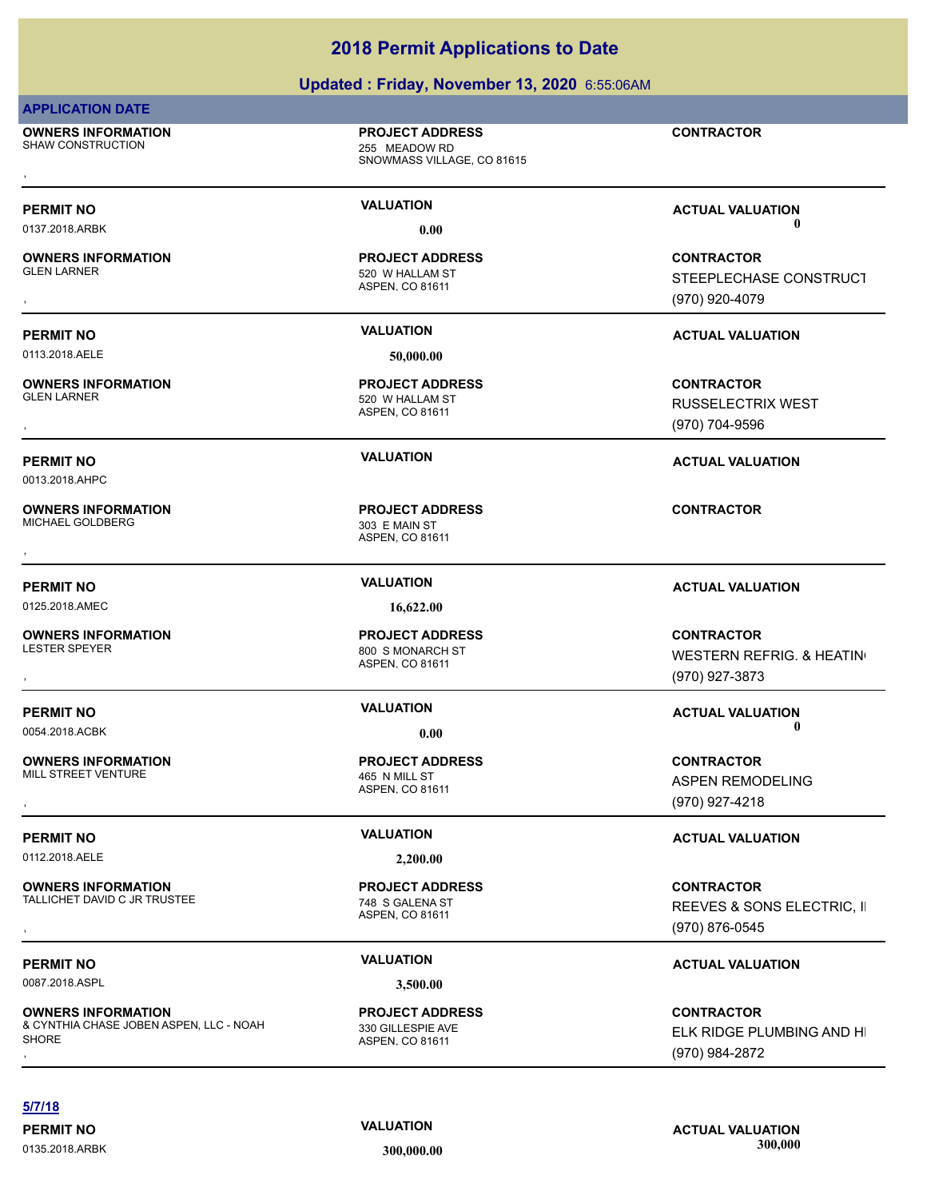# 2018 Permit Applications to Date

## Updated : Friday, November 13, 2020 6:55:06AM

**APPLICATION DATE**

**OWNERS INFORMATION**
SHAW CONSTRUCTION
,

**PROJECT ADDRESS**
255 MEADOW RD
SNOWMASS VILLAGE, CO 81615

**CONTRACTOR**

---

**PERMIT NO** 0137.2018.ARBK | **VALUATION** 0.00 | **ACTUAL VALUATION** 0

**OWNERS INFORMATION**
GLEN LARNER
,

**PROJECT ADDRESS**
520 W HALLAM ST
ASPEN, CO 81611

**CONTRACTOR**
STEEPLECHASE CONSTRUCT
(970) 920-4079

---

**PERMIT NO** 0113.2018.AELE | **VALUATION** 50,000.00 | **ACTUAL VALUATION**

**OWNERS INFORMATION**
GLEN LARNER
,

**PROJECT ADDRESS**
520 W HALLAM ST
ASPEN, CO 81611

**CONTRACTOR**
RUSSELECTRIX WEST
(970) 704-9596

---

**PERMIT NO** 0013.2018.AHPC | **VALUATION** | **ACTUAL VALUATION**

**OWNERS INFORMATION**
MICHAEL GOLDBERG
,

**PROJECT ADDRESS**
303 E MAIN ST
ASPEN, CO 81611

**CONTRACTOR**

---

**PERMIT NO** 0125.2018.AMEC | **VALUATION** 16,622.00 | **ACTUAL VALUATION**

**OWNERS INFORMATION**
LESTER SPEYER
,

**PROJECT ADDRESS**
800 S MONARCH ST
ASPEN, CO 81611

**CONTRACTOR**
WESTERN REFRIG. & HEATIN
(970) 927-3873

---

**PERMIT NO** 0054.2018.ACBK | **VALUATION** 0.00 | **ACTUAL VALUATION** 0

**OWNERS INFORMATION**
MILL STREET VENTURE
,

**PROJECT ADDRESS**
465 N MILL ST
ASPEN, CO 81611

**CONTRACTOR**
ASPEN REMODELING
(970) 927-4218

---

**PERMIT NO** 0112.2018.AELE | **VALUATION** 2,200.00 | **ACTUAL VALUATION**

**OWNERS INFORMATION**
TALLICHET DAVID C JR TRUSTEE
,

**PROJECT ADDRESS**
748 S GALENA ST
ASPEN, CO 81611

**CONTRACTOR**
REEVES & SONS ELECTRIC, I
(970) 876-0545

---

**PERMIT NO** 0087.2018.ASPL | **VALUATION** 3,500.00 | **ACTUAL VALUATION**

**OWNERS INFORMATION**
& CYNTHIA CHASE JOBEN ASPEN, LLC - NOAH SHORE
,

**PROJECT ADDRESS**
330 GILLESPIE AVE
ASPEN, CO 81611

**CONTRACTOR**
ELK RIDGE PLUMBING AND H
(970) 984-2872

---

**5/7/18**

**PERMIT NO** 0135.2018.ARBK | **VALUATION** 300,000.00 | **ACTUAL VALUATION** 300,000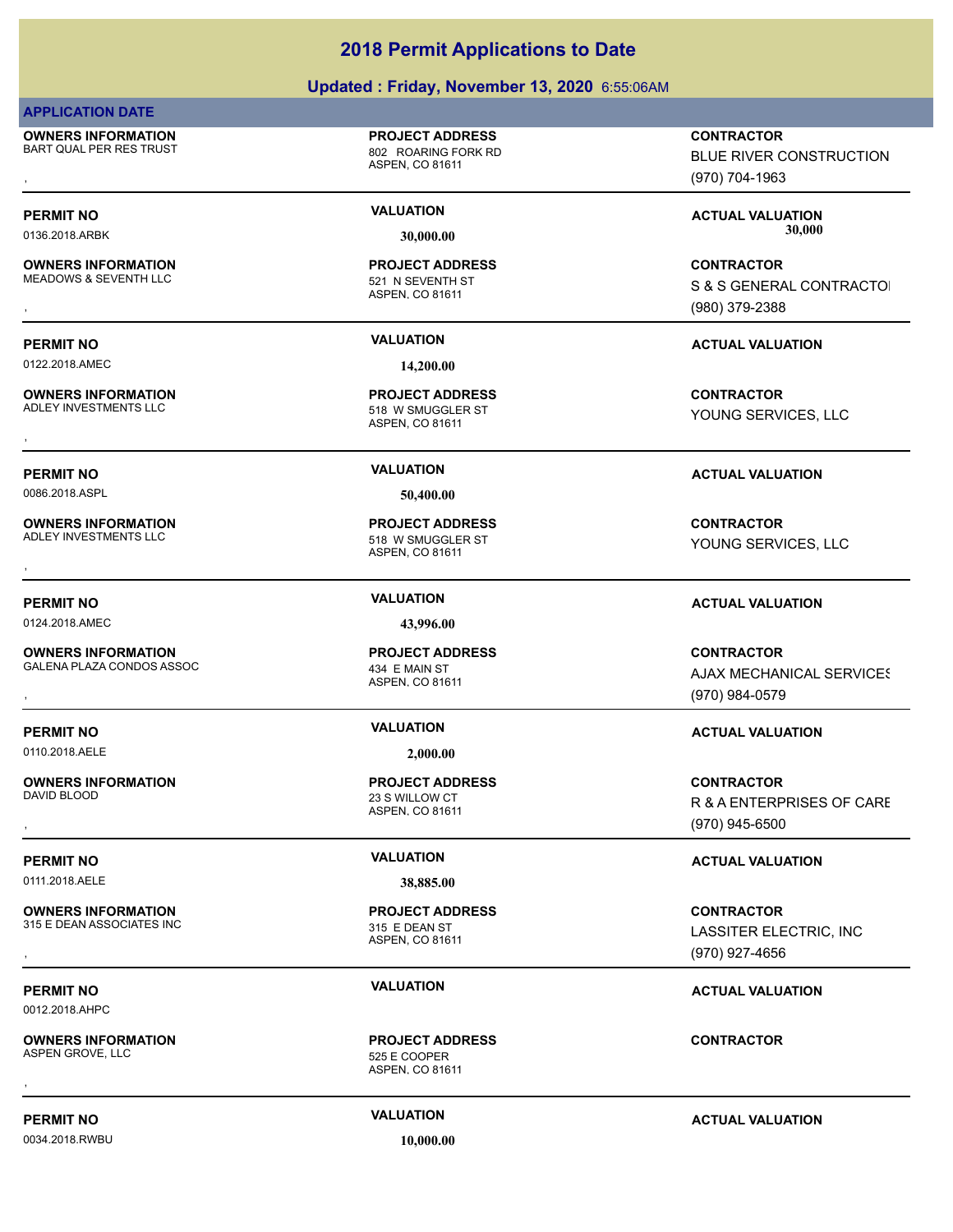## 2018 Permit Applications to Date

### Updated : Friday, November 13, 2020 6:55:06AM

**APPLICATION DATE**

**OWNERS INFORMATION**
BART QUAL PER RES TRUST
,

**PROJECT ADDRESS**
802 ROARING FORK RD
ASPEN, CO 81611

**CONTRACTOR**
BLUE RIVER CONSTRUCTION
(970) 704-1963

| PERMIT NO | VALUATION | ACTUAL VALUATION |
|---|---|---|
| 0136.2018.ARBK | 30,000.00 | 30,000 |

**OWNERS INFORMATION**
MEADOWS & SEVENTH LLC
,

**PROJECT ADDRESS**
521 N SEVENTH ST
ASPEN, CO 81611

**CONTRACTOR**
S & S GENERAL CONTRACTOI
(980) 379-2388

| PERMIT NO | VALUATION | ACTUAL VALUATION |
|---|---|---|
| 0122.2018.AMEC | 14,200.00 | |

**OWNERS INFORMATION**
ADLEY INVESTMENTS LLC
,

**PROJECT ADDRESS**
518 W SMUGGLER ST
ASPEN, CO 81611

**CONTRACTOR**
YOUNG SERVICES, LLC

| PERMIT NO | VALUATION | ACTUAL VALUATION |
|---|---|---|
| 0086.2018.ASPL | 50,400.00 | |

**OWNERS INFORMATION**
ADLEY INVESTMENTS LLC
,

**PROJECT ADDRESS**
518 W SMUGGLER ST
ASPEN, CO 81611

**CONTRACTOR**
YOUNG SERVICES, LLC

| PERMIT NO | VALUATION | ACTUAL VALUATION |
|---|---|---|
| 0124.2018.AMEC | 43,996.00 | |

**OWNERS INFORMATION**
GALENA PLAZA CONDOS ASSOC
,

**PROJECT ADDRESS**
434 E MAIN ST
ASPEN, CO 81611

**CONTRACTOR**
AJAX MECHANICAL SERVICES
(970) 984-0579

| PERMIT NO | VALUATION | ACTUAL VALUATION |
|---|---|---|
| 0110.2018.AELE | 2,000.00 | |

**OWNERS INFORMATION**
DAVID BLOOD
,

**PROJECT ADDRESS**
23 S WILLOW CT
ASPEN, CO 81611

**CONTRACTOR**
R & A ENTERPRISES OF CARE
(970) 945-6500

| PERMIT NO | VALUATION | ACTUAL VALUATION |
|---|---|---|
| 0111.2018.AELE | 38,885.00 | |

**OWNERS INFORMATION**
315 E DEAN ASSOCIATES INC
,

**PROJECT ADDRESS**
315 E DEAN ST
ASPEN, CO 81611

**CONTRACTOR**
LASSITER ELECTRIC, INC
(970) 927-4656

| PERMIT NO | VALUATION | ACTUAL VALUATION |
|---|---|---|
| 0012.2018.AHPC | | |

**OWNERS INFORMATION**
ASPEN GROVE, LLC
,

**PROJECT ADDRESS**
525 E COOPER
ASPEN, CO 81611

**CONTRACTOR**

| PERMIT NO | VALUATION | ACTUAL VALUATION |
|---|---|---|
| 0034.2018.RWBU | 10,000.00 | |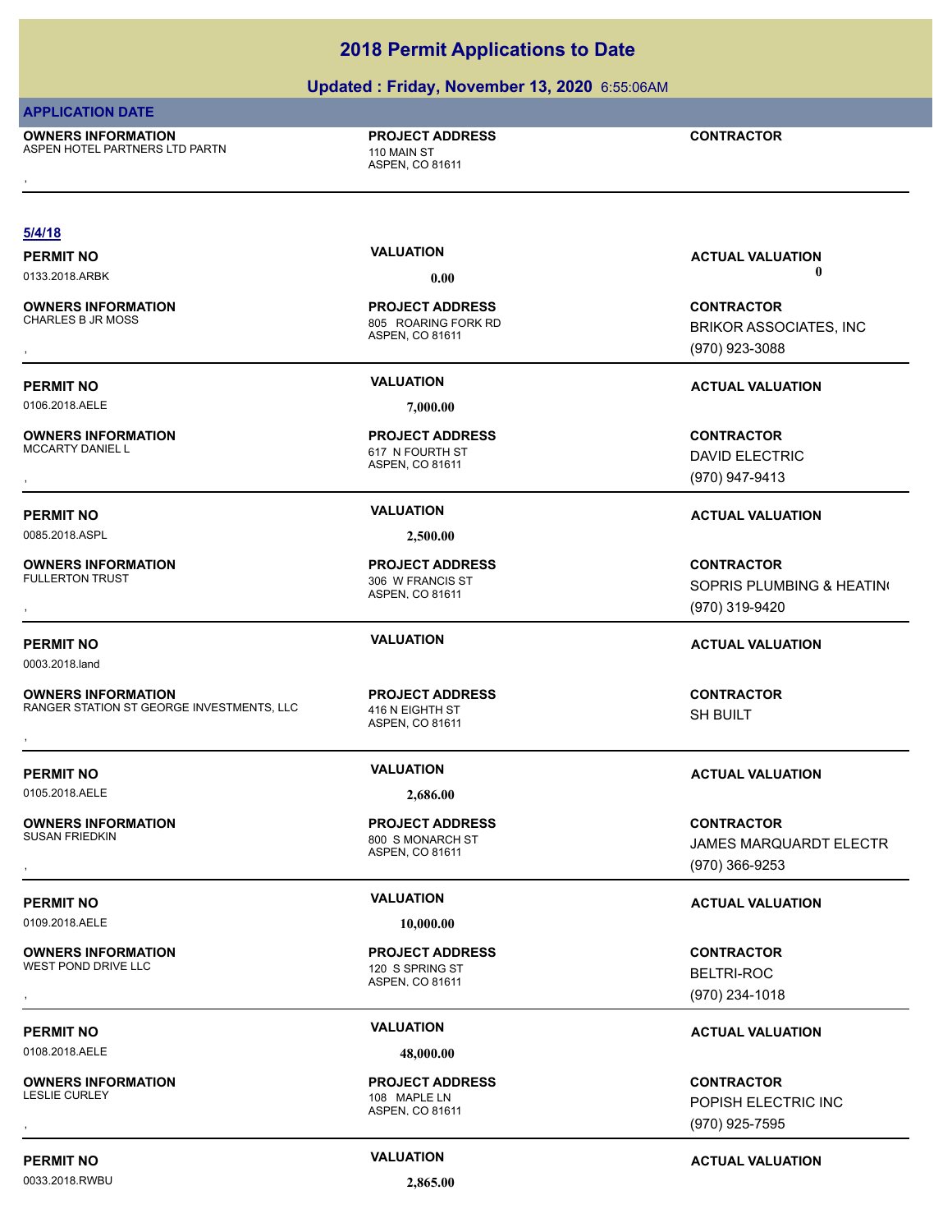# 2018 Permit Applications to Date

## Updated : Friday, November 13, 2020 6:55:06AM

**APPLICATION DATE**

**OWNERS INFORMATION**
ASPEN HOTEL PARTNERS LTD PARTN
,

**PROJECT ADDRESS**
110 MAIN ST
ASPEN, CO 81611

**CONTRACTOR**

---

**5/4/18**

| PERMIT NO | VALUATION | ACTUAL VALUATION |
|---|---|---|
| 0133.2018.ARBK | 0.00 | 0 |

**OWNERS INFORMATION**
CHARLES B JR MOSS
,

**PROJECT ADDRESS**
805 ROARING FORK RD
ASPEN, CO 81611

**CONTRACTOR**
BRIKOR ASSOCIATES, INC
(970) 923-3088

---

| PERMIT NO | VALUATION | ACTUAL VALUATION |
|---|---|---|
| 0106.2018.AELE | 7,000.00 | |

**OWNERS INFORMATION**
MCCARTY DANIEL L
,

**PROJECT ADDRESS**
617 N FOURTH ST
ASPEN, CO 81611

**CONTRACTOR**
DAVID ELECTRIC
(970) 947-9413

---

| PERMIT NO | VALUATION | ACTUAL VALUATION |
|---|---|---|
| 0085.2018.ASPL | 2,500.00 | |

**OWNERS INFORMATION**
FULLERTON TRUST
,

**PROJECT ADDRESS**
306 W FRANCIS ST
ASPEN, CO 81611

**CONTRACTOR**
SOPRIS PLUMBING & HEATIN(
(970) 319-9420

---

| PERMIT NO | VALUATION | ACTUAL VALUATION |
|---|---|---|
| 0003.2018.land | | |

**OWNERS INFORMATION**
RANGER STATION ST GEORGE INVESTMENTS, LLC
,

**PROJECT ADDRESS**
416 N EIGHTH ST
ASPEN, CO 81611

**CONTRACTOR**
SH BUILT

---

| PERMIT NO | VALUATION | ACTUAL VALUATION |
|---|---|---|
| 0105.2018.AELE | 2,686.00 | |

**OWNERS INFORMATION**
SUSAN FRIEDKIN
,

**PROJECT ADDRESS**
800 S MONARCH ST
ASPEN, CO 81611

**CONTRACTOR**
JAMES MARQUARDT ELECTR
(970) 366-9253

---

| PERMIT NO | VALUATION | ACTUAL VALUATION |
|---|---|---|
| 0109.2018.AELE | 10,000.00 | |

**OWNERS INFORMATION**
WEST POND DRIVE LLC
,

**PROJECT ADDRESS**
120 S SPRING ST
ASPEN, CO 81611

**CONTRACTOR**
BELTRI-ROC
(970) 234-1018

---

| PERMIT NO | VALUATION | ACTUAL VALUATION |
|---|---|---|
| 0108.2018.AELE | 48,000.00 | |

**OWNERS INFORMATION**
LESLIE CURLEY
,

**PROJECT ADDRESS**
108 MAPLE LN
ASPEN, CO 81611

**CONTRACTOR**
POPISH ELECTRIC INC
(970) 925-7595

---

| PERMIT NO | VALUATION | ACTUAL VALUATION |
|---|---|---|
| 0033.2018.RWBU | 2,865.00 | |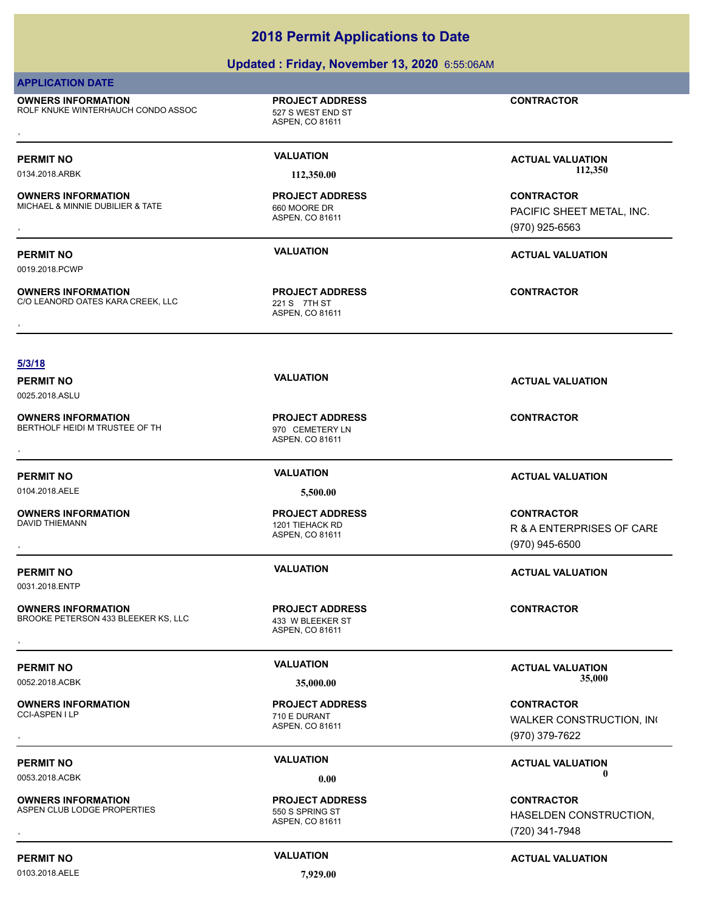# 2018 Permit Applications to Date

## Updated : Friday, November 13, 2020 6:55:06AM

**APPLICATION DATE**

**OWNERS INFORMATION**
ROLF KNUKE WINTERHAUCH CONDO ASSOC
,

**PROJECT ADDRESS**
527 S WEST END ST
ASPEN, CO 81611

**CONTRACTOR**

---

**PERMIT NO**
0134.2018.ARBK

**VALUATION**
112,350.00

**ACTUAL VALUATION**
112,350

**OWNERS INFORMATION**
MICHAEL & MINNIE DUBILIER & TATE
,

**PROJECT ADDRESS**
660 MOORE DR
ASPEN, CO 81611

**CONTRACTOR**
PACIFIC SHEET METAL, INC.
(970) 925-6563

---

**PERMIT NO**
0019.2018.PCWP

**VALUATION**

**ACTUAL VALUATION**

**OWNERS INFORMATION**
C/O LEANORD OATES KARA CREEK, LLC
,

**PROJECT ADDRESS**
221 S 7TH ST
ASPEN, CO 81611

**CONTRACTOR**

---

**5/3/18**

**PERMIT NO**
0025.2018.ASLU

**VALUATION**

**ACTUAL VALUATION**

**OWNERS INFORMATION**
BERTHOLF HEIDI M TRUSTEE OF TH
,

**PROJECT ADDRESS**
970 CEMETERY LN
ASPEN, CO 81611

**CONTRACTOR**

---

**PERMIT NO**
0104.2018.AELE

**VALUATION**
5,500.00

**ACTUAL VALUATION**

**OWNERS INFORMATION**
DAVID THIEMANN
,

**PROJECT ADDRESS**
1201 TIEHACK RD
ASPEN, CO 81611

**CONTRACTOR**
R & A ENTERPRISES OF CARE
(970) 945-6500

---

**PERMIT NO**
0031.2018.ENTP

**VALUATION**

**ACTUAL VALUATION**

**OWNERS INFORMATION**
BROOKE PETERSON 433 BLEEKER KS, LLC
,

**PROJECT ADDRESS**
433 W BLEEKER ST
ASPEN, CO 81611

**CONTRACTOR**

---

**PERMIT NO**
0052.2018.ACBK

**VALUATION**
35,000.00

**ACTUAL VALUATION**
35,000

**OWNERS INFORMATION**
CCI-ASPEN I LP
,

**PROJECT ADDRESS**
710 E DURANT
ASPEN, CO 81611

**CONTRACTOR**
WALKER CONSTRUCTION, IN(
(970) 379-7622

---

**PERMIT NO**
0053.2018.ACBK

**VALUATION**
0.00

**ACTUAL VALUATION**
0

**OWNERS INFORMATION**
ASPEN CLUB LODGE PROPERTIES
,

**PROJECT ADDRESS**
550 S SPRING ST
ASPEN, CO 81611

**CONTRACTOR**
HASELDEN CONSTRUCTION,
(720) 341-7948

---

**PERMIT NO**
0103.2018.AELE

**VALUATION**
7,929.00

**ACTUAL VALUATION**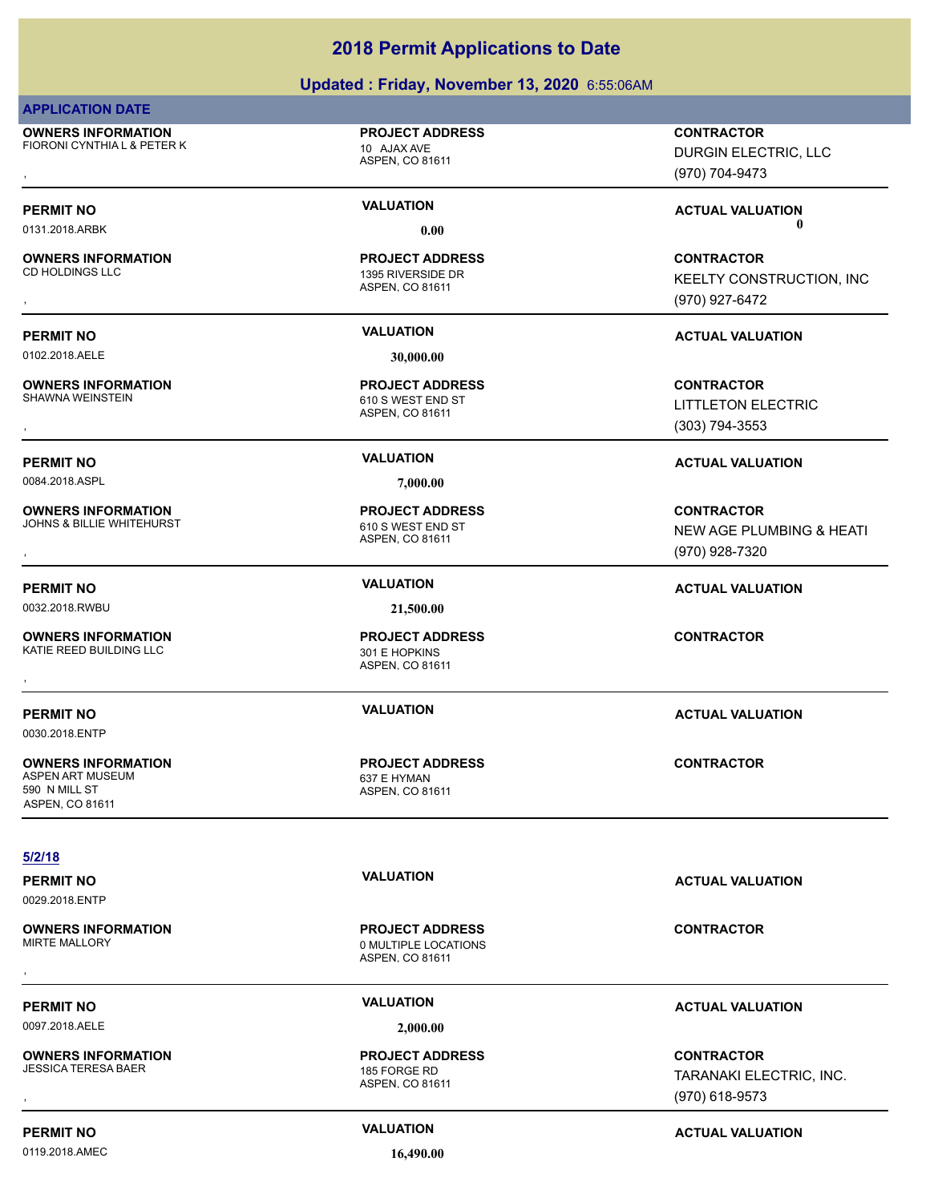# 2018 Permit Applications to Date

## Updated : Friday, November 13, 2020 6:55:06AM

**APPLICATION DATE**

**OWNERS INFORMATION**
FIORONI CYNTHIA L & PETER K
,

**PROJECT ADDRESS**
10 AJAX AVE
ASPEN, CO 81611

**CONTRACTOR**
DURGIN ELECTRIC, LLC
(970) 704-9473

---

**PERMIT NO** 0131.2018.ARBK
**VALUATION** 0.00
**ACTUAL VALUATION** 0

**OWNERS INFORMATION**
CD HOLDINGS LLC
,

**PROJECT ADDRESS**
1395 RIVERSIDE DR
ASPEN, CO 81611

**CONTRACTOR**
KEELTY CONSTRUCTION, INC
(970) 927-6472

---

**PERMIT NO** 0102.2018.AELE
**VALUATION** 30,000.00
**ACTUAL VALUATION**

**OWNERS INFORMATION**
SHAWNA WEINSTEIN
,

**PROJECT ADDRESS**
610 S WEST END ST
ASPEN, CO 81611

**CONTRACTOR**
LITTLETON ELECTRIC
(303) 794-3553

---

**PERMIT NO** 0084.2018.ASPL
**VALUATION** 7,000.00
**ACTUAL VALUATION**

**OWNERS INFORMATION**
JOHNS & BILLIE WHITEHURST
,

**PROJECT ADDRESS**
610 S WEST END ST
ASPEN, CO 81611

**CONTRACTOR**
NEW AGE PLUMBING & HEATI
(970) 928-7320

---

**PERMIT NO** 0032.2018.RWBU
**VALUATION** 21,500.00
**ACTUAL VALUATION**

**OWNERS INFORMATION**
KATIE REED BUILDING LLC
,

**PROJECT ADDRESS**
301 E HOPKINS
ASPEN, CO 81611

**CONTRACTOR**

---

**PERMIT NO** 0030.2018.ENTP
**VALUATION**
**ACTUAL VALUATION**

**OWNERS INFORMATION**
ASPEN ART MUSEUM
590 N MILL ST
ASPEN, CO 81611

**PROJECT ADDRESS**
637 E HYMAN
ASPEN, CO 81611

**CONTRACTOR**

---

**5/2/18**

**PERMIT NO** 0029.2018.ENTP
**VALUATION**
**ACTUAL VALUATION**

**OWNERS INFORMATION**
MIRTE MALLORY
,

**PROJECT ADDRESS**
0 MULTIPLE LOCATIONS
ASPEN, CO 81611

**CONTRACTOR**

---

**PERMIT NO** 0097.2018.AELE
**VALUATION** 2,000.00
**ACTUAL VALUATION**

**OWNERS INFORMATION**
JESSICA TERESA BAER
,

**PROJECT ADDRESS**
185 FORGE RD
ASPEN, CO 81611

**CONTRACTOR**
TARANAKI ELECTRIC, INC.
(970) 618-9573

---

**PERMIT NO** 0119.2018.AMEC
**VALUATION** 16,490.00
**ACTUAL VALUATION**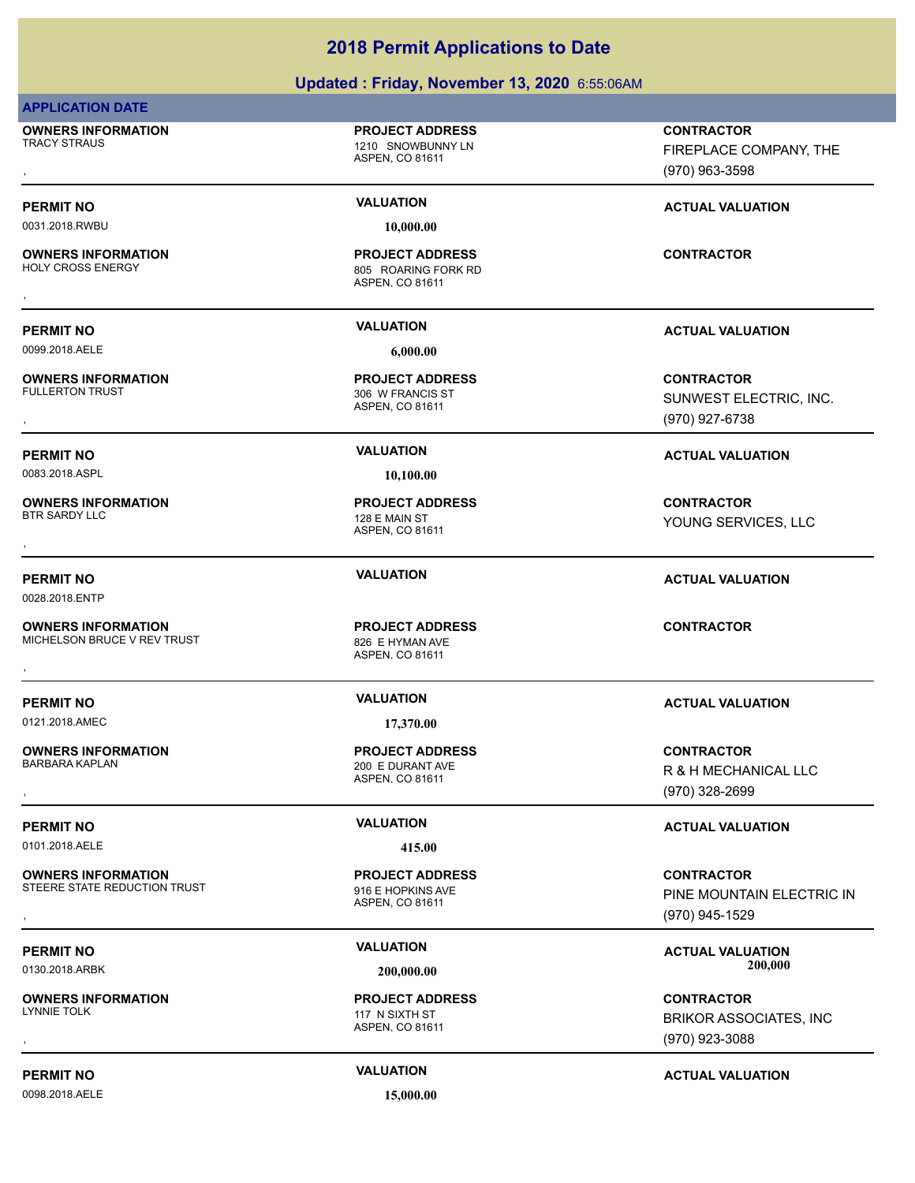## 2018 Permit Applications to Date

**Updated : Friday, November 13, 2020** 6:55:06AM

**APPLICATION DATE**

**OWNERS INFORMATION**
TRACY STRAUS
,

**PROJECT ADDRESS**
1210 SNOWBUNNY LN
ASPEN, CO 81611

**CONTRACTOR**
FIREPLACE COMPANY, THE
(970) 963-3598

**PERMIT NO** 0031.2018.RWBU
**VALUATION** 10,000.00
**ACTUAL VALUATION**

---

**OWNERS INFORMATION**
HOLY CROSS ENERGY
,

**PROJECT ADDRESS**
805 ROARING FORK RD
ASPEN, CO 81611

**CONTRACTOR**

**PERMIT NO** 0099.2018.AELE
**VALUATION** 6,000.00
**ACTUAL VALUATION**

---

**OWNERS INFORMATION**
FULLERTON TRUST
,

**PROJECT ADDRESS**
306 W FRANCIS ST
ASPEN, CO 81611

**CONTRACTOR**
SUNWEST ELECTRIC, INC.
(970) 927-6738

**PERMIT NO** 0083.2018.ASPL
**VALUATION** 10,100.00
**ACTUAL VALUATION**

---

**OWNERS INFORMATION**
BTR SARDY LLC
,

**PROJECT ADDRESS**
128 E MAIN ST
ASPEN, CO 81611

**CONTRACTOR**
YOUNG SERVICES, LLC

**PERMIT NO** 0028.2018.ENTP
**VALUATION**
**ACTUAL VALUATION**

---

**OWNERS INFORMATION**
MICHELSON BRUCE V REV TRUST
,

**PROJECT ADDRESS**
826 E HYMAN AVE
ASPEN, CO 81611

**CONTRACTOR**

**PERMIT NO** 0121.2018.AMEC
**VALUATION** 17,370.00
**ACTUAL VALUATION**

---

**OWNERS INFORMATION**
BARBARA KAPLAN
,

**PROJECT ADDRESS**
200 E DURANT AVE
ASPEN, CO 81611

**CONTRACTOR**
R & H MECHANICAL LLC
(970) 328-2699

**PERMIT NO** 0101.2018.AELE
**VALUATION** 415.00
**ACTUAL VALUATION**

---

**OWNERS INFORMATION**
STEERE STATE REDUCTION TRUST
,

**PROJECT ADDRESS**
916 E HOPKINS AVE
ASPEN, CO 81611

**CONTRACTOR**
PINE MOUNTAIN ELECTRIC IN
(970) 945-1529

**PERMIT NO** 0130.2018.ARBK
**VALUATION** 200,000.00
**ACTUAL VALUATION** 200,000

---

**OWNERS INFORMATION**
LYNNIE TOLK
,

**PROJECT ADDRESS**
117 N SIXTH ST
ASPEN, CO 81611

**CONTRACTOR**
BRIKOR ASSOCIATES, INC
(970) 923-3088

**PERMIT NO** 0098.2018.AELE
**VALUATION** 15,000.00
**ACTUAL VALUATION**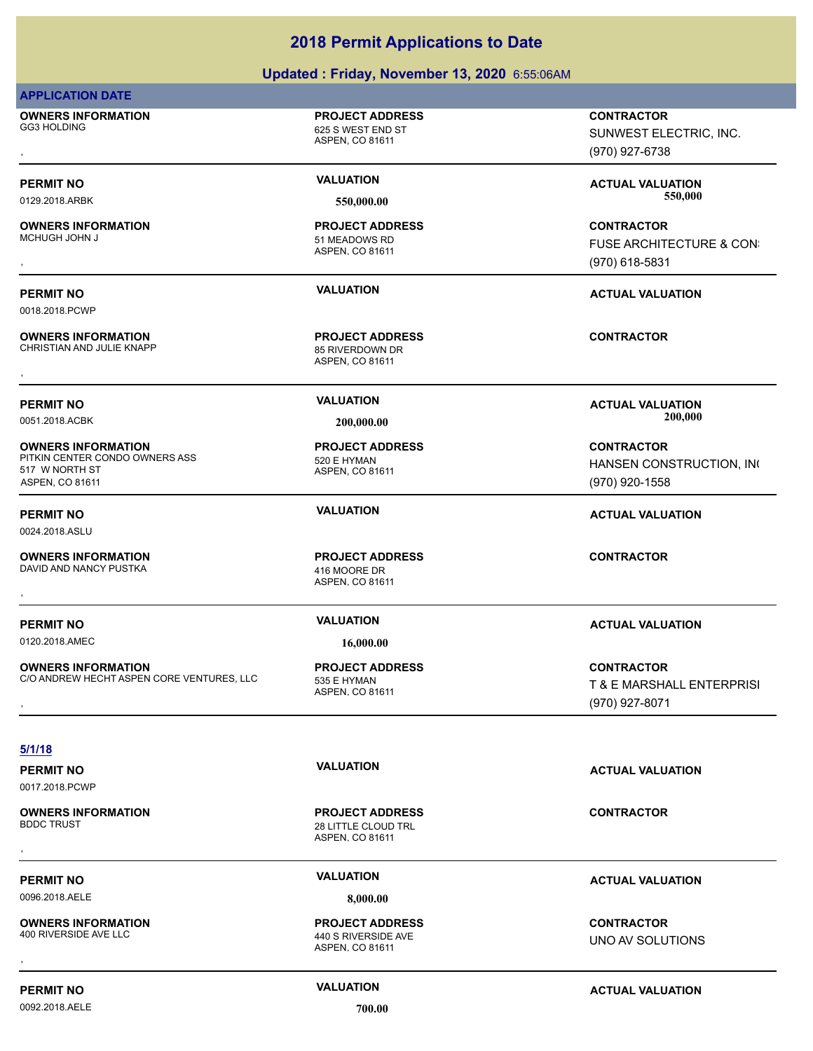# 2018 Permit Applications to Date

## Updated : Friday, November 13, 2020 6:55:06AM

**APPLICATION DATE**

**OWNERS INFORMATION**
GG3 HOLDING
,

**PROJECT ADDRESS**
625 S WEST END ST
ASPEN, CO 81611

**CONTRACTOR**
SUNWEST ELECTRIC, INC.
(970) 927-6738

**PERMIT NO**
0129.2018.ARBK

**VALUATION**
550,000.00

**ACTUAL VALUATION**
550,000

**OWNERS INFORMATION**
MCHUGH JOHN J
,

**PROJECT ADDRESS**
51 MEADOWS RD
ASPEN, CO 81611

**CONTRACTOR**
FUSE ARCHITECTURE & CON:
(970) 618-5831

**PERMIT NO**
0018.2018.PCWP

**VALUATION**

**ACTUAL VALUATION**

**OWNERS INFORMATION**
CHRISTIAN AND JULIE KNAPP
,

**PROJECT ADDRESS**
85 RIVERDOWN DR
ASPEN, CO 81611

**CONTRACTOR**

**PERMIT NO**
0051.2018.ACBK

**VALUATION**
200,000.00

**ACTUAL VALUATION**
200,000

**OWNERS INFORMATION**
PITKIN CENTER CONDO OWNERS ASS
517 W NORTH ST
ASPEN, CO 81611

**PROJECT ADDRESS**
520 E HYMAN
ASPEN, CO 81611

**CONTRACTOR**
HANSEN CONSTRUCTION, IN(
(970) 920-1558

**PERMIT NO**
0024.2018.ASLU

**VALUATION**

**ACTUAL VALUATION**

**OWNERS INFORMATION**
DAVID AND NANCY PUSTKA
,

**PROJECT ADDRESS**
416 MOORE DR
ASPEN, CO 81611

**CONTRACTOR**

**PERMIT NO**
0120.2018.AMEC

**VALUATION**
16,000.00

**ACTUAL VALUATION**

**OWNERS INFORMATION**
C/O ANDREW HECHT ASPEN CORE VENTURES, LLC
,

**PROJECT ADDRESS**
535 E HYMAN
ASPEN, CO 81611

**CONTRACTOR**
T & E MARSHALL ENTERPRISI
(970) 927-8071

**5/1/18**

**PERMIT NO**
0017.2018.PCWP

**VALUATION**

**ACTUAL VALUATION**

**OWNERS INFORMATION**
BDDC TRUST
,

**PROJECT ADDRESS**
28 LITTLE CLOUD TRL
ASPEN, CO 81611

**CONTRACTOR**

**PERMIT NO**
0096.2018.AELE

**VALUATION**
8,000.00

**ACTUAL VALUATION**

**OWNERS INFORMATION**
400 RIVERSIDE AVE LLC
,

**PROJECT ADDRESS**
440 S RIVERSIDE AVE
ASPEN, CO 81611

**CONTRACTOR**
UNO AV SOLUTIONS

**PERMIT NO**
0092.2018.AELE

**VALUATION**
700.00

**ACTUAL VALUATION**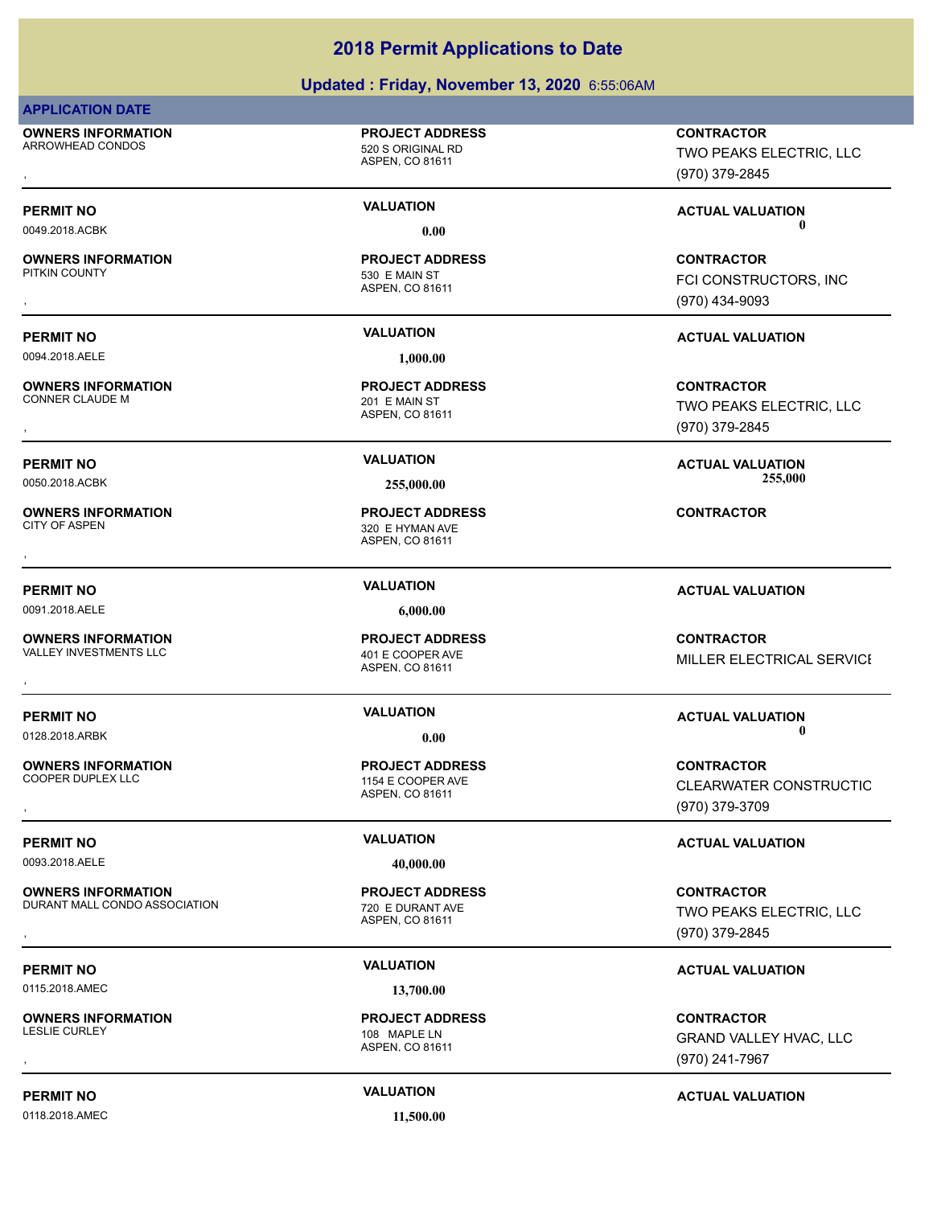# 2018 Permit Applications to Date

## Updated : Friday, November 13, 2020 6:55:06AM

**APPLICATION DATE**

| OWNERS INFORMATION | PROJECT ADDRESS | CONTRACTOR |
|---|---|---|
| ARROWHEAD CONDOS<br>, | 520 S ORIGINAL RD<br>ASPEN, CO 81611 | TWO PEAKS ELECTRIC, LLC<br>(970) 379-2845 |
| **PERMIT NO** | **VALUATION** | **ACTUAL VALUATION** |
| 0049.2018.ACBK | 0.00 | 0 |
| **OWNERS INFORMATION** | **PROJECT ADDRESS** | **CONTRACTOR** |
| PITKIN COUNTY<br>, | 530 E MAIN ST<br>ASPEN, CO 81611 | FCI CONSTRUCTORS, INC<br>(970) 434-9093 |
| **PERMIT NO** | **VALUATION** | **ACTUAL VALUATION** |
| 0094.2018.AELE | 1,000.00 | |
| **OWNERS INFORMATION** | **PROJECT ADDRESS** | **CONTRACTOR** |
| CONNER CLAUDE M<br>, | 201 E MAIN ST<br>ASPEN, CO 81611 | TWO PEAKS ELECTRIC, LLC<br>(970) 379-2845 |
| **PERMIT NO** | **VALUATION** | **ACTUAL VALUATION** |
| 0050.2018.ACBK | 255,000.00 | 255,000 |
| **OWNERS INFORMATION** | **PROJECT ADDRESS** | **CONTRACTOR** |
| CITY OF ASPEN<br>, | 320 E HYMAN AVE<br>ASPEN, CO 81611 | |
| **PERMIT NO** | **VALUATION** | **ACTUAL VALUATION** |
| 0091.2018.AELE | 6,000.00 | |
| **OWNERS INFORMATION** | **PROJECT ADDRESS** | **CONTRACTOR** |
| VALLEY INVESTMENTS LLC<br>, | 401 E COOPER AVE<br>ASPEN, CO 81611 | MILLER ELECTRICAL SERVICE |
| **PERMIT NO** | **VALUATION** | **ACTUAL VALUATION** |
| 0128.2018.ARBK | 0.00 | 0 |
| **OWNERS INFORMATION** | **PROJECT ADDRESS** | **CONTRACTOR** |
| COOPER DUPLEX LLC<br>, | 1154 E COOPER AVE<br>ASPEN, CO 81611 | CLEARWATER CONSTRUCTIC<br>(970) 379-3709 |
| **PERMIT NO** | **VALUATION** | **ACTUAL VALUATION** |
| 0093.2018.AELE | 40,000.00 | |
| **OWNERS INFORMATION** | **PROJECT ADDRESS** | **CONTRACTOR** |
| DURANT MALL CONDO ASSOCIATION<br>, | 720 E DURANT AVE<br>ASPEN, CO 81611 | TWO PEAKS ELECTRIC, LLC<br>(970) 379-2845 |
| **PERMIT NO** | **VALUATION** | **ACTUAL VALUATION** |
| 0115.2018.AMEC | 13,700.00 | |
| **OWNERS INFORMATION** | **PROJECT ADDRESS** | **CONTRACTOR** |
| LESLIE CURLEY<br>, | 108 MAPLE LN<br>ASPEN, CO 81611 | GRAND VALLEY HVAC, LLC<br>(970) 241-7967 |
| **PERMIT NO** | **VALUATION** | **ACTUAL VALUATION** |
| 0118.2018.AMEC | 11,500.00 | |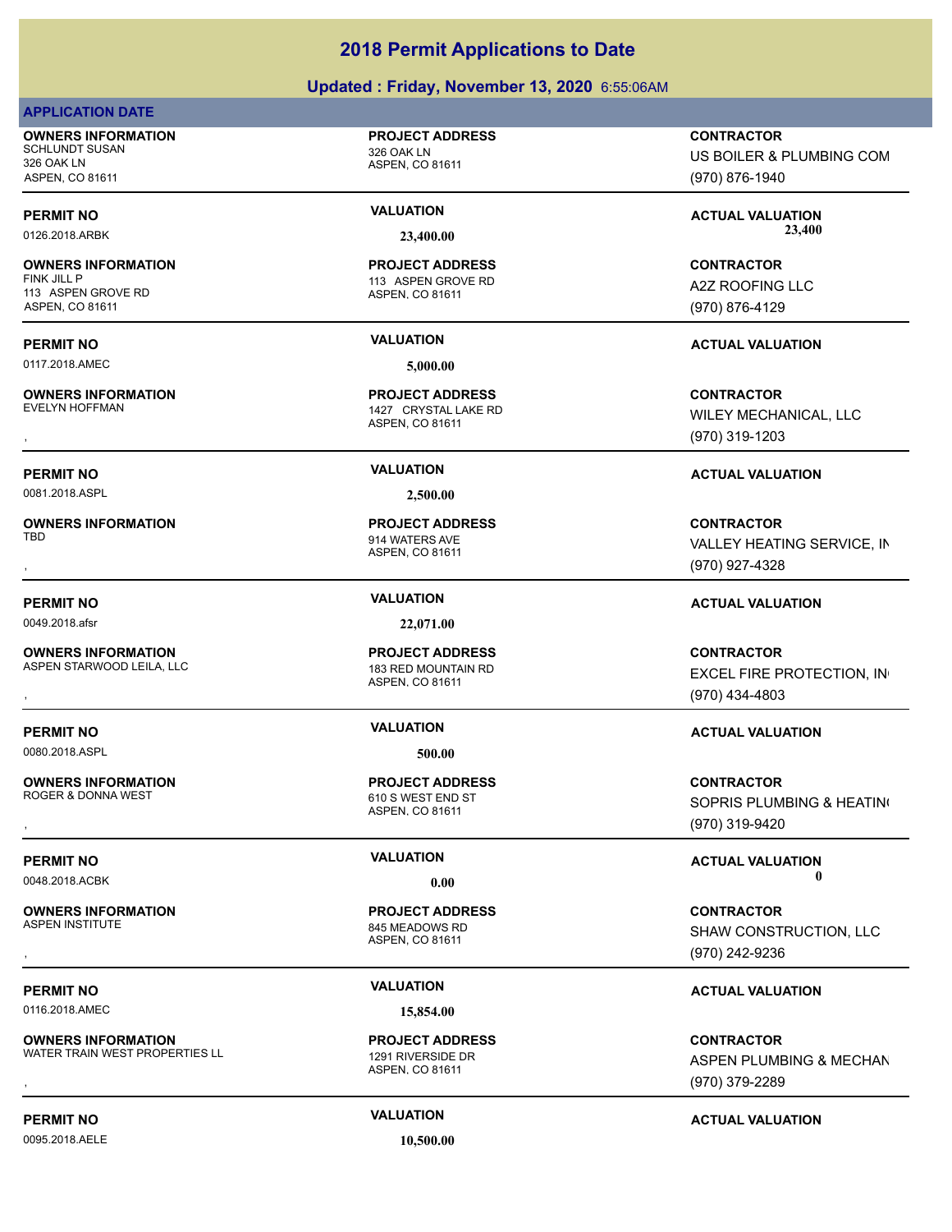# 2018 Permit Applications to Date

## Updated : Friday, November 13, 2020 6:55:06AM

**APPLICATION DATE**

| OWNERS INFORMATION | PROJECT ADDRESS | CONTRACTOR |
|---|---|---|
| SCHLUNDT SUSAN<br>326 OAK LN<br>ASPEN, CO 81611 | 326 OAK LN<br>ASPEN, CO 81611 | US BOILER & PLUMBING COM<br>(970) 876-1940 |
| **PERMIT NO** | **VALUATION** | **ACTUAL VALUATION** |
| 0126.2018.ARBK | 23,400.00 | 23,400 |

| OWNERS INFORMATION | PROJECT ADDRESS | CONTRACTOR |
|---|---|---|
| FINK JILL P<br>113 ASPEN GROVE RD<br>ASPEN, CO 81611 | 113 ASPEN GROVE RD<br>ASPEN, CO 81611 | A2Z ROOFING LLC<br>(970) 876-4129 |
| **PERMIT NO** | **VALUATION** | **ACTUAL VALUATION** |
| 0117.2018.AMEC | 5,000.00 | |

| OWNERS INFORMATION | PROJECT ADDRESS | CONTRACTOR |
|---|---|---|
| EVELYN HOFFMAN<br>, | 1427 CRYSTAL LAKE RD<br>ASPEN, CO 81611 | WILEY MECHANICAL, LLC<br>(970) 319-1203 |
| **PERMIT NO** | **VALUATION** | **ACTUAL VALUATION** |
| 0081.2018.ASPL | 2,500.00 | |

| OWNERS INFORMATION | PROJECT ADDRESS | CONTRACTOR |
|---|---|---|
| TBD<br>, | 914 WATERS AVE<br>ASPEN, CO 81611 | VALLEY HEATING SERVICE, IN<br>(970) 927-4328 |
| **PERMIT NO** | **VALUATION** | **ACTUAL VALUATION** |
| 0049.2018.afsr | 22,071.00 | |

| OWNERS INFORMATION | PROJECT ADDRESS | CONTRACTOR |
|---|---|---|
| ASPEN STARWOOD LEILA, LLC<br>, | 183 RED MOUNTAIN RD<br>ASPEN, CO 81611 | EXCEL FIRE PROTECTION, IN<br>(970) 434-4803 |
| **PERMIT NO** | **VALUATION** | **ACTUAL VALUATION** |
| 0080.2018.ASPL | 500.00 | |

| OWNERS INFORMATION | PROJECT ADDRESS | CONTRACTOR |
|---|---|---|
| ROGER & DONNA WEST<br>, | 610 S WEST END ST<br>ASPEN, CO 81611 | SOPRIS PLUMBING & HEATIN<br>(970) 319-9420 |
| **PERMIT NO** | **VALUATION** | **ACTUAL VALUATION** |
| 0048.2018.ACBK | 0.00 | 0 |

| OWNERS INFORMATION | PROJECT ADDRESS | CONTRACTOR |
|---|---|---|
| ASPEN INSTITUTE<br>, | 845 MEADOWS RD<br>ASPEN, CO 81611 | SHAW CONSTRUCTION, LLC<br>(970) 242-9236 |
| **PERMIT NO** | **VALUATION** | **ACTUAL VALUATION** |
| 0116.2018.AMEC | 15,854.00 | |

| OWNERS INFORMATION | PROJECT ADDRESS | CONTRACTOR |
|---|---|---|
| WATER TRAIN WEST PROPERTIES LL<br>, | 1291 RIVERSIDE DR<br>ASPEN, CO 81611 | ASPEN PLUMBING & MECHAN<br>(970) 379-2289 |
| **PERMIT NO** | **VALUATION** | **ACTUAL VALUATION** |
| 0095.2018.AELE | 10,500.00 | |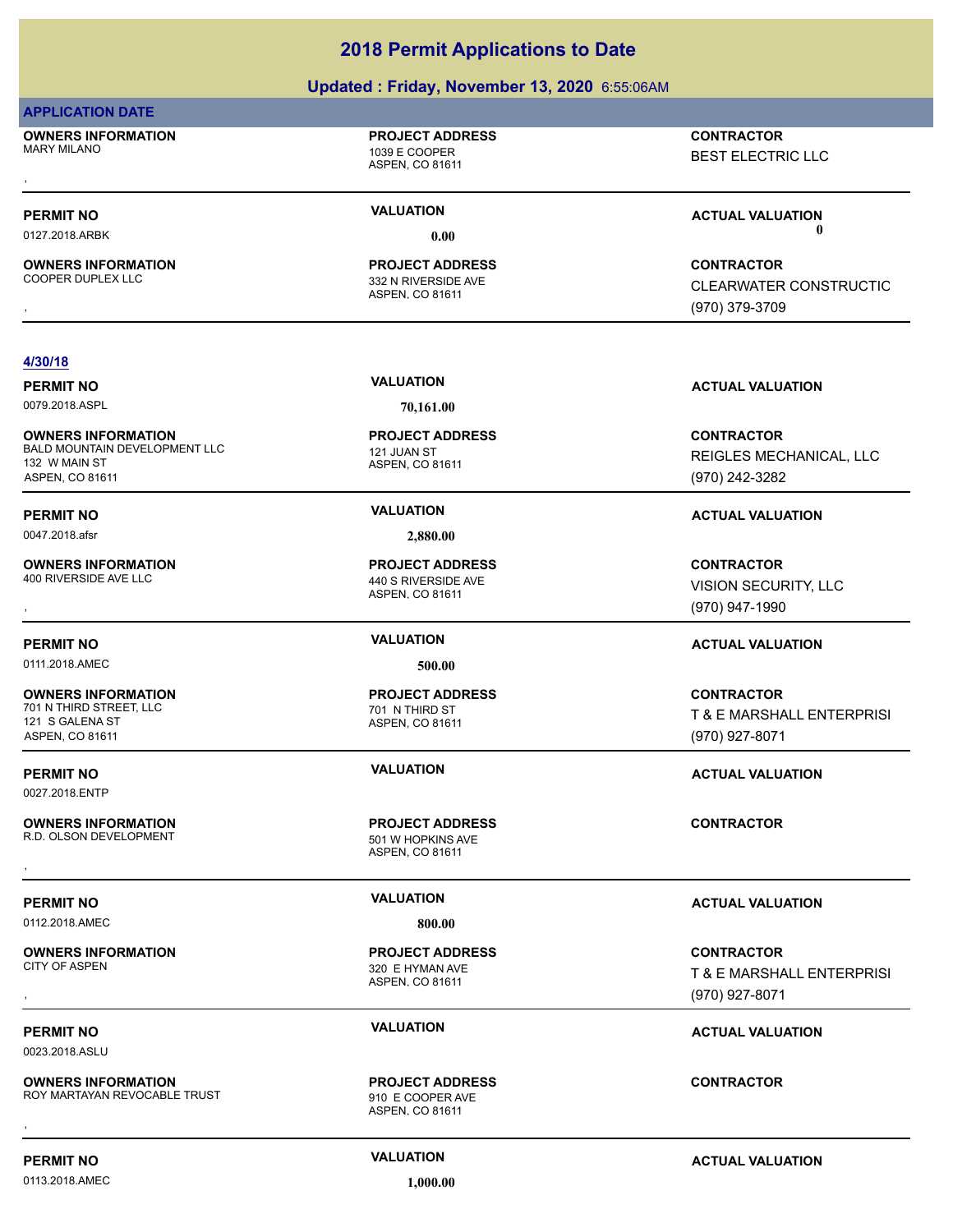# 2018 Permit Applications to Date

## Updated : Friday, November 13, 2020 6:55:06AM

**APPLICATION DATE**

**OWNERS INFORMATION**
MARY MILANO
,

**PROJECT ADDRESS**
1039 E COOPER
ASPEN, CO 81611

**CONTRACTOR**
BEST ELECTRIC LLC

**PERMIT NO**
0127.2018.ARBK

**VALUATION**
0.00

**ACTUAL VALUATION**
0

**OWNERS INFORMATION**
COOPER DUPLEX LLC
,

**PROJECT ADDRESS**
332 N RIVERSIDE AVE
ASPEN, CO 81611

**CONTRACTOR**
CLEARWATER CONSTRUCTIC
(970) 379-3709

**4/30/18**

**PERMIT NO**
0079.2018.ASPL

**VALUATION**
70,161.00

**ACTUAL VALUATION**

**OWNERS INFORMATION**
BALD MOUNTAIN DEVELOPMENT LLC
132 W MAIN ST
ASPEN, CO 81611

**PROJECT ADDRESS**
121 JUAN ST
ASPEN, CO 81611

**CONTRACTOR**
REIGLES MECHANICAL, LLC
(970) 242-3282

**PERMIT NO**
0047.2018.afsr

**VALUATION**
2,880.00

**ACTUAL VALUATION**

**OWNERS INFORMATION**
400 RIVERSIDE AVE LLC
,

**PROJECT ADDRESS**
440 S RIVERSIDE AVE
ASPEN, CO 81611

**CONTRACTOR**
VISION SECURITY, LLC
(970) 947-1990

**PERMIT NO**
0111.2018.AMEC

**VALUATION**
500.00

**ACTUAL VALUATION**

**OWNERS INFORMATION**
701 N THIRD STREET, LLC
121 S GALENA ST
ASPEN, CO 81611

**PROJECT ADDRESS**
701 N THIRD ST
ASPEN, CO 81611

**CONTRACTOR**
T & E MARSHALL ENTERPRISI
(970) 927-8071

**PERMIT NO**
0027.2018.ENTP

**VALUATION**

**ACTUAL VALUATION**

**OWNERS INFORMATION**
R.D. OLSON DEVELOPMENT
,

**PROJECT ADDRESS**
501 W HOPKINS AVE
ASPEN, CO 81611

**CONTRACTOR**

**PERMIT NO**
0112.2018.AMEC

**VALUATION**
800.00

**ACTUAL VALUATION**

**OWNERS INFORMATION**
CITY OF ASPEN
,

**PROJECT ADDRESS**
320 E HYMAN AVE
ASPEN, CO 81611

**CONTRACTOR**
T & E MARSHALL ENTERPRISI
(970) 927-8071

**PERMIT NO**
0023.2018.ASLU

**VALUATION**

**ACTUAL VALUATION**

**OWNERS INFORMATION**
ROY MARTAYAN REVOCABLE TRUST
,

**PROJECT ADDRESS**
910 E COOPER AVE
ASPEN, CO 81611

**CONTRACTOR**

**PERMIT NO**
0113.2018.AMEC

**VALUATION**
1,000.00

**ACTUAL VALUATION**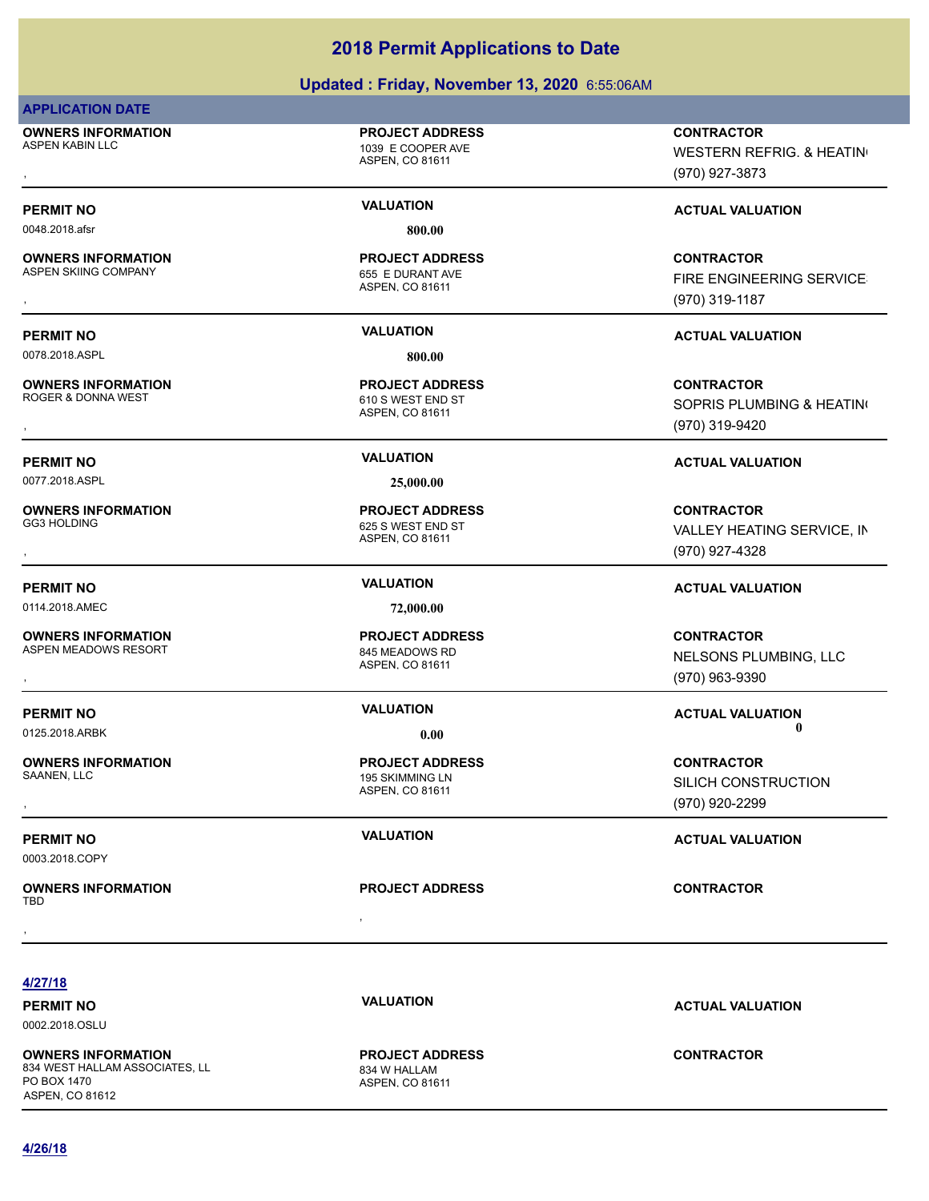# 2018 Permit Applications to Date

## Updated : Friday, November 13, 2020 6:55:06AM

**APPLICATION DATE**

**OWNERS INFORMATION** ASPEN KABIN LLC
,
**PROJECT ADDRESS** 1039 E COOPER AVE ASPEN, CO 81611
**CONTRACTOR** WESTERN REFRIG. & HEATIN( (970) 927-3873

| PERMIT NO | VALUATION | ACTUAL VALUATION |
|---|---|---|
| 0048.2018.afsr | 800.00 | |

**OWNERS INFORMATION** ASPEN SKIING COMPANY
,
**PROJECT ADDRESS** 655 E DURANT AVE ASPEN, CO 81611
**CONTRACTOR** FIRE ENGINEERING SERVICE (970) 319-1187

| PERMIT NO | VALUATION | ACTUAL VALUATION |
|---|---|---|
| 0078.2018.ASPL | 800.00 | |

**OWNERS INFORMATION** ROGER & DONNA WEST
,
**PROJECT ADDRESS** 610 S WEST END ST ASPEN, CO 81611
**CONTRACTOR** SOPRIS PLUMBING & HEATIN( (970) 319-9420

| PERMIT NO | VALUATION | ACTUAL VALUATION |
|---|---|---|
| 0077.2018.ASPL | 25,000.00 | |

**OWNERS INFORMATION** GG3 HOLDING
,
**PROJECT ADDRESS** 625 S WEST END ST ASPEN, CO 81611
**CONTRACTOR** VALLEY HEATING SERVICE, IN (970) 927-4328

| PERMIT NO | VALUATION | ACTUAL VALUATION |
|---|---|---|
| 0114.2018.AMEC | 72,000.00 | |

**OWNERS INFORMATION** ASPEN MEADOWS RESORT
,
**PROJECT ADDRESS** 845 MEADOWS RD ASPEN, CO 81611
**CONTRACTOR** NELSONS PLUMBING, LLC (970) 963-9390

| PERMIT NO | VALUATION | ACTUAL VALUATION |
|---|---|---|
| 0125.2018.ARBK | 0.00 | 0 |

**OWNERS INFORMATION** SAANEN, LLC
,
**PROJECT ADDRESS** 195 SKIMMING LN ASPEN, CO 81611
**CONTRACTOR** SILICH CONSTRUCTION (970) 920-2299

| PERMIT NO | VALUATION | ACTUAL VALUATION |
|---|---|---|
| 0003.2018.COPY | | |

**OWNERS INFORMATION** TBD
,
**PROJECT ADDRESS** ,
**CONTRACTOR**

**4/27/18**

| PERMIT NO | VALUATION | ACTUAL VALUATION |
|---|---|---|
| 0002.2018.OSLU | | |

**OWNERS INFORMATION** 834 WEST HALLAM ASSOCIATES, LL PO BOX 1470 ASPEN, CO 81612
**PROJECT ADDRESS** 834 W HALLAM ASPEN, CO 81611
**CONTRACTOR**

**4/26/18**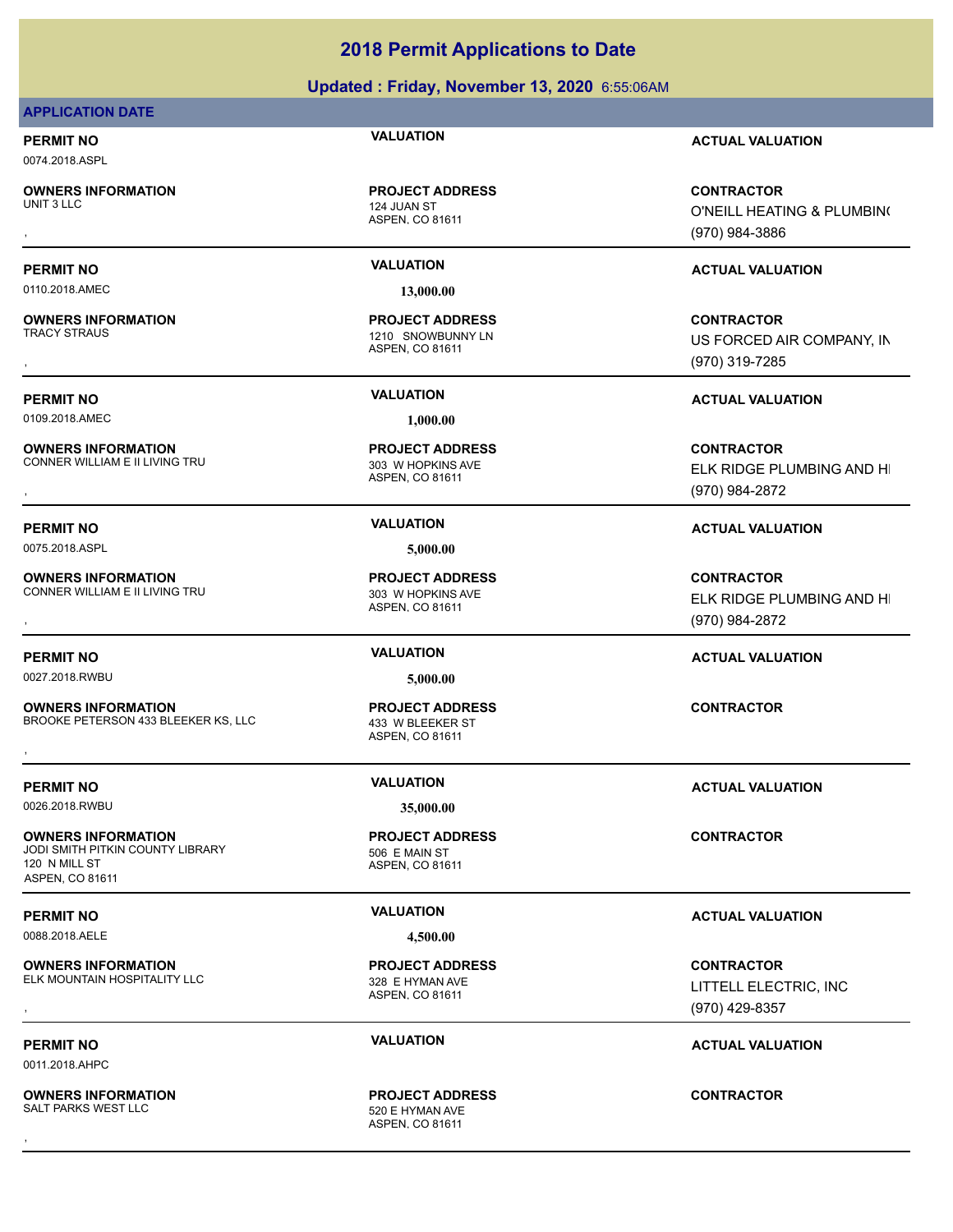## 2018 Permit Applications to Date

**Updated : Friday, November 13, 2020** 6:55:06AM

**APPLICATION DATE**

**PERMIT NO** 0074.2018.ASPL
**VALUATION**
**ACTUAL VALUATION**

**OWNERS INFORMATION**
UNIT 3 LLC
,

**PROJECT ADDRESS**
124 JUAN ST
ASPEN, CO 81611

**CONTRACTOR**
O'NEILL HEATING & PLUMBING
(970) 984-3886

---

**PERMIT NO** 0110.2018.AMEC
**VALUATION** 13,000.00
**ACTUAL VALUATION**

**OWNERS INFORMATION**
TRACY STRAUS
,

**PROJECT ADDRESS**
1210 SNOWBUNNY LN
ASPEN, CO 81611

**CONTRACTOR**
US FORCED AIR COMPANY, IN
(970) 319-7285

---

**PERMIT NO** 0109.2018.AMEC
**VALUATION** 1,000.00
**ACTUAL VALUATION**

**OWNERS INFORMATION**
CONNER WILLIAM E II LIVING TRU
,

**PROJECT ADDRESS**
303 W HOPKINS AVE
ASPEN, CO 81611

**CONTRACTOR**
ELK RIDGE PLUMBING AND HI
(970) 984-2872

---

**PERMIT NO** 0075.2018.ASPL
**VALUATION** 5,000.00
**ACTUAL VALUATION**

**OWNERS INFORMATION**
CONNER WILLIAM E II LIVING TRU
,

**PROJECT ADDRESS**
303 W HOPKINS AVE
ASPEN, CO 81611

**CONTRACTOR**
ELK RIDGE PLUMBING AND HI
(970) 984-2872

---

**PERMIT NO** 0027.2018.RWBU
**VALUATION** 5,000.00
**ACTUAL VALUATION**

**OWNERS INFORMATION**
BROOKE PETERSON 433 BLEEKER KS, LLC
,

**PROJECT ADDRESS**
433 W BLEEKER ST
ASPEN, CO 81611

**CONTRACTOR**

---

**PERMIT NO** 0026.2018.RWBU
**VALUATION** 35,000.00
**ACTUAL VALUATION**

**OWNERS INFORMATION**
JODI SMITH PITKIN COUNTY LIBRARY
120 N MILL ST
ASPEN, CO 81611

**PROJECT ADDRESS**
506 E MAIN ST
ASPEN, CO 81611

**CONTRACTOR**

---

**PERMIT NO** 0088.2018.AELE
**VALUATION** 4,500.00
**ACTUAL VALUATION**

**OWNERS INFORMATION**
ELK MOUNTAIN HOSPITALITY LLC
,

**PROJECT ADDRESS**
328 E HYMAN AVE
ASPEN, CO 81611

**CONTRACTOR**
LITTELL ELECTRIC, INC
(970) 429-8357

---

**PERMIT NO** 0011.2018.AHPC
**VALUATION**
**ACTUAL VALUATION**

**OWNERS INFORMATION**
SALT PARKS WEST LLC
,

**PROJECT ADDRESS**
520 E HYMAN AVE
ASPEN, CO 81611

**CONTRACTOR**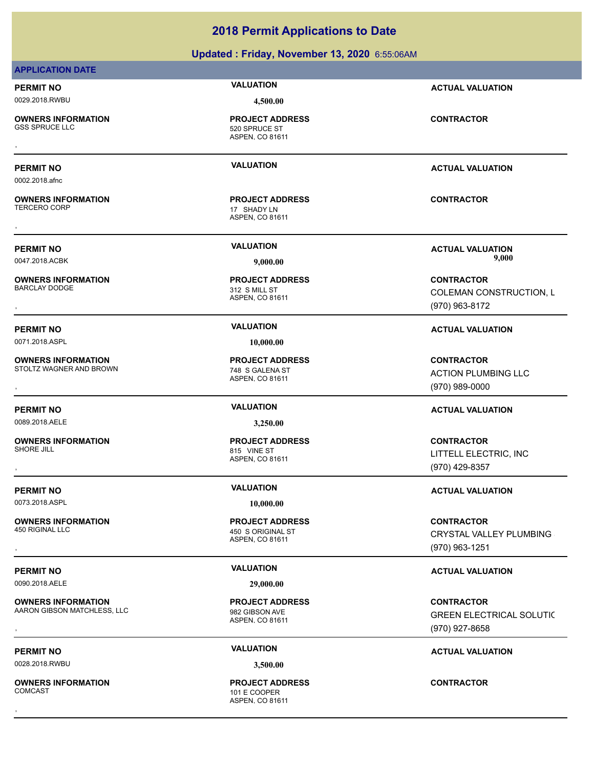# 2018 Permit Applications to Date

## Updated : Friday, November 13, 2020 6:55:06AM

**APPLICATION DATE**

| PERMIT NO | VALUATION | ACTUAL VALUATION |
|---|---|---|
| 0029.2018.RWBU | 4,500.00 | |
| **OWNERS INFORMATION** | **PROJECT ADDRESS** | **CONTRACTOR** |
| GSS SPRUCE LLC<br>, | 520 SPRUCE ST<br>ASPEN, CO 81611 | |

| PERMIT NO | VALUATION | ACTUAL VALUATION |
|---|---|---|
| 0002.2018.afnc | | |
| **OWNERS INFORMATION** | **PROJECT ADDRESS** | **CONTRACTOR** |
| TERCERO CORP<br>, | 17 SHADY LN<br>ASPEN, CO 81611 | |

| PERMIT NO | VALUATION | ACTUAL VALUATION |
|---|---|---|
| 0047.2018.ACBK | 9,000.00 | 9,000 |
| **OWNERS INFORMATION** | **PROJECT ADDRESS** | **CONTRACTOR** |
| BARCLAY DODGE<br>, | 312 S MILL ST<br>ASPEN, CO 81611 | COLEMAN CONSTRUCTION, L<br>(970) 963-8172 |

| PERMIT NO | VALUATION | ACTUAL VALUATION |
|---|---|---|
| 0071.2018.ASPL | 10,000.00 | |
| **OWNERS INFORMATION** | **PROJECT ADDRESS** | **CONTRACTOR** |
| STOLTZ WAGNER AND BROWN<br>, | 748 S GALENA ST<br>ASPEN, CO 81611 | ACTION PLUMBING LLC<br>(970) 989-0000 |

| PERMIT NO | VALUATION | ACTUAL VALUATION |
|---|---|---|
| 0089.2018.AELE | 3,250.00 | |
| **OWNERS INFORMATION** | **PROJECT ADDRESS** | **CONTRACTOR** |
| SHORE JILL<br>, | 815 VINE ST<br>ASPEN, CO 81611 | LITTELL ELECTRIC, INC<br>(970) 429-8357 |

| PERMIT NO | VALUATION | ACTUAL VALUATION |
|---|---|---|
| 0073.2018.ASPL | 10,000.00 | |
| **OWNERS INFORMATION** | **PROJECT ADDRESS** | **CONTRACTOR** |
| 450 RIGINAL LLC<br>, | 450 S ORIGINAL ST<br>ASPEN, CO 81611 | CRYSTAL VALLEY PLUMBING<br>(970) 963-1251 |

| PERMIT NO | VALUATION | ACTUAL VALUATION |
|---|---|---|
| 0090.2018.AELE | 29,000.00 | |
| **OWNERS INFORMATION** | **PROJECT ADDRESS** | **CONTRACTOR** |
| AARON GIBSON MATCHLESS, LLC<br>, | 982 GIBSON AVE<br>ASPEN, CO 81611 | GREEN ELECTRICAL SOLUTIC<br>(970) 927-8658 |

| PERMIT NO | VALUATION | ACTUAL VALUATION |
|---|---|---|
| 0028.2018.RWBU | 3,500.00 | |
| **OWNERS INFORMATION** | **PROJECT ADDRESS** | **CONTRACTOR** |
| COMCAST<br>, | 101 E COOPER<br>ASPEN, CO 81611 | |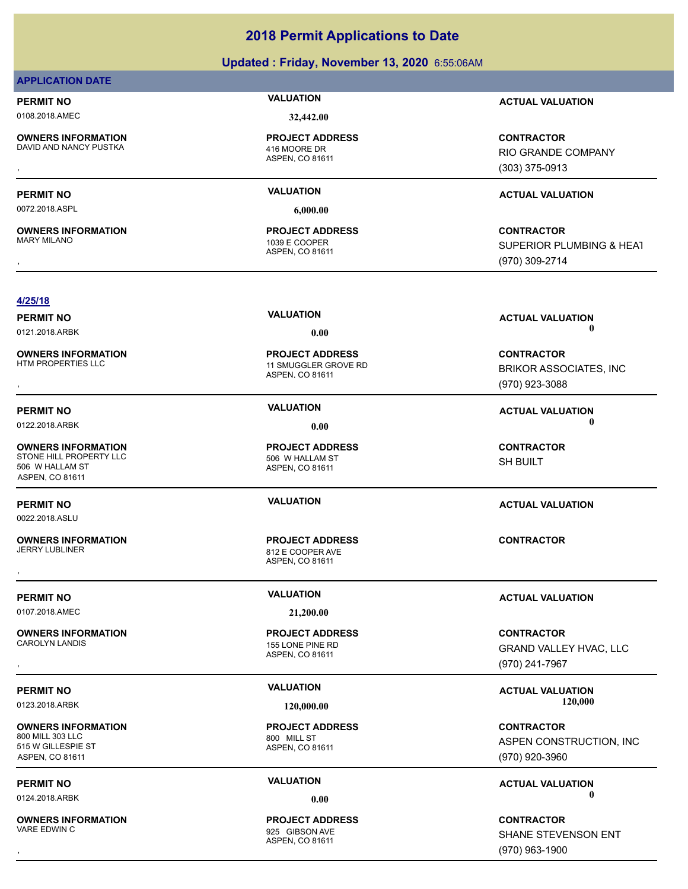# 2018 Permit Applications to Date

## Updated : Friday, November 13, 2020 6:55:06AM

**APPLICATION DATE**

| PERMIT NO | VALUATION | ACTUAL VALUATION |
|---|---|---|
| 0108.2018.AMEC | 32,442.00 | |

| OWNERS INFORMATION | PROJECT ADDRESS | CONTRACTOR |
|---|---|---|
| DAVID AND NANCY PUSTKA<br>, | 416 MOORE DR<br>ASPEN, CO 81611 | RIO GRANDE COMPANY<br>(303) 375-0913 |

| PERMIT NO | VALUATION | ACTUAL VALUATION |
|---|---|---|
| 0072.2018.ASPL | 6,000.00 | |

| OWNERS INFORMATION | PROJECT ADDRESS | CONTRACTOR |
|---|---|---|
| MARY MILANO<br>, | 1039 E COOPER<br>ASPEN, CO 81611 | SUPERIOR PLUMBING & HEAT<br>(970) 309-2714 |

**4/25/18**

| PERMIT NO | VALUATION | ACTUAL VALUATION |
|---|---|---|
| 0121.2018.ARBK | 0.00 | 0 |

| OWNERS INFORMATION | PROJECT ADDRESS | CONTRACTOR |
|---|---|---|
| HTM PROPERTIES LLC<br>, | 11 SMUGGLER GROVE RD<br>ASPEN, CO 81611 | BRIKOR ASSOCIATES, INC<br>(970) 923-3088 |

| PERMIT NO | VALUATION | ACTUAL VALUATION |
|---|---|---|
| 0122.2018.ARBK | 0.00 | 0 |

| OWNERS INFORMATION | PROJECT ADDRESS | CONTRACTOR |
|---|---|---|
| STONE HILL PROPERTY LLC<br>506 W HALLAM ST<br>ASPEN, CO 81611 | 506 W HALLAM ST<br>ASPEN, CO 81611 | SH BUILT |

| PERMIT NO | VALUATION | ACTUAL VALUATION |
|---|---|---|
| 0022.2018.ASLU | | |

| OWNERS INFORMATION | PROJECT ADDRESS | CONTRACTOR |
|---|---|---|
| JERRY LUBLINER<br>, | 812 E COOPER AVE<br>ASPEN, CO 81611 | |

| PERMIT NO | VALUATION | ACTUAL VALUATION |
|---|---|---|
| 0107.2018.AMEC | 21,200.00 | |

| OWNERS INFORMATION | PROJECT ADDRESS | CONTRACTOR |
|---|---|---|
| CAROLYN LANDIS<br>, | 155 LONE PINE RD<br>ASPEN, CO 81611 | GRAND VALLEY HVAC, LLC<br>(970) 241-7967 |

| PERMIT NO | VALUATION | ACTUAL VALUATION |
|---|---|---|
| 0123.2018.ARBK | 120,000.00 | 120,000 |

| OWNERS INFORMATION | PROJECT ADDRESS | CONTRACTOR |
|---|---|---|
| 800 MILL 303 LLC<br>515 W GILLESPIE ST<br>ASPEN, CO 81611 | 800 MILL ST<br>ASPEN, CO 81611 | ASPEN CONSTRUCTION, INC<br>(970) 920-3960 |

| PERMIT NO | VALUATION | ACTUAL VALUATION |
|---|---|---|
| 0124.2018.ARBK | 0.00 | 0 |

| OWNERS INFORMATION | PROJECT ADDRESS | CONTRACTOR |
|---|---|---|
| VARE EDWIN C<br>, | 925 GIBSON AVE<br>ASPEN, CO 81611 | SHANE STEVENSON ENT<br>(970) 963-1900 |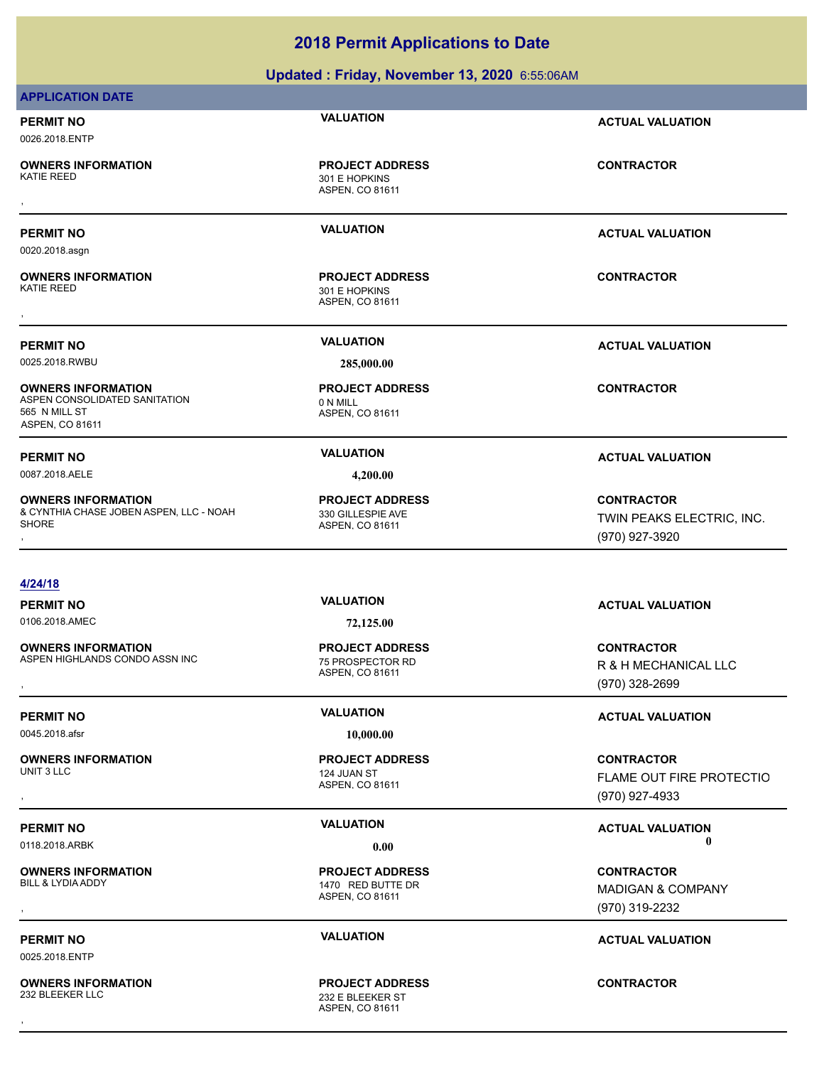# 2018 Permit Applications to Date

## Updated : Friday, November 13, 2020 6:55:06AM

**APPLICATION DATE**

**PERMIT NO** 0026.2018.ENTP | **VALUATION** | **ACTUAL VALUATION**

**OWNERS INFORMATION**
KATIE REED
,

**PROJECT ADDRESS**
301 E HOPKINS
ASPEN, CO 81611

**CONTRACTOR**

---

**PERMIT NO** 0020.2018.asgn | **VALUATION** | **ACTUAL VALUATION**

**OWNERS INFORMATION**
KATIE REED
,

**PROJECT ADDRESS**
301 E HOPKINS
ASPEN, CO 81611

**CONTRACTOR**

---

**PERMIT NO** 0025.2018.RWBU | **VALUATION** 285,000.00 | **ACTUAL VALUATION**

**OWNERS INFORMATION**
ASPEN CONSOLIDATED SANITATION
565 N MILL ST
ASPEN, CO 81611

**PROJECT ADDRESS**
0 N MILL
ASPEN, CO 81611

**CONTRACTOR**

---

**PERMIT NO** 0087.2018.AELE | **VALUATION** 4,200.00 | **ACTUAL VALUATION**

**OWNERS INFORMATION**
& CYNTHIA CHASE JOBEN ASPEN, LLC - NOAH SHORE
,

**PROJECT ADDRESS**
330 GILLESPIE AVE
ASPEN, CO 81611

**CONTRACTOR**
TWIN PEAKS ELECTRIC, INC.
(970) 927-3920

---

**4/24/18**

**PERMIT NO** 0106.2018.AMEC | **VALUATION** 72,125.00 | **ACTUAL VALUATION**

**OWNERS INFORMATION**
ASPEN HIGHLANDS CONDO ASSN INC
,

**PROJECT ADDRESS**
75 PROSPECTOR RD
ASPEN, CO 81611

**CONTRACTOR**
R & H MECHANICAL LLC
(970) 328-2699

---

**PERMIT NO** 0045.2018.afsr | **VALUATION** 10,000.00 | **ACTUAL VALUATION**

**OWNERS INFORMATION**
UNIT 3 LLC
,

**PROJECT ADDRESS**
124 JUAN ST
ASPEN, CO 81611

**CONTRACTOR**
FLAME OUT FIRE PROTECTIO
(970) 927-4933

---

**PERMIT NO** 0118.2018.ARBK | **VALUATION** 0.00 | **ACTUAL VALUATION** 0

**OWNERS INFORMATION**
BILL & LYDIA ADDY
,

**PROJECT ADDRESS**
1470 RED BUTTE DR
ASPEN, CO 81611

**CONTRACTOR**
MADIGAN & COMPANY
(970) 319-2232

---

**PERMIT NO** 0025.2018.ENTP | **VALUATION** | **ACTUAL VALUATION**

**OWNERS INFORMATION**
232 BLEEKER LLC
,

**PROJECT ADDRESS**
232 E BLEEKER ST
ASPEN, CO 81611

**CONTRACTOR**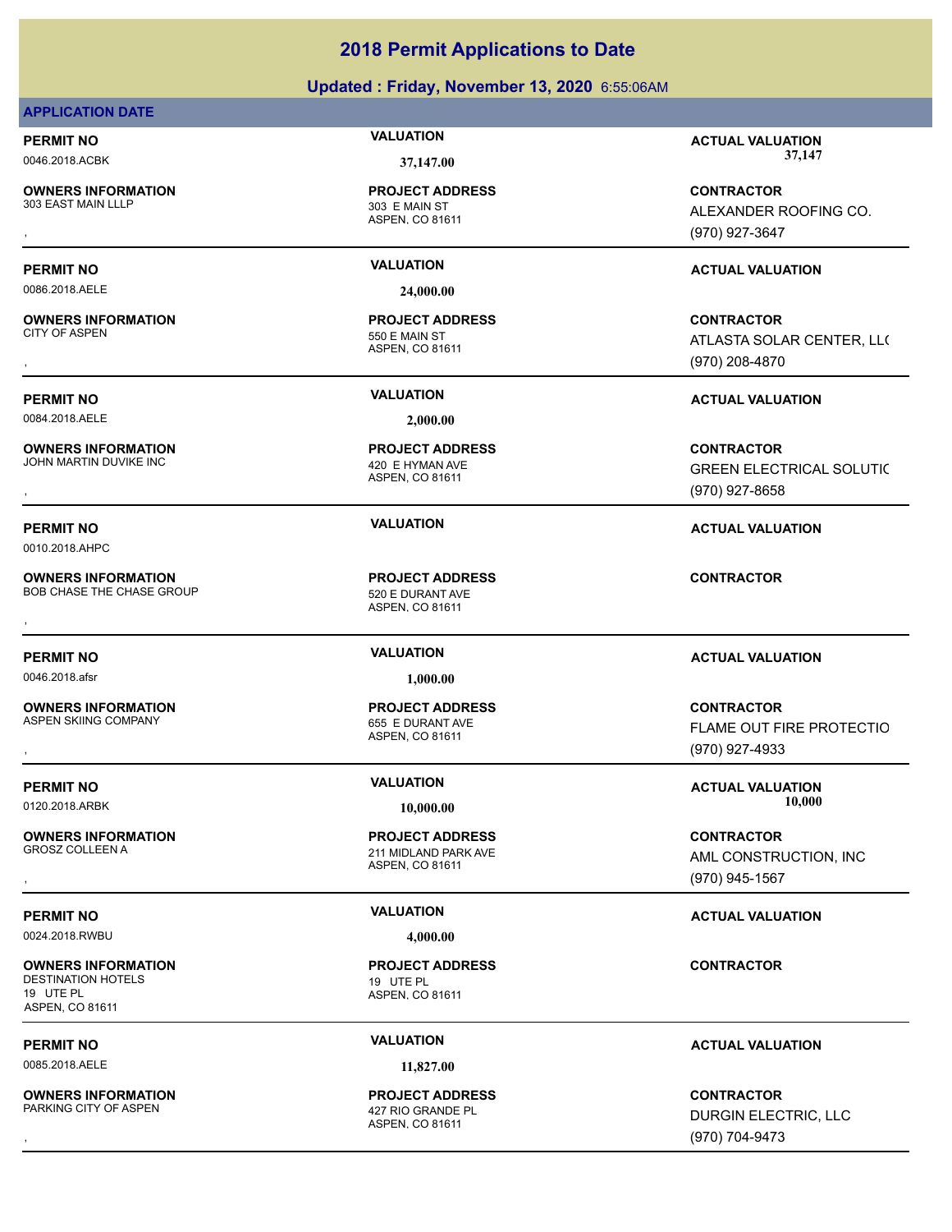# 2018 Permit Applications to Date

## Updated : Friday, November 13, 2020 6:55:06AM

**APPLICATION DATE**

**PERMIT NO** 0046.2018.ACBK | **VALUATION** 37,147.00 | **ACTUAL VALUATION** 37,147

**OWNERS INFORMATION**
303 EAST MAIN LLLP
,

**PROJECT ADDRESS**
303 E MAIN ST
ASPEN, CO 81611

**CONTRACTOR**
ALEXANDER ROOFING CO.
(970) 927-3647

---

**PERMIT NO** 0086.2018.AELE | **VALUATION** 24,000.00 | **ACTUAL VALUATION**

**OWNERS INFORMATION**
CITY OF ASPEN
,

**PROJECT ADDRESS**
550 E MAIN ST
ASPEN, CO 81611

**CONTRACTOR**
ATLASTA SOLAR CENTER, LL(
(970) 208-4870

---

**PERMIT NO** 0084.2018.AELE | **VALUATION** 2,000.00 | **ACTUAL VALUATION**

**OWNERS INFORMATION**
JOHN MARTIN DUVIKE INC
,

**PROJECT ADDRESS**
420 E HYMAN AVE
ASPEN, CO 81611

**CONTRACTOR**
GREEN ELECTRICAL SOLUTIC
(970) 927-8658

---

**PERMIT NO** 0010.2018.AHPC | **VALUATION** | **ACTUAL VALUATION**

**OWNERS INFORMATION**
BOB CHASE THE CHASE GROUP
,

**PROJECT ADDRESS**
520 E DURANT AVE
ASPEN, CO 81611

**CONTRACTOR**

---

**PERMIT NO** 0046.2018.afsr | **VALUATION** 1,000.00 | **ACTUAL VALUATION**

**OWNERS INFORMATION**
ASPEN SKIING COMPANY
,

**PROJECT ADDRESS**
655 E DURANT AVE
ASPEN, CO 81611

**CONTRACTOR**
FLAME OUT FIRE PROTECTIO
(970) 927-4933

---

**PERMIT NO** 0120.2018.ARBK | **VALUATION** 10,000.00 | **ACTUAL VALUATION** 10,000

**OWNERS INFORMATION**
GROSZ COLLEEN A
,

**PROJECT ADDRESS**
211 MIDLAND PARK AVE
ASPEN, CO 81611

**CONTRACTOR**
AML CONSTRUCTION, INC
(970) 945-1567

---

**PERMIT NO** 0024.2018.RWBU | **VALUATION** 4,000.00 | **ACTUAL VALUATION**

**OWNERS INFORMATION**
DESTINATION HOTELS
19 UTE PL
ASPEN, CO 81611

**PROJECT ADDRESS**
19 UTE PL
ASPEN, CO 81611

**CONTRACTOR**

---

**PERMIT NO** 0085.2018.AELE | **VALUATION** 11,827.00 | **ACTUAL VALUATION**

**OWNERS INFORMATION**
PARKING CITY OF ASPEN
,

**PROJECT ADDRESS**
427 RIO GRANDE PL
ASPEN, CO 81611

**CONTRACTOR**
DURGIN ELECTRIC, LLC
(970) 704-9473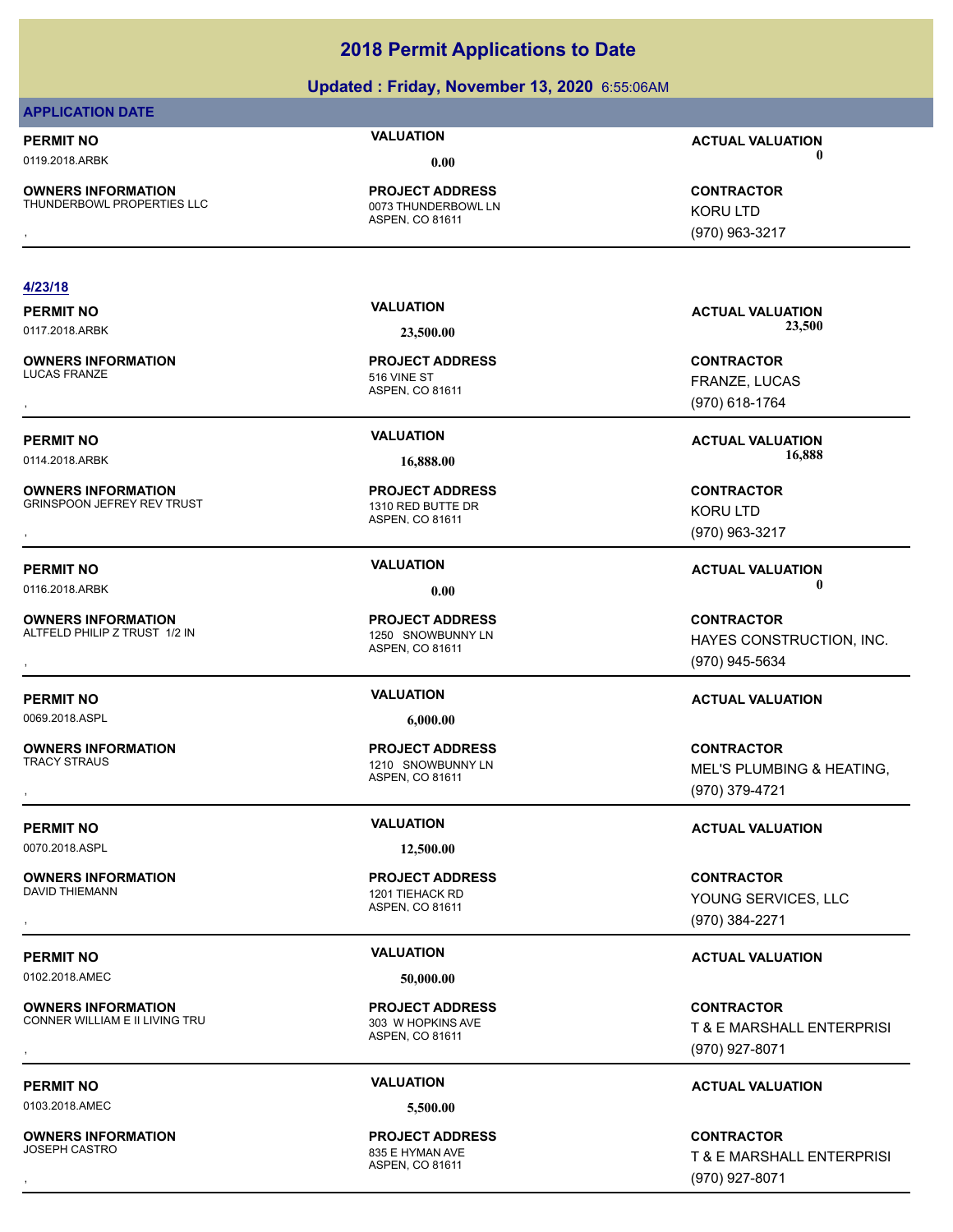# 2018 Permit Applications to Date

## Updated : Friday, November 13, 2020 6:55:06AM

**APPLICATION DATE**

**PERMIT NO** 0119.2018.ARBK
**VALUATION** 0.00
**ACTUAL VALUATION** 0

**OWNERS INFORMATION** THUNDERBOWL PROPERTIES LLC
,
**PROJECT ADDRESS** 0073 THUNDERBOWL LN
ASPEN, CO 81611
**CONTRACTOR** KORU LTD
(970) 963-3217

---

**4/23/18**

**PERMIT NO** 0117.2018.ARBK
**VALUATION** 23,500.00
**ACTUAL VALUATION** 23,500

**OWNERS INFORMATION** LUCAS FRANZE
,
**PROJECT ADDRESS** 516 VINE ST
ASPEN, CO 81611
**CONTRACTOR** FRANZE, LUCAS
(970) 618-1764

---

**PERMIT NO** 0114.2018.ARBK
**VALUATION** 16,888.00
**ACTUAL VALUATION** 16,888

**OWNERS INFORMATION** GRINSPOON JEFREY REV TRUST
,
**PROJECT ADDRESS** 1310 RED BUTTE DR
ASPEN, CO 81611
**CONTRACTOR** KORU LTD
(970) 963-3217

---

**PERMIT NO** 0116.2018.ARBK
**VALUATION** 0.00
**ACTUAL VALUATION** 0

**OWNERS INFORMATION** ALTFELD PHILIP Z TRUST 1/2 IN
,
**PROJECT ADDRESS** 1250 SNOWBUNNY LN
ASPEN, CO 81611
**CONTRACTOR** HAYES CONSTRUCTION, INC.
(970) 945-5634

---

**PERMIT NO** 0069.2018.ASPL
**VALUATION** 6,000.00
**ACTUAL VALUATION**

**OWNERS INFORMATION** TRACY STRAUS
,
**PROJECT ADDRESS** 1210 SNOWBUNNY LN
ASPEN, CO 81611
**CONTRACTOR** MEL'S PLUMBING & HEATING,
(970) 379-4721

---

**PERMIT NO** 0070.2018.ASPL
**VALUATION** 12,500.00
**ACTUAL VALUATION**

**OWNERS INFORMATION** DAVID THIEMANN
,
**PROJECT ADDRESS** 1201 TIEHACK RD
ASPEN, CO 81611
**CONTRACTOR** YOUNG SERVICES, LLC
(970) 384-2271

---

**PERMIT NO** 0102.2018.AMEC
**VALUATION** 50,000.00
**ACTUAL VALUATION**

**OWNERS INFORMATION** CONNER WILLIAM E II LIVING TRU
,
**PROJECT ADDRESS** 303 W HOPKINS AVE
ASPEN, CO 81611
**CONTRACTOR** T & E MARSHALL ENTERPRISI
(970) 927-8071

---

**PERMIT NO** 0103.2018.AMEC
**VALUATION** 5,500.00
**ACTUAL VALUATION**

**OWNERS INFORMATION** JOSEPH CASTRO
,
**PROJECT ADDRESS** 835 E HYMAN AVE
ASPEN, CO 81611
**CONTRACTOR** T & E MARSHALL ENTERPRISI
(970) 927-8071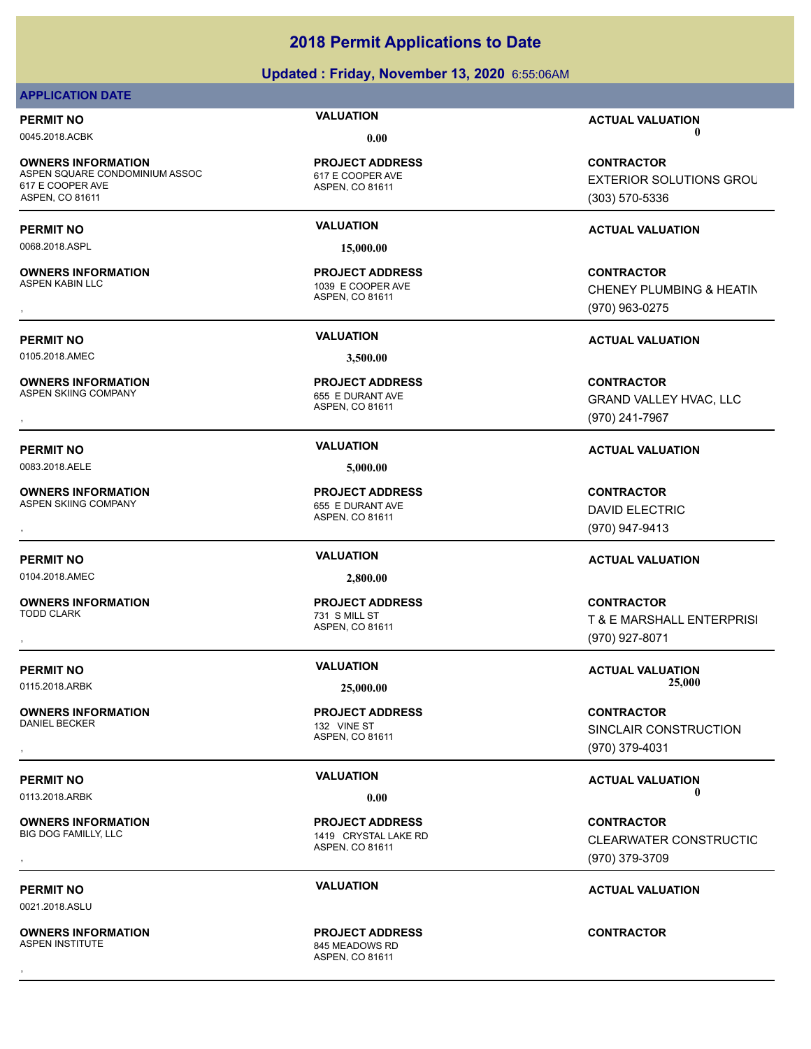# 2018 Permit Applications to Date

## Updated : Friday, November 13, 2020 6:55:06AM

**APPLICATION DATE**

**PERMIT NO** 0045.2018.ACBK | **VALUATION** 0.00 | **ACTUAL VALUATION** 0

**OWNERS INFORMATION**
ASPEN SQUARE CONDOMINIUM ASSOC
617 E COOPER AVE
ASPEN, CO 81611

**PROJECT ADDRESS**
617 E COOPER AVE
ASPEN, CO 81611

**CONTRACTOR**
EXTERIOR SOLUTIONS GROU
(303) 570-5336

---

**PERMIT NO** 0068.2018.ASPL | **VALUATION** 15,000.00 | **ACTUAL VALUATION**

**OWNERS INFORMATION**
ASPEN KABIN LLC
,

**PROJECT ADDRESS**
1039 E COOPER AVE
ASPEN, CO 81611

**CONTRACTOR**
CHENEY PLUMBING & HEATIN
(970) 963-0275

---

**PERMIT NO** 0105.2018.AMEC | **VALUATION** 3,500.00 | **ACTUAL VALUATION**

**OWNERS INFORMATION**
ASPEN SKIING COMPANY
,

**PROJECT ADDRESS**
655 E DURANT AVE
ASPEN, CO 81611

**CONTRACTOR**
GRAND VALLEY HVAC, LLC
(970) 241-7967

---

**PERMIT NO** 0083.2018.AELE | **VALUATION** 5,000.00 | **ACTUAL VALUATION**

**OWNERS INFORMATION**
ASPEN SKIING COMPANY
,

**PROJECT ADDRESS**
655 E DURANT AVE
ASPEN, CO 81611

**CONTRACTOR**
DAVID ELECTRIC
(970) 947-9413

---

**PERMIT NO** 0104.2018.AMEC | **VALUATION** 2,800.00 | **ACTUAL VALUATION**

**OWNERS INFORMATION**
TODD CLARK
,

**PROJECT ADDRESS**
731 S MILL ST
ASPEN, CO 81611

**CONTRACTOR**
T & E MARSHALL ENTERPRISI
(970) 927-8071

---

**PERMIT NO** 0115.2018.ARBK | **VALUATION** 25,000.00 | **ACTUAL VALUATION** 25,000

**OWNERS INFORMATION**
DANIEL BECKER
,

**PROJECT ADDRESS**
132 VINE ST
ASPEN, CO 81611

**CONTRACTOR**
SINCLAIR CONSTRUCTION
(970) 379-4031

---

**PERMIT NO** 0113.2018.ARBK | **VALUATION** 0.00 | **ACTUAL VALUATION** 0

**OWNERS INFORMATION**
BIG DOG FAMILLY, LLC
,

**PROJECT ADDRESS**
1419 CRYSTAL LAKE RD
ASPEN, CO 81611

**CONTRACTOR**
CLEARWATER CONSTRUCTIC
(970) 379-3709

---

**PERMIT NO** 0021.2018.ASLU | **VALUATION** | **ACTUAL VALUATION**

**OWNERS INFORMATION**
ASPEN INSTITUTE
,

**PROJECT ADDRESS**
845 MEADOWS RD
ASPEN, CO 81611

**CONTRACTOR**

---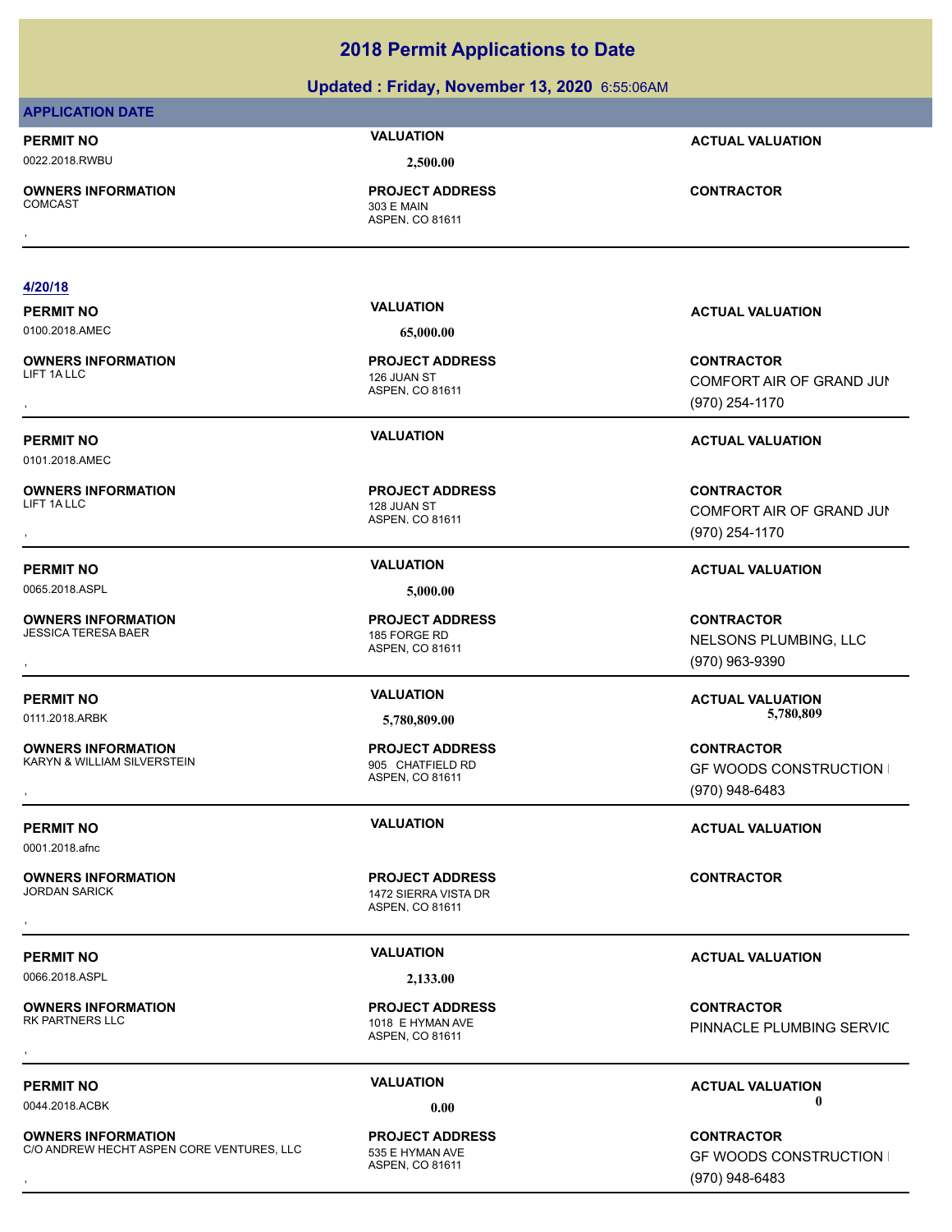# 2018 Permit Applications to Date

**Updated : Friday, November 13, 2020** 6:55:06AM

**APPLICATION DATE**

| PERMIT NO | VALUATION | ACTUAL VALUATION |
|---|---|---|
| 0022.2018.RWBU | 2,500.00 | |

| OWNERS INFORMATION | PROJECT ADDRESS | CONTRACTOR |
|---|---|---|
| COMCAST<br>, | 303 E MAIN<br>ASPEN, CO 81611 | |

**4/20/18**

| PERMIT NO | VALUATION | ACTUAL VALUATION |
|---|---|---|
| 0100.2018.AMEC | 65,000.00 | |

| OWNERS INFORMATION | PROJECT ADDRESS | CONTRACTOR |
|---|---|---|
| LIFT 1A LLC<br>, | 126 JUAN ST<br>ASPEN, CO 81611 | COMFORT AIR OF GRAND JUN<br>(970) 254-1170 |

| PERMIT NO | VALUATION | ACTUAL VALUATION |
|---|---|---|
| 0101.2018.AMEC | | |

| OWNERS INFORMATION | PROJECT ADDRESS | CONTRACTOR |
|---|---|---|
| LIFT 1A LLC<br>, | 128 JUAN ST<br>ASPEN, CO 81611 | COMFORT AIR OF GRAND JUN<br>(970) 254-1170 |

| PERMIT NO | VALUATION | ACTUAL VALUATION |
|---|---|---|
| 0065.2018.ASPL | 5,000.00 | |

| OWNERS INFORMATION | PROJECT ADDRESS | CONTRACTOR |
|---|---|---|
| JESSICA TERESA BAER<br>, | 185 FORGE RD<br>ASPEN, CO 81611 | NELSONS PLUMBING, LLC<br>(970) 963-9390 |

| PERMIT NO | VALUATION | ACTUAL VALUATION |
|---|---|---|
| 0111.2018.ARBK | 5,780,809.00 | 5,780,809 |

| OWNERS INFORMATION | PROJECT ADDRESS | CONTRACTOR |
|---|---|---|
| KARYN & WILLIAM SILVERSTEIN<br>, | 905 CHATFIELD RD<br>ASPEN, CO 81611 | GF WOODS CONSTRUCTION I<br>(970) 948-6483 |

| PERMIT NO | VALUATION | ACTUAL VALUATION |
|---|---|---|
| 0001.2018.afnc | | |

| OWNERS INFORMATION | PROJECT ADDRESS | CONTRACTOR |
|---|---|---|
| JORDAN SARICK<br>, | 1472 SIERRA VISTA DR<br>ASPEN, CO 81611 | |

| PERMIT NO | VALUATION | ACTUAL VALUATION |
|---|---|---|
| 0066.2018.ASPL | 2,133.00 | |

| OWNERS INFORMATION | PROJECT ADDRESS | CONTRACTOR |
|---|---|---|
| RK PARTNERS LLC<br>, | 1018 E HYMAN AVE<br>ASPEN, CO 81611 | PINNACLE PLUMBING SERVIC |

| PERMIT NO | VALUATION | ACTUAL VALUATION |
|---|---|---|
| 0044.2018.ACBK | 0.00 | 0 |

| OWNERS INFORMATION | PROJECT ADDRESS | CONTRACTOR |
|---|---|---|
| C/O ANDREW HECHT ASPEN CORE VENTURES, LLC<br>, | 535 E HYMAN AVE<br>ASPEN, CO 81611 | GF WOODS CONSTRUCTION I<br>(970) 948-6483 |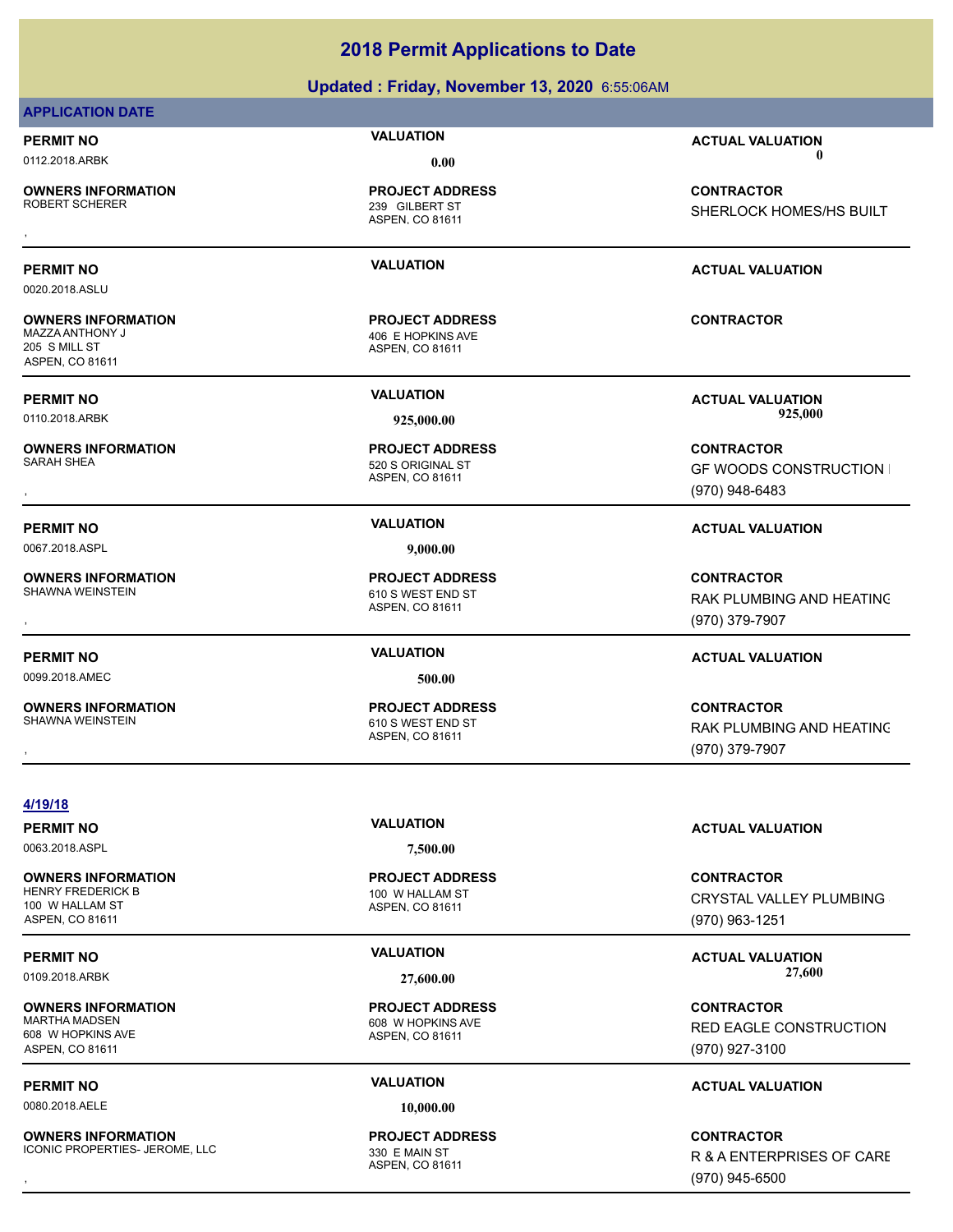# 2018 Permit Applications to Date

## Updated : Friday, November 13, 2020 6:55:06AM

**APPLICATION DATE**

| PERMIT NO | VALUATION | ACTUAL VALUATION |
|---|---|---|
| 0112.2018.ARBK | 0.00 | 0 |

**OWNERS INFORMATION**
ROBERT SCHERER
,

**PROJECT ADDRESS**
239 GILBERT ST
ASPEN, CO 81611

**CONTRACTOR**
SHERLOCK HOMES/HS BUILT

---

| PERMIT NO | VALUATION | ACTUAL VALUATION |
|---|---|---|
| 0020.2018.ASLU | | |

**OWNERS INFORMATION**
MAZZA ANTHONY J
205 S MILL ST
ASPEN, CO 81611

**PROJECT ADDRESS**
406 E HOPKINS AVE
ASPEN, CO 81611

**CONTRACTOR**

---

| PERMIT NO | VALUATION | ACTUAL VALUATION |
|---|---|---|
| 0110.2018.ARBK | 925,000.00 | 925,000 |

**OWNERS INFORMATION**
SARAH SHEA
,

**PROJECT ADDRESS**
520 S ORIGINAL ST
ASPEN, CO 81611

**CONTRACTOR**
GF WOODS CONSTRUCTION I
(970) 948-6483

---

| PERMIT NO | VALUATION | ACTUAL VALUATION |
|---|---|---|
| 0067.2018.ASPL | 9,000.00 | |

**OWNERS INFORMATION**
SHAWNA WEINSTEIN
,

**PROJECT ADDRESS**
610 S WEST END ST
ASPEN, CO 81611

**CONTRACTOR**
RAK PLUMBING AND HEATING
(970) 379-7907

---

| PERMIT NO | VALUATION | ACTUAL VALUATION |
|---|---|---|
| 0099.2018.AMEC | 500.00 | |

**OWNERS INFORMATION**
SHAWNA WEINSTEIN
,

**PROJECT ADDRESS**
610 S WEST END ST
ASPEN, CO 81611

**CONTRACTOR**
RAK PLUMBING AND HEATING
(970) 379-7907

---

**4/19/18**

| PERMIT NO | VALUATION | ACTUAL VALUATION |
|---|---|---|
| 0063.2018.ASPL | 7,500.00 | |

**OWNERS INFORMATION**
HENRY FREDERICK B
100 W HALLAM ST
ASPEN, CO 81611

**PROJECT ADDRESS**
100 W HALLAM ST
ASPEN, CO 81611

**CONTRACTOR**
CRYSTAL VALLEY PLUMBING
(970) 963-1251

---

| PERMIT NO | VALUATION | ACTUAL VALUATION |
|---|---|---|
| 0109.2018.ARBK | 27,600.00 | 27,600 |

**OWNERS INFORMATION**
MARTHA MADSEN
608 W HOPKINS AVE
ASPEN, CO 81611

**PROJECT ADDRESS**
608 W HOPKINS AVE
ASPEN, CO 81611

**CONTRACTOR**
RED EAGLE CONSTRUCTION
(970) 927-3100

---

| PERMIT NO | VALUATION | ACTUAL VALUATION |
|---|---|---|
| 0080.2018.AELE | 10,000.00 | |

**OWNERS INFORMATION**
ICONIC PROPERTIES- JEROME, LLC
,

**PROJECT ADDRESS**
330 E MAIN ST
ASPEN, CO 81611

**CONTRACTOR**
R & A ENTERPRISES OF CARE
(970) 945-6500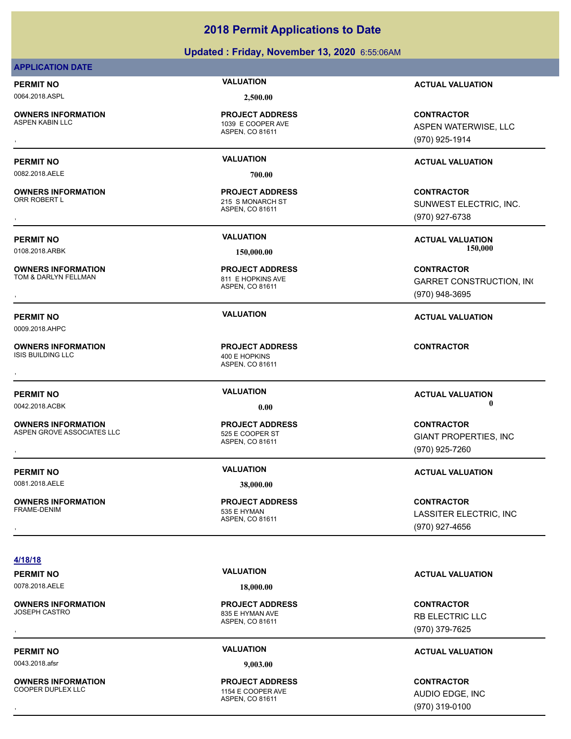# 2018 Permit Applications to Date

## Updated : Friday, November 13, 2020 6:55:06AM

**APPLICATION DATE**

| PERMIT NO | VALUATION | ACTUAL VALUATION |
|---|---|---|
| 0064.2018.ASPL | 2,500.00 | |

| OWNERS INFORMATION | PROJECT ADDRESS | CONTRACTOR |
|---|---|---|
| ASPEN KABIN LLC<br>, | 1039 E COOPER AVE<br>ASPEN, CO 81611 | ASPEN WATERWISE, LLC<br>(970) 925-1914 |

| PERMIT NO | VALUATION | ACTUAL VALUATION |
|---|---|---|
| 0082.2018.AELE | 700.00 | |

| OWNERS INFORMATION | PROJECT ADDRESS | CONTRACTOR |
|---|---|---|
| ORR ROBERT L<br>, | 215 S MONARCH ST<br>ASPEN, CO 81611 | SUNWEST ELECTRIC, INC.<br>(970) 927-6738 |

| PERMIT NO | VALUATION | ACTUAL VALUATION |
|---|---|---|
| 0108.2018.ARBK | 150,000.00 | 150,000 |

| OWNERS INFORMATION | PROJECT ADDRESS | CONTRACTOR |
|---|---|---|
| TOM & DARLYN FELLMAN<br>, | 811 E HOPKINS AVE<br>ASPEN, CO 81611 | GARRET CONSTRUCTION, IN(<br>(970) 948-3695 |

| PERMIT NO | VALUATION | ACTUAL VALUATION |
|---|---|---|
| 0009.2018.AHPC | | |

| OWNERS INFORMATION | PROJECT ADDRESS | CONTRACTOR |
|---|---|---|
| ISIS BUILDING LLC<br>, | 400 E HOPKINS<br>ASPEN, CO 81611 | |

| PERMIT NO | VALUATION | ACTUAL VALUATION |
|---|---|---|
| 0042.2018.ACBK | 0.00 | 0 |

| OWNERS INFORMATION | PROJECT ADDRESS | CONTRACTOR |
|---|---|---|
| ASPEN GROVE ASSOCIATES LLC<br>, | 525 E COOPER ST<br>ASPEN, CO 81611 | GIANT PROPERTIES, INC<br>(970) 925-7260 |

| PERMIT NO | VALUATION | ACTUAL VALUATION |
|---|---|---|
| 0081.2018.AELE | 38,000.00 | |

| OWNERS INFORMATION | PROJECT ADDRESS | CONTRACTOR |
|---|---|---|
| FRAME-DENIM<br>, | 535 E HYMAN<br>ASPEN, CO 81611 | LASSITER ELECTRIC, INC<br>(970) 927-4656 |

**4/18/18**

| PERMIT NO | VALUATION | ACTUAL VALUATION |
|---|---|---|
| 0078.2018.AELE | 18,000.00 | |

| OWNERS INFORMATION | PROJECT ADDRESS | CONTRACTOR |
|---|---|---|
| JOSEPH CASTRO<br>, | 835 E HYMAN AVE<br>ASPEN, CO 81611 | RB ELECTRIC LLC<br>(970) 379-7625 |

| PERMIT NO | VALUATION | ACTUAL VALUATION |
|---|---|---|
| 0043.2018.afsr | 9,003.00 | |

| OWNERS INFORMATION | PROJECT ADDRESS | CONTRACTOR |
|---|---|---|
| COOPER DUPLEX LLC<br>, | 1154 E COOPER AVE<br>ASPEN, CO 81611 | AUDIO EDGE, INC<br>(970) 319-0100 |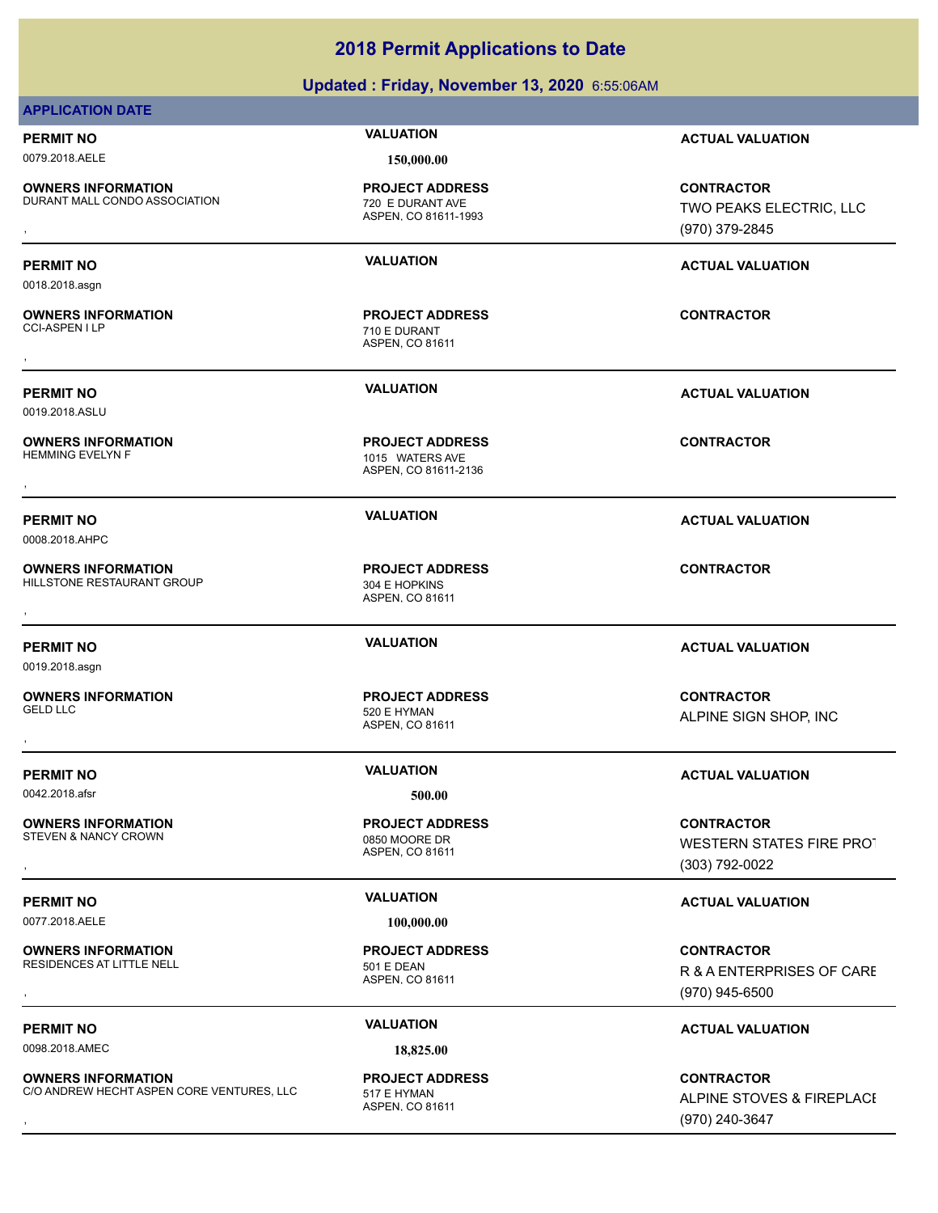# 2018 Permit Applications to Date

## Updated : Friday, November 13, 2020 6:55:06AM

**APPLICATION DATE**

**PERMIT NO** | **VALUATION** | **ACTUAL VALUATION**
0079.2018.AELE | 150,000.00

**OWNERS INFORMATION**
DURANT MALL CONDO ASSOCIATION
,

**PROJECT ADDRESS**
720 E DURANT AVE
ASPEN, CO 81611-1993

**CONTRACTOR**
TWO PEAKS ELECTRIC, LLC
(970) 379-2845

---

**PERMIT NO** | **VALUATION** | **ACTUAL VALUATION**
0018.2018.asgn

**OWNERS INFORMATION**
CCI-ASPEN I LP
,

**PROJECT ADDRESS**
710 E DURANT
ASPEN, CO 81611

**CONTRACTOR**

---

**PERMIT NO** | **VALUATION** | **ACTUAL VALUATION**
0019.2018.ASLU

**OWNERS INFORMATION**
HEMMING EVELYN F
,

**PROJECT ADDRESS**
1015 WATERS AVE
ASPEN, CO 81611-2136

**CONTRACTOR**

---

**PERMIT NO** | **VALUATION** | **ACTUAL VALUATION**
0008.2018.AHPC

**OWNERS INFORMATION**
HILLSTONE RESTAURANT GROUP
,

**PROJECT ADDRESS**
304 E HOPKINS
ASPEN, CO 81611

**CONTRACTOR**

---

**PERMIT NO** | **VALUATION** | **ACTUAL VALUATION**
0019.2018.asgn

**OWNERS INFORMATION**
GELD LLC
,

**PROJECT ADDRESS**
520 E HYMAN
ASPEN, CO 81611

**CONTRACTOR**
ALPINE SIGN SHOP, INC

---

**PERMIT NO** | **VALUATION** | **ACTUAL VALUATION**
0042.2018.afsr | 500.00

**OWNERS INFORMATION**
STEVEN & NANCY CROWN
,

**PROJECT ADDRESS**
0850 MOORE DR
ASPEN, CO 81611

**CONTRACTOR**
WESTERN STATES FIRE PROT
(303) 792-0022

---

**PERMIT NO** | **VALUATION** | **ACTUAL VALUATION**
0077.2018.AELE | 100,000.00

**OWNERS INFORMATION**
RESIDENCES AT LITTLE NELL
,

**PROJECT ADDRESS**
501 E DEAN
ASPEN, CO 81611

**CONTRACTOR**
R & A ENTERPRISES OF CARE
(970) 945-6500

---

**PERMIT NO** | **VALUATION** | **ACTUAL VALUATION**
0098.2018.AMEC | 18,825.00

**OWNERS INFORMATION**
C/O ANDREW HECHT ASPEN CORE VENTURES, LLC
,

**PROJECT ADDRESS**
517 E HYMAN
ASPEN, CO 81611

**CONTRACTOR**
ALPINE STOVES & FIREPLACE
(970) 240-3647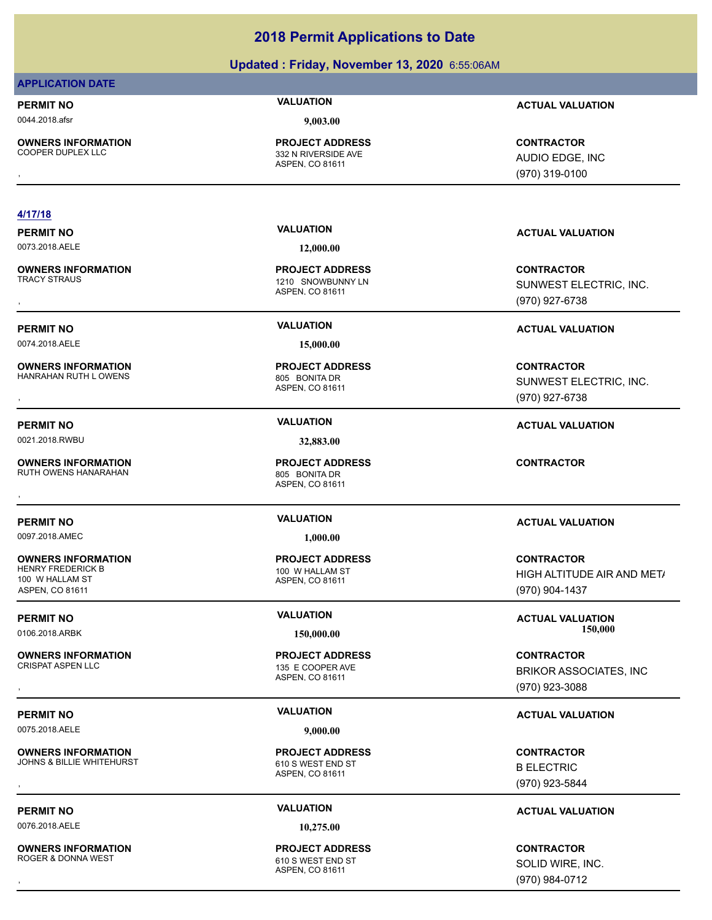# 2018 Permit Applications to Date

## Updated : Friday, November 13, 2020 6:55:06AM

**APPLICATION DATE**

| PERMIT NO | VALUATION | ACTUAL VALUATION |
|---|---|---|
| 0044.2018.afsr | 9,003.00 | |

| OWNERS INFORMATION | PROJECT ADDRESS | CONTRACTOR |
|---|---|---|
| COOPER DUPLEX LLC<br>, | 332 N RIVERSIDE AVE<br>ASPEN, CO 81611 | AUDIO EDGE, INC<br>(970) 319-0100 |

**4/17/18**

| PERMIT NO | VALUATION | ACTUAL VALUATION |
|---|---|---|
| 0073.2018.AELE | 12,000.00 | |

| OWNERS INFORMATION | PROJECT ADDRESS | CONTRACTOR |
|---|---|---|
| TRACY STRAUS<br>, | 1210 SNOWBUNNY LN<br>ASPEN, CO 81611 | SUNWEST ELECTRIC, INC.<br>(970) 927-6738 |

| PERMIT NO | VALUATION | ACTUAL VALUATION |
|---|---|---|
| 0074.2018.AELE | 15,000.00 | |

| OWNERS INFORMATION | PROJECT ADDRESS | CONTRACTOR |
|---|---|---|
| HANRAHAN RUTH L OWENS<br>, | 805 BONITA DR<br>ASPEN, CO 81611 | SUNWEST ELECTRIC, INC.<br>(970) 927-6738 |

| PERMIT NO | VALUATION | ACTUAL VALUATION |
|---|---|---|
| 0021.2018.RWBU | 32,883.00 | |

| OWNERS INFORMATION | PROJECT ADDRESS | CONTRACTOR |
|---|---|---|
| RUTH OWENS HANARAHAN<br>, | 805 BONITA DR<br>ASPEN, CO 81611 | |

| PERMIT NO | VALUATION | ACTUAL VALUATION |
|---|---|---|
| 0097.2018.AMEC | 1,000.00 | |

| OWNERS INFORMATION | PROJECT ADDRESS | CONTRACTOR |
|---|---|---|
| HENRY FREDERICK B<br>100 W HALLAM ST<br>ASPEN, CO 81611 | 100 W HALLAM ST<br>ASPEN, CO 81611 | HIGH ALTITUDE AIR AND MET/<br>(970) 904-1437 |

| PERMIT NO | VALUATION | ACTUAL VALUATION |
|---|---|---|
| 0106.2018.ARBK | 150,000.00 | 150,000 |

| OWNERS INFORMATION | PROJECT ADDRESS | CONTRACTOR |
|---|---|---|
| CRISPAT ASPEN LLC<br>, | 135 E COOPER AVE<br>ASPEN, CO 81611 | BRIKOR ASSOCIATES, INC<br>(970) 923-3088 |

| PERMIT NO | VALUATION | ACTUAL VALUATION |
|---|---|---|
| 0075.2018.AELE | 9,000.00 | |

| OWNERS INFORMATION | PROJECT ADDRESS | CONTRACTOR |
|---|---|---|
| JOHNS & BILLIE WHITEHURST<br>, | 610 S WEST END ST<br>ASPEN, CO 81611 | B ELECTRIC<br>(970) 923-5844 |

| PERMIT NO | VALUATION | ACTUAL VALUATION |
|---|---|---|
| 0076.2018.AELE | 10,275.00 | |

| OWNERS INFORMATION | PROJECT ADDRESS | CONTRACTOR |
|---|---|---|
| ROGER & DONNA WEST<br>, | 610 S WEST END ST<br>ASPEN, CO 81611 | SOLID WIRE, INC.<br>(970) 984-0712 |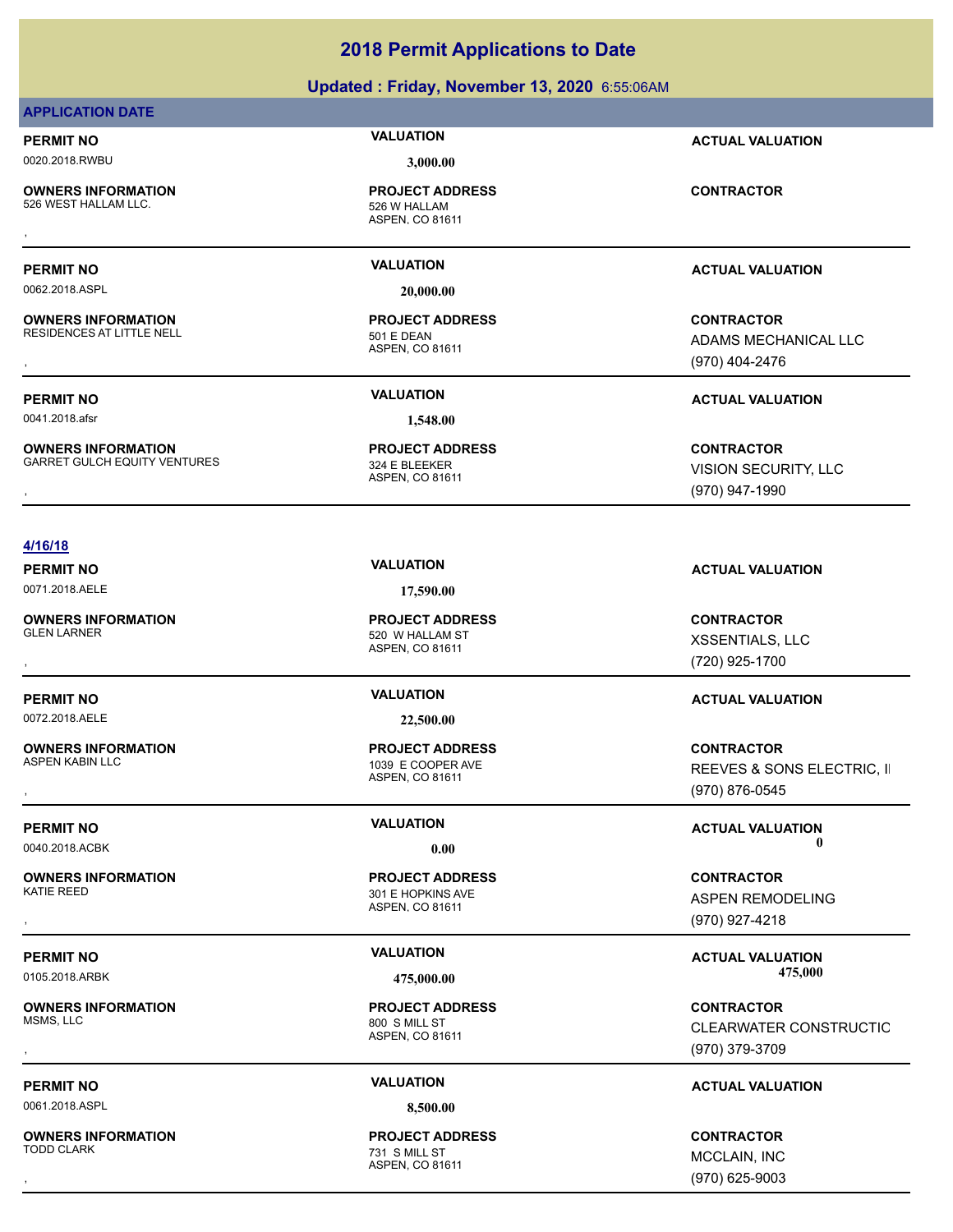# 2018 Permit Applications to Date

## Updated : Friday, November 13, 2020 6:55:06AM

### APPLICATION DATE

| PERMIT NO | VALUATION | ACTUAL VALUATION |
|---|---|---|
| 0020.2018.RWBU | 3,000.00 | |

| OWNERS INFORMATION | PROJECT ADDRESS | CONTRACTOR |
|---|---|---|
| 526 WEST HALLAM LLC. | 526 W HALLAM<br>ASPEN, CO 81611 | |
| , | | |

| PERMIT NO | VALUATION | ACTUAL VALUATION |
|---|---|---|
| 0062.2018.ASPL | 20,000.00 | |

| OWNERS INFORMATION | PROJECT ADDRESS | CONTRACTOR |
|---|---|---|
| RESIDENCES AT LITTLE NELL | 501 E DEAN<br>ASPEN, CO 81611 | ADAMS MECHANICAL LLC |
| , | | (970) 404-2476 |

| PERMIT NO | VALUATION | ACTUAL VALUATION |
|---|---|---|
| 0041.2018.afsr | 1,548.00 | |

| OWNERS INFORMATION | PROJECT ADDRESS | CONTRACTOR |
|---|---|---|
| GARRET GULCH EQUITY VENTURES | 324 E BLEEKER<br>ASPEN, CO 81611 | VISION SECURITY, LLC |
| , | | (970) 947-1990 |

### 4/16/18

| PERMIT NO | VALUATION | ACTUAL VALUATION |
|---|---|---|
| 0071.2018.AELE | 17,590.00 | |

| OWNERS INFORMATION | PROJECT ADDRESS | CONTRACTOR |
|---|---|---|
| GLEN LARNER | 520 W HALLAM ST<br>ASPEN, CO 81611 | XSSENTIALS, LLC |
| , | | (720) 925-1700 |

| PERMIT NO | VALUATION | ACTUAL VALUATION |
|---|---|---|
| 0072.2018.AELE | 22,500.00 | |

| OWNERS INFORMATION | PROJECT ADDRESS | CONTRACTOR |
|---|---|---|
| ASPEN KABIN LLC | 1039 E COOPER AVE<br>ASPEN, CO 81611 | REEVES & SONS ELECTRIC, I |
| , | | (970) 876-0545 |

| PERMIT NO | VALUATION | ACTUAL VALUATION |
|---|---|---|
| 0040.2018.ACBK | 0.00 | 0 |

| OWNERS INFORMATION | PROJECT ADDRESS | CONTRACTOR |
|---|---|---|
| KATIE REED | 301 E HOPKINS AVE<br>ASPEN, CO 81611 | ASPEN REMODELING |
| , | | (970) 927-4218 |

| PERMIT NO | VALUATION | ACTUAL VALUATION |
|---|---|---|
| 0105.2018.ARBK | 475,000.00 | 475,000 |

| OWNERS INFORMATION | PROJECT ADDRESS | CONTRACTOR |
|---|---|---|
| MSMS, LLC | 800 S MILL ST<br>ASPEN, CO 81611 | CLEARWATER CONSTRUCTIC |
| , | | (970) 379-3709 |

| PERMIT NO | VALUATION | ACTUAL VALUATION |
|---|---|---|
| 0061.2018.ASPL | 8,500.00 | |

| OWNERS INFORMATION | PROJECT ADDRESS | CONTRACTOR |
|---|---|---|
| TODD CLARK | 731 S MILL ST<br>ASPEN, CO 81611 | MCCLAIN, INC |
| , | | (970) 625-9003 |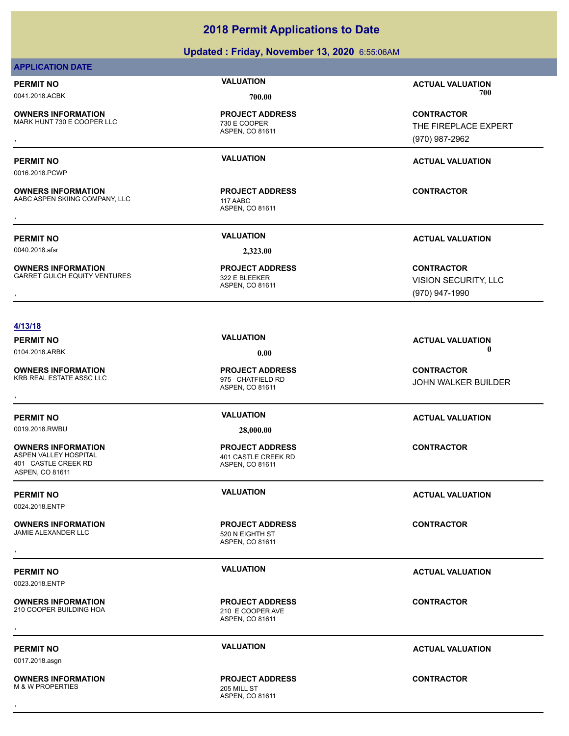# 2018 Permit Applications to Date

## Updated : Friday, November 13, 2020 6:55:06AM

### APPLICATION DATE

| PERMIT NO | VALUATION | ACTUAL VALUATION |
|---|---|---|
| 0041.2018.ACBK | 700.00 | 700 |
| **OWNERS INFORMATION** | **PROJECT ADDRESS** | **CONTRACTOR** |
| MARK HUNT 730 E COOPER LLC<br>, | 730 E COOPER<br>ASPEN, CO 81611 | THE FIREPLACE EXPERT<br>(970) 987-2962 |

| PERMIT NO | VALUATION | ACTUAL VALUATION |
|---|---|---|
| 0016.2018.PCWP | | |
| **OWNERS INFORMATION** | **PROJECT ADDRESS** | **CONTRACTOR** |
| AABC ASPEN SKIING COMPANY, LLC<br>, | 117 AABC<br>ASPEN, CO 81611 | |

| PERMIT NO | VALUATION | ACTUAL VALUATION |
|---|---|---|
| 0040.2018.afsr | 2,323.00 | |
| **OWNERS INFORMATION** | **PROJECT ADDRESS** | **CONTRACTOR** |
| GARRET GULCH EQUITY VENTURES<br>, | 322 E BLEEKER<br>ASPEN, CO 81611 | VISION SECURITY, LLC<br>(970) 947-1990 |

**4/13/18**

| PERMIT NO | VALUATION | ACTUAL VALUATION |
|---|---|---|
| 0104.2018.ARBK | 0.00 | 0 |
| **OWNERS INFORMATION** | **PROJECT ADDRESS** | **CONTRACTOR** |
| KRB REAL ESTATE ASSC LLC<br>, | 975 CHATFIELD RD<br>ASPEN, CO 81611 | JOHN WALKER BUILDER |

| PERMIT NO | VALUATION | ACTUAL VALUATION |
|---|---|---|
| 0019.2018.RWBU | 28,000.00 | |
| **OWNERS INFORMATION** | **PROJECT ADDRESS** | **CONTRACTOR** |
| ASPEN VALLEY HOSPITAL<br>401 CASTLE CREEK RD<br>ASPEN, CO 81611 | 401 CASTLE CREEK RD<br>ASPEN, CO 81611 | |

| PERMIT NO | VALUATION | ACTUAL VALUATION |
|---|---|---|
| 0024.2018.ENTP | | |
| **OWNERS INFORMATION** | **PROJECT ADDRESS** | **CONTRACTOR** |
| JAMIE ALEXANDER LLC<br>, | 520 N EIGHTH ST<br>ASPEN, CO 81611 | |

| PERMIT NO | VALUATION | ACTUAL VALUATION |
|---|---|---|
| 0023.2018.ENTP | | |
| **OWNERS INFORMATION** | **PROJECT ADDRESS** | **CONTRACTOR** |
| 210 COOPER BUILDING HOA<br>, | 210 E COOPER AVE<br>ASPEN, CO 81611 | |

| PERMIT NO | VALUATION | ACTUAL VALUATION |
|---|---|---|
| 0017.2018.asgn | | |
| **OWNERS INFORMATION** | **PROJECT ADDRESS** | **CONTRACTOR** |
| M & W PROPERTIES<br>, | 205 MILL ST<br>ASPEN, CO 81611 | |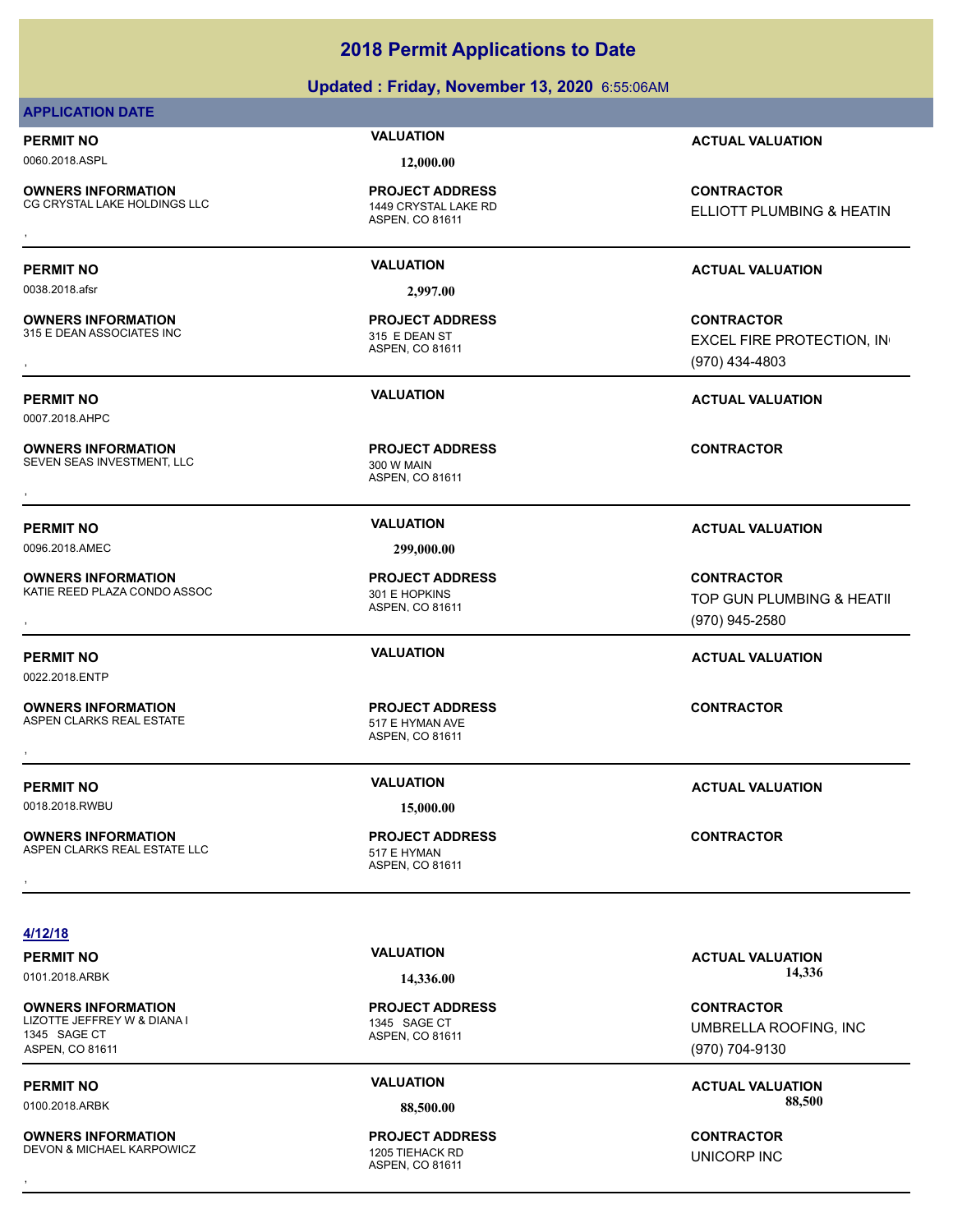# 2018 Permit Applications to Date

## Updated : Friday, November 13, 2020 6:55:06AM

**APPLICATION DATE**

| PERMIT NO | VALUATION | ACTUAL VALUATION |
|---|---|---|
| 0060.2018.ASPL | 12,000.00 | |

| OWNERS INFORMATION | PROJECT ADDRESS | CONTRACTOR |
|---|---|---|
| CG CRYSTAL LAKE HOLDINGS LLC<br>, | 1449 CRYSTAL LAKE RD<br>ASPEN, CO 81611 | ELLIOTT PLUMBING & HEATIN |

---

| PERMIT NO | VALUATION | ACTUAL VALUATION |
|---|---|---|
| 0038.2018.afsr | 2,997.00 | |

| OWNERS INFORMATION | PROJECT ADDRESS | CONTRACTOR |
|---|---|---|
| 315 E DEAN ASSOCIATES INC<br>, | 315 E DEAN ST<br>ASPEN, CO 81611 | EXCEL FIRE PROTECTION, IN<br>(970) 434-4803 |

---

| PERMIT NO | VALUATION | ACTUAL VALUATION |
|---|---|---|
| 0007.2018.AHPC | | |

| OWNERS INFORMATION | PROJECT ADDRESS | CONTRACTOR |
|---|---|---|
| SEVEN SEAS INVESTMENT, LLC<br>, | 300 W MAIN<br>ASPEN, CO 81611 | |

---

| PERMIT NO | VALUATION | ACTUAL VALUATION |
|---|---|---|
| 0096.2018.AMEC | 299,000.00 | |

| OWNERS INFORMATION | PROJECT ADDRESS | CONTRACTOR |
|---|---|---|
| KATIE REED PLAZA CONDO ASSOC<br>, | 301 E HOPKINS<br>ASPEN, CO 81611 | TOP GUN PLUMBING & HEATI<br>(970) 945-2580 |

---

| PERMIT NO | VALUATION | ACTUAL VALUATION |
|---|---|---|
| 0022.2018.ENTP | | |

| OWNERS INFORMATION | PROJECT ADDRESS | CONTRACTOR |
|---|---|---|
| ASPEN CLARKS REAL ESTATE<br>, | 517 E HYMAN AVE<br>ASPEN, CO 81611 | |

---

| PERMIT NO | VALUATION | ACTUAL VALUATION |
|---|---|---|
| 0018.2018.RWBU | 15,000.00 | |

| OWNERS INFORMATION | PROJECT ADDRESS | CONTRACTOR |
|---|---|---|
| ASPEN CLARKS REAL ESTATE LLC<br>, | 517 E HYMAN<br>ASPEN, CO 81611 | |

---

**4/12/18**

| PERMIT NO | VALUATION | ACTUAL VALUATION |
|---|---|---|
| 0101.2018.ARBK | 14,336.00 | 14,336 |

| OWNERS INFORMATION | PROJECT ADDRESS | CONTRACTOR |
|---|---|---|
| LIZOTTE JEFFREY W & DIANA I<br>1345 SAGE CT<br>ASPEN, CO 81611 | 1345 SAGE CT<br>ASPEN, CO 81611 | UMBRELLA ROOFING, INC<br>(970) 704-9130 |

---

| PERMIT NO | VALUATION | ACTUAL VALUATION |
|---|---|---|
| 0100.2018.ARBK | 88,500.00 | 88,500 |

| OWNERS INFORMATION | PROJECT ADDRESS | CONTRACTOR |
|---|---|---|
| DEVON & MICHAEL KARPOWICZ<br>, | 1205 TIEHACK RD<br>ASPEN, CO 81611 | UNICORP INC |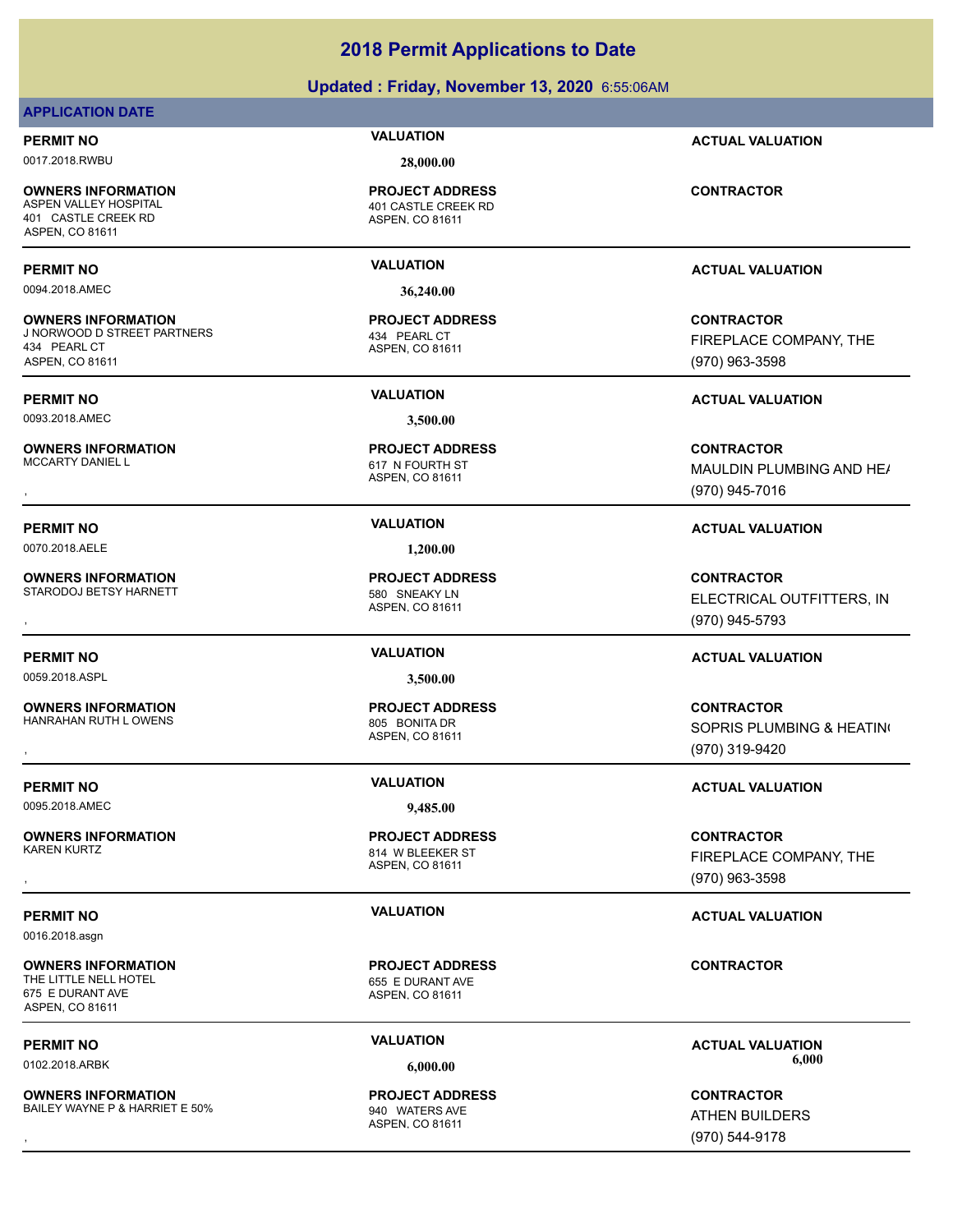# 2018 Permit Applications to Date

## Updated : Friday, November 13, 2020 6:55:06AM

### APPLICATION DATE

| PERMIT NO | VALUATION | ACTUAL VALUATION |
|---|---|---|
| 0017.2018.RWBU | 28,000.00 | |

| OWNERS INFORMATION | PROJECT ADDRESS | CONTRACTOR |
|---|---|---|
| ASPEN VALLEY HOSPITAL<br>401 CASTLE CREEK RD<br>ASPEN, CO 81611 | 401 CASTLE CREEK RD<br>ASPEN, CO 81611 | |

---

| PERMIT NO | VALUATION | ACTUAL VALUATION |
|---|---|---|
| 0094.2018.AMEC | 36,240.00 | |

| OWNERS INFORMATION | PROJECT ADDRESS | CONTRACTOR |
|---|---|---|
| J NORWOOD D STREET PARTNERS<br>434 PEARL CT<br>ASPEN, CO 81611 | 434 PEARL CT<br>ASPEN, CO 81611 | FIREPLACE COMPANY, THE<br>(970) 963-3598 |

---

| PERMIT NO | VALUATION | ACTUAL VALUATION |
|---|---|---|
| 0093.2018.AMEC | 3,500.00 | |

| OWNERS INFORMATION | PROJECT ADDRESS | CONTRACTOR |
|---|---|---|
| MCCARTY DANIEL L<br>, | 617 N FOURTH ST<br>ASPEN, CO 81611 | MAULDIN PLUMBING AND HE/<br>(970) 945-7016 |

---

| PERMIT NO | VALUATION | ACTUAL VALUATION |
|---|---|---|
| 0070.2018.AELE | 1,200.00 | |

| OWNERS INFORMATION | PROJECT ADDRESS | CONTRACTOR |
|---|---|---|
| STARODOJ BETSY HARNETT<br>, | 580 SNEAKY LN<br>ASPEN, CO 81611 | ELECTRICAL OUTFITTERS, IN<br>(970) 945-5793 |

---

| PERMIT NO | VALUATION | ACTUAL VALUATION |
|---|---|---|
| 0059.2018.ASPL | 3,500.00 | |

| OWNERS INFORMATION | PROJECT ADDRESS | CONTRACTOR |
|---|---|---|
| HANRAHAN RUTH L OWENS<br>, | 805 BONITA DR<br>ASPEN, CO 81611 | SOPRIS PLUMBING & HEATIN(<br>(970) 319-9420 |

---

| PERMIT NO | VALUATION | ACTUAL VALUATION |
|---|---|---|
| 0095.2018.AMEC | 9,485.00 | |

| OWNERS INFORMATION | PROJECT ADDRESS | CONTRACTOR |
|---|---|---|
| KAREN KURTZ<br>, | 814 W BLEEKER ST<br>ASPEN, CO 81611 | FIREPLACE COMPANY, THE<br>(970) 963-3598 |

---

| PERMIT NO | VALUATION | ACTUAL VALUATION |
|---|---|---|
| 0016.2018.asgn | | |

| OWNERS INFORMATION | PROJECT ADDRESS | CONTRACTOR |
|---|---|---|
| THE LITTLE NELL HOTEL<br>675 E DURANT AVE<br>ASPEN, CO 81611 | 655 E DURANT AVE<br>ASPEN, CO 81611 | |

---

| PERMIT NO | VALUATION | ACTUAL VALUATION |
|---|---|---|
| 0102.2018.ARBK | 6,000.00 | 6,000 |

| OWNERS INFORMATION | PROJECT ADDRESS | CONTRACTOR |
|---|---|---|
| BAILEY WAYNE P & HARRIET E 50%<br>, | 940 WATERS AVE<br>ASPEN, CO 81611 | ATHEN BUILDERS<br>(970) 544-9178 |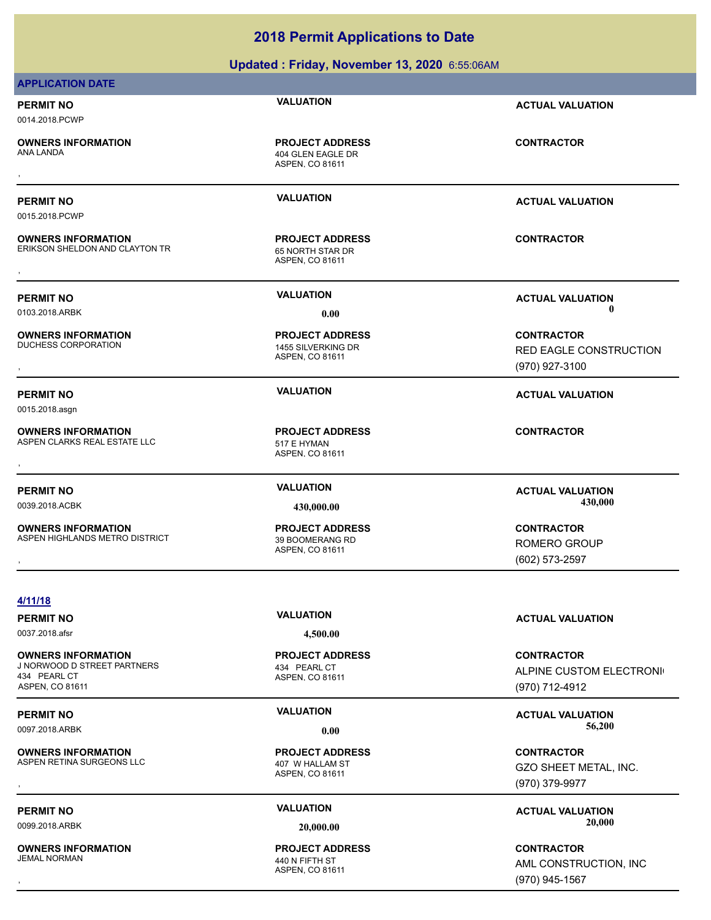# 2018 Permit Applications to Date

**Updated : Friday, November 13, 2020** 6:55:06AM

**APPLICATION DATE**

**PERMIT NO** 0014.2018.PCWP
**VALUATION**
**ACTUAL VALUATION**

**OWNERS INFORMATION** ANA LANDA
,
**PROJECT ADDRESS** 404 GLEN EAGLE DR ASPEN, CO 81611
**CONTRACTOR**

---

**PERMIT NO** 0015.2018.PCWP
**VALUATION**
**ACTUAL VALUATION**

**OWNERS INFORMATION** ERIKSON SHELDON AND CLAYTON TR
,
**PROJECT ADDRESS** 65 NORTH STAR DR ASPEN, CO 81611
**CONTRACTOR**

---

**PERMIT NO** 0103.2018.ARBK
**VALUATION** 0.00
**ACTUAL VALUATION** 0

**OWNERS INFORMATION** DUCHESS CORPORATION
,
**PROJECT ADDRESS** 1455 SILVERKING DR ASPEN, CO 81611
**CONTRACTOR** RED EAGLE CONSTRUCTION (970) 927-3100

---

**PERMIT NO** 0015.2018.asgn
**VALUATION**
**ACTUAL VALUATION**

**OWNERS INFORMATION** ASPEN CLARKS REAL ESTATE LLC
,
**PROJECT ADDRESS** 517 E HYMAN ASPEN, CO 81611
**CONTRACTOR**

---

**PERMIT NO** 0039.2018.ACBK
**VALUATION** 430,000.00
**ACTUAL VALUATION** 430,000

**OWNERS INFORMATION** ASPEN HIGHLANDS METRO DISTRICT
,
**PROJECT ADDRESS** 39 BOOMERANG RD ASPEN, CO 81611
**CONTRACTOR** ROMERO GROUP (602) 573-2597

---

## 4/11/18

**PERMIT NO** 0037.2018.afsr
**VALUATION** 4,500.00
**ACTUAL VALUATION**

**OWNERS INFORMATION** J NORWOOD D STREET PARTNERS 434 PEARL CT ASPEN, CO 81611
**PROJECT ADDRESS** 434 PEARL CT ASPEN, CO 81611
**CONTRACTOR** ALPINE CUSTOM ELECTRONI (970) 712-4912

---

**PERMIT NO** 0097.2018.ARBK
**VALUATION** 0.00
**ACTUAL VALUATION** 56,200

**OWNERS INFORMATION** ASPEN RETINA SURGEONS LLC
,
**PROJECT ADDRESS** 407 W HALLAM ST ASPEN, CO 81611
**CONTRACTOR** GZO SHEET METAL, INC. (970) 379-9977

---

**PERMIT NO** 0099.2018.ARBK
**VALUATION** 20,000.00
**ACTUAL VALUATION** 20,000

**OWNERS INFORMATION** JEMAL NORMAN
,
**PROJECT ADDRESS** 440 N FIFTH ST ASPEN, CO 81611
**CONTRACTOR** AML CONSTRUCTION, INC (970) 945-1567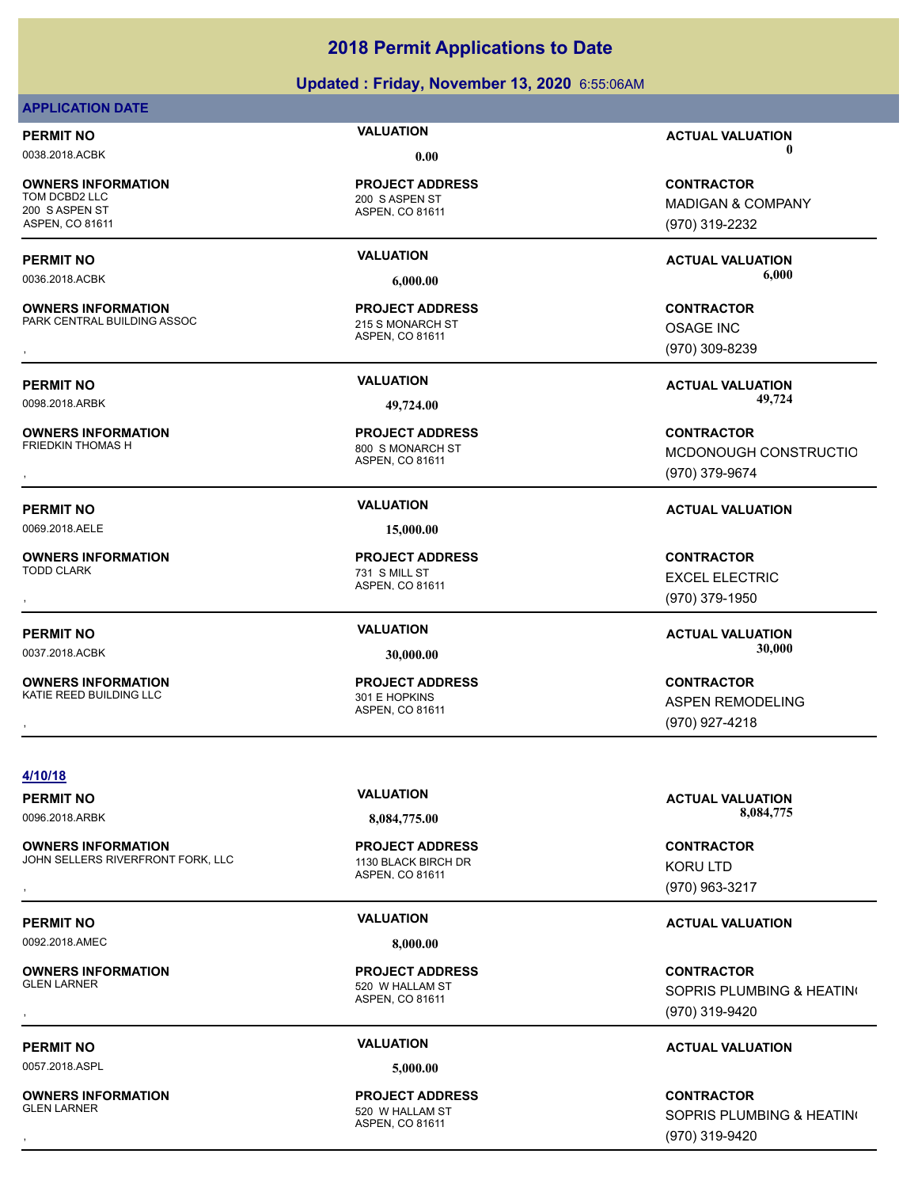# 2018 Permit Applications to Date

**Updated : Friday, November 13, 2020** 6:55:06AM

**APPLICATION DATE**

| PERMIT NO | VALUATION | ACTUAL VALUATION |
|---|---|---|
| 0038.2018.ACBK | 0.00 | 0 |

| OWNERS INFORMATION | PROJECT ADDRESS | CONTRACTOR |
|---|---|---|
| TOM DCBD2 LLC<br>200 S ASPEN ST<br>ASPEN, CO 81611 | 200 S ASPEN ST<br>ASPEN, CO 81611 | MADIGAN & COMPANY<br>(970) 319-2232 |

| PERMIT NO | VALUATION | ACTUAL VALUATION |
|---|---|---|
| 0036.2018.ACBK | 6,000.00 | 6,000 |

| OWNERS INFORMATION | PROJECT ADDRESS | CONTRACTOR |
|---|---|---|
| PARK CENTRAL BUILDING ASSOC<br>, | 215 S MONARCH ST<br>ASPEN, CO 81611 | OSAGE INC<br>(970) 309-8239 |

| PERMIT NO | VALUATION | ACTUAL VALUATION |
|---|---|---|
| 0098.2018.ARBK | 49,724.00 | 49,724 |

| OWNERS INFORMATION | PROJECT ADDRESS | CONTRACTOR |
|---|---|---|
| FRIEDKIN THOMAS H<br>, | 800 S MONARCH ST<br>ASPEN, CO 81611 | MCDONOUGH CONSTRUCTIO<br>(970) 379-9674 |

| PERMIT NO | VALUATION | ACTUAL VALUATION |
|---|---|---|
| 0069.2018.AELE | 15,000.00 | |

| OWNERS INFORMATION | PROJECT ADDRESS | CONTRACTOR |
|---|---|---|
| TODD CLARK<br>, | 731 S MILL ST<br>ASPEN, CO 81611 | EXCEL ELECTRIC<br>(970) 379-1950 |

| PERMIT NO | VALUATION | ACTUAL VALUATION |
|---|---|---|
| 0037.2018.ACBK | 30,000.00 | 30,000 |

| OWNERS INFORMATION | PROJECT ADDRESS | CONTRACTOR |
|---|---|---|
| KATIE REED BUILDING LLC<br>, | 301 E HOPKINS<br>ASPEN, CO 81611 | ASPEN REMODELING<br>(970) 927-4218 |

**4/10/18**

| PERMIT NO | VALUATION | ACTUAL VALUATION |
|---|---|---|
| 0096.2018.ARBK | 8,084,775.00 | 8,084,775 |

| OWNERS INFORMATION | PROJECT ADDRESS | CONTRACTOR |
|---|---|---|
| JOHN SELLERS RIVERFRONT FORK, LLC<br>, | 1130 BLACK BIRCH DR<br>ASPEN, CO 81611 | KORU LTD<br>(970) 963-3217 |

| PERMIT NO | VALUATION | ACTUAL VALUATION |
|---|---|---|
| 0092.2018.AMEC | 8,000.00 | |

| OWNERS INFORMATION | PROJECT ADDRESS | CONTRACTOR |
|---|---|---|
| GLEN LARNER<br>, | 520 W HALLAM ST<br>ASPEN, CO 81611 | SOPRIS PLUMBING & HEATIN<br>(970) 319-9420 |

| PERMIT NO | VALUATION | ACTUAL VALUATION |
|---|---|---|
| 0057.2018.ASPL | 5,000.00 | |

| OWNERS INFORMATION | PROJECT ADDRESS | CONTRACTOR |
|---|---|---|
| GLEN LARNER<br>, | 520 W HALLAM ST<br>ASPEN, CO 81611 | SOPRIS PLUMBING & HEATIN<br>(970) 319-9420 |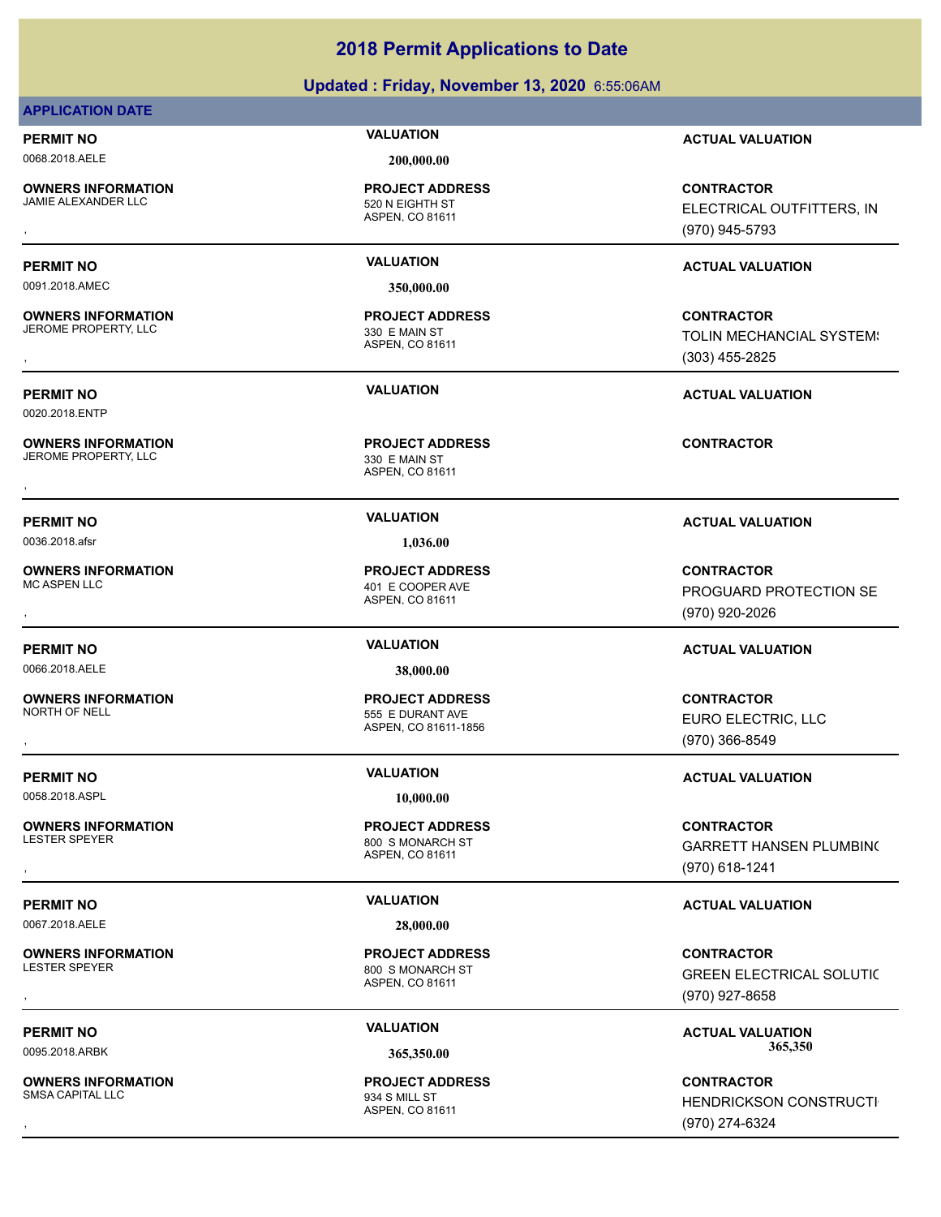# 2018 Permit Applications to Date

**Updated : Friday, November 13, 2020** 6:55:06AM

**APPLICATION DATE**

| PERMIT NO | VALUATION | ACTUAL VALUATION |
|---|---|---|
| 0068.2018.AELE | 200,000.00 | |
| **OWNERS INFORMATION** | **PROJECT ADDRESS** | **CONTRACTOR** |
| JAMIE ALEXANDER LLC<br>, | 520 N EIGHTH ST<br>ASPEN, CO 81611 | ELECTRICAL OUTFITTERS, IN<br>(970) 945-5793 |

| PERMIT NO | VALUATION | ACTUAL VALUATION |
|---|---|---|
| 0091.2018.AMEC | 350,000.00 | |
| **OWNERS INFORMATION** | **PROJECT ADDRESS** | **CONTRACTOR** |
| JEROME PROPERTY, LLC<br>, | 330 E MAIN ST<br>ASPEN, CO 81611 | TOLIN MECHANCIAL SYSTEMS<br>(303) 455-2825 |

| PERMIT NO | VALUATION | ACTUAL VALUATION |
|---|---|---|
| 0020.2018.ENTP | | |
| **OWNERS INFORMATION** | **PROJECT ADDRESS** | **CONTRACTOR** |
| JEROME PROPERTY, LLC<br>, | 330 E MAIN ST<br>ASPEN, CO 81611 | |

| PERMIT NO | VALUATION | ACTUAL VALUATION |
|---|---|---|
| 0036.2018.afsr | 1,036.00 | |
| **OWNERS INFORMATION** | **PROJECT ADDRESS** | **CONTRACTOR** |
| MC ASPEN LLC<br>, | 401 E COOPER AVE<br>ASPEN, CO 81611 | PROGUARD PROTECTION SE<br>(970) 920-2026 |

| PERMIT NO | VALUATION | ACTUAL VALUATION |
|---|---|---|
| 0066.2018.AELE | 38,000.00 | |
| **OWNERS INFORMATION** | **PROJECT ADDRESS** | **CONTRACTOR** |
| NORTH OF NELL<br>, | 555 E DURANT AVE<br>ASPEN, CO 81611-1856 | EURO ELECTRIC, LLC<br>(970) 366-8549 |

| PERMIT NO | VALUATION | ACTUAL VALUATION |
|---|---|---|
| 0058.2018.ASPL | 10,000.00 | |
| **OWNERS INFORMATION** | **PROJECT ADDRESS** | **CONTRACTOR** |
| LESTER SPEYER<br>, | 800 S MONARCH ST<br>ASPEN, CO 81611 | GARRETT HANSEN PLUMBING<br>(970) 618-1241 |

| PERMIT NO | VALUATION | ACTUAL VALUATION |
|---|---|---|
| 0067.2018.AELE | 28,000.00 | |
| **OWNERS INFORMATION** | **PROJECT ADDRESS** | **CONTRACTOR** |
| LESTER SPEYER<br>, | 800 S MONARCH ST<br>ASPEN, CO 81611 | GREEN ELECTRICAL SOLUTIC<br>(970) 927-8658 |

| PERMIT NO | VALUATION | ACTUAL VALUATION |
|---|---|---|
| 0095.2018.ARBK | 365,350.00 | 365,350 |
| **OWNERS INFORMATION** | **PROJECT ADDRESS** | **CONTRACTOR** |
| SMSA CAPITAL LLC<br>, | 934 S MILL ST<br>ASPEN, CO 81611 | HENDRICKSON CONSTRUCTI<br>(970) 274-6324 |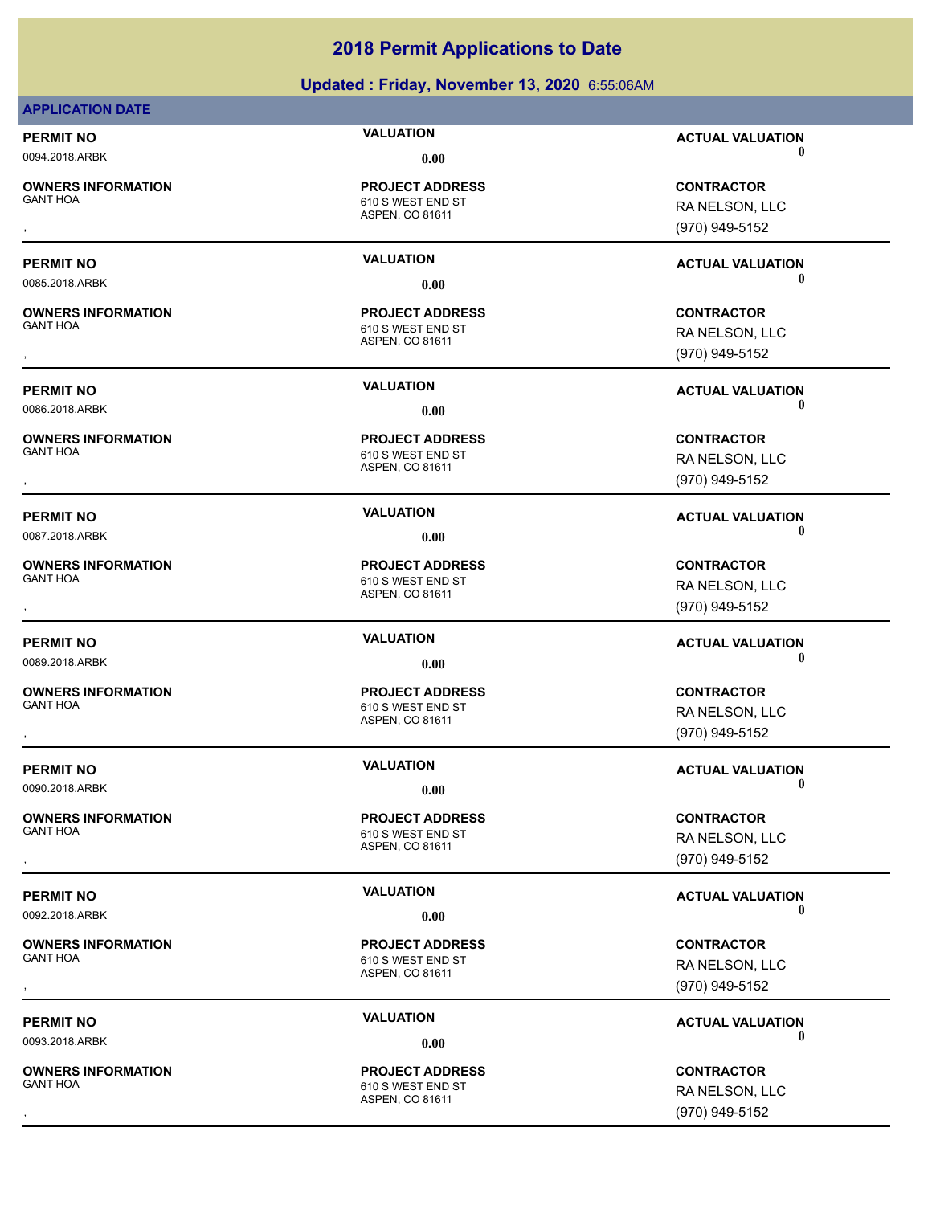# 2018 Permit Applications to Date

## Updated : Friday, November 13, 2020 6:55:06AM

**APPLICATION DATE**

| PERMIT NO | VALUATION | ACTUAL VALUATION |
|---|---|---|
| 0094.2018.ARBK | 0.00 | 0 |
| **OWNERS INFORMATION** | **PROJECT ADDRESS** | **CONTRACTOR** |
| GANT HOA<br>, | 610 S WEST END ST<br>ASPEN, CO 81611 | RA NELSON, LLC<br>(970) 949-5152 |

| PERMIT NO | VALUATION | ACTUAL VALUATION |
|---|---|---|
| 0085.2018.ARBK | 0.00 | 0 |
| **OWNERS INFORMATION** | **PROJECT ADDRESS** | **CONTRACTOR** |
| GANT HOA<br>, | 610 S WEST END ST<br>ASPEN, CO 81611 | RA NELSON, LLC<br>(970) 949-5152 |

| PERMIT NO | VALUATION | ACTUAL VALUATION |
|---|---|---|
| 0086.2018.ARBK | 0.00 | 0 |
| **OWNERS INFORMATION** | **PROJECT ADDRESS** | **CONTRACTOR** |
| GANT HOA<br>, | 610 S WEST END ST<br>ASPEN, CO 81611 | RA NELSON, LLC<br>(970) 949-5152 |

| PERMIT NO | VALUATION | ACTUAL VALUATION |
|---|---|---|
| 0087.2018.ARBK | 0.00 | 0 |
| **OWNERS INFORMATION** | **PROJECT ADDRESS** | **CONTRACTOR** |
| GANT HOA<br>, | 610 S WEST END ST<br>ASPEN, CO 81611 | RA NELSON, LLC<br>(970) 949-5152 |

| PERMIT NO | VALUATION | ACTUAL VALUATION |
|---|---|---|
| 0089.2018.ARBK | 0.00 | 0 |
| **OWNERS INFORMATION** | **PROJECT ADDRESS** | **CONTRACTOR** |
| GANT HOA<br>, | 610 S WEST END ST<br>ASPEN, CO 81611 | RA NELSON, LLC<br>(970) 949-5152 |

| PERMIT NO | VALUATION | ACTUAL VALUATION |
|---|---|---|
| 0090.2018.ARBK | 0.00 | 0 |
| **OWNERS INFORMATION** | **PROJECT ADDRESS** | **CONTRACTOR** |
| GANT HOA<br>, | 610 S WEST END ST<br>ASPEN, CO 81611 | RA NELSON, LLC<br>(970) 949-5152 |

| PERMIT NO | VALUATION | ACTUAL VALUATION |
|---|---|---|
| 0092.2018.ARBK | 0.00 | 0 |
| **OWNERS INFORMATION** | **PROJECT ADDRESS** | **CONTRACTOR** |
| GANT HOA<br>, | 610 S WEST END ST<br>ASPEN, CO 81611 | RA NELSON, LLC<br>(970) 949-5152 |

| PERMIT NO | VALUATION | ACTUAL VALUATION |
|---|---|---|
| 0093.2018.ARBK | 0.00 | 0 |
| **OWNERS INFORMATION** | **PROJECT ADDRESS** | **CONTRACTOR** |
| GANT HOA<br>, | 610 S WEST END ST<br>ASPEN, CO 81611 | RA NELSON, LLC<br>(970) 949-5152 |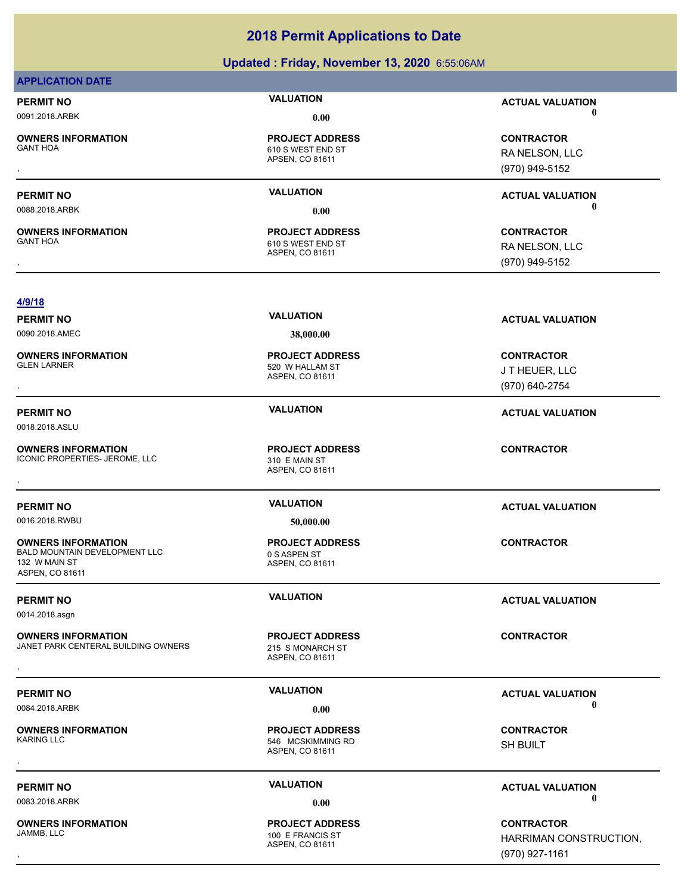# 2018 Permit Applications to Date

## Updated : Friday, November 13, 2020 6:55:06AM

**APPLICATION DATE**

**PERMIT NO** 0091.2018.ARBK
**VALUATION** 0.00
**ACTUAL VALUATION** 0

**OWNERS INFORMATION** GANT HOA
,
**PROJECT ADDRESS** 610 S WEST END ST APSEN, CO 81611
**CONTRACTOR** RA NELSON, LLC (970) 949-5152

---

**PERMIT NO** 0088.2018.ARBK
**VALUATION** 0.00
**ACTUAL VALUATION** 0

**OWNERS INFORMATION** GANT HOA
,
**PROJECT ADDRESS** 610 S WEST END ST ASPEN, CO 81611
**CONTRACTOR** RA NELSON, LLC (970) 949-5152

---

**4/9/18**

**PERMIT NO** 0090.2018.AMEC
**VALUATION** 38,000.00
**ACTUAL VALUATION**

**OWNERS INFORMATION** GLEN LARNER
,
**PROJECT ADDRESS** 520 W HALLAM ST ASPEN, CO 81611
**CONTRACTOR** J T HEUER, LLC (970) 640-2754

---

**PERMIT NO** 0018.2018.ASLU
**VALUATION**
**ACTUAL VALUATION**

**OWNERS INFORMATION** ICONIC PROPERTIES- JEROME, LLC
,
**PROJECT ADDRESS** 310 E MAIN ST ASPEN, CO 81611
**CONTRACTOR**

---

**PERMIT NO** 0016.2018.RWBU
**VALUATION** 50,000.00
**ACTUAL VALUATION**

**OWNERS INFORMATION** BALD MOUNTAIN DEVELOPMENT LLC
132 W MAIN ST
ASPEN, CO 81611
**PROJECT ADDRESS** 0 S ASPEN ST ASPEN, CO 81611
**CONTRACTOR**

---

**PERMIT NO** 0014.2018.asgn
**VALUATION**
**ACTUAL VALUATION**

**OWNERS INFORMATION** JANET PARK CENTERAL BUILDING OWNERS
,
**PROJECT ADDRESS** 215 S MONARCH ST ASPEN, CO 81611
**CONTRACTOR**

---

**PERMIT NO** 0084.2018.ARBK
**VALUATION** 0.00
**ACTUAL VALUATION** 0

**OWNERS INFORMATION** KARING LLC
,
**PROJECT ADDRESS** 546 MCSKIMMING RD ASPEN, CO 81611
**CONTRACTOR** SH BUILT

---

**PERMIT NO** 0083.2018.ARBK
**VALUATION** 0.00
**ACTUAL VALUATION** 0

**OWNERS INFORMATION** JAMMB, LLC
,
**PROJECT ADDRESS** 100 E FRANCIS ST ASPEN, CO 81611
**CONTRACTOR** HARRIMAN CONSTRUCTION, (970) 927-1161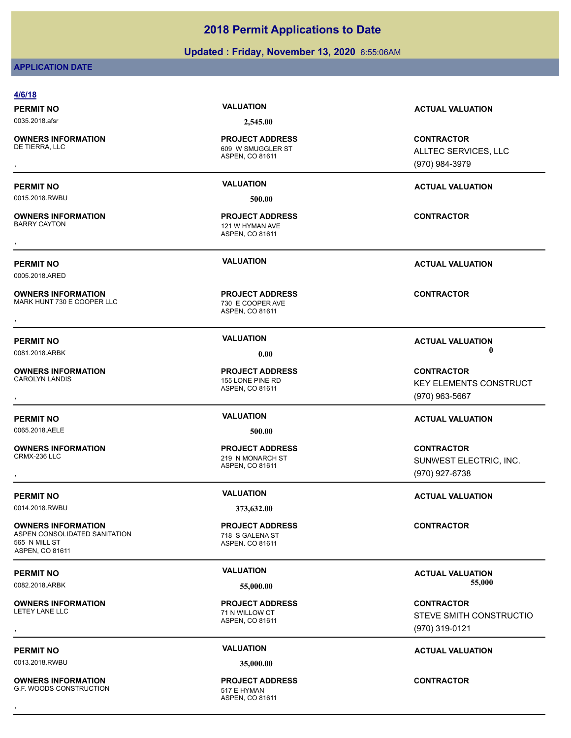# 2018 Permit Applications to Date

**Updated : Friday, November 13, 2020** 6:55:06AM

**APPLICATION DATE**

**4/6/18**

**PERMIT NO** 0035.2018.afsr
**VALUATION** 2,545.00
**ACTUAL VALUATION**

**OWNERS INFORMATION**
DE TIERRA, LLC
,

**PROJECT ADDRESS**
609 W SMUGGLER ST
ASPEN, CO 81611

**CONTRACTOR**
ALLTEC SERVICES, LLC
(970) 984-3979

---

**PERMIT NO** 0015.2018.RWBU
**VALUATION** 500.00
**ACTUAL VALUATION**

**OWNERS INFORMATION**
BARRY CAYTON
,

**PROJECT ADDRESS**
121 W HYMAN AVE
ASPEN, CO 81611

**CONTRACTOR**

---

**PERMIT NO** 0005.2018.ARED
**VALUATION**
**ACTUAL VALUATION**

**OWNERS INFORMATION**
MARK HUNT 730 E COOPER LLC
,

**PROJECT ADDRESS**
730 E COOPER AVE
ASPEN, CO 81611

**CONTRACTOR**

---

**PERMIT NO** 0081.2018.ARBK
**VALUATION** 0.00
**ACTUAL VALUATION** 0

**OWNERS INFORMATION**
CAROLYN LANDIS
,

**PROJECT ADDRESS**
155 LONE PINE RD
ASPEN, CO 81611

**CONTRACTOR**
KEY ELEMENTS CONSTRUCT
(970) 963-5667

---

**PERMIT NO** 0065.2018.AELE
**VALUATION** 500.00
**ACTUAL VALUATION**

**OWNERS INFORMATION**
CRMX-236 LLC
,

**PROJECT ADDRESS**
219 N MONARCH ST
ASPEN, CO 81611

**CONTRACTOR**
SUNWEST ELECTRIC, INC.
(970) 927-6738

---

**PERMIT NO** 0014.2018.RWBU
**VALUATION** 373,632.00
**ACTUAL VALUATION**

**OWNERS INFORMATION**
ASPEN CONSOLIDATED SANITATION
565 N MILL ST
ASPEN, CO 81611

**PROJECT ADDRESS**
718 S GALENA ST
ASPEN, CO 81611

**CONTRACTOR**

---

**PERMIT NO** 0082.2018.ARBK
**VALUATION** 55,000.00
**ACTUAL VALUATION** 55,000

**OWNERS INFORMATION**
LETEY LANE LLC
,

**PROJECT ADDRESS**
71 N WILLOW CT
ASPEN, CO 81611

**CONTRACTOR**
STEVE SMITH CONSTRUCTIO
(970) 319-0121

---

**PERMIT NO** 0013.2018.RWBU
**VALUATION** 35,000.00
**ACTUAL VALUATION**

**OWNERS INFORMATION**
G.F. WOODS CONSTRUCTION
,

**PROJECT ADDRESS**
517 E HYMAN
ASPEN, CO 81611

**CONTRACTOR**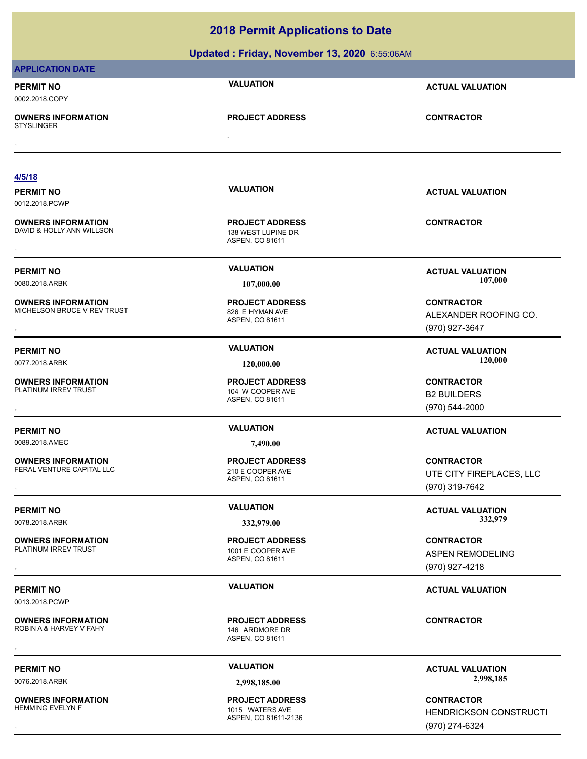# 2018 Permit Applications to Date

**Updated : Friday, November 13, 2020** 6:55:06AM

**APPLICATION DATE**

| PERMIT NO | VALUATION | ACTUAL VALUATION |
|---|---|---|
| 0002.2018.COPY | | |
| **OWNERS INFORMATION** | **PROJECT ADDRESS** | **CONTRACTOR** |
| STYSLINGER<br>, | , | |

**4/5/18**

| PERMIT NO | VALUATION | ACTUAL VALUATION |
|---|---|---|
| 0012.2018.PCWP | | |
| **OWNERS INFORMATION** | **PROJECT ADDRESS** | **CONTRACTOR** |
| DAVID & HOLLY ANN WILLSON<br>, | 138 WEST LUPINE DR<br>ASPEN, CO 81611 | |

| PERMIT NO | VALUATION | ACTUAL VALUATION |
|---|---|---|
| 0080.2018.ARBK | 107,000.00 | 107,000 |
| **OWNERS INFORMATION** | **PROJECT ADDRESS** | **CONTRACTOR** |
| MICHELSON BRUCE V REV TRUST<br>, | 826 E HYMAN AVE<br>ASPEN, CO 81611 | ALEXANDER ROOFING CO.<br>(970) 927-3647 |

| PERMIT NO | VALUATION | ACTUAL VALUATION |
|---|---|---|
| 0077.2018.ARBK | 120,000.00 | 120,000 |
| **OWNERS INFORMATION** | **PROJECT ADDRESS** | **CONTRACTOR** |
| PLATINUM IRREV TRUST<br>, | 104 W COOPER AVE<br>ASPEN, CO 81611 | B2 BUILDERS<br>(970) 544-2000 |

| PERMIT NO | VALUATION | ACTUAL VALUATION |
|---|---|---|
| 0089.2018.AMEC | 7,490.00 | |
| **OWNERS INFORMATION** | **PROJECT ADDRESS** | **CONTRACTOR** |
| FERAL VENTURE CAPITAL LLC<br>, | 210 E COOPER AVE<br>ASPEN, CO 81611 | UTE CITY FIREPLACES, LLC<br>(970) 319-7642 |

| PERMIT NO | VALUATION | ACTUAL VALUATION |
|---|---|---|
| 0078.2018.ARBK | 332,979.00 | 332,979 |
| **OWNERS INFORMATION** | **PROJECT ADDRESS** | **CONTRACTOR** |
| PLATINUM IRREV TRUST<br>, | 1001 E COOPER AVE<br>ASPEN, CO 81611 | ASPEN REMODELING<br>(970) 927-4218 |

| PERMIT NO | VALUATION | ACTUAL VALUATION |
|---|---|---|
| 0013.2018.PCWP | | |
| **OWNERS INFORMATION** | **PROJECT ADDRESS** | **CONTRACTOR** |
| ROBIN A & HARVEY V FAHY<br>, | 146 ARDMORE DR<br>ASPEN, CO 81611 | |

| PERMIT NO | VALUATION | ACTUAL VALUATION |
|---|---|---|
| 0076.2018.ARBK | 2,998,185.00 | 2,998,185 |
| **OWNERS INFORMATION** | **PROJECT ADDRESS** | **CONTRACTOR** |
| HEMMING EVELYN F<br>, | 1015 WATERS AVE<br>ASPEN, CO 81611-2136 | HENDRICKSON CONSTRUCTI<br>(970) 274-6324 |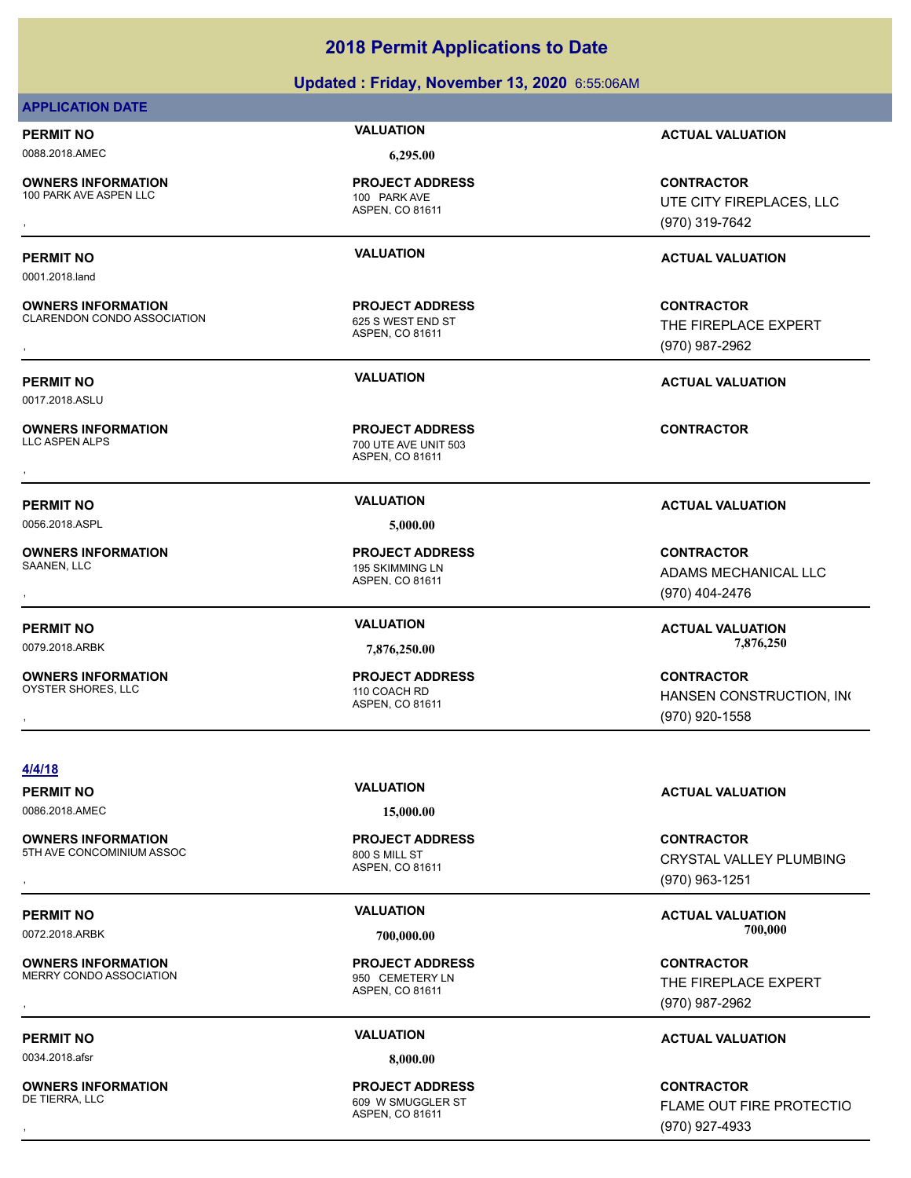# 2018 Permit Applications to Date

## Updated : Friday, November 13, 2020 6:55:06AM

### APPLICATION DATE

| PERMIT NO | VALUATION | ACTUAL VALUATION |
|---|---|---|
| 0088.2018.AMEC | 6,295.00 | |

| OWNERS INFORMATION | PROJECT ADDRESS | CONTRACTOR |
|---|---|---|
| 100 PARK AVE ASPEN LLC<br>, | 100 PARK AVE<br>ASPEN, CO 81611 | UTE CITY FIREPLACES, LLC<br>(970) 319-7642 |

| PERMIT NO | VALUATION | ACTUAL VALUATION |
|---|---|---|
| 0001.2018.land | | |

| OWNERS INFORMATION | PROJECT ADDRESS | CONTRACTOR |
|---|---|---|
| CLARENDON CONDO ASSOCIATION<br>, | 625 S WEST END ST<br>ASPEN, CO 81611 | THE FIREPLACE EXPERT<br>(970) 987-2962 |

| PERMIT NO | VALUATION | ACTUAL VALUATION |
|---|---|---|
| 0017.2018.ASLU | | |

| OWNERS INFORMATION | PROJECT ADDRESS | CONTRACTOR |
|---|---|---|
| LLC ASPEN ALPS<br>, | 700 UTE AVE UNIT 503<br>ASPEN, CO 81611 | |

| PERMIT NO | VALUATION | ACTUAL VALUATION |
|---|---|---|
| 0056.2018.ASPL | 5,000.00 | |

| OWNERS INFORMATION | PROJECT ADDRESS | CONTRACTOR |
|---|---|---|
| SAANEN, LLC<br>, | 195 SKIMMING LN<br>ASPEN, CO 81611 | ADAMS MECHANICAL LLC<br>(970) 404-2476 |

| PERMIT NO | VALUATION | ACTUAL VALUATION |
|---|---|---|
| 0079.2018.ARBK | 7,876,250.00 | 7,876,250 |

| OWNERS INFORMATION | PROJECT ADDRESS | CONTRACTOR |
|---|---|---|
| OYSTER SHORES, LLC<br>, | 110 COACH RD<br>ASPEN, CO 81611 | HANSEN CONSTRUCTION, IN(<br>(970) 920-1558 |

### 4/4/18

| PERMIT NO | VALUATION | ACTUAL VALUATION |
|---|---|---|
| 0086.2018.AMEC | 15,000.00 | |

| OWNERS INFORMATION | PROJECT ADDRESS | CONTRACTOR |
|---|---|---|
| 5TH AVE CONCOMINIUM ASSOC<br>, | 800 S MILL ST<br>ASPEN, CO 81611 | CRYSTAL VALLEY PLUMBING<br>(970) 963-1251 |

| PERMIT NO | VALUATION | ACTUAL VALUATION |
|---|---|---|
| 0072.2018.ARBK | 700,000.00 | 700,000 |

| OWNERS INFORMATION | PROJECT ADDRESS | CONTRACTOR |
|---|---|---|
| MERRY CONDO ASSOCIATION<br>, | 950 CEMETERY LN<br>ASPEN, CO 81611 | THE FIREPLACE EXPERT<br>(970) 987-2962 |

| PERMIT NO | VALUATION | ACTUAL VALUATION |
|---|---|---|
| 0034.2018.afsr | 8,000.00 | |

| OWNERS INFORMATION | PROJECT ADDRESS | CONTRACTOR |
|---|---|---|
| DE TIERRA, LLC<br>, | 609 W SMUGGLER ST<br>ASPEN, CO 81611 | FLAME OUT FIRE PROTECTIO<br>(970) 927-4933 |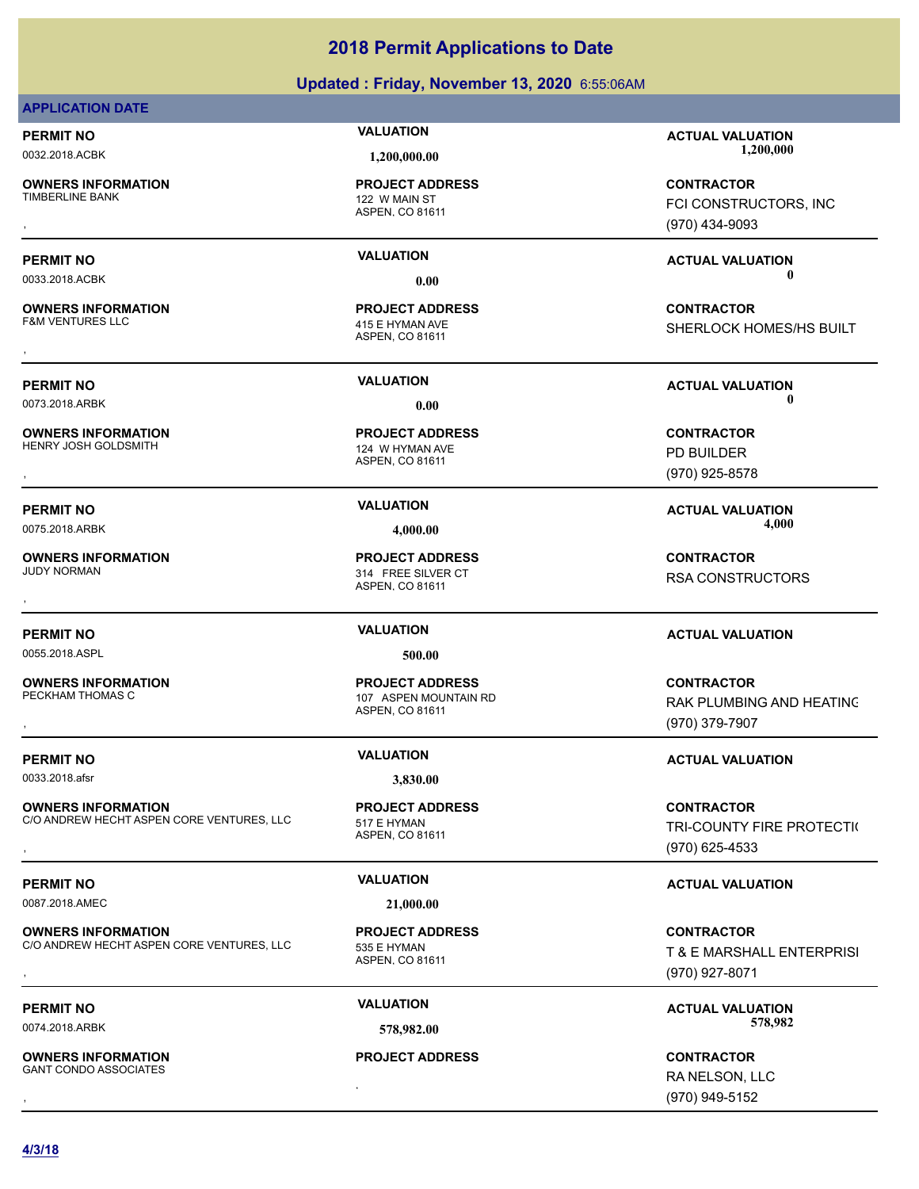# 2018 Permit Applications to Date

**Updated : Friday, November 13, 2020** 6:55:06AM

**APPLICATION DATE**

| PERMIT NO | VALUATION | ACTUAL VALUATION |
|---|---|---|
| 0032.2018.ACBK | 1,200,000.00 | 1,200,000 |

| OWNERS INFORMATION | PROJECT ADDRESS | CONTRACTOR |
|---|---|---|
| TIMBERLINE BANK<br>, | 122 W MAIN ST<br>ASPEN, CO 81611 | FCI CONSTRUCTORS, INC<br>(970) 434-9093 |

| PERMIT NO | VALUATION | ACTUAL VALUATION |
|---|---|---|
| 0033.2018.ACBK | 0.00 | 0 |

| OWNERS INFORMATION | PROJECT ADDRESS | CONTRACTOR |
|---|---|---|
| F&M VENTURES LLC<br>, | 415 E HYMAN AVE<br>ASPEN, CO 81611 | SHERLOCK HOMES/HS BUILT |

| PERMIT NO | VALUATION | ACTUAL VALUATION |
|---|---|---|
| 0073.2018.ARBK | 0.00 | 0 |

| OWNERS INFORMATION | PROJECT ADDRESS | CONTRACTOR |
|---|---|---|
| HENRY JOSH GOLDSMITH<br>, | 124 W HYMAN AVE<br>ASPEN, CO 81611 | PD BUILDER<br>(970) 925-8578 |

| PERMIT NO | VALUATION | ACTUAL VALUATION |
|---|---|---|
| 0075.2018.ARBK | 4,000.00 | 4,000 |

| OWNERS INFORMATION | PROJECT ADDRESS | CONTRACTOR |
|---|---|---|
| JUDY NORMAN<br>, | 314 FREE SILVER CT<br>ASPEN, CO 81611 | RSA CONSTRUCTORS |

| PERMIT NO | VALUATION | ACTUAL VALUATION |
|---|---|---|
| 0055.2018.ASPL | 500.00 | |

| OWNERS INFORMATION | PROJECT ADDRESS | CONTRACTOR |
|---|---|---|
| PECKHAM THOMAS C<br>, | 107 ASPEN MOUNTAIN RD<br>ASPEN, CO 81611 | RAK PLUMBING AND HEATING<br>(970) 379-7907 |

| PERMIT NO | VALUATION | ACTUAL VALUATION |
|---|---|---|
| 0033.2018.afsr | 3,830.00 | |

| OWNERS INFORMATION | PROJECT ADDRESS | CONTRACTOR |
|---|---|---|
| C/O ANDREW HECHT ASPEN CORE VENTURES, LLC<br>, | 517 E HYMAN<br>ASPEN, CO 81611 | TRI-COUNTY FIRE PROTECTIO<br>(970) 625-4533 |

| PERMIT NO | VALUATION | ACTUAL VALUATION |
|---|---|---|
| 0087.2018.AMEC | 21,000.00 | |

| OWNERS INFORMATION | PROJECT ADDRESS | CONTRACTOR |
|---|---|---|
| C/O ANDREW HECHT ASPEN CORE VENTURES, LLC<br>, | 535 E HYMAN<br>ASPEN, CO 81611 | T & E MARSHALL ENTERPRISI<br>(970) 927-8071 |

| PERMIT NO | VALUATION | ACTUAL VALUATION |
|---|---|---|
| 0074.2018.ARBK | 578,982.00 | 578,982 |

| OWNERS INFORMATION | PROJECT ADDRESS | CONTRACTOR |
|---|---|---|
| GANT CONDO ASSOCIATES<br>, | , | RA NELSON, LLC<br>(970) 949-5152 |

**4/3/18**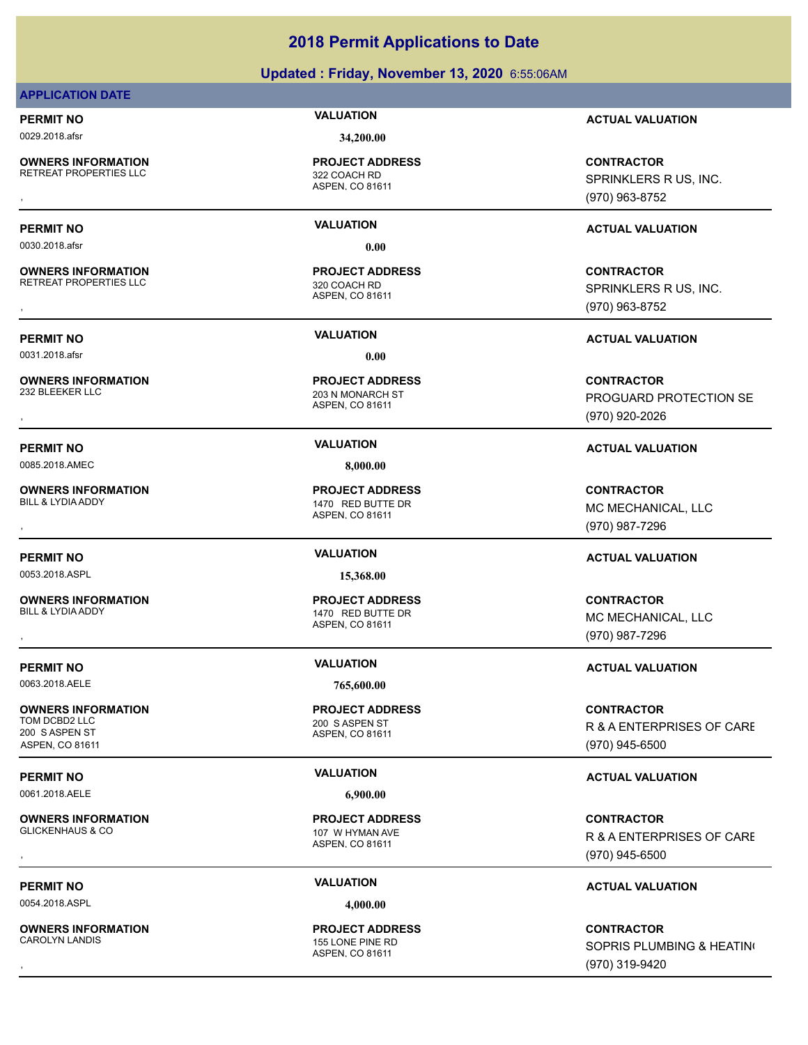# 2018 Permit Applications to Date

## Updated : Friday, November 13, 2020 6:55:06AM

**APPLICATION DATE**

| PERMIT NO | VALUATION | ACTUAL VALUATION |
|---|---|---|
| 0029.2018.afsr | 34,200.00 | |

**OWNERS INFORMATION**
RETREAT PROPERTIES LLC
,

**PROJECT ADDRESS**
322 COACH RD
ASPEN, CO 81611

**CONTRACTOR**
SPRINKLERS R US, INC.
(970) 963-8752

---

| PERMIT NO | VALUATION | ACTUAL VALUATION |
|---|---|---|
| 0030.2018.afsr | 0.00 | |

**OWNERS INFORMATION**
RETREAT PROPERTIES LLC
,

**PROJECT ADDRESS**
320 COACH RD
ASPEN, CO 81611

**CONTRACTOR**
SPRINKLERS R US, INC.
(970) 963-8752

---

| PERMIT NO | VALUATION | ACTUAL VALUATION |
|---|---|---|
| 0031.2018.afsr | 0.00 | |

**OWNERS INFORMATION**
232 BLEEKER LLC
,

**PROJECT ADDRESS**
203 N MONARCH ST
ASPEN, CO 81611

**CONTRACTOR**
PROGUARD PROTECTION SE
(970) 920-2026

---

| PERMIT NO | VALUATION | ACTUAL VALUATION |
|---|---|---|
| 0085.2018.AMEC | 8,000.00 | |

**OWNERS INFORMATION**
BILL & LYDIA ADDY
,

**PROJECT ADDRESS**
1470 RED BUTTE DR
ASPEN, CO 81611

**CONTRACTOR**
MC MECHANICAL, LLC
(970) 987-7296

---

| PERMIT NO | VALUATION | ACTUAL VALUATION |
|---|---|---|
| 0053.2018.ASPL | 15,368.00 | |

**OWNERS INFORMATION**
BILL & LYDIA ADDY
,

**PROJECT ADDRESS**
1470 RED BUTTE DR
ASPEN, CO 81611

**CONTRACTOR**
MC MECHANICAL, LLC
(970) 987-7296

---

| PERMIT NO | VALUATION | ACTUAL VALUATION |
|---|---|---|
| 0063.2018.AELE | 765,600.00 | |

**OWNERS INFORMATION**
TOM DCBD2 LLC
200 S ASPEN ST
ASPEN, CO 81611

**PROJECT ADDRESS**
200 S ASPEN ST
ASPEN, CO 81611

**CONTRACTOR**
R & A ENTERPRISES OF CARE
(970) 945-6500

---

| PERMIT NO | VALUATION | ACTUAL VALUATION |
|---|---|---|
| 0061.2018.AELE | 6,900.00 | |

**OWNERS INFORMATION**
GLICKENHAUS & CO
,

**PROJECT ADDRESS**
107 W HYMAN AVE
ASPEN, CO 81611

**CONTRACTOR**
R & A ENTERPRISES OF CARE
(970) 945-6500

---

| PERMIT NO | VALUATION | ACTUAL VALUATION |
|---|---|---|
| 0054.2018.ASPL | 4,000.00 | |

**OWNERS INFORMATION**
CAROLYN LANDIS
,

**PROJECT ADDRESS**
155 LONE PINE RD
ASPEN, CO 81611

**CONTRACTOR**
SOPRIS PLUMBING & HEATIN
(970) 319-9420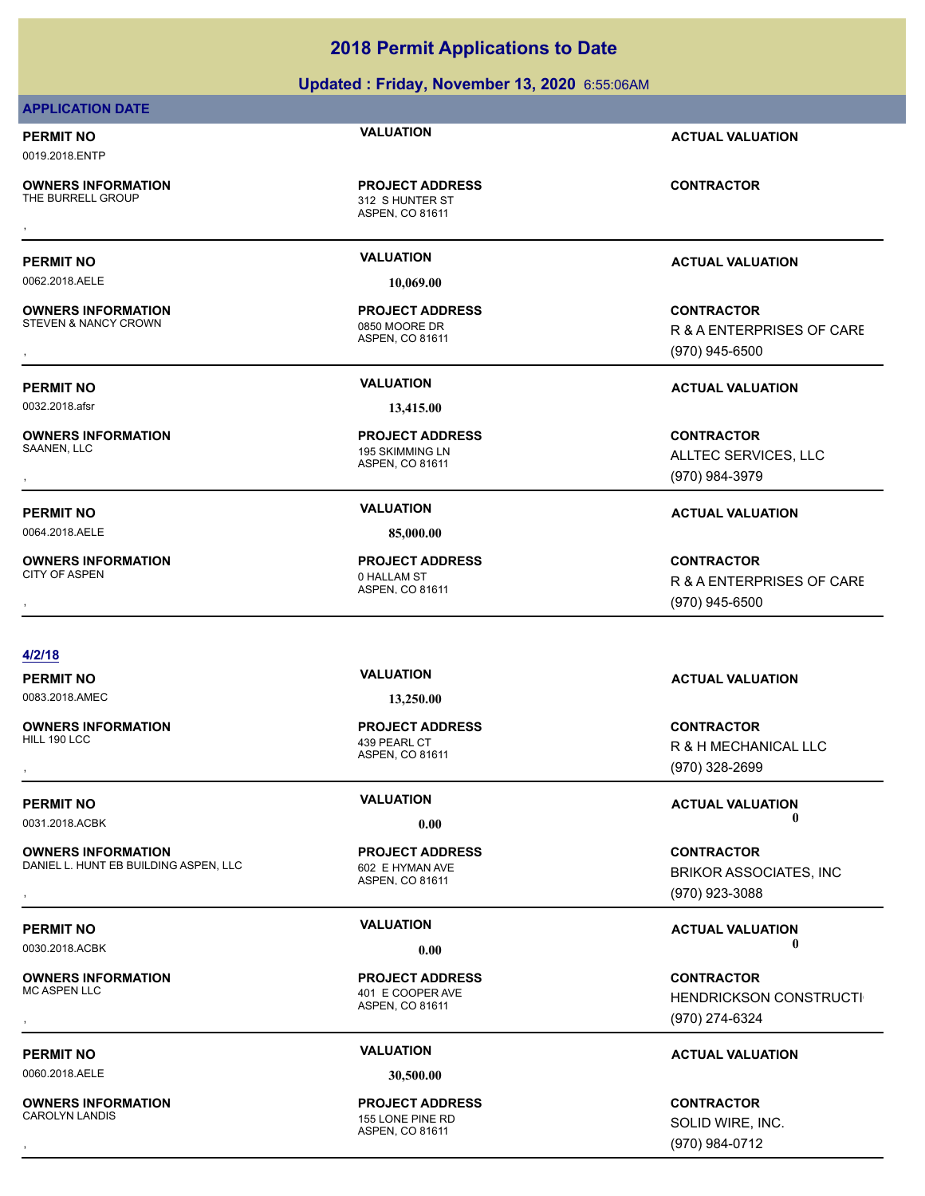# 2018 Permit Applications to Date

## Updated : Friday, November 13, 2020 6:55:06AM

### APPLICATION DATE

| PERMIT NO | VALUATION | ACTUAL VALUATION |
|---|---|---|
| 0019.2018.ENTP | | |
| **OWNERS INFORMATION** | **PROJECT ADDRESS** | **CONTRACTOR** |
| THE BURRELL GROUP<br>, | 312 S HUNTER ST<br>ASPEN, CO 81611 | |

| PERMIT NO | VALUATION | ACTUAL VALUATION |
|---|---|---|
| 0062.2018.AELE | 10,069.00 | |
| **OWNERS INFORMATION** | **PROJECT ADDRESS** | **CONTRACTOR** |
| STEVEN & NANCY CROWN<br>, | 0850 MOORE DR<br>ASPEN, CO 81611 | R & A ENTERPRISES OF CARE<br>(970) 945-6500 |

| PERMIT NO | VALUATION | ACTUAL VALUATION |
|---|---|---|
| 0032.2018.afsr | 13,415.00 | |
| **OWNERS INFORMATION** | **PROJECT ADDRESS** | **CONTRACTOR** |
| SAANEN, LLC<br>, | 195 SKIMMING LN<br>ASPEN, CO 81611 | ALLTEC SERVICES, LLC<br>(970) 984-3979 |

| PERMIT NO | VALUATION | ACTUAL VALUATION |
|---|---|---|
| 0064.2018.AELE | 85,000.00 | |
| **OWNERS INFORMATION** | **PROJECT ADDRESS** | **CONTRACTOR** |
| CITY OF ASPEN<br>, | 0 HALLAM ST<br>ASPEN, CO 81611 | R & A ENTERPRISES OF CARE<br>(970) 945-6500 |

**4/2/18**

| PERMIT NO | VALUATION | ACTUAL VALUATION |
|---|---|---|
| 0083.2018.AMEC | 13,250.00 | |
| **OWNERS INFORMATION** | **PROJECT ADDRESS** | **CONTRACTOR** |
| HILL 190 LCC<br>, | 439 PEARL CT<br>ASPEN, CO 81611 | R & H MECHANICAL LLC<br>(970) 328-2699 |

| PERMIT NO | VALUATION | ACTUAL VALUATION |
|---|---|---|
| 0031.2018.ACBK | 0.00 | 0 |
| **OWNERS INFORMATION** | **PROJECT ADDRESS** | **CONTRACTOR** |
| DANIEL L. HUNT EB BUILDING ASPEN, LLC<br>, | 602 E HYMAN AVE<br>ASPEN, CO 81611 | BRIKOR ASSOCIATES, INC<br>(970) 923-3088 |

| PERMIT NO | VALUATION | ACTUAL VALUATION |
|---|---|---|
| 0030.2018.ACBK | 0.00 | 0 |
| **OWNERS INFORMATION** | **PROJECT ADDRESS** | **CONTRACTOR** |
| MC ASPEN LLC<br>, | 401 E COOPER AVE<br>ASPEN, CO 81611 | HENDRICKSON CONSTRUCTI<br>(970) 274-6324 |

| PERMIT NO | VALUATION | ACTUAL VALUATION |
|---|---|---|
| 0060.2018.AELE | 30,500.00 | |
| **OWNERS INFORMATION** | **PROJECT ADDRESS** | **CONTRACTOR** |
| CAROLYN LANDIS<br>, | 155 LONE PINE RD<br>ASPEN, CO 81611 | SOLID WIRE, INC.<br>(970) 984-0712 |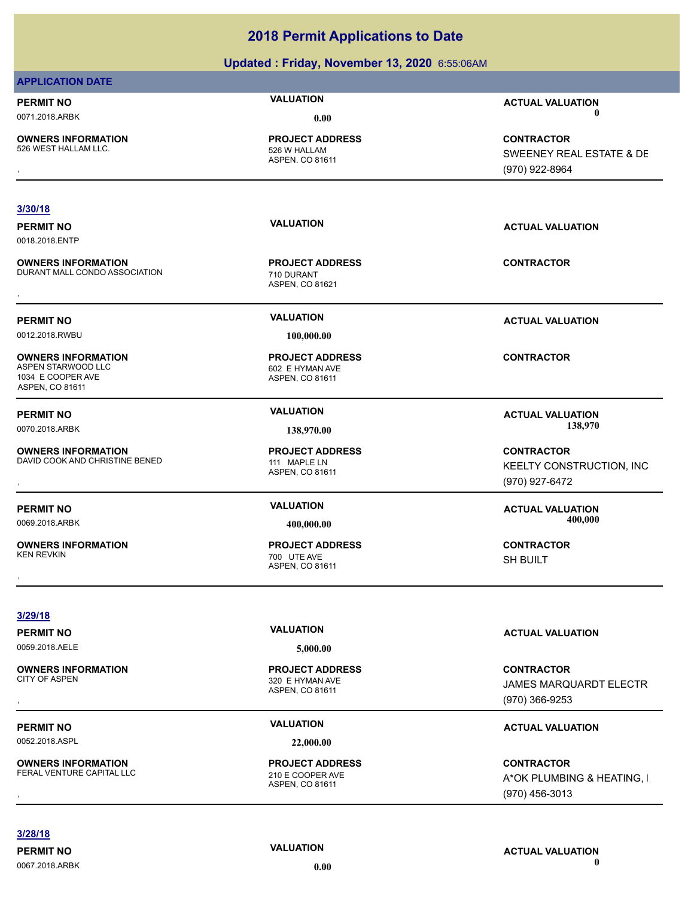# 2018 Permit Applications to Date

## Updated : Friday, November 13, 2020 6:55:06AM

**APPLICATION DATE**

| PERMIT NO | VALUATION | ACTUAL VALUATION |
|---|---|---|
| 0071.2018.ARBK | 0.00 | 0 |
| **OWNERS INFORMATION** | **PROJECT ADDRESS** | **CONTRACTOR** |
| 526 WEST HALLAM LLC.<br>, | 526 W HALLAM<br>ASPEN, CO 81611 | SWEENEY REAL ESTATE & DE<br>(970) 922-8964 |

**3/30/18**

| PERMIT NO | VALUATION | ACTUAL VALUATION |
|---|---|---|
| 0018.2018.ENTP | | |
| **OWNERS INFORMATION** | **PROJECT ADDRESS** | **CONTRACTOR** |
| DURANT MALL CONDO ASSOCIATION<br>, | 710 DURANT<br>ASPEN, CO 81621 | |

| PERMIT NO | VALUATION | ACTUAL VALUATION |
|---|---|---|
| 0012.2018.RWBU | 100,000.00 | |
| **OWNERS INFORMATION** | **PROJECT ADDRESS** | **CONTRACTOR** |
| ASPEN STARWOOD LLC<br>1034 E COOPER AVE<br>ASPEN, CO 81611 | 602 E HYMAN AVE<br>ASPEN, CO 81611 | |

| PERMIT NO | VALUATION | ACTUAL VALUATION |
|---|---|---|
| 0070.2018.ARBK | 138,970.00 | 138,970 |
| **OWNERS INFORMATION** | **PROJECT ADDRESS** | **CONTRACTOR** |
| DAVID COOK AND CHRISTINE BENED<br>, | 111 MAPLE LN<br>ASPEN, CO 81611 | KEELTY CONSTRUCTION, INC<br>(970) 927-6472 |

| PERMIT NO | VALUATION | ACTUAL VALUATION |
|---|---|---|
| 0069.2018.ARBK | 400,000.00 | 400,000 |
| **OWNERS INFORMATION** | **PROJECT ADDRESS** | **CONTRACTOR** |
| KEN REVKIN<br>, | 700 UTE AVE<br>ASPEN, CO 81611 | SH BUILT |

**3/29/18**

| PERMIT NO | VALUATION | ACTUAL VALUATION |
|---|---|---|
| 0059.2018.AELE | 5,000.00 | |
| **OWNERS INFORMATION** | **PROJECT ADDRESS** | **CONTRACTOR** |
| CITY OF ASPEN<br>, | 320 E HYMAN AVE<br>ASPEN, CO 81611 | JAMES MARQUARDT ELECTR<br>(970) 366-9253 |

| PERMIT NO | VALUATION | ACTUAL VALUATION |
|---|---|---|
| 0052.2018.ASPL | 22,000.00 | |
| **OWNERS INFORMATION** | **PROJECT ADDRESS** | **CONTRACTOR** |
| FERAL VENTURE CAPITAL LLC<br>, | 210 E COOPER AVE<br>ASPEN, CO 81611 | A*OK PLUMBING & HEATING, I<br>(970) 456-3013 |

**3/28/18**

| PERMIT NO | VALUATION | ACTUAL VALUATION |
|---|---|---|
| 0067.2018.ARBK | 0.00 | 0 |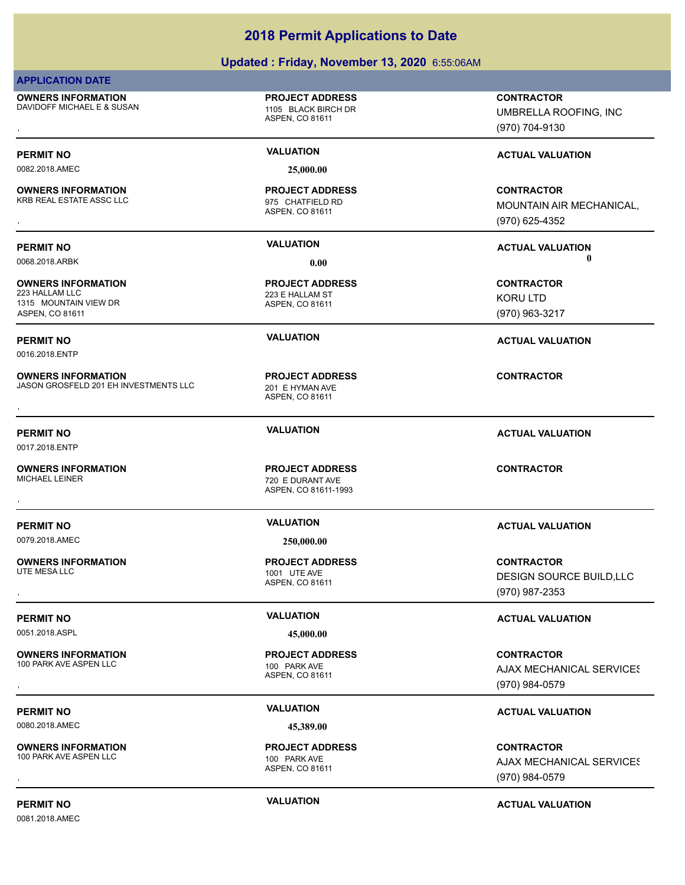# 2018 Permit Applications to Date

## Updated : Friday, November 13, 2020 6:55:06AM

**APPLICATION DATE**

**OWNERS INFORMATION**
DAVIDOFF MICHAEL E & SUSAN
,

**PROJECT ADDRESS**
1105 BLACK BIRCH DR
ASPEN, CO 81611

**CONTRACTOR**
UMBRELLA ROOFING, INC
(970) 704-9130

**PERMIT NO** 0082.2018.AMEC
**VALUATION** 25,000.00
**ACTUAL VALUATION**

---

**OWNERS INFORMATION**
KRB REAL ESTATE ASSC LLC
,

**PROJECT ADDRESS**
975 CHATFIELD RD
ASPEN, CO 81611

**CONTRACTOR**
MOUNTAIN AIR MECHANICAL,
(970) 625-4352

**PERMIT NO** 0068.2018.ARBK
**VALUATION** 0.00
**ACTUAL VALUATION** 0

---

**OWNERS INFORMATION**
223 HALLAM LLC
1315 MOUNTAIN VIEW DR
ASPEN, CO 81611

**PROJECT ADDRESS**
223 E HALLAM ST
ASPEN, CO 81611

**CONTRACTOR**
KORU LTD
(970) 963-3217

**PERMIT NO** 0016.2018.ENTP
**VALUATION**
**ACTUAL VALUATION**

---

**OWNERS INFORMATION**
JASON GROSFELD 201 EH INVESTMENTS LLC
,

**PROJECT ADDRESS**
201 E HYMAN AVE
ASPEN, CO 81611

**CONTRACTOR**

**PERMIT NO** 0017.2018.ENTP
**VALUATION**
**ACTUAL VALUATION**

---

**OWNERS INFORMATION**
MICHAEL LEINER
,

**PROJECT ADDRESS**
720 E DURANT AVE
ASPEN, CO 81611-1993

**CONTRACTOR**

**PERMIT NO** 0079.2018.AMEC
**VALUATION** 250,000.00
**ACTUAL VALUATION**

---

**OWNERS INFORMATION**
UTE MESA LLC
,

**PROJECT ADDRESS**
1001 UTE AVE
ASPEN, CO 81611

**CONTRACTOR**
DESIGN SOURCE BUILD,LLC
(970) 987-2353

**PERMIT NO** 0051.2018.ASPL
**VALUATION** 45,000.00
**ACTUAL VALUATION**

---

**OWNERS INFORMATION**
100 PARK AVE ASPEN LLC
,

**PROJECT ADDRESS**
100 PARK AVE
ASPEN, CO 81611

**CONTRACTOR**
AJAX MECHANICAL SERVICES
(970) 984-0579

**PERMIT NO** 0080.2018.AMEC
**VALUATION** 45,389.00
**ACTUAL VALUATION**

---

**OWNERS INFORMATION**
100 PARK AVE ASPEN LLC
,

**PROJECT ADDRESS**
100 PARK AVE
ASPEN, CO 81611

**CONTRACTOR**
AJAX MECHANICAL SERVICES
(970) 984-0579

**PERMIT NO** 0081.2018.AMEC
**VALUATION**
**ACTUAL VALUATION**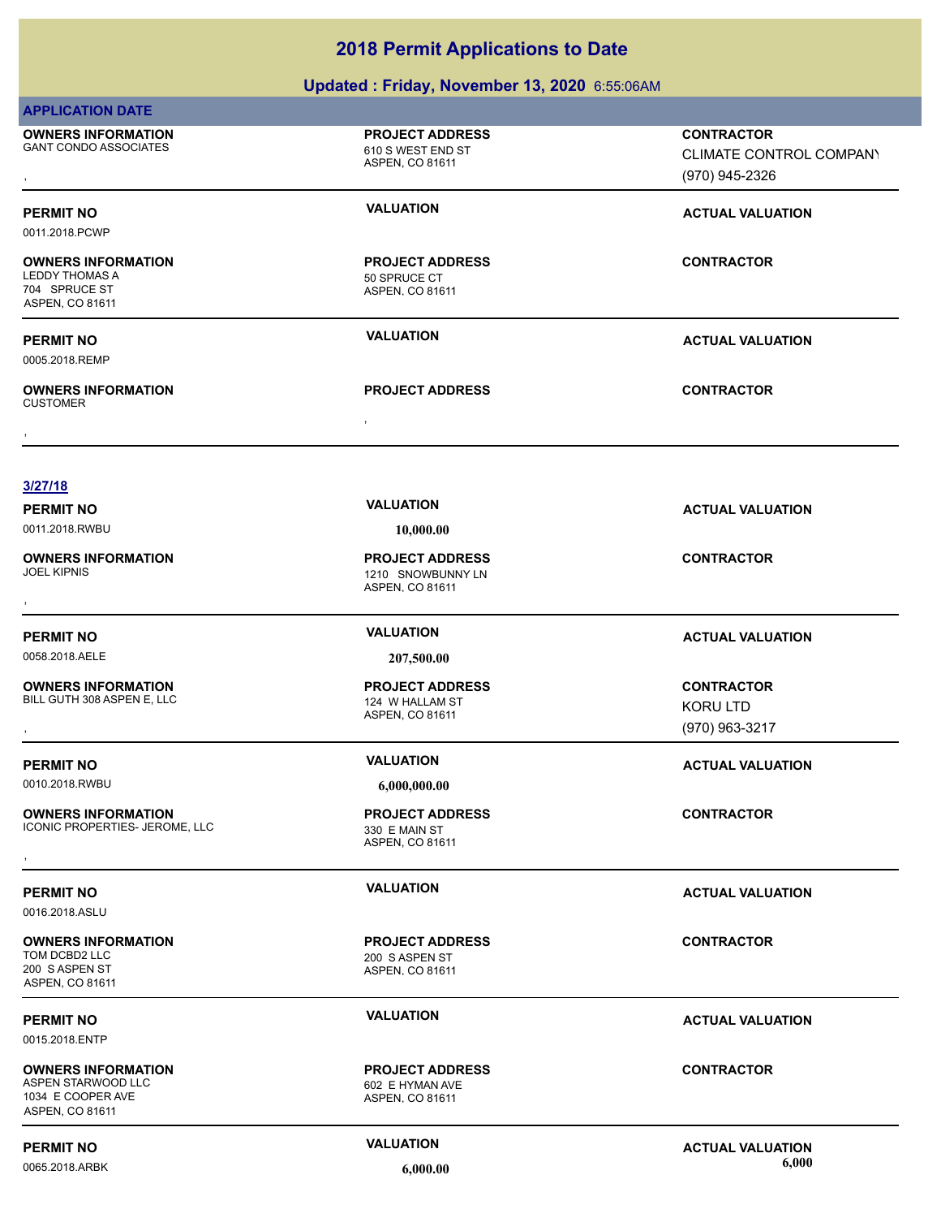# 2018 Permit Applications to Date

## Updated : Friday, November 13, 2020 6:55:06AM

**APPLICATION DATE**

**OWNERS INFORMATION**
GANT CONDO ASSOCIATES
,

**PROJECT ADDRESS**
610 S WEST END ST
ASPEN, CO 81611

**CONTRACTOR**
CLIMATE CONTROL COMPANY
(970) 945-2326

---

**PERMIT NO**
0011.2018.PCWP

**VALUATION**

**ACTUAL VALUATION**

**OWNERS INFORMATION**
LEDDY THOMAS A
704 SPRUCE ST
ASPEN, CO 81611

**PROJECT ADDRESS**
50 SPRUCE CT
ASPEN, CO 81611

**CONTRACTOR**

---

**PERMIT NO**
0005.2018.REMP

**VALUATION**

**ACTUAL VALUATION**

**OWNERS INFORMATION**
CUSTOMER
,

**PROJECT ADDRESS**
,

**CONTRACTOR**

---

**3/27/18**

**PERMIT NO**
0011.2018.RWBU

**VALUATION**
10,000.00

**ACTUAL VALUATION**

**OWNERS INFORMATION**
JOEL KIPNIS
,

**PROJECT ADDRESS**
1210 SNOWBUNNY LN
ASPEN, CO 81611

**CONTRACTOR**

---

**PERMIT NO**
0058.2018.AELE

**VALUATION**
207,500.00

**ACTUAL VALUATION**

**OWNERS INFORMATION**
BILL GUTH 308 ASPEN E, LLC
,

**PROJECT ADDRESS**
124 W HALLAM ST
ASPEN, CO 81611

**CONTRACTOR**
KORU LTD
(970) 963-3217

---

**PERMIT NO**
0010.2018.RWBU

**VALUATION**
6,000,000.00

**ACTUAL VALUATION**

**OWNERS INFORMATION**
ICONIC PROPERTIES- JEROME, LLC
,

**PROJECT ADDRESS**
330 E MAIN ST
ASPEN, CO 81611

**CONTRACTOR**

---

**PERMIT NO**
0016.2018.ASLU

**VALUATION**

**ACTUAL VALUATION**

**OWNERS INFORMATION**
TOM DCBD2 LLC
200 S ASPEN ST
ASPEN, CO 81611

**PROJECT ADDRESS**
200 S ASPEN ST
ASPEN, CO 81611

**CONTRACTOR**

---

**PERMIT NO**
0015.2018.ENTP

**VALUATION**

**ACTUAL VALUATION**

**OWNERS INFORMATION**
ASPEN STARWOOD LLC
1034 E COOPER AVE
ASPEN, CO 81611

**PROJECT ADDRESS**
602 E HYMAN AVE
ASPEN, CO 81611

**CONTRACTOR**

---

**PERMIT NO**
0065.2018.ARBK

**VALUATION**
6,000.00

**ACTUAL VALUATION**
6,000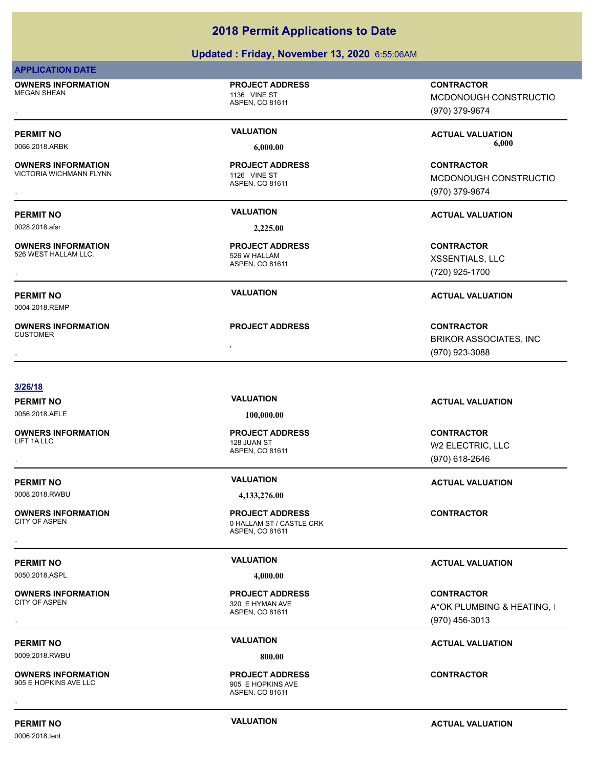## 2018 Permit Applications to Date

**Updated : Friday, November 13, 2020** 6:55:06AM

**APPLICATION DATE**

| OWNERS INFORMATION | PROJECT ADDRESS | CONTRACTOR |
|---|---|---|
| MEGAN SHEAN<br>, | 1136 VINE ST<br>ASPEN, CO 81611 | MCDONOUGH CONSTRUCTIO<br>(970) 379-9674 |

| PERMIT NO | VALUATION | ACTUAL VALUATION |
|---|---|---|
| 0066.2018.ARBK | 6,000.00 | 6,000 |

| OWNERS INFORMATION | PROJECT ADDRESS | CONTRACTOR |
|---|---|---|
| VICTORIA WICHMANN FLYNN<br>, | 1126 VINE ST<br>ASPEN, CO 81611 | MCDONOUGH CONSTRUCTIO<br>(970) 379-9674 |

| PERMIT NO | VALUATION | ACTUAL VALUATION |
|---|---|---|
| 0028.2018.afsr | 2,225.00 | |

| OWNERS INFORMATION | PROJECT ADDRESS | CONTRACTOR |
|---|---|---|
| 526 WEST HALLAM LLC.<br>, | 526 W HALLAM<br>ASPEN, CO 81611 | XSSENTIALS, LLC<br>(720) 925-1700 |

| PERMIT NO | VALUATION | ACTUAL VALUATION |
|---|---|---|
| 0004.2018.REMP | | |

| OWNERS INFORMATION | PROJECT ADDRESS | CONTRACTOR |
|---|---|---|
| CUSTOMER<br>, | , | BRIKOR ASSOCIATES, INC<br>(970) 923-3088 |

**3/26/18**

| PERMIT NO | VALUATION | ACTUAL VALUATION |
|---|---|---|
| 0056.2018.AELE | 100,000.00 | |

| OWNERS INFORMATION | PROJECT ADDRESS | CONTRACTOR |
|---|---|---|
| LIFT 1A LLC<br>, | 128 JUAN ST<br>ASPEN, CO 81611 | W2 ELECTRIC, LLC<br>(970) 618-2646 |

| PERMIT NO | VALUATION | ACTUAL VALUATION |
|---|---|---|
| 0008.2018.RWBU | 4,133,276.00 | |

| OWNERS INFORMATION | PROJECT ADDRESS | CONTRACTOR |
|---|---|---|
| CITY OF ASPEN<br>, | 0 HALLAM ST / CASTLE CRK<br>ASPEN, CO 81611 | |

| PERMIT NO | VALUATION | ACTUAL VALUATION |
|---|---|---|
| 0050.2018.ASPL | 4,000.00 | |

| OWNERS INFORMATION | PROJECT ADDRESS | CONTRACTOR |
|---|---|---|
| CITY OF ASPEN<br>, | 320 E HYMAN AVE<br>ASPEN, CO 81611 | A*OK PLUMBING & HEATING, I<br>(970) 456-3013 |

| PERMIT NO | VALUATION | ACTUAL VALUATION |
|---|---|---|
| 0009.2018.RWBU | 800.00 | |

| OWNERS INFORMATION | PROJECT ADDRESS | CONTRACTOR |
|---|---|---|
| 905 E HOPKINS AVE LLC<br>, | 905 E HOPKINS AVE<br>ASPEN, CO 81611 | |

| PERMIT NO | VALUATION | ACTUAL VALUATION |
|---|---|---|
| 0006.2018.tent | | |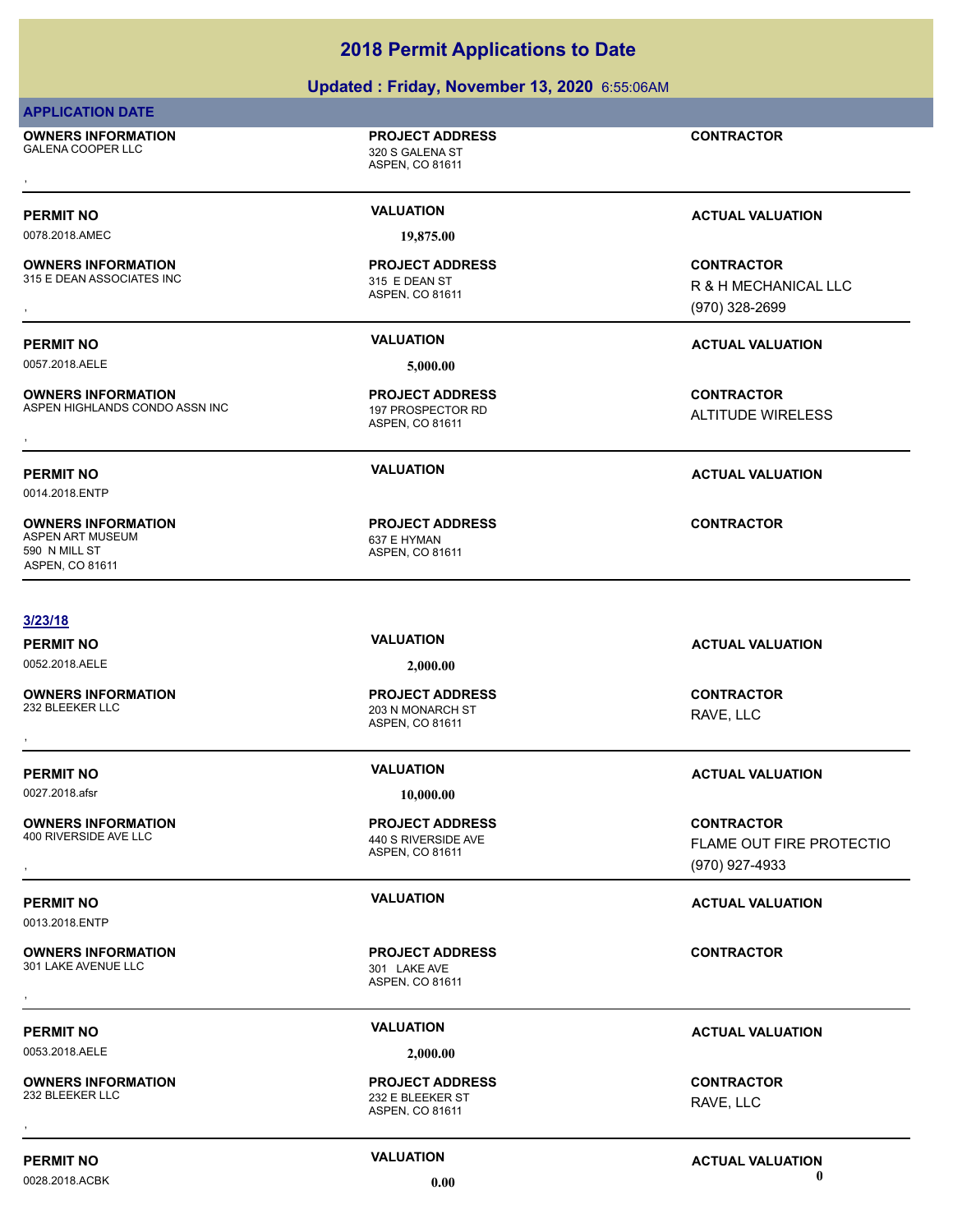# 2018 Permit Applications to Date

## Updated : Friday, November 13, 2020 6:55:06AM

**APPLICATION DATE**

| | | |
|---|---|---|
| **OWNERS INFORMATION**<br>GALENA COOPER LLC<br>, | **PROJECT ADDRESS**<br>320 S GALENA ST<br>ASPEN, CO 81611 | **CONTRACTOR** |
| **PERMIT NO**<br>0078.2018.AMEC | **VALUATION**<br>19,875.00 | **ACTUAL VALUATION** |
| **OWNERS INFORMATION**<br>315 E DEAN ASSOCIATES INC<br>, | **PROJECT ADDRESS**<br>315 E DEAN ST<br>ASPEN, CO 81611 | **CONTRACTOR**<br>R & H MECHANICAL LLC<br>(970) 328-2699 |
| **PERMIT NO**<br>0057.2018.AELE | **VALUATION**<br>5,000.00 | **ACTUAL VALUATION** |
| **OWNERS INFORMATION**<br>ASPEN HIGHLANDS CONDO ASSN INC<br>, | **PROJECT ADDRESS**<br>197 PROSPECTOR RD<br>ASPEN, CO 81611 | **CONTRACTOR**<br>ALTITUDE WIRELESS |
| **PERMIT NO**<br>0014.2018.ENTP | **VALUATION** | **ACTUAL VALUATION** |
| **OWNERS INFORMATION**<br>ASPEN ART MUSEUM<br>590 N MILL ST<br>ASPEN, CO 81611 | **PROJECT ADDRESS**<br>637 E HYMAN<br>ASPEN, CO 81611 | **CONTRACTOR** |

**3/23/18**

| | | |
|---|---|---|
| **PERMIT NO**<br>0052.2018.AELE | **VALUATION**<br>2,000.00 | **ACTUAL VALUATION** |
| **OWNERS INFORMATION**<br>232 BLEEKER LLC<br>, | **PROJECT ADDRESS**<br>203 N MONARCH ST<br>ASPEN, CO 81611 | **CONTRACTOR**<br>RAVE, LLC |
| **PERMIT NO**<br>0027.2018.afsr | **VALUATION**<br>10,000.00 | **ACTUAL VALUATION** |
| **OWNERS INFORMATION**<br>400 RIVERSIDE AVE LLC<br>, | **PROJECT ADDRESS**<br>440 S RIVERSIDE AVE<br>ASPEN, CO 81611 | **CONTRACTOR**<br>FLAME OUT FIRE PROTECTIO<br>(970) 927-4933 |
| **PERMIT NO**<br>0013.2018.ENTP | **VALUATION** | **ACTUAL VALUATION** |
| **OWNERS INFORMATION**<br>301 LAKE AVENUE LLC<br>, | **PROJECT ADDRESS**<br>301 LAKE AVE<br>ASPEN, CO 81611 | **CONTRACTOR** |
| **PERMIT NO**<br>0053.2018.AELE | **VALUATION**<br>2,000.00 | **ACTUAL VALUATION** |
| **OWNERS INFORMATION**<br>232 BLEEKER LLC<br>, | **PROJECT ADDRESS**<br>232 E BLEEKER ST<br>ASPEN, CO 81611 | **CONTRACTOR**<br>RAVE, LLC |
| **PERMIT NO**<br>0028.2018.ACBK | **VALUATION**<br>0.00 | **ACTUAL VALUATION**<br>0 |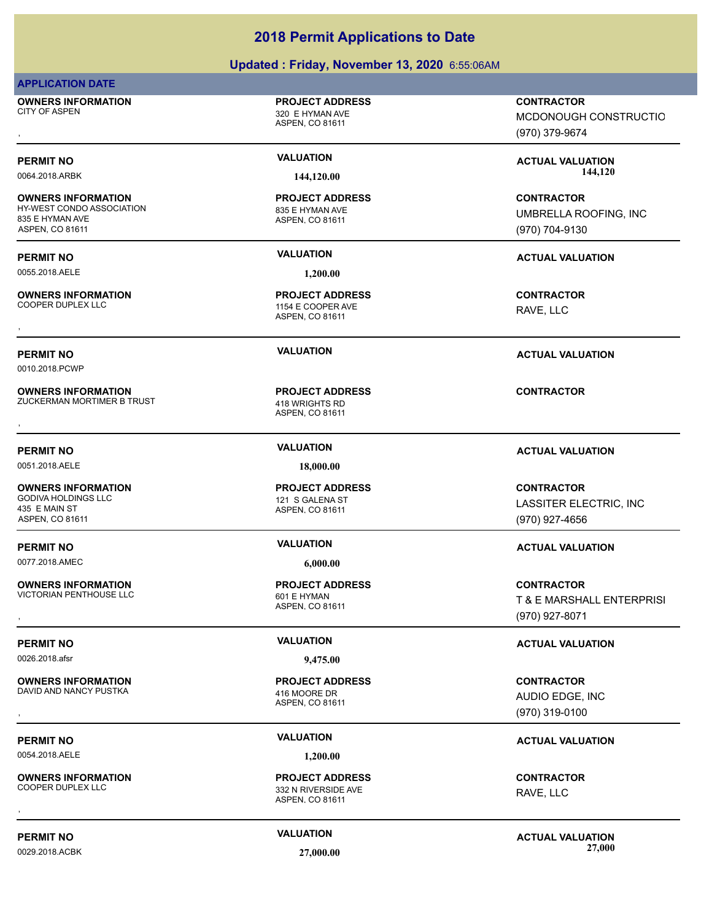# 2018 Permit Applications to Date

## Updated : Friday, November 13, 2020 6:55:06AM

**APPLICATION DATE**

**OWNERS INFORMATION**
CITY OF ASPEN
,

**PROJECT ADDRESS**
320 E HYMAN AVE
ASPEN, CO 81611

**CONTRACTOR**
MCDONOUGH CONSTRUCTIO
(970) 379-9674

**PERMIT NO** 0064.2018.ARBK | **VALUATION** 144,120.00 | **ACTUAL VALUATION** 144,120

---

**OWNERS INFORMATION**
HY-WEST CONDO ASSOCIATION
835 E HYMAN AVE
ASPEN, CO 81611

**PROJECT ADDRESS**
835 E HYMAN AVE
ASPEN, CO 81611

**CONTRACTOR**
UMBRELLA ROOFING, INC
(970) 704-9130

**PERMIT NO** 0055.2018.AELE | **VALUATION** 1,200.00 | **ACTUAL VALUATION**

---

**OWNERS INFORMATION**
COOPER DUPLEX LLC
,

**PROJECT ADDRESS**
1154 E COOPER AVE
ASPEN, CO 81611

**CONTRACTOR**
RAVE, LLC

**PERMIT NO** 0010.2018.PCWP | **VALUATION** | **ACTUAL VALUATION**

---

**OWNERS INFORMATION**
ZUCKERMAN MORTIMER B TRUST
,

**PROJECT ADDRESS**
418 WRIGHTS RD
ASPEN, CO 81611

**CONTRACTOR**

**PERMIT NO** 0051.2018.AELE | **VALUATION** 18,000.00 | **ACTUAL VALUATION**

---

**OWNERS INFORMATION**
GODIVA HOLDINGS LLC
435 E MAIN ST
ASPEN, CO 81611

**PROJECT ADDRESS**
121 S GALENA ST
ASPEN, CO 81611

**CONTRACTOR**
LASSITER ELECTRIC, INC
(970) 927-4656

**PERMIT NO** 0077.2018.AMEC | **VALUATION** 6,000.00 | **ACTUAL VALUATION**

---

**OWNERS INFORMATION**
VICTORIAN PENTHOUSE LLC
,

**PROJECT ADDRESS**
601 E HYMAN
ASPEN, CO 81611

**CONTRACTOR**
T & E MARSHALL ENTERPRISI
(970) 927-8071

**PERMIT NO** 0026.2018.afsr | **VALUATION** 9,475.00 | **ACTUAL VALUATION**

---

**OWNERS INFORMATION**
DAVID AND NANCY PUSTKA
,

**PROJECT ADDRESS**
416 MOORE DR
ASPEN, CO 81611

**CONTRACTOR**
AUDIO EDGE, INC
(970) 319-0100

**PERMIT NO** 0054.2018.AELE | **VALUATION** 1,200.00 | **ACTUAL VALUATION**

---

**OWNERS INFORMATION**
COOPER DUPLEX LLC
,

**PROJECT ADDRESS**
332 N RIVERSIDE AVE
ASPEN, CO 81611

**CONTRACTOR**
RAVE, LLC

**PERMIT NO** 0029.2018.ACBK | **VALUATION** 27,000.00 | **ACTUAL VALUATION** 27,000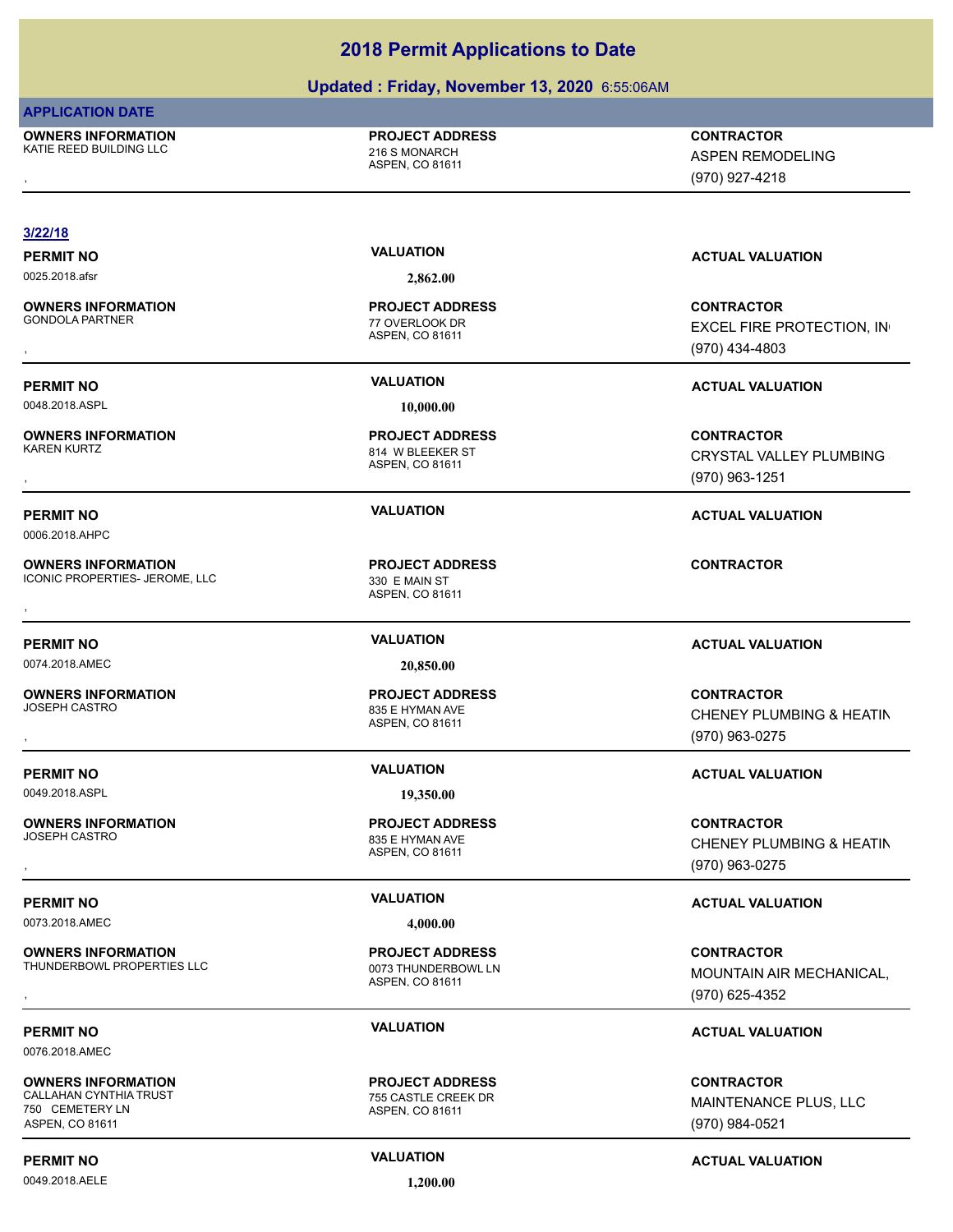# 2018 Permit Applications to Date

## Updated : Friday, November 13, 2020 6:55:06AM

**APPLICATION DATE**

| OWNERS INFORMATION | PROJECT ADDRESS | CONTRACTOR |
|---|---|---|
| KATIE REED BUILDING LLC<br>, | 216 S MONARCH<br>ASPEN, CO 81611 | ASPEN REMODELING<br>(970) 927-4218 |

**3/22/18**

| PERMIT NO | VALUATION | ACTUAL VALUATION |
|---|---|---|
| 0025.2018.afsr | 2,862.00 | |

| OWNERS INFORMATION | PROJECT ADDRESS | CONTRACTOR |
|---|---|---|
| GONDOLA PARTNER<br>, | 77 OVERLOOK DR<br>ASPEN, CO 81611 | EXCEL FIRE PROTECTION, IN<br>(970) 434-4803 |

| PERMIT NO | VALUATION | ACTUAL VALUATION |
|---|---|---|
| 0048.2018.ASPL | 10,000.00 | |

| OWNERS INFORMATION | PROJECT ADDRESS | CONTRACTOR |
|---|---|---|
| KAREN KURTZ<br>, | 814 W BLEEKER ST<br>ASPEN, CO 81611 | CRYSTAL VALLEY PLUMBING<br>(970) 963-1251 |

| PERMIT NO | VALUATION | ACTUAL VALUATION |
|---|---|---|
| 0006.2018.AHPC | | |

| OWNERS INFORMATION | PROJECT ADDRESS | CONTRACTOR |
|---|---|---|
| ICONIC PROPERTIES- JEROME, LLC<br>, | 330 E MAIN ST<br>ASPEN, CO 81611 | |

| PERMIT NO | VALUATION | ACTUAL VALUATION |
|---|---|---|
| 0074.2018.AMEC | 20,850.00 | |

| OWNERS INFORMATION | PROJECT ADDRESS | CONTRACTOR |
|---|---|---|
| JOSEPH CASTRO<br>, | 835 E HYMAN AVE<br>ASPEN, CO 81611 | CHENEY PLUMBING & HEATIN<br>(970) 963-0275 |

| PERMIT NO | VALUATION | ACTUAL VALUATION |
|---|---|---|
| 0049.2018.ASPL | 19,350.00 | |

| OWNERS INFORMATION | PROJECT ADDRESS | CONTRACTOR |
|---|---|---|
| JOSEPH CASTRO<br>, | 835 E HYMAN AVE<br>ASPEN, CO 81611 | CHENEY PLUMBING & HEATIN<br>(970) 963-0275 |

| PERMIT NO | VALUATION | ACTUAL VALUATION |
|---|---|---|
| 0073.2018.AMEC | 4,000.00 | |

| OWNERS INFORMATION | PROJECT ADDRESS | CONTRACTOR |
|---|---|---|
| THUNDERBOWL PROPERTIES LLC<br>, | 0073 THUNDERBOWL LN<br>ASPEN, CO 81611 | MOUNTAIN AIR MECHANICAL,<br>(970) 625-4352 |

| PERMIT NO | VALUATION | ACTUAL VALUATION |
|---|---|---|
| 0076.2018.AMEC | | |

| OWNERS INFORMATION | PROJECT ADDRESS | CONTRACTOR |
|---|---|---|
| CALLAHAN CYNTHIA TRUST<br>750 CEMETERY LN<br>ASPEN, CO 81611 | 755 CASTLE CREEK DR<br>ASPEN, CO 81611 | MAINTENANCE PLUS, LLC<br>(970) 984-0521 |

| PERMIT NO | VALUATION | ACTUAL VALUATION |
|---|---|---|
| 0049.2018.AELE | 1,200.00 | |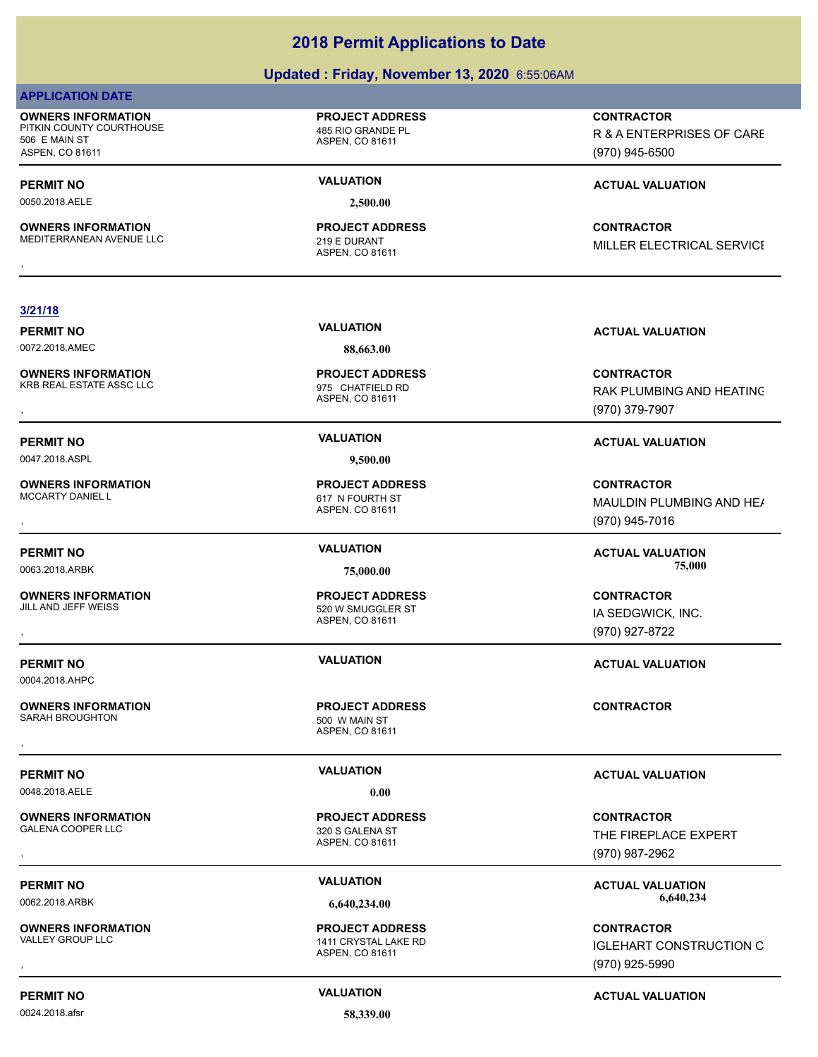# 2018 Permit Applications to Date

## Updated : Friday, November 13, 2020 6:55:06AM

**APPLICATION DATE**

**OWNERS INFORMATION**
PITKIN COUNTY COURTHOUSE
506 E MAIN ST
ASPEN, CO 81611

**PROJECT ADDRESS**
485 RIO GRANDE PL
ASPEN, CO 81611

**CONTRACTOR**
R & A ENTERPRISES OF CARE
(970) 945-6500

---

**PERMIT NO** 0050.2018.AELE
**VALUATION** 2,500.00
**ACTUAL VALUATION**

**OWNERS INFORMATION**
MEDITERRANEAN AVENUE LLC
,

**PROJECT ADDRESS**
219 E DURANT
ASPEN, CO 81611

**CONTRACTOR**
MILLER ELECTRICAL SERVICE

---

**3/21/18**

**PERMIT NO** 0072.2018.AMEC
**VALUATION** 88,663.00
**ACTUAL VALUATION**

**OWNERS INFORMATION**
KRB REAL ESTATE ASSC LLC
,

**PROJECT ADDRESS**
975 CHATFIELD RD
ASPEN, CO 81611

**CONTRACTOR**
RAK PLUMBING AND HEATING
(970) 379-7907

---

**PERMIT NO** 0047.2018.ASPL
**VALUATION** 9,500.00
**ACTUAL VALUATION**

**OWNERS INFORMATION**
MCCARTY DANIEL L
,

**PROJECT ADDRESS**
617 N FOURTH ST
ASPEN, CO 81611

**CONTRACTOR**
MAULDIN PLUMBING AND HEA
(970) 945-7016

---

**PERMIT NO** 0063.2018.ARBK
**VALUATION** 75,000.00
**ACTUAL VALUATION** 75,000

**OWNERS INFORMATION**
JILL AND JEFF WEISS
,

**PROJECT ADDRESS**
520 W SMUGGLER ST
ASPEN, CO 81611

**CONTRACTOR**
IA SEDGWICK, INC.
(970) 927-8722

---

**PERMIT NO** 0004.2018.AHPC
**VALUATION**
**ACTUAL VALUATION**

**OWNERS INFORMATION**
SARAH BROUGHTON
,

**PROJECT ADDRESS**
500 W MAIN ST
ASPEN, CO 81611

**CONTRACTOR**

---

**PERMIT NO** 0048.2018.AELE
**VALUATION** 0.00
**ACTUAL VALUATION**

**OWNERS INFORMATION**
GALENA COOPER LLC
,

**PROJECT ADDRESS**
320 S GALENA ST
ASPEN, CO 81611

**CONTRACTOR**
THE FIREPLACE EXPERT
(970) 987-2962

---

**PERMIT NO** 0062.2018.ARBK
**VALUATION** 6,640,234.00
**ACTUAL VALUATION** 6,640,234

**OWNERS INFORMATION**
VALLEY GROUP LLC
,

**PROJECT ADDRESS**
1411 CRYSTAL LAKE RD
ASPEN, CO 81611

**CONTRACTOR**
IGLEHART CONSTRUCTION C
(970) 925-5990

---

**PERMIT NO** 0024.2018.afsr
**VALUATION** 58,339.00
**ACTUAL VALUATION**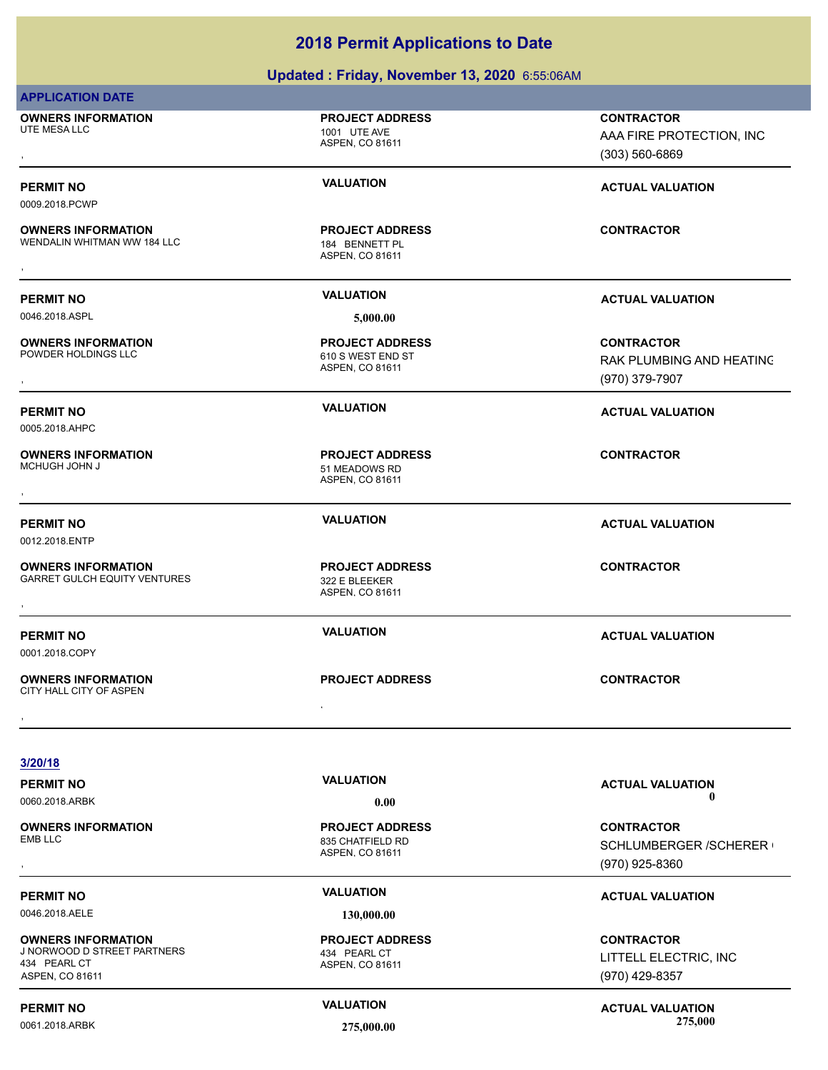# 2018 Permit Applications to Date

## Updated : Friday, November 13, 2020 6:55:06AM

**APPLICATION DATE**

| OWNERS INFORMATION | PROJECT ADDRESS | CONTRACTOR |
|---|---|---|
| UTE MESA LLC<br>, | 1001 UTE AVE<br>ASPEN, CO 81611 | AAA FIRE PROTECTION, INC<br>(303) 560-6869 |

| PERMIT NO | VALUATION | ACTUAL VALUATION |
|---|---|---|
| 0009.2018.PCWP | | |

| OWNERS INFORMATION | PROJECT ADDRESS | CONTRACTOR |
|---|---|---|
| WENDALIN WHITMAN WW 184 LLC<br>, | 184 BENNETT PL<br>ASPEN, CO 81611 | |

| PERMIT NO | VALUATION | ACTUAL VALUATION |
|---|---|---|
| 0046.2018.ASPL | 5,000.00 | |

| OWNERS INFORMATION | PROJECT ADDRESS | CONTRACTOR |
|---|---|---|
| POWDER HOLDINGS LLC<br>, | 610 S WEST END ST<br>ASPEN, CO 81611 | RAK PLUMBING AND HEATING<br>(970) 379-7907 |

| PERMIT NO | VALUATION | ACTUAL VALUATION |
|---|---|---|
| 0005.2018.AHPC | | |

| OWNERS INFORMATION | PROJECT ADDRESS | CONTRACTOR |
|---|---|---|
| MCHUGH JOHN J<br>, | 51 MEADOWS RD<br>ASPEN, CO 81611 | |

| PERMIT NO | VALUATION | ACTUAL VALUATION |
|---|---|---|
| 0012.2018.ENTP | | |

| OWNERS INFORMATION | PROJECT ADDRESS | CONTRACTOR |
|---|---|---|
| GARRET GULCH EQUITY VENTURES<br>, | 322 E BLEEKER<br>ASPEN, CO 81611 | |

| PERMIT NO | VALUATION | ACTUAL VALUATION |
|---|---|---|
| 0001.2018.COPY | | |

| OWNERS INFORMATION | PROJECT ADDRESS | CONTRACTOR |
|---|---|---|
| CITY HALL CITY OF ASPEN<br>, | , | |

**3/20/18**

| PERMIT NO | VALUATION | ACTUAL VALUATION |
|---|---|---|
| 0060.2018.ARBK | 0.00 | 0 |

| OWNERS INFORMATION | PROJECT ADDRESS | CONTRACTOR |
|---|---|---|
| EMB LLC<br>, | 835 CHATFIELD RD<br>ASPEN, CO 81611 | SCHLUMBERGER /SCHERER<br>(970) 925-8360 |

| PERMIT NO | VALUATION | ACTUAL VALUATION |
|---|---|---|
| 0046.2018.AELE | 130,000.00 | |

| OWNERS INFORMATION | PROJECT ADDRESS | CONTRACTOR |
|---|---|---|
| J NORWOOD D STREET PARTNERS<br>434 PEARL CT<br>ASPEN, CO 81611 | 434 PEARL CT<br>ASPEN, CO 81611 | LITTELL ELECTRIC, INC<br>(970) 429-8357 |

| PERMIT NO | VALUATION | ACTUAL VALUATION |
|---|---|---|
| 0061.2018.ARBK | 275,000.00 | 275,000 |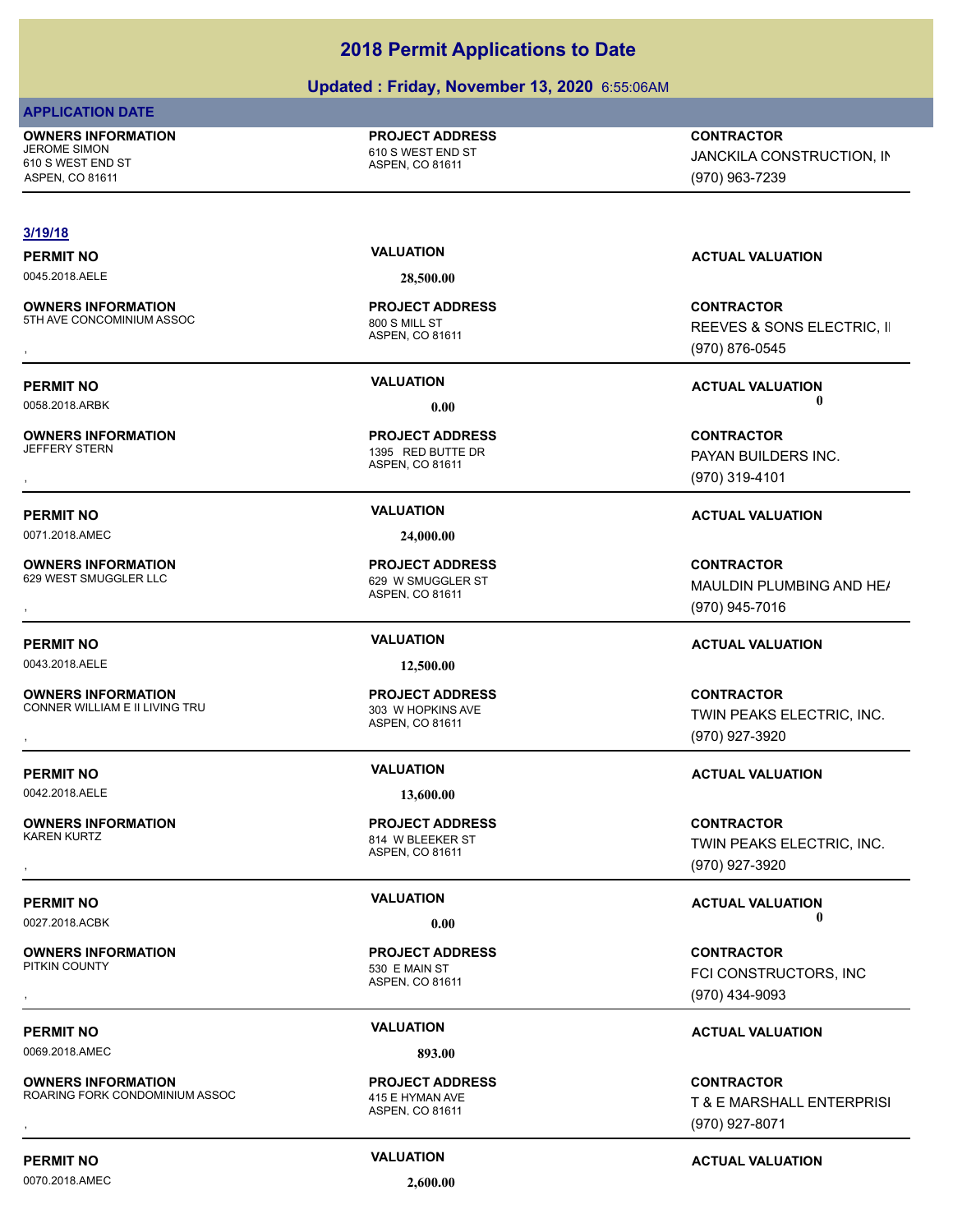# 2018 Permit Applications to Date

## Updated : Friday, November 13, 2020 6:55:06AM

**APPLICATION DATE**

| OWNERS INFORMATION | PROJECT ADDRESS | CONTRACTOR |
|---|---|---|
| JEROME SIMON<br>610 S WEST END ST<br>ASPEN, CO 81611 | 610 S WEST END ST<br>ASPEN, CO 81611 | JANCKILA CONSTRUCTION, IN<br>(970) 963-7239 |

**3/19/18**

| PERMIT NO | VALUATION | ACTUAL VALUATION |
|---|---|---|
| 0045.2018.AELE | 28,500.00 | |

| OWNERS INFORMATION | PROJECT ADDRESS | CONTRACTOR |
|---|---|---|
| 5TH AVE CONCOMINIUM ASSOC<br>, | 800 S MILL ST<br>ASPEN, CO 81611 | REEVES & SONS ELECTRIC, I<br>(970) 876-0545 |

| PERMIT NO | VALUATION | ACTUAL VALUATION |
|---|---|---|
| 0058.2018.ARBK | 0.00 | 0 |

| OWNERS INFORMATION | PROJECT ADDRESS | CONTRACTOR |
|---|---|---|
| JEFFERY STERN<br>, | 1395 RED BUTTE DR<br>ASPEN, CO 81611 | PAYAN BUILDERS INC.<br>(970) 319-4101 |

| PERMIT NO | VALUATION | ACTUAL VALUATION |
|---|---|---|
| 0071.2018.AMEC | 24,000.00 | |

| OWNERS INFORMATION | PROJECT ADDRESS | CONTRACTOR |
|---|---|---|
| 629 WEST SMUGGLER LLC<br>, | 629 W SMUGGLER ST<br>ASPEN, CO 81611 | MAULDIN PLUMBING AND HEA<br>(970) 945-7016 |

| PERMIT NO | VALUATION | ACTUAL VALUATION |
|---|---|---|
| 0043.2018.AELE | 12,500.00 | |

| OWNERS INFORMATION | PROJECT ADDRESS | CONTRACTOR |
|---|---|---|
| CONNER WILLIAM E II LIVING TRU<br>, | 303 W HOPKINS AVE<br>ASPEN, CO 81611 | TWIN PEAKS ELECTRIC, INC.<br>(970) 927-3920 |

| PERMIT NO | VALUATION | ACTUAL VALUATION |
|---|---|---|
| 0042.2018.AELE | 13,600.00 | |

| OWNERS INFORMATION | PROJECT ADDRESS | CONTRACTOR |
|---|---|---|
| KAREN KURTZ<br>, | 814 W BLEEKER ST<br>ASPEN, CO 81611 | TWIN PEAKS ELECTRIC, INC.<br>(970) 927-3920 |

| PERMIT NO | VALUATION | ACTUAL VALUATION |
|---|---|---|
| 0027.2018.ACBK | 0.00 | 0 |

| OWNERS INFORMATION | PROJECT ADDRESS | CONTRACTOR |
|---|---|---|
| PITKIN COUNTY<br>, | 530 E MAIN ST<br>ASPEN, CO 81611 | FCI CONSTRUCTORS, INC<br>(970) 434-9093 |

| PERMIT NO | VALUATION | ACTUAL VALUATION |
|---|---|---|
| 0069.2018.AMEC | 893.00 | |

| OWNERS INFORMATION | PROJECT ADDRESS | CONTRACTOR |
|---|---|---|
| ROARING FORK CONDOMINIUM ASSOC<br>, | 415 E HYMAN AVE<br>ASPEN, CO 81611 | T & E MARSHALL ENTERPRISI<br>(970) 927-8071 |

| PERMIT NO | VALUATION | ACTUAL VALUATION |
|---|---|---|
| 0070.2018.AMEC | 2,600.00 | |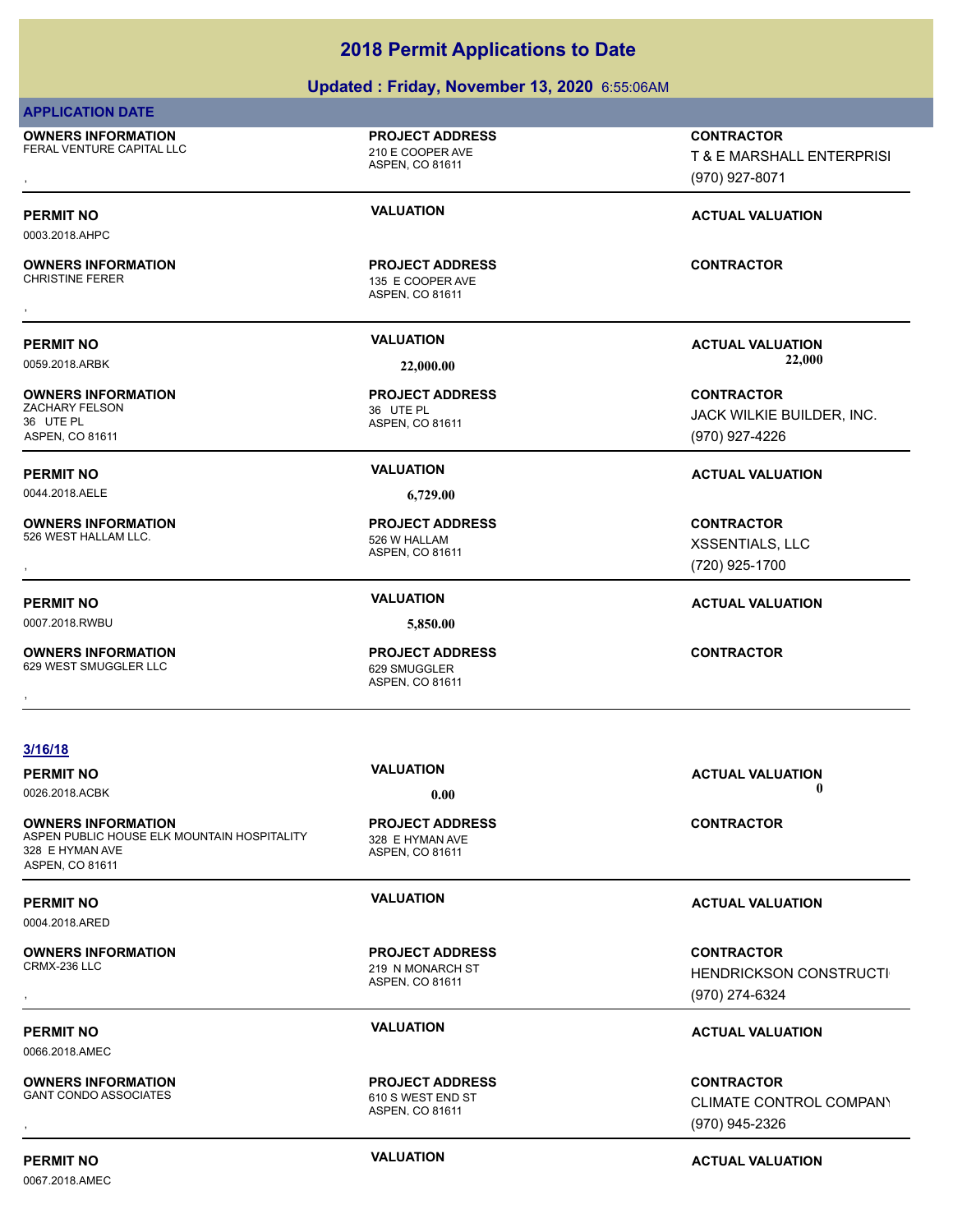# 2018 Permit Applications to Date

## Updated : Friday, November 13, 2020 6:55:06AM

**APPLICATION DATE**

**OWNERS INFORMATION**
FERAL VENTURE CAPITAL LLC
,

**PROJECT ADDRESS**
210 E COOPER AVE
ASPEN, CO 81611

**CONTRACTOR**
T & E MARSHALL ENTERPRISI
(970) 927-8071

---

**PERMIT NO**
0003.2018.AHPC

**VALUATION**

**ACTUAL VALUATION**

**OWNERS INFORMATION**
CHRISTINE FERER
,

**PROJECT ADDRESS**
135 E COOPER AVE
ASPEN, CO 81611

**CONTRACTOR**

---

**PERMIT NO**
0059.2018.ARBK

**VALUATION**
22,000.00

**ACTUAL VALUATION**
22,000

**OWNERS INFORMATION**
ZACHARY FELSON
36 UTE PL
ASPEN, CO 81611

**PROJECT ADDRESS**
36 UTE PL
ASPEN, CO 81611

**CONTRACTOR**
JACK WILKIE BUILDER, INC.
(970) 927-4226

---

**PERMIT NO**
0044.2018.AELE

**VALUATION**
6,729.00

**ACTUAL VALUATION**

**OWNERS INFORMATION**
526 WEST HALLAM LLC.
,

**PROJECT ADDRESS**
526 W HALLAM
ASPEN, CO 81611

**CONTRACTOR**
XSSENTIALS, LLC
(720) 925-1700

---

**PERMIT NO**
0007.2018.RWBU

**VALUATION**
5,850.00

**ACTUAL VALUATION**

**OWNERS INFORMATION**
629 WEST SMUGGLER LLC
,

**PROJECT ADDRESS**
629 SMUGGLER
ASPEN, CO 81611

**CONTRACTOR**

---

**3/16/18**

**PERMIT NO**
0026.2018.ACBK

**VALUATION**
0.00

**ACTUAL VALUATION**
0

**OWNERS INFORMATION**
ASPEN PUBLIC HOUSE ELK MOUNTAIN HOSPITALITY
328 E HYMAN AVE
ASPEN, CO 81611

**PROJECT ADDRESS**
328 E HYMAN AVE
ASPEN, CO 81611

**CONTRACTOR**

---

**PERMIT NO**
0004.2018.ARED

**VALUATION**

**ACTUAL VALUATION**

**OWNERS INFORMATION**
CRMX-236 LLC
,

**PROJECT ADDRESS**
219 N MONARCH ST
ASPEN, CO 81611

**CONTRACTOR**
HENDRICKSON CONSTRUCTI
(970) 274-6324

---

**PERMIT NO**
0066.2018.AMEC

**VALUATION**

**ACTUAL VALUATION**

**OWNERS INFORMATION**
GANT CONDO ASSOCIATES
,

**PROJECT ADDRESS**
610 S WEST END ST
ASPEN, CO 81611

**CONTRACTOR**
CLIMATE CONTROL COMPANY
(970) 945-2326

---

**PERMIT NO**
0067.2018.AMEC

**VALUATION**

**ACTUAL VALUATION**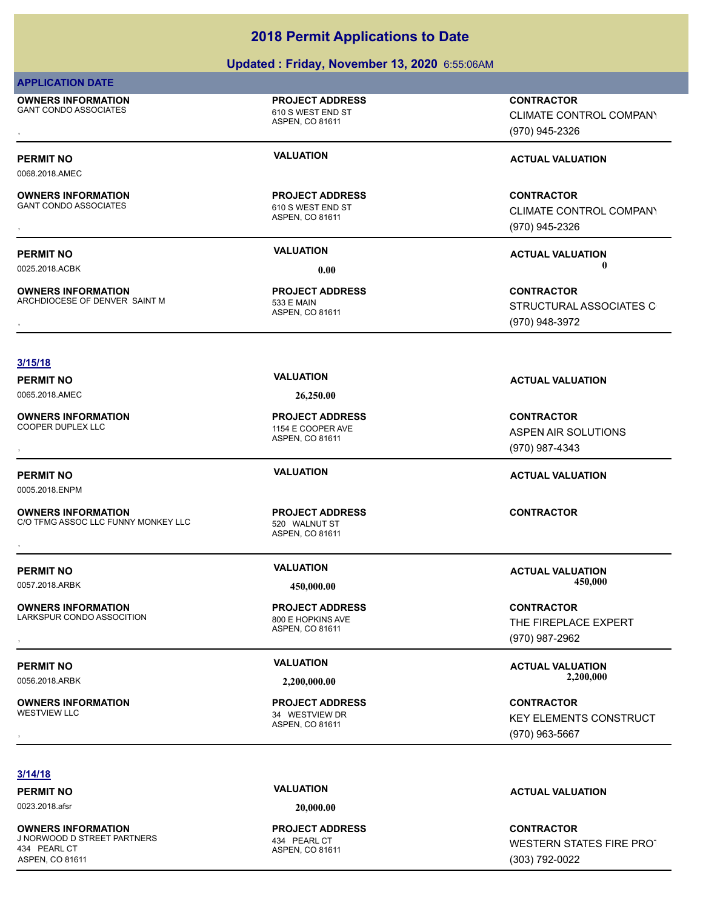# 2018 Permit Applications to Date

## Updated : Friday, November 13, 2020 6:55:06AM

**APPLICATION DATE**

**OWNERS INFORMATION**
GANT CONDO ASSOCIATES
,

**PROJECT ADDRESS**
610 S WEST END ST
ASPEN, CO 81611

**CONTRACTOR**
CLIMATE CONTROL COMPANY
(970) 945-2326

---

**PERMIT NO**
0068.2018.AMEC

**VALUATION**

**ACTUAL VALUATION**

**OWNERS INFORMATION**
GANT CONDO ASSOCIATES
,

**PROJECT ADDRESS**
610 S WEST END ST
ASPEN, CO 81611

**CONTRACTOR**
CLIMATE CONTROL COMPANY
(970) 945-2326

---

**PERMIT NO**
0025.2018.ACBK

**VALUATION**
0.00

**ACTUAL VALUATION**
0

**OWNERS INFORMATION**
ARCHDIOCESE OF DENVER SAINT M
,

**PROJECT ADDRESS**
533 E MAIN
ASPEN, CO 81611

**CONTRACTOR**
STRUCTURAL ASSOCIATES C
(970) 948-3972

---

**3/15/18**

**PERMIT NO**
0065.2018.AMEC

**VALUATION**
26,250.00

**ACTUAL VALUATION**

**OWNERS INFORMATION**
COOPER DUPLEX LLC
,

**PROJECT ADDRESS**
1154 E COOPER AVE
ASPEN, CO 81611

**CONTRACTOR**
ASPEN AIR SOLUTIONS
(970) 987-4343

---

**PERMIT NO**
0005.2018.ENPM

**VALUATION**

**ACTUAL VALUATION**

**OWNERS INFORMATION**
C/O TFMG ASSOC LLC FUNNY MONKEY LLC
,

**PROJECT ADDRESS**
520 WALNUT ST
ASPEN, CO 81611

**CONTRACTOR**

---

**PERMIT NO**
0057.2018.ARBK

**VALUATION**
450,000.00

**ACTUAL VALUATION**
450,000

**OWNERS INFORMATION**
LARKSPUR CONDO ASSOCITION
,

**PROJECT ADDRESS**
800 E HOPKINS AVE
ASPEN, CO 81611

**CONTRACTOR**
THE FIREPLACE EXPERT
(970) 987-2962

---

**PERMIT NO**
0056.2018.ARBK

**VALUATION**
2,200,000.00

**ACTUAL VALUATION**
2,200,000

**OWNERS INFORMATION**
WESTVIEW LLC
,

**PROJECT ADDRESS**
34 WESTVIEW DR
ASPEN, CO 81611

**CONTRACTOR**
KEY ELEMENTS CONSTRUCT
(970) 963-5667

---

**3/14/18**

**PERMIT NO**
0023.2018.afsr

**VALUATION**
20,000.00

**ACTUAL VALUATION**

**OWNERS INFORMATION**
J NORWOOD D STREET PARTNERS
434 PEARL CT
ASPEN, CO 81611

**PROJECT ADDRESS**
434 PEARL CT
ASPEN, CO 81611

**CONTRACTOR**
WESTERN STATES FIRE PROT
(303) 792-0022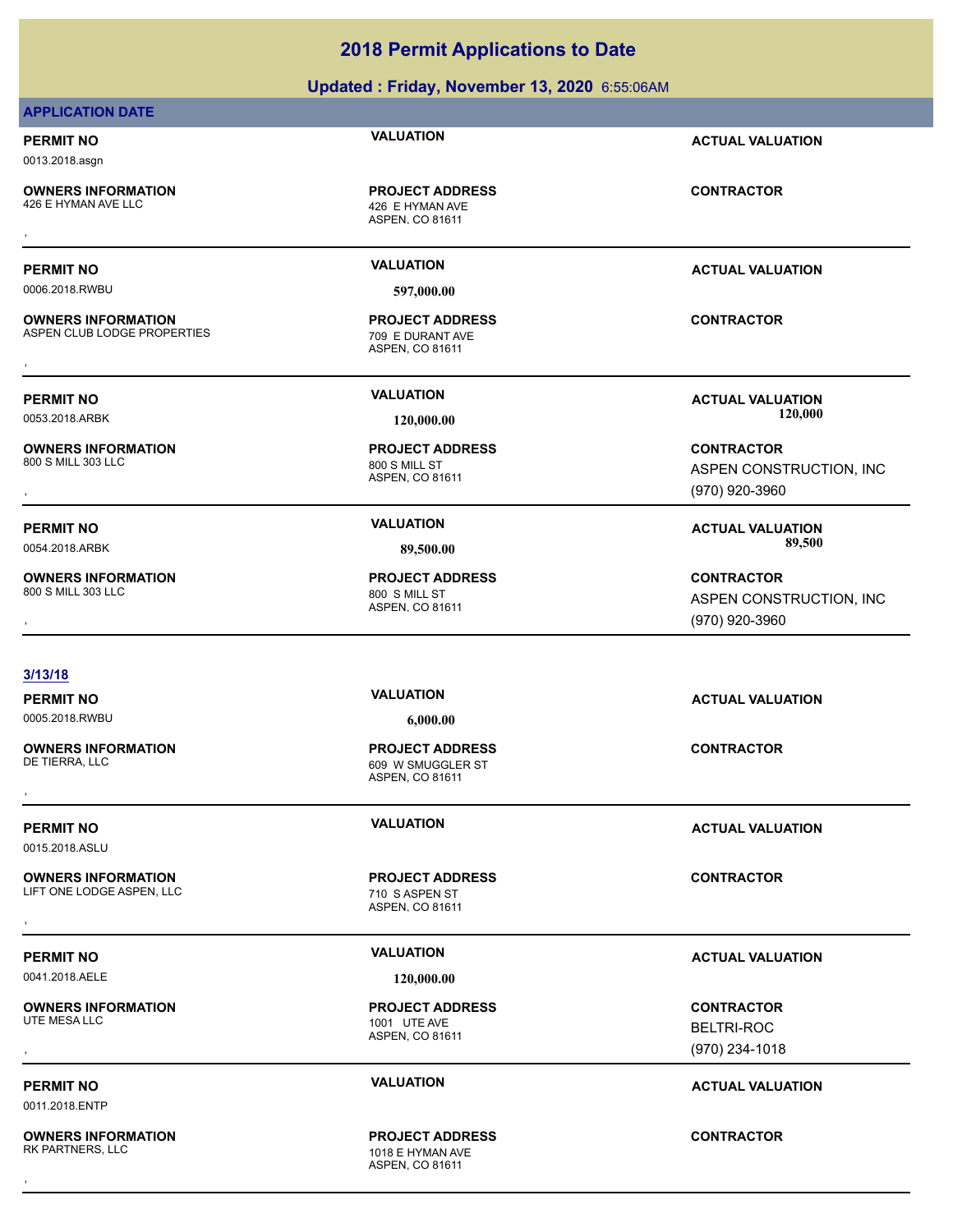# 2018 Permit Applications to Date

**Updated : Friday, November 13, 2020** 6:55:06AM

**APPLICATION DATE**

| PERMIT NO | VALUATION | ACTUAL VALUATION |
|---|---|---|
| 0013.2018.asgn | | |
| **OWNERS INFORMATION** | **PROJECT ADDRESS** | **CONTRACTOR** |
| 426 E HYMAN AVE LLC<br>, | 426 E HYMAN AVE<br>ASPEN, CO 81611 | |

| PERMIT NO | VALUATION | ACTUAL VALUATION |
|---|---|---|
| 0006.2018.RWBU | 597,000.00 | |
| **OWNERS INFORMATION** | **PROJECT ADDRESS** | **CONTRACTOR** |
| ASPEN CLUB LODGE PROPERTIES<br>, | 709 E DURANT AVE<br>ASPEN, CO 81611 | |

| PERMIT NO | VALUATION | ACTUAL VALUATION |
|---|---|---|
| 0053.2018.ARBK | 120,000.00 | 120,000 |
| **OWNERS INFORMATION** | **PROJECT ADDRESS** | **CONTRACTOR** |
| 800 S MILL 303 LLC<br>, | 800 S MILL ST<br>ASPEN, CO 81611 | ASPEN CONSTRUCTION, INC<br>(970) 920-3960 |

| PERMIT NO | VALUATION | ACTUAL VALUATION |
|---|---|---|
| 0054.2018.ARBK | 89,500.00 | 89,500 |
| **OWNERS INFORMATION** | **PROJECT ADDRESS** | **CONTRACTOR** |
| 800 S MILL 303 LLC<br>, | 800 S MILL ST<br>ASPEN, CO 81611 | ASPEN CONSTRUCTION, INC<br>(970) 920-3960 |

**3/13/18**

| PERMIT NO | VALUATION | ACTUAL VALUATION |
|---|---|---|
| 0005.2018.RWBU | 6,000.00 | |
| **OWNERS INFORMATION** | **PROJECT ADDRESS** | **CONTRACTOR** |
| DE TIERRA, LLC<br>, | 609 W SMUGGLER ST<br>ASPEN, CO 81611 | |

| PERMIT NO | VALUATION | ACTUAL VALUATION |
|---|---|---|
| 0015.2018.ASLU | | |
| **OWNERS INFORMATION** | **PROJECT ADDRESS** | **CONTRACTOR** |
| LIFT ONE LODGE ASPEN, LLC<br>, | 710 S ASPEN ST<br>ASPEN, CO 81611 | |

| PERMIT NO | VALUATION | ACTUAL VALUATION |
|---|---|---|
| 0041.2018.AELE | 120,000.00 | |
| **OWNERS INFORMATION** | **PROJECT ADDRESS** | **CONTRACTOR** |
| UTE MESA LLC<br>, | 1001 UTE AVE<br>ASPEN, CO 81611 | BELTRI-ROC<br>(970) 234-1018 |

| PERMIT NO | VALUATION | ACTUAL VALUATION |
|---|---|---|
| 0011.2018.ENTP | | |
| **OWNERS INFORMATION** | **PROJECT ADDRESS** | **CONTRACTOR** |
| RK PARTNERS, LLC<br>, | 1018 E HYMAN AVE<br>ASPEN, CO 81611 | |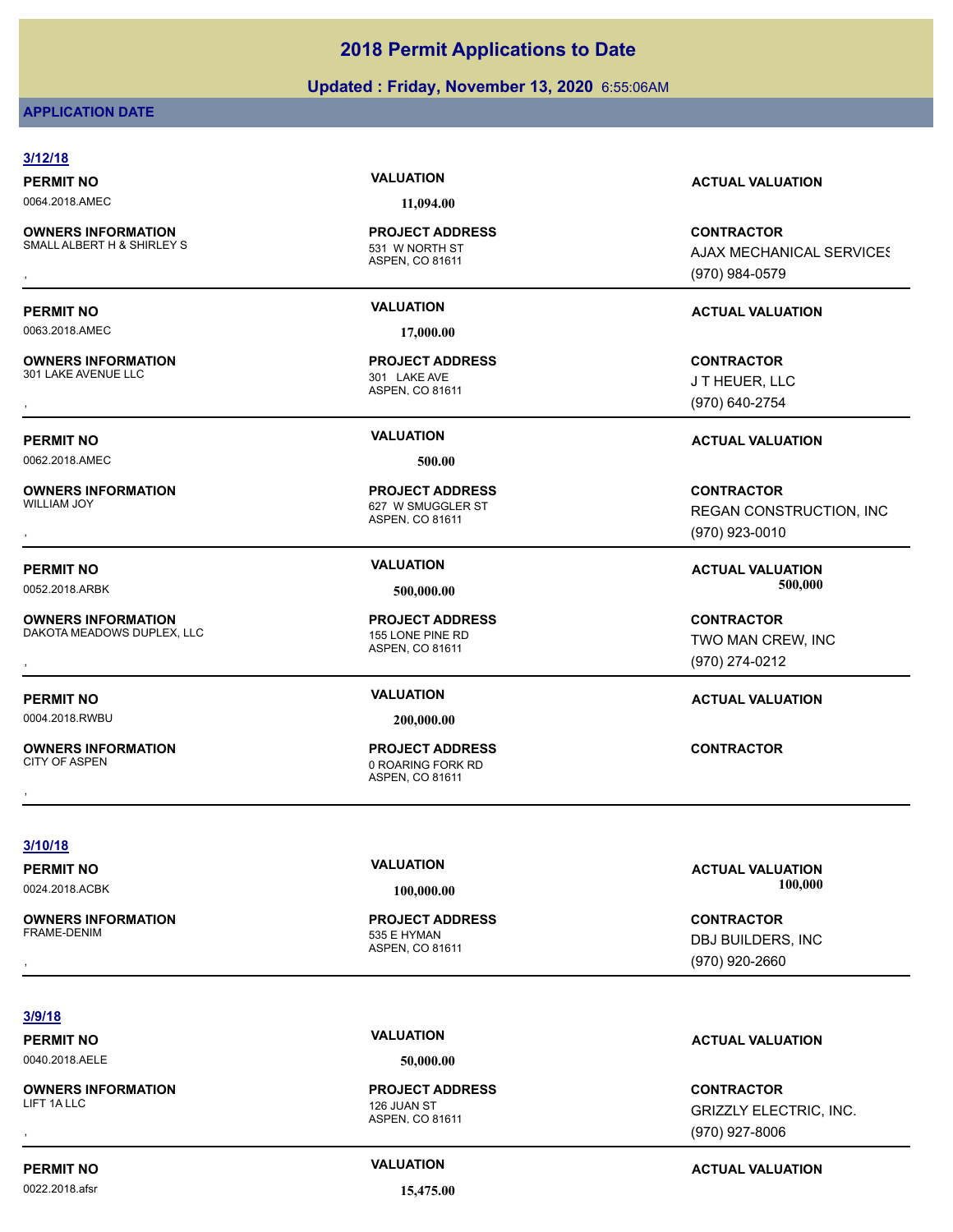# 2018 Permit Applications to Date

**Updated : Friday, November 13, 2020** 6:55:06AM

**APPLICATION DATE**

**3/12/18**

**PERMIT NO** 0064.2018.AMEC | **VALUATION** 11,094.00 | **ACTUAL VALUATION**

**OWNERS INFORMATION** SMALL ALBERT H & SHIRLEY S ,
**PROJECT ADDRESS** 531 W NORTH ST ASPEN, CO 81611
**CONTRACTOR** AJAX MECHANICAL SERVICES (970) 984-0579

---

**PERMIT NO** 0063.2018.AMEC | **VALUATION** 17,000.00 | **ACTUAL VALUATION**

**OWNERS INFORMATION** 301 LAKE AVENUE LLC ,
**PROJECT ADDRESS** 301 LAKE AVE ASPEN, CO 81611
**CONTRACTOR** J T HEUER, LLC (970) 640-2754

---

**PERMIT NO** 0062.2018.AMEC | **VALUATION** 500.00 | **ACTUAL VALUATION**

**OWNERS INFORMATION** WILLIAM JOY ,
**PROJECT ADDRESS** 627 W SMUGGLER ST ASPEN, CO 81611
**CONTRACTOR** REGAN CONSTRUCTION, INC (970) 923-0010

---

**PERMIT NO** 0052.2018.ARBK | **VALUATION** 500,000.00 | **ACTUAL VALUATION** 500,000

**OWNERS INFORMATION** DAKOTA MEADOWS DUPLEX, LLC ,
**PROJECT ADDRESS** 155 LONE PINE RD ASPEN, CO 81611
**CONTRACTOR** TWO MAN CREW, INC (970) 274-0212

---

**PERMIT NO** 0004.2018.RWBU | **VALUATION** 200,000.00 | **ACTUAL VALUATION**

**OWNERS INFORMATION** CITY OF ASPEN ,
**PROJECT ADDRESS** 0 ROARING FORK RD ASPEN, CO 81611
**CONTRACTOR**

---

**3/10/18**

**PERMIT NO** 0024.2018.ACBK | **VALUATION** 100,000.00 | **ACTUAL VALUATION** 100,000

**OWNERS INFORMATION** FRAME-DENIM ,
**PROJECT ADDRESS** 535 E HYMAN ASPEN, CO 81611
**CONTRACTOR** DBJ BUILDERS, INC (970) 920-2660

---

**3/9/18**

**PERMIT NO** 0040.2018.AELE | **VALUATION** 50,000.00 | **ACTUAL VALUATION**

**OWNERS INFORMATION** LIFT 1A LLC ,
**PROJECT ADDRESS** 126 JUAN ST ASPEN, CO 81611
**CONTRACTOR** GRIZZLY ELECTRIC, INC. (970) 927-8006

---

**PERMIT NO** 0022.2018.afsr | **VALUATION** 15,475.00 | **ACTUAL VALUATION**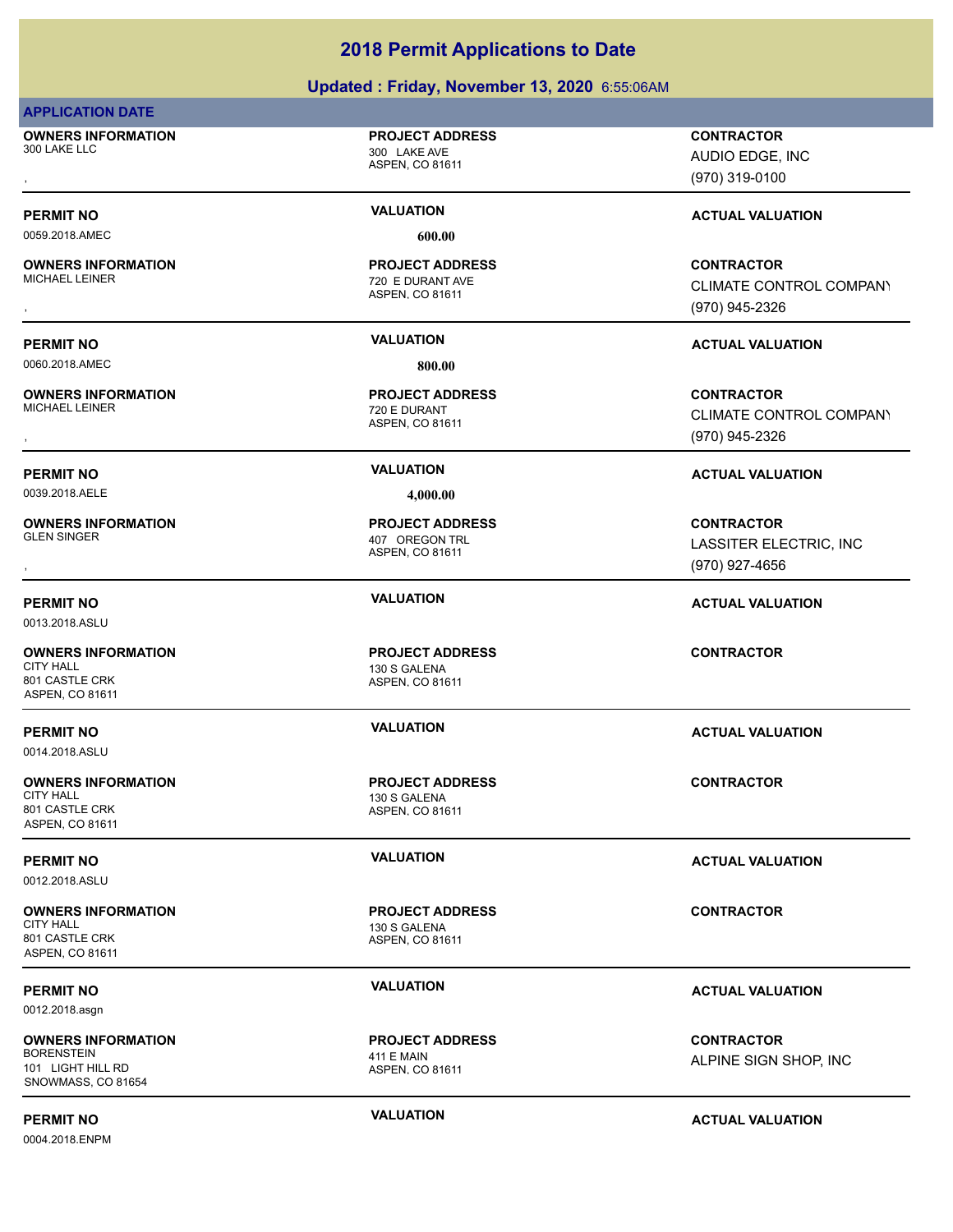## 2018 Permit Applications to Date

**Updated : Friday, November 13, 2020** 6:55:06AM

**APPLICATION DATE**

**OWNERS INFORMATION**
300 LAKE LLC
,

**PROJECT ADDRESS**
300 LAKE AVE
ASPEN, CO 81611

**CONTRACTOR**
AUDIO EDGE, INC
(970) 319-0100

---

| PERMIT NO | VALUATION | ACTUAL VALUATION |
|---|---|---|
| 0059.2018.AMEC | 600.00 | |

**OWNERS INFORMATION**
MICHAEL LEINER
,

**PROJECT ADDRESS**
720 E DURANT AVE
ASPEN, CO 81611

**CONTRACTOR**
CLIMATE CONTROL COMPANY
(970) 945-2326

---

| PERMIT NO | VALUATION | ACTUAL VALUATION |
|---|---|---|
| 0060.2018.AMEC | 800.00 | |

**OWNERS INFORMATION**
MICHAEL LEINER
,

**PROJECT ADDRESS**
720 E DURANT
ASPEN, CO 81611

**CONTRACTOR**
CLIMATE CONTROL COMPANY
(970) 945-2326

---

| PERMIT NO | VALUATION | ACTUAL VALUATION |
|---|---|---|
| 0039.2018.AELE | 4,000.00 | |

**OWNERS INFORMATION**
GLEN SINGER
,

**PROJECT ADDRESS**
407 OREGON TRL
ASPEN, CO 81611

**CONTRACTOR**
LASSITER ELECTRIC, INC
(970) 927-4656

---

| PERMIT NO | VALUATION | ACTUAL VALUATION |
|---|---|---|
| 0013.2018.ASLU | | |

**OWNERS INFORMATION**
CITY HALL
801 CASTLE CRK
ASPEN, CO 81611

**PROJECT ADDRESS**
130 S GALENA
ASPEN, CO 81611

**CONTRACTOR**

---

| PERMIT NO | VALUATION | ACTUAL VALUATION |
|---|---|---|
| 0014.2018.ASLU | | |

**OWNERS INFORMATION**
CITY HALL
801 CASTLE CRK
ASPEN, CO 81611

**PROJECT ADDRESS**
130 S GALENA
ASPEN, CO 81611

**CONTRACTOR**

---

| PERMIT NO | VALUATION | ACTUAL VALUATION |
|---|---|---|
| 0012.2018.ASLU | | |

**OWNERS INFORMATION**
CITY HALL
801 CASTLE CRK
ASPEN, CO 81611

**PROJECT ADDRESS**
130 S GALENA
ASPEN, CO 81611

**CONTRACTOR**

---

| PERMIT NO | VALUATION | ACTUAL VALUATION |
|---|---|---|
| 0012.2018.asgn | | |

**OWNERS INFORMATION**
BORENSTEIN
101 LIGHT HILL RD
SNOWMASS, CO 81654

**PROJECT ADDRESS**
411 E MAIN
ASPEN, CO 81611

**CONTRACTOR**
ALPINE SIGN SHOP, INC

---

| PERMIT NO | VALUATION | ACTUAL VALUATION |
|---|---|---|
| 0004.2018.ENPM | | |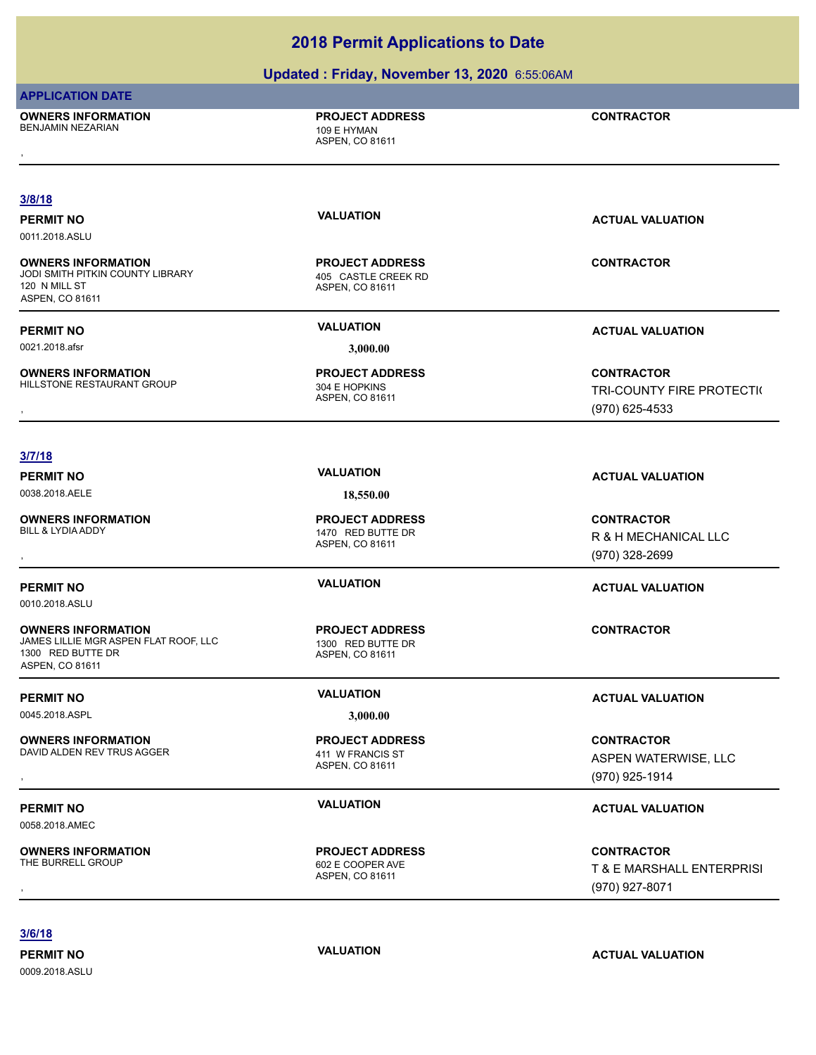# 2018 Permit Applications to Date

## Updated : Friday, November 13, 2020 6:55:06AM

**APPLICATION DATE**

**OWNERS INFORMATION**
BENJAMIN NEZARIAN
,

**PROJECT ADDRESS**
109 E HYMAN
ASPEN, CO 81611

**CONTRACTOR**

---

**3/8/18**

**PERMIT NO**
0011.2018.ASLU

**VALUATION**

**ACTUAL VALUATION**

**OWNERS INFORMATION**
JODI SMITH PITKIN COUNTY LIBRARY
120 N MILL ST
ASPEN, CO 81611

**PROJECT ADDRESS**
405 CASTLE CREEK RD
ASPEN, CO 81611

**CONTRACTOR**

---

**PERMIT NO**
0021.2018.afsr

**VALUATION**
3,000.00

**ACTUAL VALUATION**

**OWNERS INFORMATION**
HILLSTONE RESTAURANT GROUP
,

**PROJECT ADDRESS**
304 E HOPKINS
ASPEN, CO 81611

**CONTRACTOR**
TRI-COUNTY FIRE PROTECTI(
(970) 625-4533

---

**3/7/18**

**PERMIT NO**
0038.2018.AELE

**VALUATION**
18,550.00

**ACTUAL VALUATION**

**OWNERS INFORMATION**
BILL & LYDIA ADDY
,

**PROJECT ADDRESS**
1470 RED BUTTE DR
ASPEN, CO 81611

**CONTRACTOR**
R & H MECHANICAL LLC
(970) 328-2699

---

**PERMIT NO**
0010.2018.ASLU

**VALUATION**

**ACTUAL VALUATION**

**OWNERS INFORMATION**
JAMES LILLIE MGR ASPEN FLAT ROOF, LLC
1300 RED BUTTE DR
ASPEN, CO 81611

**PROJECT ADDRESS**
1300 RED BUTTE DR
ASPEN, CO 81611

**CONTRACTOR**

---

**PERMIT NO**
0045.2018.ASPL

**VALUATION**
3,000.00

**ACTUAL VALUATION**

**OWNERS INFORMATION**
DAVID ALDEN REV TRUS AGGER
,

**PROJECT ADDRESS**
411 W FRANCIS ST
ASPEN, CO 81611

**CONTRACTOR**
ASPEN WATERWISE, LLC
(970) 925-1914

---

**PERMIT NO**
0058.2018.AMEC

**VALUATION**

**ACTUAL VALUATION**

**OWNERS INFORMATION**
THE BURRELL GROUP
,

**PROJECT ADDRESS**
602 E COOPER AVE
ASPEN, CO 81611

**CONTRACTOR**
T & E MARSHALL ENTERPRISI
(970) 927-8071

---

**3/6/18**

**PERMIT NO**
0009.2018.ASLU

**VALUATION**

**ACTUAL VALUATION**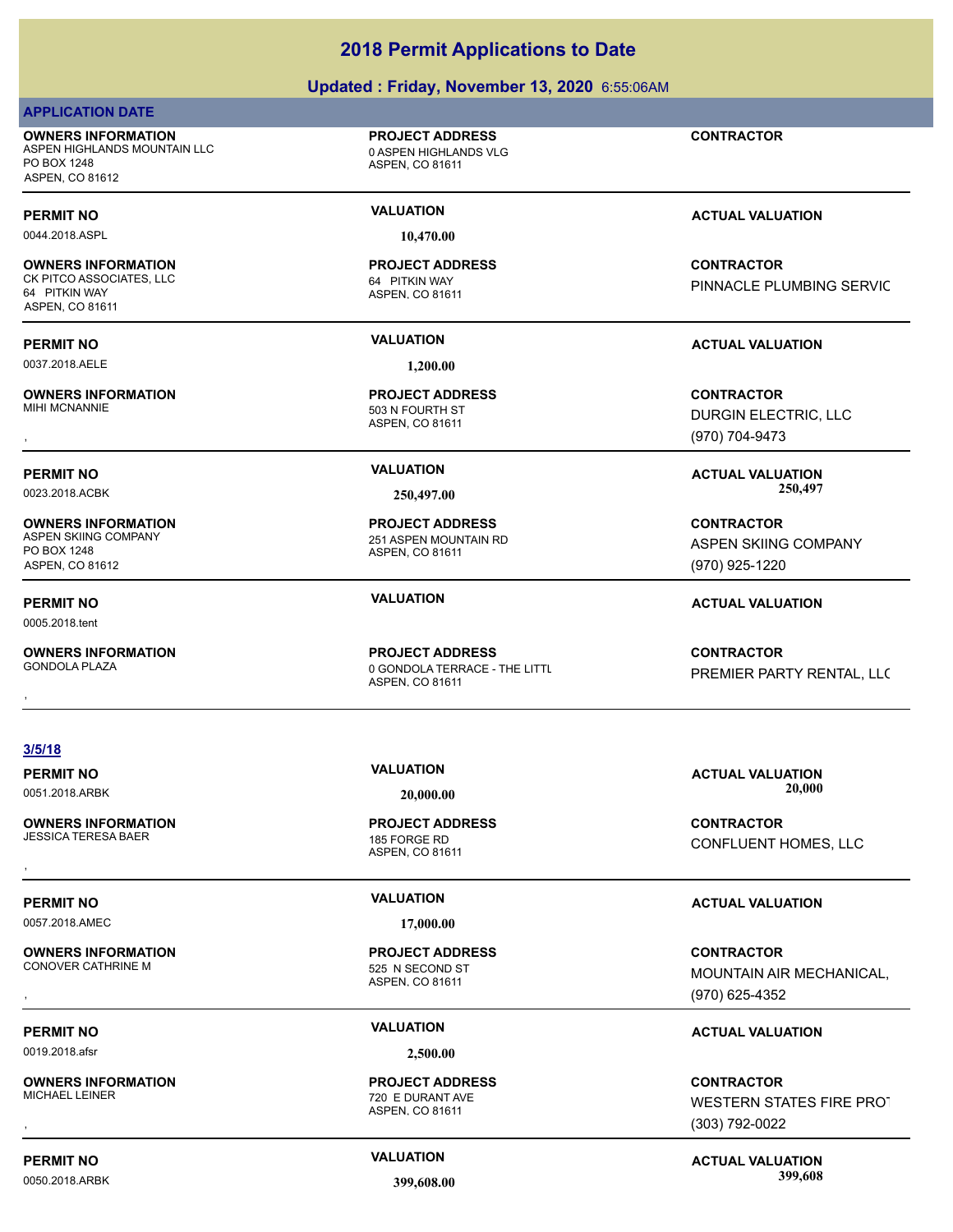# 2018 Permit Applications to Date

## Updated : Friday, November 13, 2020 6:55:06AM

**APPLICATION DATE**

**OWNERS INFORMATION**
ASPEN HIGHLANDS MOUNTAIN LLC
PO BOX 1248
ASPEN, CO 81612

**PROJECT ADDRESS**
0 ASPEN HIGHLANDS VLG
ASPEN, CO 81611

**CONTRACTOR**

---

**PERMIT NO** 0044.2018.ASPL | **VALUATION** 10,470.00 | **ACTUAL VALUATION**

**OWNERS INFORMATION**
CK PITCO ASSOCIATES, LLC
64 PITKIN WAY
ASPEN, CO 81611

**PROJECT ADDRESS**
64 PITKIN WAY
ASPEN, CO 81611

**CONTRACTOR**
PINNACLE PLUMBING SERVIC

---

**PERMIT NO** 0037.2018.AELE | **VALUATION** 1,200.00 | **ACTUAL VALUATION**

**OWNERS INFORMATION**
MIHI MCNANNIE
,

**PROJECT ADDRESS**
503 N FOURTH ST
ASPEN, CO 81611

**CONTRACTOR**
DURGIN ELECTRIC, LLC
(970) 704-9473

---

**PERMIT NO** 0023.2018.ACBK | **VALUATION** 250,497.00 | **ACTUAL VALUATION** 250,497

**OWNERS INFORMATION**
ASPEN SKIING COMPANY
PO BOX 1248
ASPEN, CO 81612

**PROJECT ADDRESS**
251 ASPEN MOUNTAIN RD
ASPEN, CO 81611

**CONTRACTOR**
ASPEN SKIING COMPANY
(970) 925-1220

---

**PERMIT NO** 0005.2018.tent | **VALUATION** | **ACTUAL VALUATION**

**OWNERS INFORMATION**
GONDOLA PLAZA
,

**PROJECT ADDRESS**
0 GONDOLA TERRACE - THE LITTL
ASPEN, CO 81611

**CONTRACTOR**
PREMIER PARTY RENTAL, LLC

---

**3/5/18**

**PERMIT NO** 0051.2018.ARBK | **VALUATION** 20,000.00 | **ACTUAL VALUATION** 20,000

**OWNERS INFORMATION**
JESSICA TERESA BAER
,

**PROJECT ADDRESS**
185 FORGE RD
ASPEN, CO 81611

**CONTRACTOR**
CONFLUENT HOMES, LLC

---

**PERMIT NO** 0057.2018.AMEC | **VALUATION** 17,000.00 | **ACTUAL VALUATION**

**OWNERS INFORMATION**
CONOVER CATHRINE M
,

**PROJECT ADDRESS**
525 N SECOND ST
ASPEN, CO 81611

**CONTRACTOR**
MOUNTAIN AIR MECHANICAL,
(970) 625-4352

---

**PERMIT NO** 0019.2018.afsr | **VALUATION** 2,500.00 | **ACTUAL VALUATION**

**OWNERS INFORMATION**
MICHAEL LEINER
,

**PROJECT ADDRESS**
720 E DURANT AVE
ASPEN, CO 81611

**CONTRACTOR**
WESTERN STATES FIRE PROT
(303) 792-0022

---

**PERMIT NO** 0050.2018.ARBK | **VALUATION** 399,608.00 | **ACTUAL VALUATION** 399,608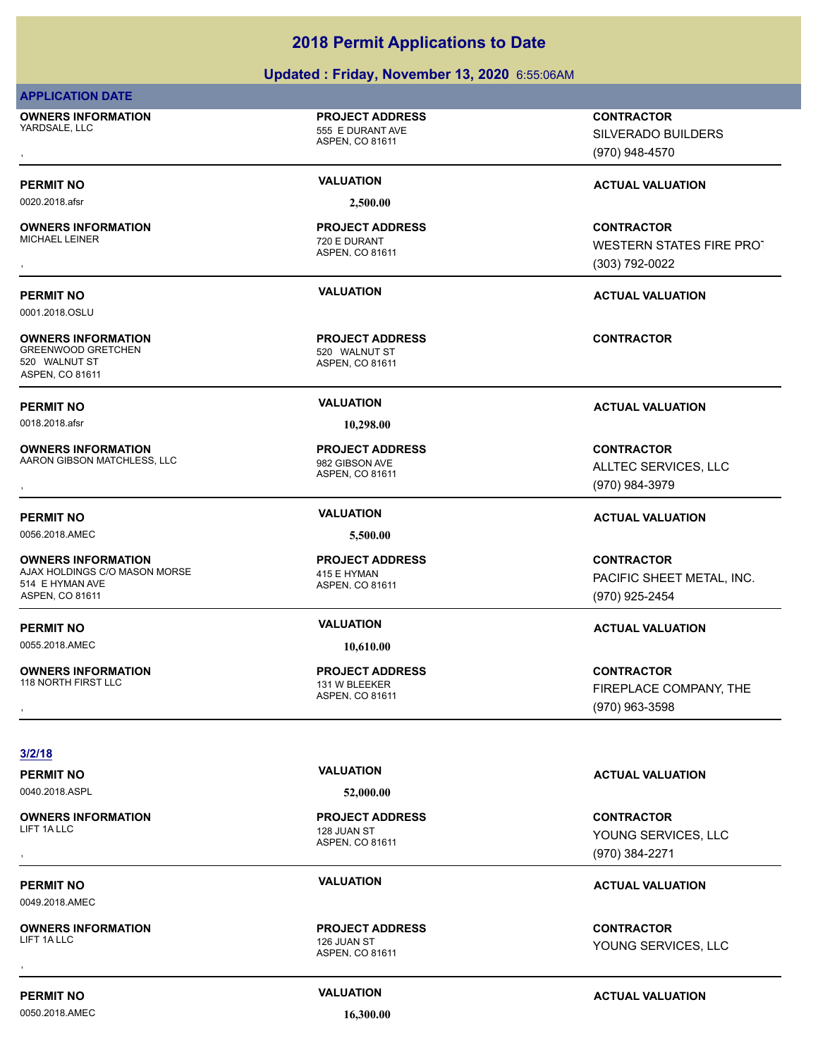# 2018 Permit Applications to Date

## Updated : Friday, November 13, 2020 6:55:06AM

**APPLICATION DATE**

**OWNERS INFORMATION**
YARDSALE, LLC
,

**PROJECT ADDRESS**
555 E DURANT AVE
ASPEN, CO 81611

**CONTRACTOR**
SILVERADO BUILDERS
(970) 948-4570

---

**PERMIT NO** 0020.2018.afsr | **VALUATION** 2,500.00 | **ACTUAL VALUATION**

**OWNERS INFORMATION**
MICHAEL LEINER
,

**PROJECT ADDRESS**
720 E DURANT
ASPEN, CO 81611

**CONTRACTOR**
WESTERN STATES FIRE PROT
(303) 792-0022

---

**PERMIT NO** 0001.2018.OSLU | **VALUATION** | **ACTUAL VALUATION**

**OWNERS INFORMATION**
GREENWOOD GRETCHEN
520 WALNUT ST
ASPEN, CO 81611

**PROJECT ADDRESS**
520 WALNUT ST
ASPEN, CO 81611

**CONTRACTOR**

---

**PERMIT NO** 0018.2018.afsr | **VALUATION** 10,298.00 | **ACTUAL VALUATION**

**OWNERS INFORMATION**
AARON GIBSON MATCHLESS, LLC
,

**PROJECT ADDRESS**
982 GIBSON AVE
ASPEN, CO 81611

**CONTRACTOR**
ALLTEC SERVICES, LLC
(970) 984-3979

---

**PERMIT NO** 0056.2018.AMEC | **VALUATION** 5,500.00 | **ACTUAL VALUATION**

**OWNERS INFORMATION**
AJAX HOLDINGS C/O MASON MORSE
514 E HYMAN AVE
ASPEN, CO 81611

**PROJECT ADDRESS**
415 E HYMAN
ASPEN, CO 81611

**CONTRACTOR**
PACIFIC SHEET METAL, INC.
(970) 925-2454

---

**PERMIT NO** 0055.2018.AMEC | **VALUATION** 10,610.00 | **ACTUAL VALUATION**

**OWNERS INFORMATION**
118 NORTH FIRST LLC
,

**PROJECT ADDRESS**
131 W BLEEKER
ASPEN, CO 81611

**CONTRACTOR**
FIREPLACE COMPANY, THE
(970) 963-3598

---

**3/2/18**

**PERMIT NO** 0040.2018.ASPL | **VALUATION** 52,000.00 | **ACTUAL VALUATION**

**OWNERS INFORMATION**
LIFT 1A LLC
,

**PROJECT ADDRESS**
128 JUAN ST
ASPEN, CO 81611

**CONTRACTOR**
YOUNG SERVICES, LLC
(970) 384-2271

---

**PERMIT NO** 0049.2018.AMEC | **VALUATION** | **ACTUAL VALUATION**

**OWNERS INFORMATION**
LIFT 1A LLC
,

**PROJECT ADDRESS**
126 JUAN ST
ASPEN, CO 81611

**CONTRACTOR**
YOUNG SERVICES, LLC

---

**PERMIT NO** 0050.2018.AMEC | **VALUATION** 16,300.00 | **ACTUAL VALUATION**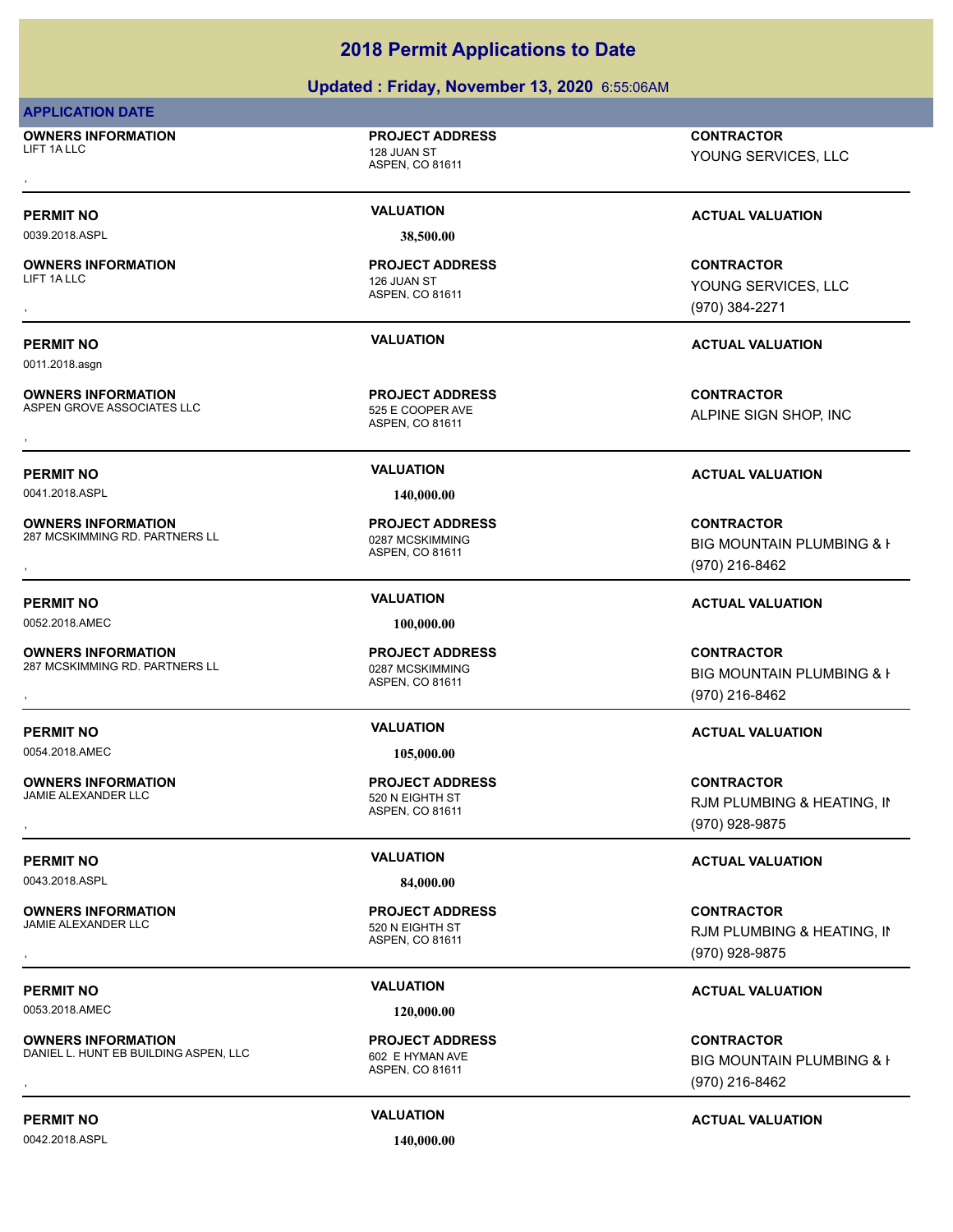# 2018 Permit Applications to Date

## Updated : Friday, November 13, 2020 6:55:06AM

**APPLICATION DATE**

| OWNERS INFORMATION | PROJECT ADDRESS | CONTRACTOR |
|---|---|---|
| LIFT 1A LLC<br>, | 128 JUAN ST<br>ASPEN, CO 81611 | YOUNG SERVICES, LLC |
| **PERMIT NO** | **VALUATION** | **ACTUAL VALUATION** |
| 0039.2018.ASPL | 38,500.00 | |

| OWNERS INFORMATION | PROJECT ADDRESS | CONTRACTOR |
|---|---|---|
| LIFT 1A LLC<br>, | 126 JUAN ST<br>ASPEN, CO 81611 | YOUNG SERVICES, LLC<br>(970) 384-2271 |
| **PERMIT NO** | **VALUATION** | **ACTUAL VALUATION** |
| 0011.2018.asgn | | |

| OWNERS INFORMATION | PROJECT ADDRESS | CONTRACTOR |
|---|---|---|
| ASPEN GROVE ASSOCIATES LLC<br>, | 525 E COOPER AVE<br>ASPEN, CO 81611 | ALPINE SIGN SHOP, INC |
| **PERMIT NO** | **VALUATION** | **ACTUAL VALUATION** |
| 0041.2018.ASPL | 140,000.00 | |

| OWNERS INFORMATION | PROJECT ADDRESS | CONTRACTOR |
|---|---|---|
| 287 MCSKIMMING RD. PARTNERS LL<br>, | 0287 MCSKIMMING<br>ASPEN, CO 81611 | BIG MOUNTAIN PLUMBING & H<br>(970) 216-8462 |
| **PERMIT NO** | **VALUATION** | **ACTUAL VALUATION** |
| 0052.2018.AMEC | 100,000.00 | |

| OWNERS INFORMATION | PROJECT ADDRESS | CONTRACTOR |
|---|---|---|
| 287 MCSKIMMING RD. PARTNERS LL<br>, | 0287 MCSKIMMING<br>ASPEN, CO 81611 | BIG MOUNTAIN PLUMBING & H<br>(970) 216-8462 |
| **PERMIT NO** | **VALUATION** | **ACTUAL VALUATION** |
| 0054.2018.AMEC | 105,000.00 | |

| OWNERS INFORMATION | PROJECT ADDRESS | CONTRACTOR |
|---|---|---|
| JAMIE ALEXANDER LLC<br>, | 520 N EIGHTH ST<br>ASPEN, CO 81611 | RJM PLUMBING & HEATING, IN<br>(970) 928-9875 |
| **PERMIT NO** | **VALUATION** | **ACTUAL VALUATION** |
| 0043.2018.ASPL | 84,000.00 | |

| OWNERS INFORMATION | PROJECT ADDRESS | CONTRACTOR |
|---|---|---|
| JAMIE ALEXANDER LLC<br>, | 520 N EIGHTH ST<br>ASPEN, CO 81611 | RJM PLUMBING & HEATING, IN<br>(970) 928-9875 |
| **PERMIT NO** | **VALUATION** | **ACTUAL VALUATION** |
| 0053.2018.AMEC | 120,000.00 | |

| OWNERS INFORMATION | PROJECT ADDRESS | CONTRACTOR |
|---|---|---|
| DANIEL L. HUNT EB BUILDING ASPEN, LLC<br>, | 602 E HYMAN AVE<br>ASPEN, CO 81611 | BIG MOUNTAIN PLUMBING & H<br>(970) 216-8462 |
| **PERMIT NO** | **VALUATION** | **ACTUAL VALUATION** |
| 0042.2018.ASPL | 140,000.00 | |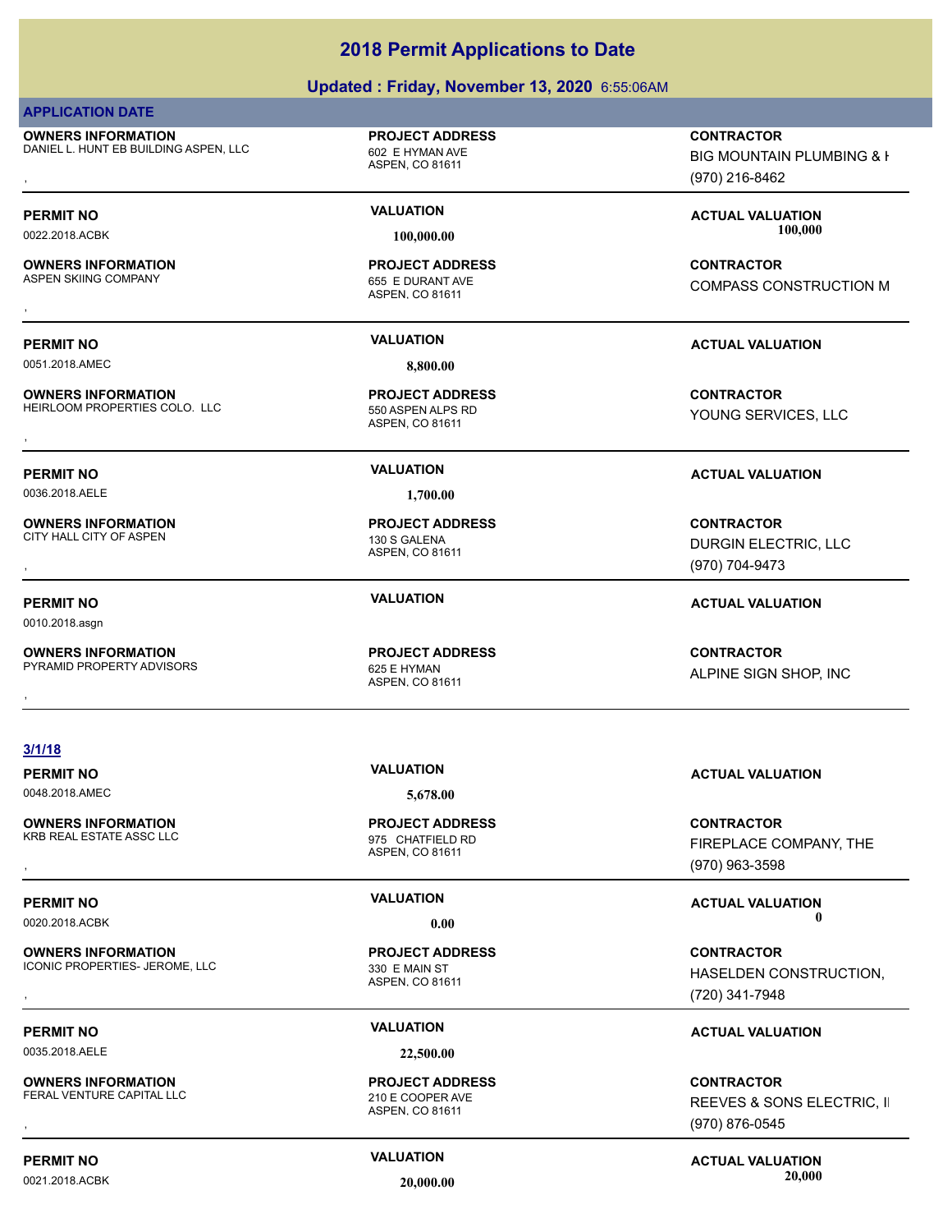# 2018 Permit Applications to Date

## Updated : Friday, November 13, 2020 6:55:06AM

**APPLICATION DATE**

| OWNERS INFORMATION | PROJECT ADDRESS | CONTRACTOR |
|---|---|---|
| DANIEL L. HUNT EB BUILDING ASPEN, LLC<br>, | 602 E HYMAN AVE<br>ASPEN, CO 81611 | BIG MOUNTAIN PLUMBING & H<br>(970) 216-8462 |

| PERMIT NO | VALUATION | ACTUAL VALUATION |
|---|---|---|
| 0022.2018.ACBK | 100,000.00 | 100,000 |

| OWNERS INFORMATION | PROJECT ADDRESS | CONTRACTOR |
|---|---|---|
| ASPEN SKIING COMPANY<br>, | 655 E DURANT AVE<br>ASPEN, CO 81611 | COMPASS CONSTRUCTION M |

| PERMIT NO | VALUATION | ACTUAL VALUATION |
|---|---|---|
| 0051.2018.AMEC | 8,800.00 | |

| OWNERS INFORMATION | PROJECT ADDRESS | CONTRACTOR |
|---|---|---|
| HEIRLOOM PROPERTIES COLO. LLC<br>, | 550 ASPEN ALPS RD<br>ASPEN, CO 81611 | YOUNG SERVICES, LLC |

| PERMIT NO | VALUATION | ACTUAL VALUATION |
|---|---|---|
| 0036.2018.AELE | 1,700.00 | |

| OWNERS INFORMATION | PROJECT ADDRESS | CONTRACTOR |
|---|---|---|
| CITY HALL CITY OF ASPEN<br>, | 130 S GALENA<br>ASPEN, CO 81611 | DURGIN ELECTRIC, LLC<br>(970) 704-9473 |

| PERMIT NO | VALUATION | ACTUAL VALUATION |
|---|---|---|
| 0010.2018.asgn | | |

| OWNERS INFORMATION | PROJECT ADDRESS | CONTRACTOR |
|---|---|---|
| PYRAMID PROPERTY ADVISORS<br>, | 625 E HYMAN<br>ASPEN, CO 81611 | ALPINE SIGN SHOP, INC |

**3/1/18**

| PERMIT NO | VALUATION | ACTUAL VALUATION |
|---|---|---|
| 0048.2018.AMEC | 5,678.00 | |

| OWNERS INFORMATION | PROJECT ADDRESS | CONTRACTOR |
|---|---|---|
| KRB REAL ESTATE ASSC LLC<br>, | 975 CHATFIELD RD<br>ASPEN, CO 81611 | FIREPLACE COMPANY, THE<br>(970) 963-3598 |

| PERMIT NO | VALUATION | ACTUAL VALUATION |
|---|---|---|
| 0020.2018.ACBK | 0.00 | 0 |

| OWNERS INFORMATION | PROJECT ADDRESS | CONTRACTOR |
|---|---|---|
| ICONIC PROPERTIES- JEROME, LLC<br>, | 330 E MAIN ST<br>ASPEN, CO 81611 | HASELDEN CONSTRUCTION,<br>(720) 341-7948 |

| PERMIT NO | VALUATION | ACTUAL VALUATION |
|---|---|---|
| 0035.2018.AELE | 22,500.00 | |

| OWNERS INFORMATION | PROJECT ADDRESS | CONTRACTOR |
|---|---|---|
| FERAL VENTURE CAPITAL LLC<br>, | 210 E COOPER AVE<br>ASPEN, CO 81611 | REEVES & SONS ELECTRIC, I<br>(970) 876-0545 |

| PERMIT NO | VALUATION | ACTUAL VALUATION |
|---|---|---|
| 0021.2018.ACBK | 20,000.00 | 20,000 |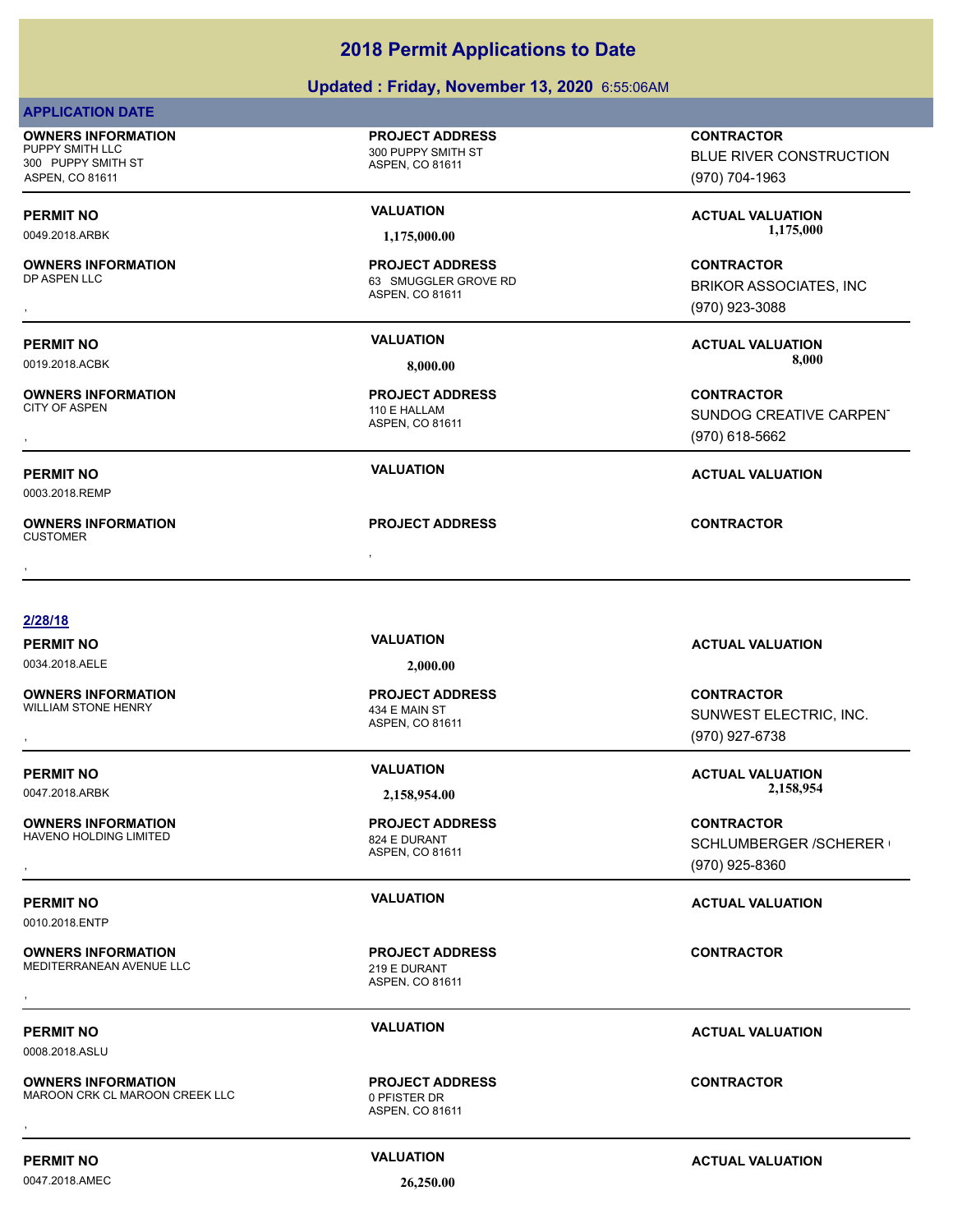# 2018 Permit Applications to Date

## Updated : Friday, November 13, 2020 6:55:06AM

**APPLICATION DATE**

**OWNERS INFORMATION**
PUPPY SMITH LLC
300 PUPPY SMITH ST
ASPEN, CO 81611

**PROJECT ADDRESS**
300 PUPPY SMITH ST
ASPEN, CO 81611

**CONTRACTOR**
BLUE RIVER CONSTRUCTION
(970) 704-1963

**PERMIT NO** 0049.2018.ARBK | **VALUATION** 1,175,000.00 | **ACTUAL VALUATION** 1,175,000

**OWNERS INFORMATION**
DP ASPEN LLC
,

**PROJECT ADDRESS**
63 SMUGGLER GROVE RD
ASPEN, CO 81611

**CONTRACTOR**
BRIKOR ASSOCIATES, INC
(970) 923-3088

**PERMIT NO** 0019.2018.ACBK | **VALUATION** 8,000.00 | **ACTUAL VALUATION** 8,000

**OWNERS INFORMATION**
CITY OF ASPEN
,

**PROJECT ADDRESS**
110 E HALLAM
ASPEN, CO 81611

**CONTRACTOR**
SUNDOG CREATIVE CARPENT
(970) 618-5662

**PERMIT NO** 0003.2018.REMP | **VALUATION** | **ACTUAL VALUATION**

**OWNERS INFORMATION**
CUSTOMER
,

**PROJECT ADDRESS**
,

**CONTRACTOR**

---

**2/28/18**

**PERMIT NO** 0034.2018.AELE | **VALUATION** 2,000.00 | **ACTUAL VALUATION**

**OWNERS INFORMATION**
WILLIAM STONE HENRY
,

**PROJECT ADDRESS**
434 E MAIN ST
ASPEN, CO 81611

**CONTRACTOR**
SUNWEST ELECTRIC, INC.
(970) 927-6738

**PERMIT NO** 0047.2018.ARBK | **VALUATION** 2,158,954.00 | **ACTUAL VALUATION** 2,158,954

**OWNERS INFORMATION**
HAVENO HOLDING LIMITED
,

**PROJECT ADDRESS**
824 E DURANT
ASPEN, CO 81611

**CONTRACTOR**
SCHLUMBERGER /SCHERER (
(970) 925-8360

**PERMIT NO** 0010.2018.ENTP | **VALUATION** | **ACTUAL VALUATION**

**OWNERS INFORMATION**
MEDITERRANEAN AVENUE LLC
,

**PROJECT ADDRESS**
219 E DURANT
ASPEN, CO 81611

**CONTRACTOR**

**PERMIT NO** 0008.2018.ASLU | **VALUATION** | **ACTUAL VALUATION**

**OWNERS INFORMATION**
MAROON CRK CL MAROON CREEK LLC
,

**PROJECT ADDRESS**
0 PFISTER DR
ASPEN, CO 81611

**CONTRACTOR**

**PERMIT NO** 0047.2018.AMEC | **VALUATION** 26,250.00 | **ACTUAL VALUATION**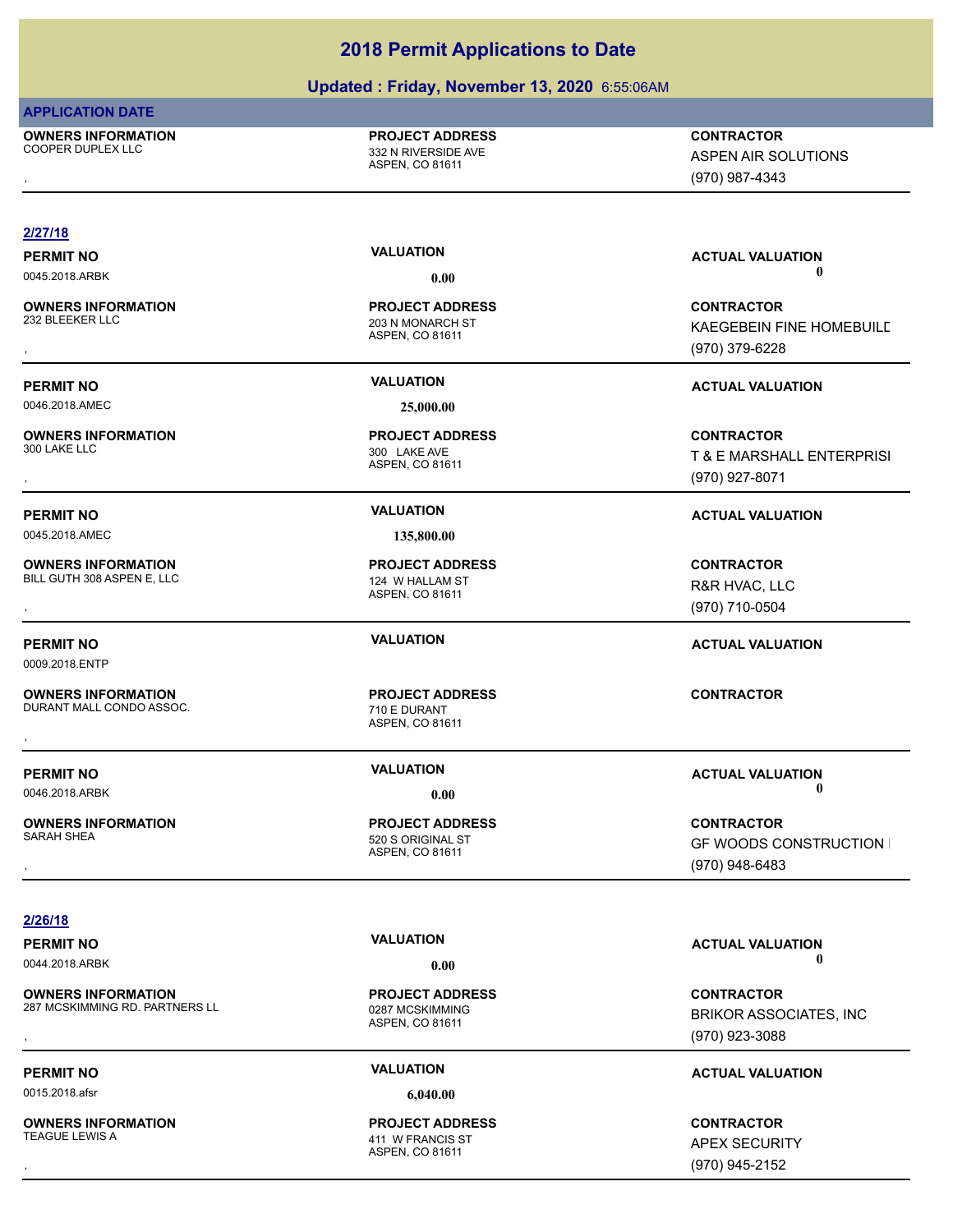# 2018 Permit Applications to Date

## Updated : Friday, November 13, 2020 6:55:06AM

**APPLICATION DATE**

| OWNERS INFORMATION | PROJECT ADDRESS | CONTRACTOR |
|---|---|---|
| COOPER DUPLEX LLC<br>, | 332 N RIVERSIDE AVE<br>ASPEN, CO 81611 | ASPEN AIR SOLUTIONS<br>(970) 987-4343 |

**2/27/18**

| PERMIT NO | VALUATION | ACTUAL VALUATION |
|---|---|---|
| 0045.2018.ARBK | 0.00 | 0 |
| **OWNERS INFORMATION** | **PROJECT ADDRESS** | **CONTRACTOR** |
| 232 BLEEKER LLC<br>, | 203 N MONARCH ST<br>ASPEN, CO 81611 | KAEGEBEIN FINE HOMEBUILD<br>(970) 379-6228 |

| PERMIT NO | VALUATION | ACTUAL VALUATION |
|---|---|---|
| 0046.2018.AMEC | 25,000.00 | |
| **OWNERS INFORMATION** | **PROJECT ADDRESS** | **CONTRACTOR** |
| 300 LAKE LLC<br>, | 300 LAKE AVE<br>ASPEN, CO 81611 | T & E MARSHALL ENTERPRISI<br>(970) 927-8071 |

| PERMIT NO | VALUATION | ACTUAL VALUATION |
|---|---|---|
| 0045.2018.AMEC | 135,800.00 | |
| **OWNERS INFORMATION** | **PROJECT ADDRESS** | **CONTRACTOR** |
| BILL GUTH 308 ASPEN E, LLC<br>, | 124 W HALLAM ST<br>ASPEN, CO 81611 | R&R HVAC, LLC<br>(970) 710-0504 |

| PERMIT NO | VALUATION | ACTUAL VALUATION |
|---|---|---|
| 0009.2018.ENTP | | |
| **OWNERS INFORMATION** | **PROJECT ADDRESS** | **CONTRACTOR** |
| DURANT MALL CONDO ASSOC.<br>, | 710 E DURANT<br>ASPEN, CO 81611 | |

| PERMIT NO | VALUATION | ACTUAL VALUATION |
|---|---|---|
| 0046.2018.ARBK | 0.00 | 0 |
| **OWNERS INFORMATION** | **PROJECT ADDRESS** | **CONTRACTOR** |
| SARAH SHEA<br>, | 520 S ORIGINAL ST<br>ASPEN, CO 81611 | GF WOODS CONSTRUCTION I<br>(970) 948-6483 |

**2/26/18**

| PERMIT NO | VALUATION | ACTUAL VALUATION |
|---|---|---|
| 0044.2018.ARBK | 0.00 | 0 |
| **OWNERS INFORMATION** | **PROJECT ADDRESS** | **CONTRACTOR** |
| 287 MCSKIMMING RD. PARTNERS LL<br>, | 0287 MCSKIMMING<br>ASPEN, CO 81611 | BRIKOR ASSOCIATES, INC<br>(970) 923-3088 |

| PERMIT NO | VALUATION | ACTUAL VALUATION |
|---|---|---|
| 0015.2018.afsr | 6,040.00 | |
| **OWNERS INFORMATION** | **PROJECT ADDRESS** | **CONTRACTOR** |
| TEAGUE LEWIS A<br>, | 411 W FRANCIS ST<br>ASPEN, CO 81611 | APEX SECURITY<br>(970) 945-2152 |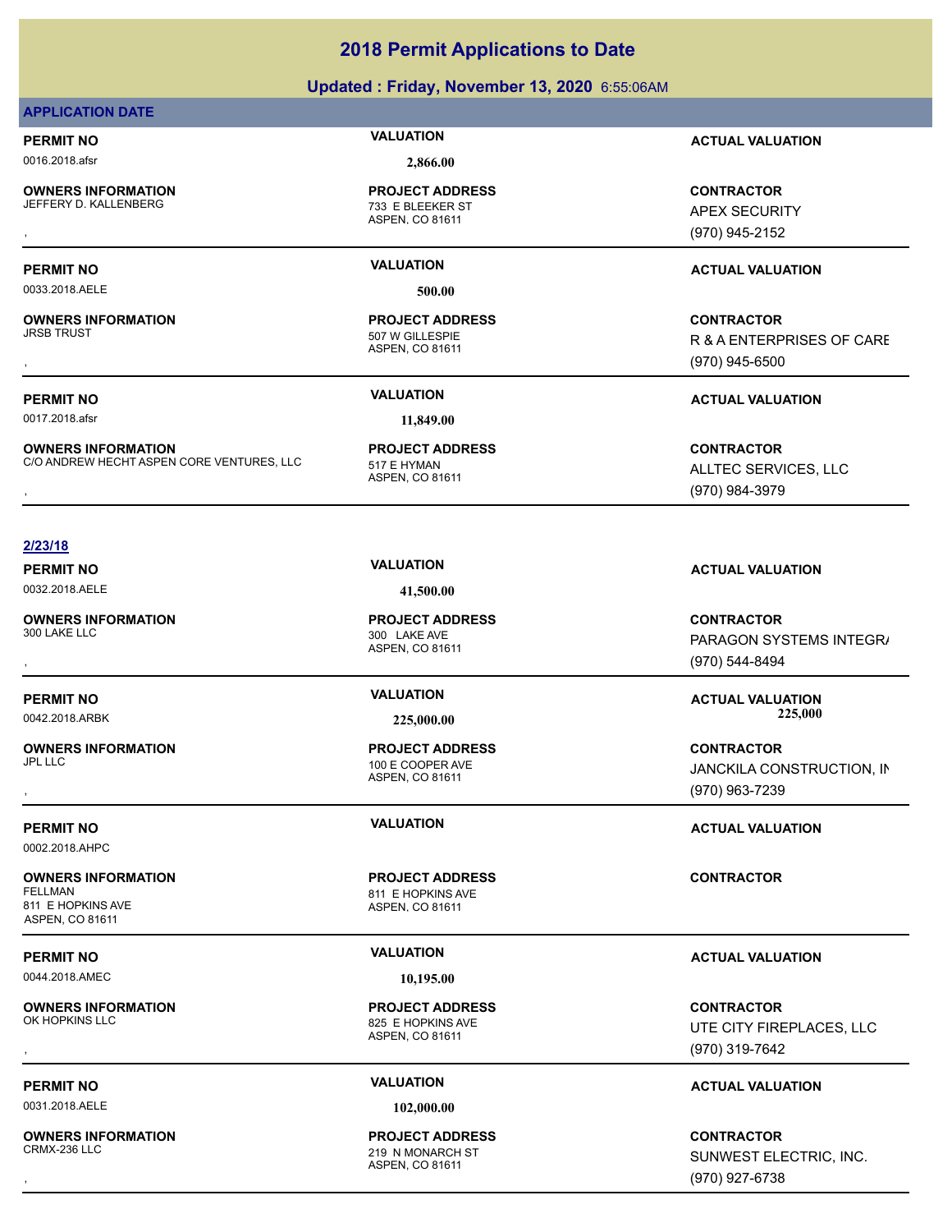# 2018 Permit Applications to Date

## Updated : Friday, November 13, 2020 6:55:06AM

**APPLICATION DATE**

**PERMIT NO** 0016.2018.afsr | **VALUATION** 2,866.00 | **ACTUAL VALUATION**

**OWNERS INFORMATION**
JEFFERY D. KALLENBERG
,

**PROJECT ADDRESS**
733 E BLEEKER ST
ASPEN, CO 81611

**CONTRACTOR**
APEX SECURITY
(970) 945-2152

---

**PERMIT NO** 0033.2018.AELE | **VALUATION** 500.00 | **ACTUAL VALUATION**

**OWNERS INFORMATION**
JRSB TRUST
,

**PROJECT ADDRESS**
507 W GILLESPIE
ASPEN, CO 81611

**CONTRACTOR**
R & A ENTERPRISES OF CARE
(970) 945-6500

---

**PERMIT NO** 0017.2018.afsr | **VALUATION** 11,849.00 | **ACTUAL VALUATION**

**OWNERS INFORMATION**
C/O ANDREW HECHT ASPEN CORE VENTURES, LLC
,

**PROJECT ADDRESS**
517 E HYMAN
ASPEN, CO 81611

**CONTRACTOR**
ALLTEC SERVICES, LLC
(970) 984-3979

---

**2/23/18**

**PERMIT NO** 0032.2018.AELE | **VALUATION** 41,500.00 | **ACTUAL VALUATION**

**OWNERS INFORMATION**
300 LAKE LLC
,

**PROJECT ADDRESS**
300 LAKE AVE
ASPEN, CO 81611

**CONTRACTOR**
PARAGON SYSTEMS INTEGRA
(970) 544-8494

---

**PERMIT NO** 0042.2018.ARBK | **VALUATION** 225,000.00 | **ACTUAL VALUATION** 225,000

**OWNERS INFORMATION**
JPL LLC
,

**PROJECT ADDRESS**
100 E COOPER AVE
ASPEN, CO 81611

**CONTRACTOR**
JANCKILA CONSTRUCTION, IN
(970) 963-7239

---

**PERMIT NO** 0002.2018.AHPC | **VALUATION** | **ACTUAL VALUATION**

**OWNERS INFORMATION**
FELLMAN
811 E HOPKINS AVE
ASPEN, CO 81611

**PROJECT ADDRESS**
811 E HOPKINS AVE
ASPEN, CO 81611

**CONTRACTOR**

---

**PERMIT NO** 0044.2018.AMEC | **VALUATION** 10,195.00 | **ACTUAL VALUATION**

**OWNERS INFORMATION**
OK HOPKINS LLC
,

**PROJECT ADDRESS**
825 E HOPKINS AVE
ASPEN, CO 81611

**CONTRACTOR**
UTE CITY FIREPLACES, LLC
(970) 319-7642

---

**PERMIT NO** 0031.2018.AELE | **VALUATION** 102,000.00 | **ACTUAL VALUATION**

**OWNERS INFORMATION**
CRMX-236 LLC
,

**PROJECT ADDRESS**
219 N MONARCH ST
ASPEN, CO 81611

**CONTRACTOR**
SUNWEST ELECTRIC, INC.
(970) 927-6738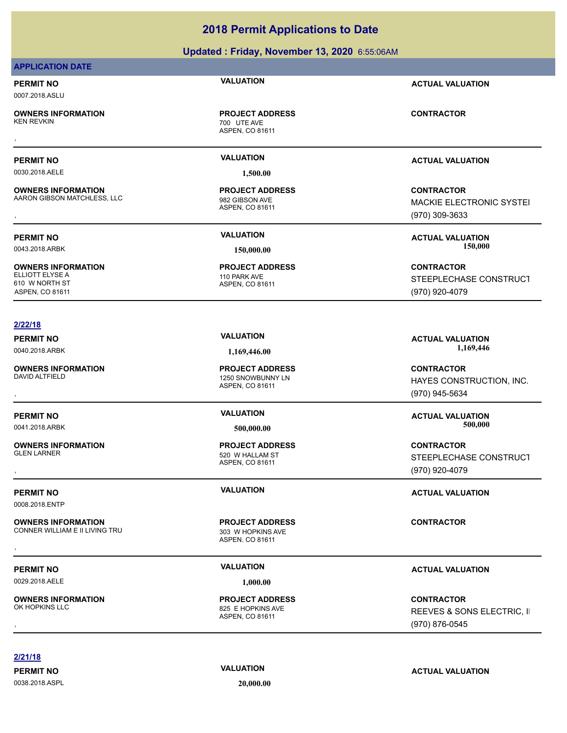# 2018 Permit Applications to Date

## Updated : Friday, November 13, 2020 6:55:06AM

**APPLICATION DATE**

**PERMIT NO** 0007.2018.ASLU | **VALUATION** | **ACTUAL VALUATION**

**OWNERS INFORMATION**
KEN REVKIN
,

**PROJECT ADDRESS**
700 UTE AVE
ASPEN, CO 81611

**CONTRACTOR**

---

**PERMIT NO** 0030.2018.AELE | **VALUATION** 1,500.00 | **ACTUAL VALUATION**

**OWNERS INFORMATION**
AARON GIBSON MATCHLESS, LLC
,

**PROJECT ADDRESS**
982 GIBSON AVE
ASPEN, CO 81611

**CONTRACTOR**
MACKIE ELECTRONIC SYSTEI
(970) 309-3633

---

**PERMIT NO** 0043.2018.ARBK | **VALUATION** 150,000.00 | **ACTUAL VALUATION** 150,000

**OWNERS INFORMATION**
ELLIOTT ELYSE A
610 W NORTH ST
ASPEN, CO 81611

**PROJECT ADDRESS**
110 PARK AVE
ASPEN, CO 81611

**CONTRACTOR**
STEEPLECHASE CONSTRUCT
(970) 920-4079

---

**2/22/18**

**PERMIT NO** 0040.2018.ARBK | **VALUATION** 1,169,446.00 | **ACTUAL VALUATION** 1,169,446

**OWNERS INFORMATION**
DAVID ALTFIELD
,

**PROJECT ADDRESS**
1250 SNOWBUNNY LN
ASPEN, CO 81611

**CONTRACTOR**
HAYES CONSTRUCTION, INC.
(970) 945-5634

---

**PERMIT NO** 0041.2018.ARBK | **VALUATION** 500,000.00 | **ACTUAL VALUATION** 500,000

**OWNERS INFORMATION**
GLEN LARNER
,

**PROJECT ADDRESS**
520 W HALLAM ST
ASPEN, CO 81611

**CONTRACTOR**
STEEPLECHASE CONSTRUCT
(970) 920-4079

---

**PERMIT NO** 0008.2018.ENTP | **VALUATION** | **ACTUAL VALUATION**

**OWNERS INFORMATION**
CONNER WILLIAM E II LIVING TRU
,

**PROJECT ADDRESS**
303 W HOPKINS AVE
ASPEN, CO 81611

**CONTRACTOR**

---

**PERMIT NO** 0029.2018.AELE | **VALUATION** 1,000.00 | **ACTUAL VALUATION**

**OWNERS INFORMATION**
OK HOPKINS LLC
,

**PROJECT ADDRESS**
825 E HOPKINS AVE
ASPEN, CO 81611

**CONTRACTOR**
REEVES & SONS ELECTRIC, I
(970) 876-0545

---

**2/21/18**

**PERMIT NO** 0038.2018.ASPL | **VALUATION** 20,000.00 | **ACTUAL VALUATION**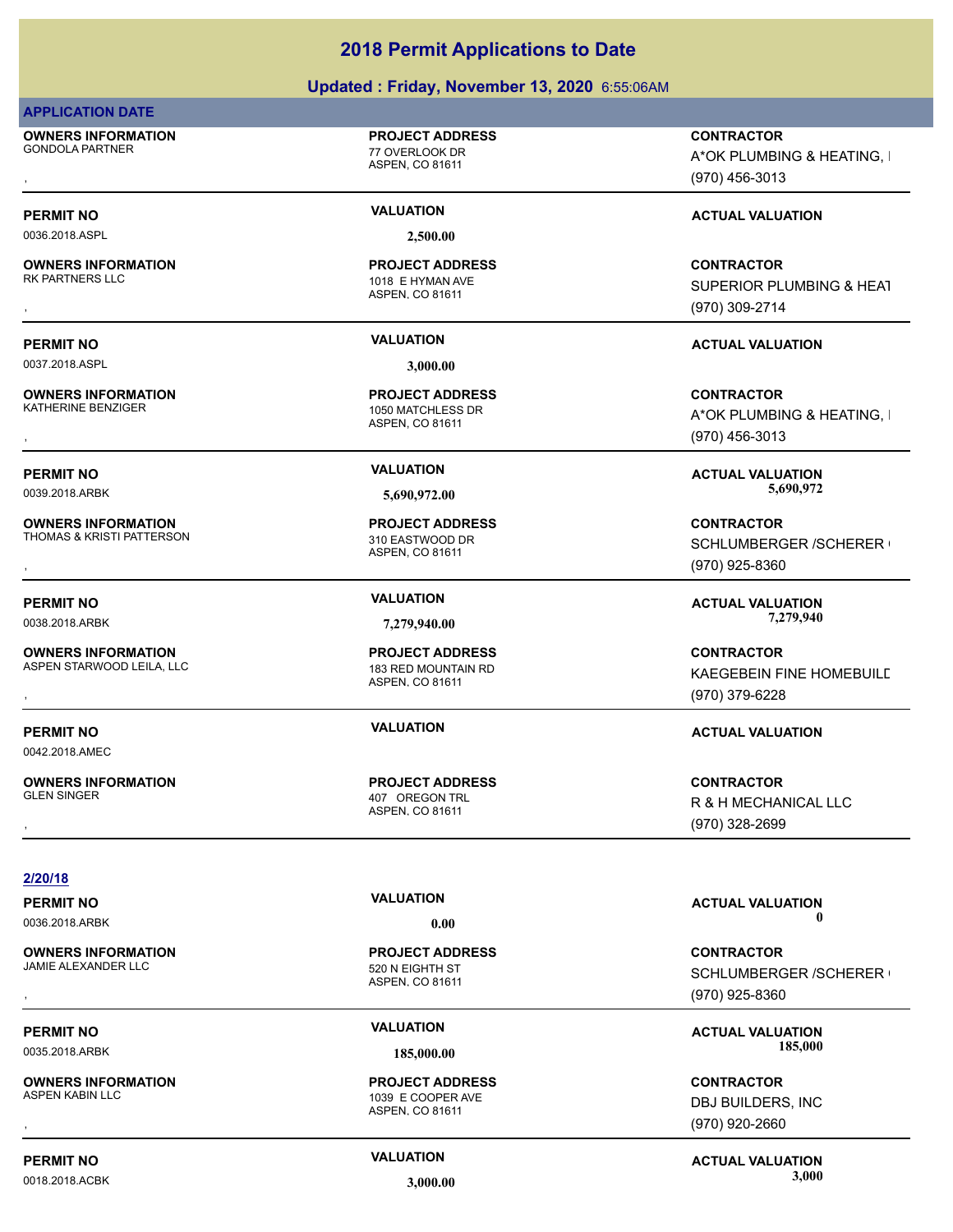# 2018 Permit Applications to Date

## Updated : Friday, November 13, 2020 6:55:06AM

**APPLICATION DATE**

| OWNERS INFORMATION | PROJECT ADDRESS | CONTRACTOR |
|---|---|---|
| GONDOLA PARTNER<br>, | 77 OVERLOOK DR<br>ASPEN, CO 81611 | A*OK PLUMBING & HEATING, I<br>(970) 456-3013 |

| PERMIT NO | VALUATION | ACTUAL VALUATION |
|---|---|---|
| 0036.2018.ASPL | 2,500.00 | |

| OWNERS INFORMATION | PROJECT ADDRESS | CONTRACTOR |
|---|---|---|
| RK PARTNERS LLC<br>, | 1018 E HYMAN AVE<br>ASPEN, CO 81611 | SUPERIOR PLUMBING & HEAT<br>(970) 309-2714 |

| PERMIT NO | VALUATION | ACTUAL VALUATION |
|---|---|---|
| 0037.2018.ASPL | 3,000.00 | |

| OWNERS INFORMATION | PROJECT ADDRESS | CONTRACTOR |
|---|---|---|
| KATHERINE BENZIGER<br>, | 1050 MATCHLESS DR<br>ASPEN, CO 81611 | A*OK PLUMBING & HEATING, I<br>(970) 456-3013 |

| PERMIT NO | VALUATION | ACTUAL VALUATION |
|---|---|---|
| 0039.2018.ARBK | 5,690,972.00 | 5,690,972 |

| OWNERS INFORMATION | PROJECT ADDRESS | CONTRACTOR |
|---|---|---|
| THOMAS & KRISTI PATTERSON<br>, | 310 EASTWOOD DR<br>ASPEN, CO 81611 | SCHLUMBERGER /SCHERER (<br>(970) 925-8360 |

| PERMIT NO | VALUATION | ACTUAL VALUATION |
|---|---|---|
| 0038.2018.ARBK | 7,279,940.00 | 7,279,940 |

| OWNERS INFORMATION | PROJECT ADDRESS | CONTRACTOR |
|---|---|---|
| ASPEN STARWOOD LEILA, LLC<br>, | 183 RED MOUNTAIN RD<br>ASPEN, CO 81611 | KAEGEBEIN FINE HOMEBUILD<br>(970) 379-6228 |

| PERMIT NO | VALUATION | ACTUAL VALUATION |
|---|---|---|
| 0042.2018.AMEC | | |

| OWNERS INFORMATION | PROJECT ADDRESS | CONTRACTOR |
|---|---|---|
| GLEN SINGER<br>, | 407 OREGON TRL<br>ASPEN, CO 81611 | R & H MECHANICAL LLC<br>(970) 328-2699 |

**2/20/18**

| PERMIT NO | VALUATION | ACTUAL VALUATION |
|---|---|---|
| 0036.2018.ARBK | 0.00 | 0 |

| OWNERS INFORMATION | PROJECT ADDRESS | CONTRACTOR |
|---|---|---|
| JAMIE ALEXANDER LLC<br>, | 520 N EIGHTH ST<br>ASPEN, CO 81611 | SCHLUMBERGER /SCHERER (<br>(970) 925-8360 |

| PERMIT NO | VALUATION | ACTUAL VALUATION |
|---|---|---|
| 0035.2018.ARBK | 185,000.00 | 185,000 |

| OWNERS INFORMATION | PROJECT ADDRESS | CONTRACTOR |
|---|---|---|
| ASPEN KABIN LLC<br>, | 1039 E COOPER AVE<br>ASPEN, CO 81611 | DBJ BUILDERS, INC<br>(970) 920-2660 |

| PERMIT NO | VALUATION | ACTUAL VALUATION |
|---|---|---|
| 0018.2018.ACBK | 3,000.00 | 3,000 |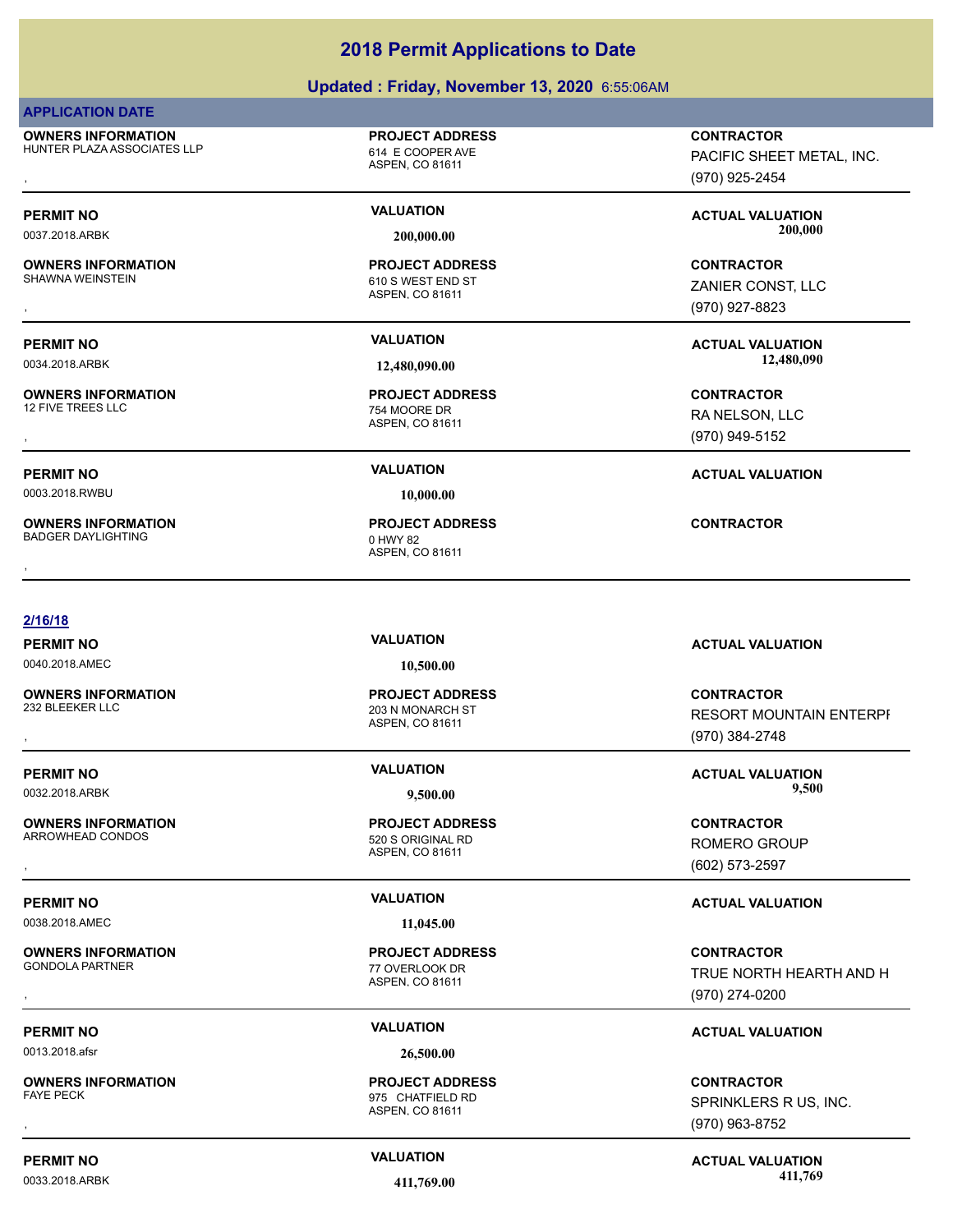# 2018 Permit Applications to Date

## Updated : Friday, November 13, 2020 6:55:06AM

**APPLICATION DATE**

**OWNERS INFORMATION**
HUNTER PLAZA ASSOCIATES LLP
,

**PROJECT ADDRESS**
614 E COOPER AVE
ASPEN, CO 81611

**CONTRACTOR**
PACIFIC SHEET METAL, INC.
(970) 925-2454

---

**PERMIT NO**
0037.2018.ARBK

**VALUATION**
200,000.00

**ACTUAL VALUATION**
200,000

**OWNERS INFORMATION**
SHAWNA WEINSTEIN
,

**PROJECT ADDRESS**
610 S WEST END ST
ASPEN, CO 81611

**CONTRACTOR**
ZANIER CONST, LLC
(970) 927-8823

---

**PERMIT NO**
0034.2018.ARBK

**VALUATION**
12,480,090.00

**ACTUAL VALUATION**
12,480,090

**OWNERS INFORMATION**
12 FIVE TREES LLC
,

**PROJECT ADDRESS**
754 MOORE DR
ASPEN, CO 81611

**CONTRACTOR**
RA NELSON, LLC
(970) 949-5152

---

**PERMIT NO**
0003.2018.RWBU

**VALUATION**
10,000.00

**ACTUAL VALUATION**

**OWNERS INFORMATION**
BADGER DAYLIGHTING
,

**PROJECT ADDRESS**
0 HWY 82
ASPEN, CO 81611

**CONTRACTOR**

---

**2/16/18**

**PERMIT NO**
0040.2018.AMEC

**VALUATION**
10,500.00

**ACTUAL VALUATION**

**OWNERS INFORMATION**
232 BLEEKER LLC
,

**PROJECT ADDRESS**
203 N MONARCH ST
ASPEN, CO 81611

**CONTRACTOR**
RESORT MOUNTAIN ENTERPI
(970) 384-2748

---

**PERMIT NO**
0032.2018.ARBK

**VALUATION**
9,500.00

**ACTUAL VALUATION**
9,500

**OWNERS INFORMATION**
ARROWHEAD CONDOS
,

**PROJECT ADDRESS**
520 S ORIGINAL RD
ASPEN, CO 81611

**CONTRACTOR**
ROMERO GROUP
(602) 573-2597

---

**PERMIT NO**
0038.2018.AMEC

**VALUATION**
11,045.00

**ACTUAL VALUATION**

**OWNERS INFORMATION**
GONDOLA PARTNER
,

**PROJECT ADDRESS**
77 OVERLOOK DR
ASPEN, CO 81611

**CONTRACTOR**
TRUE NORTH HEARTH AND H
(970) 274-0200

---

**PERMIT NO**
0013.2018.afsr

**VALUATION**
26,500.00

**ACTUAL VALUATION**

**OWNERS INFORMATION**
FAYE PECK
,

**PROJECT ADDRESS**
975 CHATFIELD RD
ASPEN, CO 81611

**CONTRACTOR**
SPRINKLERS R US, INC.
(970) 963-8752

---

**PERMIT NO**
0033.2018.ARBK

**VALUATION**
411,769.00

**ACTUAL VALUATION**
411,769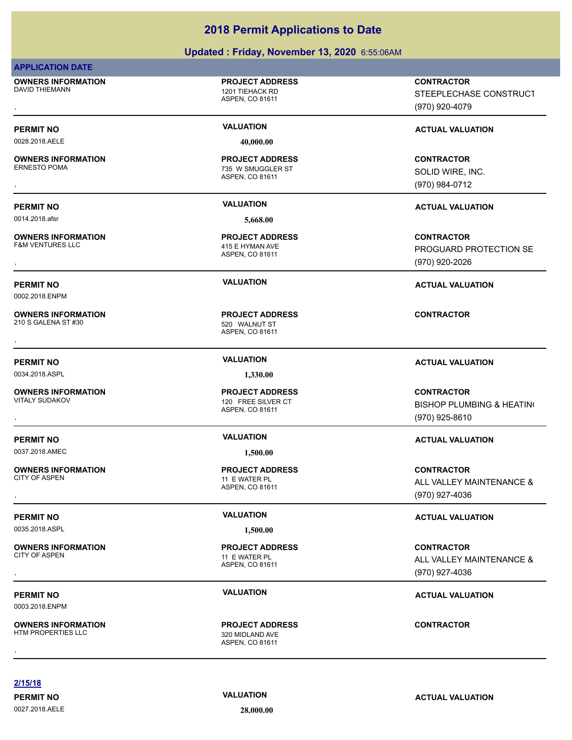# 2018 Permit Applications to Date

## Updated : Friday, November 13, 2020 6:55:06AM

**APPLICATION DATE**

**OWNERS INFORMATION**
DAVID THIEMANN
,

**PROJECT ADDRESS**
1201 TIEHACK RD
ASPEN, CO 81611

**CONTRACTOR**
STEEPLECHASE CONSTRUCT
(970) 920-4079

| PERMIT NO | VALUATION | ACTUAL VALUATION |
|---|---|---|
| 0028.2018.AELE | 40,000.00 | |

**OWNERS INFORMATION**
ERNESTO POMA
,

**PROJECT ADDRESS**
735 W SMUGGLER ST
ASPEN, CO 81611

**CONTRACTOR**
SOLID WIRE, INC.
(970) 984-0712

| PERMIT NO | VALUATION | ACTUAL VALUATION |
|---|---|---|
| 0014.2018.afsr | 5,668.00 | |

**OWNERS INFORMATION**
F&M VENTURES LLC
,

**PROJECT ADDRESS**
415 E HYMAN AVE
ASPEN, CO 81611

**CONTRACTOR**
PROGUARD PROTECTION SE
(970) 920-2026

| PERMIT NO | VALUATION | ACTUAL VALUATION |
|---|---|---|
| 0002.2018.ENPM | | |

**OWNERS INFORMATION**
210 S GALENA ST #30
,

**PROJECT ADDRESS**
520 WALNUT ST
ASPEN, CO 81611

**CONTRACTOR**

| PERMIT NO | VALUATION | ACTUAL VALUATION |
|---|---|---|
| 0034.2018.ASPL | 1,330.00 | |

**OWNERS INFORMATION**
VITALY SUDAKOV
,

**PROJECT ADDRESS**
120 FREE SILVER CT
ASPEN, CO 81611

**CONTRACTOR**
BISHOP PLUMBING & HEATIN
(970) 925-8610

| PERMIT NO | VALUATION | ACTUAL VALUATION |
|---|---|---|
| 0037.2018.AMEC | 1,500.00 | |

**OWNERS INFORMATION**
CITY OF ASPEN
,

**PROJECT ADDRESS**
11 E WATER PL
ASPEN, CO 81611

**CONTRACTOR**
ALL VALLEY MAINTENANCE &
(970) 927-4036

| PERMIT NO | VALUATION | ACTUAL VALUATION |
|---|---|---|
| 0035.2018.ASPL | 1,500.00 | |

**OWNERS INFORMATION**
CITY OF ASPEN
,

**PROJECT ADDRESS**
11 E WATER PL
ASPEN, CO 81611

**CONTRACTOR**
ALL VALLEY MAINTENANCE &
(970) 927-4036

| PERMIT NO | VALUATION | ACTUAL VALUATION |
|---|---|---|
| 0003.2018.ENPM | | |

**OWNERS INFORMATION**
HTM PROPERTIES LLC
,

**PROJECT ADDRESS**
320 MIDLAND AVE
ASPEN, CO 81611

**CONTRACTOR**

**2/15/18**

| PERMIT NO | VALUATION | ACTUAL VALUATION |
|---|---|---|
| 0027.2018.AELE | 28,000.00 | |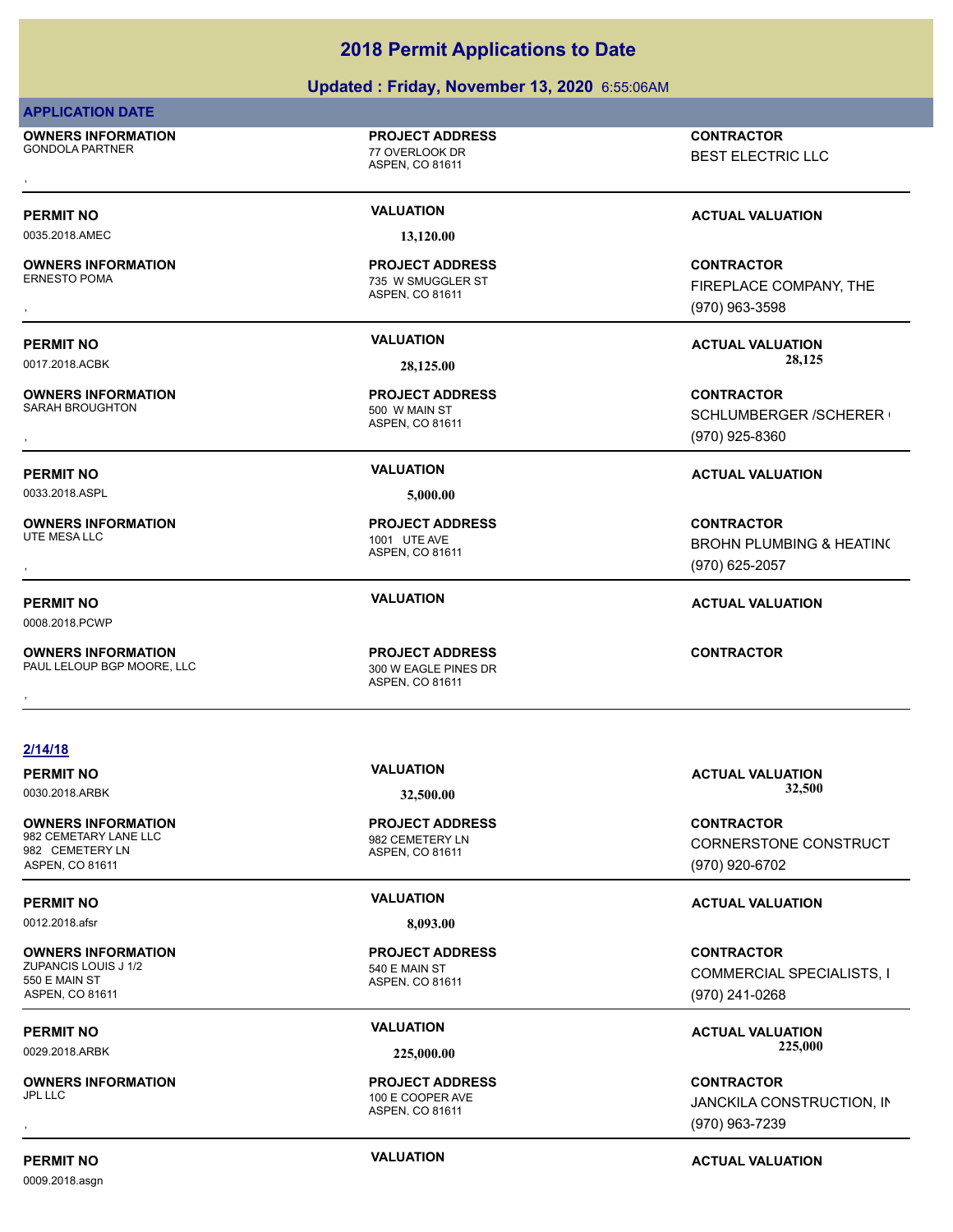# 2018 Permit Applications to Date

**Updated : Friday, November 13, 2020 6:55:06AM**

**APPLICATION DATE**

**OWNERS INFORMATION**
GONDOLA PARTNER
,

**PROJECT ADDRESS**
77 OVERLOOK DR
ASPEN, CO 81611

**CONTRACTOR**
BEST ELECTRIC LLC

**PERMIT NO** 0035.2018.AMEC | **VALUATION** 13,120.00 | **ACTUAL VALUATION**

**OWNERS INFORMATION**
ERNESTO POMA
,

**PROJECT ADDRESS**
735 W SMUGGLER ST
ASPEN, CO 81611

**CONTRACTOR**
FIREPLACE COMPANY, THE
(970) 963-3598

**PERMIT NO** 0017.2018.ACBK | **VALUATION** 28,125.00 | **ACTUAL VALUATION** 28,125

**OWNERS INFORMATION**
SARAH BROUGHTON
,

**PROJECT ADDRESS**
500 W MAIN ST
ASPEN, CO 81611

**CONTRACTOR**
SCHLUMBERGER /SCHERER (
(970) 925-8360

**PERMIT NO** 0033.2018.ASPL | **VALUATION** 5,000.00 | **ACTUAL VALUATION**

**OWNERS INFORMATION**
UTE MESA LLC
,

**PROJECT ADDRESS**
1001 UTE AVE
ASPEN, CO 81611

**CONTRACTOR**
BROHN PLUMBING & HEATING
(970) 625-2057

**PERMIT NO** 0008.2018.PCWP | **VALUATION** | **ACTUAL VALUATION**

**OWNERS INFORMATION**
PAUL LELOUP BGP MOORE, LLC
,

**PROJECT ADDRESS**
300 W EAGLE PINES DR
ASPEN, CO 81611

**CONTRACTOR**

## 2/14/18

**PERMIT NO** 0030.2018.ARBK | **VALUATION** 32,500.00 | **ACTUAL VALUATION** 32,500

**OWNERS INFORMATION**
982 CEMETARY LANE LLC
982 CEMETERY LN
ASPEN, CO 81611

**PROJECT ADDRESS**
982 CEMETERY LN
ASPEN, CO 81611

**CONTRACTOR**
CORNERSTONE CONSTRUCT
(970) 920-6702

**PERMIT NO** 0012.2018.afsr | **VALUATION** 8,093.00 | **ACTUAL VALUATION**

**OWNERS INFORMATION**
ZUPANCIS LOUIS J 1/2
550 E MAIN ST
ASPEN, CO 81611

**PROJECT ADDRESS**
540 E MAIN ST
ASPEN, CO 81611

**CONTRACTOR**
COMMERCIAL SPECIALISTS, I
(970) 241-0268

**PERMIT NO** 0029.2018.ARBK | **VALUATION** 225,000.00 | **ACTUAL VALUATION** 225,000

**OWNERS INFORMATION**
JPL LLC
,

**PROJECT ADDRESS**
100 E COOPER AVE
ASPEN, CO 81611

**CONTRACTOR**
JANCKILA CONSTRUCTION, IN
(970) 963-7239

**PERMIT NO** 0009.2018.asgn | **VALUATION** | **ACTUAL VALUATION**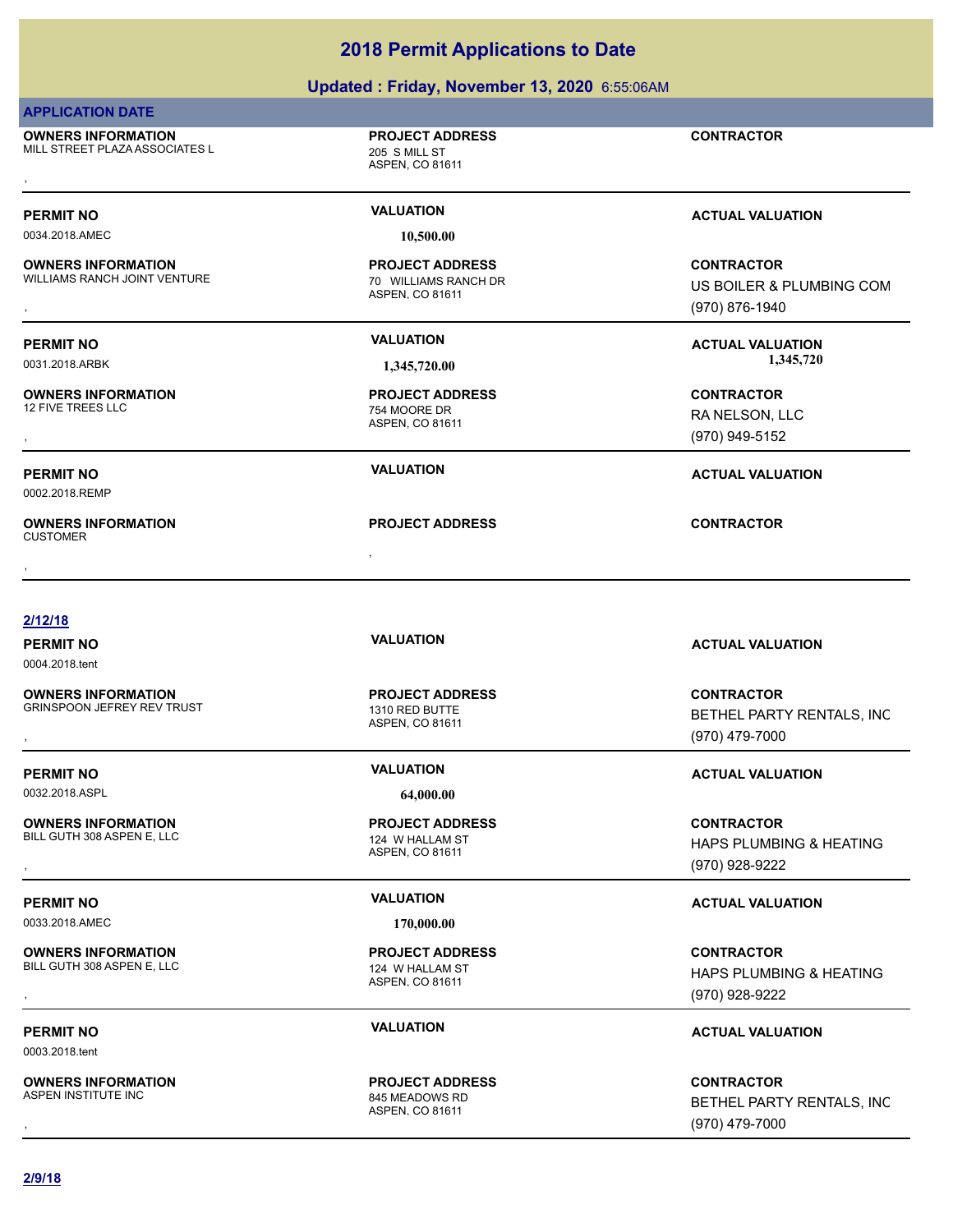# 2018 Permit Applications to Date

## Updated : Friday, November 13, 2020 6:55:06AM

**APPLICATION DATE**

**OWNERS INFORMATION**
MILL STREET PLAZA ASSOCIATES L
,

**PROJECT ADDRESS**
205 S MILL ST
ASPEN, CO 81611

**CONTRACTOR**

---

**PERMIT NO** 0034.2018.AMEC
**VALUATION** 10,500.00
**ACTUAL VALUATION**

**OWNERS INFORMATION**
WILLIAMS RANCH JOINT VENTURE
,

**PROJECT ADDRESS**
70 WILLIAMS RANCH DR
ASPEN, CO 81611

**CONTRACTOR**
US BOILER & PLUMBING COM
(970) 876-1940

---

**PERMIT NO** 0031.2018.ARBK
**VALUATION** 1,345,720.00
**ACTUAL VALUATION** 1,345,720

**OWNERS INFORMATION**
12 FIVE TREES LLC
,

**PROJECT ADDRESS**
754 MOORE DR
ASPEN, CO 81611

**CONTRACTOR**
RA NELSON, LLC
(970) 949-5152

---

**PERMIT NO** 0002.2018.REMP
**VALUATION**
**ACTUAL VALUATION**

**OWNERS INFORMATION**
CUSTOMER
,

**PROJECT ADDRESS**
,

**CONTRACTOR**

---

**2/12/18**

**PERMIT NO** 0004.2018.tent
**VALUATION**
**ACTUAL VALUATION**

**OWNERS INFORMATION**
GRINSPOON JEFREY REV TRUST
,

**PROJECT ADDRESS**
1310 RED BUTTE
ASPEN, CO 81611

**CONTRACTOR**
BETHEL PARTY RENTALS, INC
(970) 479-7000

---

**PERMIT NO** 0032.2018.ASPL
**VALUATION** 64,000.00
**ACTUAL VALUATION**

**OWNERS INFORMATION**
BILL GUTH 308 ASPEN E, LLC
,

**PROJECT ADDRESS**
124 W HALLAM ST
ASPEN, CO 81611

**CONTRACTOR**
HAPS PLUMBING & HEATING
(970) 928-9222

---

**PERMIT NO** 0033.2018.AMEC
**VALUATION** 170,000.00
**ACTUAL VALUATION**

**OWNERS INFORMATION**
BILL GUTH 308 ASPEN E, LLC
,

**PROJECT ADDRESS**
124 W HALLAM ST
ASPEN, CO 81611

**CONTRACTOR**
HAPS PLUMBING & HEATING
(970) 928-9222

---

**PERMIT NO** 0003.2018.tent
**VALUATION**
**ACTUAL VALUATION**

**OWNERS INFORMATION**
ASPEN INSTITUTE INC
,

**PROJECT ADDRESS**
845 MEADOWS RD
ASPEN, CO 81611

**CONTRACTOR**
BETHEL PARTY RENTALS, INC
(970) 479-7000

---

**2/9/18**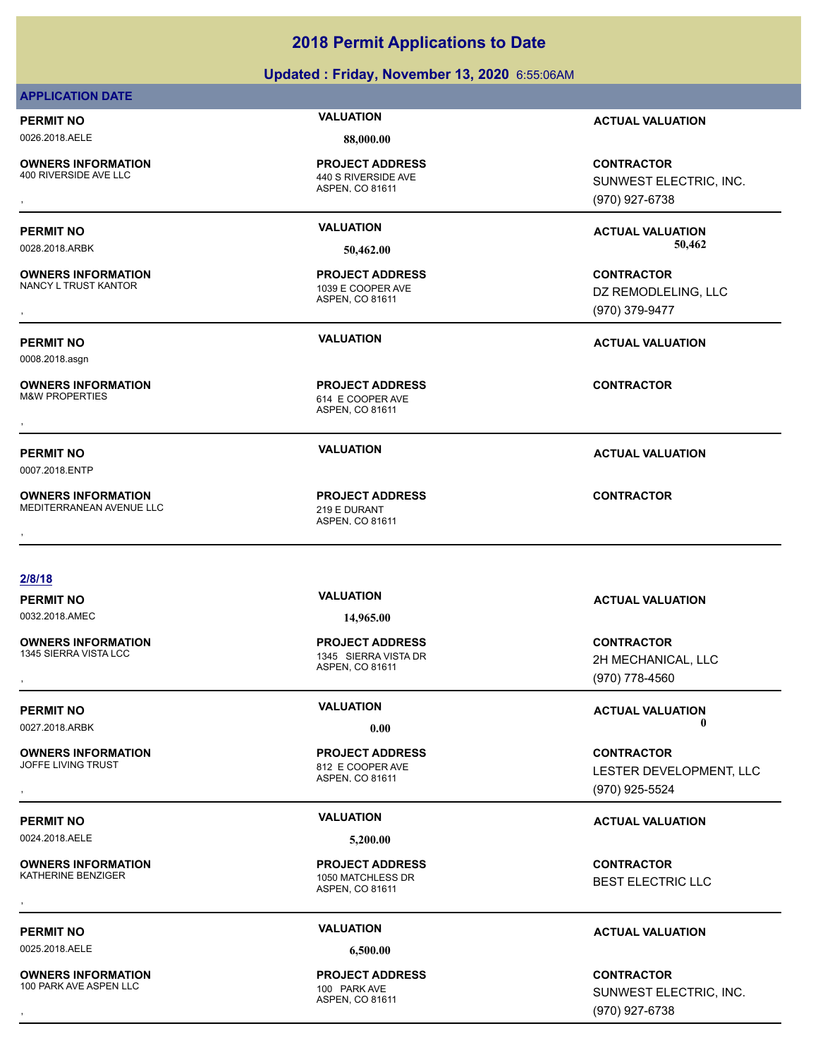# 2018 Permit Applications to Date

## Updated : Friday, November 13, 2020 6:55:06AM

**APPLICATION DATE**

**PERMIT NO** 0026.2018.AELE
**VALUATION** 88,000.00
**ACTUAL VALUATION**

**OWNERS INFORMATION** 400 RIVERSIDE AVE LLC
,
**PROJECT ADDRESS** 440 S RIVERSIDE AVE ASPEN, CO 81611
**CONTRACTOR** SUNWEST ELECTRIC, INC. (970) 927-6738

---

**PERMIT NO** 0028.2018.ARBK
**VALUATION** 50,462.00
**ACTUAL VALUATION** 50,462

**OWNERS INFORMATION** NANCY L TRUST KANTOR
,
**PROJECT ADDRESS** 1039 E COOPER AVE ASPEN, CO 81611
**CONTRACTOR** DZ REMODLELING, LLC (970) 379-9477

---

**PERMIT NO** 0008.2018.asgn
**VALUATION**
**ACTUAL VALUATION**

**OWNERS INFORMATION** M&W PROPERTIES
,
**PROJECT ADDRESS** 614 E COOPER AVE ASPEN, CO 81611
**CONTRACTOR**

---

**PERMIT NO** 0007.2018.ENTP
**VALUATION**
**ACTUAL VALUATION**

**OWNERS INFORMATION** MEDITERRANEAN AVENUE LLC
,
**PROJECT ADDRESS** 219 E DURANT ASPEN, CO 81611
**CONTRACTOR**

---

**2/8/18**

**PERMIT NO** 0032.2018.AMEC
**VALUATION** 14,965.00
**ACTUAL VALUATION**

**OWNERS INFORMATION** 1345 SIERRA VISTA LCC
,
**PROJECT ADDRESS** 1345 SIERRA VISTA DR ASPEN, CO 81611
**CONTRACTOR** 2H MECHANICAL, LLC (970) 778-4560

---

**PERMIT NO** 0027.2018.ARBK
**VALUATION** 0.00
**ACTUAL VALUATION** 0

**OWNERS INFORMATION** JOFFE LIVING TRUST
,
**PROJECT ADDRESS** 812 E COOPER AVE ASPEN, CO 81611
**CONTRACTOR** LESTER DEVELOPMENT, LLC (970) 925-5524

---

**PERMIT NO** 0024.2018.AELE
**VALUATION** 5,200.00
**ACTUAL VALUATION**

**OWNERS INFORMATION** KATHERINE BENZIGER
,
**PROJECT ADDRESS** 1050 MATCHLESS DR ASPEN, CO 81611
**CONTRACTOR** BEST ELECTRIC LLC

---

**PERMIT NO** 0025.2018.AELE
**VALUATION** 6,500.00
**ACTUAL VALUATION**

**OWNERS INFORMATION** 100 PARK AVE ASPEN LLC
,
**PROJECT ADDRESS** 100 PARK AVE ASPEN, CO 81611
**CONTRACTOR** SUNWEST ELECTRIC, INC. (970) 927-6738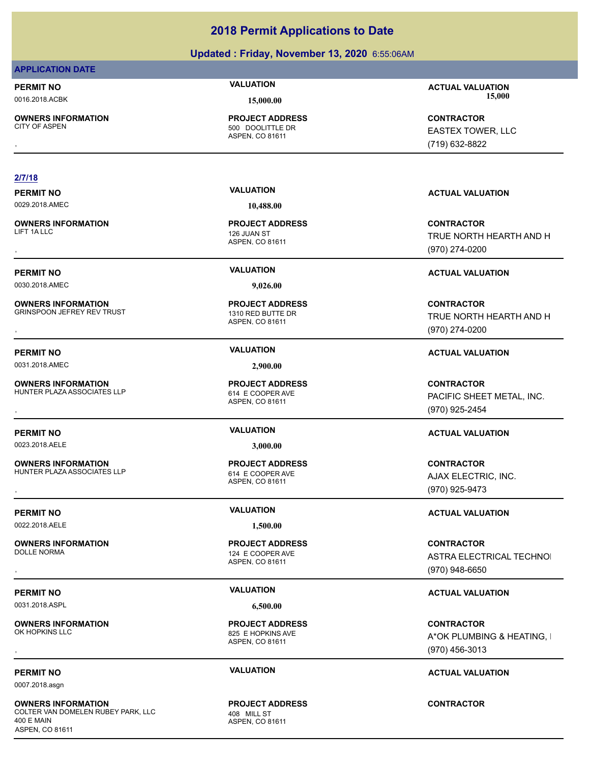# 2018 Permit Applications to Date

## Updated : Friday, November 13, 2020 6:55:06AM

**APPLICATION DATE**

**PERMIT NO** 0016.2018.ACBK
**VALUATION** 15,000.00
**ACTUAL VALUATION** 15,000

**OWNERS INFORMATION** CITY OF ASPEN
,
**PROJECT ADDRESS** 500 DOOLITTLE DR
ASPEN, CO 81611
**CONTRACTOR** EASTEX TOWER, LLC
(719) 632-8822

---

**2/7/18**

**PERMIT NO** 0029.2018.AMEC
**VALUATION** 10,488.00
**ACTUAL VALUATION**

**OWNERS INFORMATION** LIFT 1A LLC
,
**PROJECT ADDRESS** 126 JUAN ST
ASPEN, CO 81611
**CONTRACTOR** TRUE NORTH HEARTH AND H
(970) 274-0200

---

**PERMIT NO** 0030.2018.AMEC
**VALUATION** 9,026.00
**ACTUAL VALUATION**

**OWNERS INFORMATION** GRINSPOON JEFREY REV TRUST
,
**PROJECT ADDRESS** 1310 RED BUTTE DR
ASPEN, CO 81611
**CONTRACTOR** TRUE NORTH HEARTH AND H
(970) 274-0200

---

**PERMIT NO** 0031.2018.AMEC
**VALUATION** 2,900.00
**ACTUAL VALUATION**

**OWNERS INFORMATION** HUNTER PLAZA ASSOCIATES LLP
,
**PROJECT ADDRESS** 614 E COOPER AVE
ASPEN, CO 81611
**CONTRACTOR** PACIFIC SHEET METAL, INC.
(970) 925-2454

---

**PERMIT NO** 0023.2018.AELE
**VALUATION** 3,000.00
**ACTUAL VALUATION**

**OWNERS INFORMATION** HUNTER PLAZA ASSOCIATES LLP
,
**PROJECT ADDRESS** 614 E COOPER AVE
ASPEN, CO 81611
**CONTRACTOR** AJAX ELECTRIC, INC.
(970) 925-9473

---

**PERMIT NO** 0022.2018.AELE
**VALUATION** 1,500.00
**ACTUAL VALUATION**

**OWNERS INFORMATION** DOLLE NORMA
,
**PROJECT ADDRESS** 124 E COOPER AVE
ASPEN, CO 81611
**CONTRACTOR** ASTRA ELECTRICAL TECHNOI
(970) 948-6650

---

**PERMIT NO** 0031.2018.ASPL
**VALUATION** 6,500.00
**ACTUAL VALUATION**

**OWNERS INFORMATION** OK HOPKINS LLC
,
**PROJECT ADDRESS** 825 E HOPKINS AVE
ASPEN, CO 81611
**CONTRACTOR** A*OK PLUMBING & HEATING, I
(970) 456-3013

---

**PERMIT NO** 0007.2018.asgn
**VALUATION**
**ACTUAL VALUATION**

**OWNERS INFORMATION** COLTER VAN DOMELEN RUBEY PARK, LLC
400 E MAIN
ASPEN, CO 81611
**PROJECT ADDRESS** 408 MILL ST
ASPEN, CO 81611
**CONTRACTOR**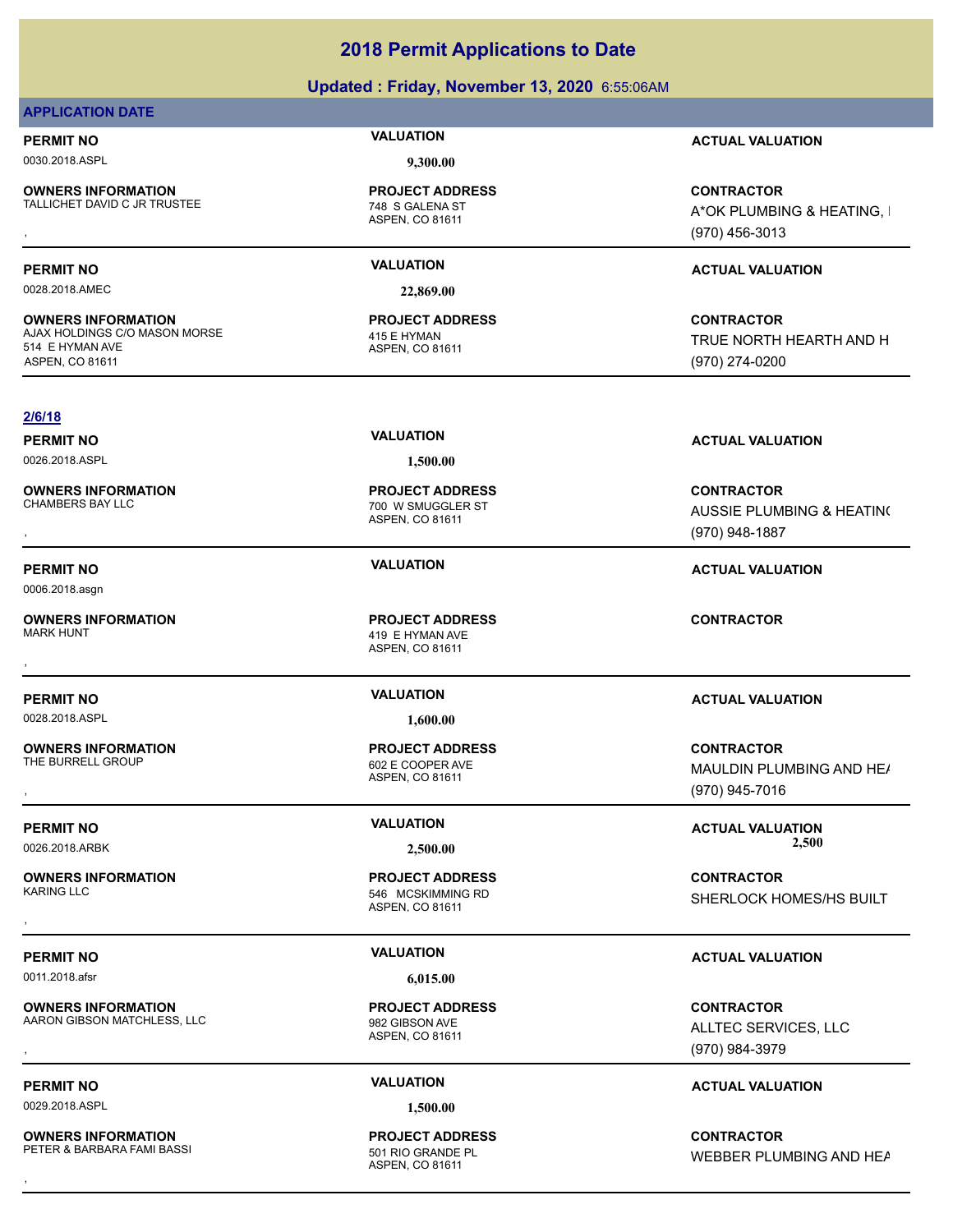## 2018 Permit Applications to Date

**Updated : Friday, November 13, 2020** 6:55:06AM

**APPLICATION DATE**

| PERMIT NO | VALUATION | ACTUAL VALUATION |
|---|---|---|
| 0030.2018.ASPL | 9,300.00 | |

| OWNERS INFORMATION | PROJECT ADDRESS | CONTRACTOR |
|---|---|---|
| TALLICHET DAVID C JR TRUSTEE<br>, | 748 S GALENA ST<br>ASPEN, CO 81611 | A*OK PLUMBING & HEATING, I<br>(970) 456-3013 |

| PERMIT NO | VALUATION | ACTUAL VALUATION |
|---|---|---|
| 0028.2018.AMEC | 22,869.00 | |

| OWNERS INFORMATION | PROJECT ADDRESS | CONTRACTOR |
|---|---|---|
| AJAX HOLDINGS C/O MASON MORSE<br>514 E HYMAN AVE<br>ASPEN, CO 81611 | 415 E HYMAN<br>ASPEN, CO 81611 | TRUE NORTH HEARTH AND H<br>(970) 274-0200 |

**2/6/18**

| PERMIT NO | VALUATION | ACTUAL VALUATION |
|---|---|---|
| 0026.2018.ASPL | 1,500.00 | |

| OWNERS INFORMATION | PROJECT ADDRESS | CONTRACTOR |
|---|---|---|
| CHAMBERS BAY LLC<br>, | 700 W SMUGGLER ST<br>ASPEN, CO 81611 | AUSSIE PLUMBING & HEATIN(<br>(970) 948-1887 |

| PERMIT NO | VALUATION | ACTUAL VALUATION |
|---|---|---|
| 0006.2018.asgn | | |

| OWNERS INFORMATION | PROJECT ADDRESS | CONTRACTOR |
|---|---|---|
| MARK HUNT<br>, | 419 E HYMAN AVE<br>ASPEN, CO 81611 | |

| PERMIT NO | VALUATION | ACTUAL VALUATION |
|---|---|---|
| 0028.2018.ASPL | 1,600.00 | |

| OWNERS INFORMATION | PROJECT ADDRESS | CONTRACTOR |
|---|---|---|
| THE BURRELL GROUP<br>, | 602 E COOPER AVE<br>ASPEN, CO 81611 | MAULDIN PLUMBING AND HEA<br>(970) 945-7016 |

| PERMIT NO | VALUATION | ACTUAL VALUATION |
|---|---|---|
| 0026.2018.ARBK | 2,500.00 | 2,500 |

| OWNERS INFORMATION | PROJECT ADDRESS | CONTRACTOR |
|---|---|---|
| KARING LLC<br>, | 546 MCSKIMMING RD<br>ASPEN, CO 81611 | SHERLOCK HOMES/HS BUILT |

| PERMIT NO | VALUATION | ACTUAL VALUATION |
|---|---|---|
| 0011.2018.afsr | 6,015.00 | |

| OWNERS INFORMATION | PROJECT ADDRESS | CONTRACTOR |
|---|---|---|
| AARON GIBSON MATCHLESS, LLC<br>, | 982 GIBSON AVE<br>ASPEN, CO 81611 | ALLTEC SERVICES, LLC<br>(970) 984-3979 |

| PERMIT NO | VALUATION | ACTUAL VALUATION |
|---|---|---|
| 0029.2018.ASPL | 1,500.00 | |

| OWNERS INFORMATION | PROJECT ADDRESS | CONTRACTOR |
|---|---|---|
| PETER & BARBARA FAMI BASSI<br>, | 501 RIO GRANDE PL<br>ASPEN, CO 81611 | WEBBER PLUMBING AND HEA |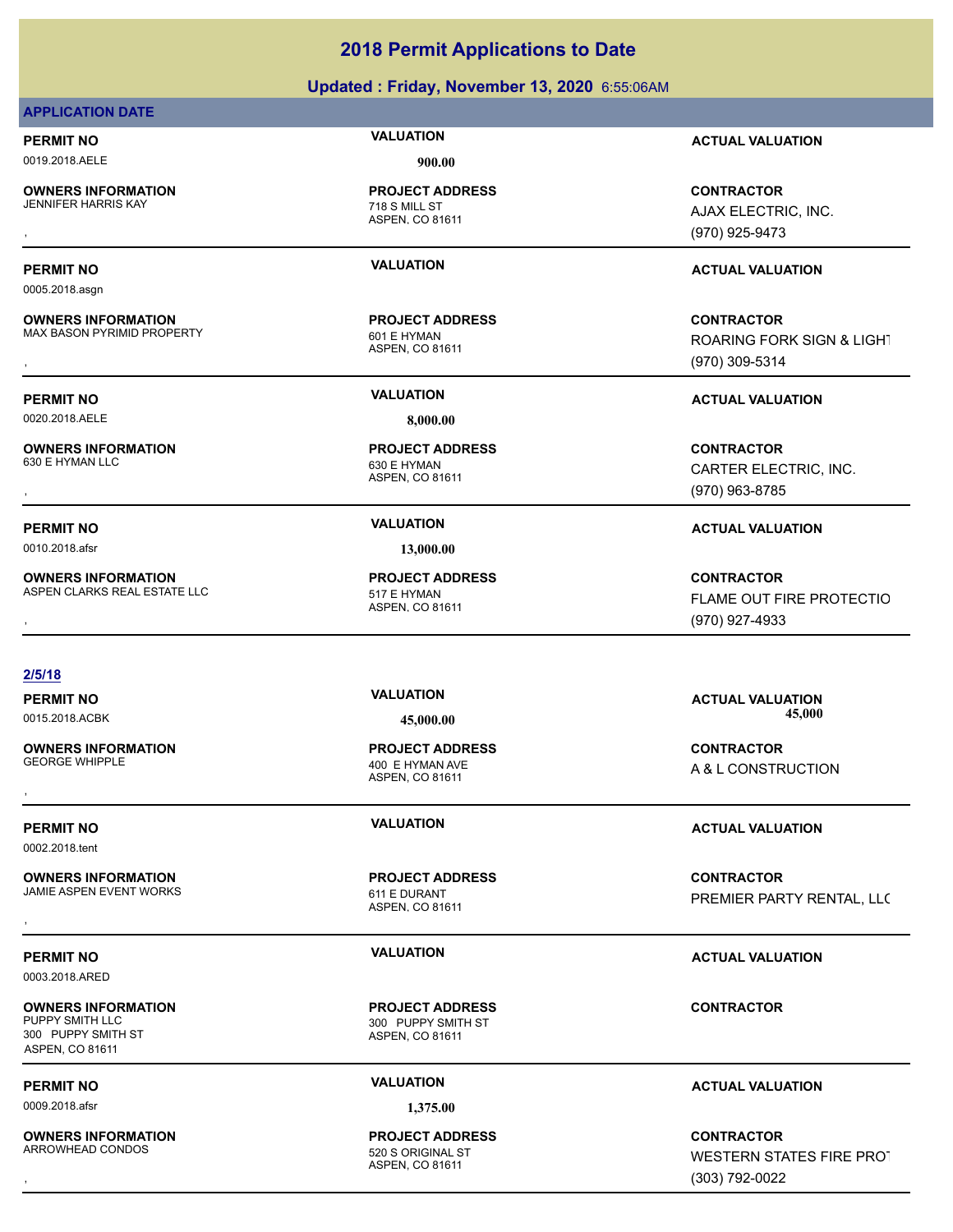# 2018 Permit Applications to Date

## Updated : Friday, November 13, 2020 6:55:06AM

**APPLICATION DATE**

**PERMIT NO** 0019.2018.AELE
**VALUATION** 900.00
**ACTUAL VALUATION**

**OWNERS INFORMATION** JENNIFER HARRIS KAY
,
**PROJECT ADDRESS** 718 S MILL ST ASPEN, CO 81611
**CONTRACTOR** AJAX ELECTRIC, INC. (970) 925-9473

---

**PERMIT NO** 0005.2018.asgn
**VALUATION**
**ACTUAL VALUATION**

**OWNERS INFORMATION** MAX BASON PYRIMID PROPERTY
,
**PROJECT ADDRESS** 601 E HYMAN ASPEN, CO 81611
**CONTRACTOR** ROARING FORK SIGN & LIGHT (970) 309-5314

---

**PERMIT NO** 0020.2018.AELE
**VALUATION** 8,000.00
**ACTUAL VALUATION**

**OWNERS INFORMATION** 630 E HYMAN LLC
,
**PROJECT ADDRESS** 630 E HYMAN ASPEN, CO 81611
**CONTRACTOR** CARTER ELECTRIC, INC. (970) 963-8785

---

**PERMIT NO** 0010.2018.afsr
**VALUATION** 13,000.00
**ACTUAL VALUATION**

**OWNERS INFORMATION** ASPEN CLARKS REAL ESTATE LLC
,
**PROJECT ADDRESS** 517 E HYMAN ASPEN, CO 81611
**CONTRACTOR** FLAME OUT FIRE PROTECTIO (970) 927-4933

---

**2/5/18**

**PERMIT NO** 0015.2018.ACBK
**VALUATION** 45,000.00
**ACTUAL VALUATION** 45,000

**OWNERS INFORMATION** GEORGE WHIPPLE
,
**PROJECT ADDRESS** 400 E HYMAN AVE ASPEN, CO 81611
**CONTRACTOR** A & L CONSTRUCTION

---

**PERMIT NO** 0002.2018.tent
**VALUATION**
**ACTUAL VALUATION**

**OWNERS INFORMATION** JAMIE ASPEN EVENT WORKS
,
**PROJECT ADDRESS** 611 E DURANT ASPEN, CO 81611
**CONTRACTOR** PREMIER PARTY RENTAL, LLC

---

**PERMIT NO** 0003.2018.ARED
**VALUATION**
**ACTUAL VALUATION**

**OWNERS INFORMATION** PUPPY SMITH LLC 300 PUPPY SMITH ST ASPEN, CO 81611
**PROJECT ADDRESS** 300 PUPPY SMITH ST ASPEN, CO 81611
**CONTRACTOR**

---

**PERMIT NO** 0009.2018.afsr
**VALUATION** 1,375.00
**ACTUAL VALUATION**

**OWNERS INFORMATION** ARROWHEAD CONDOS
,
**PROJECT ADDRESS** 520 S ORIGINAL ST ASPEN, CO 81611
**CONTRACTOR** WESTERN STATES FIRE PROT (303) 792-0022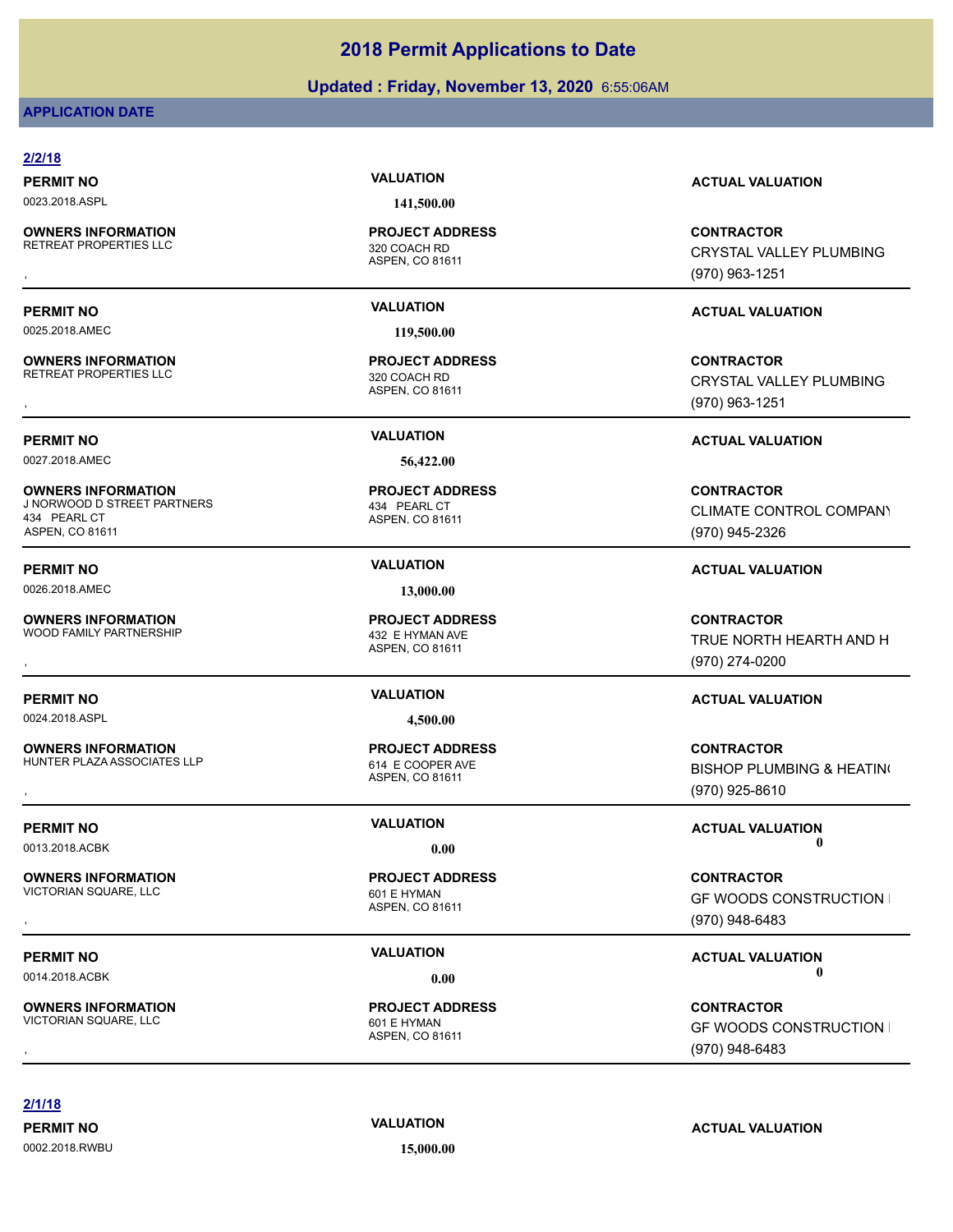# 2018 Permit Applications to Date

**Updated : Friday, November 13, 2020** 6:55:06AM

**APPLICATION DATE**

**2/2/18**

**PERMIT NO** 0023.2018.ASPL | **VALUATION** 141,500.00 | **ACTUAL VALUATION**

**OWNERS INFORMATION**
RETREAT PROPERTIES LLC
,

**PROJECT ADDRESS**
320 COACH RD
ASPEN, CO 81611

**CONTRACTOR**
CRYSTAL VALLEY PLUMBING
(970) 963-1251

---

**PERMIT NO** 0025.2018.AMEC | **VALUATION** 119,500.00 | **ACTUAL VALUATION**

**OWNERS INFORMATION**
RETREAT PROPERTIES LLC
,

**PROJECT ADDRESS**
320 COACH RD
ASPEN, CO 81611

**CONTRACTOR**
CRYSTAL VALLEY PLUMBING
(970) 963-1251

---

**PERMIT NO** 0027.2018.AMEC | **VALUATION** 56,422.00 | **ACTUAL VALUATION**

**OWNERS INFORMATION**
J NORWOOD D STREET PARTNERS
434 PEARL CT
ASPEN, CO 81611

**PROJECT ADDRESS**
434 PEARL CT
ASPEN, CO 81611

**CONTRACTOR**
CLIMATE CONTROL COMPANY
(970) 945-2326

---

**PERMIT NO** 0026.2018.AMEC | **VALUATION** 13,000.00 | **ACTUAL VALUATION**

**OWNERS INFORMATION**
WOOD FAMILY PARTNERSHIP
,

**PROJECT ADDRESS**
432 E HYMAN AVE
ASPEN, CO 81611

**CONTRACTOR**
TRUE NORTH HEARTH AND H
(970) 274-0200

---

**PERMIT NO** 0024.2018.ASPL | **VALUATION** 4,500.00 | **ACTUAL VALUATION**

**OWNERS INFORMATION**
HUNTER PLAZA ASSOCIATES LLP
,

**PROJECT ADDRESS**
614 E COOPER AVE
ASPEN, CO 81611

**CONTRACTOR**
BISHOP PLUMBING & HEATING
(970) 925-8610

---

**PERMIT NO** 0013.2018.ACBK | **VALUATION** 0.00 | **ACTUAL VALUATION** 0

**OWNERS INFORMATION**
VICTORIAN SQUARE, LLC
,

**PROJECT ADDRESS**
601 E HYMAN
ASPEN, CO 81611

**CONTRACTOR**
GF WOODS CONSTRUCTION
(970) 948-6483

---

**PERMIT NO** 0014.2018.ACBK | **VALUATION** 0.00 | **ACTUAL VALUATION** 0

**OWNERS INFORMATION**
VICTORIAN SQUARE, LLC
,

**PROJECT ADDRESS**
601 E HYMAN
ASPEN, CO 81611

**CONTRACTOR**
GF WOODS CONSTRUCTION
(970) 948-6483

---

**2/1/18**

**PERMIT NO** 0002.2018.RWBU | **VALUATION** 15,000.00 | **ACTUAL VALUATION**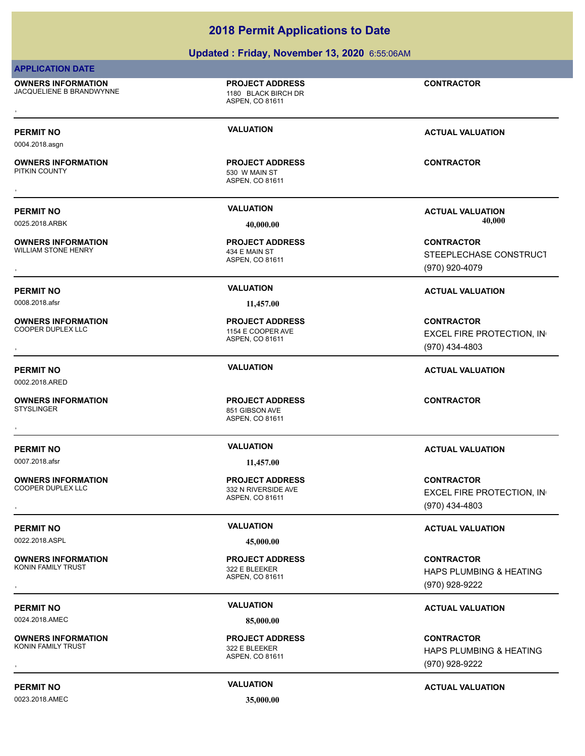# 2018 Permit Applications to Date

## Updated : Friday, November 13, 2020 6:55:06AM

**APPLICATION DATE**

| OWNERS INFORMATION | PROJECT ADDRESS | CONTRACTOR |
|---|---|---|
| JACQUELIENE B BRANDWYNNE<br>, | 1180 BLACK BIRCH DR<br>ASPEN, CO 81611 | |
| **PERMIT NO** | **VALUATION** | **ACTUAL VALUATION** |
| 0004.2018.asgn | | |

| OWNERS INFORMATION | PROJECT ADDRESS | CONTRACTOR |
|---|---|---|
| PITKIN COUNTY<br>, | 530 W MAIN ST<br>ASPEN, CO 81611 | |
| **PERMIT NO** | **VALUATION** | **ACTUAL VALUATION** |
| 0025.2018.ARBK | 40,000.00 | 40,000 |

| OWNERS INFORMATION | PROJECT ADDRESS | CONTRACTOR |
|---|---|---|
| WILLIAM STONE HENRY<br>, | 434 E MAIN ST<br>ASPEN, CO 81611 | STEEPLECHASE CONSTRUCT<br>(970) 920-4079 |
| **PERMIT NO** | **VALUATION** | **ACTUAL VALUATION** |
| 0008.2018.afsr | 11,457.00 | |

| OWNERS INFORMATION | PROJECT ADDRESS | CONTRACTOR |
|---|---|---|
| COOPER DUPLEX LLC<br>, | 1154 E COOPER AVE<br>ASPEN, CO 81611 | EXCEL FIRE PROTECTION, IN<br>(970) 434-4803 |
| **PERMIT NO** | **VALUATION** | **ACTUAL VALUATION** |
| 0002.2018.ARED | | |

| OWNERS INFORMATION | PROJECT ADDRESS | CONTRACTOR |
|---|---|---|
| STYSLINGER<br>, | 851 GIBSON AVE<br>ASPEN, CO 81611 | |
| **PERMIT NO** | **VALUATION** | **ACTUAL VALUATION** |
| 0007.2018.afsr | 11,457.00 | |

| OWNERS INFORMATION | PROJECT ADDRESS | CONTRACTOR |
|---|---|---|
| COOPER DUPLEX LLC<br>, | 332 N RIVERSIDE AVE<br>ASPEN, CO 81611 | EXCEL FIRE PROTECTION, IN<br>(970) 434-4803 |
| **PERMIT NO** | **VALUATION** | **ACTUAL VALUATION** |
| 0022.2018.ASPL | 45,000.00 | |

| OWNERS INFORMATION | PROJECT ADDRESS | CONTRACTOR |
|---|---|---|
| KONIN FAMILY TRUST<br>, | 322 E BLEEKER<br>ASPEN, CO 81611 | HAPS PLUMBING & HEATING<br>(970) 928-9222 |
| **PERMIT NO** | **VALUATION** | **ACTUAL VALUATION** |
| 0024.2018.AMEC | 85,000.00 | |

| OWNERS INFORMATION | PROJECT ADDRESS | CONTRACTOR |
|---|---|---|
| KONIN FAMILY TRUST<br>, | 322 E BLEEKER<br>ASPEN, CO 81611 | HAPS PLUMBING & HEATING<br>(970) 928-9222 |
| **PERMIT NO** | **VALUATION** | **ACTUAL VALUATION** |
| 0023.2018.AMEC | 35,000.00 | |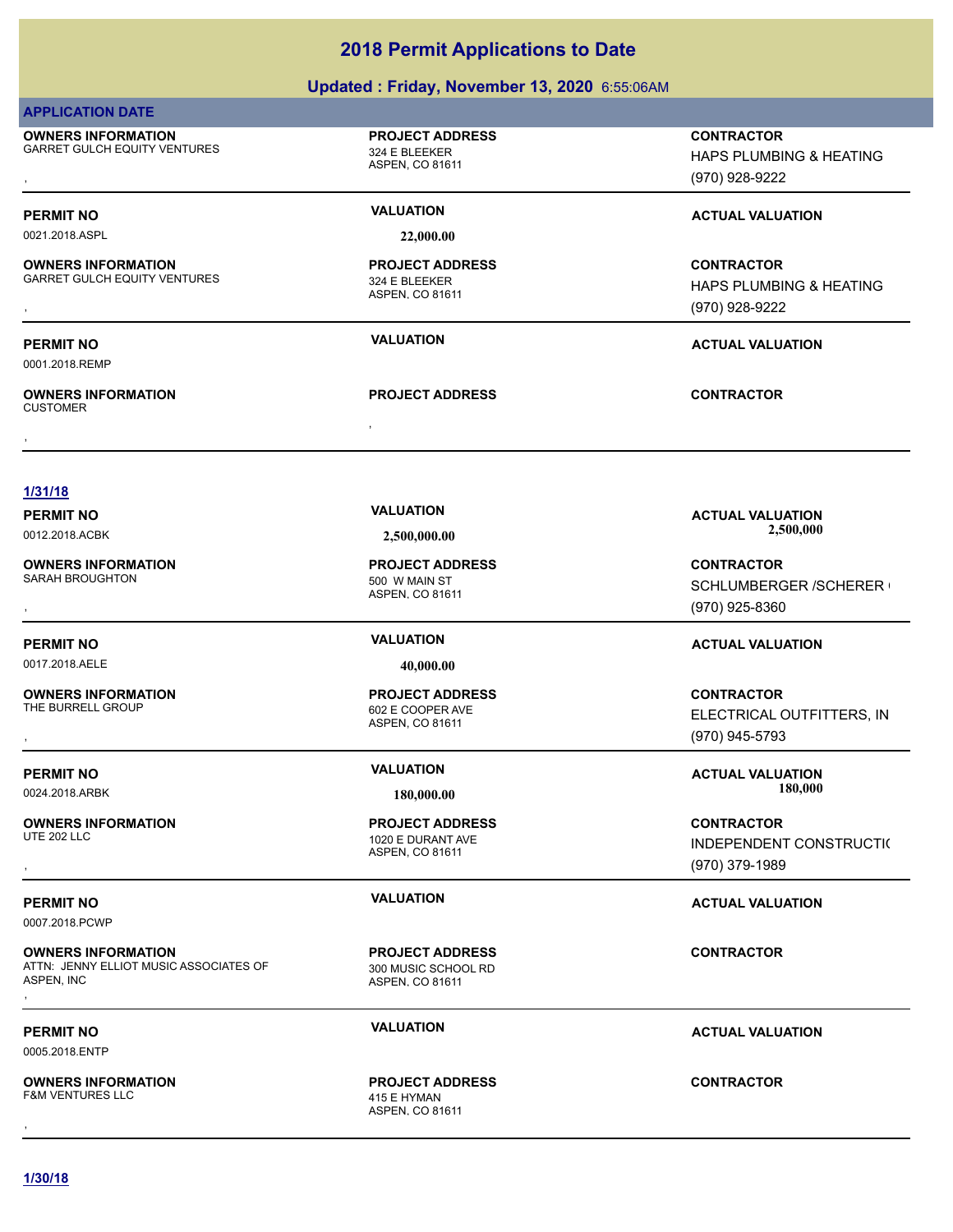# 2018 Permit Applications to Date

## Updated : Friday, November 13, 2020 6:55:06AM

**APPLICATION DATE**

**OWNERS INFORMATION**
GARRET GULCH EQUITY VENTURES
,

**PROJECT ADDRESS**
324 E BLEEKER
ASPEN, CO 81611

**CONTRACTOR**
HAPS PLUMBING & HEATING
(970) 928-9222

---

**PERMIT NO**
0021.2018.ASPL

**VALUATION**
22,000.00

**ACTUAL VALUATION**

**OWNERS INFORMATION**
GARRET GULCH EQUITY VENTURES
,

**PROJECT ADDRESS**
324 E BLEEKER
ASPEN, CO 81611

**CONTRACTOR**
HAPS PLUMBING & HEATING
(970) 928-9222

---

**PERMIT NO**
0001.2018.REMP

**VALUATION**

**ACTUAL VALUATION**

**OWNERS INFORMATION**
CUSTOMER
,

**PROJECT ADDRESS**
,

**CONTRACTOR**

---

**1/31/18**

**PERMIT NO**
0012.2018.ACBK

**VALUATION**
2,500,000.00

**ACTUAL VALUATION**
2,500,000

**OWNERS INFORMATION**
SARAH BROUGHTON
,

**PROJECT ADDRESS**
500 W MAIN ST
ASPEN, CO 81611

**CONTRACTOR**
SCHLUMBERGER /SCHERER
(970) 925-8360

---

**PERMIT NO**
0017.2018.AELE

**VALUATION**
40,000.00

**ACTUAL VALUATION**

**OWNERS INFORMATION**
THE BURRELL GROUP
,

**PROJECT ADDRESS**
602 E COOPER AVE
ASPEN, CO 81611

**CONTRACTOR**
ELECTRICAL OUTFITTERS, IN
(970) 945-5793

---

**PERMIT NO**
0024.2018.ARBK

**VALUATION**
180,000.00

**ACTUAL VALUATION**
180,000

**OWNERS INFORMATION**
UTE 202 LLC
,

**PROJECT ADDRESS**
1020 E DURANT AVE
ASPEN, CO 81611

**CONTRACTOR**
INDEPENDENT CONSTRUCTI
(970) 379-1989

---

**PERMIT NO**
0007.2018.PCWP

**VALUATION**

**ACTUAL VALUATION**

**OWNERS INFORMATION**
ATTN: JENNY ELLIOT MUSIC ASSOCIATES OF ASPEN, INC
,

**PROJECT ADDRESS**
300 MUSIC SCHOOL RD
ASPEN, CO 81611

**CONTRACTOR**

---

**PERMIT NO**
0005.2018.ENTP

**VALUATION**

**ACTUAL VALUATION**

**OWNERS INFORMATION**
F&M VENTURES LLC
,

**PROJECT ADDRESS**
415 E HYMAN
ASPEN, CO 81611

**CONTRACTOR**

---

**1/30/18**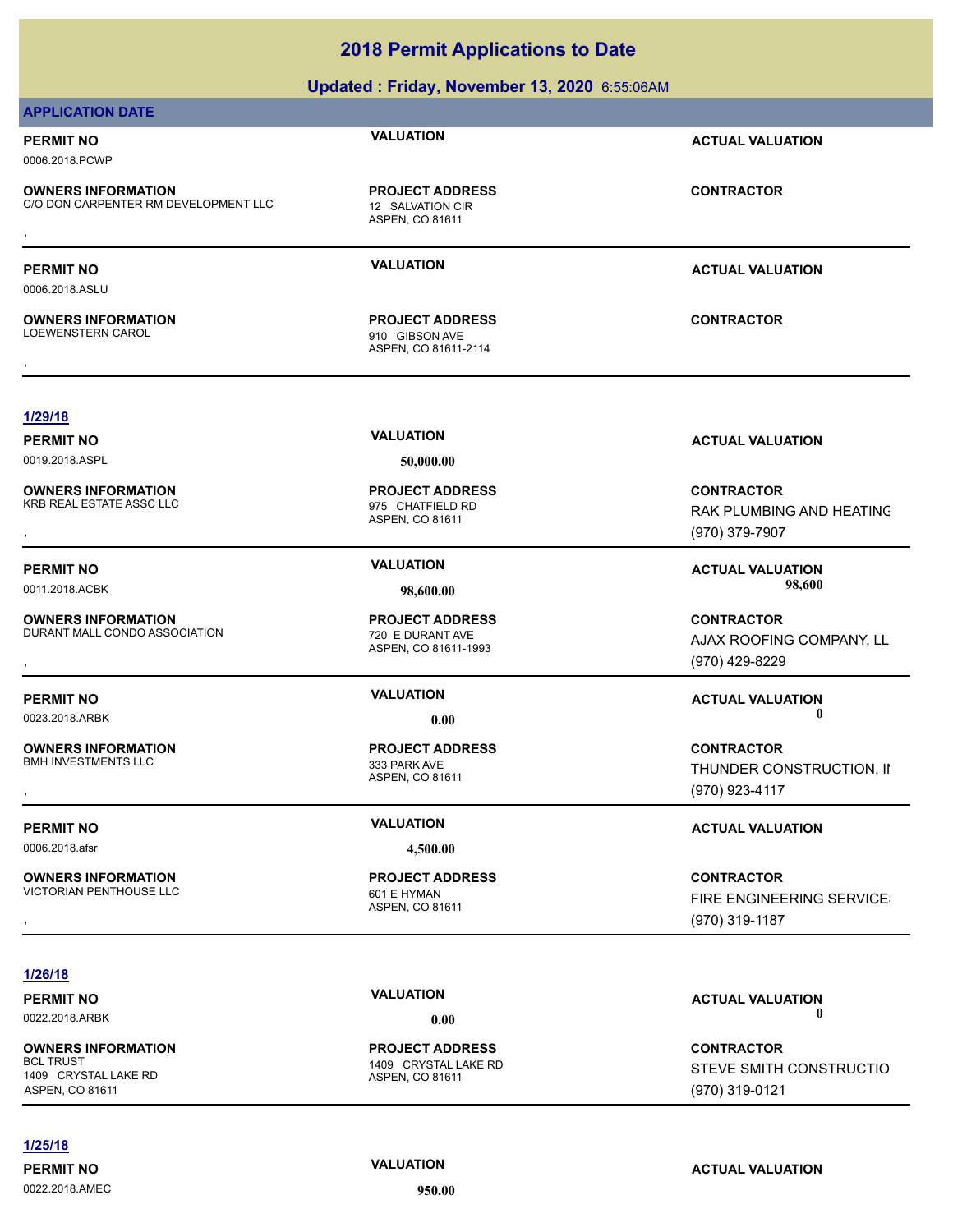# 2018 Permit Applications to Date

## Updated : Friday, November 13, 2020 6:55:06AM

**APPLICATION DATE**

**PERMIT NO** 0006.2018.PCWP
**VALUATION**
**ACTUAL VALUATION**

**OWNERS INFORMATION**
C/O DON CARPENTER RM DEVELOPMENT LLC
,

**PROJECT ADDRESS**
12 SALVATION CIR
ASPEN, CO 81611

**CONTRACTOR**

---

**PERMIT NO** 0006.2018.ASLU
**VALUATION**
**ACTUAL VALUATION**

**OWNERS INFORMATION**
LOEWENSTERN CAROL
,

**PROJECT ADDRESS**
910 GIBSON AVE
ASPEN, CO 81611-2114

**CONTRACTOR**

---

**1/29/18**

**PERMIT NO** 0019.2018.ASPL
**VALUATION** 50,000.00
**ACTUAL VALUATION**

**OWNERS INFORMATION**
KRB REAL ESTATE ASSC LLC
,

**PROJECT ADDRESS**
975 CHATFIELD RD
ASPEN, CO 81611

**CONTRACTOR**
RAK PLUMBING AND HEATING
(970) 379-7907

---

**PERMIT NO** 0011.2018.ACBK
**VALUATION** 98,600.00
**ACTUAL VALUATION** 98,600

**OWNERS INFORMATION**
DURANT MALL CONDO ASSOCIATION
,

**PROJECT ADDRESS**
720 E DURANT AVE
ASPEN, CO 81611-1993

**CONTRACTOR**
AJAX ROOFING COMPANY, LL
(970) 429-8229

---

**PERMIT NO** 0023.2018.ARBK
**VALUATION** 0.00
**ACTUAL VALUATION** 0

**OWNERS INFORMATION**
BMH INVESTMENTS LLC
,

**PROJECT ADDRESS**
333 PARK AVE
ASPEN, CO 81611

**CONTRACTOR**
THUNDER CONSTRUCTION, IN
(970) 923-4117

---

**PERMIT NO** 0006.2018.afsr
**VALUATION** 4,500.00
**ACTUAL VALUATION**

**OWNERS INFORMATION**
VICTORIAN PENTHOUSE LLC
,

**PROJECT ADDRESS**
601 E HYMAN
ASPEN, CO 81611

**CONTRACTOR**
FIRE ENGINEERING SERVICE
(970) 319-1187

---

**1/26/18**

**PERMIT NO** 0022.2018.ARBK
**VALUATION** 0.00
**ACTUAL VALUATION** 0

**OWNERS INFORMATION**
BCL TRUST
1409 CRYSTAL LAKE RD
ASPEN, CO 81611

**PROJECT ADDRESS**
1409 CRYSTAL LAKE RD
ASPEN, CO 81611

**CONTRACTOR**
STEVE SMITH CONSTRUCTIO
(970) 319-0121

---

**1/25/18**

**PERMIT NO** 0022.2018.AMEC
**VALUATION** 950.00
**ACTUAL VALUATION**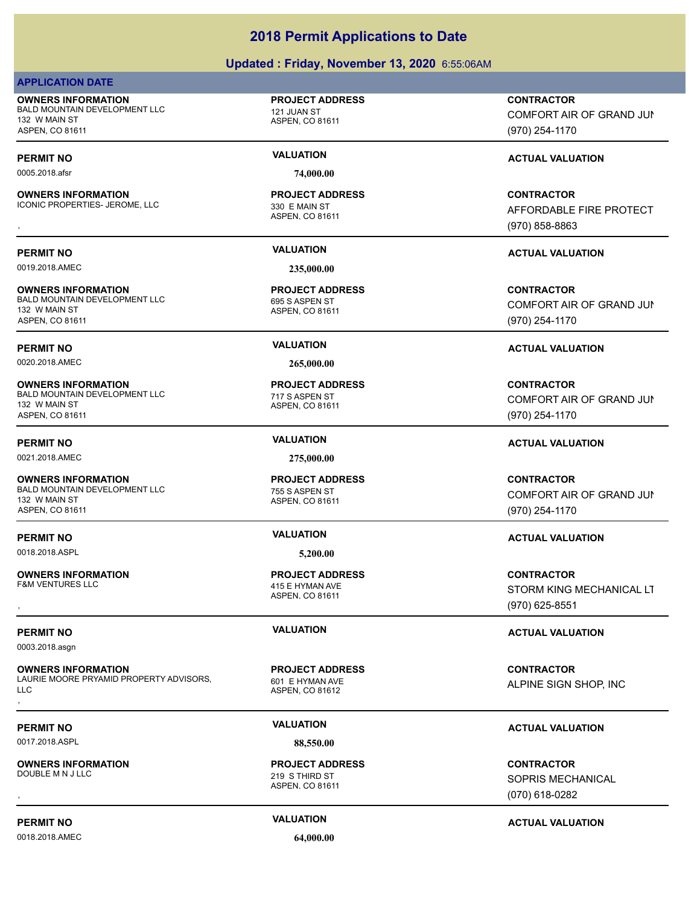# 2018 Permit Applications to Date

## Updated : Friday, November 13, 2020 6:55:06AM

**APPLICATION DATE**

**OWNERS INFORMATION**
BALD MOUNTAIN DEVELOPMENT LLC
132 W MAIN ST
ASPEN, CO 81611

**PROJECT ADDRESS**
121 JUAN ST
ASPEN, CO 81611

**CONTRACTOR**
COMFORT AIR OF GRAND JUI
(970) 254-1170

| PERMIT NO | VALUATION | ACTUAL VALUATION |
|---|---|---|
| 0005.2018.afsr | 74,000.00 | |

**OWNERS INFORMATION**
ICONIC PROPERTIES- JEROME, LLC
,

**PROJECT ADDRESS**
330 E MAIN ST
ASPEN, CO 81611

**CONTRACTOR**
AFFORDABLE FIRE PROTECT
(970) 858-8863

| PERMIT NO | VALUATION | ACTUAL VALUATION |
|---|---|---|
| 0019.2018.AMEC | 235,000.00 | |

**OWNERS INFORMATION**
BALD MOUNTAIN DEVELOPMENT LLC
132 W MAIN ST
ASPEN, CO 81611

**PROJECT ADDRESS**
695 S ASPEN ST
ASPEN, CO 81611

**CONTRACTOR**
COMFORT AIR OF GRAND JUI
(970) 254-1170

| PERMIT NO | VALUATION | ACTUAL VALUATION |
|---|---|---|
| 0020.2018.AMEC | 265,000.00 | |

**OWNERS INFORMATION**
BALD MOUNTAIN DEVELOPMENT LLC
132 W MAIN ST
ASPEN, CO 81611

**PROJECT ADDRESS**
717 S ASPEN ST
ASPEN, CO 81611

**CONTRACTOR**
COMFORT AIR OF GRAND JUI
(970) 254-1170

| PERMIT NO | VALUATION | ACTUAL VALUATION |
|---|---|---|
| 0021.2018.AMEC | 275,000.00 | |

**OWNERS INFORMATION**
BALD MOUNTAIN DEVELOPMENT LLC
132 W MAIN ST
ASPEN, CO 81611

**PROJECT ADDRESS**
755 S ASPEN ST
ASPEN, CO 81611

**CONTRACTOR**
COMFORT AIR OF GRAND JUI
(970) 254-1170

| PERMIT NO | VALUATION | ACTUAL VALUATION |
|---|---|---|
| 0018.2018.ASPL | 5,200.00 | |

**OWNERS INFORMATION**
F&M VENTURES LLC
,

**PROJECT ADDRESS**
415 E HYMAN AVE
ASPEN, CO 81611

**CONTRACTOR**
STORM KING MECHANICAL LT
(970) 625-8551

| PERMIT NO | VALUATION | ACTUAL VALUATION |
|---|---|---|
| 0003.2018.asgn | | |

**OWNERS INFORMATION**
LAURIE MOORE PRYAMID PROPERTY ADVISORS, LLC
,

**PROJECT ADDRESS**
601 E HYMAN AVE
ASPEN, CO 81612

**CONTRACTOR**
ALPINE SIGN SHOP, INC

| PERMIT NO | VALUATION | ACTUAL VALUATION |
|---|---|---|
| 0017.2018.ASPL | 88,550.00 | |

**OWNERS INFORMATION**
DOUBLE M N J LLC
,

**PROJECT ADDRESS**
219 S THIRD ST
ASPEN, CO 81611

**CONTRACTOR**
SOPRIS MECHANICAL
(070) 618-0282

| PERMIT NO | VALUATION | ACTUAL VALUATION |
|---|---|---|
| 0018.2018.AMEC | 64,000.00 | |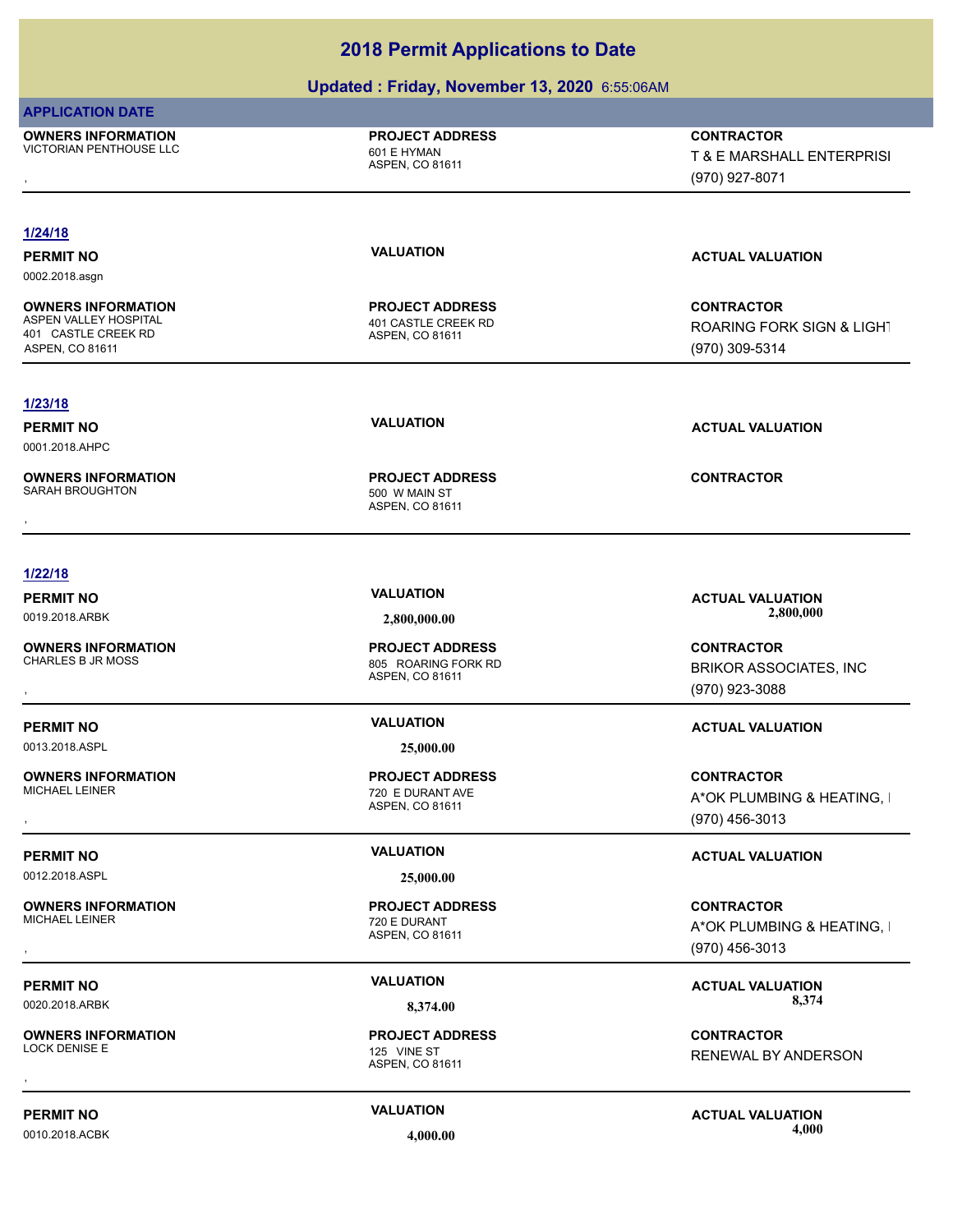# 2018 Permit Applications to Date

## Updated : Friday, November 13, 2020 6:55:06AM

**APPLICATION DATE**

**OWNERS INFORMATION**
VICTORIAN PENTHOUSE LLC
,

**PROJECT ADDRESS**
601 E HYMAN
ASPEN, CO 81611

**CONTRACTOR**
T & E MARSHALL ENTERPRISI
(970) 927-8071

---

### 1/24/18

**PERMIT NO**
0002.2018.asgn

**VALUATION**

**ACTUAL VALUATION**

**OWNERS INFORMATION**
ASPEN VALLEY HOSPITAL
401 CASTLE CREEK RD
ASPEN, CO 81611

**PROJECT ADDRESS**
401 CASTLE CREEK RD
ASPEN, CO 81611

**CONTRACTOR**
ROARING FORK SIGN & LIGHT
(970) 309-5314

---

### 1/23/18

**PERMIT NO**
0001.2018.AHPC

**VALUATION**

**ACTUAL VALUATION**

**OWNERS INFORMATION**
SARAH BROUGHTON
,

**PROJECT ADDRESS**
500 W MAIN ST
ASPEN, CO 81611

**CONTRACTOR**

---

### 1/22/18

**PERMIT NO**
0019.2018.ARBK

**VALUATION**
2,800,000.00

**ACTUAL VALUATION**
2,800,000

**OWNERS INFORMATION**
CHARLES B JR MOSS
,

**PROJECT ADDRESS**
805 ROARING FORK RD
ASPEN, CO 81611

**CONTRACTOR**
BRIKOR ASSOCIATES, INC
(970) 923-3088

---

**PERMIT NO**
0013.2018.ASPL

**VALUATION**
25,000.00

**ACTUAL VALUATION**

**OWNERS INFORMATION**
MICHAEL LEINER
,

**PROJECT ADDRESS**
720 E DURANT AVE
ASPEN, CO 81611

**CONTRACTOR**
A*OK PLUMBING & HEATING, I
(970) 456-3013

---

**PERMIT NO**
0012.2018.ASPL

**VALUATION**
25,000.00

**ACTUAL VALUATION**

**OWNERS INFORMATION**
MICHAEL LEINER
,

**PROJECT ADDRESS**
720 E DURANT
ASPEN, CO 81611

**CONTRACTOR**
A*OK PLUMBING & HEATING, I
(970) 456-3013

---

**PERMIT NO**
0020.2018.ARBK

**VALUATION**
8,374.00

**ACTUAL VALUATION**
8,374

**OWNERS INFORMATION**
LOCK DENISE E
,

**PROJECT ADDRESS**
125 VINE ST
ASPEN, CO 81611

**CONTRACTOR**
RENEWAL BY ANDERSON

---

**PERMIT NO**
0010.2018.ACBK

**VALUATION**
4,000.00

**ACTUAL VALUATION**
4,000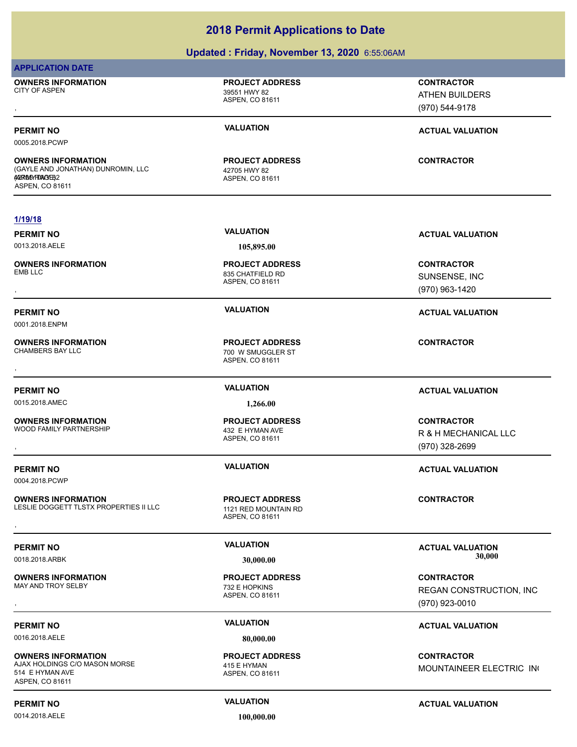# 2018 Permit Applications to Date

## Updated : Friday, November 13, 2020 6:55:06AM

**APPLICATION DATE**

**OWNERS INFORMATION**
CITY OF ASPEN
,

**PROJECT ADDRESS**
39551 HWY 82
ASPEN, CO 81611

**CONTRACTOR**
ATHEN BUILDERS
(970) 544-9178

---

**PERMIT NO** 0005.2018.PCWP
**VALUATION**
**ACTUAL VALUATION**

**OWNERS INFORMATION**
(GAYLE AND JONATHAN) DUNROMIN, LLC
42705 HWY 82
ASPEN, CO 81611

**PROJECT ADDRESS**
42705 HWY 82
ASPEN, CO 81611

**CONTRACTOR**

---

**1/19/18**

**PERMIT NO** 0013.2018.AELE
**VALUATION** 105,895.00
**ACTUAL VALUATION**

**OWNERS INFORMATION**
EMB LLC
,

**PROJECT ADDRESS**
835 CHATFIELD RD
ASPEN, CO 81611

**CONTRACTOR**
SUNSENSE, INC
(970) 963-1420

---

**PERMIT NO** 0001.2018.ENPM
**VALUATION**
**ACTUAL VALUATION**

**OWNERS INFORMATION**
CHAMBERS BAY LLC
,

**PROJECT ADDRESS**
700 W SMUGGLER ST
ASPEN, CO 81611

**CONTRACTOR**

---

**PERMIT NO** 0015.2018.AMEC
**VALUATION** 1,266.00
**ACTUAL VALUATION**

**OWNERS INFORMATION**
WOOD FAMILY PARTNERSHIP
,

**PROJECT ADDRESS**
432 E HYMAN AVE
ASPEN, CO 81611

**CONTRACTOR**
R & H MECHANICAL LLC
(970) 328-2699

---

**PERMIT NO** 0004.2018.PCWP
**VALUATION**
**ACTUAL VALUATION**

**OWNERS INFORMATION**
LESLIE DOGGETT TLSTX PROPERTIES II LLC
,

**PROJECT ADDRESS**
1121 RED MOUNTAIN RD
ASPEN, CO 81611

**CONTRACTOR**

---

**PERMIT NO** 0018.2018.ARBK
**VALUATION** 30,000.00
**ACTUAL VALUATION** 30,000

**OWNERS INFORMATION**
MAY AND TROY SELBY
,

**PROJECT ADDRESS**
732 E HOPKINS
ASPEN, CO 81611

**CONTRACTOR**
REGAN CONSTRUCTION, INC
(970) 923-0010

---

**PERMIT NO** 0016.2018.AELE
**VALUATION** 80,000.00
**ACTUAL VALUATION**

**OWNERS INFORMATION**
AJAX HOLDINGS C/O MASON MORSE
514 E HYMAN AVE
ASPEN, CO 81611

**PROJECT ADDRESS**
415 E HYMAN
ASPEN, CO 81611

**CONTRACTOR**
MOUNTAINEER ELECTRIC INC

---

**PERMIT NO** 0014.2018.AELE
**VALUATION** 100,000.00
**ACTUAL VALUATION**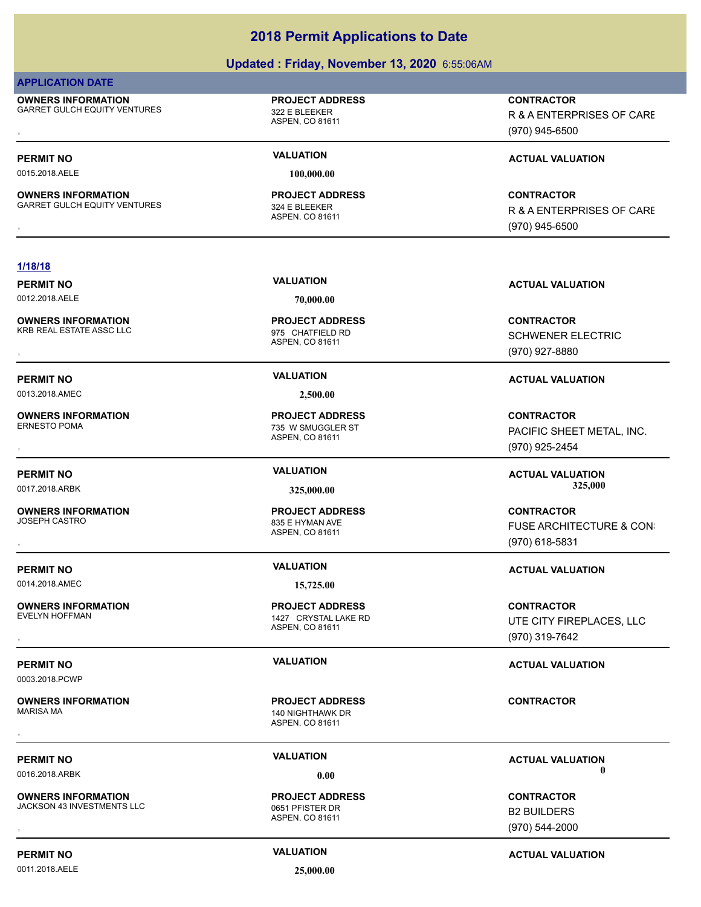# 2018 Permit Applications to Date

## Updated : Friday, November 13, 2020 6:55:06AM

**APPLICATION DATE**

**OWNERS INFORMATION**
GARRET GULCH EQUITY VENTURES
,

**PROJECT ADDRESS**
322 E BLEEKER
ASPEN, CO 81611

**CONTRACTOR**
R & A ENTERPRISES OF CARE
(970) 945-6500

---

**PERMIT NO**
0015.2018.AELE

**VALUATION**
100,000.00

**ACTUAL VALUATION**

**OWNERS INFORMATION**
GARRET GULCH EQUITY VENTURES
,

**PROJECT ADDRESS**
324 E BLEEKER
ASPEN, CO 81611

**CONTRACTOR**
R & A ENTERPRISES OF CARE
(970) 945-6500

---

**1/18/18**

**PERMIT NO**
0012.2018.AELE

**VALUATION**
70,000.00

**ACTUAL VALUATION**

**OWNERS INFORMATION**
KRB REAL ESTATE ASSC LLC
,

**PROJECT ADDRESS**
975 CHATFIELD RD
ASPEN, CO 81611

**CONTRACTOR**
SCHWENER ELECTRIC
(970) 927-8880

---

**PERMIT NO**
0013.2018.AMEC

**VALUATION**
2,500.00

**ACTUAL VALUATION**

**OWNERS INFORMATION**
ERNESTO POMA
,

**PROJECT ADDRESS**
735 W SMUGGLER ST
ASPEN, CO 81611

**CONTRACTOR**
PACIFIC SHEET METAL, INC.
(970) 925-2454

---

**PERMIT NO**
0017.2018.ARBK

**VALUATION**
325,000.00

**ACTUAL VALUATION**
325,000

**OWNERS INFORMATION**
JOSEPH CASTRO
,

**PROJECT ADDRESS**
835 E HYMAN AVE
ASPEN, CO 81611

**CONTRACTOR**
FUSE ARCHITECTURE & CON
(970) 618-5831

---

**PERMIT NO**
0014.2018.AMEC

**VALUATION**
15,725.00

**ACTUAL VALUATION**

**OWNERS INFORMATION**
EVELYN HOFFMAN
,

**PROJECT ADDRESS**
1427 CRYSTAL LAKE RD
ASPEN, CO 81611

**CONTRACTOR**
UTE CITY FIREPLACES, LLC
(970) 319-7642

---

**PERMIT NO**
0003.2018.PCWP

**VALUATION**

**ACTUAL VALUATION**

**OWNERS INFORMATION**
MARISA MA
,

**PROJECT ADDRESS**
140 NIGHTHAWK DR
ASPEN, CO 81611

**CONTRACTOR**

---

**PERMIT NO**
0016.2018.ARBK

**VALUATION**
0.00

**ACTUAL VALUATION**
0

**OWNERS INFORMATION**
JACKSON 43 INVESTMENTS LLC
,

**PROJECT ADDRESS**
0651 PFISTER DR
ASPEN, CO 81611

**CONTRACTOR**
B2 BUILDERS
(970) 544-2000

---

**PERMIT NO**
0011.2018.AELE

**VALUATION**
25,000.00

**ACTUAL VALUATION**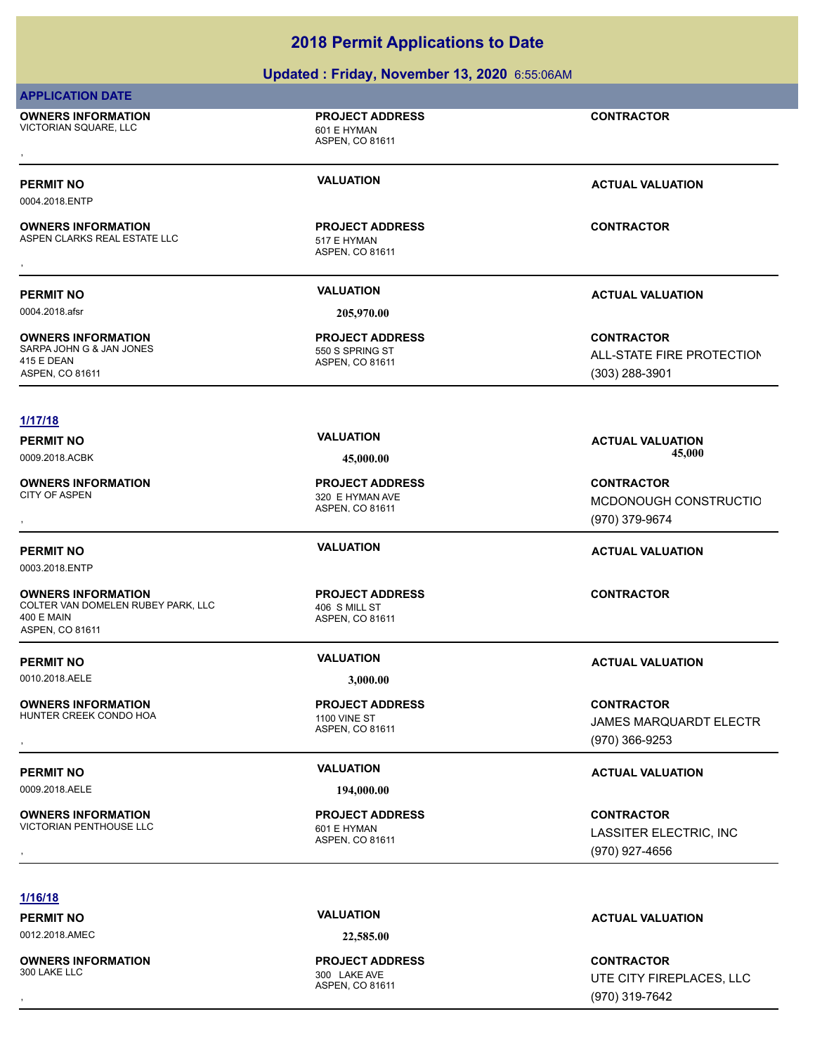# 2018 Permit Applications to Date

## Updated : Friday, November 13, 2020 6:55:06AM

**APPLICATION DATE**

**OWNERS INFORMATION**
VICTORIAN SQUARE, LLC

,

**PROJECT ADDRESS**
601 E HYMAN
ASPEN, CO 81611

**CONTRACTOR**

---

**PERMIT NO** 0004.2018.ENTP | **VALUATION** | **ACTUAL VALUATION**

**OWNERS INFORMATION**
ASPEN CLARKS REAL ESTATE LLC

,

**PROJECT ADDRESS**
517 E HYMAN
ASPEN, CO 81611

**CONTRACTOR**

---

**PERMIT NO** 0004.2018.afsr | **VALUATION** 205,970.00 | **ACTUAL VALUATION**

**OWNERS INFORMATION**
SARPA JOHN G & JAN JONES
415 E DEAN
ASPEN, CO 81611

**PROJECT ADDRESS**
550 S SPRING ST
ASPEN, CO 81611

**CONTRACTOR**
ALL-STATE FIRE PROTECTION
(303) 288-3901

---

**1/17/18**

**PERMIT NO** 0009.2018.ACBK | **VALUATION** 45,000.00 | **ACTUAL VALUATION** 45,000

**OWNERS INFORMATION**
CITY OF ASPEN

,

**PROJECT ADDRESS**
320 E HYMAN AVE
ASPEN, CO 81611

**CONTRACTOR**
MCDONOUGH CONSTRUCTIO
(970) 379-9674

---

**PERMIT NO** 0003.2018.ENTP | **VALUATION** | **ACTUAL VALUATION**

**OWNERS INFORMATION**
COLTER VAN DOMELEN RUBEY PARK, LLC
400 E MAIN
ASPEN, CO 81611

**PROJECT ADDRESS**
406 S MILL ST
ASPEN, CO 81611

**CONTRACTOR**

---

**PERMIT NO** 0010.2018.AELE | **VALUATION** 3,000.00 | **ACTUAL VALUATION**

**OWNERS INFORMATION**
HUNTER CREEK CONDO HOA

,

**PROJECT ADDRESS**
1100 VINE ST
ASPEN, CO 81611

**CONTRACTOR**
JAMES MARQUARDT ELECTR
(970) 366-9253

---

**PERMIT NO** 0009.2018.AELE | **VALUATION** 194,000.00 | **ACTUAL VALUATION**

**OWNERS INFORMATION**
VICTORIAN PENTHOUSE LLC

,

**PROJECT ADDRESS**
601 E HYMAN
ASPEN, CO 81611

**CONTRACTOR**
LASSITER ELECTRIC, INC
(970) 927-4656

---

**1/16/18**

**PERMIT NO** 0012.2018.AMEC | **VALUATION** 22,585.00 | **ACTUAL VALUATION**

**OWNERS INFORMATION**
300 LAKE LLC

,

**PROJECT ADDRESS**
300 LAKE AVE
ASPEN, CO 81611

**CONTRACTOR**
UTE CITY FIREPLACES, LLC
(970) 319-7642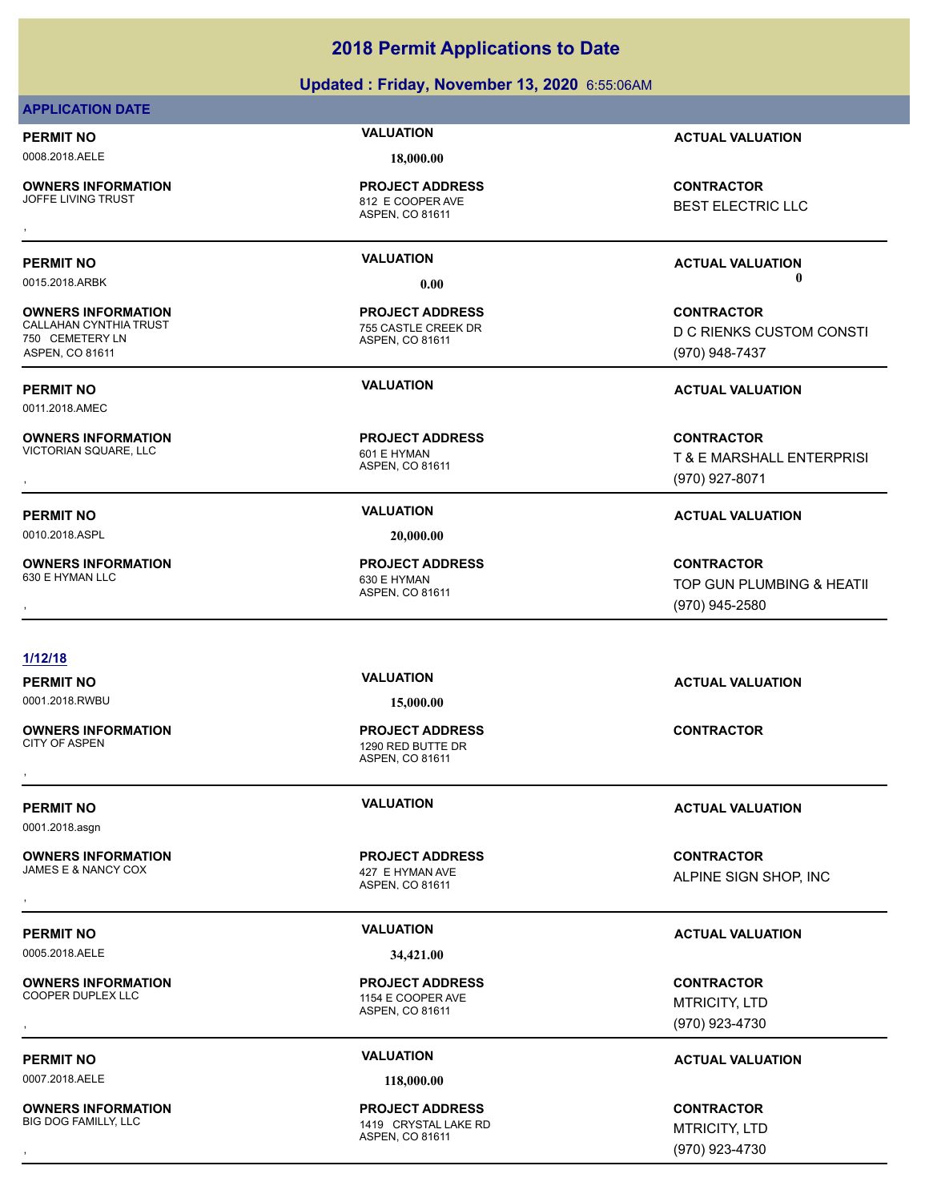# 2018 Permit Applications to Date

## Updated : Friday, November 13, 2020 6:55:06AM

**APPLICATION DATE**

| PERMIT NO | VALUATION | ACTUAL VALUATION |
|---|---|---|
| 0008.2018.AELE | 18,000.00 | |

| OWNERS INFORMATION | PROJECT ADDRESS | CONTRACTOR |
|---|---|---|
| JOFFE LIVING TRUST<br>, | 812 E COOPER AVE<br>ASPEN, CO 81611 | BEST ELECTRIC LLC |

| PERMIT NO | VALUATION | ACTUAL VALUATION |
|---|---|---|
| 0015.2018.ARBK | 0.00 | 0 |

| OWNERS INFORMATION | PROJECT ADDRESS | CONTRACTOR |
|---|---|---|
| CALLAHAN CYNTHIA TRUST<br>750 CEMETERY LN<br>ASPEN, CO 81611 | 755 CASTLE CREEK DR<br>ASPEN, CO 81611 | D C RIENKS CUSTOM CONSTI<br>(970) 948-7437 |

| PERMIT NO | VALUATION | ACTUAL VALUATION |
|---|---|---|
| 0011.2018.AMEC | | |

| OWNERS INFORMATION | PROJECT ADDRESS | CONTRACTOR |
|---|---|---|
| VICTORIAN SQUARE, LLC<br>, | 601 E HYMAN<br>ASPEN, CO 81611 | T & E MARSHALL ENTERPRISI<br>(970) 927-8071 |

| PERMIT NO | VALUATION | ACTUAL VALUATION |
|---|---|---|
| 0010.2018.ASPL | 20,000.00 | |

| OWNERS INFORMATION | PROJECT ADDRESS | CONTRACTOR |
|---|---|---|
| 630 E HYMAN LLC<br>, | 630 E HYMAN<br>ASPEN, CO 81611 | TOP GUN PLUMBING & HEATII<br>(970) 945-2580 |

**1/12/18**

| PERMIT NO | VALUATION | ACTUAL VALUATION |
|---|---|---|
| 0001.2018.RWBU | 15,000.00 | |

| OWNERS INFORMATION | PROJECT ADDRESS | CONTRACTOR |
|---|---|---|
| CITY OF ASPEN<br>, | 1290 RED BUTTE DR<br>ASPEN, CO 81611 | |

| PERMIT NO | VALUATION | ACTUAL VALUATION |
|---|---|---|
| 0001.2018.asgn | | |

| OWNERS INFORMATION | PROJECT ADDRESS | CONTRACTOR |
|---|---|---|
| JAMES E & NANCY COX<br>, | 427 E HYMAN AVE<br>ASPEN, CO 81611 | ALPINE SIGN SHOP, INC |

| PERMIT NO | VALUATION | ACTUAL VALUATION |
|---|---|---|
| 0005.2018.AELE | 34,421.00 | |

| OWNERS INFORMATION | PROJECT ADDRESS | CONTRACTOR |
|---|---|---|
| COOPER DUPLEX LLC<br>, | 1154 E COOPER AVE<br>ASPEN, CO 81611 | MTRICITY, LTD<br>(970) 923-4730 |

| PERMIT NO | VALUATION | ACTUAL VALUATION |
|---|---|---|
| 0007.2018.AELE | 118,000.00 | |

| OWNERS INFORMATION | PROJECT ADDRESS | CONTRACTOR |
|---|---|---|
| BIG DOG FAMILLY, LLC<br>, | 1419 CRYSTAL LAKE RD<br>ASPEN, CO 81611 | MTRICITY, LTD<br>(970) 923-4730 |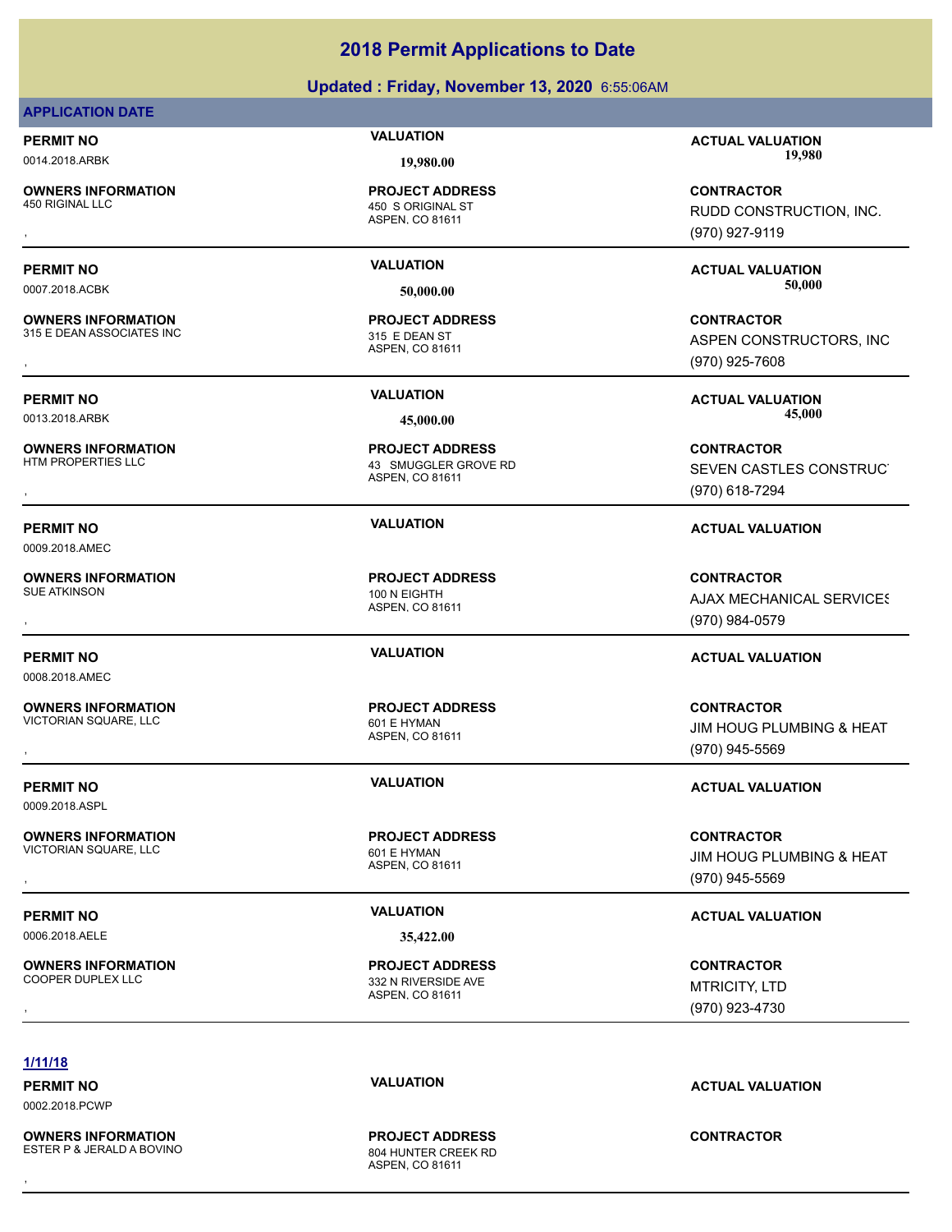# 2018 Permit Applications to Date

## Updated : Friday, November 13, 2020 6:55:06AM

### APPLICATION DATE

**PERMIT NO** 0014.2018.ARBK | **VALUATION** 19,980.00 | **ACTUAL VALUATION** 19,980

**OWNERS INFORMATION** 450 RIGINAL LLC
,
**PROJECT ADDRESS** 450 S ORIGINAL ST ASPEN, CO 81611
**CONTRACTOR** RUDD CONSTRUCTION, INC. (970) 927-9119

---

**PERMIT NO** 0007.2018.ACBK | **VALUATION** 50,000.00 | **ACTUAL VALUATION** 50,000

**OWNERS INFORMATION** 315 E DEAN ASSOCIATES INC
,
**PROJECT ADDRESS** 315 E DEAN ST ASPEN, CO 81611
**CONTRACTOR** ASPEN CONSTRUCTORS, INC (970) 925-7608

---

**PERMIT NO** 0013.2018.ARBK | **VALUATION** 45,000.00 | **ACTUAL VALUATION** 45,000

**OWNERS INFORMATION** HTM PROPERTIES LLC
,
**PROJECT ADDRESS** 43 SMUGGLER GROVE RD ASPEN, CO 81611
**CONTRACTOR** SEVEN CASTLES CONSTRUCT (970) 618-7294

---

**PERMIT NO** 0009.2018.AMEC | **VALUATION** | **ACTUAL VALUATION**

**OWNERS INFORMATION** SUE ATKINSON
,
**PROJECT ADDRESS** 100 N EIGHTH ASPEN, CO 81611
**CONTRACTOR** AJAX MECHANICAL SERVICES (970) 984-0579

---

**PERMIT NO** 0008.2018.AMEC | **VALUATION** | **ACTUAL VALUATION**

**OWNERS INFORMATION** VICTORIAN SQUARE, LLC
,
**PROJECT ADDRESS** 601 E HYMAN ASPEN, CO 81611
**CONTRACTOR** JIM HOUG PLUMBING & HEAT (970) 945-5569

---

**PERMIT NO** 0009.2018.ASPL | **VALUATION** | **ACTUAL VALUATION**

**OWNERS INFORMATION** VICTORIAN SQUARE, LLC
,
**PROJECT ADDRESS** 601 E HYMAN ASPEN, CO 81611
**CONTRACTOR** JIM HOUG PLUMBING & HEAT (970) 945-5569

---

**PERMIT NO** 0006.2018.AELE | **VALUATION** 35,422.00 | **ACTUAL VALUATION**

**OWNERS INFORMATION** COOPER DUPLEX LLC
,
**PROJECT ADDRESS** 332 N RIVERSIDE AVE ASPEN, CO 81611
**CONTRACTOR** MTRICITY, LTD (970) 923-4730

---

**1/11/18**

**PERMIT NO** 0002.2018.PCWP | **VALUATION** | **ACTUAL VALUATION**

**OWNERS INFORMATION** ESTER P & JERALD A BOVINO
,
**PROJECT ADDRESS** 804 HUNTER CREEK RD ASPEN, CO 81611
**CONTRACTOR**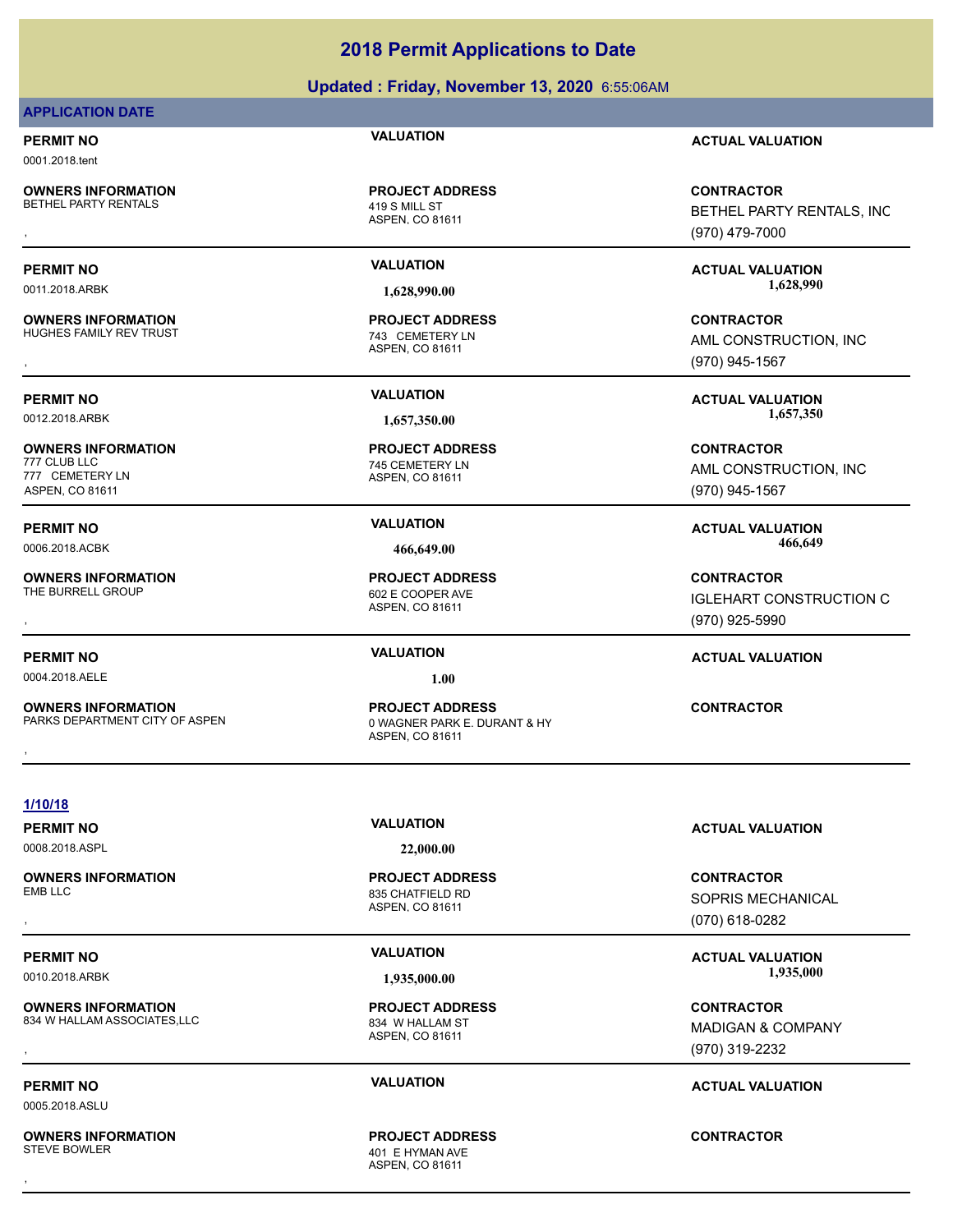## 2018 Permit Applications to Date

**Updated : Friday, November 13, 2020** 6:55:06AM

**APPLICATION DATE**

| PERMIT NO | VALUATION | ACTUAL VALUATION |
|---|---|---|
| 0001.2018.tent | | |

| OWNERS INFORMATION | PROJECT ADDRESS | CONTRACTOR |
|---|---|---|
| BETHEL PARTY RENTALS<br>, | 419 S MILL ST<br>ASPEN, CO 81611 | BETHEL PARTY RENTALS, INC<br>(970) 479-7000 |

| PERMIT NO | VALUATION | ACTUAL VALUATION |
|---|---|---|
| 0011.2018.ARBK | 1,628,990.00 | 1,628,990 |

| OWNERS INFORMATION | PROJECT ADDRESS | CONTRACTOR |
|---|---|---|
| HUGHES FAMILY REV TRUST<br>, | 743 CEMETERY LN<br>ASPEN, CO 81611 | AML CONSTRUCTION, INC<br>(970) 945-1567 |

| PERMIT NO | VALUATION | ACTUAL VALUATION |
|---|---|---|
| 0012.2018.ARBK | 1,657,350.00 | 1,657,350 |

| OWNERS INFORMATION | PROJECT ADDRESS | CONTRACTOR |
|---|---|---|
| 777 CLUB LLC<br>777 CEMETERY LN<br>ASPEN, CO 81611 | 745 CEMETERY LN<br>ASPEN, CO 81611 | AML CONSTRUCTION, INC<br>(970) 945-1567 |

| PERMIT NO | VALUATION | ACTUAL VALUATION |
|---|---|---|
| 0006.2018.ACBK | 466,649.00 | 466,649 |

| OWNERS INFORMATION | PROJECT ADDRESS | CONTRACTOR |
|---|---|---|
| THE BURRELL GROUP<br>, | 602 E COOPER AVE<br>ASPEN, CO 81611 | IGLEHART CONSTRUCTION C<br>(970) 925-5990 |

| PERMIT NO | VALUATION | ACTUAL VALUATION |
|---|---|---|
| 0004.2018.AELE | 1.00 | |

| OWNERS INFORMATION | PROJECT ADDRESS | CONTRACTOR |
|---|---|---|
| PARKS DEPARTMENT CITY OF ASPEN<br>, | 0 WAGNER PARK E. DURANT & HY<br>ASPEN, CO 81611 | |

**1/10/18**

| PERMIT NO | VALUATION | ACTUAL VALUATION |
|---|---|---|
| 0008.2018.ASPL | 22,000.00 | |

| OWNERS INFORMATION | PROJECT ADDRESS | CONTRACTOR |
|---|---|---|
| EMB LLC<br>, | 835 CHATFIELD RD<br>ASPEN, CO 81611 | SOPRIS MECHANICAL<br>(070) 618-0282 |

| PERMIT NO | VALUATION | ACTUAL VALUATION |
|---|---|---|
| 0010.2018.ARBK | 1,935,000.00 | 1,935,000 |

| OWNERS INFORMATION | PROJECT ADDRESS | CONTRACTOR |
|---|---|---|
| 834 W HALLAM ASSOCIATES,LLC<br>, | 834 W HALLAM ST<br>ASPEN, CO 81611 | MADIGAN & COMPANY<br>(970) 319-2232 |

| PERMIT NO | VALUATION | ACTUAL VALUATION |
|---|---|---|
| 0005.2018.ASLU | | |

| OWNERS INFORMATION | PROJECT ADDRESS | CONTRACTOR |
|---|---|---|
| STEVE BOWLER<br>, | 401 E HYMAN AVE<br>ASPEN, CO 81611 | |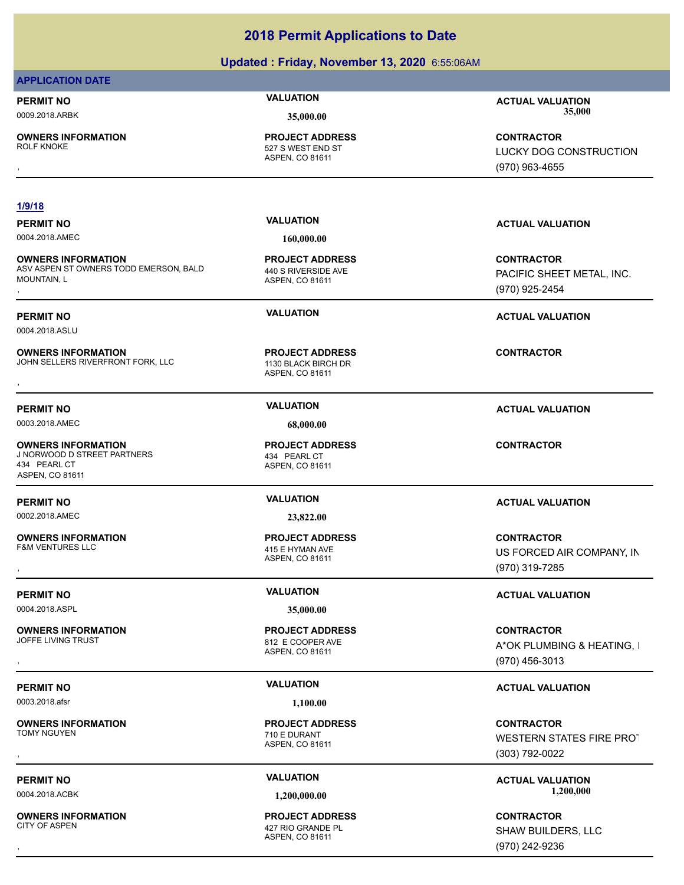# 2018 Permit Applications to Date

## Updated : Friday, November 13, 2020 6:55:06AM

**APPLICATION DATE**

**PERMIT NO** 0009.2018.ARBK | **VALUATION** 35,000.00 | **ACTUAL VALUATION** 35,000

**OWNERS INFORMATION**
ROLF KNOKE
,

**PROJECT ADDRESS**
527 S WEST END ST
ASPEN, CO 81611

**CONTRACTOR**
LUCKY DOG CONSTRUCTION
(970) 963-4655

---

**1/9/18**

**PERMIT NO** 0004.2018.AMEC | **VALUATION** 160,000.00 | **ACTUAL VALUATION**

**OWNERS INFORMATION**
ASV ASPEN ST OWNERS TODD EMERSON, BALD MOUNTAIN, L
,

**PROJECT ADDRESS**
440 S RIVERSIDE AVE
ASPEN, CO 81611

**CONTRACTOR**
PACIFIC SHEET METAL, INC.
(970) 925-2454

---

**PERMIT NO** 0004.2018.ASLU | **VALUATION** | **ACTUAL VALUATION**

**OWNERS INFORMATION**
JOHN SELLERS RIVERFRONT FORK, LLC
,

**PROJECT ADDRESS**
1130 BLACK BIRCH DR
ASPEN, CO 81611

**CONTRACTOR**

---

**PERMIT NO** 0003.2018.AMEC | **VALUATION** 68,000.00 | **ACTUAL VALUATION**

**OWNERS INFORMATION**
J NORWOOD D STREET PARTNERS
434 PEARL CT
ASPEN, CO 81611

**PROJECT ADDRESS**
434 PEARL CT
ASPEN, CO 81611

**CONTRACTOR**

---

**PERMIT NO** 0002.2018.AMEC | **VALUATION** 23,822.00 | **ACTUAL VALUATION**

**OWNERS INFORMATION**
F&M VENTURES LLC
,

**PROJECT ADDRESS**
415 E HYMAN AVE
ASPEN, CO 81611

**CONTRACTOR**
US FORCED AIR COMPANY, IN
(970) 319-7285

---

**PERMIT NO** 0004.2018.ASPL | **VALUATION** 35,000.00 | **ACTUAL VALUATION**

**OWNERS INFORMATION**
JOFFE LIVING TRUST
,

**PROJECT ADDRESS**
812 E COOPER AVE
ASPEN, CO 81611

**CONTRACTOR**
A*OK PLUMBING & HEATING, I
(970) 456-3013

---

**PERMIT NO** 0003.2018.afsr | **VALUATION** 1,100.00 | **ACTUAL VALUATION**

**OWNERS INFORMATION**
TOMY NGUYEN
,

**PROJECT ADDRESS**
710 E DURANT
ASPEN, CO 81611

**CONTRACTOR**
WESTERN STATES FIRE PROT
(303) 792-0022

---

**PERMIT NO** 0004.2018.ACBK | **VALUATION** 1,200,000.00 | **ACTUAL VALUATION** 1,200,000

**OWNERS INFORMATION**
CITY OF ASPEN
,

**PROJECT ADDRESS**
427 RIO GRANDE PL
ASPEN, CO 81611

**CONTRACTOR**
SHAW BUILDERS, LLC
(970) 242-9236

---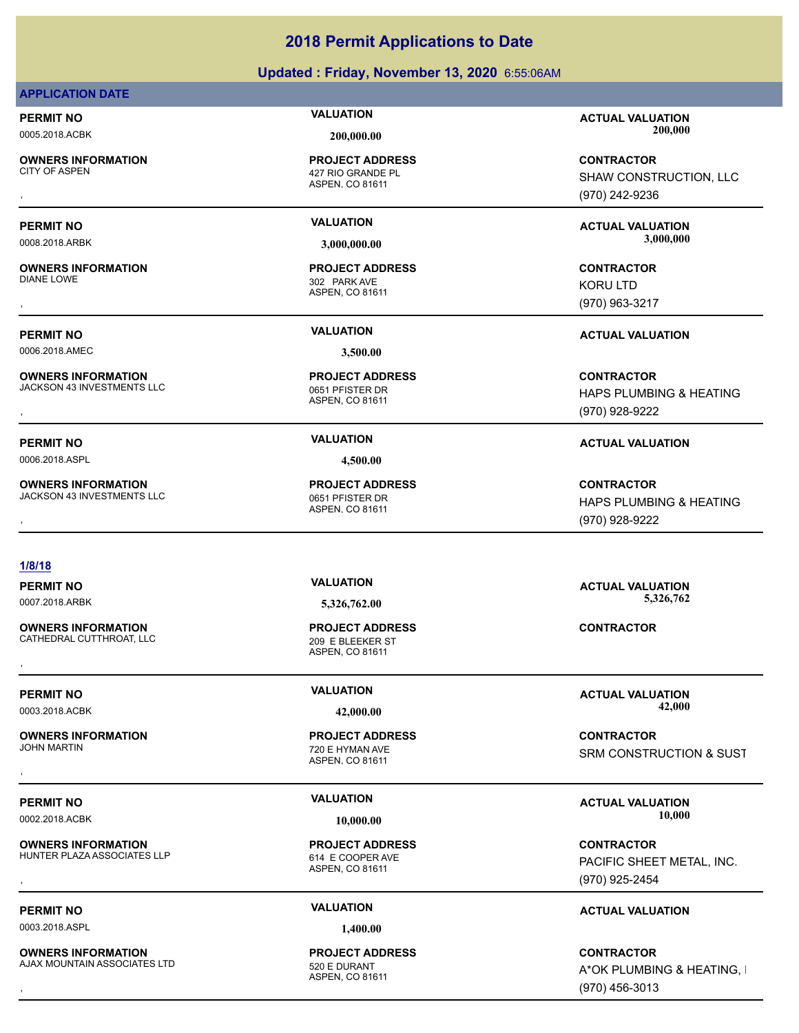# 2018 Permit Applications to Date

## Updated : Friday, November 13, 2020 6:55:06AM

### APPLICATION DATE

**PERMIT NO** 0005.2018.ACBK | **VALUATION** 200,000.00 | **ACTUAL VALUATION** 200,000

**OWNERS INFORMATION** CITY OF ASPEN
,
**PROJECT ADDRESS** 427 RIO GRANDE PL ASPEN, CO 81611
**CONTRACTOR** SHAW CONSTRUCTION, LLC (970) 242-9236

---

**PERMIT NO** 0008.2018.ARBK | **VALUATION** 3,000,000.00 | **ACTUAL VALUATION** 3,000,000

**OWNERS INFORMATION** DIANE LOWE
,
**PROJECT ADDRESS** 302 PARK AVE ASPEN, CO 81611
**CONTRACTOR** KORU LTD (970) 963-3217

---

**PERMIT NO** 0006.2018.AMEC | **VALUATION** 3,500.00 | **ACTUAL VALUATION**

**OWNERS INFORMATION** JACKSON 43 INVESTMENTS LLC
,
**PROJECT ADDRESS** 0651 PFISTER DR ASPEN, CO 81611
**CONTRACTOR** HAPS PLUMBING & HEATING (970) 928-9222

---

**PERMIT NO** 0006.2018.ASPL | **VALUATION** 4,500.00 | **ACTUAL VALUATION**

**OWNERS INFORMATION** JACKSON 43 INVESTMENTS LLC
,
**PROJECT ADDRESS** 0651 PFISTER DR ASPEN, CO 81611
**CONTRACTOR** HAPS PLUMBING & HEATING (970) 928-9222

---

### 1/8/18

**PERMIT NO** 0007.2018.ARBK | **VALUATION** 5,326,762.00 | **ACTUAL VALUATION** 5,326,762

**OWNERS INFORMATION** CATHEDRAL CUTTHROAT, LLC
,
**PROJECT ADDRESS** 209 E BLEEKER ST ASPEN, CO 81611
**CONTRACTOR**

---

**PERMIT NO** 0003.2018.ACBK | **VALUATION** 42,000.00 | **ACTUAL VALUATION** 42,000

**OWNERS INFORMATION** JOHN MARTIN
,
**PROJECT ADDRESS** 720 E HYMAN AVE ASPEN, CO 81611
**CONTRACTOR** SRM CONSTRUCTION & SUST

---

**PERMIT NO** 0002.2018.ACBK | **VALUATION** 10,000.00 | **ACTUAL VALUATION** 10,000

**OWNERS INFORMATION** HUNTER PLAZA ASSOCIATES LLP
,
**PROJECT ADDRESS** 614 E COOPER AVE ASPEN, CO 81611
**CONTRACTOR** PACIFIC SHEET METAL, INC. (970) 925-2454

---

**PERMIT NO** 0003.2018.ASPL | **VALUATION** 1,400.00 | **ACTUAL VALUATION**

**OWNERS INFORMATION** AJAX MOUNTAIN ASSOCIATES LTD
,
**PROJECT ADDRESS** 520 E DURANT ASPEN, CO 81611
**CONTRACTOR** A*OK PLUMBING & HEATING, I (970) 456-3013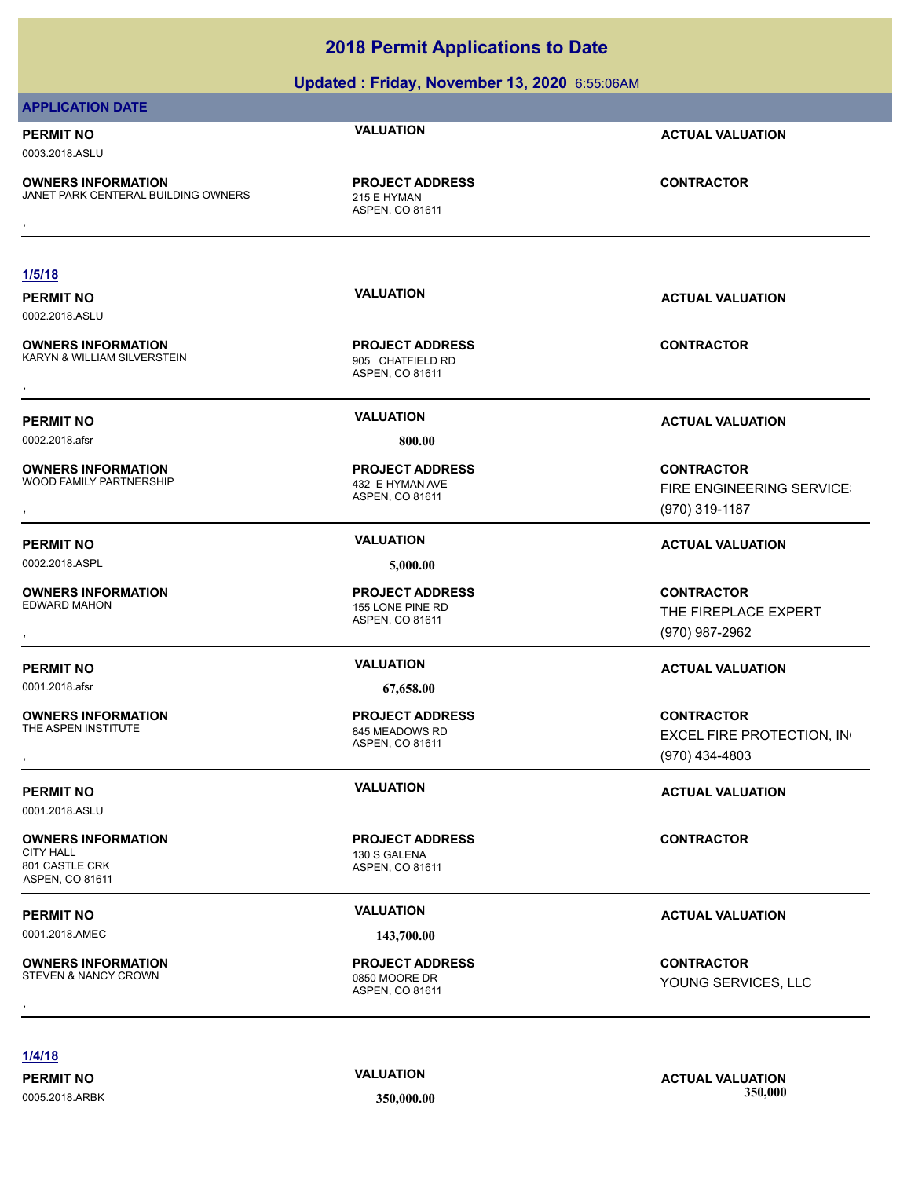# 2018 Permit Applications to Date

**Updated : Friday, November 13, 2020** 6:55:06AM

**APPLICATION DATE**

**PERMIT NO** 0003.2018.ASLU | **VALUATION** | **ACTUAL VALUATION**

**OWNERS INFORMATION**
JANET PARK CENTERAL BUILDING OWNERS
,

**PROJECT ADDRESS**
215 E HYMAN
ASPEN, CO 81611

**CONTRACTOR**

---

**1/5/18**

**PERMIT NO** 0002.2018.ASLU | **VALUATION** | **ACTUAL VALUATION**

**OWNERS INFORMATION**
KARYN & WILLIAM SILVERSTEIN
,

**PROJECT ADDRESS**
905 CHATFIELD RD
ASPEN, CO 81611

**CONTRACTOR**

---

**PERMIT NO** 0002.2018.afsr | **VALUATION** 800.00 | **ACTUAL VALUATION**

**OWNERS INFORMATION**
WOOD FAMILY PARTNERSHIP
,

**PROJECT ADDRESS**
432 E HYMAN AVE
ASPEN, CO 81611

**CONTRACTOR**
FIRE ENGINEERING SERVICE
(970) 319-1187

---

**PERMIT NO** 0002.2018.ASPL | **VALUATION** 5,000.00 | **ACTUAL VALUATION**

**OWNERS INFORMATION**
EDWARD MAHON
,

**PROJECT ADDRESS**
155 LONE PINE RD
ASPEN, CO 81611

**CONTRACTOR**
THE FIREPLACE EXPERT
(970) 987-2962

---

**PERMIT NO** 0001.2018.afsr | **VALUATION** 67,658.00 | **ACTUAL VALUATION**

**OWNERS INFORMATION**
THE ASPEN INSTITUTE
,

**PROJECT ADDRESS**
845 MEADOWS RD
ASPEN, CO 81611

**CONTRACTOR**
EXCEL FIRE PROTECTION, IN
(970) 434-4803

---

**PERMIT NO** 0001.2018.ASLU | **VALUATION** | **ACTUAL VALUATION**

**OWNERS INFORMATION**
CITY HALL
801 CASTLE CRK
ASPEN, CO 81611

**PROJECT ADDRESS**
130 S GALENA
ASPEN, CO 81611

**CONTRACTOR**

---

**PERMIT NO** 0001.2018.AMEC | **VALUATION** 143,700.00 | **ACTUAL VALUATION**

**OWNERS INFORMATION**
STEVEN & NANCY CROWN
,

**PROJECT ADDRESS**
0850 MOORE DR
ASPEN, CO 81611

**CONTRACTOR**
YOUNG SERVICES, LLC

---

**1/4/18**

**PERMIT NO** 0005.2018.ARBK | **VALUATION** 350,000.00 | **ACTUAL VALUATION** 350,000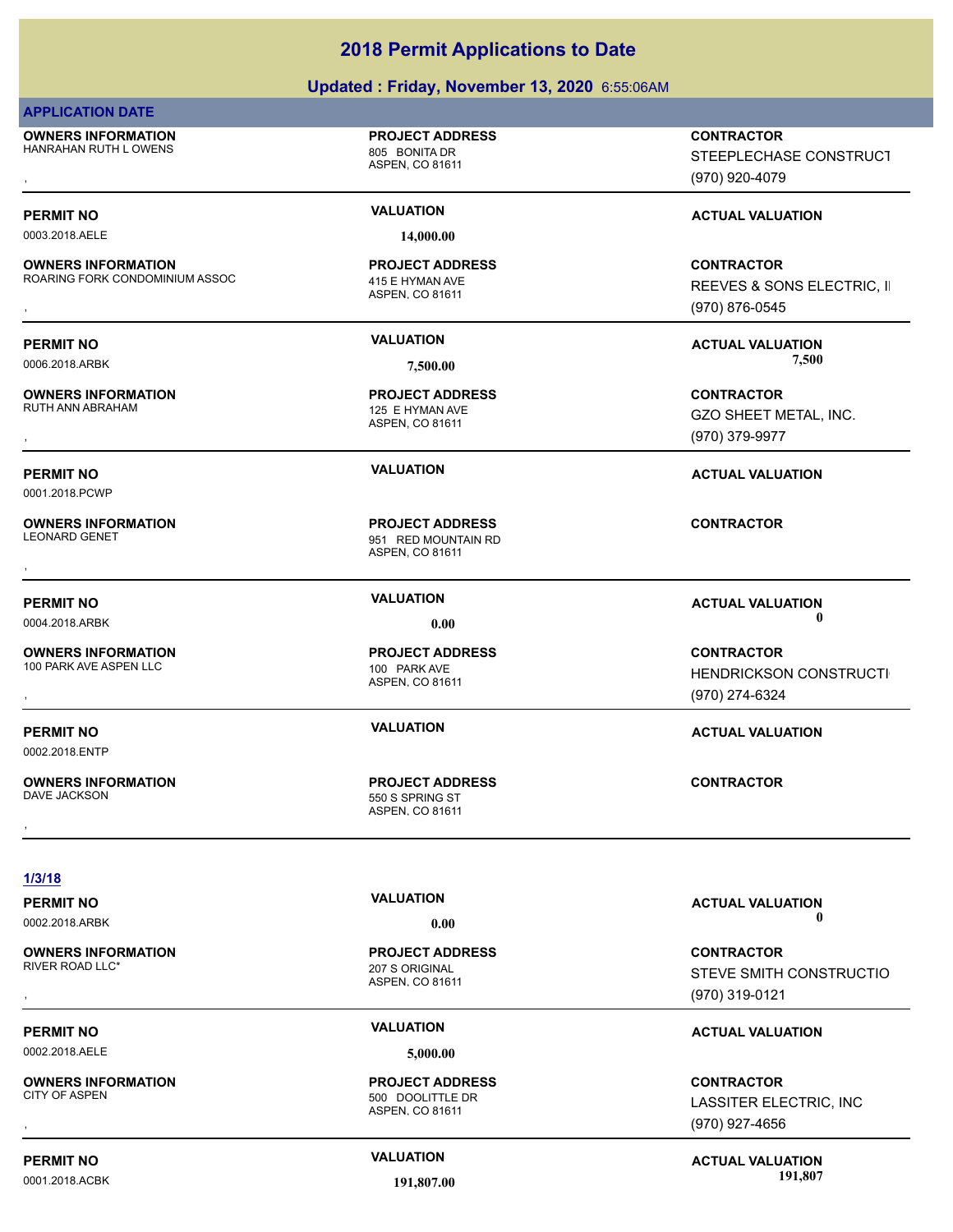# 2018 Permit Applications to Date

## Updated : Friday, November 13, 2020 6:55:06AM

**APPLICATION DATE**

**OWNERS INFORMATION**
HANRAHAN RUTH L OWENS
,

**PROJECT ADDRESS**
805 BONITA DR
ASPEN, CO 81611

**CONTRACTOR**
STEEPLECHASE CONSTRUCT
(970) 920-4079

---

**PERMIT NO** 0003.2018.AELE
**VALUATION** 14,000.00
**ACTUAL VALUATION**

**OWNERS INFORMATION**
ROARING FORK CONDOMINIUM ASSOC
,

**PROJECT ADDRESS**
415 E HYMAN AVE
ASPEN, CO 81611

**CONTRACTOR**
REEVES & SONS ELECTRIC, I
(970) 876-0545

---

**PERMIT NO** 0006.2018.ARBK
**VALUATION** 7,500.00
**ACTUAL VALUATION** 7,500

**OWNERS INFORMATION**
RUTH ANN ABRAHAM
,

**PROJECT ADDRESS**
125 E HYMAN AVE
ASPEN, CO 81611

**CONTRACTOR**
GZO SHEET METAL, INC.
(970) 379-9977

---

**PERMIT NO** 0001.2018.PCWP
**VALUATION**
**ACTUAL VALUATION**

**OWNERS INFORMATION**
LEONARD GENET
,

**PROJECT ADDRESS**
951 RED MOUNTAIN RD
ASPEN, CO 81611

**CONTRACTOR**

---

**PERMIT NO** 0004.2018.ARBK
**VALUATION** 0.00
**ACTUAL VALUATION** 0

**OWNERS INFORMATION**
100 PARK AVE ASPEN LLC
,

**PROJECT ADDRESS**
100 PARK AVE
ASPEN, CO 81611

**CONTRACTOR**
HENDRICKSON CONSTRUCTI
(970) 274-6324

---

**PERMIT NO** 0002.2018.ENTP
**VALUATION**
**ACTUAL VALUATION**

**OWNERS INFORMATION**
DAVE JACKSON
,

**PROJECT ADDRESS**
550 S SPRING ST
ASPEN, CO 81611

**CONTRACTOR**

---

**1/3/18**

**PERMIT NO** 0002.2018.ARBK
**VALUATION** 0.00
**ACTUAL VALUATION** 0

**OWNERS INFORMATION**
RIVER ROAD LLC*
,

**PROJECT ADDRESS**
207 S ORIGINAL
ASPEN, CO 81611

**CONTRACTOR**
STEVE SMITH CONSTRUCTIO
(970) 319-0121

---

**PERMIT NO** 0002.2018.AELE
**VALUATION** 5,000.00
**ACTUAL VALUATION**

**OWNERS INFORMATION**
CITY OF ASPEN
,

**PROJECT ADDRESS**
500 DOOLITTLE DR
ASPEN, CO 81611

**CONTRACTOR**
LASSITER ELECTRIC, INC
(970) 927-4656

---

**PERMIT NO** 0001.2018.ACBK
**VALUATION** 191,807.00
**ACTUAL VALUATION** 191,807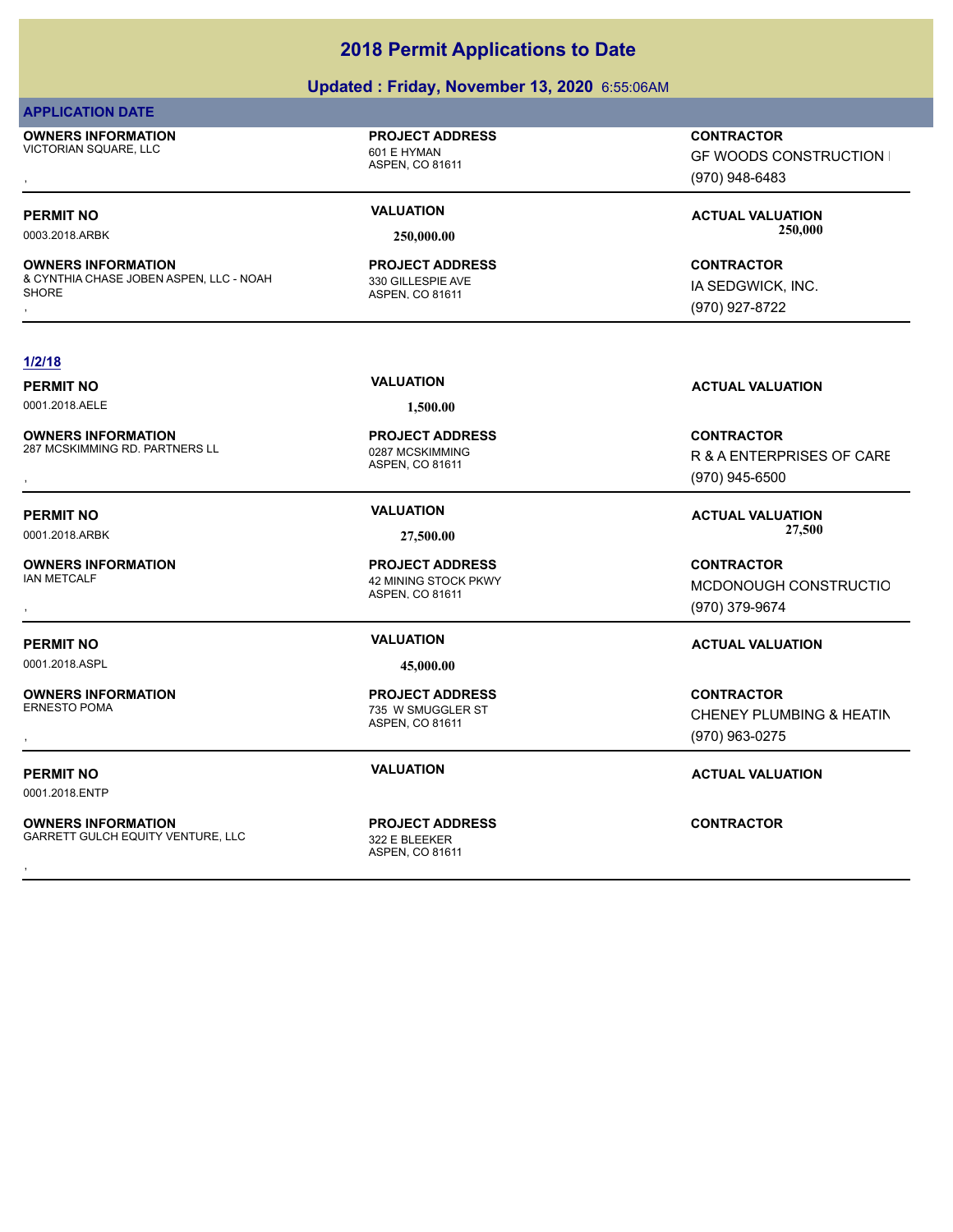# 2018 Permit Applications to Date

## Updated : Friday, November 13, 2020 6:55:06AM

**APPLICATION DATE**

**OWNERS INFORMATION**
VICTORIAN SQUARE, LLC
,

**PROJECT ADDRESS**
601 E HYMAN
ASPEN, CO 81611

**CONTRACTOR**
GF WOODS CONSTRUCTION I
(970) 948-6483

---

**PERMIT NO**
0003.2018.ARBK

**VALUATION**
250,000.00

**ACTUAL VALUATION**
250,000

**OWNERS INFORMATION**
& CYNTHIA CHASE JOBEN ASPEN, LLC - NOAH SHORE
,

**PROJECT ADDRESS**
330 GILLESPIE AVE
ASPEN, CO 81611

**CONTRACTOR**
IA SEDGWICK, INC.
(970) 927-8722

---

**1/2/18**

**PERMIT NO**
0001.2018.AELE

**VALUATION**
1,500.00

**ACTUAL VALUATION**

**OWNERS INFORMATION**
287 MCSKIMMING RD. PARTNERS LL
,

**PROJECT ADDRESS**
0287 MCSKIMMING
ASPEN, CO 81611

**CONTRACTOR**
R & A ENTERPRISES OF CARE
(970) 945-6500

---

**PERMIT NO**
0001.2018.ARBK

**VALUATION**
27,500.00

**ACTUAL VALUATION**
27,500

**OWNERS INFORMATION**
IAN METCALF
,

**PROJECT ADDRESS**
42 MINING STOCK PKWY
ASPEN, CO 81611

**CONTRACTOR**
MCDONOUGH CONSTRUCTIO
(970) 379-9674

---

**PERMIT NO**
0001.2018.ASPL

**VALUATION**
45,000.00

**ACTUAL VALUATION**

**OWNERS INFORMATION**
ERNESTO POMA
,

**PROJECT ADDRESS**
735 W SMUGGLER ST
ASPEN, CO 81611

**CONTRACTOR**
CHENEY PLUMBING & HEATIN
(970) 963-0275

---

**PERMIT NO**
0001.2018.ENTP

**VALUATION**

**ACTUAL VALUATION**

**OWNERS INFORMATION**
GARRETT GULCH EQUITY VENTURE, LLC
,

**PROJECT ADDRESS**
322 E BLEEKER
ASPEN, CO 81611

**CONTRACTOR**

---